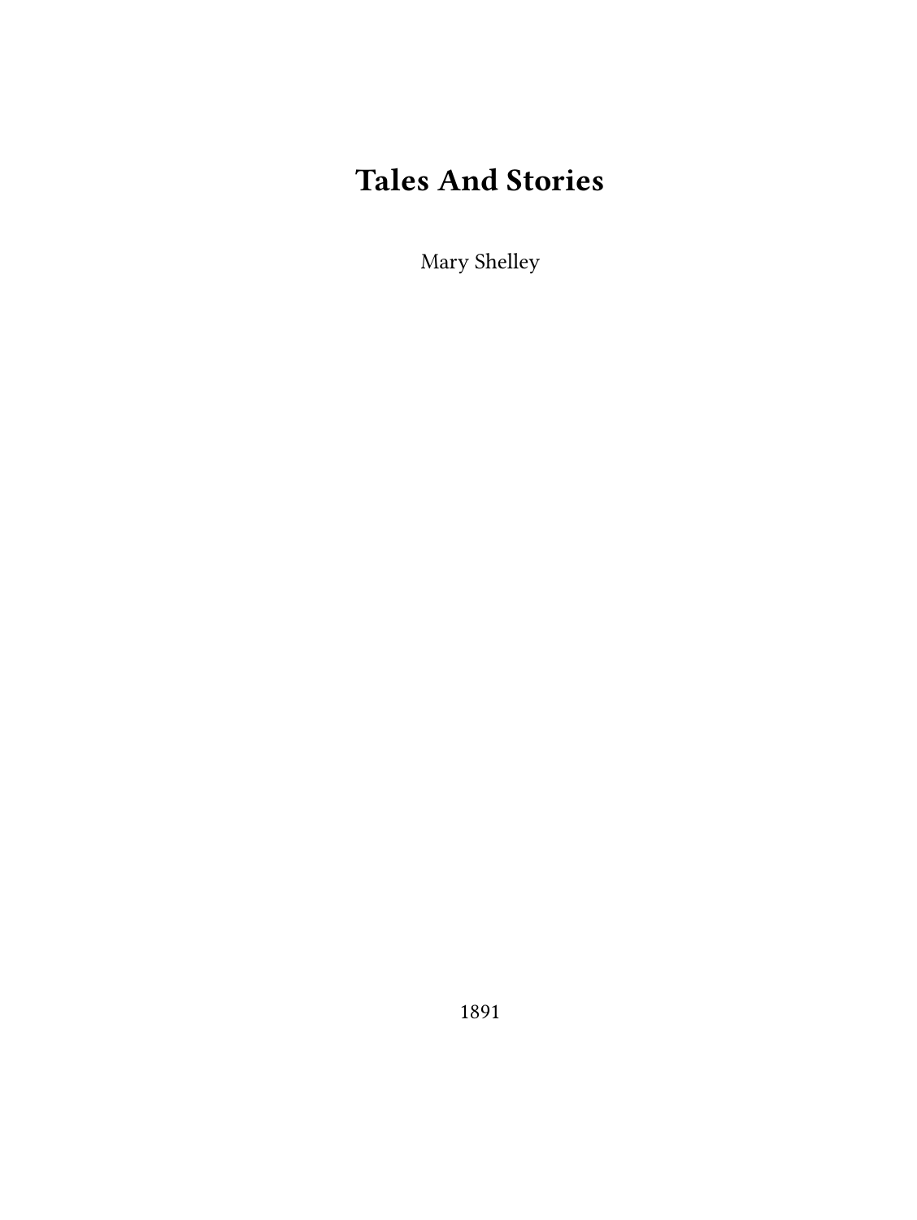# Tales And Stories

Mary Shelley

1891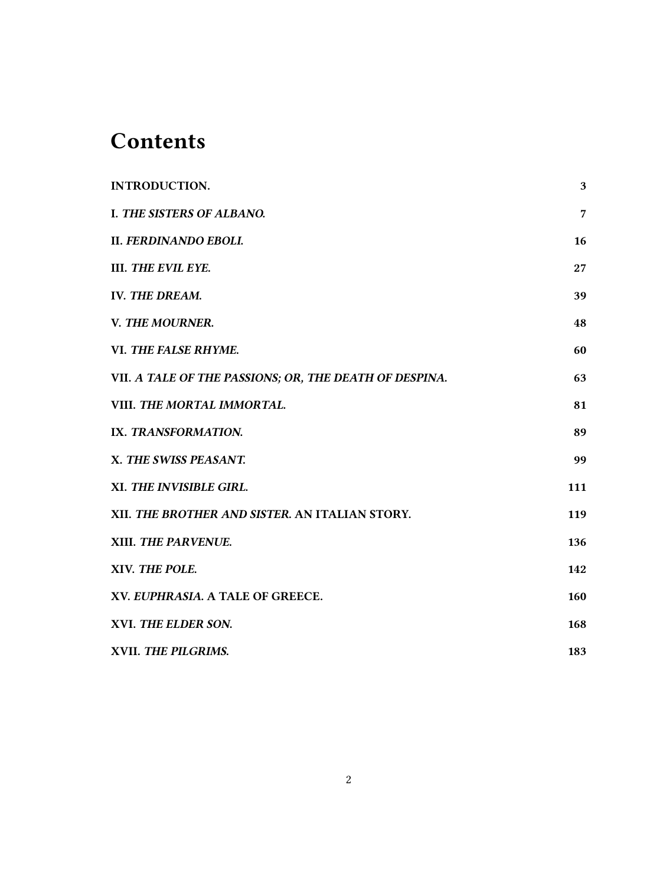# Contents

| | |
|---|---|
| **INTRODUCTION.** | **3** |
| **I. *THE SISTERS OF ALBANO.*** | **7** |
| **II. *FERDINANDO EBOLI.*** | **16** |
| **III. *THE EVIL EYE.*** | **27** |
| **IV. *THE DREAM.*** | **39** |
| **V. *THE MOURNER.*** | **48** |
| **VI. *THE FALSE RHYME.*** | **60** |
| **VII. *A TALE OF THE PASSIONS; OR, THE DEATH OF DESPINA.*** | **63** |
| **VIII. *THE MORTAL IMMORTAL.*** | **81** |
| **IX. *TRANSFORMATION.*** | **89** |
| **X. *THE SWISS PEASANT.*** | **99** |
| **XI. *THE INVISIBLE GIRL.*** | **111** |
| **XII. *THE BROTHER AND SISTER.* AN ITALIAN STORY.** | **119** |
| **XIII. *THE PARVENUE.*** | **136** |
| **XIV. *THE POLE.*** | **142** |
| **XV. *EUPHRASIA.* A TALE OF GREECE.** | **160** |
| **XVI. *THE ELDER SON.*** | **168** |
| **XVII. *THE PILGRIMS.*** | **183** |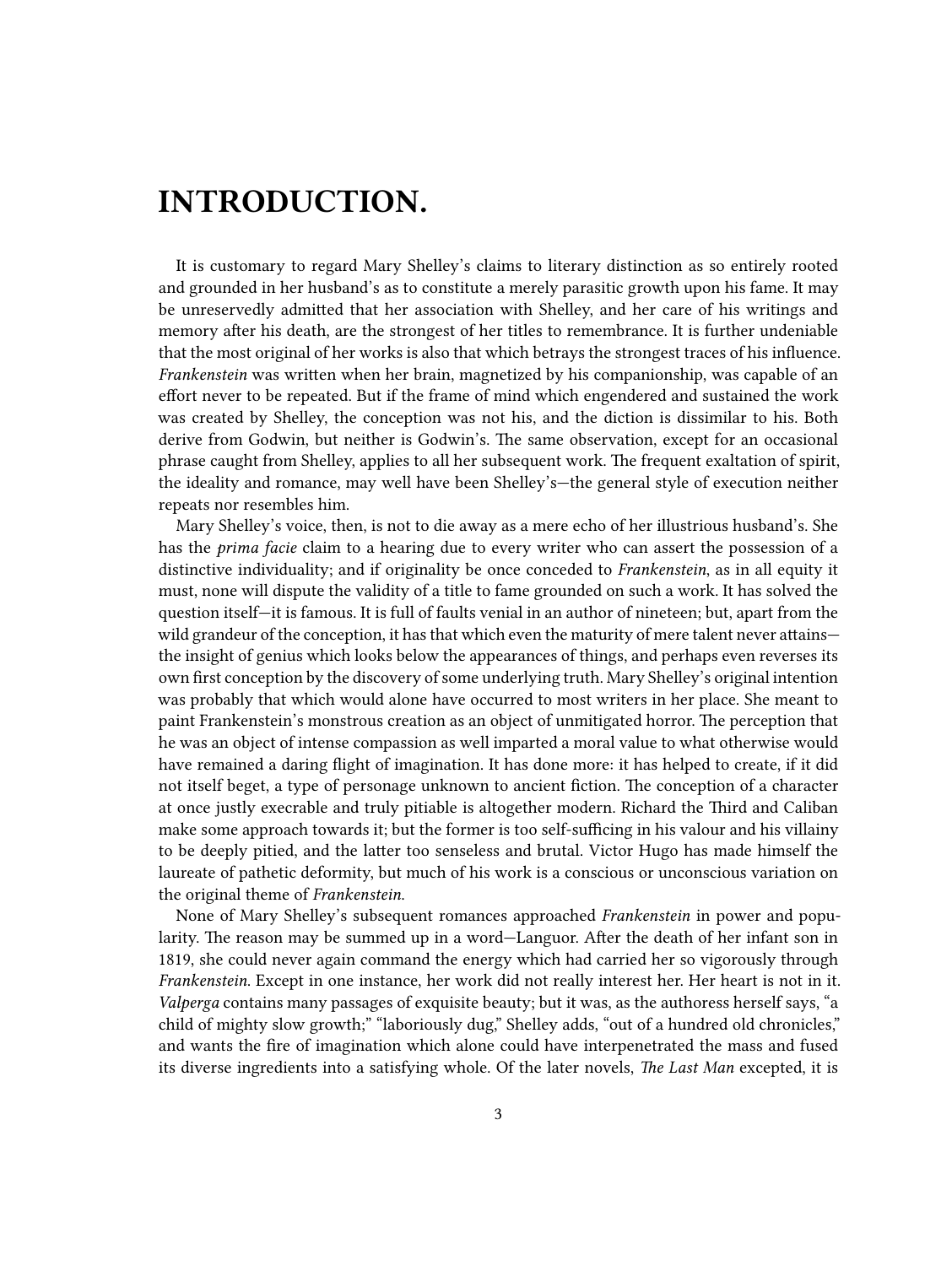# INTRODUCTION.

It is customary to regard Mary Shelley's claims to literary distinction as so entirely rooted and grounded in her husband's as to constitute a merely parasitic growth upon his fame. It may be unreservedly admitted that her association with Shelley, and her care of his writings and memory after his death, are the strongest of her titles to remembrance. It is further undeniable that the most original of her works is also that which betrays the strongest traces of his influence. *Frankenstein* was written when her brain, magnetized by his companionship, was capable of an effort never to be repeated. But if the frame of mind which engendered and sustained the work was created by Shelley, the conception was not his, and the diction is dissimilar to his. Both derive from Godwin, but neither is Godwin's. The same observation, except for an occasional phrase caught from Shelley, applies to all her subsequent work. The frequent exaltation of spirit, the ideality and romance, may well have been Shelley's—the general style of execution neither repeats nor resembles him.

Mary Shelley's voice, then, is not to die away as a mere echo of her illustrious husband's. She has the *prima facie* claim to a hearing due to every writer who can assert the possession of a distinctive individuality; and if originality be once conceded to *Frankenstein*, as in all equity it must, none will dispute the validity of a title to fame grounded on such a work. It has solved the question itself—it is famous. It is full of faults venial in an author of nineteen; but, apart from the wild grandeur of the conception, it has that which even the maturity of mere talent never attains—the insight of genius which looks below the appearances of things, and perhaps even reverses its own first conception by the discovery of some underlying truth. Mary Shelley's original intention was probably that which would alone have occurred to most writers in her place. She meant to paint Frankenstein's monstrous creation as an object of unmitigated horror. The perception that he was an object of intense compassion as well imparted a moral value to what otherwise would have remained a daring flight of imagination. It has done more: it has helped to create, if it did not itself beget, a type of personage unknown to ancient fiction. The conception of a character at once justly execrable and truly pitiable is altogether modern. Richard the Third and Caliban make some approach towards it; but the former is too self-sufficing in his valour and his villainy to be deeply pitied, and the latter too senseless and brutal. Victor Hugo has made himself the laureate of pathetic deformity, but much of his work is a conscious or unconscious variation on the original theme of *Frankenstein*.

None of Mary Shelley's subsequent romances approached *Frankenstein* in power and popularity. The reason may be summed up in a word—Languor. After the death of her infant son in 1819, she could never again command the energy which had carried her so vigorously through *Frankenstein*. Except in one instance, her work did not really interest her. Her heart is not in it. *Valperga* contains many passages of exquisite beauty; but it was, as the authoress herself says, "a child of mighty slow growth;" "laboriously dug," Shelley adds, "out of a hundred old chronicles," and wants the fire of imagination which alone could have interpenetrated the mass and fused its diverse ingredients into a satisfying whole. Of the later novels, *The Last Man* excepted, it is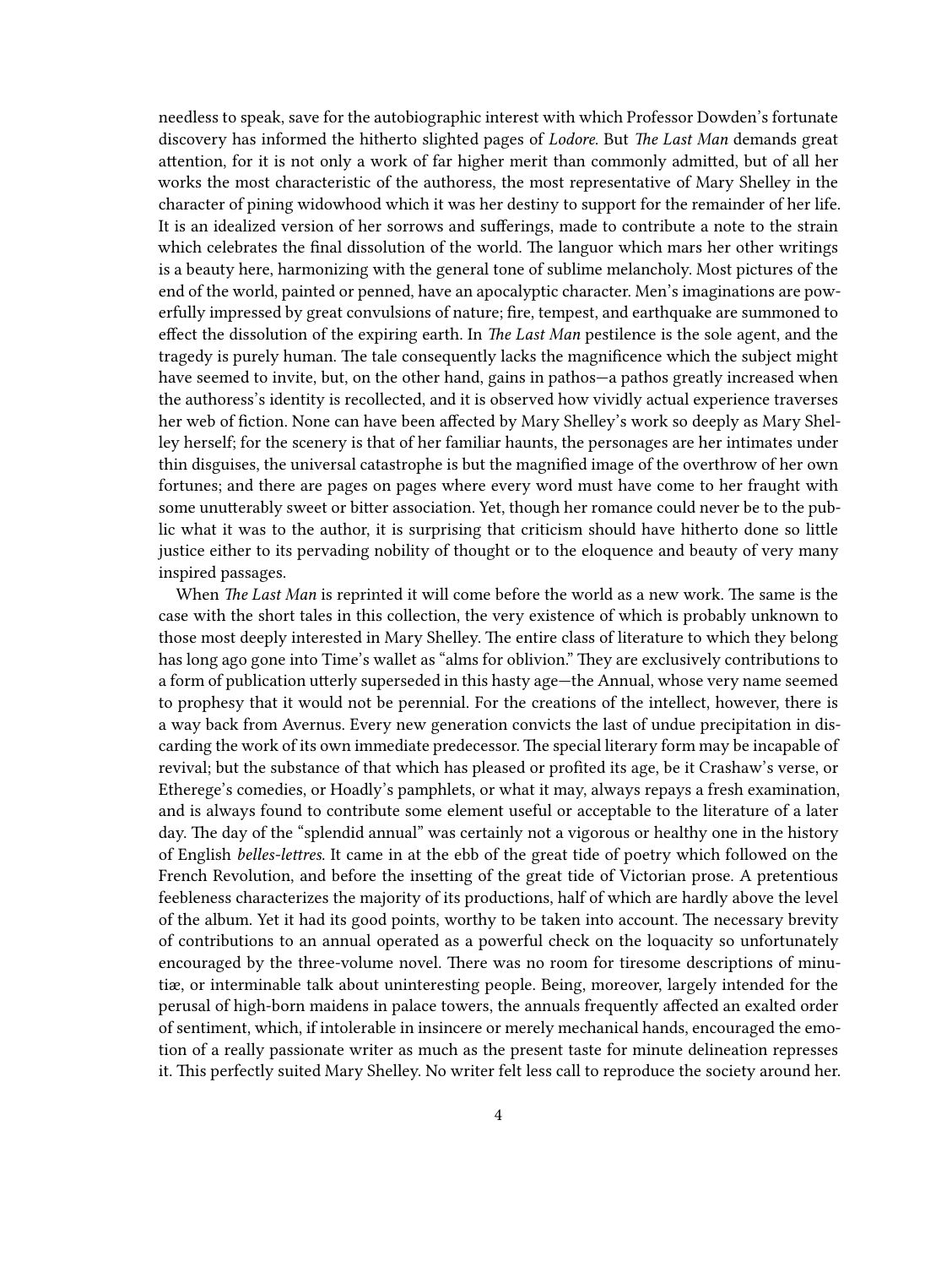needless to speak, save for the autobiographic interest with which Professor Dowden's fortunate discovery has informed the hitherto slighted pages of *Lodore*. But *The Last Man* demands great attention, for it is not only a work of far higher merit than commonly admitted, but of all her works the most characteristic of the authoress, the most representative of Mary Shelley in the character of pining widowhood which it was her destiny to support for the remainder of her life. It is an idealized version of her sorrows and sufferings, made to contribute a note to the strain which celebrates the final dissolution of the world. The languor which mars her other writings is a beauty here, harmonizing with the general tone of sublime melancholy. Most pictures of the end of the world, painted or penned, have an apocalyptic character. Men's imaginations are powerfully impressed by great convulsions of nature; fire, tempest, and earthquake are summoned to effect the dissolution of the expiring earth. In *The Last Man* pestilence is the sole agent, and the tragedy is purely human. The tale consequently lacks the magnificence which the subject might have seemed to invite, but, on the other hand, gains in pathos—a pathos greatly increased when the authoress's identity is recollected, and it is observed how vividly actual experience traverses her web of fiction. None can have been affected by Mary Shelley's work so deeply as Mary Shelley herself; for the scenery is that of her familiar haunts, the personages are her intimates under thin disguises, the universal catastrophe is but the magnified image of the overthrow of her own fortunes; and there are pages on pages where every word must have come to her fraught with some unutterably sweet or bitter association. Yet, though her romance could never be to the public what it was to the author, it is surprising that criticism should have hitherto done so little justice either to its pervading nobility of thought or to the eloquence and beauty of very many inspired passages.

When *The Last Man* is reprinted it will come before the world as a new work. The same is the case with the short tales in this collection, the very existence of which is probably unknown to those most deeply interested in Mary Shelley. The entire class of literature to which they belong has long ago gone into Time's wallet as "alms for oblivion." They are exclusively contributions to a form of publication utterly superseded in this hasty age—the Annual, whose very name seemed to prophesy that it would not be perennial. For the creations of the intellect, however, there is a way back from Avernus. Every new generation convicts the last of undue precipitation in discarding the work of its own immediate predecessor. The special literary form may be incapable of revival; but the substance of that which has pleased or profited its age, be it Crashaw's verse, or Etherege's comedies, or Hoadly's pamphlets, or what it may, always repays a fresh examination, and is always found to contribute some element useful or acceptable to the literature of a later day. The day of the "splendid annual" was certainly not a vigorous or healthy one in the history of English *belles-lettres*. It came in at the ebb of the great tide of poetry which followed on the French Revolution, and before the insetting of the great tide of Victorian prose. A pretentious feebleness characterizes the majority of its productions, half of which are hardly above the level of the album. Yet it had its good points, worthy to be taken into account. The necessary brevity of contributions to an annual operated as a powerful check on the loquacity so unfortunately encouraged by the three-volume novel. There was no room for tiresome descriptions of minutiæ, or interminable talk about uninteresting people. Being, moreover, largely intended for the perusal of high-born maidens in palace towers, the annuals frequently affected an exalted order of sentiment, which, if intolerable in insincere or merely mechanical hands, encouraged the emotion of a really passionate writer as much as the present taste for minute delineation represses it. This perfectly suited Mary Shelley. No writer felt less call to reproduce the society around her.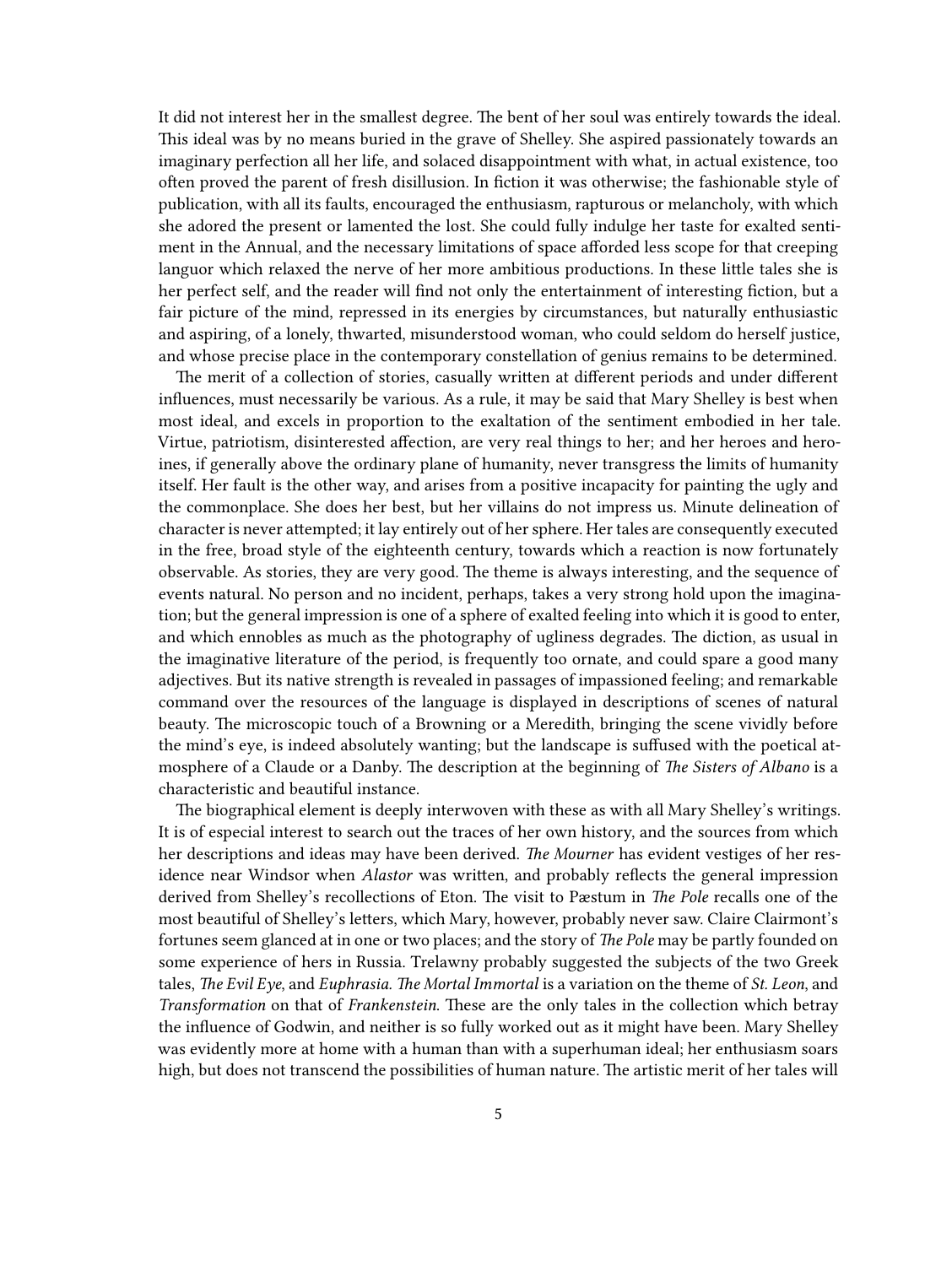It did not interest her in the smallest degree. The bent of her soul was entirely towards the ideal. This ideal was by no means buried in the grave of Shelley. She aspired passionately towards an imaginary perfection all her life, and solaced disappointment with what, in actual existence, too often proved the parent of fresh disillusion. In fiction it was otherwise; the fashionable style of publication, with all its faults, encouraged the enthusiasm, rapturous or melancholy, with which she adored the present or lamented the lost. She could fully indulge her taste for exalted sentiment in the Annual, and the necessary limitations of space afforded less scope for that creeping languor which relaxed the nerve of her more ambitious productions. In these little tales she is her perfect self, and the reader will find not only the entertainment of interesting fiction, but a fair picture of the mind, repressed in its energies by circumstances, but naturally enthusiastic and aspiring, of a lonely, thwarted, misunderstood woman, who could seldom do herself justice, and whose precise place in the contemporary constellation of genius remains to be determined.

The merit of a collection of stories, casually written at different periods and under different influences, must necessarily be various. As a rule, it may be said that Mary Shelley is best when most ideal, and excels in proportion to the exaltation of the sentiment embodied in her tale. Virtue, patriotism, disinterested affection, are very real things to her; and her heroes and heroines, if generally above the ordinary plane of humanity, never transgress the limits of humanity itself. Her fault is the other way, and arises from a positive incapacity for painting the ugly and the commonplace. She does her best, but her villains do not impress us. Minute delineation of character is never attempted; it lay entirely out of her sphere. Her tales are consequently executed in the free, broad style of the eighteenth century, towards which a reaction is now fortunately observable. As stories, they are very good. The theme is always interesting, and the sequence of events natural. No person and no incident, perhaps, takes a very strong hold upon the imagination; but the general impression is one of a sphere of exalted feeling into which it is good to enter, and which ennobles as much as the photography of ugliness degrades. The diction, as usual in the imaginative literature of the period, is frequently too ornate, and could spare a good many adjectives. But its native strength is revealed in passages of impassioned feeling; and remarkable command over the resources of the language is displayed in descriptions of scenes of natural beauty. The microscopic touch of a Browning or a Meredith, bringing the scene vividly before the mind's eye, is indeed absolutely wanting; but the landscape is suffused with the poetical atmosphere of a Claude or a Danby. The description at the beginning of *The Sisters of Albano* is a characteristic and beautiful instance.

The biographical element is deeply interwoven with these as with all Mary Shelley's writings. It is of especial interest to search out the traces of her own history, and the sources from which her descriptions and ideas may have been derived. *The Mourner* has evident vestiges of her residence near Windsor when *Alastor* was written, and probably reflects the general impression derived from Shelley's recollections of Eton. The visit to Pæstum in *The Pole* recalls one of the most beautiful of Shelley's letters, which Mary, however, probably never saw. Claire Clairmont's fortunes seem glanced at in one or two places; and the story of *The Pole* may be partly founded on some experience of hers in Russia. Trelawny probably suggested the subjects of the two Greek tales, *The Evil Eye*, and *Euphrasia. The Mortal Immortal* is a variation on the theme of *St. Leon*, and *Transformation* on that of *Frankenstein.* These are the only tales in the collection which betray the influence of Godwin, and neither is so fully worked out as it might have been. Mary Shelley was evidently more at home with a human than with a superhuman ideal; her enthusiasm soars high, but does not transcend the possibilities of human nature. The artistic merit of her tales will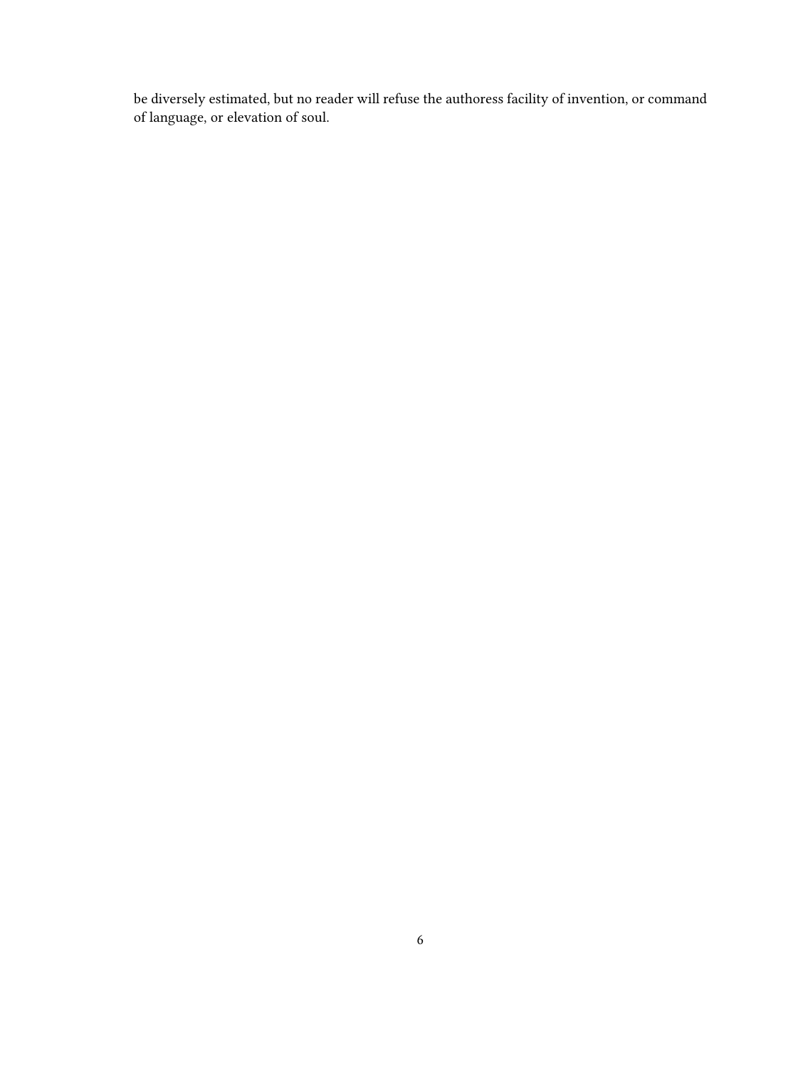be diversely estimated, but no reader will refuse the authoress facility of invention, or command of language, or elevation of soul.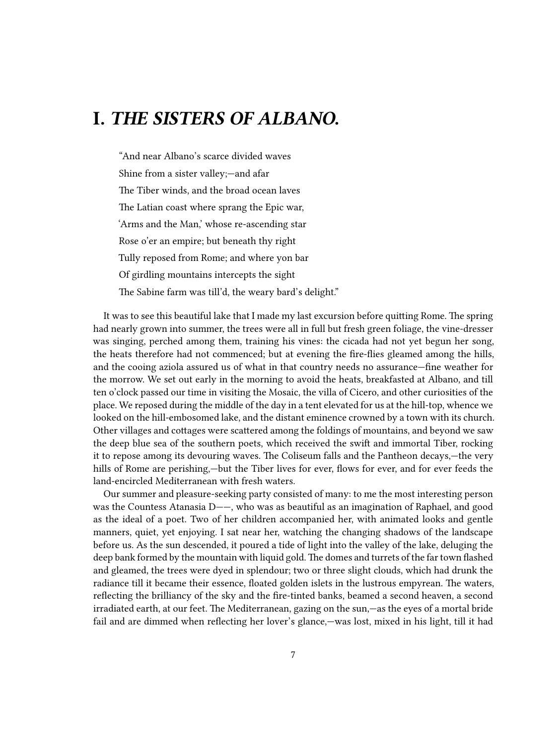# I. *THE SISTERS OF ALBANO.*

> "And near Albano's scarce divided waves
> Shine from a sister valley;—and afar
> The Tiber winds, and the broad ocean laves
> The Latian coast where sprang the Epic war,
> 'Arms and the Man,' whose re-ascending star
> Rose o'er an empire; but beneath thy right
> Tully reposed from Rome; and where yon bar
> Of girdling mountains intercepts the sight
> The Sabine farm was till'd, the weary bard's delight."

It was to see this beautiful lake that I made my last excursion before quitting Rome. The spring had nearly grown into summer, the trees were all in full but fresh green foliage, the vine-dresser was singing, perched among them, training his vines: the cicada had not yet begun her song, the heats therefore had not commenced; but at evening the fire-flies gleamed among the hills, and the cooing aziola assured us of what in that country needs no assurance—fine weather for the morrow. We set out early in the morning to avoid the heats, breakfasted at Albano, and till ten o'clock passed our time in visiting the Mosaic, the villa of Cicero, and other curiosities of the place. We reposed during the middle of the day in a tent elevated for us at the hill-top, whence we looked on the hill-embosomed lake, and the distant eminence crowned by a town with its church. Other villages and cottages were scattered among the foldings of mountains, and beyond we saw the deep blue sea of the southern poets, which received the swift and immortal Tiber, rocking it to repose among its devouring waves. The Coliseum falls and the Pantheon decays,—the very hills of Rome are perishing,—but the Tiber lives for ever, flows for ever, and for ever feeds the land-encircled Mediterranean with fresh waters.

Our summer and pleasure-seeking party consisted of many: to me the most interesting person was the Countess Atanasia D——, who was as beautiful as an imagination of Raphael, and good as the ideal of a poet. Two of her children accompanied her, with animated looks and gentle manners, quiet, yet enjoying. I sat near her, watching the changing shadows of the landscape before us. As the sun descended, it poured a tide of light into the valley of the lake, deluging the deep bank formed by the mountain with liquid gold. The domes and turrets of the far town flashed and gleamed, the trees were dyed in splendour; two or three slight clouds, which had drunk the radiance till it became their essence, floated golden islets in the lustrous empyrean. The waters, reflecting the brilliancy of the sky and the fire-tinted banks, beamed a second heaven, a second irradiated earth, at our feet. The Mediterranean, gazing on the sun,—as the eyes of a mortal bride fail and are dimmed when reflecting her lover's glance,—was lost, mixed in his light, till it had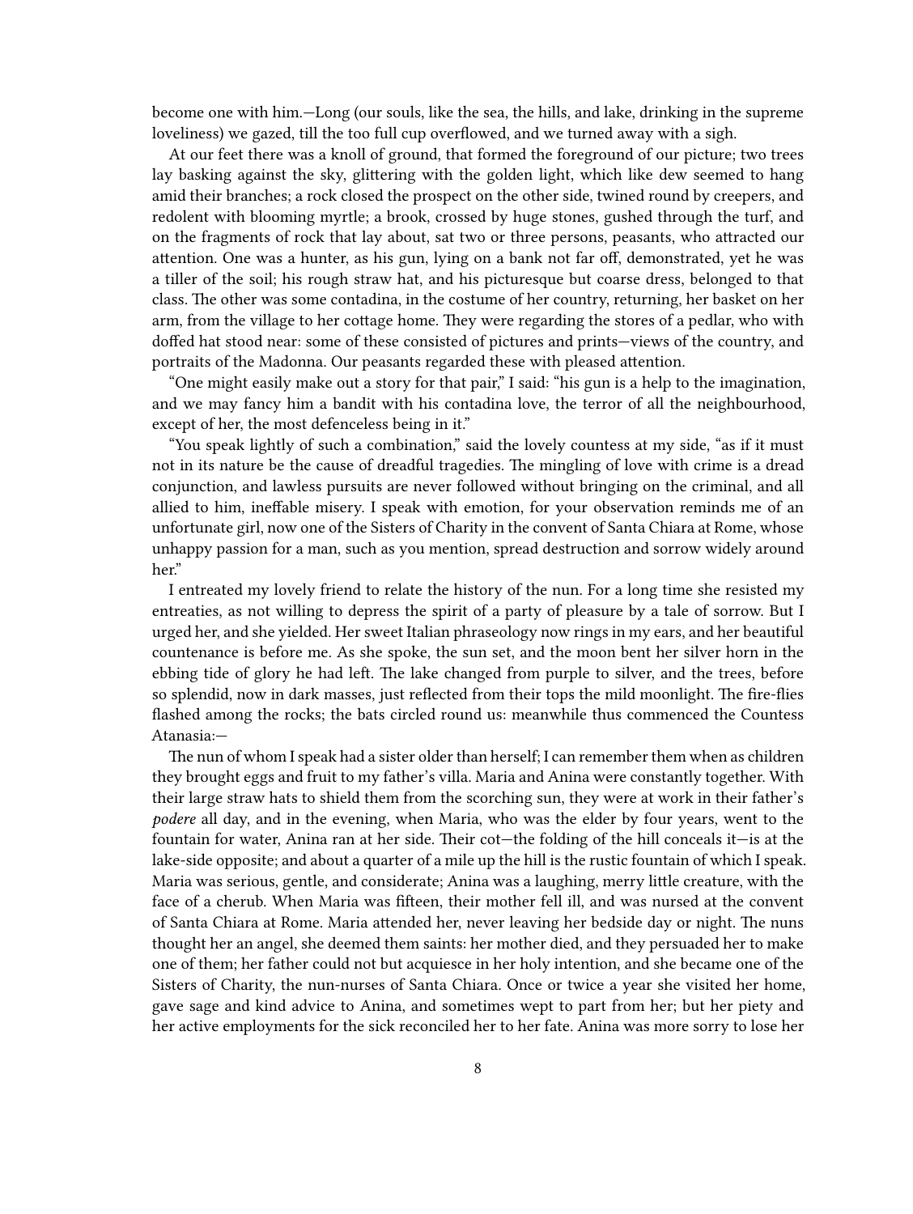become one with him.—Long (our souls, like the sea, the hills, and lake, drinking in the supreme loveliness) we gazed, till the too full cup overflowed, and we turned away with a sigh.

At our feet there was a knoll of ground, that formed the foreground of our picture; two trees lay basking against the sky, glittering with the golden light, which like dew seemed to hang amid their branches; a rock closed the prospect on the other side, twined round by creepers, and redolent with blooming myrtle; a brook, crossed by huge stones, gushed through the turf, and on the fragments of rock that lay about, sat two or three persons, peasants, who attracted our attention. One was a hunter, as his gun, lying on a bank not far off, demonstrated, yet he was a tiller of the soil; his rough straw hat, and his picturesque but coarse dress, belonged to that class. The other was some contadina, in the costume of her country, returning, her basket on her arm, from the village to her cottage home. They were regarding the stores of a pedlar, who with doffed hat stood near: some of these consisted of pictures and prints—views of the country, and portraits of the Madonna. Our peasants regarded these with pleased attention.

"One might easily make out a story for that pair," I said: "his gun is a help to the imagination, and we may fancy him a bandit with his contadina love, the terror of all the neighbourhood, except of her, the most defenceless being in it."

"You speak lightly of such a combination," said the lovely countess at my side, "as if it must not in its nature be the cause of dreadful tragedies. The mingling of love with crime is a dread conjunction, and lawless pursuits are never followed without bringing on the criminal, and all allied to him, ineffable misery. I speak with emotion, for your observation reminds me of an unfortunate girl, now one of the Sisters of Charity in the convent of Santa Chiara at Rome, whose unhappy passion for a man, such as you mention, spread destruction and sorrow widely around her."

I entreated my lovely friend to relate the history of the nun. For a long time she resisted my entreaties, as not willing to depress the spirit of a party of pleasure by a tale of sorrow. But I urged her, and she yielded. Her sweet Italian phraseology now rings in my ears, and her beautiful countenance is before me. As she spoke, the sun set, and the moon bent her silver horn in the ebbing tide of glory he had left. The lake changed from purple to silver, and the trees, before so splendid, now in dark masses, just reflected from their tops the mild moonlight. The fire-flies flashed among the rocks; the bats circled round us: meanwhile thus commenced the Countess Atanasia:—

The nun of whom I speak had a sister older than herself; I can remember them when as children they brought eggs and fruit to my father's villa. Maria and Anina were constantly together. With their large straw hats to shield them from the scorching sun, they were at work in their father's *podere* all day, and in the evening, when Maria, who was the elder by four years, went to the fountain for water, Anina ran at her side. Their cot—the folding of the hill conceals it—is at the lake-side opposite; and about a quarter of a mile up the hill is the rustic fountain of which I speak. Maria was serious, gentle, and considerate; Anina was a laughing, merry little creature, with the face of a cherub. When Maria was fifteen, their mother fell ill, and was nursed at the convent of Santa Chiara at Rome. Maria attended her, never leaving her bedside day or night. The nuns thought her an angel, she deemed them saints: her mother died, and they persuaded her to make one of them; her father could not but acquiesce in her holy intention, and she became one of the Sisters of Charity, the nun-nurses of Santa Chiara. Once or twice a year she visited her home, gave sage and kind advice to Anina, and sometimes wept to part from her; but her piety and her active employments for the sick reconciled her to her fate. Anina was more sorry to lose her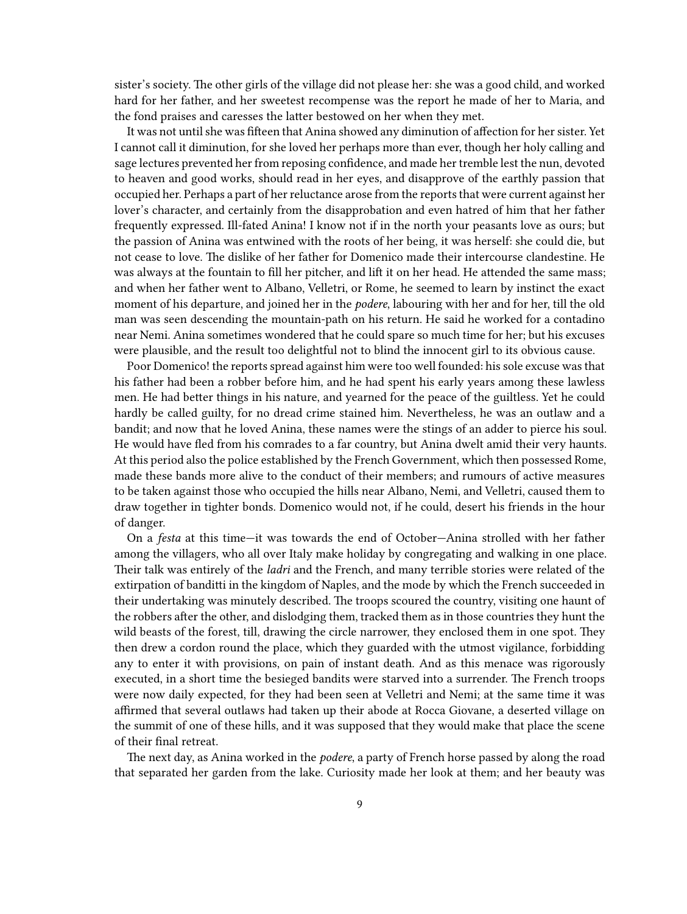sister's society. The other girls of the village did not please her: she was a good child, and worked hard for her father, and her sweetest recompense was the report he made of her to Maria, and the fond praises and caresses the latter bestowed on her when they met.

It was not until she was fifteen that Anina showed any diminution of affection for her sister. Yet I cannot call it diminution, for she loved her perhaps more than ever, though her holy calling and sage lectures prevented her from reposing confidence, and made her tremble lest the nun, devoted to heaven and good works, should read in her eyes, and disapprove of the earthly passion that occupied her. Perhaps a part of her reluctance arose from the reports that were current against her lover's character, and certainly from the disapprobation and even hatred of him that her father frequently expressed. Ill-fated Anina! I know not if in the north your peasants love as ours; but the passion of Anina was entwined with the roots of her being, it was herself: she could die, but not cease to love. The dislike of her father for Domenico made their intercourse clandestine. He was always at the fountain to fill her pitcher, and lift it on her head. He attended the same mass; and when her father went to Albano, Velletri, or Rome, he seemed to learn by instinct the exact moment of his departure, and joined her in the *podere*, labouring with her and for her, till the old man was seen descending the mountain-path on his return. He said he worked for a contadino near Nemi. Anina sometimes wondered that he could spare so much time for her; but his excuses were plausible, and the result too delightful not to blind the innocent girl to its obvious cause.

Poor Domenico! the reports spread against him were too well founded: his sole excuse was that his father had been a robber before him, and he had spent his early years among these lawless men. He had better things in his nature, and yearned for the peace of the guiltless. Yet he could hardly be called guilty, for no dread crime stained him. Nevertheless, he was an outlaw and a bandit; and now that he loved Anina, these names were the stings of an adder to pierce his soul. He would have fled from his comrades to a far country, but Anina dwelt amid their very haunts. At this period also the police established by the French Government, which then possessed Rome, made these bands more alive to the conduct of their members; and rumours of active measures to be taken against those who occupied the hills near Albano, Nemi, and Velletri, caused them to draw together in tighter bonds. Domenico would not, if he could, desert his friends in the hour of danger.

On a *festa* at this time—it was towards the end of October—Anina strolled with her father among the villagers, who all over Italy make holiday by congregating and walking in one place. Their talk was entirely of the *ladri* and the French, and many terrible stories were related of the extirpation of banditti in the kingdom of Naples, and the mode by which the French succeeded in their undertaking was minutely described. The troops scoured the country, visiting one haunt of the robbers after the other, and dislodging them, tracked them as in those countries they hunt the wild beasts of the forest, till, drawing the circle narrower, they enclosed them in one spot. They then drew a cordon round the place, which they guarded with the utmost vigilance, forbidding any to enter it with provisions, on pain of instant death. And as this menace was rigorously executed, in a short time the besieged bandits were starved into a surrender. The French troops were now daily expected, for they had been seen at Velletri and Nemi; at the same time it was affirmed that several outlaws had taken up their abode at Rocca Giovane, a deserted village on the summit of one of these hills, and it was supposed that they would make that place the scene of their final retreat.

The next day, as Anina worked in the *podere*, a party of French horse passed by along the road that separated her garden from the lake. Curiosity made her look at them; and her beauty was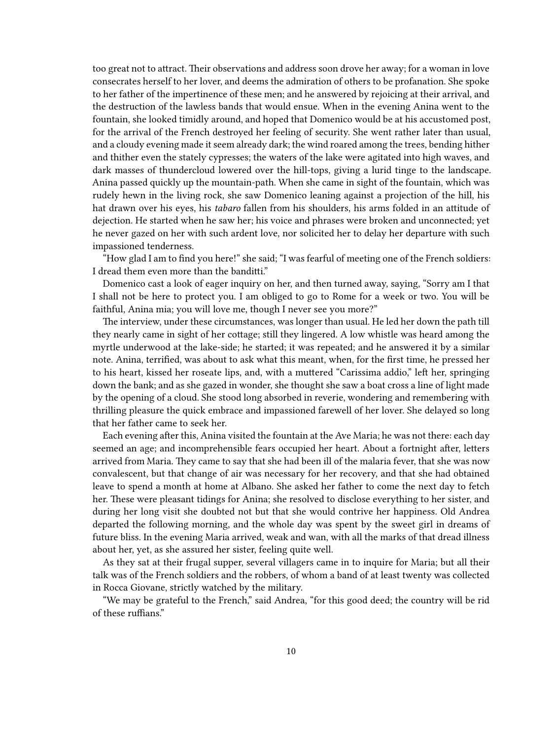too great not to attract. Their observations and address soon drove her away; for a woman in love consecrates herself to her lover, and deems the admiration of others to be profanation. She spoke to her father of the impertinence of these men; and he answered by rejoicing at their arrival, and the destruction of the lawless bands that would ensue. When in the evening Anina went to the fountain, she looked timidly around, and hoped that Domenico would be at his accustomed post, for the arrival of the French destroyed her feeling of security. She went rather later than usual, and a cloudy evening made it seem already dark; the wind roared among the trees, bending hither and thither even the stately cypresses; the waters of the lake were agitated into high waves, and dark masses of thundercloud lowered over the hill-tops, giving a lurid tinge to the landscape. Anina passed quickly up the mountain-path. When she came in sight of the fountain, which was rudely hewn in the living rock, she saw Domenico leaning against a projection of the hill, his hat drawn over his eyes, his *tabaro* fallen from his shoulders, his arms folded in an attitude of dejection. He started when he saw her; his voice and phrases were broken and unconnected; yet he never gazed on her with such ardent love, nor solicited her to delay her departure with such impassioned tenderness.

"How glad I am to find you here!" she said; "I was fearful of meeting one of the French soldiers: I dread them even more than the banditti."

Domenico cast a look of eager inquiry on her, and then turned away, saying, "Sorry am I that I shall not be here to protect you. I am obliged to go to Rome for a week or two. You will be faithful, Anina mia; you will love me, though I never see you more?"

The interview, under these circumstances, was longer than usual. He led her down the path till they nearly came in sight of her cottage; still they lingered. A low whistle was heard among the myrtle underwood at the lake-side; he started; it was repeated; and he answered it by a similar note. Anina, terrified, was about to ask what this meant, when, for the first time, he pressed her to his heart, kissed her roseate lips, and, with a muttered "Carissima addio," left her, springing down the bank; and as she gazed in wonder, she thought she saw a boat cross a line of light made by the opening of a cloud. She stood long absorbed in reverie, wondering and remembering with thrilling pleasure the quick embrace and impassioned farewell of her lover. She delayed so long that her father came to seek her.

Each evening after this, Anina visited the fountain at the Ave Maria; he was not there: each day seemed an age; and incomprehensible fears occupied her heart. About a fortnight after, letters arrived from Maria. They came to say that she had been ill of the malaria fever, that she was now convalescent, but that change of air was necessary for her recovery, and that she had obtained leave to spend a month at home at Albano. She asked her father to come the next day to fetch her. These were pleasant tidings for Anina; she resolved to disclose everything to her sister, and during her long visit she doubted not but that she would contrive her happiness. Old Andrea departed the following morning, and the whole day was spent by the sweet girl in dreams of future bliss. In the evening Maria arrived, weak and wan, with all the marks of that dread illness about her, yet, as she assured her sister, feeling quite well.

As they sat at their frugal supper, several villagers came in to inquire for Maria; but all their talk was of the French soldiers and the robbers, of whom a band of at least twenty was collected in Rocca Giovane, strictly watched by the military.

"We may be grateful to the French," said Andrea, "for this good deed; the country will be rid of these ruffians."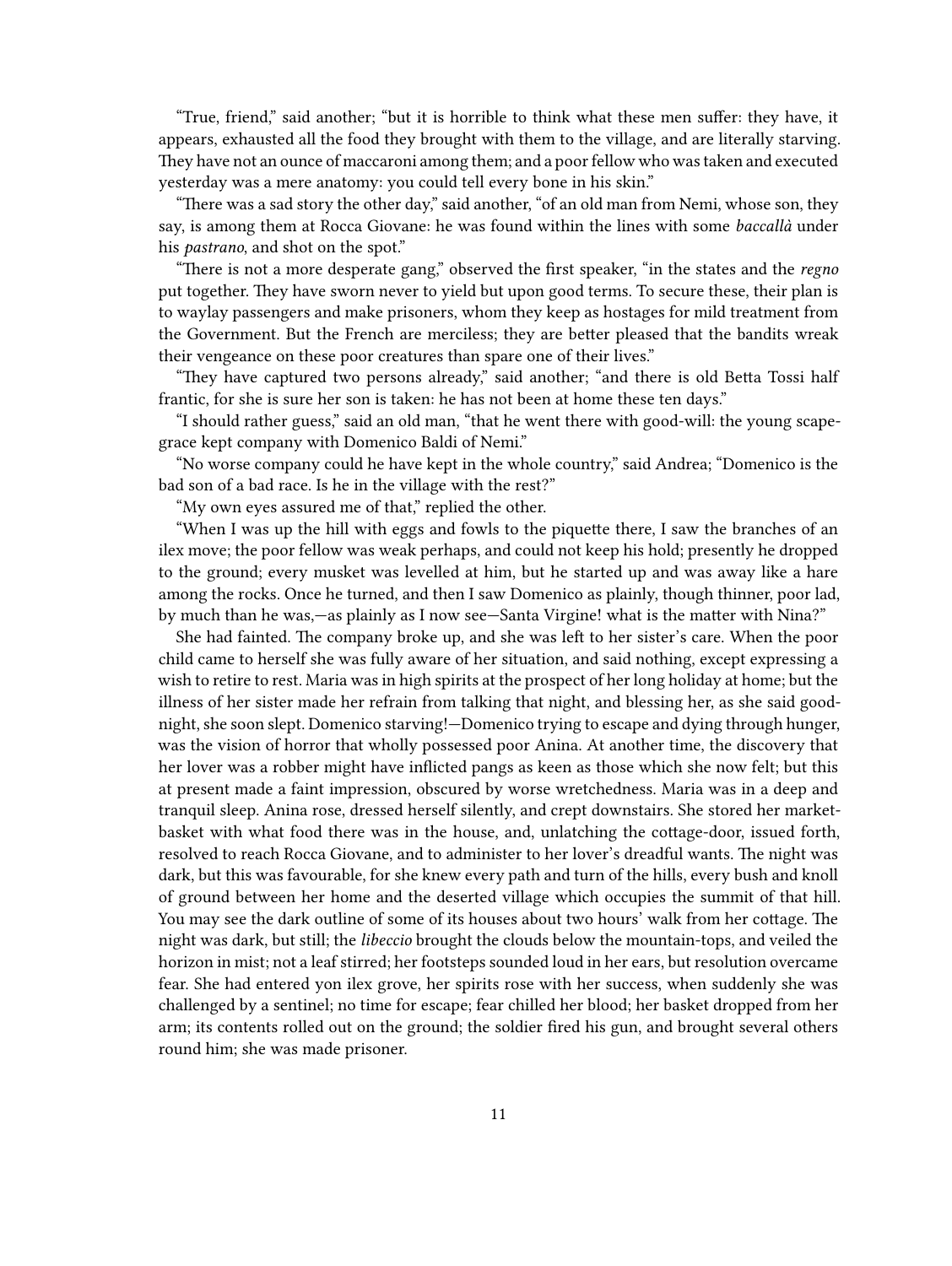"True, friend," said another; "but it is horrible to think what these men suffer: they have, it appears, exhausted all the food they brought with them to the village, and are literally starving. They have not an ounce of maccaroni among them; and a poor fellow who was taken and executed yesterday was a mere anatomy: you could tell every bone in his skin."

"There was a sad story the other day," said another, "of an old man from Nemi, whose son, they say, is among them at Rocca Giovane: he was found within the lines with some *baccallà* under his *pastrano*, and shot on the spot."

"There is not a more desperate gang," observed the first speaker, "in the states and the *regno* put together. They have sworn never to yield but upon good terms. To secure these, their plan is to waylay passengers and make prisoners, whom they keep as hostages for mild treatment from the Government. But the French are merciless; they are better pleased that the bandits wreak their vengeance on these poor creatures than spare one of their lives."

"They have captured two persons already," said another; "and there is old Betta Tossi half frantic, for she is sure her son is taken: he has not been at home these ten days."

"I should rather guess," said an old man, "that he went there with good-will: the young scapegrace kept company with Domenico Baldi of Nemi."

"No worse company could he have kept in the whole country," said Andrea; "Domenico is the bad son of a bad race. Is he in the village with the rest?"

"My own eyes assured me of that," replied the other.

"When I was up the hill with eggs and fowls to the piquette there, I saw the branches of an ilex move; the poor fellow was weak perhaps, and could not keep his hold; presently he dropped to the ground; every musket was levelled at him, but he started up and was away like a hare among the rocks. Once he turned, and then I saw Domenico as plainly, though thinner, poor lad, by much than he was,—as plainly as I now see—Santa Virgine! what is the matter with Nina?"

She had fainted. The company broke up, and she was left to her sister's care. When the poor child came to herself she was fully aware of her situation, and said nothing, except expressing a wish to retire to rest. Maria was in high spirits at the prospect of her long holiday at home; but the illness of her sister made her refrain from talking that night, and blessing her, as she said good-night, she soon slept. Domenico starving!—Domenico trying to escape and dying through hunger, was the vision of horror that wholly possessed poor Anina. At another time, the discovery that her lover was a robber might have inflicted pangs as keen as those which she now felt; but this at present made a faint impression, obscured by worse wretchedness. Maria was in a deep and tranquil sleep. Anina rose, dressed herself silently, and crept downstairs. She stored her market-basket with what food there was in the house, and, unlatching the cottage-door, issued forth, resolved to reach Rocca Giovane, and to administer to her lover's dreadful wants. The night was dark, but this was favourable, for she knew every path and turn of the hills, every bush and knoll of ground between her home and the deserted village which occupies the summit of that hill. You may see the dark outline of some of its houses about two hours' walk from her cottage. The night was dark, but still; the *libeccio* brought the clouds below the mountain-tops, and veiled the horizon in mist; not a leaf stirred; her footsteps sounded loud in her ears, but resolution overcame fear. She had entered yon ilex grove, her spirits rose with her success, when suddenly she was challenged by a sentinel; no time for escape; fear chilled her blood; her basket dropped from her arm; its contents rolled out on the ground; the soldier fired his gun, and brought several others round him; she was made prisoner.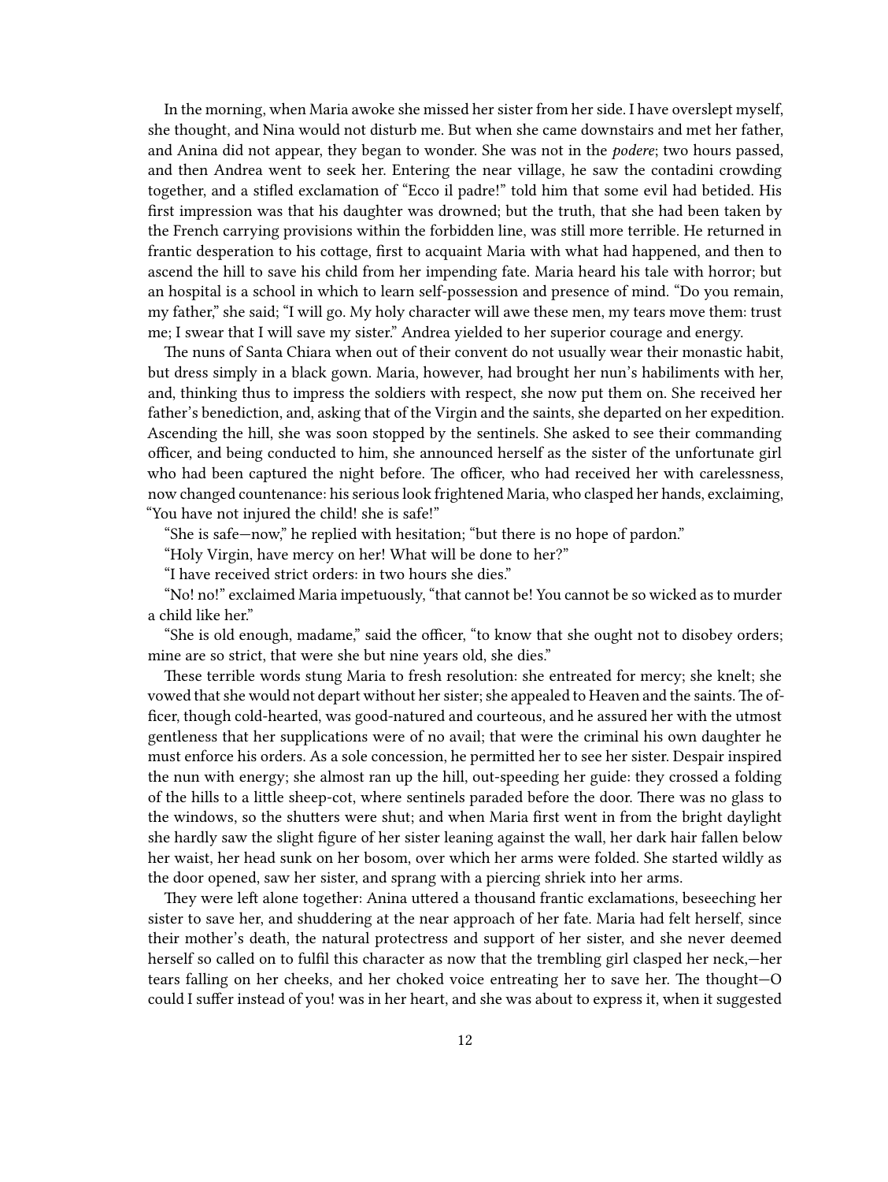In the morning, when Maria awoke she missed her sister from her side. I have overslept myself, she thought, and Nina would not disturb me. But when she came downstairs and met her father, and Anina did not appear, they began to wonder. She was not in the *podere*; two hours passed, and then Andrea went to seek her. Entering the near village, he saw the contadini crowding together, and a stifled exclamation of "Ecco il padre!" told him that some evil had betided. His first impression was that his daughter was drowned; but the truth, that she had been taken by the French carrying provisions within the forbidden line, was still more terrible. He returned in frantic desperation to his cottage, first to acquaint Maria with what had happened, and then to ascend the hill to save his child from her impending fate. Maria heard his tale with horror; but an hospital is a school in which to learn self-possession and presence of mind. "Do you remain, my father," she said; "I will go. My holy character will awe these men, my tears move them: trust me; I swear that I will save my sister." Andrea yielded to her superior courage and energy.

The nuns of Santa Chiara when out of their convent do not usually wear their monastic habit, but dress simply in a black gown. Maria, however, had brought her nun's habiliments with her, and, thinking thus to impress the soldiers with respect, she now put them on. She received her father's benediction, and, asking that of the Virgin and the saints, she departed on her expedition. Ascending the hill, she was soon stopped by the sentinels. She asked to see their commanding officer, and being conducted to him, she announced herself as the sister of the unfortunate girl who had been captured the night before. The officer, who had received her with carelessness, now changed countenance: his serious look frightened Maria, who clasped her hands, exclaiming, "You have not injured the child! she is safe!"

"She is safe—now," he replied with hesitation; "but there is no hope of pardon."

"Holy Virgin, have mercy on her! What will be done to her?"

"I have received strict orders: in two hours she dies."

"No! no!" exclaimed Maria impetuously, "that cannot be! You cannot be so wicked as to murder a child like her."

"She is old enough, madame," said the officer, "to know that she ought not to disobey orders; mine are so strict, that were she but nine years old, she dies."

These terrible words stung Maria to fresh resolution: she entreated for mercy; she knelt; she vowed that she would not depart without her sister; she appealed to Heaven and the saints. The officer, though cold-hearted, was good-natured and courteous, and he assured her with the utmost gentleness that her supplications were of no avail; that were the criminal his own daughter he must enforce his orders. As a sole concession, he permitted her to see her sister. Despair inspired the nun with energy; she almost ran up the hill, out-speeding her guide: they crossed a folding of the hills to a little sheep-cot, where sentinels paraded before the door. There was no glass to the windows, so the shutters were shut; and when Maria first went in from the bright daylight she hardly saw the slight figure of her sister leaning against the wall, her dark hair fallen below her waist, her head sunk on her bosom, over which her arms were folded. She started wildly as the door opened, saw her sister, and sprang with a piercing shriek into her arms.

They were left alone together: Anina uttered a thousand frantic exclamations, beseeching her sister to save her, and shuddering at the near approach of her fate. Maria had felt herself, since their mother's death, the natural protectress and support of her sister, and she never deemed herself so called on to fulfil this character as now that the trembling girl clasped her neck,—her tears falling on her cheeks, and her choked voice entreating her to save her. The thought—O could I suffer instead of you! was in her heart, and she was about to express it, when it suggested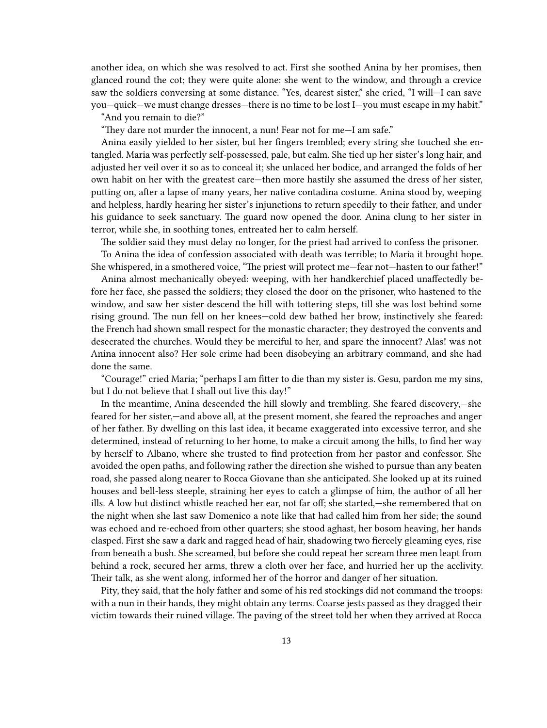another idea, on which she was resolved to act. First she soothed Anina by her promises, then glanced round the cot; they were quite alone: she went to the window, and through a crevice saw the soldiers conversing at some distance. "Yes, dearest sister," she cried, "I will—I can save you—quick—we must change dresses—there is no time to be lost I—you must escape in my habit."

"And you remain to die?"

"They dare not murder the innocent, a nun! Fear not for me—I am safe."

Anina easily yielded to her sister, but her fingers trembled; every string she touched she entangled. Maria was perfectly self-possessed, pale, but calm. She tied up her sister's long hair, and adjusted her veil over it so as to conceal it; she unlaced her bodice, and arranged the folds of her own habit on her with the greatest care—then more hastily she assumed the dress of her sister, putting on, after a lapse of many years, her native contadina costume. Anina stood by, weeping and helpless, hardly hearing her sister's injunctions to return speedily to their father, and under his guidance to seek sanctuary. The guard now opened the door. Anina clung to her sister in terror, while she, in soothing tones, entreated her to calm herself.

The soldier said they must delay no longer, for the priest had arrived to confess the prisoner.

To Anina the idea of confession associated with death was terrible; to Maria it brought hope. She whispered, in a smothered voice, "The priest will protect me—fear not—hasten to our father!"

Anina almost mechanically obeyed: weeping, with her handkerchief placed unaffectedly before her face, she passed the soldiers; they closed the door on the prisoner, who hastened to the window, and saw her sister descend the hill with tottering steps, till she was lost behind some rising ground. The nun fell on her knees—cold dew bathed her brow, instinctively she feared: the French had shown small respect for the monastic character; they destroyed the convents and desecrated the churches. Would they be merciful to her, and spare the innocent? Alas! was not Anina innocent also? Her sole crime had been disobeying an arbitrary command, and she had done the same.

"Courage!" cried Maria; "perhaps I am fitter to die than my sister is. Gesu, pardon me my sins, but I do not believe that I shall out live this day!"

In the meantime, Anina descended the hill slowly and trembling. She feared discovery,—she feared for her sister,—and above all, at the present moment, she feared the reproaches and anger of her father. By dwelling on this last idea, it became exaggerated into excessive terror, and she determined, instead of returning to her home, to make a circuit among the hills, to find her way by herself to Albano, where she trusted to find protection from her pastor and confessor. She avoided the open paths, and following rather the direction she wished to pursue than any beaten road, she passed along nearer to Rocca Giovane than she anticipated. She looked up at its ruined houses and bell-less steeple, straining her eyes to catch a glimpse of him, the author of all her ills. A low but distinct whistle reached her ear, not far off; she started,—she remembered that on the night when she last saw Domenico a note like that had called him from her side; the sound was echoed and re-echoed from other quarters; she stood aghast, her bosom heaving, her hands clasped. First she saw a dark and ragged head of hair, shadowing two fiercely gleaming eyes, rise from beneath a bush. She screamed, but before she could repeat her scream three men leapt from behind a rock, secured her arms, threw a cloth over her face, and hurried her up the acclivity. Their talk, as she went along, informed her of the horror and danger of her situation.

Pity, they said, that the holy father and some of his red stockings did not command the troops: with a nun in their hands, they might obtain any terms. Coarse jests passed as they dragged their victim towards their ruined village. The paving of the street told her when they arrived at Rocca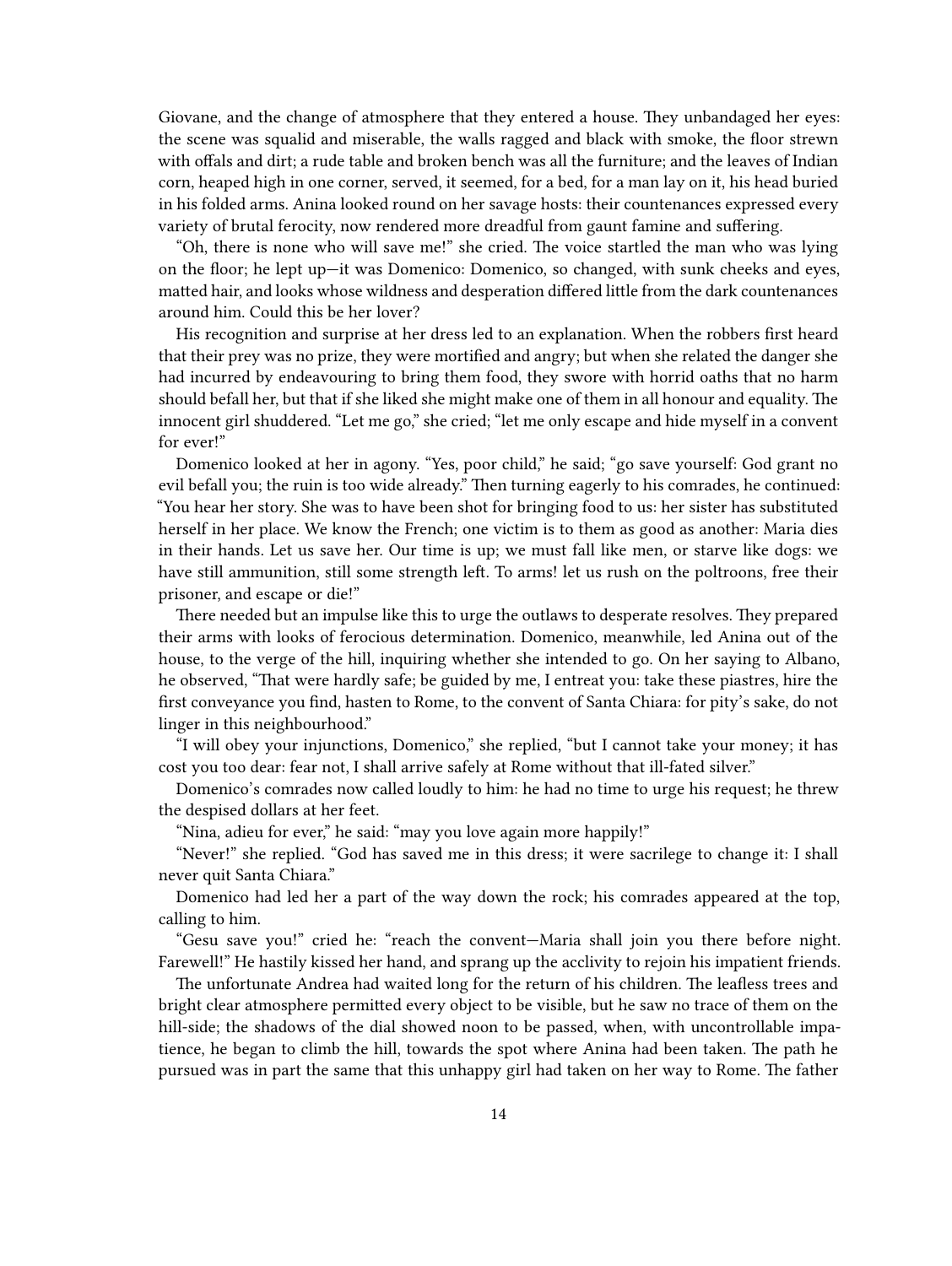Giovane, and the change of atmosphere that they entered a house. They unbandaged her eyes: the scene was squalid and miserable, the walls ragged and black with smoke, the floor strewn with offals and dirt; a rude table and broken bench was all the furniture; and the leaves of Indian corn, heaped high in one corner, served, it seemed, for a bed, for a man lay on it, his head buried in his folded arms. Anina looked round on her savage hosts: their countenances expressed every variety of brutal ferocity, now rendered more dreadful from gaunt famine and suffering.

"Oh, there is none who will save me!" she cried. The voice startled the man who was lying on the floor; he lept up—it was Domenico: Domenico, so changed, with sunk cheeks and eyes, matted hair, and looks whose wildness and desperation differed little from the dark countenances around him. Could this be her lover?

His recognition and surprise at her dress led to an explanation. When the robbers first heard that their prey was no prize, they were mortified and angry; but when she related the danger she had incurred by endeavouring to bring them food, they swore with horrid oaths that no harm should befall her, but that if she liked she might make one of them in all honour and equality. The innocent girl shuddered. "Let me go," she cried; "let me only escape and hide myself in a convent for ever!"

Domenico looked at her in agony. "Yes, poor child," he said; "go save yourself: God grant no evil befall you; the ruin is too wide already." Then turning eagerly to his comrades, he continued: "You hear her story. She was to have been shot for bringing food to us: her sister has substituted herself in her place. We know the French; one victim is to them as good as another: Maria dies in their hands. Let us save her. Our time is up; we must fall like men, or starve like dogs: we have still ammunition, still some strength left. To arms! let us rush on the poltroons, free their prisoner, and escape or die!"

There needed but an impulse like this to urge the outlaws to desperate resolves. They prepared their arms with looks of ferocious determination. Domenico, meanwhile, led Anina out of the house, to the verge of the hill, inquiring whether she intended to go. On her saying to Albano, he observed, "That were hardly safe; be guided by me, I entreat you: take these piastres, hire the first conveyance you find, hasten to Rome, to the convent of Santa Chiara: for pity's sake, do not linger in this neighbourhood."

"I will obey your injunctions, Domenico," she replied, "but I cannot take your money; it has cost you too dear: fear not, I shall arrive safely at Rome without that ill-fated silver."

Domenico's comrades now called loudly to him: he had no time to urge his request; he threw the despised dollars at her feet.

"Nina, adieu for ever," he said: "may you love again more happily!"

"Never!" she replied. "God has saved me in this dress; it were sacrilege to change it: I shall never quit Santa Chiara."

Domenico had led her a part of the way down the rock; his comrades appeared at the top, calling to him.

"Gesu save you!" cried he: "reach the convent—Maria shall join you there before night. Farewell!" He hastily kissed her hand, and sprang up the acclivity to rejoin his impatient friends.

The unfortunate Andrea had waited long for the return of his children. The leafless trees and bright clear atmosphere permitted every object to be visible, but he saw no trace of them on the hill-side; the shadows of the dial showed noon to be passed, when, with uncontrollable impatience, he began to climb the hill, towards the spot where Anina had been taken. The path he pursued was in part the same that this unhappy girl had taken on her way to Rome. The father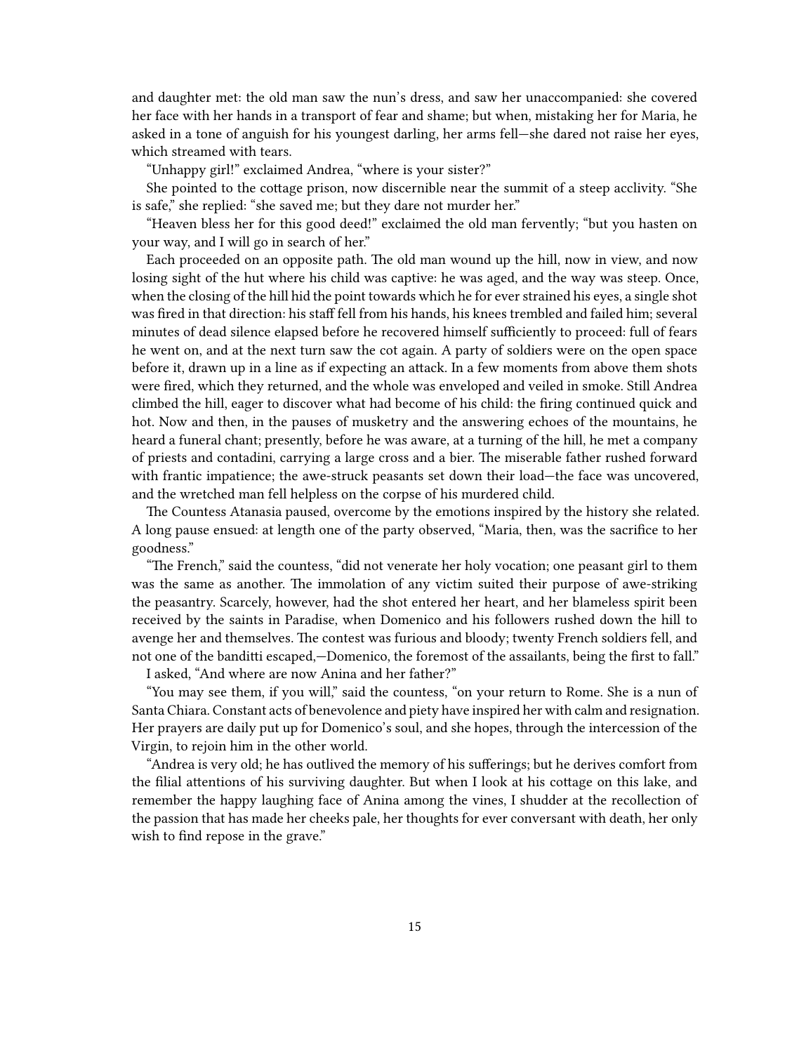and daughter met: the old man saw the nun's dress, and saw her unaccompanied: she covered her face with her hands in a transport of fear and shame; but when, mistaking her for Maria, he asked in a tone of anguish for his youngest darling, her arms fell—she dared not raise her eyes, which streamed with tears.

"Unhappy girl!" exclaimed Andrea, "where is your sister?"

She pointed to the cottage prison, now discernible near the summit of a steep acclivity. "She is safe," she replied: "she saved me; but they dare not murder her."

"Heaven bless her for this good deed!" exclaimed the old man fervently; "but you hasten on your way, and I will go in search of her."

Each proceeded on an opposite path. The old man wound up the hill, now in view, and now losing sight of the hut where his child was captive: he was aged, and the way was steep. Once, when the closing of the hill hid the point towards which he for ever strained his eyes, a single shot was fired in that direction: his staff fell from his hands, his knees trembled and failed him; several minutes of dead silence elapsed before he recovered himself sufficiently to proceed: full of fears he went on, and at the next turn saw the cot again. A party of soldiers were on the open space before it, drawn up in a line as if expecting an attack. In a few moments from above them shots were fired, which they returned, and the whole was enveloped and veiled in smoke. Still Andrea climbed the hill, eager to discover what had become of his child: the firing continued quick and hot. Now and then, in the pauses of musketry and the answering echoes of the mountains, he heard a funeral chant; presently, before he was aware, at a turning of the hill, he met a company of priests and contadini, carrying a large cross and a bier. The miserable father rushed forward with frantic impatience; the awe-struck peasants set down their load—the face was uncovered, and the wretched man fell helpless on the corpse of his murdered child.

The Countess Atanasia paused, overcome by the emotions inspired by the history she related. A long pause ensued: at length one of the party observed, "Maria, then, was the sacrifice to her goodness."

"The French," said the countess, "did not venerate her holy vocation; one peasant girl to them was the same as another. The immolation of any victim suited their purpose of awe-striking the peasantry. Scarcely, however, had the shot entered her heart, and her blameless spirit been received by the saints in Paradise, when Domenico and his followers rushed down the hill to avenge her and themselves. The contest was furious and bloody; twenty French soldiers fell, and not one of the banditti escaped,—Domenico, the foremost of the assailants, being the first to fall."

I asked, "And where are now Anina and her father?"

"You may see them, if you will," said the countess, "on your return to Rome. She is a nun of Santa Chiara. Constant acts of benevolence and piety have inspired her with calm and resignation. Her prayers are daily put up for Domenico's soul, and she hopes, through the intercession of the Virgin, to rejoin him in the other world.

"Andrea is very old; he has outlived the memory of his sufferings; but he derives comfort from the filial attentions of his surviving daughter. But when I look at his cottage on this lake, and remember the happy laughing face of Anina among the vines, I shudder at the recollection of the passion that has made her cheeks pale, her thoughts for ever conversant with death, her only wish to find repose in the grave."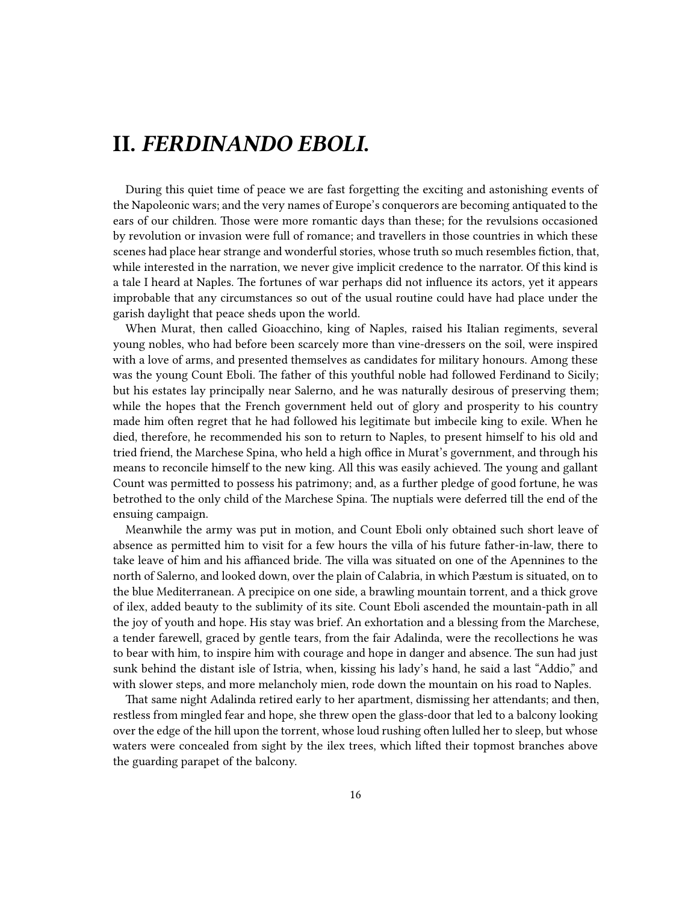# II. *FERDINANDO EBOLI.*

During this quiet time of peace we are fast forgetting the exciting and astonishing events of the Napoleonic wars; and the very names of Europe's conquerors are becoming antiquated to the ears of our children. Those were more romantic days than these; for the revulsions occasioned by revolution or invasion were full of romance; and travellers in those countries in which these scenes had place hear strange and wonderful stories, whose truth so much resembles fiction, that, while interested in the narration, we never give implicit credence to the narrator. Of this kind is a tale I heard at Naples. The fortunes of war perhaps did not influence its actors, yet it appears improbable that any circumstances so out of the usual routine could have had place under the garish daylight that peace sheds upon the world.

When Murat, then called Gioacchino, king of Naples, raised his Italian regiments, several young nobles, who had before been scarcely more than vine-dressers on the soil, were inspired with a love of arms, and presented themselves as candidates for military honours. Among these was the young Count Eboli. The father of this youthful noble had followed Ferdinand to Sicily; but his estates lay principally near Salerno, and he was naturally desirous of preserving them; while the hopes that the French government held out of glory and prosperity to his country made him often regret that he had followed his legitimate but imbecile king to exile. When he died, therefore, he recommended his son to return to Naples, to present himself to his old and tried friend, the Marchese Spina, who held a high office in Murat's government, and through his means to reconcile himself to the new king. All this was easily achieved. The young and gallant Count was permitted to possess his patrimony; and, as a further pledge of good fortune, he was betrothed to the only child of the Marchese Spina. The nuptials were deferred till the end of the ensuing campaign.

Meanwhile the army was put in motion, and Count Eboli only obtained such short leave of absence as permitted him to visit for a few hours the villa of his future father-in-law, there to take leave of him and his affianced bride. The villa was situated on one of the Apennines to the north of Salerno, and looked down, over the plain of Calabria, in which Pæstum is situated, on to the blue Mediterranean. A precipice on one side, a brawling mountain torrent, and a thick grove of ilex, added beauty to the sublimity of its site. Count Eboli ascended the mountain-path in all the joy of youth and hope. His stay was brief. An exhortation and a blessing from the Marchese, a tender farewell, graced by gentle tears, from the fair Adalinda, were the recollections he was to bear with him, to inspire him with courage and hope in danger and absence. The sun had just sunk behind the distant isle of Istria, when, kissing his lady's hand, he said a last "Addio," and with slower steps, and more melancholy mien, rode down the mountain on his road to Naples.

That same night Adalinda retired early to her apartment, dismissing her attendants; and then, restless from mingled fear and hope, she threw open the glass-door that led to a balcony looking over the edge of the hill upon the torrent, whose loud rushing often lulled her to sleep, but whose waters were concealed from sight by the ilex trees, which lifted their topmost branches above the guarding parapet of the balcony.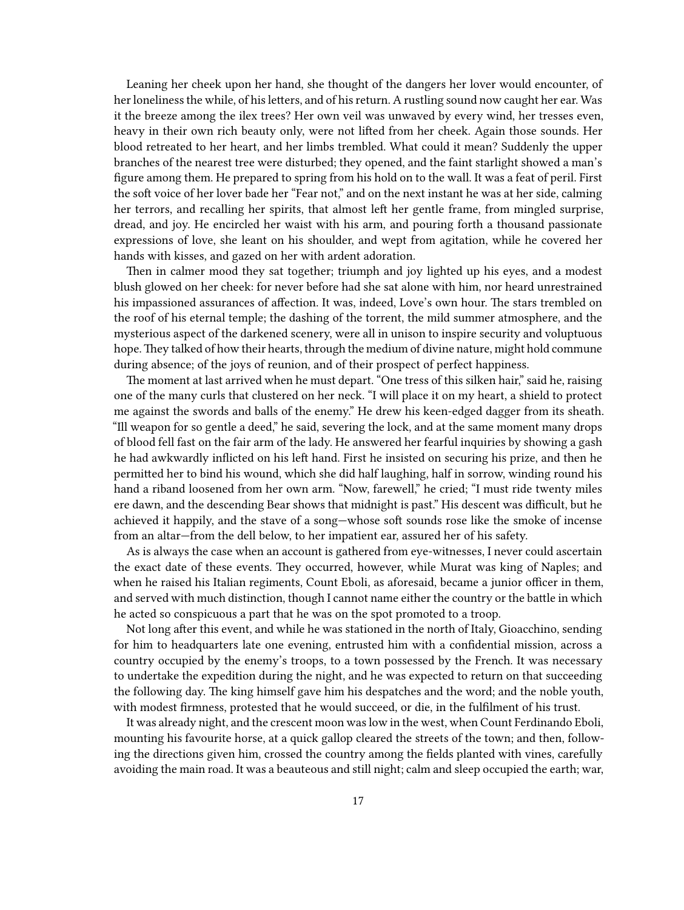Leaning her cheek upon her hand, she thought of the dangers her lover would encounter, of her loneliness the while, of his letters, and of his return. A rustling sound now caught her ear. Was it the breeze among the ilex trees? Her own veil was unwaved by every wind, her tresses even, heavy in their own rich beauty only, were not lifted from her cheek. Again those sounds. Her blood retreated to her heart, and her limbs trembled. What could it mean? Suddenly the upper branches of the nearest tree were disturbed; they opened, and the faint starlight showed a man's figure among them. He prepared to spring from his hold on to the wall. It was a feat of peril. First the soft voice of her lover bade her "Fear not," and on the next instant he was at her side, calming her terrors, and recalling her spirits, that almost left her gentle frame, from mingled surprise, dread, and joy. He encircled her waist with his arm, and pouring forth a thousand passionate expressions of love, she leant on his shoulder, and wept from agitation, while he covered her hands with kisses, and gazed on her with ardent adoration.

Then in calmer mood they sat together; triumph and joy lighted up his eyes, and a modest blush glowed on her cheek: for never before had she sat alone with him, nor heard unrestrained his impassioned assurances of affection. It was, indeed, Love's own hour. The stars trembled on the roof of his eternal temple; the dashing of the torrent, the mild summer atmosphere, and the mysterious aspect of the darkened scenery, were all in unison to inspire security and voluptuous hope. They talked of how their hearts, through the medium of divine nature, might hold commune during absence; of the joys of reunion, and of their prospect of perfect happiness.

The moment at last arrived when he must depart. "One tress of this silken hair," said he, raising one of the many curls that clustered on her neck. "I will place it on my heart, a shield to protect me against the swords and balls of the enemy." He drew his keen-edged dagger from its sheath. "Ill weapon for so gentle a deed," he said, severing the lock, and at the same moment many drops of blood fell fast on the fair arm of the lady. He answered her fearful inquiries by showing a gash he had awkwardly inflicted on his left hand. First he insisted on securing his prize, and then he permitted her to bind his wound, which she did half laughing, half in sorrow, winding round his hand a riband loosened from her own arm. "Now, farewell," he cried; "I must ride twenty miles ere dawn, and the descending Bear shows that midnight is past." His descent was difficult, but he achieved it happily, and the stave of a song—whose soft sounds rose like the smoke of incense from an altar—from the dell below, to her impatient ear, assured her of his safety.

As is always the case when an account is gathered from eye-witnesses, I never could ascertain the exact date of these events. They occurred, however, while Murat was king of Naples; and when he raised his Italian regiments, Count Eboli, as aforesaid, became a junior officer in them, and served with much distinction, though I cannot name either the country or the battle in which he acted so conspicuous a part that he was on the spot promoted to a troop.

Not long after this event, and while he was stationed in the north of Italy, Gioacchino, sending for him to headquarters late one evening, entrusted him with a confidential mission, across a country occupied by the enemy's troops, to a town possessed by the French. It was necessary to undertake the expedition during the night, and he was expected to return on that succeeding the following day. The king himself gave him his despatches and the word; and the noble youth, with modest firmness, protested that he would succeed, or die, in the fulfilment of his trust.

It was already night, and the crescent moon was low in the west, when Count Ferdinando Eboli, mounting his favourite horse, at a quick gallop cleared the streets of the town; and then, following the directions given him, crossed the country among the fields planted with vines, carefully avoiding the main road. It was a beauteous and still night; calm and sleep occupied the earth; war,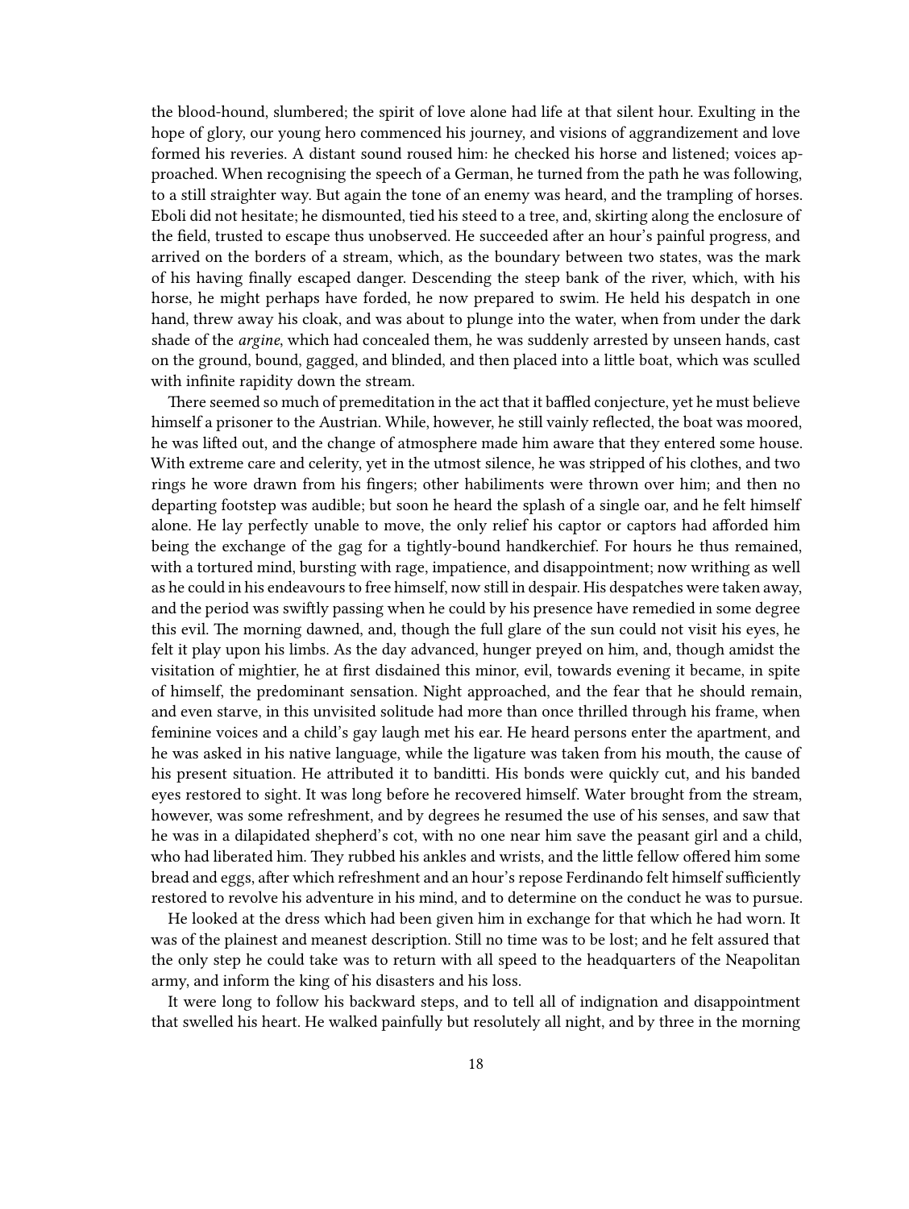the blood-hound, slumbered; the spirit of love alone had life at that silent hour. Exulting in the hope of glory, our young hero commenced his journey, and visions of aggrandizement and love formed his reveries. A distant sound roused him: he checked his horse and listened; voices approached. When recognising the speech of a German, he turned from the path he was following, to a still straighter way. But again the tone of an enemy was heard, and the trampling of horses. Eboli did not hesitate; he dismounted, tied his steed to a tree, and, skirting along the enclosure of the field, trusted to escape thus unobserved. He succeeded after an hour's painful progress, and arrived on the borders of a stream, which, as the boundary between two states, was the mark of his having finally escaped danger. Descending the steep bank of the river, which, with his horse, he might perhaps have forded, he now prepared to swim. He held his despatch in one hand, threw away his cloak, and was about to plunge into the water, when from under the dark shade of the *argine*, which had concealed them, he was suddenly arrested by unseen hands, cast on the ground, bound, gagged, and blinded, and then placed into a little boat, which was sculled with infinite rapidity down the stream.

There seemed so much of premeditation in the act that it baffled conjecture, yet he must believe himself a prisoner to the Austrian. While, however, he still vainly reflected, the boat was moored, he was lifted out, and the change of atmosphere made him aware that they entered some house. With extreme care and celerity, yet in the utmost silence, he was stripped of his clothes, and two rings he wore drawn from his fingers; other habiliments were thrown over him; and then no departing footstep was audible; but soon he heard the splash of a single oar, and he felt himself alone. He lay perfectly unable to move, the only relief his captor or captors had afforded him being the exchange of the gag for a tightly-bound handkerchief. For hours he thus remained, with a tortured mind, bursting with rage, impatience, and disappointment; now writhing as well as he could in his endeavours to free himself, now still in despair. His despatches were taken away, and the period was swiftly passing when he could by his presence have remedied in some degree this evil. The morning dawned, and, though the full glare of the sun could not visit his eyes, he felt it play upon his limbs. As the day advanced, hunger preyed on him, and, though amidst the visitation of mightier, he at first disdained this minor, evil, towards evening it became, in spite of himself, the predominant sensation. Night approached, and the fear that he should remain, and even starve, in this unvisited solitude had more than once thrilled through his frame, when feminine voices and a child's gay laugh met his ear. He heard persons enter the apartment, and he was asked in his native language, while the ligature was taken from his mouth, the cause of his present situation. He attributed it to banditti. His bonds were quickly cut, and his banded eyes restored to sight. It was long before he recovered himself. Water brought from the stream, however, was some refreshment, and by degrees he resumed the use of his senses, and saw that he was in a dilapidated shepherd's cot, with no one near him save the peasant girl and a child, who had liberated him. They rubbed his ankles and wrists, and the little fellow offered him some bread and eggs, after which refreshment and an hour's repose Ferdinando felt himself sufficiently restored to revolve his adventure in his mind, and to determine on the conduct he was to pursue.

He looked at the dress which had been given him in exchange for that which he had worn. It was of the plainest and meanest description. Still no time was to be lost; and he felt assured that the only step he could take was to return with all speed to the headquarters of the Neapolitan army, and inform the king of his disasters and his loss.

It were long to follow his backward steps, and to tell all of indignation and disappointment that swelled his heart. He walked painfully but resolutely all night, and by three in the morning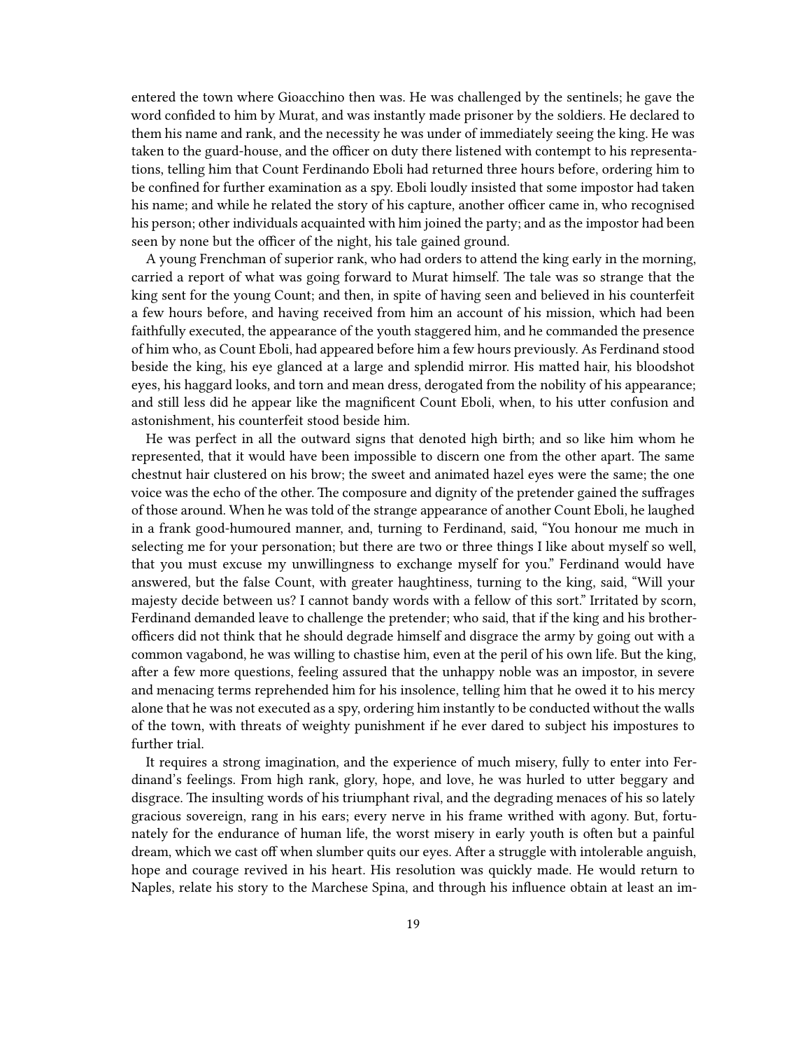entered the town where Gioacchino then was. He was challenged by the sentinels; he gave the word confided to him by Murat, and was instantly made prisoner by the soldiers. He declared to them his name and rank, and the necessity he was under of immediately seeing the king. He was taken to the guard-house, and the officer on duty there listened with contempt to his representations, telling him that Count Ferdinando Eboli had returned three hours before, ordering him to be confined for further examination as a spy. Eboli loudly insisted that some impostor had taken his name; and while he related the story of his capture, another officer came in, who recognised his person; other individuals acquainted with him joined the party; and as the impostor had been seen by none but the officer of the night, his tale gained ground.

A young Frenchman of superior rank, who had orders to attend the king early in the morning, carried a report of what was going forward to Murat himself. The tale was so strange that the king sent for the young Count; and then, in spite of having seen and believed in his counterfeit a few hours before, and having received from him an account of his mission, which had been faithfully executed, the appearance of the youth staggered him, and he commanded the presence of him who, as Count Eboli, had appeared before him a few hours previously. As Ferdinand stood beside the king, his eye glanced at a large and splendid mirror. His matted hair, his bloodshot eyes, his haggard looks, and torn and mean dress, derogated from the nobility of his appearance; and still less did he appear like the magnificent Count Eboli, when, to his utter confusion and astonishment, his counterfeit stood beside him.

He was perfect in all the outward signs that denoted high birth; and so like him whom he represented, that it would have been impossible to discern one from the other apart. The same chestnut hair clustered on his brow; the sweet and animated hazel eyes were the same; the one voice was the echo of the other. The composure and dignity of the pretender gained the suffrages of those around. When he was told of the strange appearance of another Count Eboli, he laughed in a frank good-humoured manner, and, turning to Ferdinand, said, "You honour me much in selecting me for your personation; but there are two or three things I like about myself so well, that you must excuse my unwillingness to exchange myself for you." Ferdinand would have answered, but the false Count, with greater haughtiness, turning to the king, said, "Will your majesty decide between us? I cannot bandy words with a fellow of this sort." Irritated by scorn, Ferdinand demanded leave to challenge the pretender; who said, that if the king and his brother-officers did not think that he should degrade himself and disgrace the army by going out with a common vagabond, he was willing to chastise him, even at the peril of his own life. But the king, after a few more questions, feeling assured that the unhappy noble was an impostor, in severe and menacing terms reprehended him for his insolence, telling him that he owed it to his mercy alone that he was not executed as a spy, ordering him instantly to be conducted without the walls of the town, with threats of weighty punishment if he ever dared to subject his impostures to further trial.

It requires a strong imagination, and the experience of much misery, fully to enter into Ferdinand's feelings. From high rank, glory, hope, and love, he was hurled to utter beggary and disgrace. The insulting words of his triumphant rival, and the degrading menaces of his so lately gracious sovereign, rang in his ears; every nerve in his frame writhed with agony. But, fortunately for the endurance of human life, the worst misery in early youth is often but a painful dream, which we cast off when slumber quits our eyes. After a struggle with intolerable anguish, hope and courage revived in his heart. His resolution was quickly made. He would return to Naples, relate his story to the Marchese Spina, and through his influence obtain at least an im-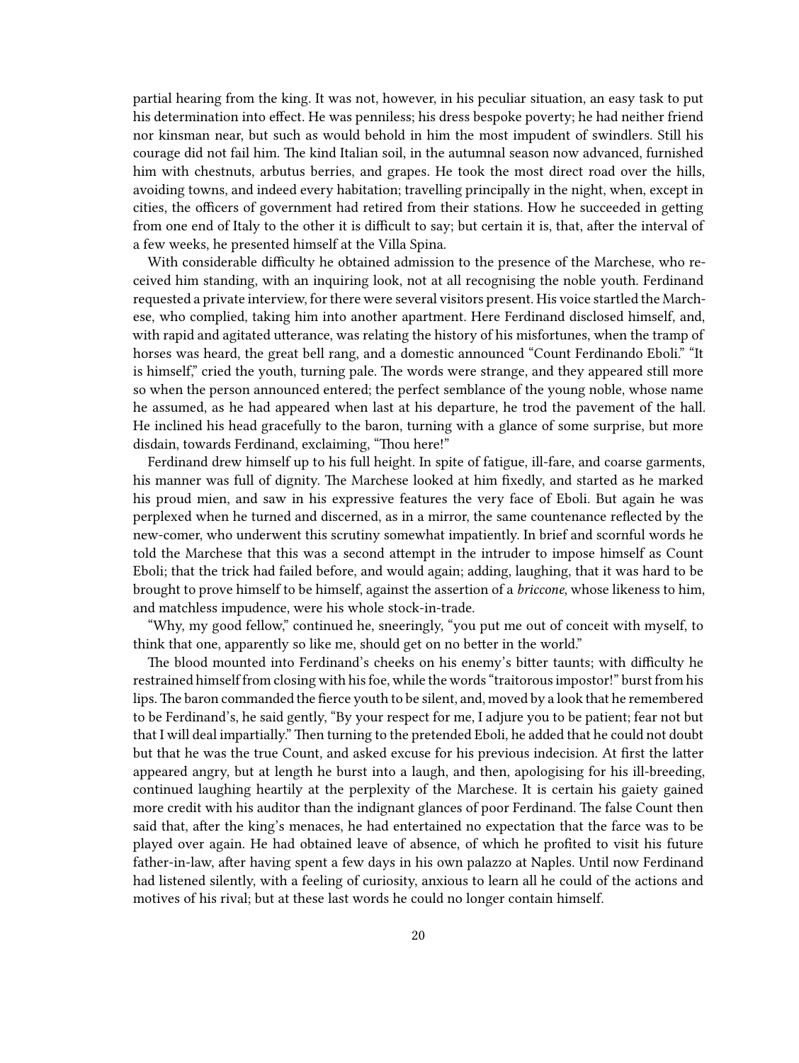partial hearing from the king. It was not, however, in his peculiar situation, an easy task to put his determination into effect. He was penniless; his dress bespoke poverty; he had neither friend nor kinsman near, but such as would behold in him the most impudent of swindlers. Still his courage did not fail him. The kind Italian soil, in the autumnal season now advanced, furnished him with chestnuts, arbutus berries, and grapes. He took the most direct road over the hills, avoiding towns, and indeed every habitation; travelling principally in the night, when, except in cities, the officers of government had retired from their stations. How he succeeded in getting from one end of Italy to the other it is difficult to say; but certain it is, that, after the interval of a few weeks, he presented himself at the Villa Spina.

With considerable difficulty he obtained admission to the presence of the Marchese, who received him standing, with an inquiring look, not at all recognising the noble youth. Ferdinand requested a private interview, for there were several visitors present. His voice startled the Marchese, who complied, taking him into another apartment. Here Ferdinand disclosed himself, and, with rapid and agitated utterance, was relating the history of his misfortunes, when the tramp of horses was heard, the great bell rang, and a domestic announced "Count Ferdinando Eboli." "It is himself," cried the youth, turning pale. The words were strange, and they appeared still more so when the person announced entered; the perfect semblance of the young noble, whose name he assumed, as he had appeared when last at his departure, he trod the pavement of the hall. He inclined his head gracefully to the baron, turning with a glance of some surprise, but more disdain, towards Ferdinand, exclaiming, "Thou here!"

Ferdinand drew himself up to his full height. In spite of fatigue, ill-fare, and coarse garments, his manner was full of dignity. The Marchese looked at him fixedly, and started as he marked his proud mien, and saw in his expressive features the very face of Eboli. But again he was perplexed when he turned and discerned, as in a mirror, the same countenance reflected by the new-comer, who underwent this scrutiny somewhat impatiently. In brief and scornful words he told the Marchese that this was a second attempt in the intruder to impose himself as Count Eboli; that the trick had failed before, and would again; adding, laughing, that it was hard to be brought to prove himself to be himself, against the assertion of a *briccone*, whose likeness to him, and matchless impudence, were his whole stock-in-trade.

"Why, my good fellow," continued he, sneeringly, "you put me out of conceit with myself, to think that one, apparently so like me, should get on no better in the world."

The blood mounted into Ferdinand's cheeks on his enemy's bitter taunts; with difficulty he restrained himself from closing with his foe, while the words "traitorous impostor!" burst from his lips. The baron commanded the fierce youth to be silent, and, moved by a look that he remembered to be Ferdinand's, he said gently, "By your respect for me, I adjure you to be patient; fear not but that I will deal impartially." Then turning to the pretended Eboli, he added that he could not doubt but that he was the true Count, and asked excuse for his previous indecision. At first the latter appeared angry, but at length he burst into a laugh, and then, apologising for his ill-breeding, continued laughing heartily at the perplexity of the Marchese. It is certain his gaiety gained more credit with his auditor than the indignant glances of poor Ferdinand. The false Count then said that, after the king's menaces, he had entertained no expectation that the farce was to be played over again. He had obtained leave of absence, of which he profited to visit his future father-in-law, after having spent a few days in his own palazzo at Naples. Until now Ferdinand had listened silently, with a feeling of curiosity, anxious to learn all he could of the actions and motives of his rival; but at these last words he could no longer contain himself.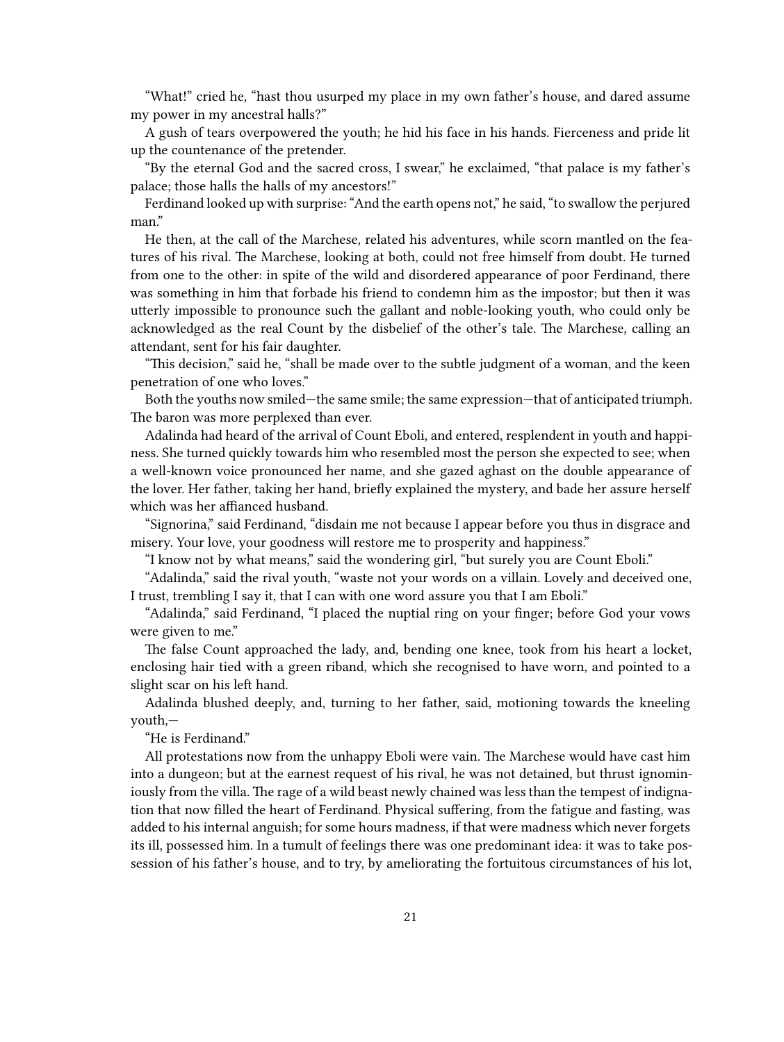"What!" cried he, "hast thou usurped my place in my own father's house, and dared assume my power in my ancestral halls?"

A gush of tears overpowered the youth; he hid his face in his hands. Fierceness and pride lit up the countenance of the pretender.

"By the eternal God and the sacred cross, I swear," he exclaimed, "that palace is my father's palace; those halls the halls of my ancestors!"

Ferdinand looked up with surprise: "And the earth opens not," he said, "to swallow the perjured man."

He then, at the call of the Marchese, related his adventures, while scorn mantled on the features of his rival. The Marchese, looking at both, could not free himself from doubt. He turned from one to the other: in spite of the wild and disordered appearance of poor Ferdinand, there was something in him that forbade his friend to condemn him as the impostor; but then it was utterly impossible to pronounce such the gallant and noble-looking youth, who could only be acknowledged as the real Count by the disbelief of the other's tale. The Marchese, calling an attendant, sent for his fair daughter.

"This decision," said he, "shall be made over to the subtle judgment of a woman, and the keen penetration of one who loves."

Both the youths now smiled—the same smile; the same expression—that of anticipated triumph. The baron was more perplexed than ever.

Adalinda had heard of the arrival of Count Eboli, and entered, resplendent in youth and happiness. She turned quickly towards him who resembled most the person she expected to see; when a well-known voice pronounced her name, and she gazed aghast on the double appearance of the lover. Her father, taking her hand, briefly explained the mystery, and bade her assure herself which was her affianced husband.

"Signorina," said Ferdinand, "disdain me not because I appear before you thus in disgrace and misery. Your love, your goodness will restore me to prosperity and happiness."

"I know not by what means," said the wondering girl, "but surely you are Count Eboli."

"Adalinda," said the rival youth, "waste not your words on a villain. Lovely and deceived one, I trust, trembling I say it, that I can with one word assure you that I am Eboli."

"Adalinda," said Ferdinand, "I placed the nuptial ring on your finger; before God your vows were given to me."

The false Count approached the lady, and, bending one knee, took from his heart a locket, enclosing hair tied with a green riband, which she recognised to have worn, and pointed to a slight scar on his left hand.

Adalinda blushed deeply, and, turning to her father, said, motioning towards the kneeling youth,—

"He is Ferdinand."

All protestations now from the unhappy Eboli were vain. The Marchese would have cast him into a dungeon; but at the earnest request of his rival, he was not detained, but thrust ignominiously from the villa. The rage of a wild beast newly chained was less than the tempest of indignation that now filled the heart of Ferdinand. Physical suffering, from the fatigue and fasting, was added to his internal anguish; for some hours madness, if that were madness which never forgets its ill, possessed him. In a tumult of feelings there was one predominant idea: it was to take possession of his father's house, and to try, by ameliorating the fortuitous circumstances of his lot,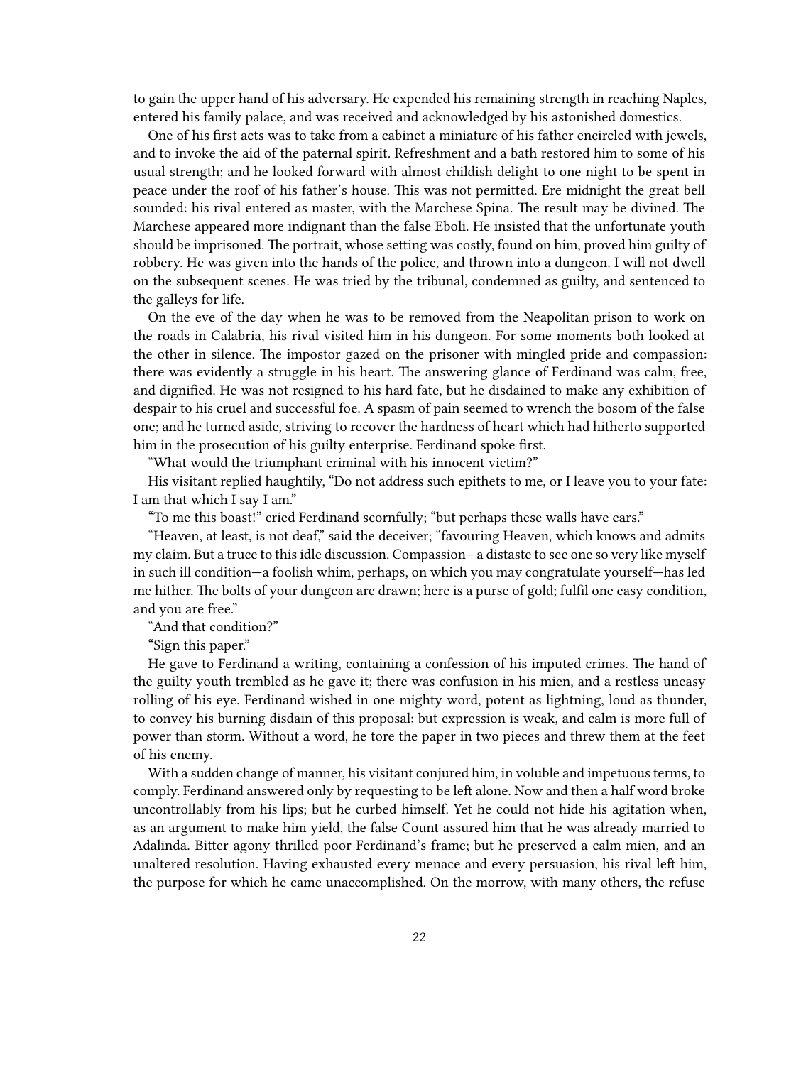to gain the upper hand of his adversary. He expended his remaining strength in reaching Naples, entered his family palace, and was received and acknowledged by his astonished domestics.

One of his first acts was to take from a cabinet a miniature of his father encircled with jewels, and to invoke the aid of the paternal spirit. Refreshment and a bath restored him to some of his usual strength; and he looked forward with almost childish delight to one night to be spent in peace under the roof of his father's house. This was not permitted. Ere midnight the great bell sounded: his rival entered as master, with the Marchese Spina. The result may be divined. The Marchese appeared more indignant than the false Eboli. He insisted that the unfortunate youth should be imprisoned. The portrait, whose setting was costly, found on him, proved him guilty of robbery. He was given into the hands of the police, and thrown into a dungeon. I will not dwell on the subsequent scenes. He was tried by the tribunal, condemned as guilty, and sentenced to the galleys for life.

On the eve of the day when he was to be removed from the Neapolitan prison to work on the roads in Calabria, his rival visited him in his dungeon. For some moments both looked at the other in silence. The impostor gazed on the prisoner with mingled pride and compassion: there was evidently a struggle in his heart. The answering glance of Ferdinand was calm, free, and dignified. He was not resigned to his hard fate, but he disdained to make any exhibition of despair to his cruel and successful foe. A spasm of pain seemed to wrench the bosom of the false one; and he turned aside, striving to recover the hardness of heart which had hitherto supported him in the prosecution of his guilty enterprise. Ferdinand spoke first.

"What would the triumphant criminal with his innocent victim?"

His visitant replied haughtily, "Do not address such epithets to me, or I leave you to your fate: I am that which I say I am."

"To me this boast!" cried Ferdinand scornfully; "but perhaps these walls have ears."

"Heaven, at least, is not deaf," said the deceiver; "favouring Heaven, which knows and admits my claim. But a truce to this idle discussion. Compassion—a distaste to see one so very like myself in such ill condition—a foolish whim, perhaps, on which you may congratulate yourself—has led me hither. The bolts of your dungeon are drawn; here is a purse of gold; fulfil one easy condition, and you are free."

"And that condition?"

"Sign this paper."

He gave to Ferdinand a writing, containing a confession of his imputed crimes. The hand of the guilty youth trembled as he gave it; there was confusion in his mien, and a restless uneasy rolling of his eye. Ferdinand wished in one mighty word, potent as lightning, loud as thunder, to convey his burning disdain of this proposal: but expression is weak, and calm is more full of power than storm. Without a word, he tore the paper in two pieces and threw them at the feet of his enemy.

With a sudden change of manner, his visitant conjured him, in voluble and impetuous terms, to comply. Ferdinand answered only by requesting to be left alone. Now and then a half word broke uncontrollably from his lips; but he curbed himself. Yet he could not hide his agitation when, as an argument to make him yield, the false Count assured him that he was already married to Adalinda. Bitter agony thrilled poor Ferdinand's frame; but he preserved a calm mien, and an unaltered resolution. Having exhausted every menace and every persuasion, his rival left him, the purpose for which he came unaccomplished. On the morrow, with many others, the refuse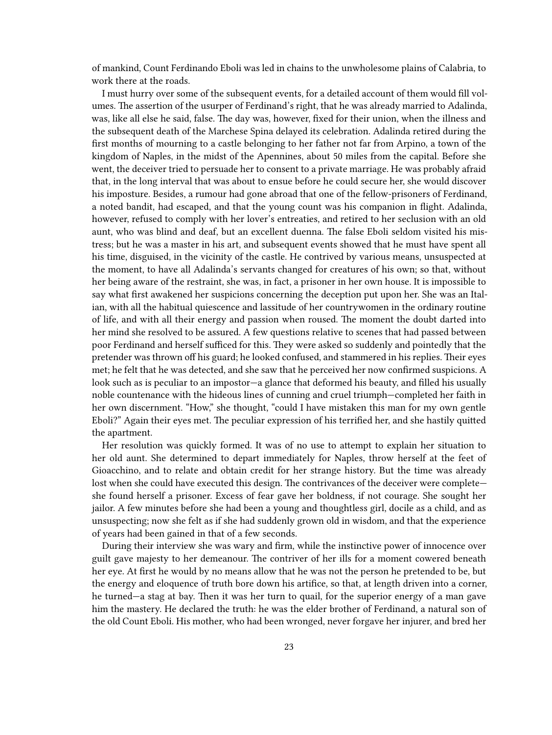of mankind, Count Ferdinando Eboli was led in chains to the unwholesome plains of Calabria, to work there at the roads.

I must hurry over some of the subsequent events, for a detailed account of them would fill volumes. The assertion of the usurper of Ferdinand's right, that he was already married to Adalinda, was, like all else he said, false. The day was, however, fixed for their union, when the illness and the subsequent death of the Marchese Spina delayed its celebration. Adalinda retired during the first months of mourning to a castle belonging to her father not far from Arpino, a town of the kingdom of Naples, in the midst of the Apennines, about 50 miles from the capital. Before she went, the deceiver tried to persuade her to consent to a private marriage. He was probably afraid that, in the long interval that was about to ensue before he could secure her, she would discover his imposture. Besides, a rumour had gone abroad that one of the fellow-prisoners of Ferdinand, a noted bandit, had escaped, and that the young count was his companion in flight. Adalinda, however, refused to comply with her lover's entreaties, and retired to her seclusion with an old aunt, who was blind and deaf, but an excellent duenna. The false Eboli seldom visited his mistress; but he was a master in his art, and subsequent events showed that he must have spent all his time, disguised, in the vicinity of the castle. He contrived by various means, unsuspected at the moment, to have all Adalinda's servants changed for creatures of his own; so that, without her being aware of the restraint, she was, in fact, a prisoner in her own house. It is impossible to say what first awakened her suspicions concerning the deception put upon her. She was an Italian, with all the habitual quiescence and lassitude of her countrywomen in the ordinary routine of life, and with all their energy and passion when roused. The moment the doubt darted into her mind she resolved to be assured. A few questions relative to scenes that had passed between poor Ferdinand and herself sufficed for this. They were asked so suddenly and pointedly that the pretender was thrown off his guard; he looked confused, and stammered in his replies. Their eyes met; he felt that he was detected, and she saw that he perceived her now confirmed suspicions. A look such as is peculiar to an impostor—a glance that deformed his beauty, and filled his usually noble countenance with the hideous lines of cunning and cruel triumph—completed her faith in her own discernment. "How," she thought, "could I have mistaken this man for my own gentle Eboli?" Again their eyes met. The peculiar expression of his terrified her, and she hastily quitted the apartment.

Her resolution was quickly formed. It was of no use to attempt to explain her situation to her old aunt. She determined to depart immediately for Naples, throw herself at the feet of Gioacchino, and to relate and obtain credit for her strange history. But the time was already lost when she could have executed this design. The contrivances of the deceiver were complete—she found herself a prisoner. Excess of fear gave her boldness, if not courage. She sought her jailor. A few minutes before she had been a young and thoughtless girl, docile as a child, and as unsuspecting; now she felt as if she had suddenly grown old in wisdom, and that the experience of years had been gained in that of a few seconds.

During their interview she was wary and firm, while the instinctive power of innocence over guilt gave majesty to her demeanour. The contriver of her ills for a moment cowered beneath her eye. At first he would by no means allow that he was not the person he pretended to be, but the energy and eloquence of truth bore down his artifice, so that, at length driven into a corner, he turned—a stag at bay. Then it was her turn to quail, for the superior energy of a man gave him the mastery. He declared the truth: he was the elder brother of Ferdinand, a natural son of the old Count Eboli. His mother, who had been wronged, never forgave her injurer, and bred her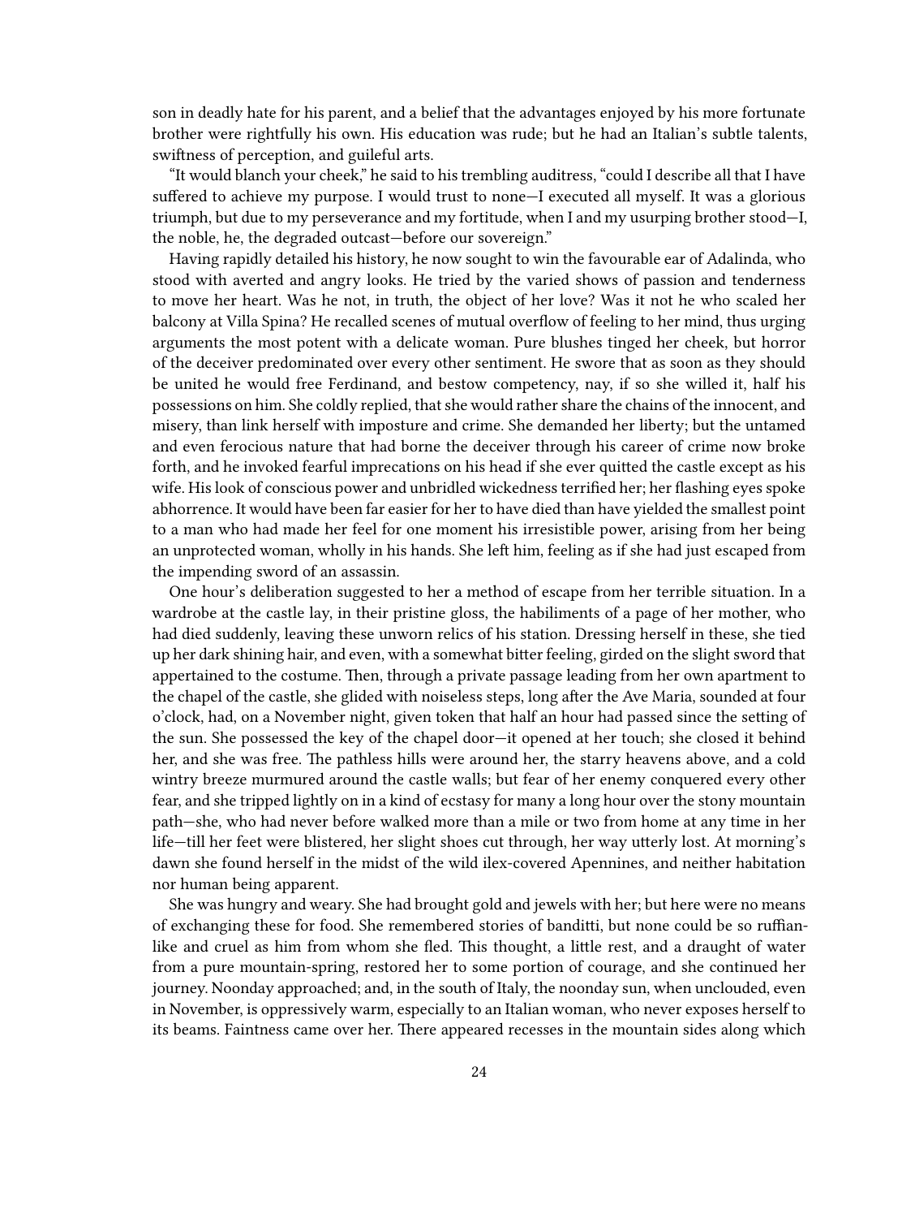son in deadly hate for his parent, and a belief that the advantages enjoyed by his more fortunate brother were rightfully his own. His education was rude; but he had an Italian's subtle talents, swiftness of perception, and guileful arts.

"It would blanch your cheek," he said to his trembling auditress, "could I describe all that I have suffered to achieve my purpose. I would trust to none—I executed all myself. It was a glorious triumph, but due to my perseverance and my fortitude, when I and my usurping brother stood—I, the noble, he, the degraded outcast—before our sovereign."

Having rapidly detailed his history, he now sought to win the favourable ear of Adalinda, who stood with averted and angry looks. He tried by the varied shows of passion and tenderness to move her heart. Was he not, in truth, the object of her love? Was it not he who scaled her balcony at Villa Spina? He recalled scenes of mutual overflow of feeling to her mind, thus urging arguments the most potent with a delicate woman. Pure blushes tinged her cheek, but horror of the deceiver predominated over every other sentiment. He swore that as soon as they should be united he would free Ferdinand, and bestow competency, nay, if so she willed it, half his possessions on him. She coldly replied, that she would rather share the chains of the innocent, and misery, than link herself with imposture and crime. She demanded her liberty; but the untamed and even ferocious nature that had borne the deceiver through his career of crime now broke forth, and he invoked fearful imprecations on his head if she ever quitted the castle except as his wife. His look of conscious power and unbridled wickedness terrified her; her flashing eyes spoke abhorrence. It would have been far easier for her to have died than have yielded the smallest point to a man who had made her feel for one moment his irresistible power, arising from her being an unprotected woman, wholly in his hands. She left him, feeling as if she had just escaped from the impending sword of an assassin.

One hour's deliberation suggested to her a method of escape from her terrible situation. In a wardrobe at the castle lay, in their pristine gloss, the habiliments of a page of her mother, who had died suddenly, leaving these unworn relics of his station. Dressing herself in these, she tied up her dark shining hair, and even, with a somewhat bitter feeling, girded on the slight sword that appertained to the costume. Then, through a private passage leading from her own apartment to the chapel of the castle, she glided with noiseless steps, long after the Ave Maria, sounded at four o'clock, had, on a November night, given token that half an hour had passed since the setting of the sun. She possessed the key of the chapel door—it opened at her touch; she closed it behind her, and she was free. The pathless hills were around her, the starry heavens above, and a cold wintry breeze murmured around the castle walls; but fear of her enemy conquered every other fear, and she tripped lightly on in a kind of ecstasy for many a long hour over the stony mountain path—she, who had never before walked more than a mile or two from home at any time in her life—till her feet were blistered, her slight shoes cut through, her way utterly lost. At morning's dawn she found herself in the midst of the wild ilex-covered Apennines, and neither habitation nor human being apparent.

She was hungry and weary. She had brought gold and jewels with her; but here were no means of exchanging these for food. She remembered stories of banditti, but none could be so ruffian-like and cruel as him from whom she fled. This thought, a little rest, and a draught of water from a pure mountain-spring, restored her to some portion of courage, and she continued her journey. Noonday approached; and, in the south of Italy, the noonday sun, when unclouded, even in November, is oppressively warm, especially to an Italian woman, who never exposes herself to its beams. Faintness came over her. There appeared recesses in the mountain sides along which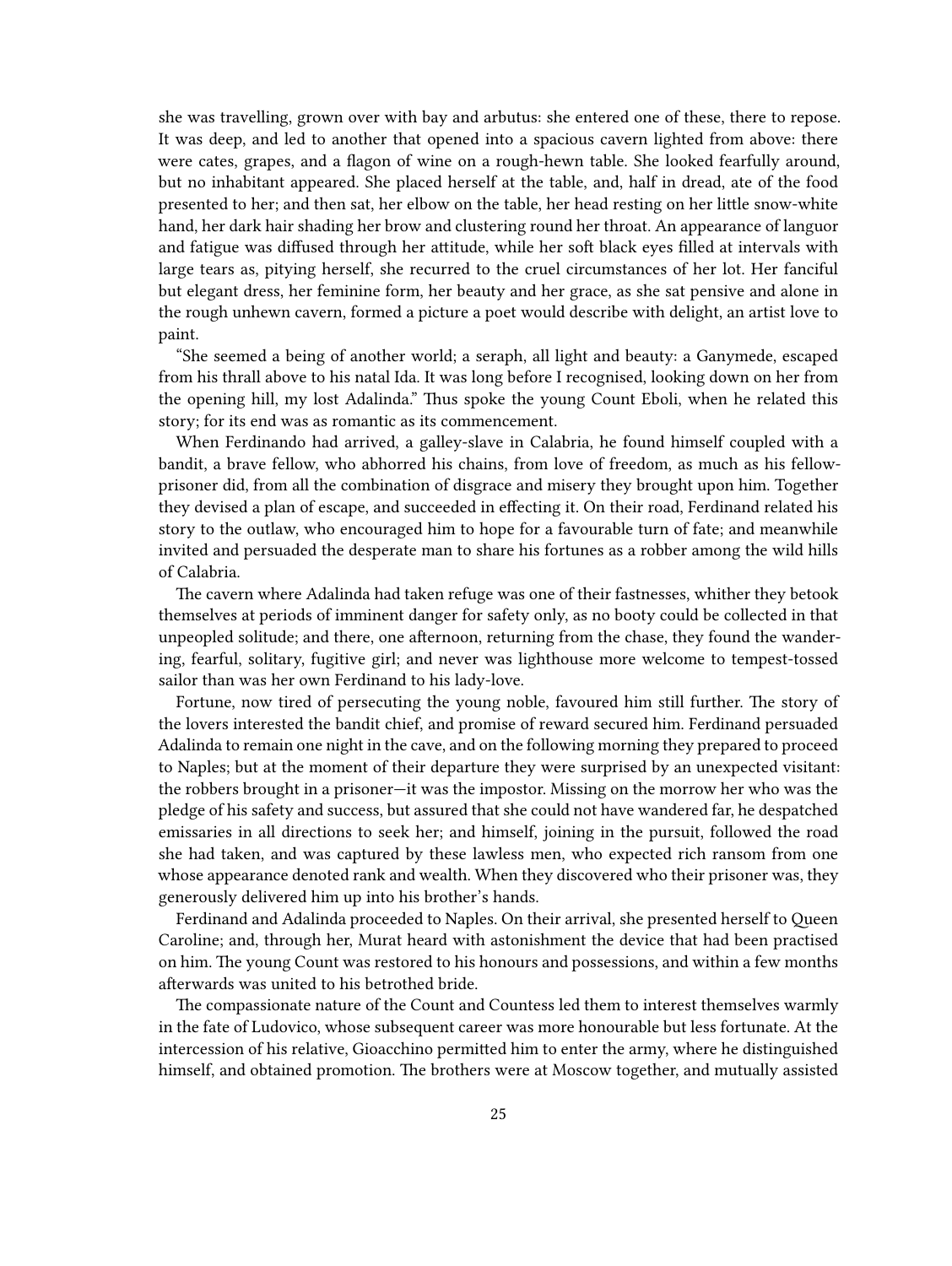she was travelling, grown over with bay and arbutus: she entered one of these, there to repose. It was deep, and led to another that opened into a spacious cavern lighted from above: there were cates, grapes, and a flagon of wine on a rough-hewn table. She looked fearfully around, but no inhabitant appeared. She placed herself at the table, and, half in dread, ate of the food presented to her; and then sat, her elbow on the table, her head resting on her little snow-white hand, her dark hair shading her brow and clustering round her throat. An appearance of languor and fatigue was diffused through her attitude, while her soft black eyes filled at intervals with large tears as, pitying herself, she recurred to the cruel circumstances of her lot. Her fanciful but elegant dress, her feminine form, her beauty and her grace, as she sat pensive and alone in the rough unhewn cavern, formed a picture a poet would describe with delight, an artist love to paint.

"She seemed a being of another world; a seraph, all light and beauty: a Ganymede, escaped from his thrall above to his natal Ida. It was long before I recognised, looking down on her from the opening hill, my lost Adalinda." Thus spoke the young Count Eboli, when he related this story; for its end was as romantic as its commencement.

When Ferdinando had arrived, a galley-slave in Calabria, he found himself coupled with a bandit, a brave fellow, who abhorred his chains, from love of freedom, as much as his fellow-prisoner did, from all the combination of disgrace and misery they brought upon him. Together they devised a plan of escape, and succeeded in effecting it. On their road, Ferdinand related his story to the outlaw, who encouraged him to hope for a favourable turn of fate; and meanwhile invited and persuaded the desperate man to share his fortunes as a robber among the wild hills of Calabria.

The cavern where Adalinda had taken refuge was one of their fastnesses, whither they betook themselves at periods of imminent danger for safety only, as no booty could be collected in that unpeopled solitude; and there, one afternoon, returning from the chase, they found the wandering, fearful, solitary, fugitive girl; and never was lighthouse more welcome to tempest-tossed sailor than was her own Ferdinand to his lady-love.

Fortune, now tired of persecuting the young noble, favoured him still further. The story of the lovers interested the bandit chief, and promise of reward secured him. Ferdinand persuaded Adalinda to remain one night in the cave, and on the following morning they prepared to proceed to Naples; but at the moment of their departure they were surprised by an unexpected visitant: the robbers brought in a prisoner—it was the impostor. Missing on the morrow her who was the pledge of his safety and success, but assured that she could not have wandered far, he despatched emissaries in all directions to seek her; and himself, joining in the pursuit, followed the road she had taken, and was captured by these lawless men, who expected rich ransom from one whose appearance denoted rank and wealth. When they discovered who their prisoner was, they generously delivered him up into his brother's hands.

Ferdinand and Adalinda proceeded to Naples. On their arrival, she presented herself to Queen Caroline; and, through her, Murat heard with astonishment the device that had been practised on him. The young Count was restored to his honours and possessions, and within a few months afterwards was united to his betrothed bride.

The compassionate nature of the Count and Countess led them to interest themselves warmly in the fate of Ludovico, whose subsequent career was more honourable but less fortunate. At the intercession of his relative, Gioacchino permitted him to enter the army, where he distinguished himself, and obtained promotion. The brothers were at Moscow together, and mutually assisted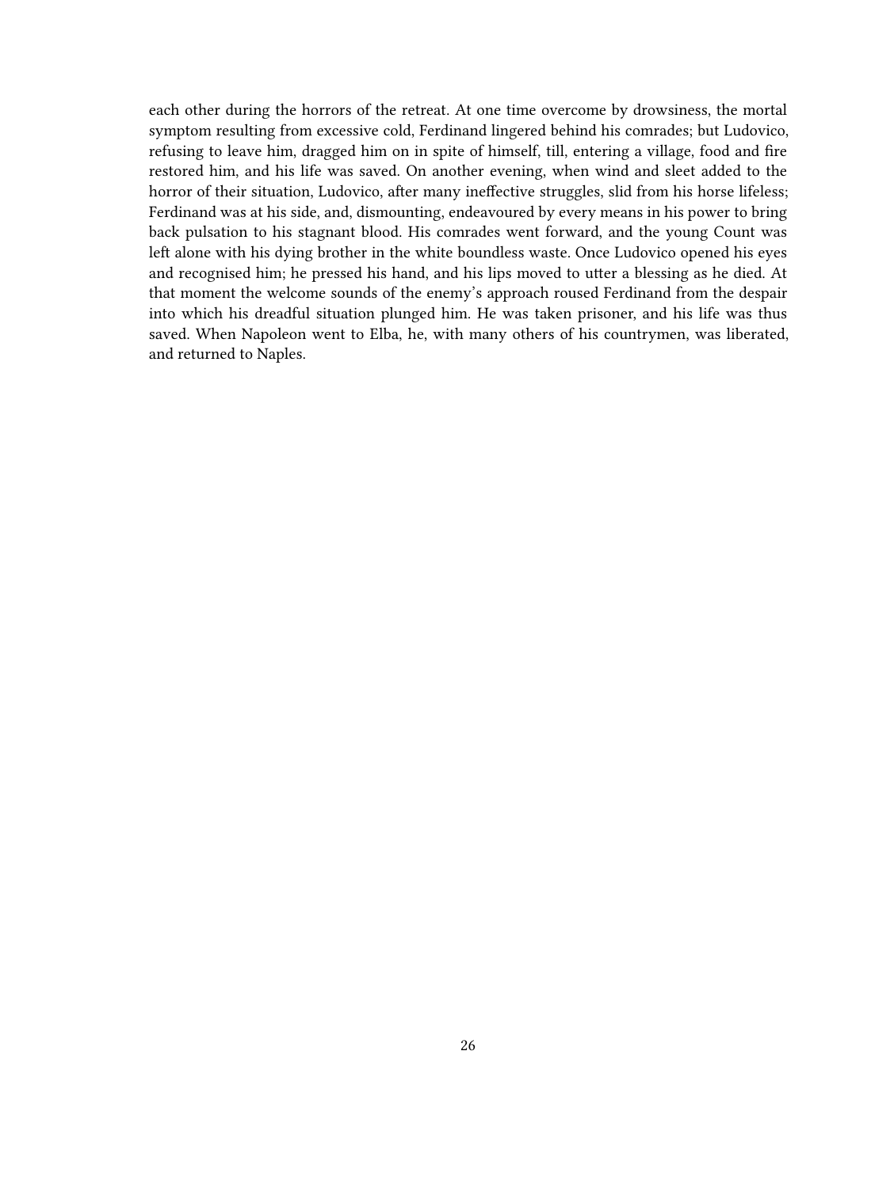each other during the horrors of the retreat. At one time overcome by drowsiness, the mortal symptom resulting from excessive cold, Ferdinand lingered behind his comrades; but Ludovico, refusing to leave him, dragged him on in spite of himself, till, entering a village, food and fire restored him, and his life was saved. On another evening, when wind and sleet added to the horror of their situation, Ludovico, after many ineffective struggles, slid from his horse lifeless; Ferdinand was at his side, and, dismounting, endeavoured by every means in his power to bring back pulsation to his stagnant blood. His comrades went forward, and the young Count was left alone with his dying brother in the white boundless waste. Once Ludovico opened his eyes and recognised him; he pressed his hand, and his lips moved to utter a blessing as he died. At that moment the welcome sounds of the enemy's approach roused Ferdinand from the despair into which his dreadful situation plunged him. He was taken prisoner, and his life was thus saved. When Napoleon went to Elba, he, with many others of his countrymen, was liberated, and returned to Naples.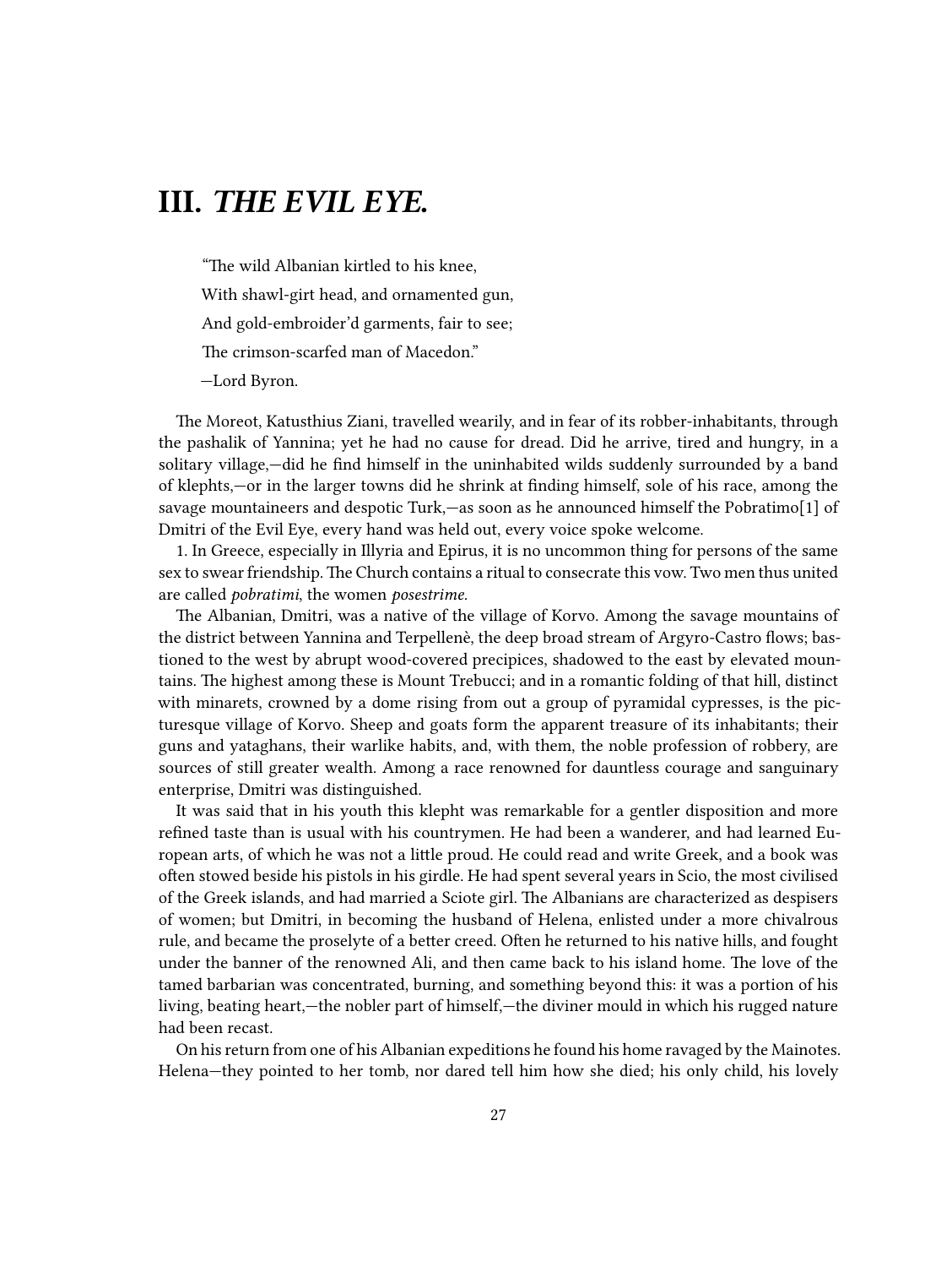# III. *THE EVIL EYE.*

> "The wild Albanian kirtled to his knee,
>
> With shawl-girt head, and ornamented gun,
>
> And gold-embroider'd garments, fair to see;
>
> The crimson-scarfed man of Macedon."
>
> —Lord Byron.

The Moreot, Katusthius Ziani, travelled wearily, and in fear of its robber-inhabitants, through the pashalik of Yannina; yet he had no cause for dread. Did he arrive, tired and hungry, in a solitary village,—did he find himself in the uninhabited wilds suddenly surrounded by a band of klephts,—or in the larger towns did he shrink at finding himself, sole of his race, among the savage mountaineers and despotic Turk,—as soon as he announced himself the Pobratimo[1] of Dmitri of the Evil Eye, every hand was held out, every voice spoke welcome.

1. In Greece, especially in Illyria and Epirus, it is no uncommon thing for persons of the same sex to swear friendship. The Church contains a ritual to consecrate this vow. Two men thus united are called *pobratimi*, the women *posestrime*.

The Albanian, Dmitri, was a native of the village of Korvo. Among the savage mountains of the district between Yannina and Terpellenè, the deep broad stream of Argyro-Castro flows; bastioned to the west by abrupt wood-covered precipices, shadowed to the east by elevated mountains. The highest among these is Mount Trebucci; and in a romantic folding of that hill, distinct with minarets, crowned by a dome rising from out a group of pyramidal cypresses, is the picturesque village of Korvo. Sheep and goats form the apparent treasure of its inhabitants; their guns and yataghans, their warlike habits, and, with them, the noble profession of robbery, are sources of still greater wealth. Among a race renowned for dauntless courage and sanguinary enterprise, Dmitri was distinguished.

It was said that in his youth this klepht was remarkable for a gentler disposition and more refined taste than is usual with his countrymen. He had been a wanderer, and had learned European arts, of which he was not a little proud. He could read and write Greek, and a book was often stowed beside his pistols in his girdle. He had spent several years in Scio, the most civilised of the Greek islands, and had married a Sciote girl. The Albanians are characterized as despisers of women; but Dmitri, in becoming the husband of Helena, enlisted under a more chivalrous rule, and became the proselyte of a better creed. Often he returned to his native hills, and fought under the banner of the renowned Ali, and then came back to his island home. The love of the tamed barbarian was concentrated, burning, and something beyond this: it was a portion of his living, beating heart,—the nobler part of himself,—the diviner mould in which his rugged nature had been recast.

On his return from one of his Albanian expeditions he found his home ravaged by the Mainotes. Helena—they pointed to her tomb, nor dared tell him how she died; his only child, his lovely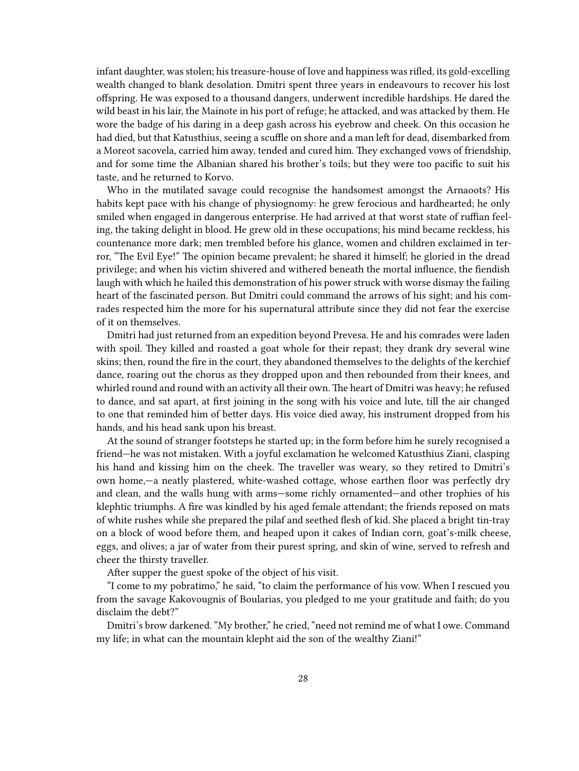infant daughter, was stolen; his treasure-house of love and happiness was rifled, its gold-excelling wealth changed to blank desolation. Dmitri spent three years in endeavours to recover his lost offspring. He was exposed to a thousand dangers, underwent incredible hardships. He dared the wild beast in his lair, the Mainote in his port of refuge; he attacked, and was attacked by them. He wore the badge of his daring in a deep gash across his eyebrow and cheek. On this occasion he had died, but that Katusthius, seeing a scuffle on shore and a man left for dead, disembarked from a Moreot sacovela, carried him away, tended and cured him. They exchanged vows of friendship, and for some time the Albanian shared his brother's toils; but they were too pacific to suit his taste, and he returned to Korvo.

Who in the mutilated savage could recognise the handsomest amongst the Arnaoots? His habits kept pace with his change of physiognomy: he grew ferocious and hardhearted; he only smiled when engaged in dangerous enterprise. He had arrived at that worst state of ruffian feeling, the taking delight in blood. He grew old in these occupations; his mind became reckless, his countenance more dark; men trembled before his glance, women and children exclaimed in terror, "The Evil Eye!" The opinion became prevalent; he shared it himself; he gloried in the dread privilege; and when his victim shivered and withered beneath the mortal influence, the fiendish laugh with which he hailed this demonstration of his power struck with worse dismay the failing heart of the fascinated person. But Dmitri could command the arrows of his sight; and his comrades respected him the more for his supernatural attribute since they did not fear the exercise of it on themselves.

Dmitri had just returned from an expedition beyond Prevesa. He and his comrades were laden with spoil. They killed and roasted a goat whole for their repast; they drank dry several wine skins; then, round the fire in the court, they abandoned themselves to the delights of the kerchief dance, roaring out the chorus as they dropped upon and then rebounded from their knees, and whirled round and round with an activity all their own. The heart of Dmitri was heavy; he refused to dance, and sat apart, at first joining in the song with his voice and lute, till the air changed to one that reminded him of better days. His voice died away, his instrument dropped from his hands, and his head sank upon his breast.

At the sound of stranger footsteps he started up; in the form before him he surely recognised a friend—he was not mistaken. With a joyful exclamation he welcomed Katusthius Ziani, clasping his hand and kissing him on the cheek. The traveller was weary, so they retired to Dmitri's own home,—a neatly plastered, white-washed cottage, whose earthen floor was perfectly dry and clean, and the walls hung with arms—some richly ornamented—and other trophies of his klephtic triumphs. A fire was kindled by his aged female attendant; the friends reposed on mats of white rushes while she prepared the pilaf and seethed flesh of kid. She placed a bright tin-tray on a block of wood before them, and heaped upon it cakes of Indian corn, goat's-milk cheese, eggs, and olives; a jar of water from their purest spring, and skin of wine, served to refresh and cheer the thirsty traveller.

After supper the guest spoke of the object of his visit.

"I come to my pobratimo," he said, "to claim the performance of his vow. When I rescued you from the savage Kakovougnis of Boularias, you pledged to me your gratitude and faith; do you disclaim the debt?"

Dmitri's brow darkened. "My brother," he cried, "need not remind me of what I owe. Command my life; in what can the mountain klepht aid the son of the wealthy Ziani!"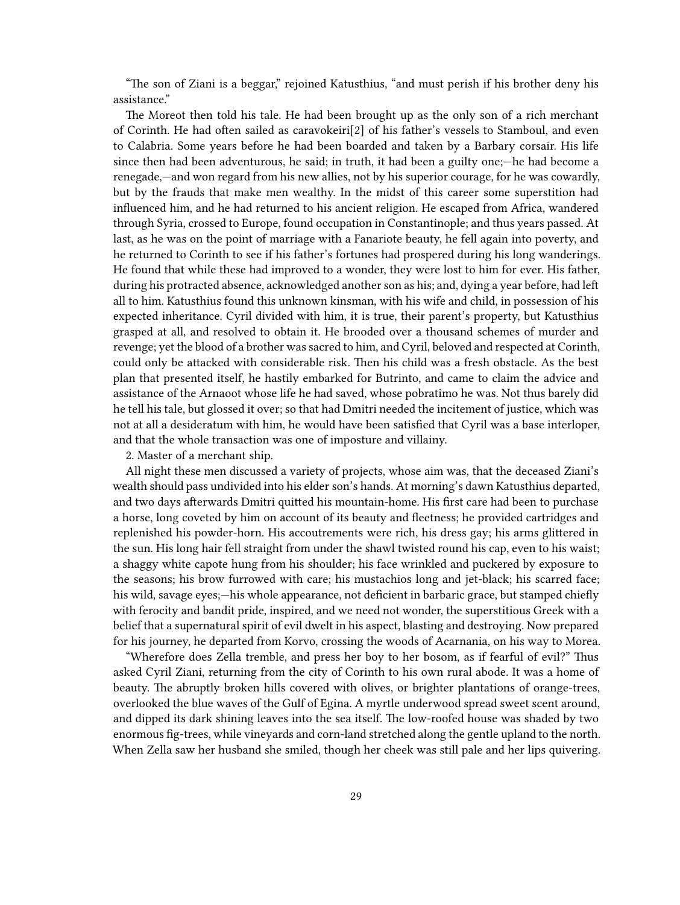"The son of Ziani is a beggar," rejoined Katusthius, "and must perish if his brother deny his assistance."

The Moreot then told his tale. He had been brought up as the only son of a rich merchant of Corinth. He had often sailed as caravokeiri[2] of his father's vessels to Stamboul, and even to Calabria. Some years before he had been boarded and taken by a Barbary corsair. His life since then had been adventurous, he said; in truth, it had been a guilty one;—he had become a renegade,—and won regard from his new allies, not by his superior courage, for he was cowardly, but by the frauds that make men wealthy. In the midst of this career some superstition had influenced him, and he had returned to his ancient religion. He escaped from Africa, wandered through Syria, crossed to Europe, found occupation in Constantinople; and thus years passed. At last, as he was on the point of marriage with a Fanariote beauty, he fell again into poverty, and he returned to Corinth to see if his father's fortunes had prospered during his long wanderings. He found that while these had improved to a wonder, they were lost to him for ever. His father, during his protracted absence, acknowledged another son as his; and, dying a year before, had left all to him. Katusthius found this unknown kinsman, with his wife and child, in possession of his expected inheritance. Cyril divided with him, it is true, their parent's property, but Katusthius grasped at all, and resolved to obtain it. He brooded over a thousand schemes of murder and revenge; yet the blood of a brother was sacred to him, and Cyril, beloved and respected at Corinth, could only be attacked with considerable risk. Then his child was a fresh obstacle. As the best plan that presented itself, he hastily embarked for Butrinto, and came to claim the advice and assistance of the Arnaoot whose life he had saved, whose pobratimo he was. Not thus barely did he tell his tale, but glossed it over; so that had Dmitri needed the incitement of justice, which was not at all a desideratum with him, he would have been satisfied that Cyril was a base interloper, and that the whole transaction was one of imposture and villainy.

2. Master of a merchant ship.

All night these men discussed a variety of projects, whose aim was, that the deceased Ziani's wealth should pass undivided into his elder son's hands. At morning's dawn Katusthius departed, and two days afterwards Dmitri quitted his mountain-home. His first care had been to purchase a horse, long coveted by him on account of its beauty and fleetness; he provided cartridges and replenished his powder-horn. His accoutrements were rich, his dress gay; his arms glittered in the sun. His long hair fell straight from under the shawl twisted round his cap, even to his waist; a shaggy white capote hung from his shoulder; his face wrinkled and puckered by exposure to the seasons; his brow furrowed with care; his mustachios long and jet-black; his scarred face; his wild, savage eyes;—his whole appearance, not deficient in barbaric grace, but stamped chiefly with ferocity and bandit pride, inspired, and we need not wonder, the superstitious Greek with a belief that a supernatural spirit of evil dwelt in his aspect, blasting and destroying. Now prepared for his journey, he departed from Korvo, crossing the woods of Acarnania, on his way to Morea.

"Wherefore does Zella tremble, and press her boy to her bosom, as if fearful of evil?" Thus asked Cyril Ziani, returning from the city of Corinth to his own rural abode. It was a home of beauty. The abruptly broken hills covered with olives, or brighter plantations of orange-trees, overlooked the blue waves of the Gulf of Egina. A myrtle underwood spread sweet scent around, and dipped its dark shining leaves into the sea itself. The low-roofed house was shaded by two enormous fig-trees, while vineyards and corn-land stretched along the gentle upland to the north. When Zella saw her husband she smiled, though her cheek was still pale and her lips quivering.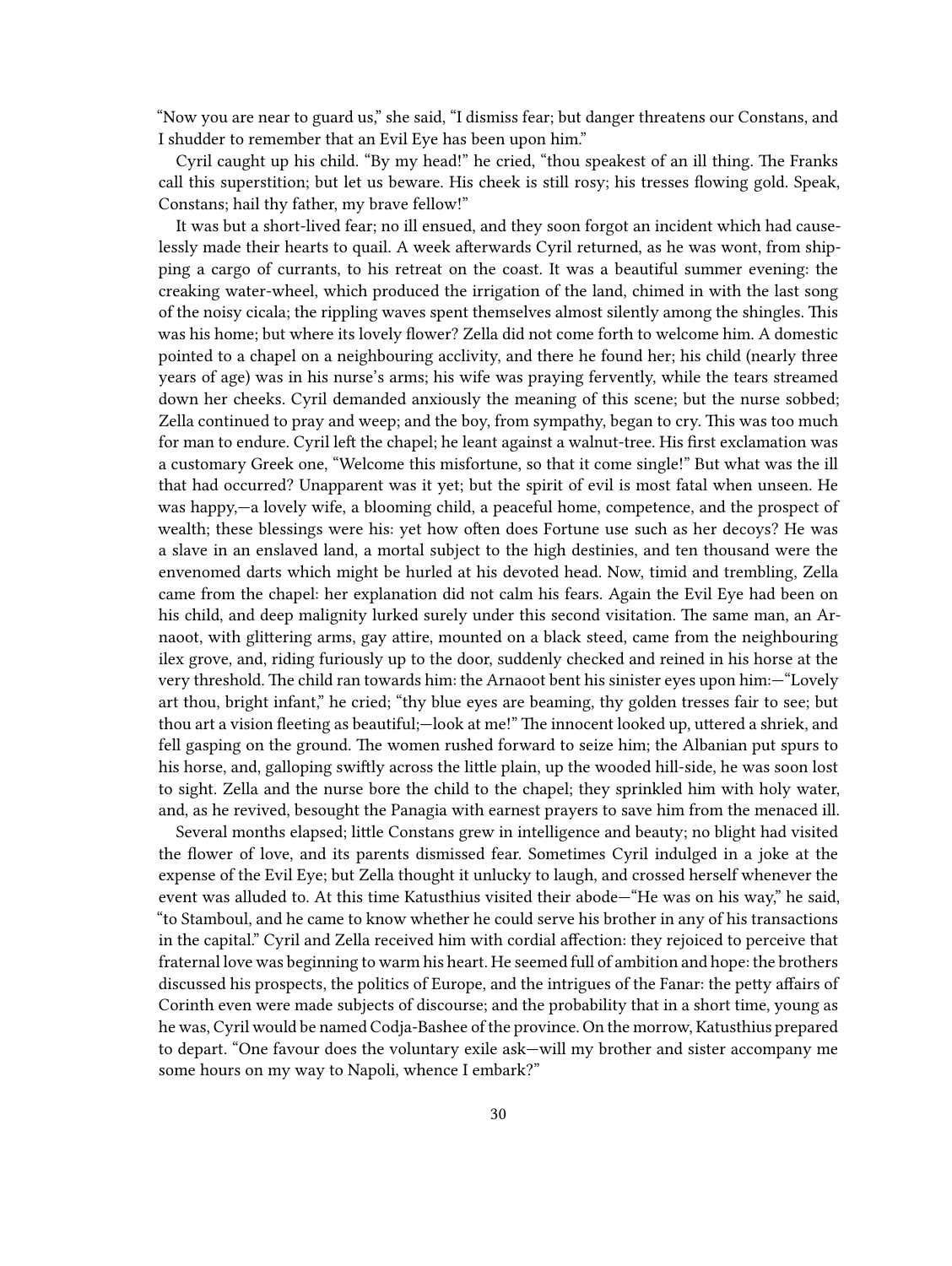"Now you are near to guard us," she said, "I dismiss fear; but danger threatens our Constans, and I shudder to remember that an Evil Eye has been upon him."

Cyril caught up his child. "By my head!" he cried, "thou speakest of an ill thing. The Franks call this superstition; but let us beware. His cheek is still rosy; his tresses flowing gold. Speak, Constans; hail thy father, my brave fellow!"

It was but a short-lived fear; no ill ensued, and they soon forgot an incident which had causelessly made their hearts to quail. A week afterwards Cyril returned, as he was wont, from shipping a cargo of currants, to his retreat on the coast. It was a beautiful summer evening: the creaking water-wheel, which produced the irrigation of the land, chimed in with the last song of the noisy cicala; the rippling waves spent themselves almost silently among the shingles. This was his home; but where its lovely flower? Zella did not come forth to welcome him. A domestic pointed to a chapel on a neighbouring acclivity, and there he found her; his child (nearly three years of age) was in his nurse's arms; his wife was praying fervently, while the tears streamed down her cheeks. Cyril demanded anxiously the meaning of this scene; but the nurse sobbed; Zella continued to pray and weep; and the boy, from sympathy, began to cry. This was too much for man to endure. Cyril left the chapel; he leant against a walnut-tree. His first exclamation was a customary Greek one, "Welcome this misfortune, so that it come single!" But what was the ill that had occurred? Unapparent was it yet; but the spirit of evil is most fatal when unseen. He was happy,—a lovely wife, a blooming child, a peaceful home, competence, and the prospect of wealth; these blessings were his: yet how often does Fortune use such as her decoys? He was a slave in an enslaved land, a mortal subject to the high destinies, and ten thousand were the envenomed darts which might be hurled at his devoted head. Now, timid and trembling, Zella came from the chapel: her explanation did not calm his fears. Again the Evil Eye had been on his child, and deep malignity lurked surely under this second visitation. The same man, an Arnaoot, with glittering arms, gay attire, mounted on a black steed, came from the neighbouring ilex grove, and, riding furiously up to the door, suddenly checked and reined in his horse at the very threshold. The child ran towards him: the Arnaoot bent his sinister eyes upon him:—"Lovely art thou, bright infant," he cried; "thy blue eyes are beaming, thy golden tresses fair to see; but thou art a vision fleeting as beautiful;—look at me!" The innocent looked up, uttered a shriek, and fell gasping on the ground. The women rushed forward to seize him; the Albanian put spurs to his horse, and, galloping swiftly across the little plain, up the wooded hill-side, he was soon lost to sight. Zella and the nurse bore the child to the chapel; they sprinkled him with holy water, and, as he revived, besought the Panagia with earnest prayers to save him from the menaced ill.

Several months elapsed; little Constans grew in intelligence and beauty; no blight had visited the flower of love, and its parents dismissed fear. Sometimes Cyril indulged in a joke at the expense of the Evil Eye; but Zella thought it unlucky to laugh, and crossed herself whenever the event was alluded to. At this time Katusthius visited their abode—"He was on his way," he said, "to Stamboul, and he came to know whether he could serve his brother in any of his transactions in the capital." Cyril and Zella received him with cordial affection: they rejoiced to perceive that fraternal love was beginning to warm his heart. He seemed full of ambition and hope: the brothers discussed his prospects, the politics of Europe, and the intrigues of the Fanar: the petty affairs of Corinth even were made subjects of discourse; and the probability that in a short time, young as he was, Cyril would be named Codja-Bashee of the province. On the morrow, Katusthius prepared to depart. "One favour does the voluntary exile ask—will my brother and sister accompany me some hours on my way to Napoli, whence I embark?"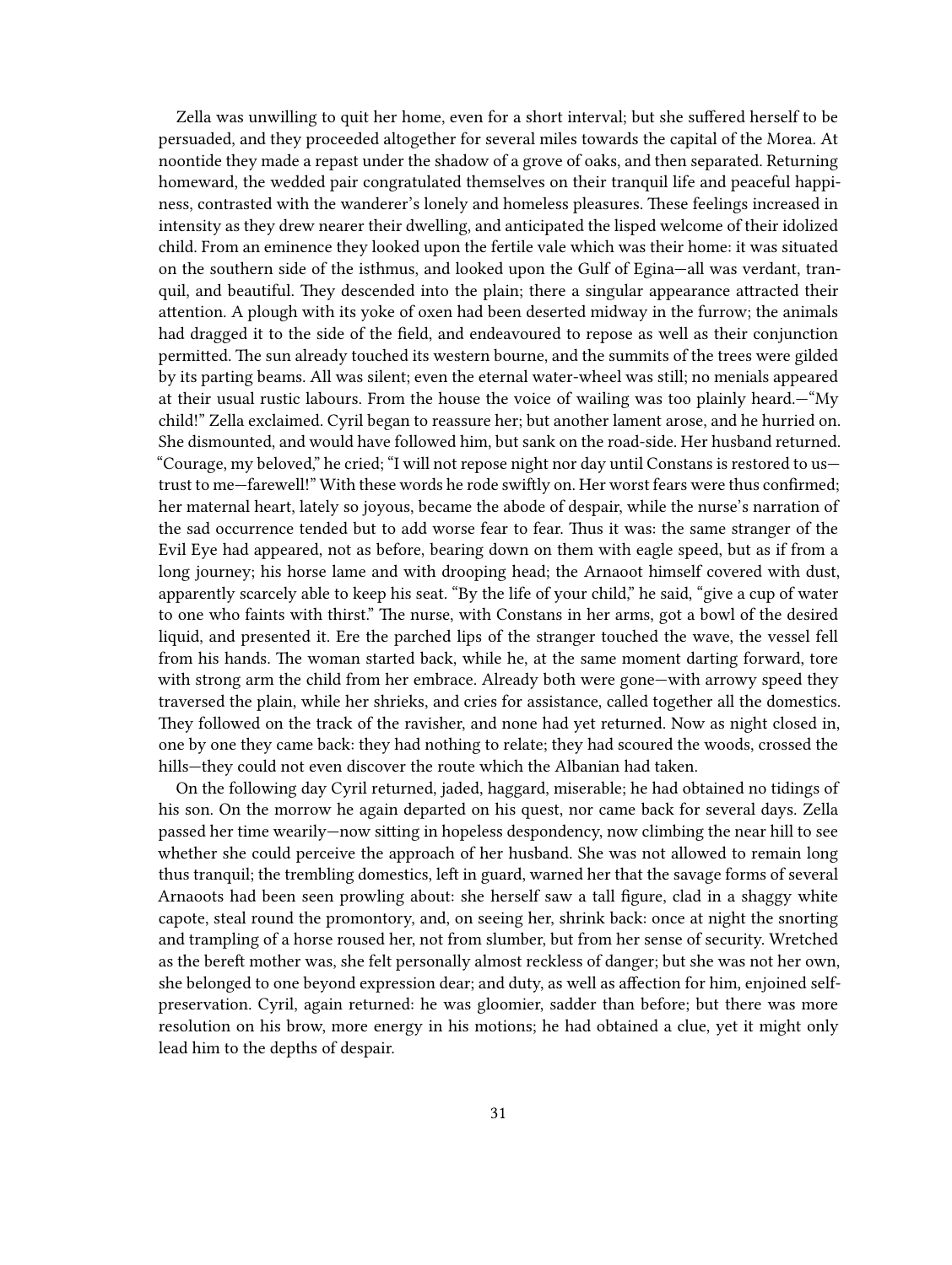Zella was unwilling to quit her home, even for a short interval; but she suffered herself to be persuaded, and they proceeded altogether for several miles towards the capital of the Morea. At noontide they made a repast under the shadow of a grove of oaks, and then separated. Returning homeward, the wedded pair congratulated themselves on their tranquil life and peaceful happiness, contrasted with the wanderer's lonely and homeless pleasures. These feelings increased in intensity as they drew nearer their dwelling, and anticipated the lisped welcome of their idolized child. From an eminence they looked upon the fertile vale which was their home: it was situated on the southern side of the isthmus, and looked upon the Gulf of Egina—all was verdant, tranquil, and beautiful. They descended into the plain; there a singular appearance attracted their attention. A plough with its yoke of oxen had been deserted midway in the furrow; the animals had dragged it to the side of the field, and endeavoured to repose as well as their conjunction permitted. The sun already touched its western bourne, and the summits of the trees were gilded by its parting beams. All was silent; even the eternal water-wheel was still; no menials appeared at their usual rustic labours. From the house the voice of wailing was too plainly heard.—"My child!" Zella exclaimed. Cyril began to reassure her; but another lament arose, and he hurried on. She dismounted, and would have followed him, but sank on the road-side. Her husband returned. "Courage, my beloved," he cried; "I will not repose night nor day until Constans is restored to us—trust to me—farewell!" With these words he rode swiftly on. Her worst fears were thus confirmed; her maternal heart, lately so joyous, became the abode of despair, while the nurse's narration of the sad occurrence tended but to add worse fear to fear. Thus it was: the same stranger of the Evil Eye had appeared, not as before, bearing down on them with eagle speed, but as if from a long journey; his horse lame and with drooping head; the Arnaoot himself covered with dust, apparently scarcely able to keep his seat. "By the life of your child," he said, "give a cup of water to one who faints with thirst." The nurse, with Constans in her arms, got a bowl of the desired liquid, and presented it. Ere the parched lips of the stranger touched the wave, the vessel fell from his hands. The woman started back, while he, at the same moment darting forward, tore with strong arm the child from her embrace. Already both were gone—with arrowy speed they traversed the plain, while her shrieks, and cries for assistance, called together all the domestics. They followed on the track of the ravisher, and none had yet returned. Now as night closed in, one by one they came back: they had nothing to relate; they had scoured the woods, crossed the hills—they could not even discover the route which the Albanian had taken.

On the following day Cyril returned, jaded, haggard, miserable; he had obtained no tidings of his son. On the morrow he again departed on his quest, nor came back for several days. Zella passed her time wearily—now sitting in hopeless despondency, now climbing the near hill to see whether she could perceive the approach of her husband. She was not allowed to remain long thus tranquil; the trembling domestics, left in guard, warned her that the savage forms of several Arnaoots had been seen prowling about: she herself saw a tall figure, clad in a shaggy white capote, steal round the promontory, and, on seeing her, shrink back: once at night the snorting and trampling of a horse roused her, not from slumber, but from her sense of security. Wretched as the bereft mother was, she felt personally almost reckless of danger; but she was not her own, she belonged to one beyond expression dear; and duty, as well as affection for him, enjoined self-preservation. Cyril, again returned: he was gloomier, sadder than before; but there was more resolution on his brow, more energy in his motions; he had obtained a clue, yet it might only lead him to the depths of despair.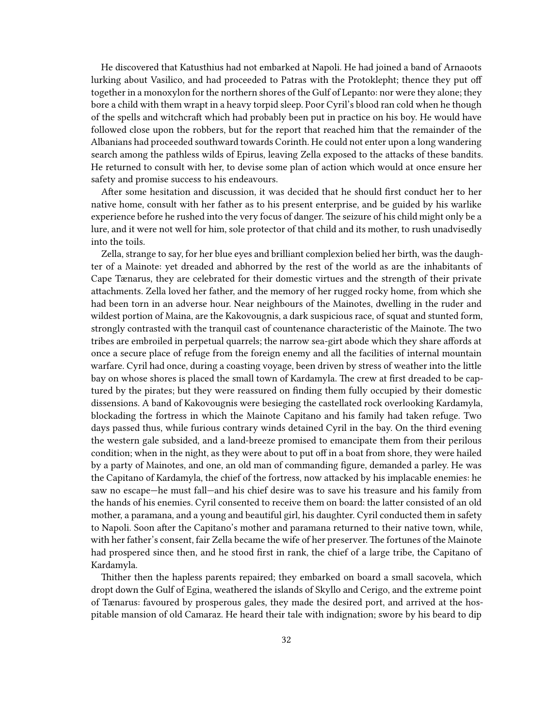He discovered that Katusthius had not embarked at Napoli. He had joined a band of Arnaoots lurking about Vasilico, and had proceeded to Patras with the Protoklepht; thence they put off together in a monoxylon for the northern shores of the Gulf of Lepanto: nor were they alone; they bore a child with them wrapt in a heavy torpid sleep. Poor Cyril's blood ran cold when he though of the spells and witchcraft which had probably been put in practice on his boy. He would have followed close upon the robbers, but for the report that reached him that the remainder of the Albanians had proceeded southward towards Corinth. He could not enter upon a long wandering search among the pathless wilds of Epirus, leaving Zella exposed to the attacks of these bandits. He returned to consult with her, to devise some plan of action which would at once ensure her safety and promise success to his endeavours.

After some hesitation and discussion, it was decided that he should first conduct her to her native home, consult with her father as to his present enterprise, and be guided by his warlike experience before he rushed into the very focus of danger. The seizure of his child might only be a lure, and it were not well for him, sole protector of that child and its mother, to rush unadvisedly into the toils.

Zella, strange to say, for her blue eyes and brilliant complexion belied her birth, was the daughter of a Mainote: yet dreaded and abhorred by the rest of the world as are the inhabitants of Cape Tænarus, they are celebrated for their domestic virtues and the strength of their private attachments. Zella loved her father, and the memory of her rugged rocky home, from which she had been torn in an adverse hour. Near neighbours of the Mainotes, dwelling in the ruder and wildest portion of Maina, are the Kakovougnis, a dark suspicious race, of squat and stunted form, strongly contrasted with the tranquil cast of countenance characteristic of the Mainote. The two tribes are embroiled in perpetual quarrels; the narrow sea-girt abode which they share affords at once a secure place of refuge from the foreign enemy and all the facilities of internal mountain warfare. Cyril had once, during a coasting voyage, been driven by stress of weather into the little bay on whose shores is placed the small town of Kardamyla. The crew at first dreaded to be captured by the pirates; but they were reassured on finding them fully occupied by their domestic dissensions. A band of Kakovougnis were besieging the castellated rock overlooking Kardamyla, blockading the fortress in which the Mainote Capitano and his family had taken refuge. Two days passed thus, while furious contrary winds detained Cyril in the bay. On the third evening the western gale subsided, and a land-breeze promised to emancipate them from their perilous condition; when in the night, as they were about to put off in a boat from shore, they were hailed by a party of Mainotes, and one, an old man of commanding figure, demanded a parley. He was the Capitano of Kardamyla, the chief of the fortress, now attacked by his implacable enemies: he saw no escape—he must fall—and his chief desire was to save his treasure and his family from the hands of his enemies. Cyril consented to receive them on board: the latter consisted of an old mother, a paramana, and a young and beautiful girl, his daughter. Cyril conducted them in safety to Napoli. Soon after the Capitano's mother and paramana returned to their native town, while, with her father's consent, fair Zella became the wife of her preserver. The fortunes of the Mainote had prospered since then, and he stood first in rank, the chief of a large tribe, the Capitano of Kardamyla.

Thither then the hapless parents repaired; they embarked on board a small sacovela, which dropt down the Gulf of Egina, weathered the islands of Skyllo and Cerigo, and the extreme point of Tænarus: favoured by prosperous gales, they made the desired port, and arrived at the hospitable mansion of old Camaraz. He heard their tale with indignation; swore by his beard to dip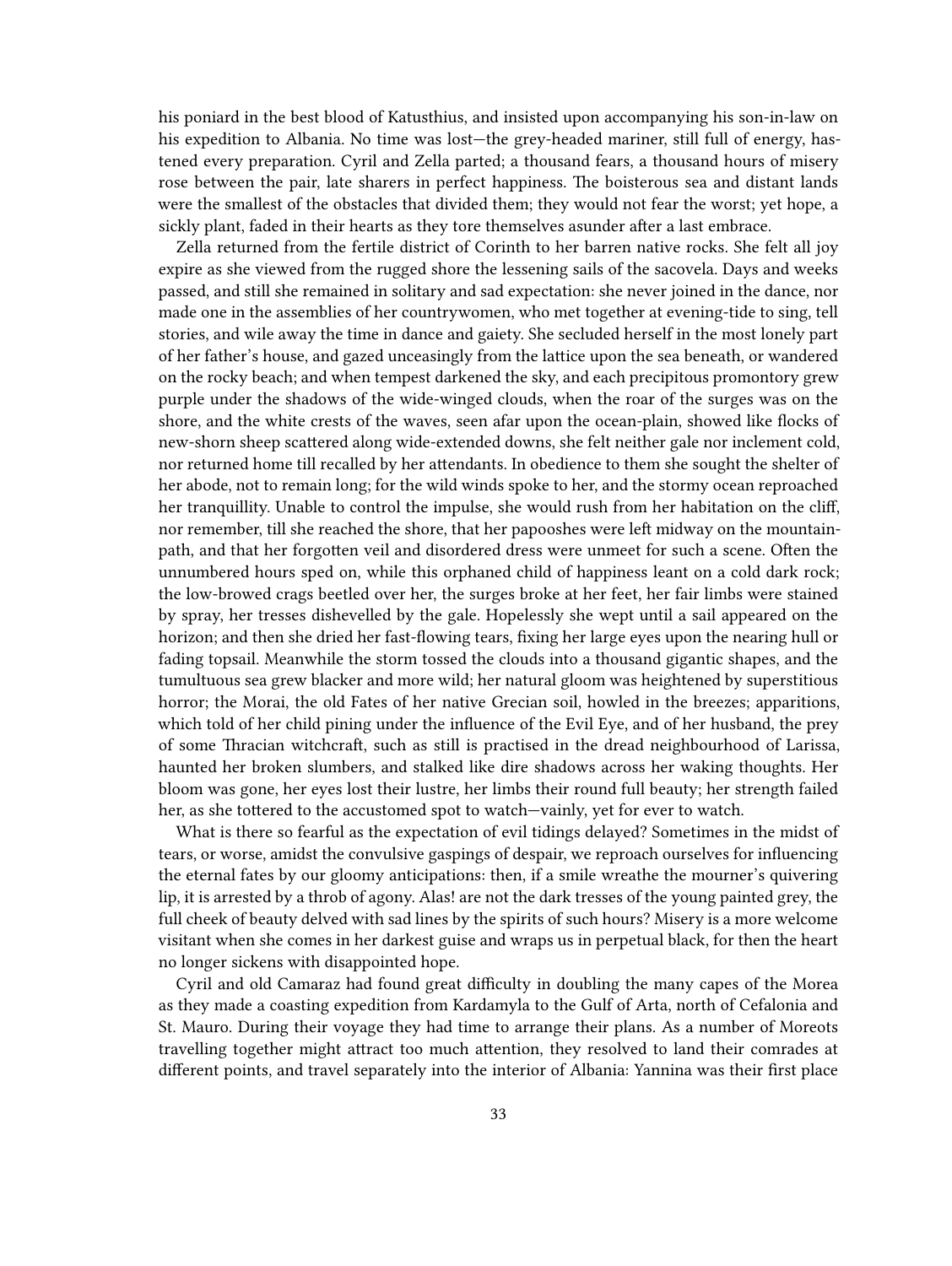his poniard in the best blood of Katusthius, and insisted upon accompanying his son-in-law on his expedition to Albania. No time was lost—the grey-headed mariner, still full of energy, hastened every preparation. Cyril and Zella parted; a thousand fears, a thousand hours of misery rose between the pair, late sharers in perfect happiness. The boisterous sea and distant lands were the smallest of the obstacles that divided them; they would not fear the worst; yet hope, a sickly plant, faded in their hearts as they tore themselves asunder after a last embrace.

Zella returned from the fertile district of Corinth to her barren native rocks. She felt all joy expire as she viewed from the rugged shore the lessening sails of the sacovela. Days and weeks passed, and still she remained in solitary and sad expectation: she never joined in the dance, nor made one in the assemblies of her countrywomen, who met together at evening-tide to sing, tell stories, and wile away the time in dance and gaiety. She secluded herself in the most lonely part of her father's house, and gazed unceasingly from the lattice upon the sea beneath, or wandered on the rocky beach; and when tempest darkened the sky, and each precipitous promontory grew purple under the shadows of the wide-winged clouds, when the roar of the surges was on the shore, and the white crests of the waves, seen afar upon the ocean-plain, showed like flocks of new-shorn sheep scattered along wide-extended downs, she felt neither gale nor inclement cold, nor returned home till recalled by her attendants. In obedience to them she sought the shelter of her abode, not to remain long; for the wild winds spoke to her, and the stormy ocean reproached her tranquillity. Unable to control the impulse, she would rush from her habitation on the cliff, nor remember, till she reached the shore, that her papooshes were left midway on the mountain-path, and that her forgotten veil and disordered dress were unmeet for such a scene. Often the unnumbered hours sped on, while this orphaned child of happiness leant on a cold dark rock; the low-browed crags beetled over her, the surges broke at her feet, her fair limbs were stained by spray, her tresses dishevelled by the gale. Hopelessly she wept until a sail appeared on the horizon; and then she dried her fast-flowing tears, fixing her large eyes upon the nearing hull or fading topsail. Meanwhile the storm tossed the clouds into a thousand gigantic shapes, and the tumultuous sea grew blacker and more wild; her natural gloom was heightened by superstitious horror; the Morai, the old Fates of her native Grecian soil, howled in the breezes; apparitions, which told of her child pining under the influence of the Evil Eye, and of her husband, the prey of some Thracian witchcraft, such as still is practised in the dread neighbourhood of Larissa, haunted her broken slumbers, and stalked like dire shadows across her waking thoughts. Her bloom was gone, her eyes lost their lustre, her limbs their round full beauty; her strength failed her, as she tottered to the accustomed spot to watch—vainly, yet for ever to watch.

What is there so fearful as the expectation of evil tidings delayed? Sometimes in the midst of tears, or worse, amidst the convulsive gaspings of despair, we reproach ourselves for influencing the eternal fates by our gloomy anticipations: then, if a smile wreathe the mourner's quivering lip, it is arrested by a throb of agony. Alas! are not the dark tresses of the young painted grey, the full cheek of beauty delved with sad lines by the spirits of such hours? Misery is a more welcome visitant when she comes in her darkest guise and wraps us in perpetual black, for then the heart no longer sickens with disappointed hope.

Cyril and old Camaraz had found great difficulty in doubling the many capes of the Morea as they made a coasting expedition from Kardamyla to the Gulf of Arta, north of Cefalonia and St. Mauro. During their voyage they had time to arrange their plans. As a number of Moreots travelling together might attract too much attention, they resolved to land their comrades at different points, and travel separately into the interior of Albania: Yannina was their first place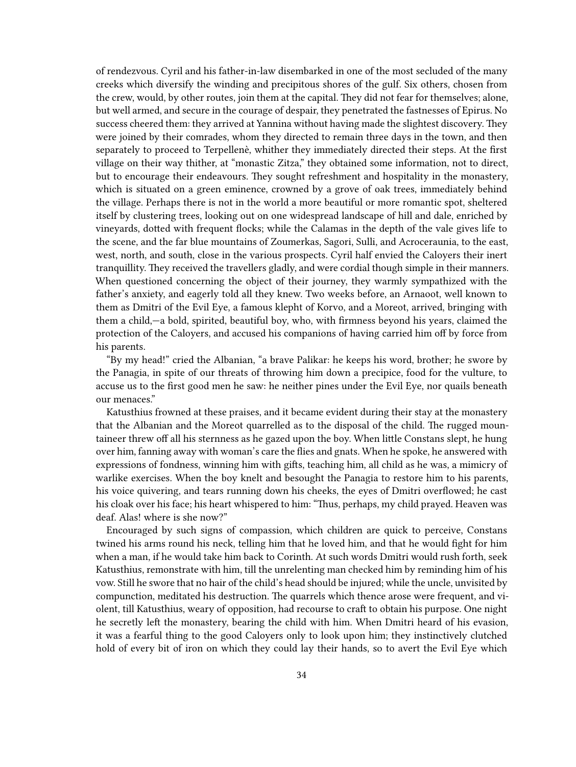of rendezvous. Cyril and his father-in-law disembarked in one of the most secluded of the many creeks which diversify the winding and precipitous shores of the gulf. Six others, chosen from the crew, would, by other routes, join them at the capital. They did not fear for themselves; alone, but well armed, and secure in the courage of despair, they penetrated the fastnesses of Epirus. No success cheered them: they arrived at Yannina without having made the slightest discovery. They were joined by their comrades, whom they directed to remain three days in the town, and then separately to proceed to Terpellenè, whither they immediately directed their steps. At the first village on their way thither, at "monastic Zitza," they obtained some information, not to direct, but to encourage their endeavours. They sought refreshment and hospitality in the monastery, which is situated on a green eminence, crowned by a grove of oak trees, immediately behind the village. Perhaps there is not in the world a more beautiful or more romantic spot, sheltered itself by clustering trees, looking out on one widespread landscape of hill and dale, enriched by vineyards, dotted with frequent flocks; while the Calamas in the depth of the vale gives life to the scene, and the far blue mountains of Zoumerkas, Sagori, Sulli, and Acroceraunia, to the east, west, north, and south, close in the various prospects. Cyril half envied the Caloyers their inert tranquillity. They received the travellers gladly, and were cordial though simple in their manners. When questioned concerning the object of their journey, they warmly sympathized with the father's anxiety, and eagerly told all they knew. Two weeks before, an Arnaoot, well known to them as Dmitri of the Evil Eye, a famous klepht of Korvo, and a Moreot, arrived, bringing with them a child,—a bold, spirited, beautiful boy, who, with firmness beyond his years, claimed the protection of the Caloyers, and accused his companions of having carried him off by force from his parents.

"By my head!" cried the Albanian, "a brave Palikar: he keeps his word, brother; he swore by the Panagia, in spite of our threats of throwing him down a precipice, food for the vulture, to accuse us to the first good men he saw: he neither pines under the Evil Eye, nor quails beneath our menaces."

Katusthius frowned at these praises, and it became evident during their stay at the monastery that the Albanian and the Moreot quarrelled as to the disposal of the child. The rugged mountaineer threw off all his sternness as he gazed upon the boy. When little Constans slept, he hung over him, fanning away with woman's care the flies and gnats. When he spoke, he answered with expressions of fondness, winning him with gifts, teaching him, all child as he was, a mimicry of warlike exercises. When the boy knelt and besought the Panagia to restore him to his parents, his voice quivering, and tears running down his cheeks, the eyes of Dmitri overflowed; he cast his cloak over his face; his heart whispered to him: "Thus, perhaps, my child prayed. Heaven was deaf. Alas! where is she now?"

Encouraged by such signs of compassion, which children are quick to perceive, Constans twined his arms round his neck, telling him that he loved him, and that he would fight for him when a man, if he would take him back to Corinth. At such words Dmitri would rush forth, seek Katusthius, remonstrate with him, till the unrelenting man checked him by reminding him of his vow. Still he swore that no hair of the child's head should be injured; while the uncle, unvisited by compunction, meditated his destruction. The quarrels which thence arose were frequent, and violent, till Katusthius, weary of opposition, had recourse to craft to obtain his purpose. One night he secretly left the monastery, bearing the child with him. When Dmitri heard of his evasion, it was a fearful thing to the good Caloyers only to look upon him; they instinctively clutched hold of every bit of iron on which they could lay their hands, so to avert the Evil Eye which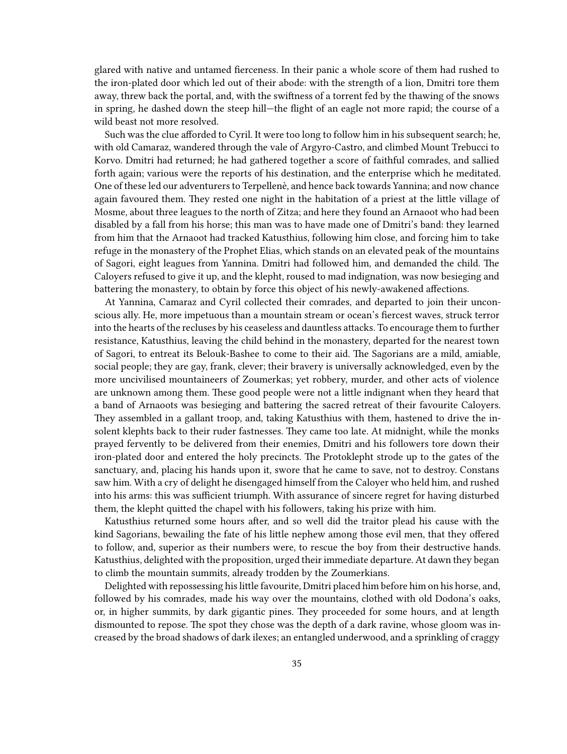glared with native and untamed fierceness. In their panic a whole score of them had rushed to the iron-plated door which led out of their abode: with the strength of a lion, Dmitri tore them away, threw back the portal, and, with the swiftness of a torrent fed by the thawing of the snows in spring, he dashed down the steep hill—the flight of an eagle not more rapid; the course of a wild beast not more resolved.

Such was the clue afforded to Cyril. It were too long to follow him in his subsequent search; he, with old Camaraz, wandered through the vale of Argyro-Castro, and climbed Mount Trebucci to Korvo. Dmitri had returned; he had gathered together a score of faithful comrades, and sallied forth again; various were the reports of his destination, and the enterprise which he meditated. One of these led our adventurers to Terpellenè, and hence back towards Yannina; and now chance again favoured them. They rested one night in the habitation of a priest at the little village of Mosme, about three leagues to the north of Zitza; and here they found an Arnaoot who had been disabled by a fall from his horse; this man was to have made one of Dmitri's band: they learned from him that the Arnaoot had tracked Katusthius, following him close, and forcing him to take refuge in the monastery of the Prophet Elias, which stands on an elevated peak of the mountains of Sagori, eight leagues from Yannina. Dmitri had followed him, and demanded the child. The Caloyers refused to give it up, and the klepht, roused to mad indignation, was now besieging and battering the monastery, to obtain by force this object of his newly-awakened affections.

At Yannina, Camaraz and Cyril collected their comrades, and departed to join their unconscious ally. He, more impetuous than a mountain stream or ocean's fiercest waves, struck terror into the hearts of the recluses by his ceaseless and dauntless attacks. To encourage them to further resistance, Katusthius, leaving the child behind in the monastery, departed for the nearest town of Sagori, to entreat its Belouk-Bashee to come to their aid. The Sagorians are a mild, amiable, social people; they are gay, frank, clever; their bravery is universally acknowledged, even by the more uncivilised mountaineers of Zoumerkas; yet robbery, murder, and other acts of violence are unknown among them. These good people were not a little indignant when they heard that a band of Arnaoots was besieging and battering the sacred retreat of their favourite Caloyers. They assembled in a gallant troop, and, taking Katusthius with them, hastened to drive the insolent klephts back to their ruder fastnesses. They came too late. At midnight, while the monks prayed fervently to be delivered from their enemies, Dmitri and his followers tore down their iron-plated door and entered the holy precincts. The Protoklepht strode up to the gates of the sanctuary, and, placing his hands upon it, swore that he came to save, not to destroy. Constans saw him. With a cry of delight he disengaged himself from the Caloyer who held him, and rushed into his arms: this was sufficient triumph. With assurance of sincere regret for having disturbed them, the klepht quitted the chapel with his followers, taking his prize with him.

Katusthius returned some hours after, and so well did the traitor plead his cause with the kind Sagorians, bewailing the fate of his little nephew among those evil men, that they offered to follow, and, superior as their numbers were, to rescue the boy from their destructive hands. Katusthius, delighted with the proposition, urged their immediate departure. At dawn they began to climb the mountain summits, already trodden by the Zoumerkians.

Delighted with repossessing his little favourite, Dmitri placed him before him on his horse, and, followed by his comrades, made his way over the mountains, clothed with old Dodona's oaks, or, in higher summits, by dark gigantic pines. They proceeded for some hours, and at length dismounted to repose. The spot they chose was the depth of a dark ravine, whose gloom was increased by the broad shadows of dark ilexes; an entangled underwood, and a sprinkling of craggy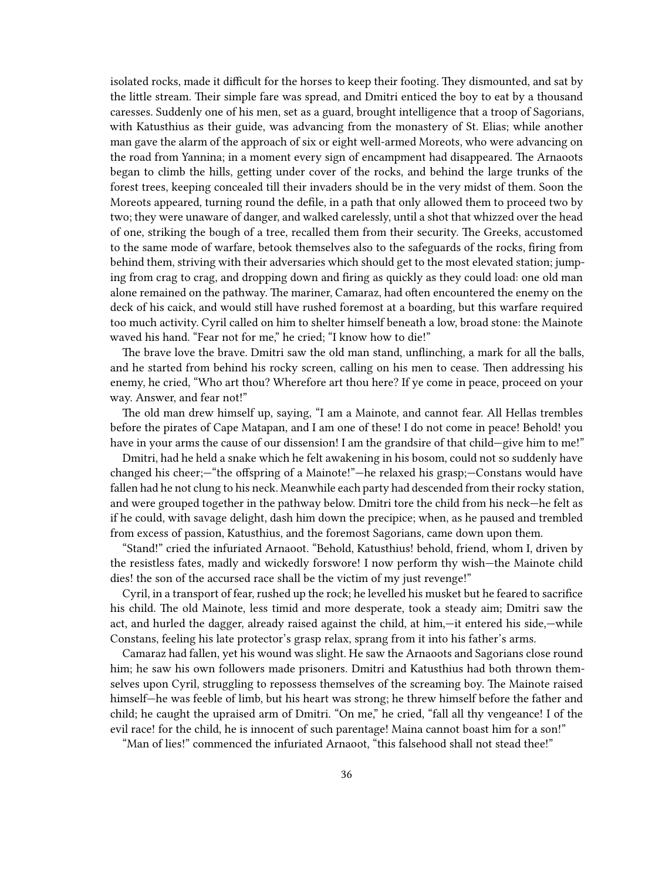isolated rocks, made it difficult for the horses to keep their footing. They dismounted, and sat by the little stream. Their simple fare was spread, and Dmitri enticed the boy to eat by a thousand caresses. Suddenly one of his men, set as a guard, brought intelligence that a troop of Sagorians, with Katusthius as their guide, was advancing from the monastery of St. Elias; while another man gave the alarm of the approach of six or eight well-armed Moreots, who were advancing on the road from Yannina; in a moment every sign of encampment had disappeared. The Arnaoots began to climb the hills, getting under cover of the rocks, and behind the large trunks of the forest trees, keeping concealed till their invaders should be in the very midst of them. Soon the Moreots appeared, turning round the defile, in a path that only allowed them to proceed two by two; they were unaware of danger, and walked carelessly, until a shot that whizzed over the head of one, striking the bough of a tree, recalled them from their security. The Greeks, accustomed to the same mode of warfare, betook themselves also to the safeguards of the rocks, firing from behind them, striving with their adversaries which should get to the most elevated station; jumping from crag to crag, and dropping down and firing as quickly as they could load: one old man alone remained on the pathway. The mariner, Camaraz, had often encountered the enemy on the deck of his caick, and would still have rushed foremost at a boarding, but this warfare required too much activity. Cyril called on him to shelter himself beneath a low, broad stone: the Mainote waved his hand. "Fear not for me," he cried; "I know how to die!"

The brave love the brave. Dmitri saw the old man stand, unflinching, a mark for all the balls, and he started from behind his rocky screen, calling on his men to cease. Then addressing his enemy, he cried, "Who art thou? Wherefore art thou here? If ye come in peace, proceed on your way. Answer, and fear not!"

The old man drew himself up, saying, "I am a Mainote, and cannot fear. All Hellas trembles before the pirates of Cape Matapan, and I am one of these! I do not come in peace! Behold! you have in your arms the cause of our dissension! I am the grandsire of that child—give him to me!"

Dmitri, had he held a snake which he felt awakening in his bosom, could not so suddenly have changed his cheer;—"the offspring of a Mainote!"—he relaxed his grasp;—Constans would have fallen had he not clung to his neck. Meanwhile each party had descended from their rocky station, and were grouped together in the pathway below. Dmitri tore the child from his neck—he felt as if he could, with savage delight, dash him down the precipice; when, as he paused and trembled from excess of passion, Katusthius, and the foremost Sagorians, came down upon them.

"Stand!" cried the infuriated Arnaoot. "Behold, Katusthius! behold, friend, whom I, driven by the resistless fates, madly and wickedly forswore! I now perform thy wish—the Mainote child dies! the son of the accursed race shall be the victim of my just revenge!"

Cyril, in a transport of fear, rushed up the rock; he levelled his musket but he feared to sacrifice his child. The old Mainote, less timid and more desperate, took a steady aim; Dmitri saw the act, and hurled the dagger, already raised against the child, at him,—it entered his side,—while Constans, feeling his late protector's grasp relax, sprang from it into his father's arms.

Camaraz had fallen, yet his wound was slight. He saw the Arnaoots and Sagorians close round him; he saw his own followers made prisoners. Dmitri and Katusthius had both thrown themselves upon Cyril, struggling to repossess themselves of the screaming boy. The Mainote raised himself—he was feeble of limb, but his heart was strong; he threw himself before the father and child; he caught the upraised arm of Dmitri. "On me," he cried, "fall all thy vengeance! I of the evil race! for the child, he is innocent of such parentage! Maina cannot boast him for a son!"

"Man of lies!" commenced the infuriated Arnaoot, "this falsehood shall not stead thee!"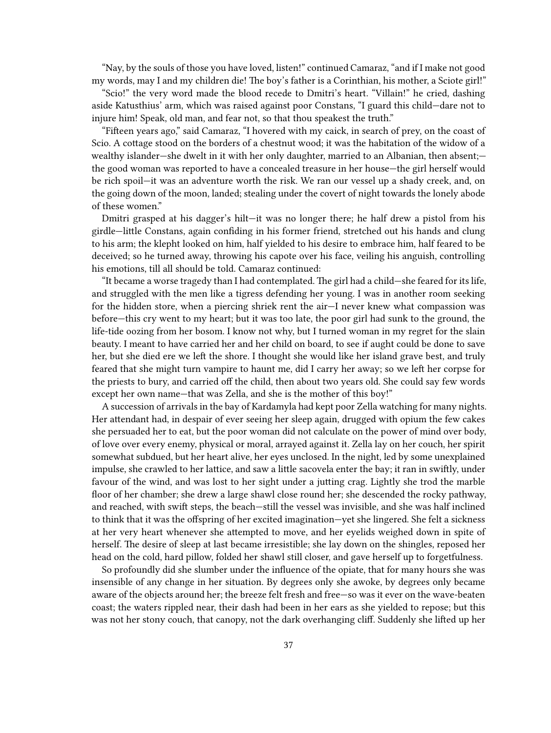"Nay, by the souls of those you have loved, listen!" continued Camaraz, "and if I make not good my words, may I and my children die! The boy's father is a Corinthian, his mother, a Sciote girl!"

"Scio!" the very word made the blood recede to Dmitri's heart. "Villain!" he cried, dashing aside Katusthius' arm, which was raised against poor Constans, "I guard this child—dare not to injure him! Speak, old man, and fear not, so that thou speakest the truth."

"Fifteen years ago," said Camaraz, "I hovered with my caick, in search of prey, on the coast of Scio. A cottage stood on the borders of a chestnut wood; it was the habitation of the widow of a wealthy islander—she dwelt in it with her only daughter, married to an Albanian, then absent;—the good woman was reported to have a concealed treasure in her house—the girl herself would be rich spoil—it was an adventure worth the risk. We ran our vessel up a shady creek, and, on the going down of the moon, landed; stealing under the covert of night towards the lonely abode of these women."

Dmitri grasped at his dagger's hilt—it was no longer there; he half drew a pistol from his girdle—little Constans, again confiding in his former friend, stretched out his hands and clung to his arm; the klepht looked on him, half yielded to his desire to embrace him, half feared to be deceived; so he turned away, throwing his capote over his face, veiling his anguish, controlling his emotions, till all should be told. Camaraz continued:

"It became a worse tragedy than I had contemplated. The girl had a child—she feared for its life, and struggled with the men like a tigress defending her young. I was in another room seeking for the hidden store, when a piercing shriek rent the air—I never knew what compassion was before—this cry went to my heart; but it was too late, the poor girl had sunk to the ground, the life-tide oozing from her bosom. I know not why, but I turned woman in my regret for the slain beauty. I meant to have carried her and her child on board, to see if aught could be done to save her, but she died ere we left the shore. I thought she would like her island grave best, and truly feared that she might turn vampire to haunt me, did I carry her away; so we left her corpse for the priests to bury, and carried off the child, then about two years old. She could say few words except her own name—that was Zella, and she is the mother of this boy!"

A succession of arrivals in the bay of Kardamyla had kept poor Zella watching for many nights. Her attendant had, in despair of ever seeing her sleep again, drugged with opium the few cakes she persuaded her to eat, but the poor woman did not calculate on the power of mind over body, of love over every enemy, physical or moral, arrayed against it. Zella lay on her couch, her spirit somewhat subdued, but her heart alive, her eyes unclosed. In the night, led by some unexplained impulse, she crawled to her lattice, and saw a little sacovela enter the bay; it ran in swiftly, under favour of the wind, and was lost to her sight under a jutting crag. Lightly she trod the marble floor of her chamber; she drew a large shawl close round her; she descended the rocky pathway, and reached, with swift steps, the beach—still the vessel was invisible, and she was half inclined to think that it was the offspring of her excited imagination—yet she lingered. She felt a sickness at her very heart whenever she attempted to move, and her eyelids weighed down in spite of herself. The desire of sleep at last became irresistible; she lay down on the shingles, reposed her head on the cold, hard pillow, folded her shawl still closer, and gave herself up to forgetfulness.

So profoundly did she slumber under the influence of the opiate, that for many hours she was insensible of any change in her situation. By degrees only she awoke, by degrees only became aware of the objects around her; the breeze felt fresh and free—so was it ever on the wave-beaten coast; the waters rippled near, their dash had been in her ears as she yielded to repose; but this was not her stony couch, that canopy, not the dark overhanging cliff. Suddenly she lifted up her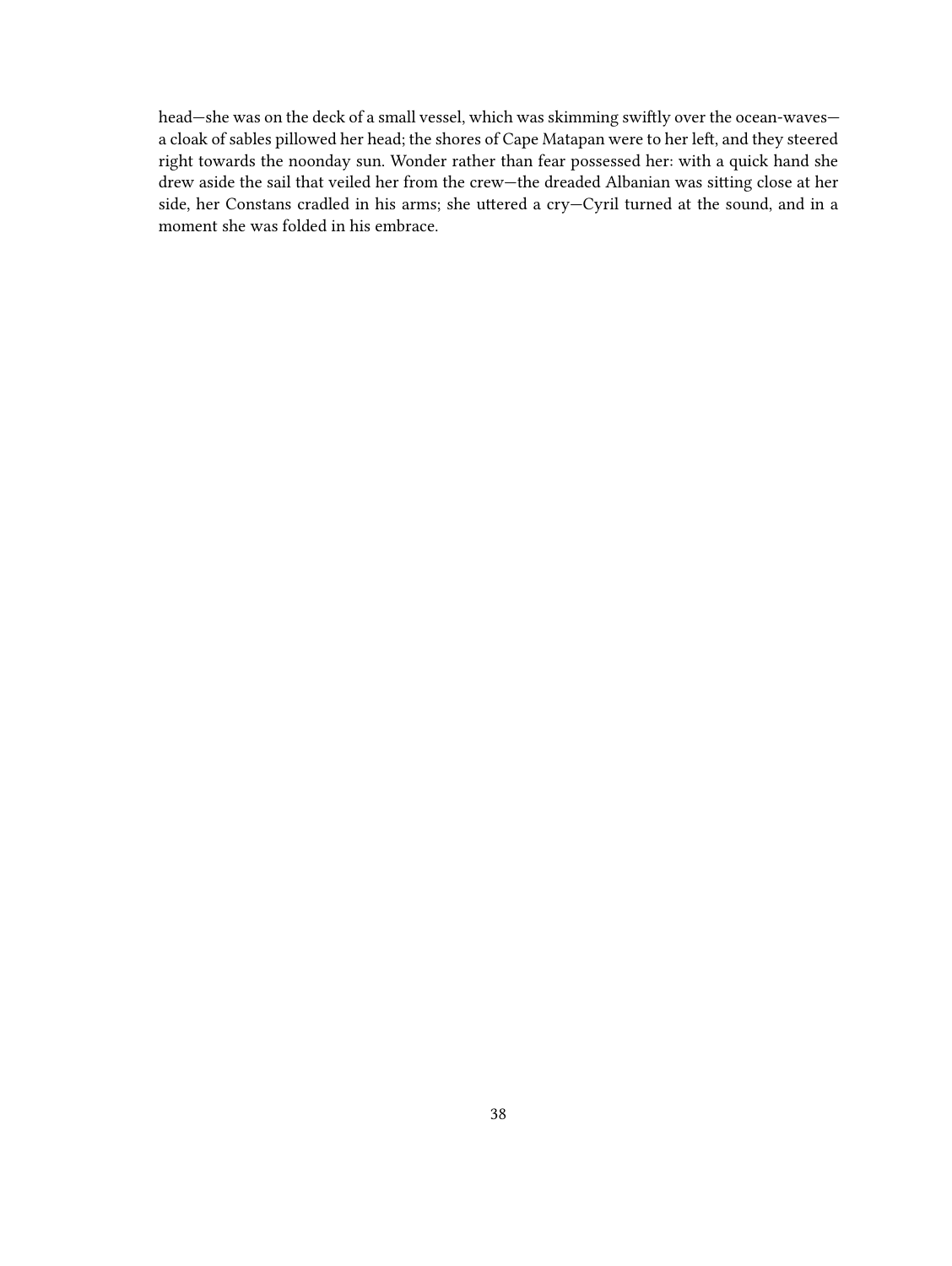head—she was on the deck of a small vessel, which was skimming swiftly over the ocean-waves—a cloak of sables pillowed her head; the shores of Cape Matapan were to her left, and they steered right towards the noonday sun. Wonder rather than fear possessed her: with a quick hand she drew aside the sail that veiled her from the crew—the dreaded Albanian was sitting close at her side, her Constans cradled in his arms; she uttered a cry—Cyril turned at the sound, and in a moment she was folded in his embrace.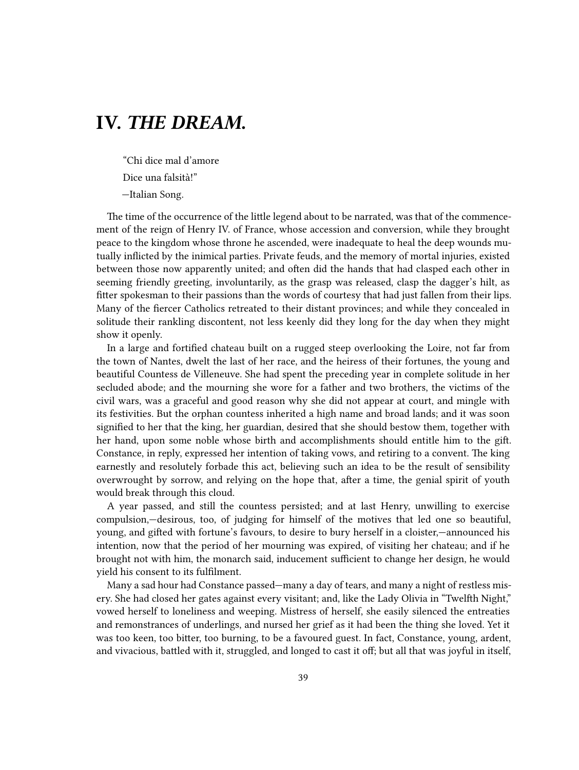# IV. *THE DREAM.*

> "Chi dice mal d'amore
>
> Dice una falsità!"
>
> —Italian Song.

The time of the occurrence of the little legend about to be narrated, was that of the commencement of the reign of Henry IV. of France, whose accession and conversion, while they brought peace to the kingdom whose throne he ascended, were inadequate to heal the deep wounds mutually inflicted by the inimical parties. Private feuds, and the memory of mortal injuries, existed between those now apparently united; and often did the hands that had clasped each other in seeming friendly greeting, involuntarily, as the grasp was released, clasp the dagger's hilt, as fitter spokesman to their passions than the words of courtesy that had just fallen from their lips. Many of the fiercer Catholics retreated to their distant provinces; and while they concealed in solitude their rankling discontent, not less keenly did they long for the day when they might show it openly.

In a large and fortified chateau built on a rugged steep overlooking the Loire, not far from the town of Nantes, dwelt the last of her race, and the heiress of their fortunes, the young and beautiful Countess de Villeneuve. She had spent the preceding year in complete solitude in her secluded abode; and the mourning she wore for a father and two brothers, the victims of the civil wars, was a graceful and good reason why she did not appear at court, and mingle with its festivities. But the orphan countess inherited a high name and broad lands; and it was soon signified to her that the king, her guardian, desired that she should bestow them, together with her hand, upon some noble whose birth and accomplishments should entitle him to the gift. Constance, in reply, expressed her intention of taking vows, and retiring to a convent. The king earnestly and resolutely forbade this act, believing such an idea to be the result of sensibility overwrought by sorrow, and relying on the hope that, after a time, the genial spirit of youth would break through this cloud.

A year passed, and still the countess persisted; and at last Henry, unwilling to exercise compulsion,—desirous, too, of judging for himself of the motives that led one so beautiful, young, and gifted with fortune's favours, to desire to bury herself in a cloister,—announced his intention, now that the period of her mourning was expired, of visiting her chateau; and if he brought not with him, the monarch said, inducement sufficient to change her design, he would yield his consent to its fulfilment.

Many a sad hour had Constance passed—many a day of tears, and many a night of restless misery. She had closed her gates against every visitant; and, like the Lady Olivia in "Twelfth Night," vowed herself to loneliness and weeping. Mistress of herself, she easily silenced the entreaties and remonstrances of underlings, and nursed her grief as it had been the thing she loved. Yet it was too keen, too bitter, too burning, to be a favoured guest. In fact, Constance, young, ardent, and vivacious, battled with it, struggled, and longed to cast it off; but all that was joyful in itself,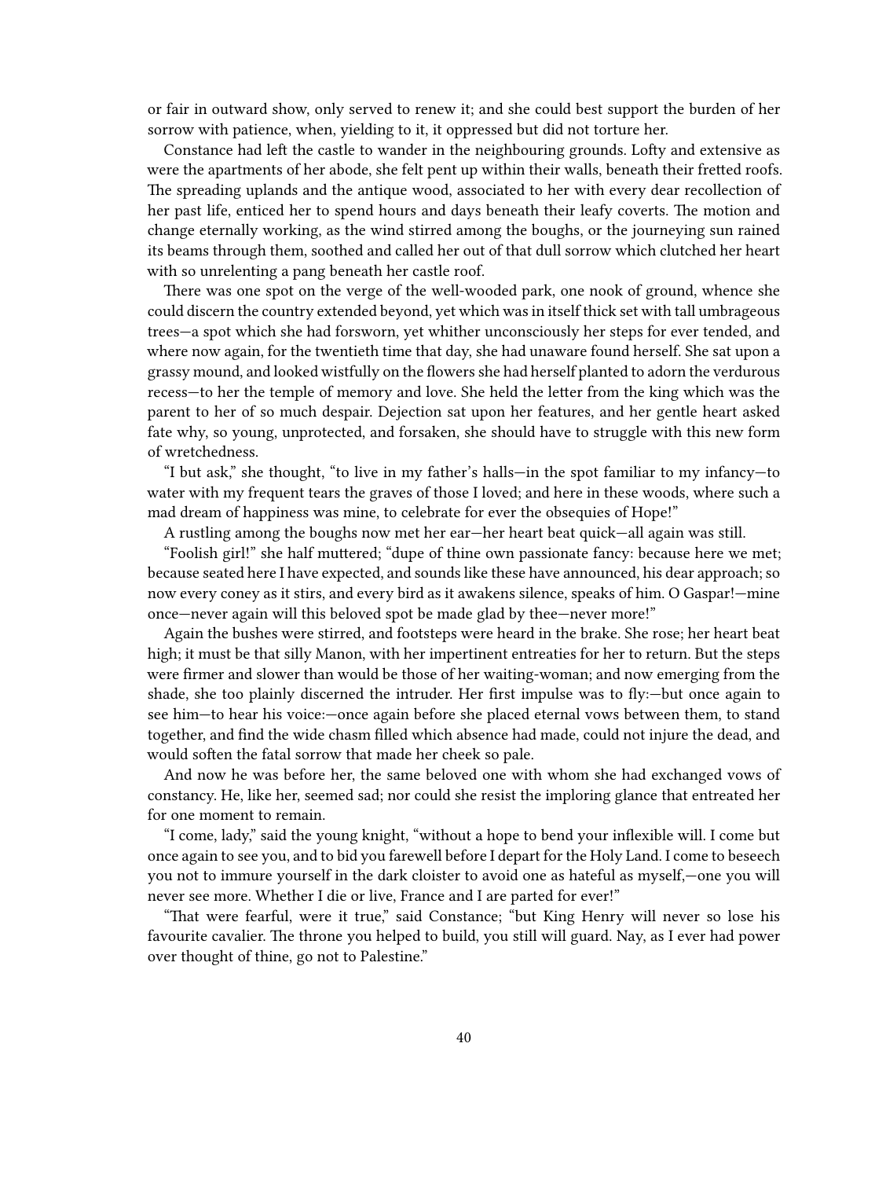or fair in outward show, only served to renew it; and she could best support the burden of her sorrow with patience, when, yielding to it, it oppressed but did not torture her.

Constance had left the castle to wander in the neighbouring grounds. Lofty and extensive as were the apartments of her abode, she felt pent up within their walls, beneath their fretted roofs. The spreading uplands and the antique wood, associated to her with every dear recollection of her past life, enticed her to spend hours and days beneath their leafy coverts. The motion and change eternally working, as the wind stirred among the boughs, or the journeying sun rained its beams through them, soothed and called her out of that dull sorrow which clutched her heart with so unrelenting a pang beneath her castle roof.

There was one spot on the verge of the well-wooded park, one nook of ground, whence she could discern the country extended beyond, yet which was in itself thick set with tall umbrageous trees—a spot which she had forsworn, yet whither unconsciously her steps for ever tended, and where now again, for the twentieth time that day, she had unaware found herself. She sat upon a grassy mound, and looked wistfully on the flowers she had herself planted to adorn the verdurous recess—to her the temple of memory and love. She held the letter from the king which was the parent to her of so much despair. Dejection sat upon her features, and her gentle heart asked fate why, so young, unprotected, and forsaken, she should have to struggle with this new form of wretchedness.

"I but ask," she thought, "to live in my father's halls—in the spot familiar to my infancy—to water with my frequent tears the graves of those I loved; and here in these woods, where such a mad dream of happiness was mine, to celebrate for ever the obsequies of Hope!"

A rustling among the boughs now met her ear—her heart beat quick—all again was still.

"Foolish girl!" she half muttered; "dupe of thine own passionate fancy: because here we met; because seated here I have expected, and sounds like these have announced, his dear approach; so now every coney as it stirs, and every bird as it awakens silence, speaks of him. O Gaspar!—mine once—never again will this beloved spot be made glad by thee—never more!"

Again the bushes were stirred, and footsteps were heard in the brake. She rose; her heart beat high; it must be that silly Manon, with her impertinent entreaties for her to return. But the steps were firmer and slower than would be those of her waiting-woman; and now emerging from the shade, she too plainly discerned the intruder. Her first impulse was to fly:—but once again to see him—to hear his voice:—once again before she placed eternal vows between them, to stand together, and find the wide chasm filled which absence had made, could not injure the dead, and would soften the fatal sorrow that made her cheek so pale.

And now he was before her, the same beloved one with whom she had exchanged vows of constancy. He, like her, seemed sad; nor could she resist the imploring glance that entreated her for one moment to remain.

"I come, lady," said the young knight, "without a hope to bend your inflexible will. I come but once again to see you, and to bid you farewell before I depart for the Holy Land. I come to beseech you not to immure yourself in the dark cloister to avoid one as hateful as myself,—one you will never see more. Whether I die or live, France and I are parted for ever!"

"That were fearful, were it true," said Constance; "but King Henry will never so lose his favourite cavalier. The throne you helped to build, you still will guard. Nay, as I ever had power over thought of thine, go not to Palestine."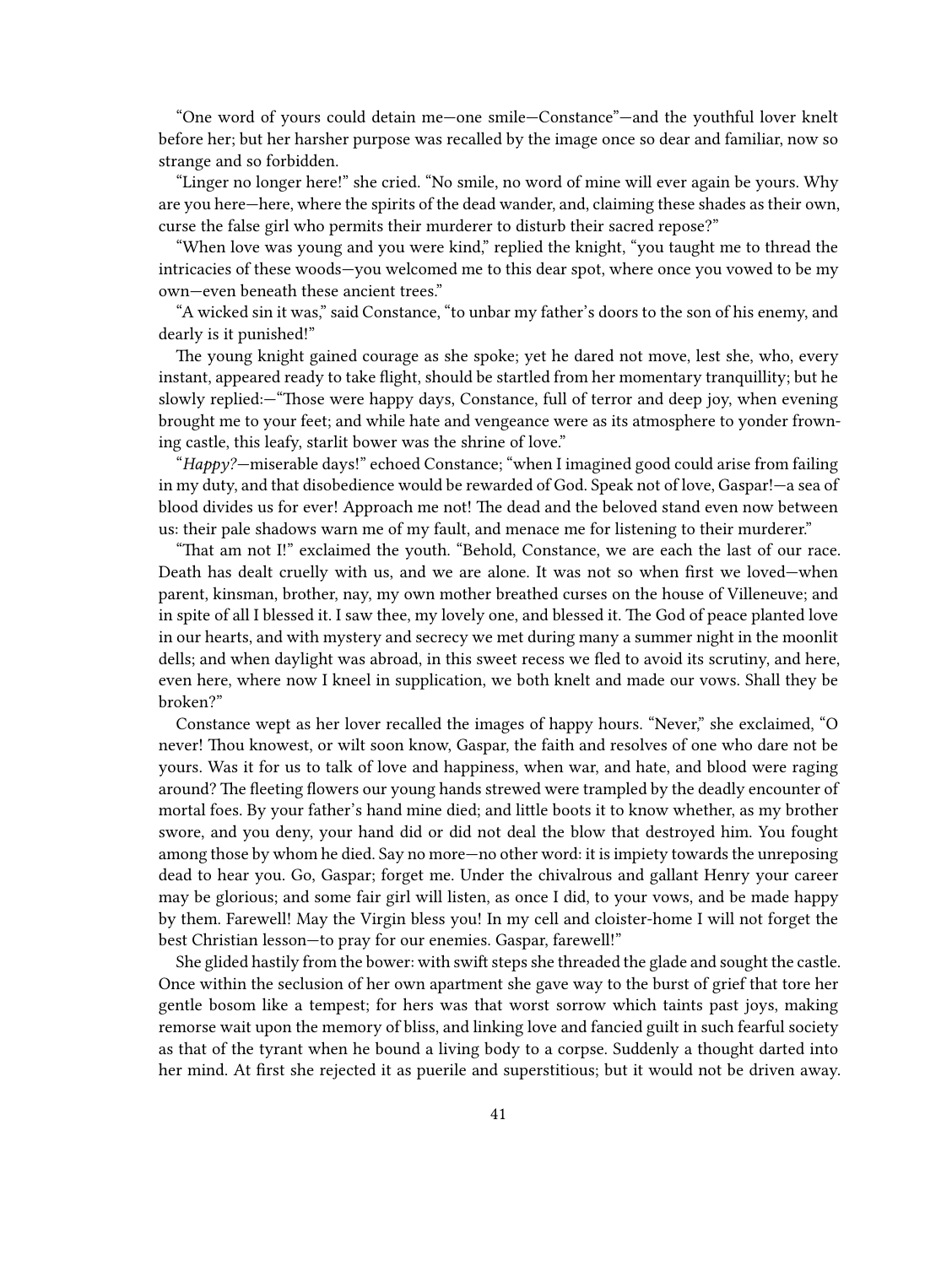"One word of yours could detain me—one smile—Constance"—and the youthful lover knelt before her; but her harsher purpose was recalled by the image once so dear and familiar, now so strange and so forbidden.

"Linger no longer here!" she cried. "No smile, no word of mine will ever again be yours. Why are you here—here, where the spirits of the dead wander, and, claiming these shades as their own, curse the false girl who permits their murderer to disturb their sacred repose?"

"When love was young and you were kind," replied the knight, "you taught me to thread the intricacies of these woods—you welcomed me to this dear spot, where once you vowed to be my own—even beneath these ancient trees."

"A wicked sin it was," said Constance, "to unbar my father's doors to the son of his enemy, and dearly is it punished!"

The young knight gained courage as she spoke; yet he dared not move, lest she, who, every instant, appeared ready to take flight, should be startled from her momentary tranquillity; but he slowly replied:—"Those were happy days, Constance, full of terror and deep joy, when evening brought me to your feet; and while hate and vengeance were as its atmosphere to yonder frowning castle, this leafy, starlit bower was the shrine of love."

"*Happy?*—miserable days!" echoed Constance; "when I imagined good could arise from failing in my duty, and that disobedience would be rewarded of God. Speak not of love, Gaspar!—a sea of blood divides us for ever! Approach me not! The dead and the beloved stand even now between us: their pale shadows warn me of my fault, and menace me for listening to their murderer."

"That am not I!" exclaimed the youth. "Behold, Constance, we are each the last of our race. Death has dealt cruelly with us, and we are alone. It was not so when first we loved—when parent, kinsman, brother, nay, my own mother breathed curses on the house of Villeneuve; and in spite of all I blessed it. I saw thee, my lovely one, and blessed it. The God of peace planted love in our hearts, and with mystery and secrecy we met during many a summer night in the moonlit dells; and when daylight was abroad, in this sweet recess we fled to avoid its scrutiny, and here, even here, where now I kneel in supplication, we both knelt and made our vows. Shall they be broken?"

Constance wept as her lover recalled the images of happy hours. "Never," she exclaimed, "O never! Thou knowest, or wilt soon know, Gaspar, the faith and resolves of one who dare not be yours. Was it for us to talk of love and happiness, when war, and hate, and blood were raging around? The fleeting flowers our young hands strewed were trampled by the deadly encounter of mortal foes. By your father's hand mine died; and little boots it to know whether, as my brother swore, and you deny, your hand did or did not deal the blow that destroyed him. You fought among those by whom he died. Say no more—no other word: it is impiety towards the unreposing dead to hear you. Go, Gaspar; forget me. Under the chivalrous and gallant Henry your career may be glorious; and some fair girl will listen, as once I did, to your vows, and be made happy by them. Farewell! May the Virgin bless you! In my cell and cloister-home I will not forget the best Christian lesson—to pray for our enemies. Gaspar, farewell!"

She glided hastily from the bower: with swift steps she threaded the glade and sought the castle. Once within the seclusion of her own apartment she gave way to the burst of grief that tore her gentle bosom like a tempest; for hers was that worst sorrow which taints past joys, making remorse wait upon the memory of bliss, and linking love and fancied guilt in such fearful society as that of the tyrant when he bound a living body to a corpse. Suddenly a thought darted into her mind. At first she rejected it as puerile and superstitious; but it would not be driven away.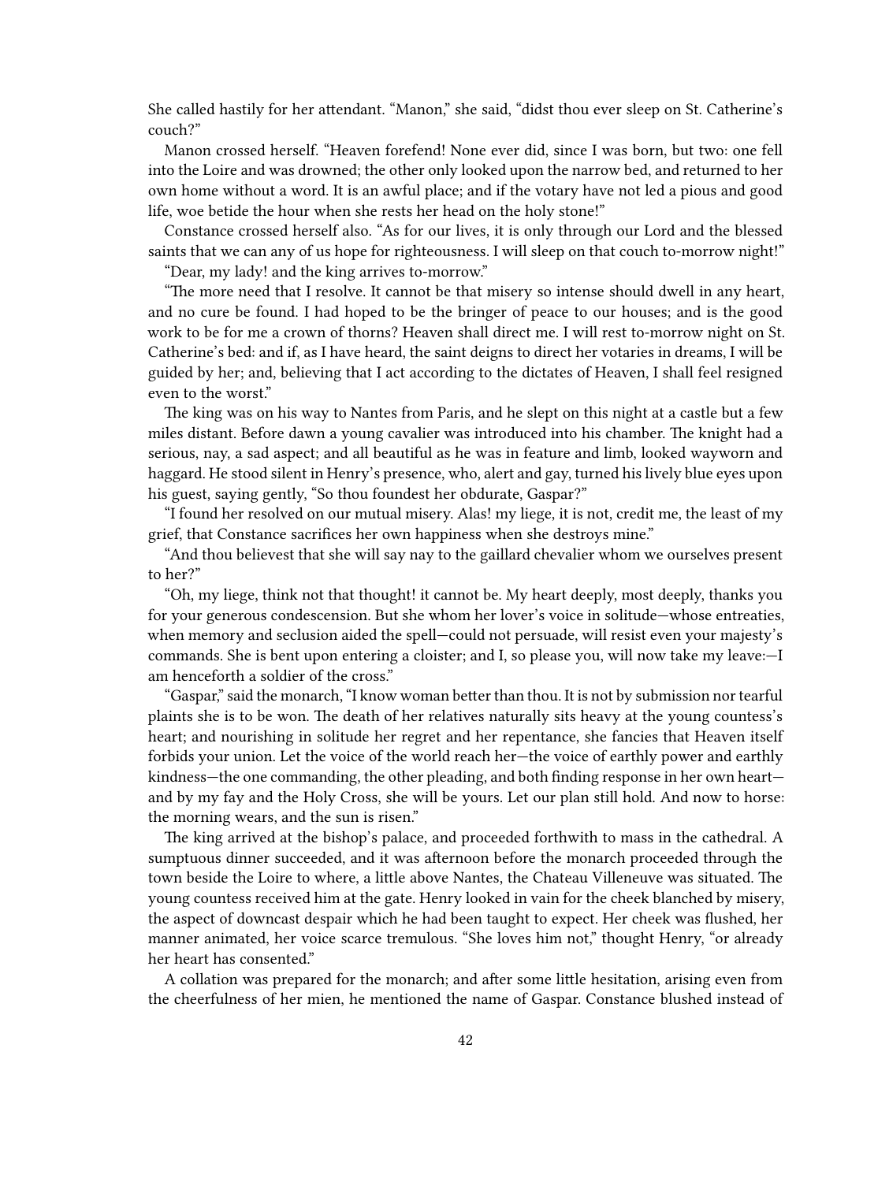She called hastily for her attendant. "Manon," she said, "didst thou ever sleep on St. Catherine's couch?"

Manon crossed herself. "Heaven forefend! None ever did, since I was born, but two: one fell into the Loire and was drowned; the other only looked upon the narrow bed, and returned to her own home without a word. It is an awful place; and if the votary have not led a pious and good life, woe betide the hour when she rests her head on the holy stone!"

Constance crossed herself also. "As for our lives, it is only through our Lord and the blessed saints that we can any of us hope for righteousness. I will sleep on that couch to-morrow night!"

"Dear, my lady! and the king arrives to-morrow."

"The more need that I resolve. It cannot be that misery so intense should dwell in any heart, and no cure be found. I had hoped to be the bringer of peace to our houses; and is the good work to be for me a crown of thorns? Heaven shall direct me. I will rest to-morrow night on St. Catherine's bed: and if, as I have heard, the saint deigns to direct her votaries in dreams, I will be guided by her; and, believing that I act according to the dictates of Heaven, I shall feel resigned even to the worst."

The king was on his way to Nantes from Paris, and he slept on this night at a castle but a few miles distant. Before dawn a young cavalier was introduced into his chamber. The knight had a serious, nay, a sad aspect; and all beautiful as he was in feature and limb, looked wayworn and haggard. He stood silent in Henry's presence, who, alert and gay, turned his lively blue eyes upon his guest, saying gently, "So thou foundest her obdurate, Gaspar?"

"I found her resolved on our mutual misery. Alas! my liege, it is not, credit me, the least of my grief, that Constance sacrifices her own happiness when she destroys mine."

"And thou believest that she will say nay to the gaillard chevalier whom we ourselves present to her?"

"Oh, my liege, think not that thought! it cannot be. My heart deeply, most deeply, thanks you for your generous condescension. But she whom her lover's voice in solitude—whose entreaties, when memory and seclusion aided the spell—could not persuade, will resist even your majesty's commands. She is bent upon entering a cloister; and I, so please you, will now take my leave:—I am henceforth a soldier of the cross."

"Gaspar," said the monarch, "I know woman better than thou. It is not by submission nor tearful plaints she is to be won. The death of her relatives naturally sits heavy at the young countess's heart; and nourishing in solitude her regret and her repentance, she fancies that Heaven itself forbids your union. Let the voice of the world reach her—the voice of earthly power and earthly kindness—the one commanding, the other pleading, and both finding response in her own heart—and by my fay and the Holy Cross, she will be yours. Let our plan still hold. And now to horse: the morning wears, and the sun is risen."

The king arrived at the bishop's palace, and proceeded forthwith to mass in the cathedral. A sumptuous dinner succeeded, and it was afternoon before the monarch proceeded through the town beside the Loire to where, a little above Nantes, the Chateau Villeneuve was situated. The young countess received him at the gate. Henry looked in vain for the cheek blanched by misery, the aspect of downcast despair which he had been taught to expect. Her cheek was flushed, her manner animated, her voice scarce tremulous. "She loves him not," thought Henry, "or already her heart has consented."

A collation was prepared for the monarch; and after some little hesitation, arising even from the cheerfulness of her mien, he mentioned the name of Gaspar. Constance blushed instead of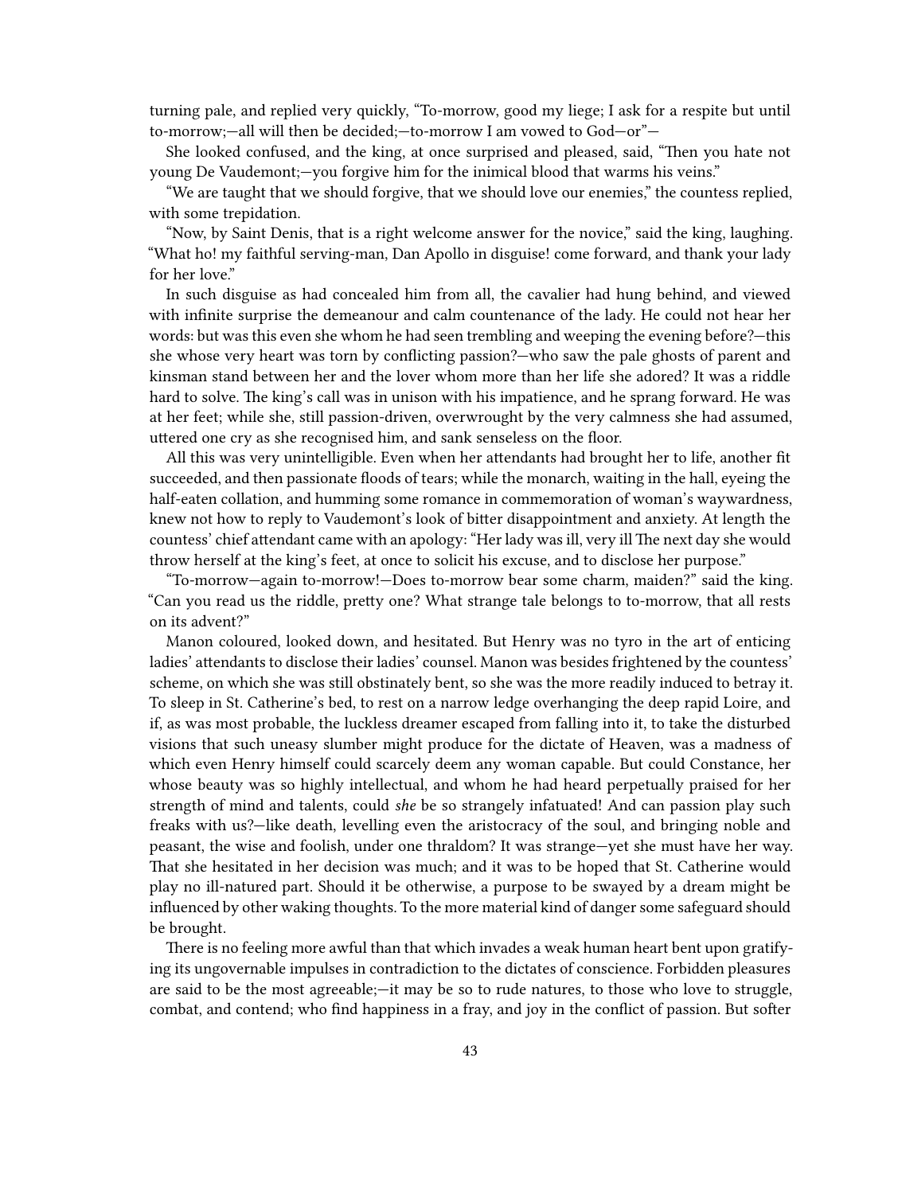turning pale, and replied very quickly, "To-morrow, good my liege; I ask for a respite but until to-morrow;—all will then be decided;—to-morrow I am vowed to God—or"—

She looked confused, and the king, at once surprised and pleased, said, "Then you hate not young De Vaudemont;—you forgive him for the inimical blood that warms his veins."

"We are taught that we should forgive, that we should love our enemies," the countess replied, with some trepidation.

"Now, by Saint Denis, that is a right welcome answer for the novice," said the king, laughing. "What ho! my faithful serving-man, Dan Apollo in disguise! come forward, and thank your lady for her love."

In such disguise as had concealed him from all, the cavalier had hung behind, and viewed with infinite surprise the demeanour and calm countenance of the lady. He could not hear her words: but was this even she whom he had seen trembling and weeping the evening before?—this she whose very heart was torn by conflicting passion?—who saw the pale ghosts of parent and kinsman stand between her and the lover whom more than her life she adored? It was a riddle hard to solve. The king's call was in unison with his impatience, and he sprang forward. He was at her feet; while she, still passion-driven, overwrought by the very calmness she had assumed, uttered one cry as she recognised him, and sank senseless on the floor.

All this was very unintelligible. Even when her attendants had brought her to life, another fit succeeded, and then passionate floods of tears; while the monarch, waiting in the hall, eyeing the half-eaten collation, and humming some romance in commemoration of woman's waywardness, knew not how to reply to Vaudemont's look of bitter disappointment and anxiety. At length the countess' chief attendant came with an apology: "Her lady was ill, very ill The next day she would throw herself at the king's feet, at once to solicit his excuse, and to disclose her purpose."

"To-morrow—again to-morrow!—Does to-morrow bear some charm, maiden?" said the king. "Can you read us the riddle, pretty one? What strange tale belongs to to-morrow, that all rests on its advent?"

Manon coloured, looked down, and hesitated. But Henry was no tyro in the art of enticing ladies' attendants to disclose their ladies' counsel. Manon was besides frightened by the countess' scheme, on which she was still obstinately bent, so she was the more readily induced to betray it. To sleep in St. Catherine's bed, to rest on a narrow ledge overhanging the deep rapid Loire, and if, as was most probable, the luckless dreamer escaped from falling into it, to take the disturbed visions that such uneasy slumber might produce for the dictate of Heaven, was a madness of which even Henry himself could scarcely deem any woman capable. But could Constance, her whose beauty was so highly intellectual, and whom he had heard perpetually praised for her strength of mind and talents, could *she* be so strangely infatuated! And can passion play such freaks with us?—like death, levelling even the aristocracy of the soul, and bringing noble and peasant, the wise and foolish, under one thraldom? It was strange—yet she must have her way. That she hesitated in her decision was much; and it was to be hoped that St. Catherine would play no ill-natured part. Should it be otherwise, a purpose to be swayed by a dream might be influenced by other waking thoughts. To the more material kind of danger some safeguard should be brought.

There is no feeling more awful than that which invades a weak human heart bent upon gratifying its ungovernable impulses in contradiction to the dictates of conscience. Forbidden pleasures are said to be the most agreeable;—it may be so to rude natures, to those who love to struggle, combat, and contend; who find happiness in a fray, and joy in the conflict of passion. But softer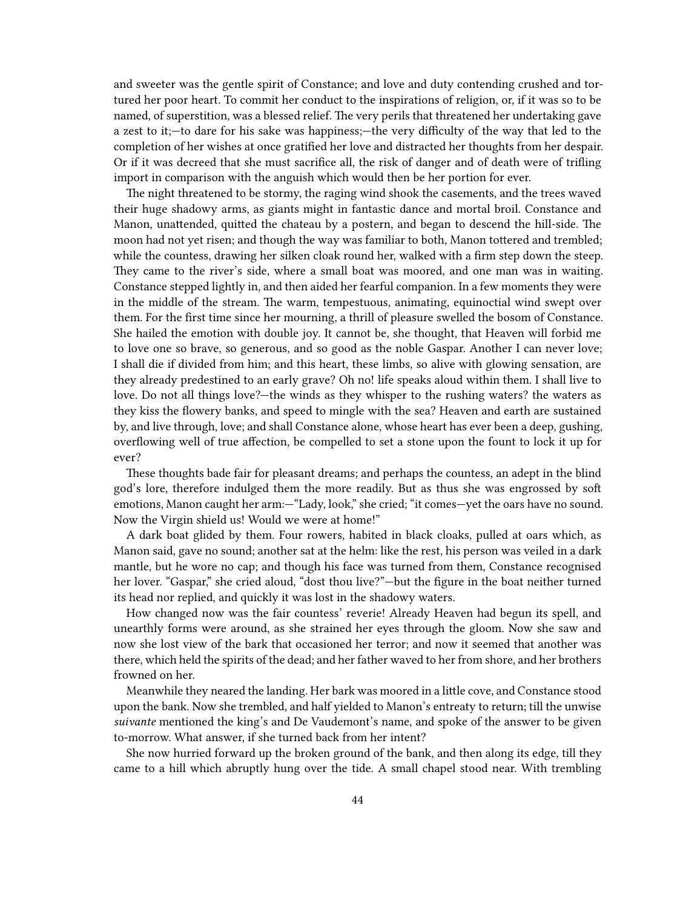and sweeter was the gentle spirit of Constance; and love and duty contending crushed and tortured her poor heart. To commit her conduct to the inspirations of religion, or, if it was so to be named, of superstition, was a blessed relief. The very perils that threatened her undertaking gave a zest to it;—to dare for his sake was happiness;—the very difficulty of the way that led to the completion of her wishes at once gratified her love and distracted her thoughts from her despair. Or if it was decreed that she must sacrifice all, the risk of danger and of death were of trifling import in comparison with the anguish which would then be her portion for ever.

The night threatened to be stormy, the raging wind shook the casements, and the trees waved their huge shadowy arms, as giants might in fantastic dance and mortal broil. Constance and Manon, unattended, quitted the chateau by a postern, and began to descend the hill-side. The moon had not yet risen; and though the way was familiar to both, Manon tottered and trembled; while the countess, drawing her silken cloak round her, walked with a firm step down the steep. They came to the river's side, where a small boat was moored, and one man was in waiting. Constance stepped lightly in, and then aided her fearful companion. In a few moments they were in the middle of the stream. The warm, tempestuous, animating, equinoctial wind swept over them. For the first time since her mourning, a thrill of pleasure swelled the bosom of Constance. She hailed the emotion with double joy. It cannot be, she thought, that Heaven will forbid me to love one so brave, so generous, and so good as the noble Gaspar. Another I can never love; I shall die if divided from him; and this heart, these limbs, so alive with glowing sensation, are they already predestined to an early grave? Oh no! life speaks aloud within them. I shall live to love. Do not all things love?—the winds as they whisper to the rushing waters? the waters as they kiss the flowery banks, and speed to mingle with the sea? Heaven and earth are sustained by, and live through, love; and shall Constance alone, whose heart has ever been a deep, gushing, overflowing well of true affection, be compelled to set a stone upon the fount to lock it up for ever?

These thoughts bade fair for pleasant dreams; and perhaps the countess, an adept in the blind god's lore, therefore indulged them the more readily. But as thus she was engrossed by soft emotions, Manon caught her arm:—"Lady, look," she cried; "it comes—yet the oars have no sound. Now the Virgin shield us! Would we were at home!"

A dark boat glided by them. Four rowers, habited in black cloaks, pulled at oars which, as Manon said, gave no sound; another sat at the helm: like the rest, his person was veiled in a dark mantle, but he wore no cap; and though his face was turned from them, Constance recognised her lover. "Gaspar," she cried aloud, "dost thou live?"—but the figure in the boat neither turned its head nor replied, and quickly it was lost in the shadowy waters.

How changed now was the fair countess' reverie! Already Heaven had begun its spell, and unearthly forms were around, as she strained her eyes through the gloom. Now she saw and now she lost view of the bark that occasioned her terror; and now it seemed that another was there, which held the spirits of the dead; and her father waved to her from shore, and her brothers frowned on her.

Meanwhile they neared the landing. Her bark was moored in a little cove, and Constance stood upon the bank. Now she trembled, and half yielded to Manon's entreaty to return; till the unwise *suivante* mentioned the king's and De Vaudemont's name, and spoke of the answer to be given to-morrow. What answer, if she turned back from her intent?

She now hurried forward up the broken ground of the bank, and then along its edge, till they came to a hill which abruptly hung over the tide. A small chapel stood near. With trembling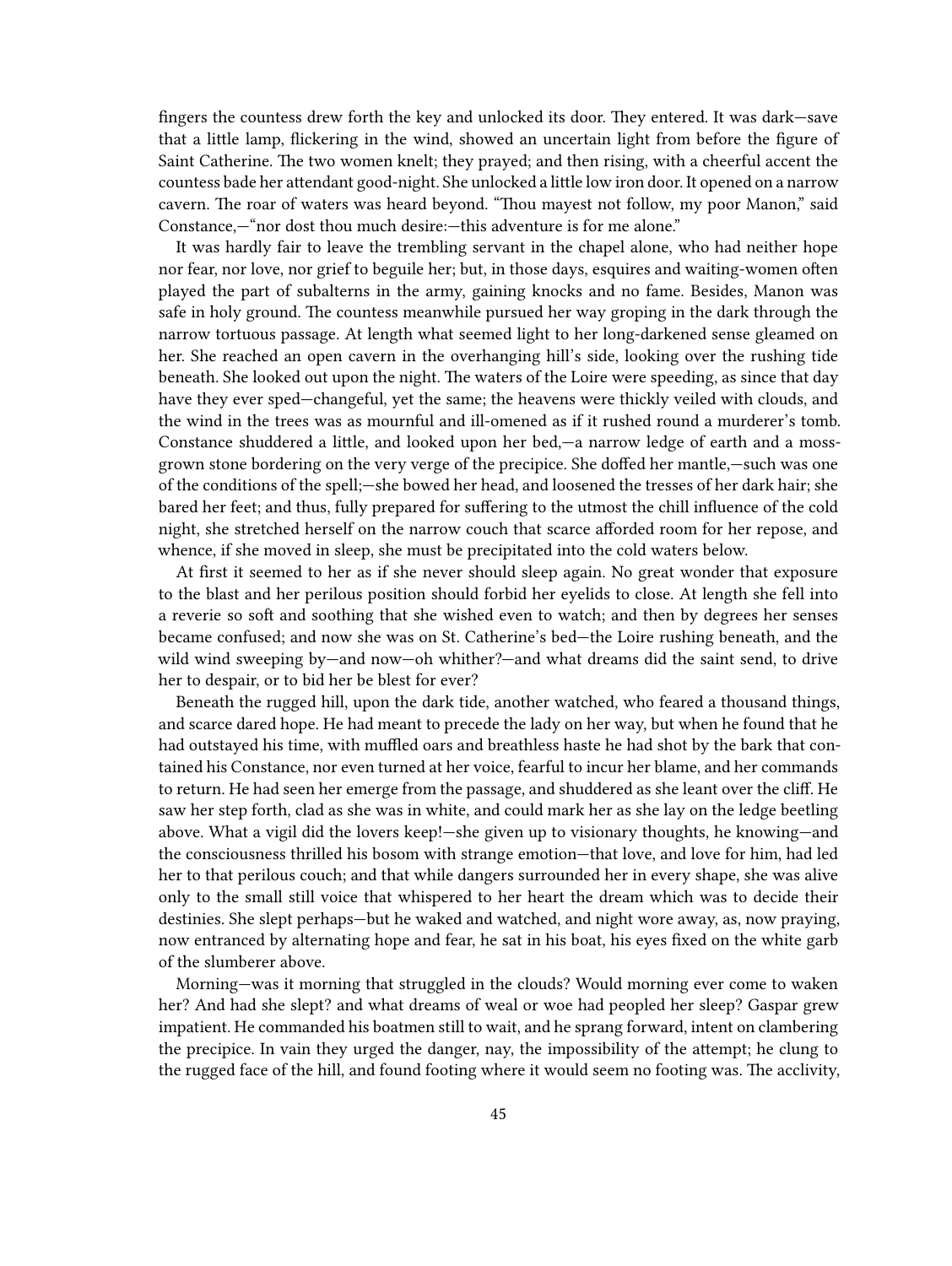fingers the countess drew forth the key and unlocked its door. They entered. It was dark—save that a little lamp, flickering in the wind, showed an uncertain light from before the figure of Saint Catherine. The two women knelt; they prayed; and then rising, with a cheerful accent the countess bade her attendant good-night. She unlocked a little low iron door. It opened on a narrow cavern. The roar of waters was heard beyond. "Thou mayest not follow, my poor Manon," said Constance,—"nor dost thou much desire:—this adventure is for me alone."

It was hardly fair to leave the trembling servant in the chapel alone, who had neither hope nor fear, nor love, nor grief to beguile her; but, in those days, esquires and waiting-women often played the part of subalterns in the army, gaining knocks and no fame. Besides, Manon was safe in holy ground. The countess meanwhile pursued her way groping in the dark through the narrow tortuous passage. At length what seemed light to her long-darkened sense gleamed on her. She reached an open cavern in the overhanging hill's side, looking over the rushing tide beneath. She looked out upon the night. The waters of the Loire were speeding, as since that day have they ever sped—changeful, yet the same; the heavens were thickly veiled with clouds, and the wind in the trees was as mournful and ill-omened as if it rushed round a murderer's tomb. Constance shuddered a little, and looked upon her bed,—a narrow ledge of earth and a moss-grown stone bordering on the very verge of the precipice. She doffed her mantle,—such was one of the conditions of the spell;—she bowed her head, and loosened the tresses of her dark hair; she bared her feet; and thus, fully prepared for suffering to the utmost the chill influence of the cold night, she stretched herself on the narrow couch that scarce afforded room for her repose, and whence, if she moved in sleep, she must be precipitated into the cold waters below.

At first it seemed to her as if she never should sleep again. No great wonder that exposure to the blast and her perilous position should forbid her eyelids to close. At length she fell into a reverie so soft and soothing that she wished even to watch; and then by degrees her senses became confused; and now she was on St. Catherine's bed—the Loire rushing beneath, and the wild wind sweeping by—and now—oh whither?—and what dreams did the saint send, to drive her to despair, or to bid her be blest for ever?

Beneath the rugged hill, upon the dark tide, another watched, who feared a thousand things, and scarce dared hope. He had meant to precede the lady on her way, but when he found that he had outstayed his time, with muffled oars and breathless haste he had shot by the bark that contained his Constance, nor even turned at her voice, fearful to incur her blame, and her commands to return. He had seen her emerge from the passage, and shuddered as she leant over the cliff. He saw her step forth, clad as she was in white, and could mark her as she lay on the ledge beetling above. What a vigil did the lovers keep!—she given up to visionary thoughts, he knowing—and the consciousness thrilled his bosom with strange emotion—that love, and love for him, had led her to that perilous couch; and that while dangers surrounded her in every shape, she was alive only to the small still voice that whispered to her heart the dream which was to decide their destinies. She slept perhaps—but he waked and watched, and night wore away, as, now praying, now entranced by alternating hope and fear, he sat in his boat, his eyes fixed on the white garb of the slumberer above.

Morning—was it morning that struggled in the clouds? Would morning ever come to waken her? And had she slept? and what dreams of weal or woe had peopled her sleep? Gaspar grew impatient. He commanded his boatmen still to wait, and he sprang forward, intent on clambering the precipice. In vain they urged the danger, nay, the impossibility of the attempt; he clung to the rugged face of the hill, and found footing where it would seem no footing was. The acclivity,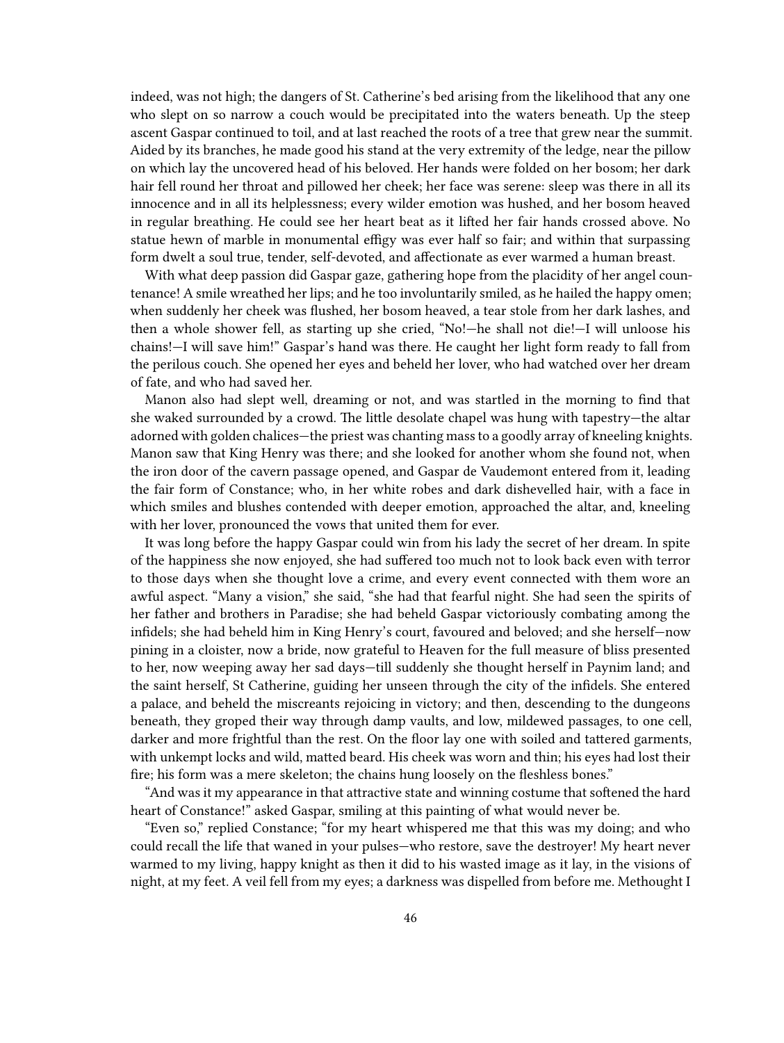indeed, was not high; the dangers of St. Catherine's bed arising from the likelihood that any one who slept on so narrow a couch would be precipitated into the waters beneath. Up the steep ascent Gaspar continued to toil, and at last reached the roots of a tree that grew near the summit. Aided by its branches, he made good his stand at the very extremity of the ledge, near the pillow on which lay the uncovered head of his beloved. Her hands were folded on her bosom; her dark hair fell round her throat and pillowed her cheek; her face was serene: sleep was there in all its innocence and in all its helplessness; every wilder emotion was hushed, and her bosom heaved in regular breathing. He could see her heart beat as it lifted her fair hands crossed above. No statue hewn of marble in monumental effigy was ever half so fair; and within that surpassing form dwelt a soul true, tender, self-devoted, and affectionate as ever warmed a human breast.

With what deep passion did Gaspar gaze, gathering hope from the placidity of her angel countenance! A smile wreathed her lips; and he too involuntarily smiled, as he hailed the happy omen; when suddenly her cheek was flushed, her bosom heaved, a tear stole from her dark lashes, and then a whole shower fell, as starting up she cried, "No!—he shall not die!—I will unloose his chains!—I will save him!" Gaspar's hand was there. He caught her light form ready to fall from the perilous couch. She opened her eyes and beheld her lover, who had watched over her dream of fate, and who had saved her.

Manon also had slept well, dreaming or not, and was startled in the morning to find that she waked surrounded by a crowd. The little desolate chapel was hung with tapestry—the altar adorned with golden chalices—the priest was chanting mass to a goodly array of kneeling knights. Manon saw that King Henry was there; and she looked for another whom she found not, when the iron door of the cavern passage opened, and Gaspar de Vaudemont entered from it, leading the fair form of Constance; who, in her white robes and dark dishevelled hair, with a face in which smiles and blushes contended with deeper emotion, approached the altar, and, kneeling with her lover, pronounced the vows that united them for ever.

It was long before the happy Gaspar could win from his lady the secret of her dream. In spite of the happiness she now enjoyed, she had suffered too much not to look back even with terror to those days when she thought love a crime, and every event connected with them wore an awful aspect. "Many a vision," she said, "she had that fearful night. She had seen the spirits of her father and brothers in Paradise; she had beheld Gaspar victoriously combating among the infidels; she had beheld him in King Henry's court, favoured and beloved; and she herself—now pining in a cloister, now a bride, now grateful to Heaven for the full measure of bliss presented to her, now weeping away her sad days—till suddenly she thought herself in Paynim land; and the saint herself, St Catherine, guiding her unseen through the city of the infidels. She entered a palace, and beheld the miscreants rejoicing in victory; and then, descending to the dungeons beneath, they groped their way through damp vaults, and low, mildewed passages, to one cell, darker and more frightful than the rest. On the floor lay one with soiled and tattered garments, with unkempt locks and wild, matted beard. His cheek was worn and thin; his eyes had lost their fire; his form was a mere skeleton; the chains hung loosely on the fleshless bones."

"And was it my appearance in that attractive state and winning costume that softened the hard heart of Constance!" asked Gaspar, smiling at this painting of what would never be.

"Even so," replied Constance; "for my heart whispered me that this was my doing; and who could recall the life that waned in your pulses—who restore, save the destroyer! My heart never warmed to my living, happy knight as then it did to his wasted image as it lay, in the visions of night, at my feet. A veil fell from my eyes; a darkness was dispelled from before me. Methought I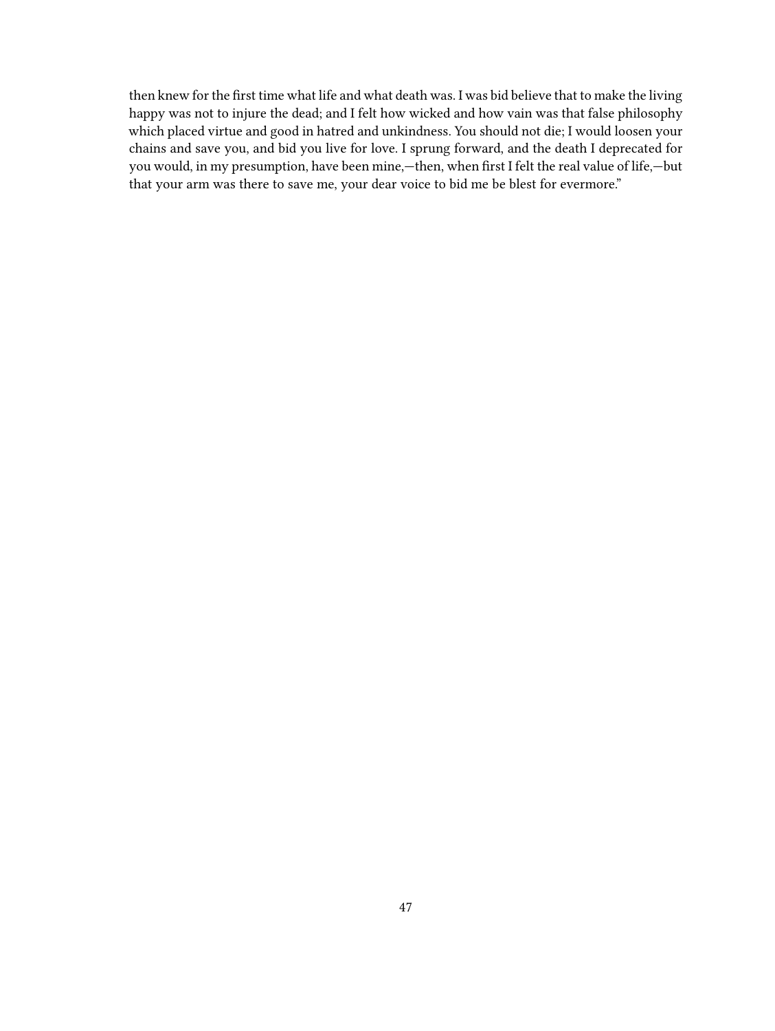then knew for the first time what life and what death was. I was bid believe that to make the living happy was not to injure the dead; and I felt how wicked and how vain was that false philosophy which placed virtue and good in hatred and unkindness. You should not die; I would loosen your chains and save you, and bid you live for love. I sprung forward, and the death I deprecated for you would, in my presumption, have been mine,—then, when first I felt the real value of life,—but that your arm was there to save me, your dear voice to bid me be blest for evermore."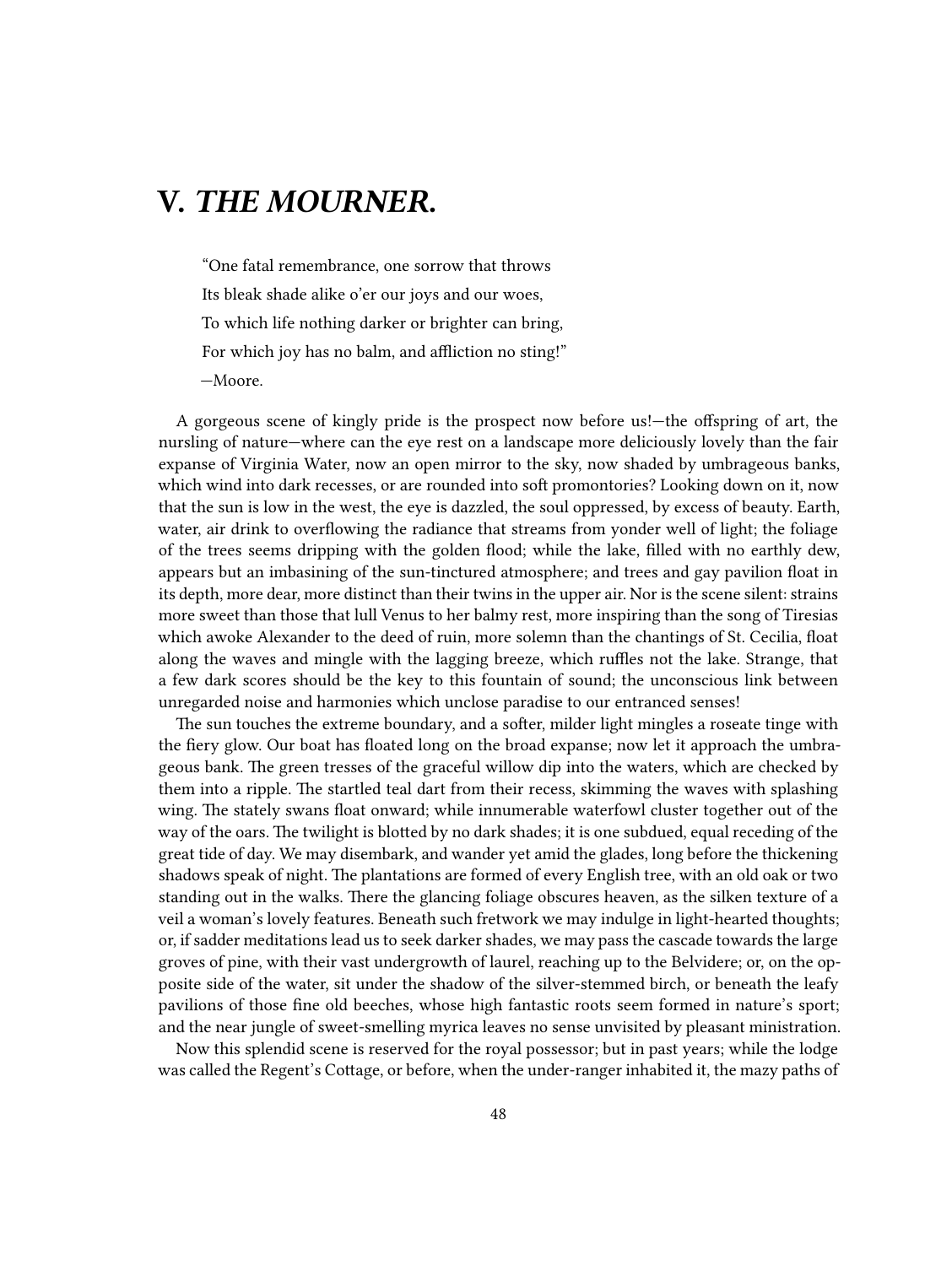# V. *THE MOURNER.*

> "One fatal remembrance, one sorrow that throws
> Its bleak shade alike o'er our joys and our woes,
> To which life nothing darker or brighter can bring,
> For which joy has no balm, and affliction no sting!"
> —Moore.

A gorgeous scene of kingly pride is the prospect now before us!—the offspring of art, the nursling of nature—where can the eye rest on a landscape more deliciously lovely than the fair expanse of Virginia Water, now an open mirror to the sky, now shaded by umbrageous banks, which wind into dark recesses, or are rounded into soft promontories? Looking down on it, now that the sun is low in the west, the eye is dazzled, the soul oppressed, by excess of beauty. Earth, water, air drink to overflowing the radiance that streams from yonder well of light; the foliage of the trees seems dripping with the golden flood; while the lake, filled with no earthly dew, appears but an imbasining of the sun-tinctured atmosphere; and trees and gay pavilion float in its depth, more dear, more distinct than their twins in the upper air. Nor is the scene silent: strains more sweet than those that lull Venus to her balmy rest, more inspiring than the song of Tiresias which awoke Alexander to the deed of ruin, more solemn than the chantings of St. Cecilia, float along the waves and mingle with the lagging breeze, which ruffles not the lake. Strange, that a few dark scores should be the key to this fountain of sound; the unconscious link between unregarded noise and harmonies which unclose paradise to our entranced senses!

The sun touches the extreme boundary, and a softer, milder light mingles a roseate tinge with the fiery glow. Our boat has floated long on the broad expanse; now let it approach the umbrageous bank. The green tresses of the graceful willow dip into the waters, which are checked by them into a ripple. The startled teal dart from their recess, skimming the waves with splashing wing. The stately swans float onward; while innumerable waterfowl cluster together out of the way of the oars. The twilight is blotted by no dark shades; it is one subdued, equal receding of the great tide of day. We may disembark, and wander yet amid the glades, long before the thickening shadows speak of night. The plantations are formed of every English tree, with an old oak or two standing out in the walks. There the glancing foliage obscures heaven, as the silken texture of a veil a woman's lovely features. Beneath such fretwork we may indulge in light-hearted thoughts; or, if sadder meditations lead us to seek darker shades, we may pass the cascade towards the large groves of pine, with their vast undergrowth of laurel, reaching up to the Belvidere; or, on the opposite side of the water, sit under the shadow of the silver-stemmed birch, or beneath the leafy pavilions of those fine old beeches, whose high fantastic roots seem formed in nature's sport; and the near jungle of sweet-smelling myrica leaves no sense unvisited by pleasant ministration.

Now this splendid scene is reserved for the royal possessor; but in past years; while the lodge was called the Regent's Cottage, or before, when the under-ranger inhabited it, the mazy paths of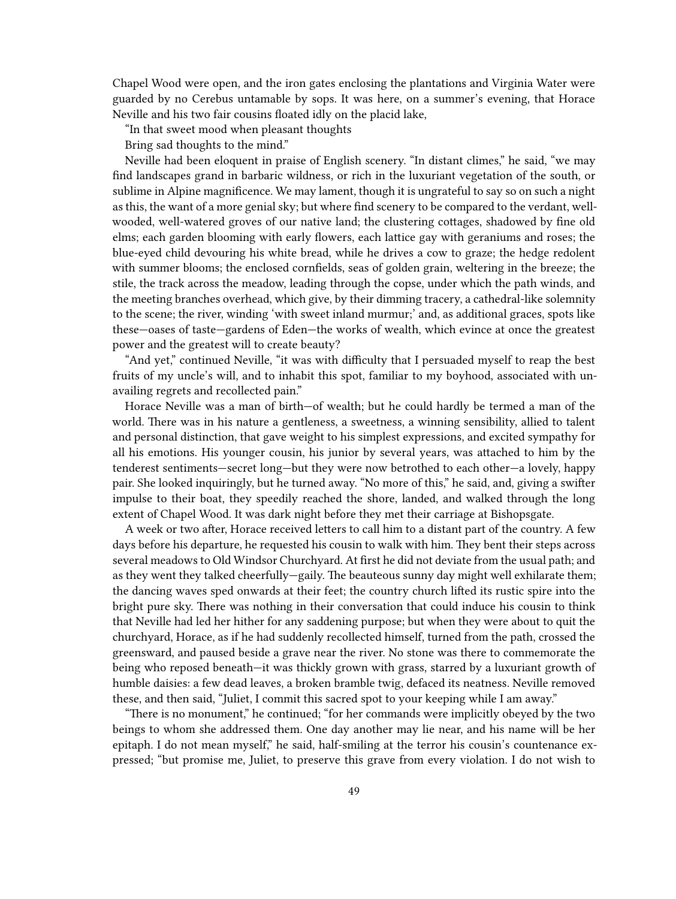Chapel Wood were open, and the iron gates enclosing the plantations and Virginia Water were guarded by no Cerebus untamable by sops. It was here, on a summer's evening, that Horace Neville and his two fair cousins floated idly on the placid lake,

"In that sweet mood when pleasant thoughts

Bring sad thoughts to the mind."

Neville had been eloquent in praise of English scenery. "In distant climes," he said, "we may find landscapes grand in barbaric wildness, or rich in the luxuriant vegetation of the south, or sublime in Alpine magnificence. We may lament, though it is ungrateful to say so on such a night as this, the want of a more genial sky; but where find scenery to be compared to the verdant, well-wooded, well-watered groves of our native land; the clustering cottages, shadowed by fine old elms; each garden blooming with early flowers, each lattice gay with geraniums and roses; the blue-eyed child devouring his white bread, while he drives a cow to graze; the hedge redolent with summer blooms; the enclosed cornfields, seas of golden grain, weltering in the breeze; the stile, the track across the meadow, leading through the copse, under which the path winds, and the meeting branches overhead, which give, by their dimming tracery, a cathedral-like solemnity to the scene; the river, winding 'with sweet inland murmur;' and, as additional graces, spots like these—oases of taste—gardens of Eden—the works of wealth, which evince at once the greatest power and the greatest will to create beauty?

"And yet," continued Neville, "it was with difficulty that I persuaded myself to reap the best fruits of my uncle's will, and to inhabit this spot, familiar to my boyhood, associated with unavailing regrets and recollected pain."

Horace Neville was a man of birth—of wealth; but he could hardly be termed a man of the world. There was in his nature a gentleness, a sweetness, a winning sensibility, allied to talent and personal distinction, that gave weight to his simplest expressions, and excited sympathy for all his emotions. His younger cousin, his junior by several years, was attached to him by the tenderest sentiments—secret long—but they were now betrothed to each other—a lovely, happy pair. She looked inquiringly, but he turned away. "No more of this," he said, and, giving a swifter impulse to their boat, they speedily reached the shore, landed, and walked through the long extent of Chapel Wood. It was dark night before they met their carriage at Bishopsgate.

A week or two after, Horace received letters to call him to a distant part of the country. A few days before his departure, he requested his cousin to walk with him. They bent their steps across several meadows to Old Windsor Churchyard. At first he did not deviate from the usual path; and as they went they talked cheerfully—gaily. The beauteous sunny day might well exhilarate them; the dancing waves sped onwards at their feet; the country church lifted its rustic spire into the bright pure sky. There was nothing in their conversation that could induce his cousin to think that Neville had led her hither for any saddening purpose; but when they were about to quit the churchyard, Horace, as if he had suddenly recollected himself, turned from the path, crossed the greensward, and paused beside a grave near the river. No stone was there to commemorate the being who reposed beneath—it was thickly grown with grass, starred by a luxuriant growth of humble daisies: a few dead leaves, a broken bramble twig, defaced its neatness. Neville removed these, and then said, "Juliet, I commit this sacred spot to your keeping while I am away."

"There is no monument," he continued; "for her commands were implicitly obeyed by the two beings to whom she addressed them. One day another may lie near, and his name will be her epitaph. I do not mean myself," he said, half-smiling at the terror his cousin's countenance expressed; "but promise me, Juliet, to preserve this grave from every violation. I do not wish to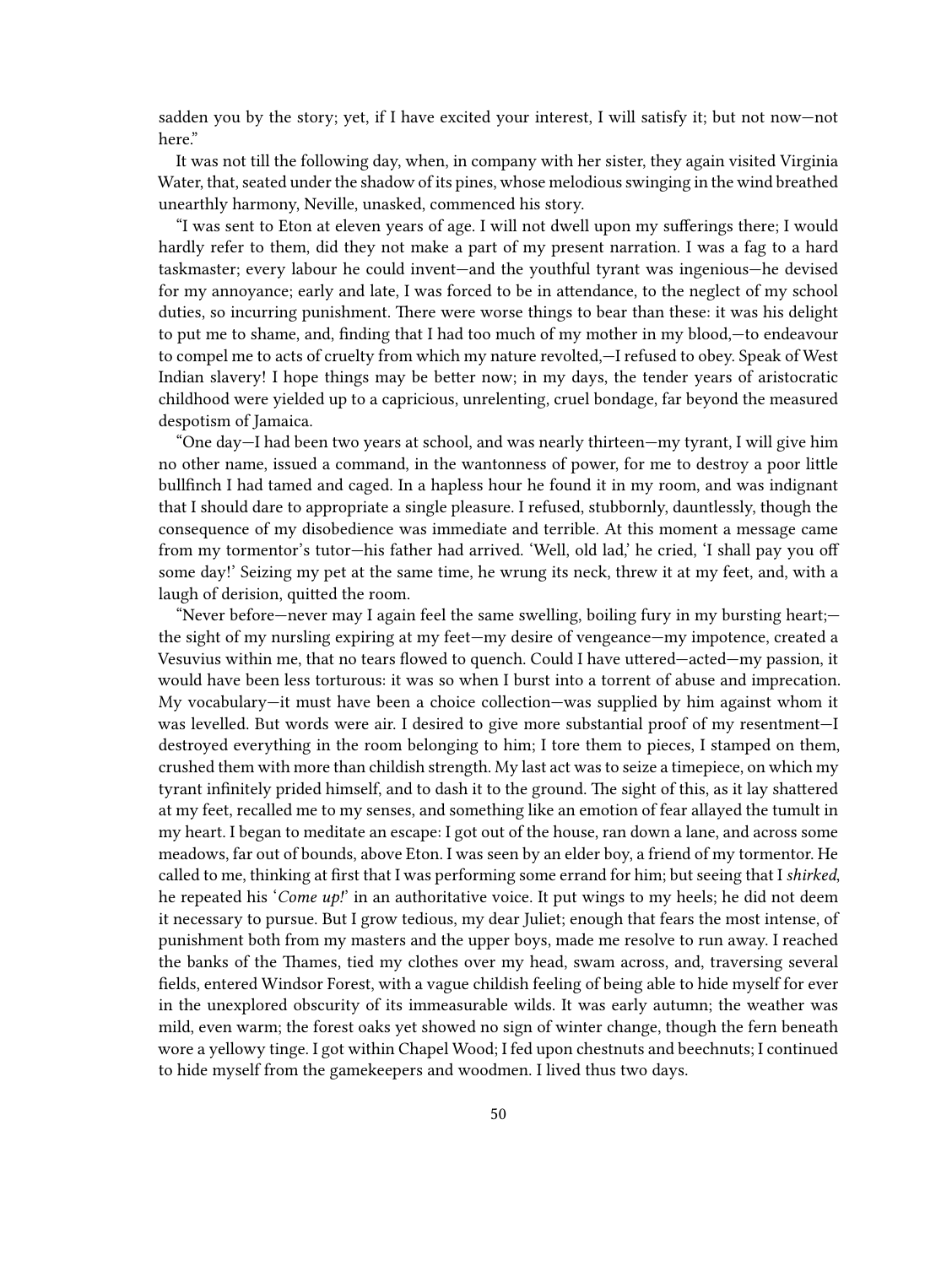sadden you by the story; yet, if I have excited your interest, I will satisfy it; but not now—not here."

It was not till the following day, when, in company with her sister, they again visited Virginia Water, that, seated under the shadow of its pines, whose melodious swinging in the wind breathed unearthly harmony, Neville, unasked, commenced his story.

"I was sent to Eton at eleven years of age. I will not dwell upon my sufferings there; I would hardly refer to them, did they not make a part of my present narration. I was a fag to a hard taskmaster; every labour he could invent—and the youthful tyrant was ingenious—he devised for my annoyance; early and late, I was forced to be in attendance, to the neglect of my school duties, so incurring punishment. There were worse things to bear than these: it was his delight to put me to shame, and, finding that I had too much of my mother in my blood,—to endeavour to compel me to acts of cruelty from which my nature revolted,—I refused to obey. Speak of West Indian slavery! I hope things may be better now; in my days, the tender years of aristocratic childhood were yielded up to a capricious, unrelenting, cruel bondage, far beyond the measured despotism of Jamaica.

"One day—I had been two years at school, and was nearly thirteen—my tyrant, I will give him no other name, issued a command, in the wantonness of power, for me to destroy a poor little bullfinch I had tamed and caged. In a hapless hour he found it in my room, and was indignant that I should dare to appropriate a single pleasure. I refused, stubbornly, dauntlessly, though the consequence of my disobedience was immediate and terrible. At this moment a message came from my tormentor's tutor—his father had arrived. 'Well, old lad,' he cried, 'I shall pay you off some day!' Seizing my pet at the same time, he wrung its neck, threw it at my feet, and, with a laugh of derision, quitted the room.

"Never before—never may I again feel the same swelling, boiling fury in my bursting heart;—the sight of my nursling expiring at my feet—my desire of vengeance—my impotence, created a Vesuvius within me, that no tears flowed to quench. Could I have uttered—acted—my passion, it would have been less torturous: it was so when I burst into a torrent of abuse and imprecation. My vocabulary—it must have been a choice collection—was supplied by him against whom it was levelled. But words were air. I desired to give more substantial proof of my resentment—I destroyed everything in the room belonging to him; I tore them to pieces, I stamped on them, crushed them with more than childish strength. My last act was to seize a timepiece, on which my tyrant infinitely prided himself, and to dash it to the ground. The sight of this, as it lay shattered at my feet, recalled me to my senses, and something like an emotion of fear allayed the tumult in my heart. I began to meditate an escape: I got out of the house, ran down a lane, and across some meadows, far out of bounds, above Eton. I was seen by an elder boy, a friend of my tormentor. He called to me, thinking at first that I was performing some errand for him; but seeing that I *shirked*, he repeated his '*Come up!*' in an authoritative voice. It put wings to my heels; he did not deem it necessary to pursue. But I grow tedious, my dear Juliet; enough that fears the most intense, of punishment both from my masters and the upper boys, made me resolve to run away. I reached the banks of the Thames, tied my clothes over my head, swam across, and, traversing several fields, entered Windsor Forest, with a vague childish feeling of being able to hide myself for ever in the unexplored obscurity of its immeasurable wilds. It was early autumn; the weather was mild, even warm; the forest oaks yet showed no sign of winter change, though the fern beneath wore a yellowy tinge. I got within Chapel Wood; I fed upon chestnuts and beechnuts; I continued to hide myself from the gamekeepers and woodmen. I lived thus two days.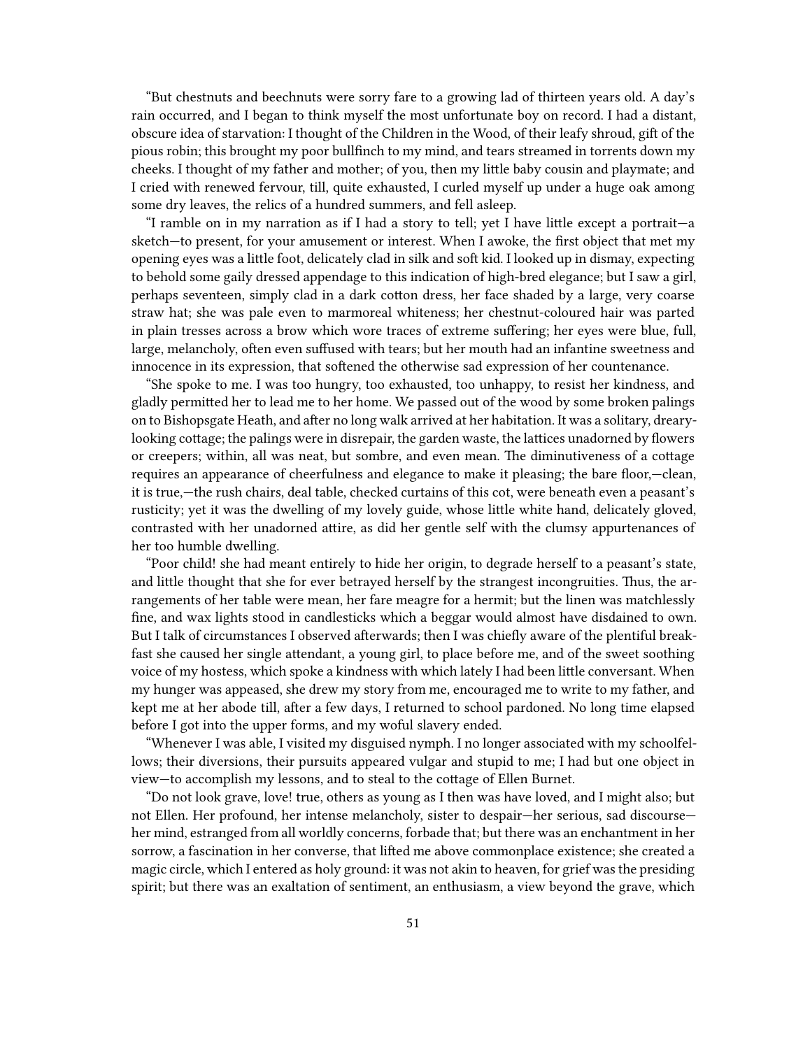"But chestnuts and beechnuts were sorry fare to a growing lad of thirteen years old. A day's rain occurred, and I began to think myself the most unfortunate boy on record. I had a distant, obscure idea of starvation: I thought of the Children in the Wood, of their leafy shroud, gift of the pious robin; this brought my poor bullfinch to my mind, and tears streamed in torrents down my cheeks. I thought of my father and mother; of you, then my little baby cousin and playmate; and I cried with renewed fervour, till, quite exhausted, I curled myself up under a huge oak among some dry leaves, the relics of a hundred summers, and fell asleep.

"I ramble on in my narration as if I had a story to tell; yet I have little except a portrait—a sketch—to present, for your amusement or interest. When I awoke, the first object that met my opening eyes was a little foot, delicately clad in silk and soft kid. I looked up in dismay, expecting to behold some gaily dressed appendage to this indication of high-bred elegance; but I saw a girl, perhaps seventeen, simply clad in a dark cotton dress, her face shaded by a large, very coarse straw hat; she was pale even to marmoreal whiteness; her chestnut-coloured hair was parted in plain tresses across a brow which wore traces of extreme suffering; her eyes were blue, full, large, melancholy, often even suffused with tears; but her mouth had an infantine sweetness and innocence in its expression, that softened the otherwise sad expression of her countenance.

"She spoke to me. I was too hungry, too exhausted, too unhappy, to resist her kindness, and gladly permitted her to lead me to her home. We passed out of the wood by some broken palings on to Bishopsgate Heath, and after no long walk arrived at her habitation. It was a solitary, dreary-looking cottage; the palings were in disrepair, the garden waste, the lattices unadorned by flowers or creepers; within, all was neat, but sombre, and even mean. The diminutiveness of a cottage requires an appearance of cheerfulness and elegance to make it pleasing; the bare floor,—clean, it is true,—the rush chairs, deal table, checked curtains of this cot, were beneath even a peasant's rusticity; yet it was the dwelling of my lovely guide, whose little white hand, delicately gloved, contrasted with her unadorned attire, as did her gentle self with the clumsy appurtenances of her too humble dwelling.

"Poor child! she had meant entirely to hide her origin, to degrade herself to a peasant's state, and little thought that she for ever betrayed herself by the strangest incongruities. Thus, the arrangements of her table were mean, her fare meagre for a hermit; but the linen was matchlessly fine, and wax lights stood in candlesticks which a beggar would almost have disdained to own. But I talk of circumstances I observed afterwards; then I was chiefly aware of the plentiful breakfast she caused her single attendant, a young girl, to place before me, and of the sweet soothing voice of my hostess, which spoke a kindness with which lately I had been little conversant. When my hunger was appeased, she drew my story from me, encouraged me to write to my father, and kept me at her abode till, after a few days, I returned to school pardoned. No long time elapsed before I got into the upper forms, and my woful slavery ended.

"Whenever I was able, I visited my disguised nymph. I no longer associated with my schoolfellows; their diversions, their pursuits appeared vulgar and stupid to me; I had but one object in view—to accomplish my lessons, and to steal to the cottage of Ellen Burnet.

"Do not look grave, love! true, others as young as I then was have loved, and I might also; but not Ellen. Her profound, her intense melancholy, sister to despair—her serious, sad discourse—her mind, estranged from all worldly concerns, forbade that; but there was an enchantment in her sorrow, a fascination in her converse, that lifted me above commonplace existence; she created a magic circle, which I entered as holy ground: it was not akin to heaven, for grief was the presiding spirit; but there was an exaltation of sentiment, an enthusiasm, a view beyond the grave, which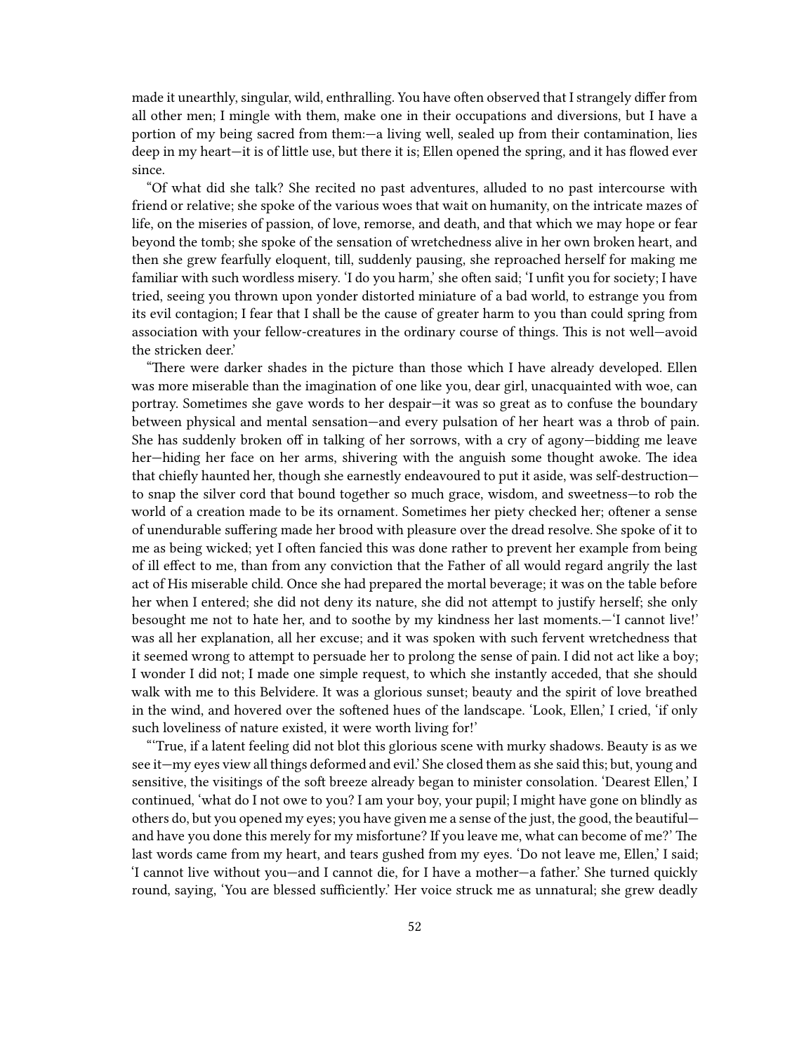made it unearthly, singular, wild, enthralling. You have often observed that I strangely differ from all other men; I mingle with them, make one in their occupations and diversions, but I have a portion of my being sacred from them:—a living well, sealed up from their contamination, lies deep in my heart—it is of little use, but there it is; Ellen opened the spring, and it has flowed ever since.

"Of what did she talk? She recited no past adventures, alluded to no past intercourse with friend or relative; she spoke of the various woes that wait on humanity, on the intricate mazes of life, on the miseries of passion, of love, remorse, and death, and that which we may hope or fear beyond the tomb; she spoke of the sensation of wretchedness alive in her own broken heart, and then she grew fearfully eloquent, till, suddenly pausing, she reproached herself for making me familiar with such wordless misery. 'I do you harm,' she often said; 'I unfit you for society; I have tried, seeing you thrown upon yonder distorted miniature of a bad world, to estrange you from its evil contagion; I fear that I shall be the cause of greater harm to you than could spring from association with your fellow-creatures in the ordinary course of things. This is not well—avoid the stricken deer.'

"There were darker shades in the picture than those which I have already developed. Ellen was more miserable than the imagination of one like you, dear girl, unacquainted with woe, can portray. Sometimes she gave words to her despair—it was so great as to confuse the boundary between physical and mental sensation—and every pulsation of her heart was a throb of pain. She has suddenly broken off in talking of her sorrows, with a cry of agony—bidding me leave her—hiding her face on her arms, shivering with the anguish some thought awoke. The idea that chiefly haunted her, though she earnestly endeavoured to put it aside, was self-destruction—to snap the silver cord that bound together so much grace, wisdom, and sweetness—to rob the world of a creation made to be its ornament. Sometimes her piety checked her; oftener a sense of unendurable suffering made her brood with pleasure over the dread resolve. She spoke of it to me as being wicked; yet I often fancied this was done rather to prevent her example from being of ill effect to me, than from any conviction that the Father of all would regard angrily the last act of His miserable child. Once she had prepared the mortal beverage; it was on the table before her when I entered; she did not deny its nature, she did not attempt to justify herself; she only besought me not to hate her, and to soothe by my kindness her last moments.—'I cannot live!' was all her explanation, all her excuse; and it was spoken with such fervent wretchedness that it seemed wrong to attempt to persuade her to prolong the sense of pain. I did not act like a boy; I wonder I did not; I made one simple request, to which she instantly acceded, that she should walk with me to this Belvidere. It was a glorious sunset; beauty and the spirit of love breathed in the wind, and hovered over the softened hues of the landscape. 'Look, Ellen,' I cried, 'if only such loveliness of nature existed, it were worth living for!'

"'True, if a latent feeling did not blot this glorious scene with murky shadows. Beauty is as we see it—my eyes view all things deformed and evil.' She closed them as she said this; but, young and sensitive, the visitings of the soft breeze already began to minister consolation. 'Dearest Ellen,' I continued, 'what do I not owe to you? I am your boy, your pupil; I might have gone on blindly as others do, but you opened my eyes; you have given me a sense of the just, the good, the beautiful—and have you done this merely for my misfortune? If you leave me, what can become of me?' The last words came from my heart, and tears gushed from my eyes. 'Do not leave me, Ellen,' I said; 'I cannot live without you—and I cannot die, for I have a mother—a father.' She turned quickly round, saying, 'You are blessed sufficiently.' Her voice struck me as unnatural; she grew deadly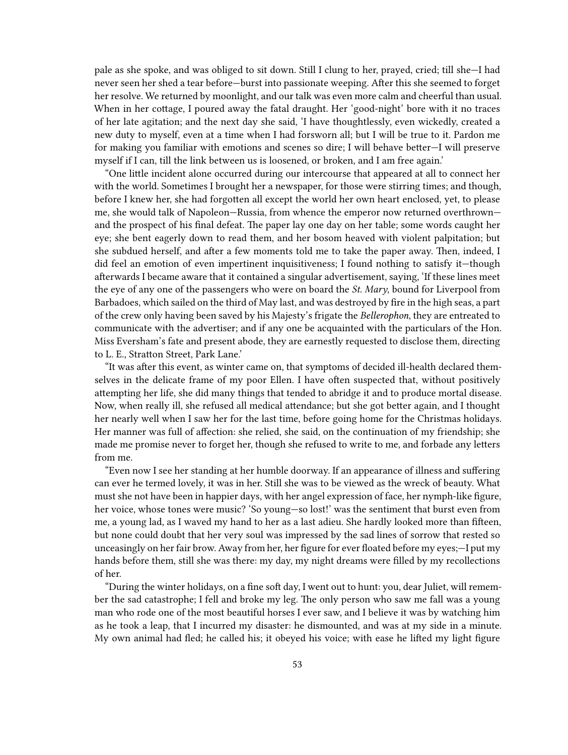pale as she spoke, and was obliged to sit down. Still I clung to her, prayed, cried; till she—I had never seen her shed a tear before—burst into passionate weeping. After this she seemed to forget her resolve. We returned by moonlight, and our talk was even more calm and cheerful than usual. When in her cottage, I poured away the fatal draught. Her 'good-night' bore with it no traces of her late agitation; and the next day she said, 'I have thoughtlessly, even wickedly, created a new duty to myself, even at a time when I had forsworn all; but I will be true to it. Pardon me for making you familiar with emotions and scenes so dire; I will behave better—I will preserve myself if I can, till the link between us is loosened, or broken, and I am free again.'

"One little incident alone occurred during our intercourse that appeared at all to connect her with the world. Sometimes I brought her a newspaper, for those were stirring times; and though, before I knew her, she had forgotten all except the world her own heart enclosed, yet, to please me, she would talk of Napoleon—Russia, from whence the emperor now returned overthrown—and the prospect of his final defeat. The paper lay one day on her table; some words caught her eye; she bent eagerly down to read them, and her bosom heaved with violent palpitation; but she subdued herself, and after a few moments told me to take the paper away. Then, indeed, I did feel an emotion of even impertinent inquisitiveness; I found nothing to satisfy it—though afterwards I became aware that it contained a singular advertisement, saying, 'If these lines meet the eye of any one of the passengers who were on board the *St. Mary*, bound for Liverpool from Barbadoes, which sailed on the third of May last, and was destroyed by fire in the high seas, a part of the crew only having been saved by his Majesty's frigate the *Bellerophon*, they are entreated to communicate with the advertiser; and if any one be acquainted with the particulars of the Hon. Miss Eversham's fate and present abode, they are earnestly requested to disclose them, directing to L. E., Stratton Street, Park Lane.'

"It was after this event, as winter came on, that symptoms of decided ill-health declared themselves in the delicate frame of my poor Ellen. I have often suspected that, without positively attempting her life, she did many things that tended to abridge it and to produce mortal disease. Now, when really ill, she refused all medical attendance; but she got better again, and I thought her nearly well when I saw her for the last time, before going home for the Christmas holidays. Her manner was full of affection: she relied, she said, on the continuation of my friendship; she made me promise never to forget her, though she refused to write to me, and forbade any letters from me.

"Even now I see her standing at her humble doorway. If an appearance of illness and suffering can ever be termed lovely, it was in her. Still she was to be viewed as the wreck of beauty. What must she not have been in happier days, with her angel expression of face, her nymph-like figure, her voice, whose tones were music? 'So young—so lost!' was the sentiment that burst even from me, a young lad, as I waved my hand to her as a last adieu. She hardly looked more than fifteen, but none could doubt that her very soul was impressed by the sad lines of sorrow that rested so unceasingly on her fair brow. Away from her, her figure for ever floated before my eyes;—I put my hands before them, still she was there: my day, my night dreams were filled by my recollections of her.

"During the winter holidays, on a fine soft day, I went out to hunt: you, dear Juliet, will remember the sad catastrophe; I fell and broke my leg. The only person who saw me fall was a young man who rode one of the most beautiful horses I ever saw, and I believe it was by watching him as he took a leap, that I incurred my disaster: he dismounted, and was at my side in a minute. My own animal had fled; he called his; it obeyed his voice; with ease he lifted my light figure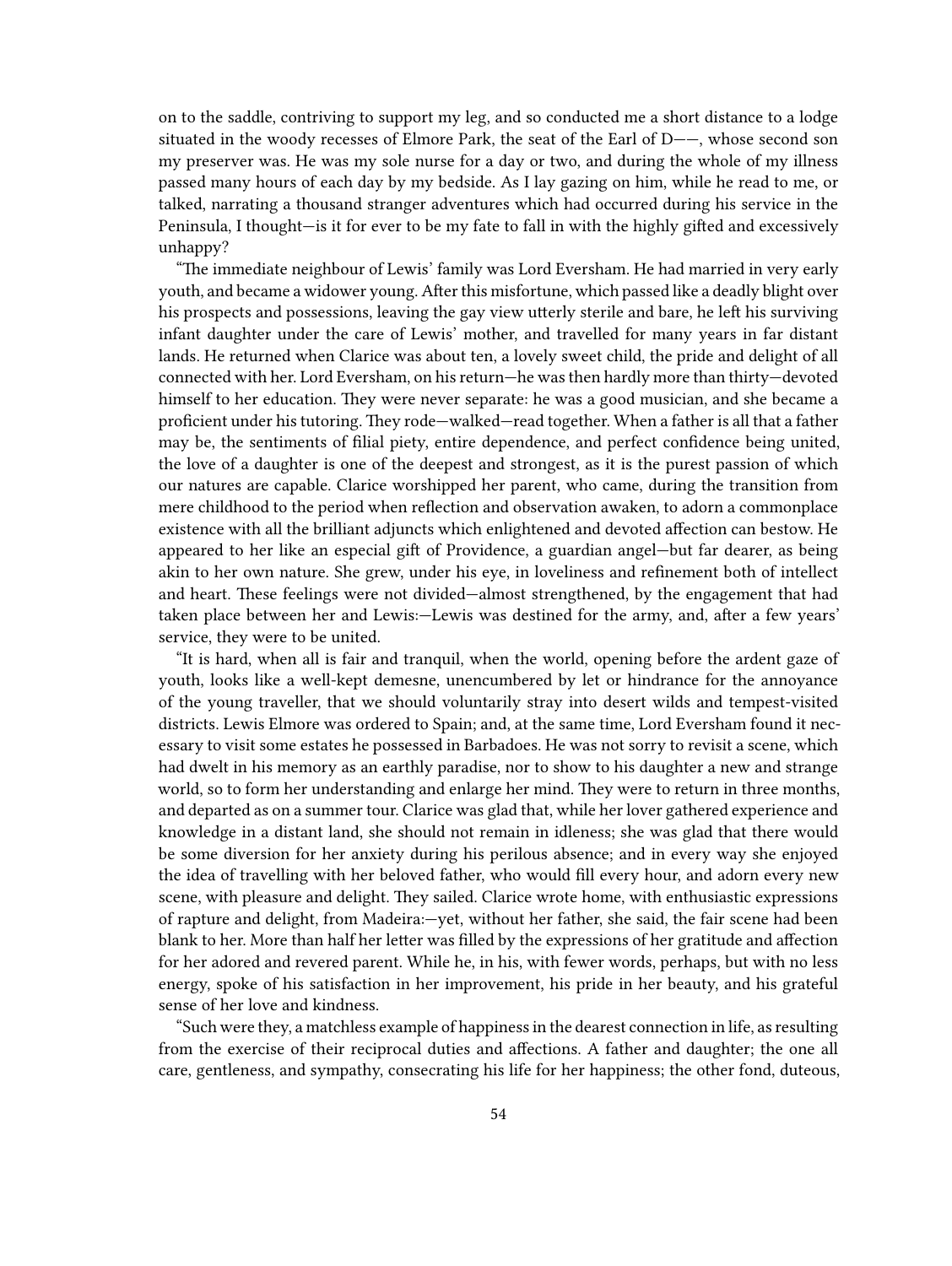on to the saddle, contriving to support my leg, and so conducted me a short distance to a lodge situated in the woody recesses of Elmore Park, the seat of the Earl of D——, whose second son my preserver was. He was my sole nurse for a day or two, and during the whole of my illness passed many hours of each day by my bedside. As I lay gazing on him, while he read to me, or talked, narrating a thousand stranger adventures which had occurred during his service in the Peninsula, I thought—is it for ever to be my fate to fall in with the highly gifted and excessively unhappy?

"The immediate neighbour of Lewis' family was Lord Eversham. He had married in very early youth, and became a widower young. After this misfortune, which passed like a deadly blight over his prospects and possessions, leaving the gay view utterly sterile and bare, he left his surviving infant daughter under the care of Lewis' mother, and travelled for many years in far distant lands. He returned when Clarice was about ten, a lovely sweet child, the pride and delight of all connected with her. Lord Eversham, on his return—he was then hardly more than thirty—devoted himself to her education. They were never separate: he was a good musician, and she became a proficient under his tutoring. They rode—walked—read together. When a father is all that a father may be, the sentiments of filial piety, entire dependence, and perfect confidence being united, the love of a daughter is one of the deepest and strongest, as it is the purest passion of which our natures are capable. Clarice worshipped her parent, who came, during the transition from mere childhood to the period when reflection and observation awaken, to adorn a commonplace existence with all the brilliant adjuncts which enlightened and devoted affection can bestow. He appeared to her like an especial gift of Providence, a guardian angel—but far dearer, as being akin to her own nature. She grew, under his eye, in loveliness and refinement both of intellect and heart. These feelings were not divided—almost strengthened, by the engagement that had taken place between her and Lewis:—Lewis was destined for the army, and, after a few years' service, they were to be united.

"It is hard, when all is fair and tranquil, when the world, opening before the ardent gaze of youth, looks like a well-kept demesne, unencumbered by let or hindrance for the annoyance of the young traveller, that we should voluntarily stray into desert wilds and tempest-visited districts. Lewis Elmore was ordered to Spain; and, at the same time, Lord Eversham found it necessary to visit some estates he possessed in Barbadoes. He was not sorry to revisit a scene, which had dwelt in his memory as an earthly paradise, nor to show to his daughter a new and strange world, so to form her understanding and enlarge her mind. They were to return in three months, and departed as on a summer tour. Clarice was glad that, while her lover gathered experience and knowledge in a distant land, she should not remain in idleness; she was glad that there would be some diversion for her anxiety during his perilous absence; and in every way she enjoyed the idea of travelling with her beloved father, who would fill every hour, and adorn every new scene, with pleasure and delight. They sailed. Clarice wrote home, with enthusiastic expressions of rapture and delight, from Madeira:—yet, without her father, she said, the fair scene had been blank to her. More than half her letter was filled by the expressions of her gratitude and affection for her adored and revered parent. While he, in his, with fewer words, perhaps, but with no less energy, spoke of his satisfaction in her improvement, his pride in her beauty, and his grateful sense of her love and kindness.

"Such were they, a matchless example of happiness in the dearest connection in life, as resulting from the exercise of their reciprocal duties and affections. A father and daughter; the one all care, gentleness, and sympathy, consecrating his life for her happiness; the other fond, duteous,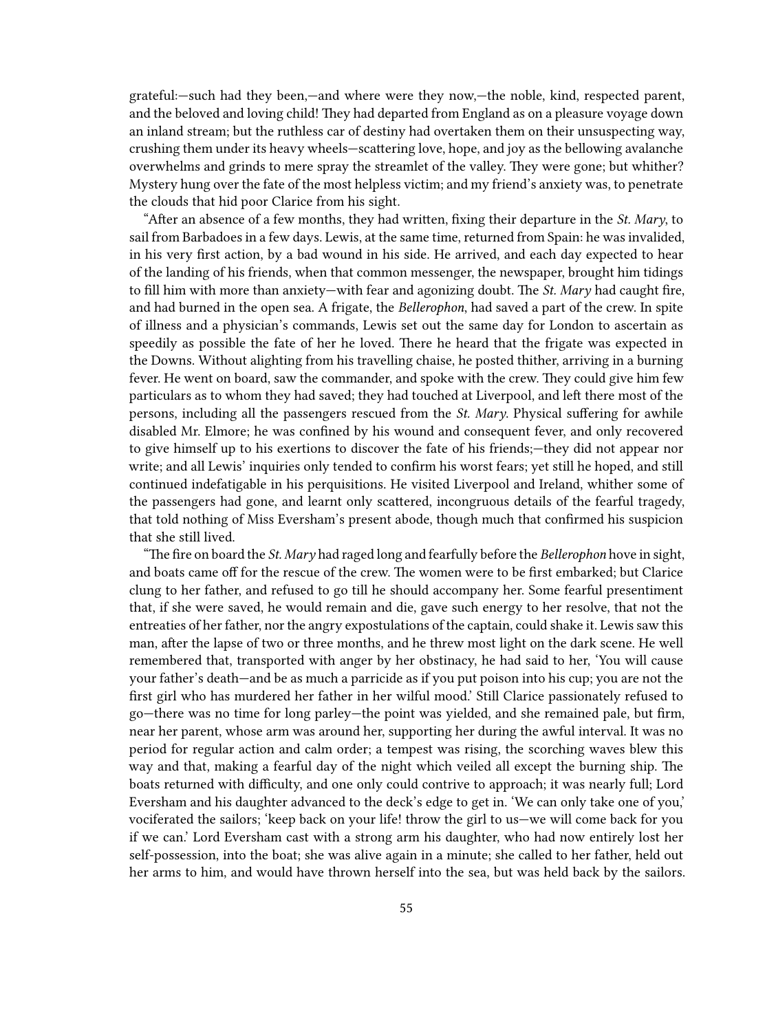grateful:—such had they been,—and where were they now,—the noble, kind, respected parent, and the beloved and loving child! They had departed from England as on a pleasure voyage down an inland stream; but the ruthless car of destiny had overtaken them on their unsuspecting way, crushing them under its heavy wheels—scattering love, hope, and joy as the bellowing avalanche overwhelms and grinds to mere spray the streamlet of the valley. They were gone; but whither? Mystery hung over the fate of the most helpless victim; and my friend's anxiety was, to penetrate the clouds that hid poor Clarice from his sight.

"After an absence of a few months, they had written, fixing their departure in the *St. Mary*, to sail from Barbadoes in a few days. Lewis, at the same time, returned from Spain: he was invalided, in his very first action, by a bad wound in his side. He arrived, and each day expected to hear of the landing of his friends, when that common messenger, the newspaper, brought him tidings to fill him with more than anxiety—with fear and agonizing doubt. The *St. Mary* had caught fire, and had burned in the open sea. A frigate, the *Bellerophon*, had saved a part of the crew. In spite of illness and a physician's commands, Lewis set out the same day for London to ascertain as speedily as possible the fate of her he loved. There he heard that the frigate was expected in the Downs. Without alighting from his travelling chaise, he posted thither, arriving in a burning fever. He went on board, saw the commander, and spoke with the crew. They could give him few particulars as to whom they had saved; they had touched at Liverpool, and left there most of the persons, including all the passengers rescued from the *St. Mary*. Physical suffering for awhile disabled Mr. Elmore; he was confined by his wound and consequent fever, and only recovered to give himself up to his exertions to discover the fate of his friends;—they did not appear nor write; and all Lewis' inquiries only tended to confirm his worst fears; yet still he hoped, and still continued indefatigable in his perquisitions. He visited Liverpool and Ireland, whither some of the passengers had gone, and learnt only scattered, incongruous details of the fearful tragedy, that told nothing of Miss Eversham's present abode, though much that confirmed his suspicion that she still lived.

"The fire on board the *St. Mary* had raged long and fearfully before the *Bellerophon* hove in sight, and boats came off for the rescue of the crew. The women were to be first embarked; but Clarice clung to her father, and refused to go till he should accompany her. Some fearful presentiment that, if she were saved, he would remain and die, gave such energy to her resolve, that not the entreaties of her father, nor the angry expostulations of the captain, could shake it. Lewis saw this man, after the lapse of two or three months, and he threw most light on the dark scene. He well remembered that, transported with anger by her obstinacy, he had said to her, 'You will cause your father's death—and be as much a parricide as if you put poison into his cup; you are not the first girl who has murdered her father in her wilful mood.' Still Clarice passionately refused to go—there was no time for long parley—the point was yielded, and she remained pale, but firm, near her parent, whose arm was around her, supporting her during the awful interval. It was no period for regular action and calm order; a tempest was rising, the scorching waves blew this way and that, making a fearful day of the night which veiled all except the burning ship. The boats returned with difficulty, and one only could contrive to approach; it was nearly full; Lord Eversham and his daughter advanced to the deck's edge to get in. 'We can only take one of you,' vociferated the sailors; 'keep back on your life! throw the girl to us—we will come back for you if we can.' Lord Eversham cast with a strong arm his daughter, who had now entirely lost her self-possession, into the boat; she was alive again in a minute; she called to her father, held out her arms to him, and would have thrown herself into the sea, but was held back by the sailors.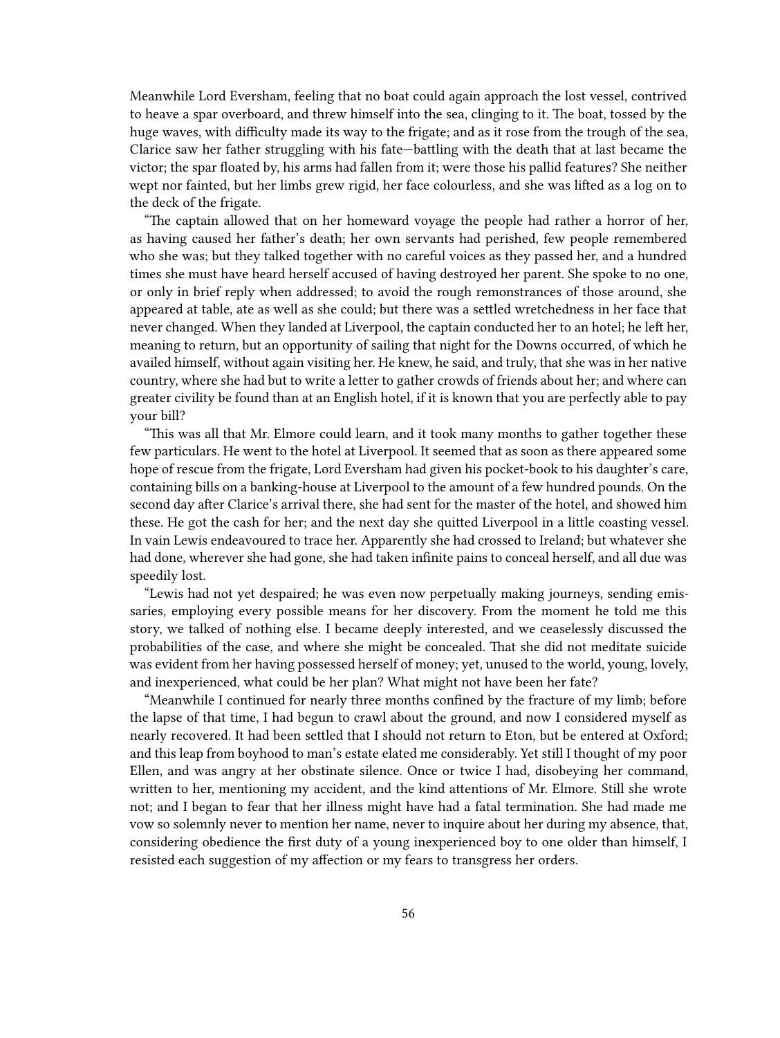Meanwhile Lord Eversham, feeling that no boat could again approach the lost vessel, contrived to heave a spar overboard, and threw himself into the sea, clinging to it. The boat, tossed by the huge waves, with difficulty made its way to the frigate; and as it rose from the trough of the sea, Clarice saw her father struggling with his fate—battling with the death that at last became the victor; the spar floated by, his arms had fallen from it; were those his pallid features? She neither wept nor fainted, but her limbs grew rigid, her face colourless, and she was lifted as a log on to the deck of the frigate.

"The captain allowed that on her homeward voyage the people had rather a horror of her, as having caused her father's death; her own servants had perished, few people remembered who she was; but they talked together with no careful voices as they passed her, and a hundred times she must have heard herself accused of having destroyed her parent. She spoke to no one, or only in brief reply when addressed; to avoid the rough remonstrances of those around, she appeared at table, ate as well as she could; but there was a settled wretchedness in her face that never changed. When they landed at Liverpool, the captain conducted her to an hotel; he left her, meaning to return, but an opportunity of sailing that night for the Downs occurred, of which he availed himself, without again visiting her. He knew, he said, and truly, that she was in her native country, where she had but to write a letter to gather crowds of friends about her; and where can greater civility be found than at an English hotel, if it is known that you are perfectly able to pay your bill?

"This was all that Mr. Elmore could learn, and it took many months to gather together these few particulars. He went to the hotel at Liverpool. It seemed that as soon as there appeared some hope of rescue from the frigate, Lord Eversham had given his pocket-book to his daughter's care, containing bills on a banking-house at Liverpool to the amount of a few hundred pounds. On the second day after Clarice's arrival there, she had sent for the master of the hotel, and showed him these. He got the cash for her; and the next day she quitted Liverpool in a little coasting vessel. In vain Lewis endeavoured to trace her. Apparently she had crossed to Ireland; but whatever she had done, wherever she had gone, she had taken infinite pains to conceal herself, and all due was speedily lost.

"Lewis had not yet despaired; he was even now perpetually making journeys, sending emissaries, employing every possible means for her discovery. From the moment he told me this story, we talked of nothing else. I became deeply interested, and we ceaselessly discussed the probabilities of the case, and where she might be concealed. That she did not meditate suicide was evident from her having possessed herself of money; yet, unused to the world, young, lovely, and inexperienced, what could be her plan? What might not have been her fate?

"Meanwhile I continued for nearly three months confined by the fracture of my limb; before the lapse of that time, I had begun to crawl about the ground, and now I considered myself as nearly recovered. It had been settled that I should not return to Eton, but be entered at Oxford; and this leap from boyhood to man's estate elated me considerably. Yet still I thought of my poor Ellen, and was angry at her obstinate silence. Once or twice I had, disobeying her command, written to her, mentioning my accident, and the kind attentions of Mr. Elmore. Still she wrote not; and I began to fear that her illness might have had a fatal termination. She had made me vow so solemnly never to mention her name, never to inquire about her during my absence, that, considering obedience the first duty of a young inexperienced boy to one older than himself, I resisted each suggestion of my affection or my fears to transgress her orders.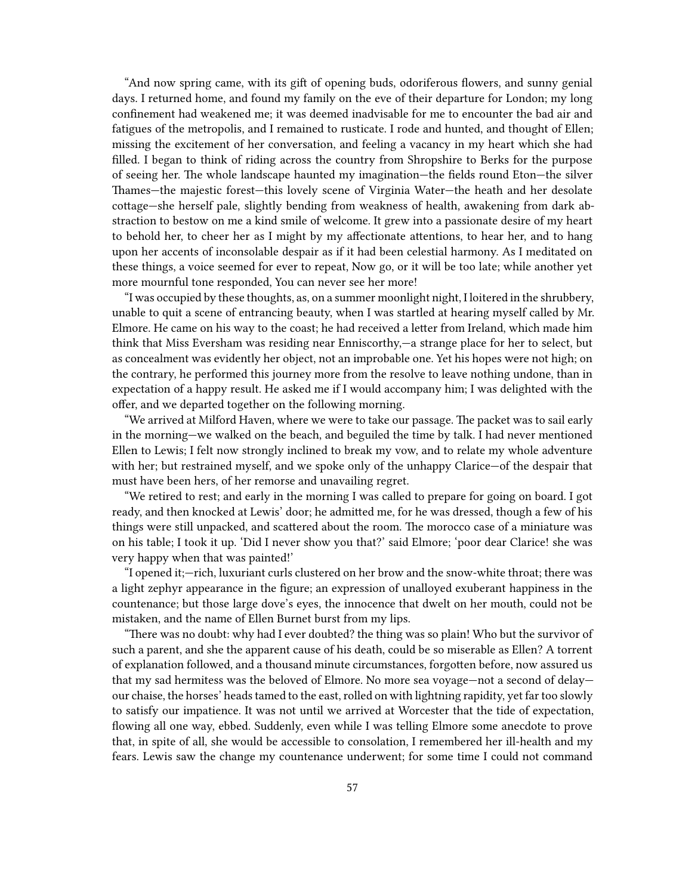"And now spring came, with its gift of opening buds, odoriferous flowers, and sunny genial days. I returned home, and found my family on the eve of their departure for London; my long confinement had weakened me; it was deemed inadvisable for me to encounter the bad air and fatigues of the metropolis, and I remained to rusticate. I rode and hunted, and thought of Ellen; missing the excitement of her conversation, and feeling a vacancy in my heart which she had filled. I began to think of riding across the country from Shropshire to Berks for the purpose of seeing her. The whole landscape haunted my imagination—the fields round Eton—the silver Thames—the majestic forest—this lovely scene of Virginia Water—the heath and her desolate cottage—she herself pale, slightly bending from weakness of health, awakening from dark abstraction to bestow on me a kind smile of welcome. It grew into a passionate desire of my heart to behold her, to cheer her as I might by my affectionate attentions, to hear her, and to hang upon her accents of inconsolable despair as if it had been celestial harmony. As I meditated on these things, a voice seemed for ever to repeat, Now go, or it will be too late; while another yet more mournful tone responded, You can never see her more!

"I was occupied by these thoughts, as, on a summer moonlight night, I loitered in the shrubbery, unable to quit a scene of entrancing beauty, when I was startled at hearing myself called by Mr. Elmore. He came on his way to the coast; he had received a letter from Ireland, which made him think that Miss Eversham was residing near Enniscorthy,—a strange place for her to select, but as concealment was evidently her object, not an improbable one. Yet his hopes were not high; on the contrary, he performed this journey more from the resolve to leave nothing undone, than in expectation of a happy result. He asked me if I would accompany him; I was delighted with the offer, and we departed together on the following morning.

"We arrived at Milford Haven, where we were to take our passage. The packet was to sail early in the morning—we walked on the beach, and beguiled the time by talk. I had never mentioned Ellen to Lewis; I felt now strongly inclined to break my vow, and to relate my whole adventure with her; but restrained myself, and we spoke only of the unhappy Clarice—of the despair that must have been hers, of her remorse and unavailing regret.

"We retired to rest; and early in the morning I was called to prepare for going on board. I got ready, and then knocked at Lewis' door; he admitted me, for he was dressed, though a few of his things were still unpacked, and scattered about the room. The morocco case of a miniature was on his table; I took it up. 'Did I never show you that?' said Elmore; 'poor dear Clarice! she was very happy when that was painted!'

"I opened it;—rich, luxuriant curls clustered on her brow and the snow-white throat; there was a light zephyr appearance in the figure; an expression of unalloyed exuberant happiness in the countenance; but those large dove's eyes, the innocence that dwelt on her mouth, could not be mistaken, and the name of Ellen Burnet burst from my lips.

"There was no doubt: why had I ever doubted? the thing was so plain! Who but the survivor of such a parent, and she the apparent cause of his death, could be so miserable as Ellen? A torrent of explanation followed, and a thousand minute circumstances, forgotten before, now assured us that my sad hermitess was the beloved of Elmore. No more sea voyage—not a second of delay—our chaise, the horses' heads tamed to the east, rolled on with lightning rapidity, yet far too slowly to satisfy our impatience. It was not until we arrived at Worcester that the tide of expectation, flowing all one way, ebbed. Suddenly, even while I was telling Elmore some anecdote to prove that, in spite of all, she would be accessible to consolation, I remembered her ill-health and my fears. Lewis saw the change my countenance underwent; for some time I could not command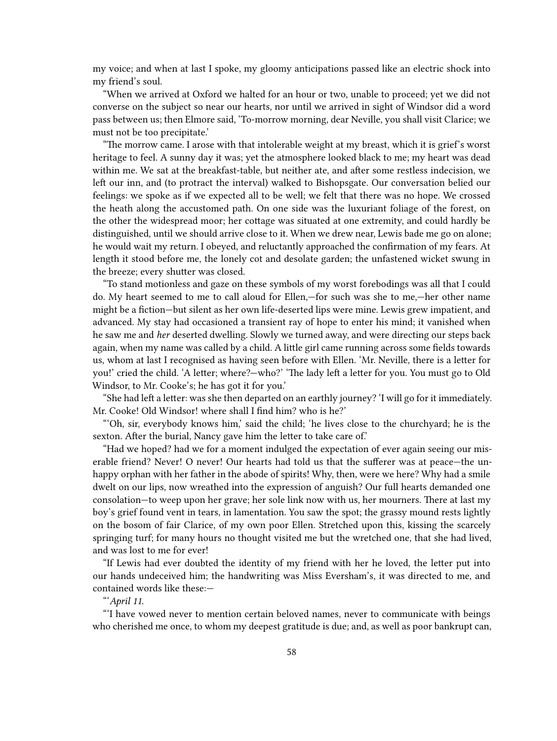my voice; and when at last I spoke, my gloomy anticipations passed like an electric shock into my friend's soul.

"When we arrived at Oxford we halted for an hour or two, unable to proceed; yet we did not converse on the subject so near our hearts, nor until we arrived in sight of Windsor did a word pass between us; then Elmore said, 'To-morrow morning, dear Neville, you shall visit Clarice; we must not be too precipitate.'

"The morrow came. I arose with that intolerable weight at my breast, which it is grief's worst heritage to feel. A sunny day it was; yet the atmosphere looked black to me; my heart was dead within me. We sat at the breakfast-table, but neither ate, and after some restless indecision, we left our inn, and (to protract the interval) walked to Bishopsgate. Our conversation belied our feelings: we spoke as if we expected all to be well; we felt that there was no hope. We crossed the heath along the accustomed path. On one side was the luxuriant foliage of the forest, on the other the widespread moor; her cottage was situated at one extremity, and could hardly be distinguished, until we should arrive close to it. When we drew near, Lewis bade me go on alone; he would wait my return. I obeyed, and reluctantly approached the confirmation of my fears. At length it stood before me, the lonely cot and desolate garden; the unfastened wicket swung in the breeze; every shutter was closed.

"To stand motionless and gaze on these symbols of my worst forebodings was all that I could do. My heart seemed to me to call aloud for Ellen,—for such was she to me,—her other name might be a fiction—but silent as her own life-deserted lips were mine. Lewis grew impatient, and advanced. My stay had occasioned a transient ray of hope to enter his mind; it vanished when he saw me and *her* deserted dwelling. Slowly we turned away, and were directing our steps back again, when my name was called by a child. A little girl came running across some fields towards us, whom at last I recognised as having seen before with Ellen. 'Mr. Neville, there is a letter for you!' cried the child. 'A letter; where?—who?' 'The lady left a letter for you. You must go to Old Windsor, to Mr. Cooke's; he has got it for you.'

"She had left a letter: was she then departed on an earthly journey? 'I will go for it immediately. Mr. Cooke! Old Windsor! where shall I find him? who is he?'

"'Oh, sir, everybody knows him,' said the child; 'he lives close to the churchyard; he is the sexton. After the burial, Nancy gave him the letter to take care of.'

"Had we hoped? had we for a moment indulged the expectation of ever again seeing our miserable friend? Never! O never! Our hearts had told us that the sufferer was at peace—the unhappy orphan with her father in the abode of spirits! Why, then, were we here? Why had a smile dwelt on our lips, now wreathed into the expression of anguish? Our full hearts demanded one consolation—to weep upon her grave; her sole link now with us, her mourners. There at last my boy's grief found vent in tears, in lamentation. You saw the spot; the grassy mound rests lightly on the bosom of fair Clarice, of my own poor Ellen. Stretched upon this, kissing the scarcely springing turf; for many hours no thought visited me but the wretched one, that she had lived, and was lost to me for ever!

"If Lewis had ever doubted the identity of my friend with her he loved, the letter put into our hands undeceived him; the handwriting was Miss Eversham's, it was directed to me, and contained words like these:—

"'*April 11.*

"'I have vowed never to mention certain beloved names, never to communicate with beings who cherished me once, to whom my deepest gratitude is due; and, as well as poor bankrupt can,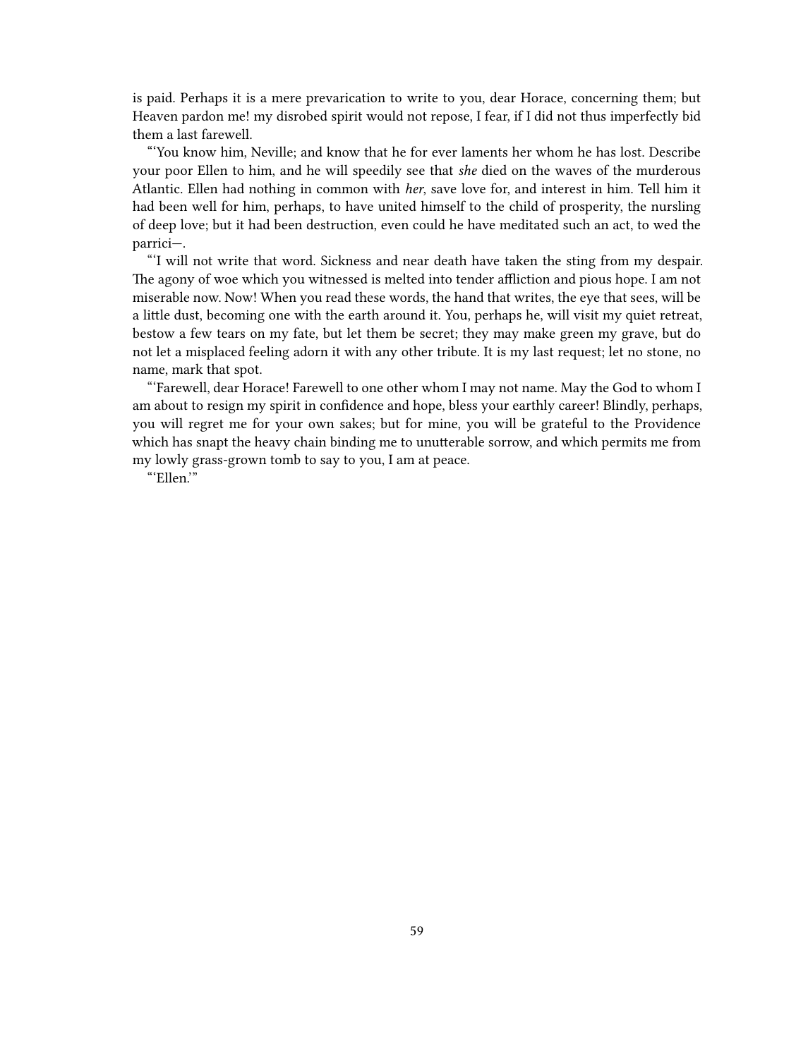is paid. Perhaps it is a mere prevarication to write to you, dear Horace, concerning them; but Heaven pardon me! my disrobed spirit would not repose, I fear, if I did not thus imperfectly bid them a last farewell.

"'You know him, Neville; and know that he for ever laments her whom he has lost. Describe your poor Ellen to him, and he will speedily see that *she* died on the waves of the murderous Atlantic. Ellen had nothing in common with *her*, save love for, and interest in him. Tell him it had been well for him, perhaps, to have united himself to the child of prosperity, the nursling of deep love; but it had been destruction, even could he have meditated such an act, to wed the parrici—.

"'I will not write that word. Sickness and near death have taken the sting from my despair. The agony of woe which you witnessed is melted into tender affliction and pious hope. I am not miserable now. Now! When you read these words, the hand that writes, the eye that sees, will be a little dust, becoming one with the earth around it. You, perhaps he, will visit my quiet retreat, bestow a few tears on my fate, but let them be secret; they may make green my grave, but do not let a misplaced feeling adorn it with any other tribute. It is my last request; let no stone, no name, mark that spot.

"'Farewell, dear Horace! Farewell to one other whom I may not name. May the God to whom I am about to resign my spirit in confidence and hope, bless your earthly career! Blindly, perhaps, you will regret me for your own sakes; but for mine, you will be grateful to the Providence which has snapt the heavy chain binding me to unutterable sorrow, and which permits me from my lowly grass-grown tomb to say to you, I am at peace.

"'Ellen.'"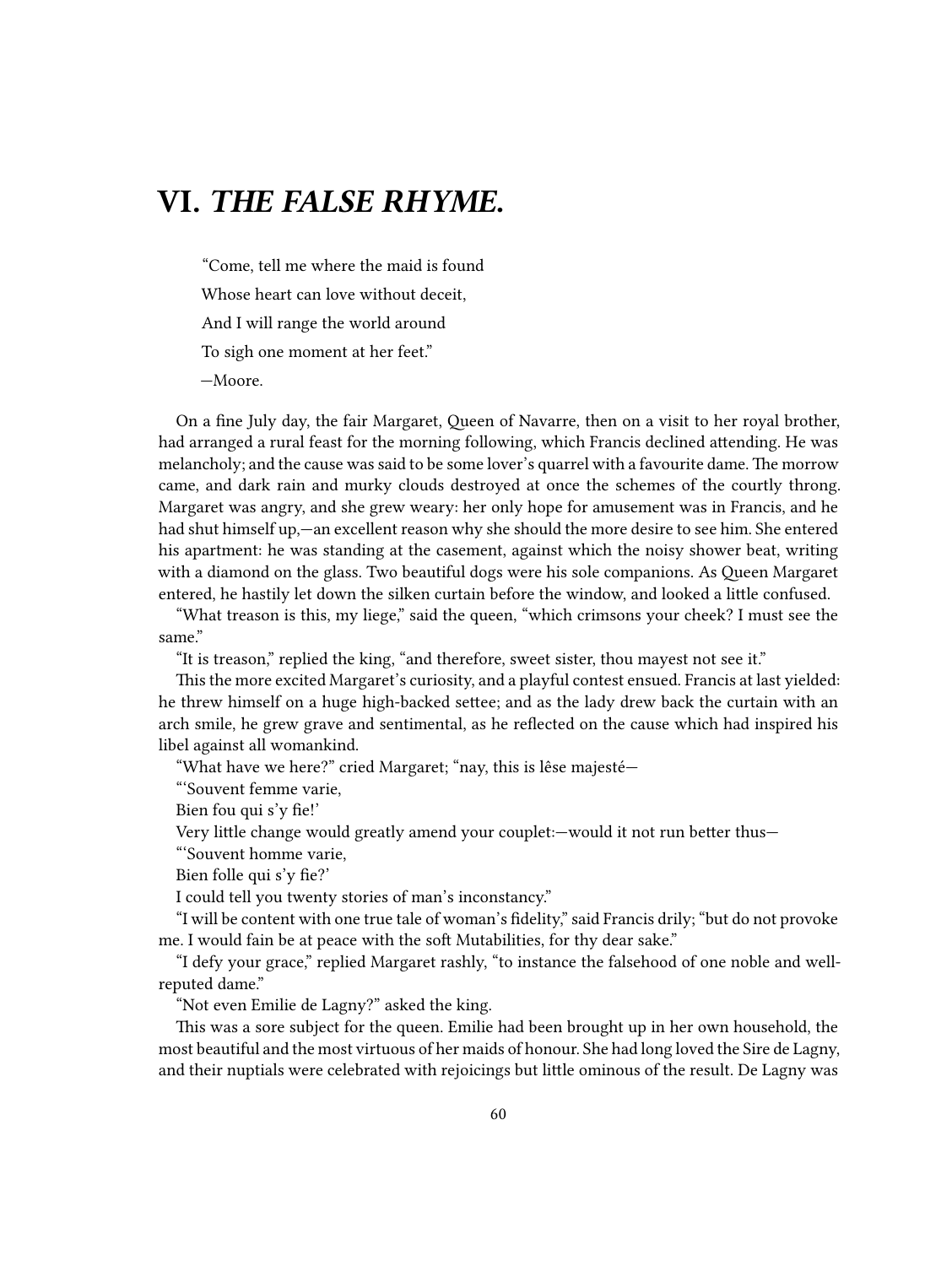# VI. *THE FALSE RHYME.*

> "Come, tell me where the maid is found
>
> Whose heart can love without deceit,
>
> And I will range the world around
>
> To sigh one moment at her feet."
>
> —Moore.

On a fine July day, the fair Margaret, Queen of Navarre, then on a visit to her royal brother, had arranged a rural feast for the morning following, which Francis declined attending. He was melancholy; and the cause was said to be some lover's quarrel with a favourite dame. The morrow came, and dark rain and murky clouds destroyed at once the schemes of the courtly throng. Margaret was angry, and she grew weary: her only hope for amusement was in Francis, and he had shut himself up,—an excellent reason why she should the more desire to see him. She entered his apartment: he was standing at the casement, against which the noisy shower beat, writing with a diamond on the glass. Two beautiful dogs were his sole companions. As Queen Margaret entered, he hastily let down the silken curtain before the window, and looked a little confused.

"What treason is this, my liege," said the queen, "which crimsons your cheek? I must see the same."

"It is treason," replied the king, "and therefore, sweet sister, thou mayest not see it."

This the more excited Margaret's curiosity, and a playful contest ensued. Francis at last yielded: he threw himself on a huge high-backed settee; and as the lady drew back the curtain with an arch smile, he grew grave and sentimental, as he reflected on the cause which had inspired his libel against all womankind.

"What have we here?" cried Margaret; "nay, this is lêse majesté—

"'Souvent femme varie,

Bien fou qui s'y fie!'

Very little change would greatly amend your couplet:—would it not run better thus—

"'Souvent homme varie,

Bien folle qui s'y fie?'

I could tell you twenty stories of man's inconstancy."

"I will be content with one true tale of woman's fidelity," said Francis drily; "but do not provoke me. I would fain be at peace with the soft Mutabilities, for thy dear sake."

"I defy your grace," replied Margaret rashly, "to instance the falsehood of one noble and well-reputed dame."

"Not even Emilie de Lagny?" asked the king.

This was a sore subject for the queen. Emilie had been brought up in her own household, the most beautiful and the most virtuous of her maids of honour. She had long loved the Sire de Lagny, and their nuptials were celebrated with rejoicings but little ominous of the result. De Lagny was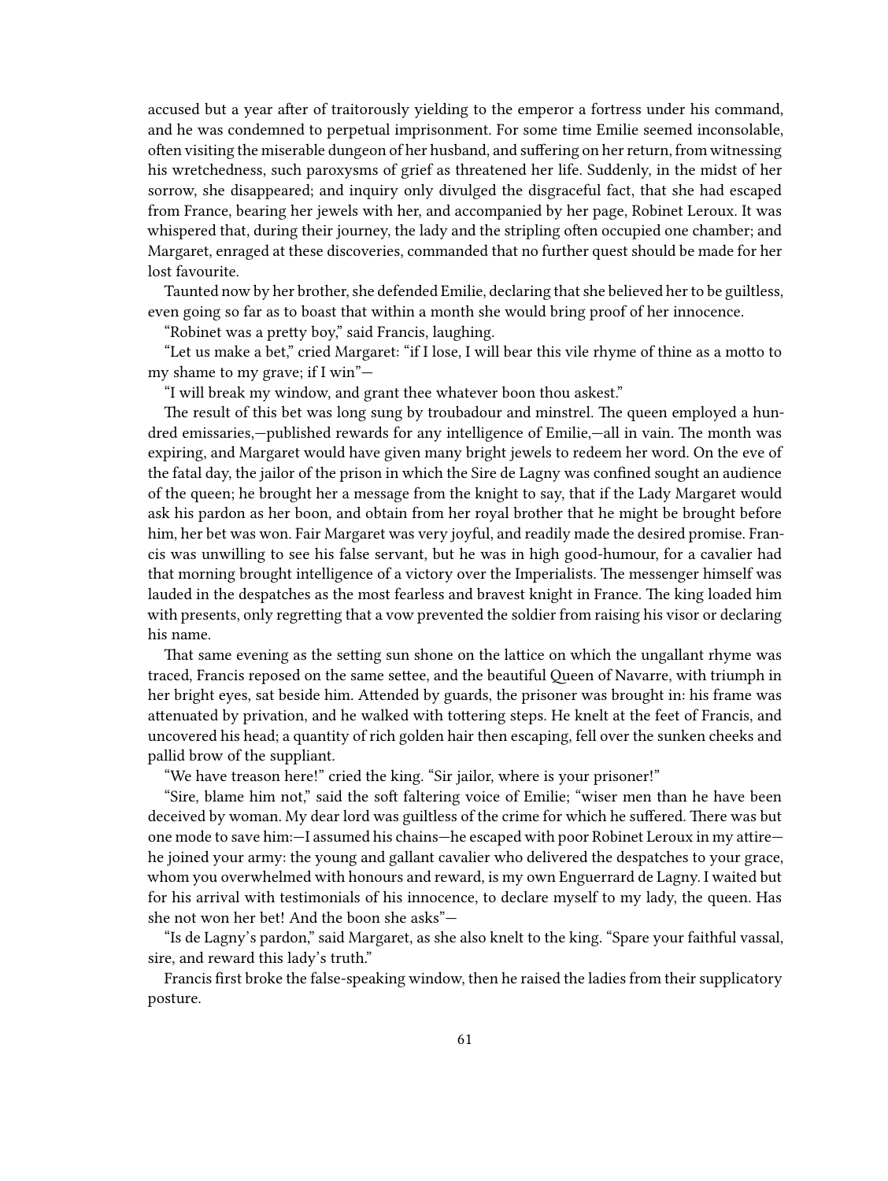accused but a year after of traitorously yielding to the emperor a fortress under his command, and he was condemned to perpetual imprisonment. For some time Emilie seemed inconsolable, often visiting the miserable dungeon of her husband, and suffering on her return, from witnessing his wretchedness, such paroxysms of grief as threatened her life. Suddenly, in the midst of her sorrow, she disappeared; and inquiry only divulged the disgraceful fact, that she had escaped from France, bearing her jewels with her, and accompanied by her page, Robinet Leroux. It was whispered that, during their journey, the lady and the stripling often occupied one chamber; and Margaret, enraged at these discoveries, commanded that no further quest should be made for her lost favourite.

Taunted now by her brother, she defended Emilie, declaring that she believed her to be guiltless, even going so far as to boast that within a month she would bring proof of her innocence.

"Robinet was a pretty boy," said Francis, laughing.

"Let us make a bet," cried Margaret: "if I lose, I will bear this vile rhyme of thine as a motto to my shame to my grave; if I win"—

"I will break my window, and grant thee whatever boon thou askest."

The result of this bet was long sung by troubadour and minstrel. The queen employed a hundred emissaries,—published rewards for any intelligence of Emilie,—all in vain. The month was expiring, and Margaret would have given many bright jewels to redeem her word. On the eve of the fatal day, the jailor of the prison in which the Sire de Lagny was confined sought an audience of the queen; he brought her a message from the knight to say, that if the Lady Margaret would ask his pardon as her boon, and obtain from her royal brother that he might be brought before him, her bet was won. Fair Margaret was very joyful, and readily made the desired promise. Francis was unwilling to see his false servant, but he was in high good-humour, for a cavalier had that morning brought intelligence of a victory over the Imperialists. The messenger himself was lauded in the despatches as the most fearless and bravest knight in France. The king loaded him with presents, only regretting that a vow prevented the soldier from raising his visor or declaring his name.

That same evening as the setting sun shone on the lattice on which the ungallant rhyme was traced, Francis reposed on the same settee, and the beautiful Queen of Navarre, with triumph in her bright eyes, sat beside him. Attended by guards, the prisoner was brought in: his frame was attenuated by privation, and he walked with tottering steps. He knelt at the feet of Francis, and uncovered his head; a quantity of rich golden hair then escaping, fell over the sunken cheeks and pallid brow of the suppliant.

"We have treason here!" cried the king. "Sir jailor, where is your prisoner!"

"Sire, blame him not," said the soft faltering voice of Emilie; "wiser men than he have been deceived by woman. My dear lord was guiltless of the crime for which he suffered. There was but one mode to save him:—I assumed his chains—he escaped with poor Robinet Leroux in my attire—he joined your army: the young and gallant cavalier who delivered the despatches to your grace, whom you overwhelmed with honours and reward, is my own Enguerrard de Lagny. I waited but for his arrival with testimonials of his innocence, to declare myself to my lady, the queen. Has she not won her bet! And the boon she asks"—

"Is de Lagny's pardon," said Margaret, as she also knelt to the king. "Spare your faithful vassal, sire, and reward this lady's truth."

Francis first broke the false-speaking window, then he raised the ladies from their supplicatory posture.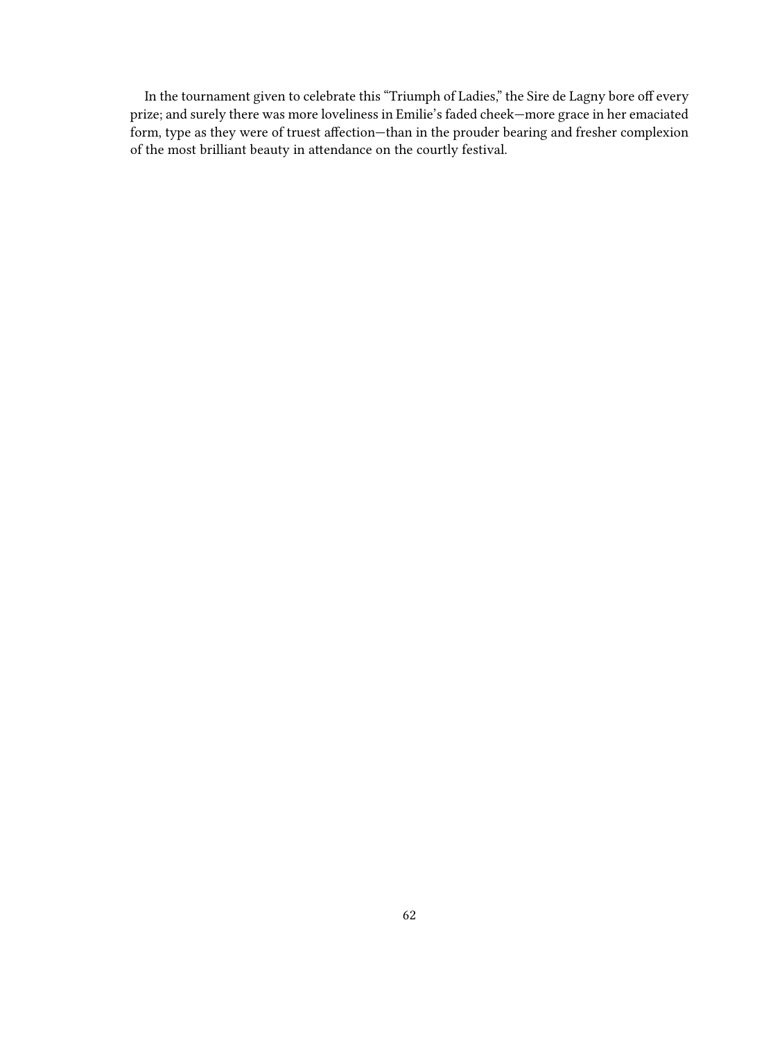In the tournament given to celebrate this "Triumph of Ladies," the Sire de Lagny bore off every prize; and surely there was more loveliness in Emilie's faded cheek—more grace in her emaciated form, type as they were of truest affection—than in the prouder bearing and fresher complexion of the most brilliant beauty in attendance on the courtly festival.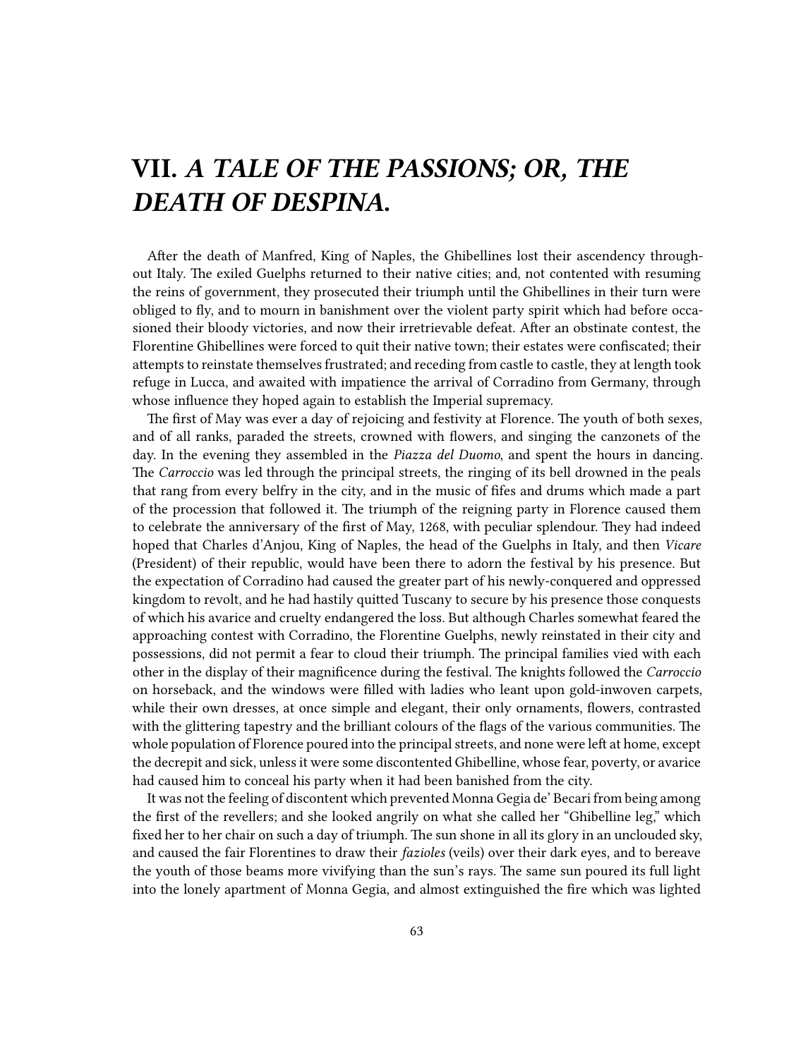# VII. *A TALE OF THE PASSIONS; OR, THE DEATH OF DESPINA.*

After the death of Manfred, King of Naples, the Ghibellines lost their ascendency throughout Italy. The exiled Guelphs returned to their native cities; and, not contented with resuming the reins of government, they prosecuted their triumph until the Ghibellines in their turn were obliged to fly, and to mourn in banishment over the violent party spirit which had before occasioned their bloody victories, and now their irretrievable defeat. After an obstinate contest, the Florentine Ghibellines were forced to quit their native town; their estates were confiscated; their attempts to reinstate themselves frustrated; and receding from castle to castle, they at length took refuge in Lucca, and awaited with impatience the arrival of Corradino from Germany, through whose influence they hoped again to establish the Imperial supremacy.

The first of May was ever a day of rejoicing and festivity at Florence. The youth of both sexes, and of all ranks, paraded the streets, crowned with flowers, and singing the canzonets of the day. In the evening they assembled in the *Piazza del Duomo*, and spent the hours in dancing. The *Carroccio* was led through the principal streets, the ringing of its bell drowned in the peals that rang from every belfry in the city, and in the music of fifes and drums which made a part of the procession that followed it. The triumph of the reigning party in Florence caused them to celebrate the anniversary of the first of May, 1268, with peculiar splendour. They had indeed hoped that Charles d'Anjou, King of Naples, the head of the Guelphs in Italy, and then *Vicare* (President) of their republic, would have been there to adorn the festival by his presence. But the expectation of Corradino had caused the greater part of his newly-conquered and oppressed kingdom to revolt, and he had hastily quitted Tuscany to secure by his presence those conquests of which his avarice and cruelty endangered the loss. But although Charles somewhat feared the approaching contest with Corradino, the Florentine Guelphs, newly reinstated in their city and possessions, did not permit a fear to cloud their triumph. The principal families vied with each other in the display of their magnificence during the festival. The knights followed the *Carroccio* on horseback, and the windows were filled with ladies who leant upon gold-inwoven carpets, while their own dresses, at once simple and elegant, their only ornaments, flowers, contrasted with the glittering tapestry and the brilliant colours of the flags of the various communities. The whole population of Florence poured into the principal streets, and none were left at home, except the decrepit and sick, unless it were some discontented Ghibelline, whose fear, poverty, or avarice had caused him to conceal his party when it had been banished from the city.

It was not the feeling of discontent which prevented Monna Gegia de' Becari from being among the first of the revellers; and she looked angrily on what she called her "Ghibelline leg," which fixed her to her chair on such a day of triumph. The sun shone in all its glory in an unclouded sky, and caused the fair Florentines to draw their *fazioles* (veils) over their dark eyes, and to bereave the youth of those beams more vivifying than the sun's rays. The same sun poured its full light into the lonely apartment of Monna Gegia, and almost extinguished the fire which was lighted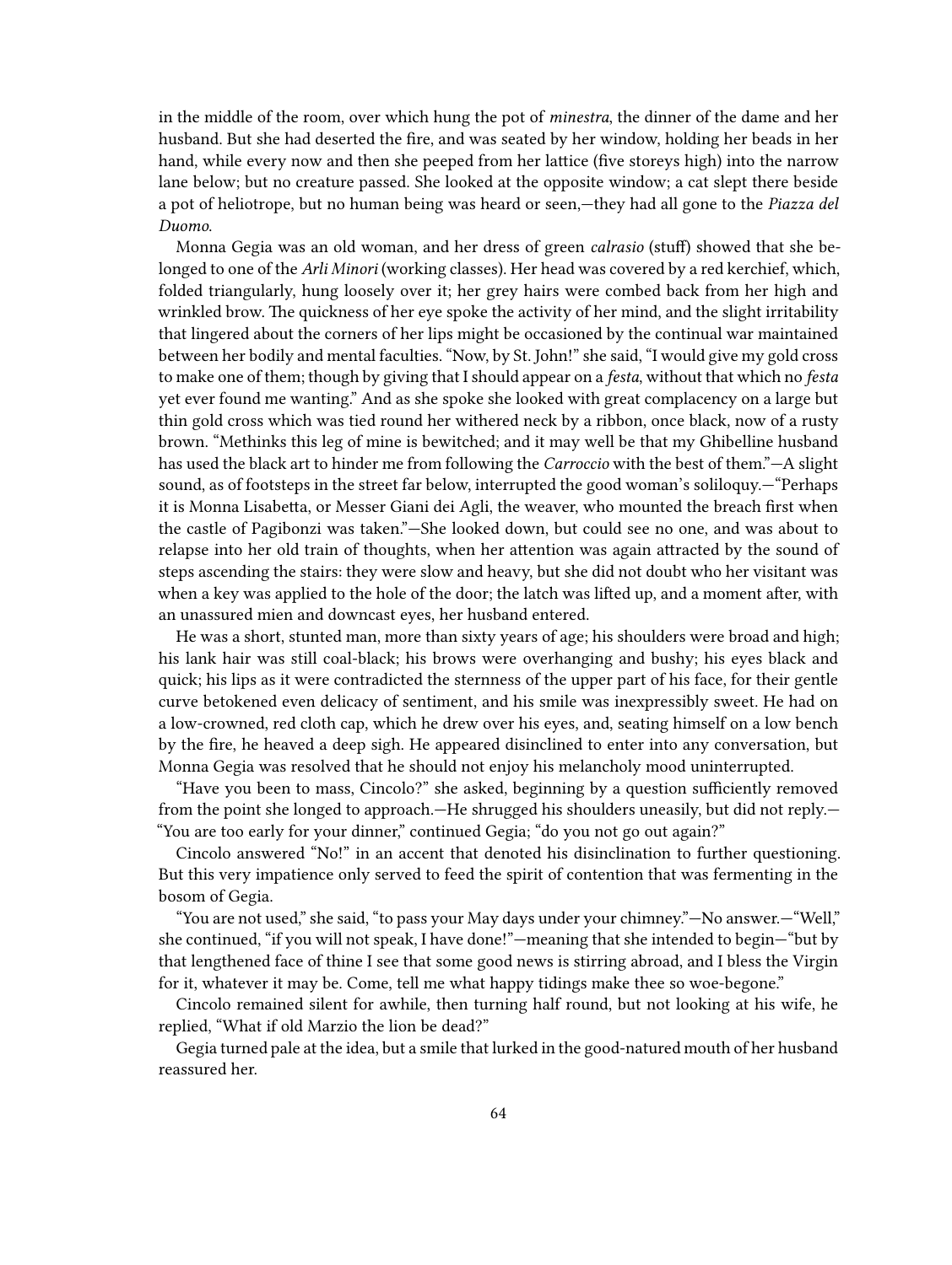in the middle of the room, over which hung the pot of *minestra*, the dinner of the dame and her husband. But she had deserted the fire, and was seated by her window, holding her beads in her hand, while every now and then she peeped from her lattice (five storeys high) into the narrow lane below; but no creature passed. She looked at the opposite window; a cat slept there beside a pot of heliotrope, but no human being was heard or seen,—they had all gone to the *Piazza del Duomo*.

Monna Gegia was an old woman, and her dress of green *calrasio* (stuff) showed that she belonged to one of the *Arli Minori* (working classes). Her head was covered by a red kerchief, which, folded triangularly, hung loosely over it; her grey hairs were combed back from her high and wrinkled brow. The quickness of her eye spoke the activity of her mind, and the slight irritability that lingered about the corners of her lips might be occasioned by the continual war maintained between her bodily and mental faculties. "Now, by St. John!" she said, "I would give my gold cross to make one of them; though by giving that I should appear on a *festa*, without that which no *festa* yet ever found me wanting." And as she spoke she looked with great complacency on a large but thin gold cross which was tied round her withered neck by a ribbon, once black, now of a rusty brown. "Methinks this leg of mine is bewitched; and it may well be that my Ghibelline husband has used the black art to hinder me from following the *Carroccio* with the best of them."—A slight sound, as of footsteps in the street far below, interrupted the good woman's soliloquy.—"Perhaps it is Monna Lisabetta, or Messer Giani dei Agli, the weaver, who mounted the breach first when the castle of Pagibonzi was taken."—She looked down, but could see no one, and was about to relapse into her old train of thoughts, when her attention was again attracted by the sound of steps ascending the stairs: they were slow and heavy, but she did not doubt who her visitant was when a key was applied to the hole of the door; the latch was lifted up, and a moment after, with an unassured mien and downcast eyes, her husband entered.

He was a short, stunted man, more than sixty years of age; his shoulders were broad and high; his lank hair was still coal-black; his brows were overhanging and bushy; his eyes black and quick; his lips as it were contradicted the sternness of the upper part of his face, for their gentle curve betokened even delicacy of sentiment, and his smile was inexpressibly sweet. He had on a low-crowned, red cloth cap, which he drew over his eyes, and, seating himself on a low bench by the fire, he heaved a deep sigh. He appeared disinclined to enter into any conversation, but Monna Gegia was resolved that he should not enjoy his melancholy mood uninterrupted.

"Have you been to mass, Cincolo?" she asked, beginning by a question sufficiently removed from the point she longed to approach.—He shrugged his shoulders uneasily, but did not reply.—"You are too early for your dinner," continued Gegia; "do you not go out again?"

Cincolo answered "No!" in an accent that denoted his disinclination to further questioning. But this very impatience only served to feed the spirit of contention that was fermenting in the bosom of Gegia.

"You are not used," she said, "to pass your May days under your chimney."—No answer.—"Well," she continued, "if you will not speak, I have done!"—meaning that she intended to begin—"but by that lengthened face of thine I see that some good news is stirring abroad, and I bless the Virgin for it, whatever it may be. Come, tell me what happy tidings make thee so woe-begone."

Cincolo remained silent for awhile, then turning half round, but not looking at his wife, he replied, "What if old Marzio the lion be dead?"

Gegia turned pale at the idea, but a smile that lurked in the good-natured mouth of her husband reassured her.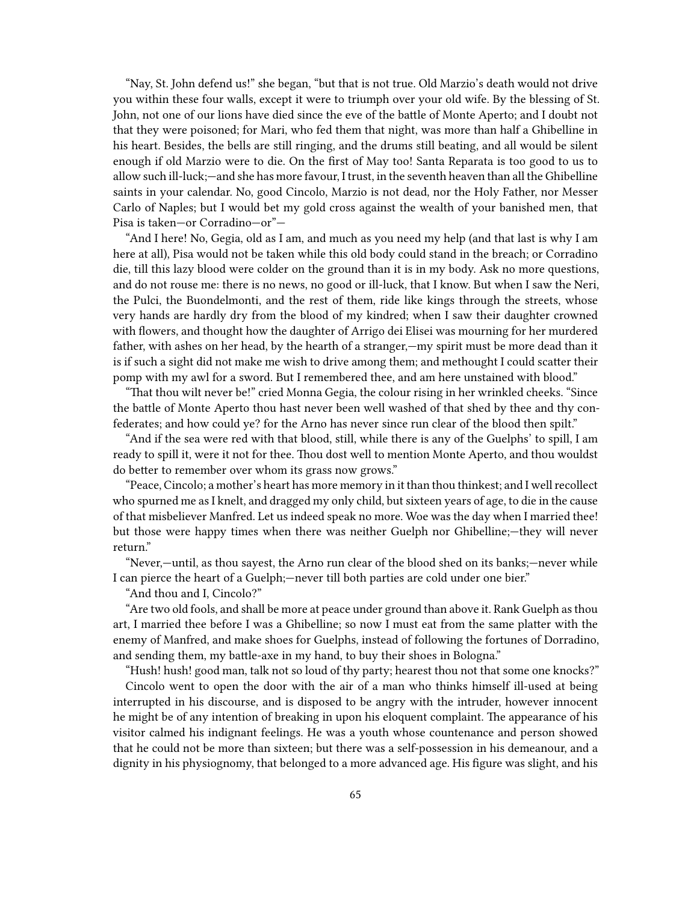"Nay, St. John defend us!" she began, "but that is not true. Old Marzio's death would not drive you within these four walls, except it were to triumph over your old wife. By the blessing of St. John, not one of our lions have died since the eve of the battle of Monte Aperto; and I doubt not that they were poisoned; for Mari, who fed them that night, was more than half a Ghibelline in his heart. Besides, the bells are still ringing, and the drums still beating, and all would be silent enough if old Marzio were to die. On the first of May too! Santa Reparata is too good to us to allow such ill-luck;—and she has more favour, I trust, in the seventh heaven than all the Ghibelline saints in your calendar. No, good Cincolo, Marzio is not dead, nor the Holy Father, nor Messer Carlo of Naples; but I would bet my gold cross against the wealth of your banished men, that Pisa is taken—or Corradino—or"—

"And I here! No, Gegia, old as I am, and much as you need my help (and that last is why I am here at all), Pisa would not be taken while this old body could stand in the breach; or Corradino die, till this lazy blood were colder on the ground than it is in my body. Ask no more questions, and do not rouse me: there is no news, no good or ill-luck, that I know. But when I saw the Neri, the Pulci, the Buondelmonti, and the rest of them, ride like kings through the streets, whose very hands are hardly dry from the blood of my kindred; when I saw their daughter crowned with flowers, and thought how the daughter of Arrigo dei Elisei was mourning for her murdered father, with ashes on her head, by the hearth of a stranger,—my spirit must be more dead than it is if such a sight did not make me wish to drive among them; and methought I could scatter their pomp with my awl for a sword. But I remembered thee, and am here unstained with blood."

"That thou wilt never be!" cried Monna Gegia, the colour rising in her wrinkled cheeks. "Since the battle of Monte Aperto thou hast never been well washed of that shed by thee and thy confederates; and how could ye? for the Arno has never since run clear of the blood then spilt."

"And if the sea were red with that blood, still, while there is any of the Guelphs' to spill, I am ready to spill it, were it not for thee. Thou dost well to mention Monte Aperto, and thou wouldst do better to remember over whom its grass now grows."

"Peace, Cincolo; a mother's heart has more memory in it than thou thinkest; and I well recollect who spurned me as I knelt, and dragged my only child, but sixteen years of age, to die in the cause of that misbeliever Manfred. Let us indeed speak no more. Woe was the day when I married thee! but those were happy times when there was neither Guelph nor Ghibelline;—they will never return."

"Never,—until, as thou sayest, the Arno run clear of the blood shed on its banks;—never while I can pierce the heart of a Guelph;—never till both parties are cold under one bier."

"And thou and I, Cincolo?"

"Are two old fools, and shall be more at peace under ground than above it. Rank Guelph as thou art, I married thee before I was a Ghibelline; so now I must eat from the same platter with the enemy of Manfred, and make shoes for Guelphs, instead of following the fortunes of Dorradino, and sending them, my battle-axe in my hand, to buy their shoes in Bologna."

"Hush! hush! good man, talk not so loud of thy party; hearest thou not that some one knocks?"

Cincolo went to open the door with the air of a man who thinks himself ill-used at being interrupted in his discourse, and is disposed to be angry with the intruder, however innocent he might be of any intention of breaking in upon his eloquent complaint. The appearance of his visitor calmed his indignant feelings. He was a youth whose countenance and person showed that he could not be more than sixteen; but there was a self-possession in his demeanour, and a dignity in his physiognomy, that belonged to a more advanced age. His figure was slight, and his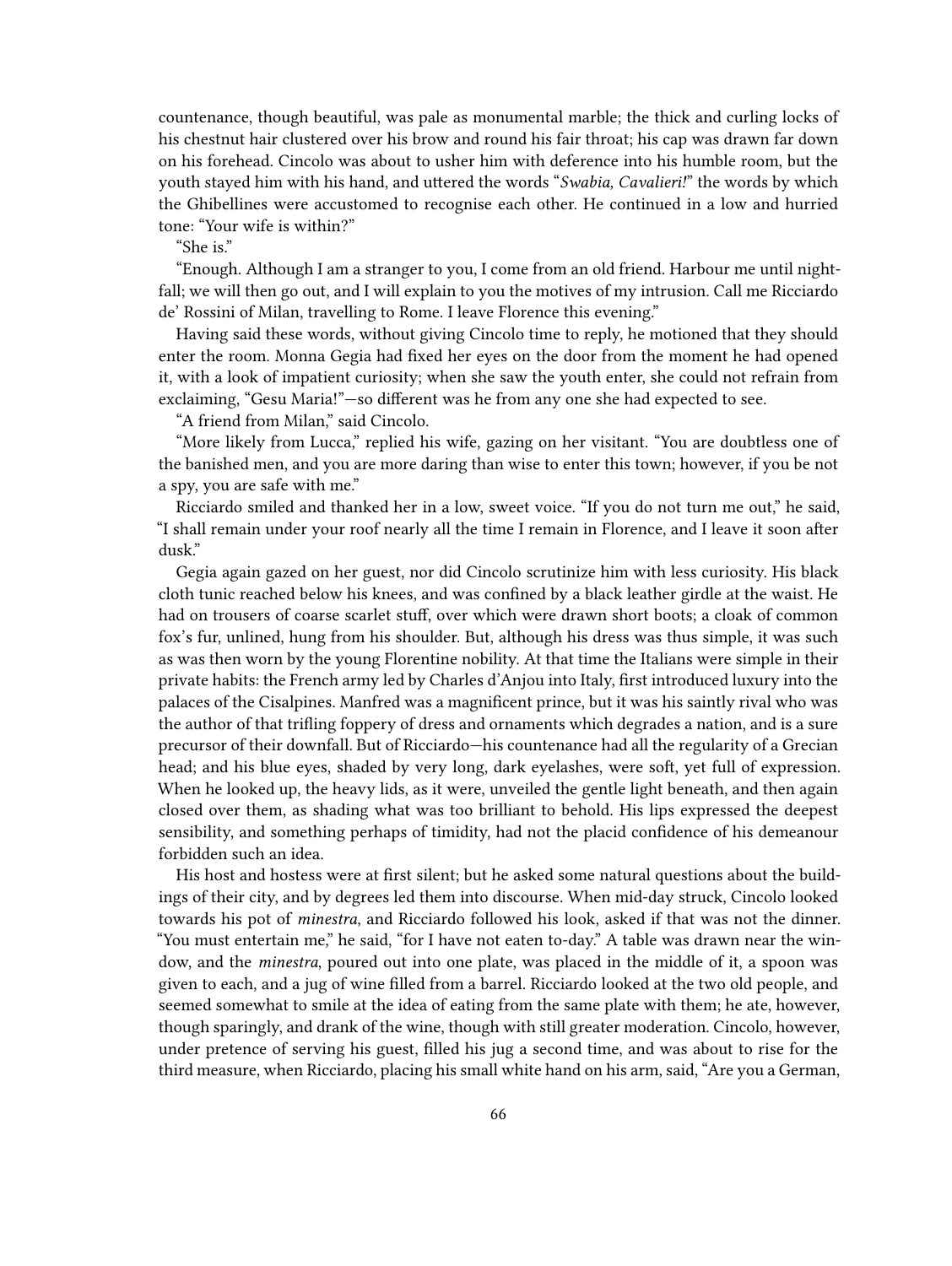countenance, though beautiful, was pale as monumental marble; the thick and curling locks of his chestnut hair clustered over his brow and round his fair throat; his cap was drawn far down on his forehead. Cincolo was about to usher him with deference into his humble room, but the youth stayed him with his hand, and uttered the words "*Swabia, Cavalieri!*" the words by which the Ghibellines were accustomed to recognise each other. He continued in a low and hurried tone: "Your wife is within?"

"She is."

"Enough. Although I am a stranger to you, I come from an old friend. Harbour me until nightfall; we will then go out, and I will explain to you the motives of my intrusion. Call me Ricciardo de' Rossini of Milan, travelling to Rome. I leave Florence this evening."

Having said these words, without giving Cincolo time to reply, he motioned that they should enter the room. Monna Gegia had fixed her eyes on the door from the moment he had opened it, with a look of impatient curiosity; when she saw the youth enter, she could not refrain from exclaiming, "Gesu Maria!"—so different was he from any one she had expected to see.

"A friend from Milan," said Cincolo.

"More likely from Lucca," replied his wife, gazing on her visitant. "You are doubtless one of the banished men, and you are more daring than wise to enter this town; however, if you be not a spy, you are safe with me."

Ricciardo smiled and thanked her in a low, sweet voice. "If you do not turn me out," he said, "I shall remain under your roof nearly all the time I remain in Florence, and I leave it soon after dusk."

Gegia again gazed on her guest, nor did Cincolo scrutinize him with less curiosity. His black cloth tunic reached below his knees, and was confined by a black leather girdle at the waist. He had on trousers of coarse scarlet stuff, over which were drawn short boots; a cloak of common fox's fur, unlined, hung from his shoulder. But, although his dress was thus simple, it was such as was then worn by the young Florentine nobility. At that time the Italians were simple in their private habits: the French army led by Charles d'Anjou into Italy, first introduced luxury into the palaces of the Cisalpines. Manfred was a magnificent prince, but it was his saintly rival who was the author of that trifling foppery of dress and ornaments which degrades a nation, and is a sure precursor of their downfall. But of Ricciardo—his countenance had all the regularity of a Grecian head; and his blue eyes, shaded by very long, dark eyelashes, were soft, yet full of expression. When he looked up, the heavy lids, as it were, unveiled the gentle light beneath, and then again closed over them, as shading what was too brilliant to behold. His lips expressed the deepest sensibility, and something perhaps of timidity, had not the placid confidence of his demeanour forbidden such an idea.

His host and hostess were at first silent; but he asked some natural questions about the buildings of their city, and by degrees led them into discourse. When mid-day struck, Cincolo looked towards his pot of *minestra*, and Ricciardo followed his look, asked if that was not the dinner. "You must entertain me," he said, "for I have not eaten to-day." A table was drawn near the window, and the *minestra*, poured out into one plate, was placed in the middle of it, a spoon was given to each, and a jug of wine filled from a barrel. Ricciardo looked at the two old people, and seemed somewhat to smile at the idea of eating from the same plate with them; he ate, however, though sparingly, and drank of the wine, though with still greater moderation. Cincolo, however, under pretence of serving his guest, filled his jug a second time, and was about to rise for the third measure, when Ricciardo, placing his small white hand on his arm, said, "Are you a German,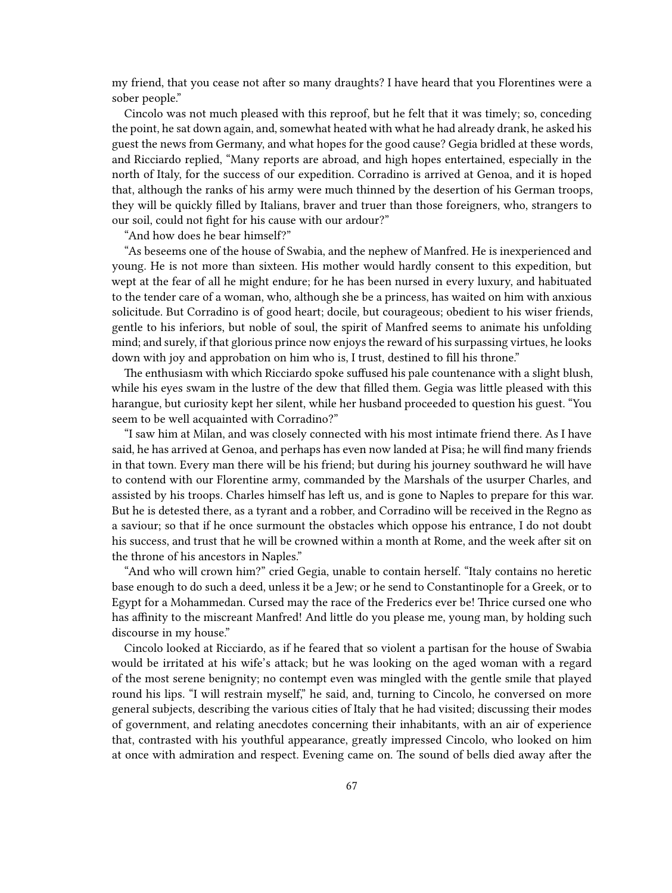my friend, that you cease not after so many draughts? I have heard that you Florentines were a sober people."

Cincolo was not much pleased with this reproof, but he felt that it was timely; so, conceding the point, he sat down again, and, somewhat heated with what he had already drank, he asked his guest the news from Germany, and what hopes for the good cause? Gegia bridled at these words, and Ricciardo replied, "Many reports are abroad, and high hopes entertained, especially in the north of Italy, for the success of our expedition. Corradino is arrived at Genoa, and it is hoped that, although the ranks of his army were much thinned by the desertion of his German troops, they will be quickly filled by Italians, braver and truer than those foreigners, who, strangers to our soil, could not fight for his cause with our ardour?"

"And how does he bear himself?"

"As beseems one of the house of Swabia, and the nephew of Manfred. He is inexperienced and young. He is not more than sixteen. His mother would hardly consent to this expedition, but wept at the fear of all he might endure; for he has been nursed in every luxury, and habituated to the tender care of a woman, who, although she be a princess, has waited on him with anxious solicitude. But Corradino is of good heart; docile, but courageous; obedient to his wiser friends, gentle to his inferiors, but noble of soul, the spirit of Manfred seems to animate his unfolding mind; and surely, if that glorious prince now enjoys the reward of his surpassing virtues, he looks down with joy and approbation on him who is, I trust, destined to fill his throne."

The enthusiasm with which Ricciardo spoke suffused his pale countenance with a slight blush, while his eyes swam in the lustre of the dew that filled them. Gegia was little pleased with this harangue, but curiosity kept her silent, while her husband proceeded to question his guest. "You seem to be well acquainted with Corradino?"

"I saw him at Milan, and was closely connected with his most intimate friend there. As I have said, he has arrived at Genoa, and perhaps has even now landed at Pisa; he will find many friends in that town. Every man there will be his friend; but during his journey southward he will have to contend with our Florentine army, commanded by the Marshals of the usurper Charles, and assisted by his troops. Charles himself has left us, and is gone to Naples to prepare for this war. But he is detested there, as a tyrant and a robber, and Corradino will be received in the Regno as a saviour; so that if he once surmount the obstacles which oppose his entrance, I do not doubt his success, and trust that he will be crowned within a month at Rome, and the week after sit on the throne of his ancestors in Naples."

"And who will crown him?" cried Gegia, unable to contain herself. "Italy contains no heretic base enough to do such a deed, unless it be a Jew; or he send to Constantinople for a Greek, or to Egypt for a Mohammedan. Cursed may the race of the Frederics ever be! Thrice cursed one who has affinity to the miscreant Manfred! And little do you please me, young man, by holding such discourse in my house."

Cincolo looked at Ricciardo, as if he feared that so violent a partisan for the house of Swabia would be irritated at his wife's attack; but he was looking on the aged woman with a regard of the most serene benignity; no contempt even was mingled with the gentle smile that played round his lips. "I will restrain myself," he said, and, turning to Cincolo, he conversed on more general subjects, describing the various cities of Italy that he had visited; discussing their modes of government, and relating anecdotes concerning their inhabitants, with an air of experience that, contrasted with his youthful appearance, greatly impressed Cincolo, who looked on him at once with admiration and respect. Evening came on. The sound of bells died away after the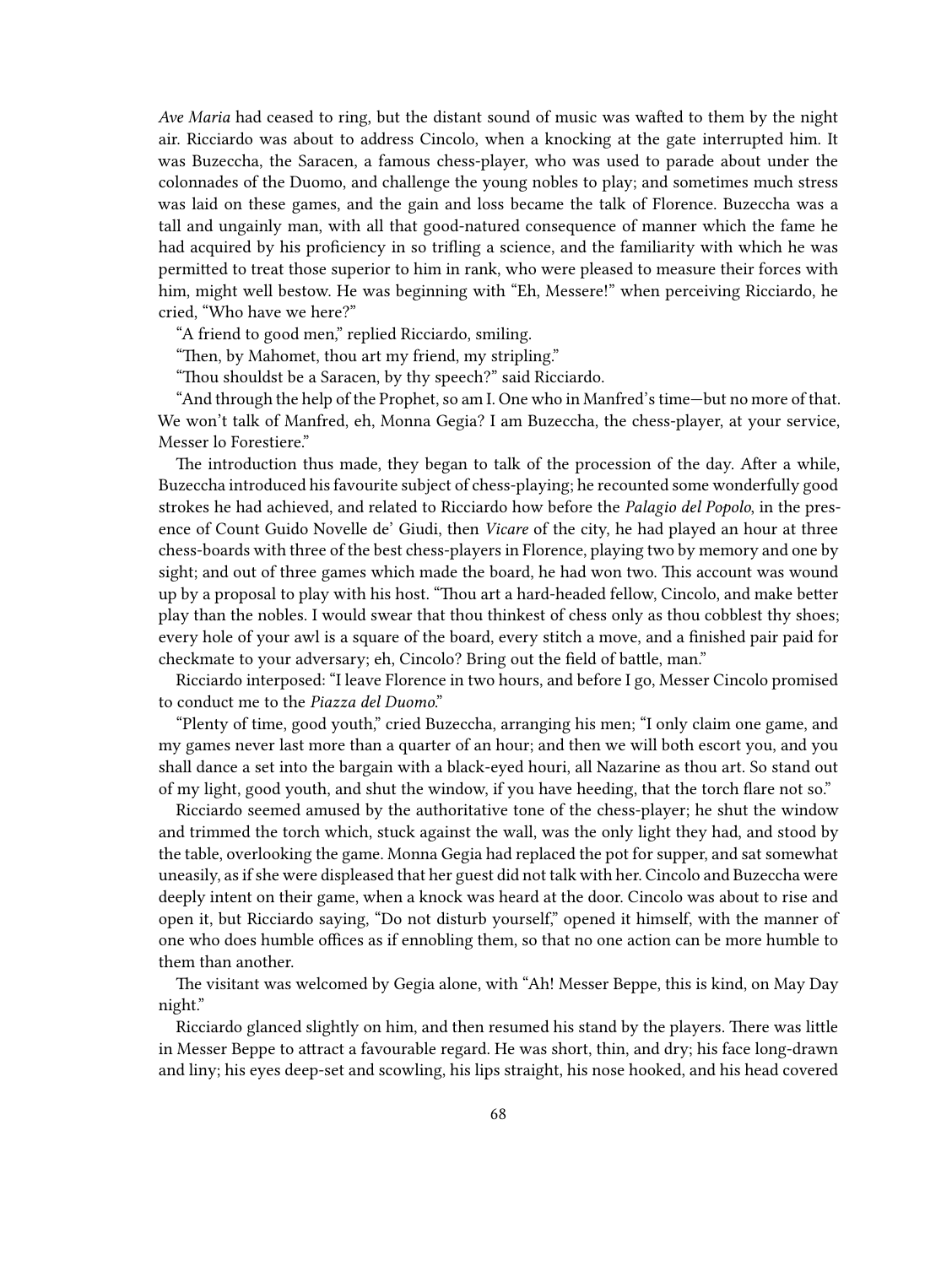*Ave Maria* had ceased to ring, but the distant sound of music was wafted to them by the night air. Ricciardo was about to address Cincolo, when a knocking at the gate interrupted him. It was Buzeccha, the Saracen, a famous chess-player, who was used to parade about under the colonnades of the Duomo, and challenge the young nobles to play; and sometimes much stress was laid on these games, and the gain and loss became the talk of Florence. Buzeccha was a tall and ungainly man, with all that good-natured consequence of manner which the fame he had acquired by his proficiency in so trifling a science, and the familiarity with which he was permitted to treat those superior to him in rank, who were pleased to measure their forces with him, might well bestow. He was beginning with "Eh, Messere!" when perceiving Ricciardo, he cried, "Who have we here?"

"A friend to good men," replied Ricciardo, smiling.

"Then, by Mahomet, thou art my friend, my stripling."

"Thou shouldst be a Saracen, by thy speech?" said Ricciardo.

"And through the help of the Prophet, so am I. One who in Manfred's time—but no more of that. We won't talk of Manfred, eh, Monna Gegia? I am Buzeccha, the chess-player, at your service, Messer lo Forestiere."

The introduction thus made, they began to talk of the procession of the day. After a while, Buzeccha introduced his favourite subject of chess-playing; he recounted some wonderfully good strokes he had achieved, and related to Ricciardo how before the *Palagio del Popolo*, in the presence of Count Guido Novelle de' Giudi, then *Vicare* of the city, he had played an hour at three chess-boards with three of the best chess-players in Florence, playing two by memory and one by sight; and out of three games which made the board, he had won two. This account was wound up by a proposal to play with his host. "Thou art a hard-headed fellow, Cincolo, and make better play than the nobles. I would swear that thou thinkest of chess only as thou cobblest thy shoes; every hole of your awl is a square of the board, every stitch a move, and a finished pair paid for checkmate to your adversary; eh, Cincolo? Bring out the field of battle, man."

Ricciardo interposed: "I leave Florence in two hours, and before I go, Messer Cincolo promised to conduct me to the *Piazza del Duomo*."

"Plenty of time, good youth," cried Buzeccha, arranging his men; "I only claim one game, and my games never last more than a quarter of an hour; and then we will both escort you, and you shall dance a set into the bargain with a black-eyed houri, all Nazarine as thou art. So stand out of my light, good youth, and shut the window, if you have heeding, that the torch flare not so."

Ricciardo seemed amused by the authoritative tone of the chess-player; he shut the window and trimmed the torch which, stuck against the wall, was the only light they had, and stood by the table, overlooking the game. Monna Gegia had replaced the pot for supper, and sat somewhat uneasily, as if she were displeased that her guest did not talk with her. Cincolo and Buzeccha were deeply intent on their game, when a knock was heard at the door. Cincolo was about to rise and open it, but Ricciardo saying, "Do not disturb yourself," opened it himself, with the manner of one who does humble offices as if ennobling them, so that no one action can be more humble to them than another.

The visitant was welcomed by Gegia alone, with "Ah! Messer Beppe, this is kind, on May Day night."

Ricciardo glanced slightly on him, and then resumed his stand by the players. There was little in Messer Beppe to attract a favourable regard. He was short, thin, and dry; his face long-drawn and liny; his eyes deep-set and scowling, his lips straight, his nose hooked, and his head covered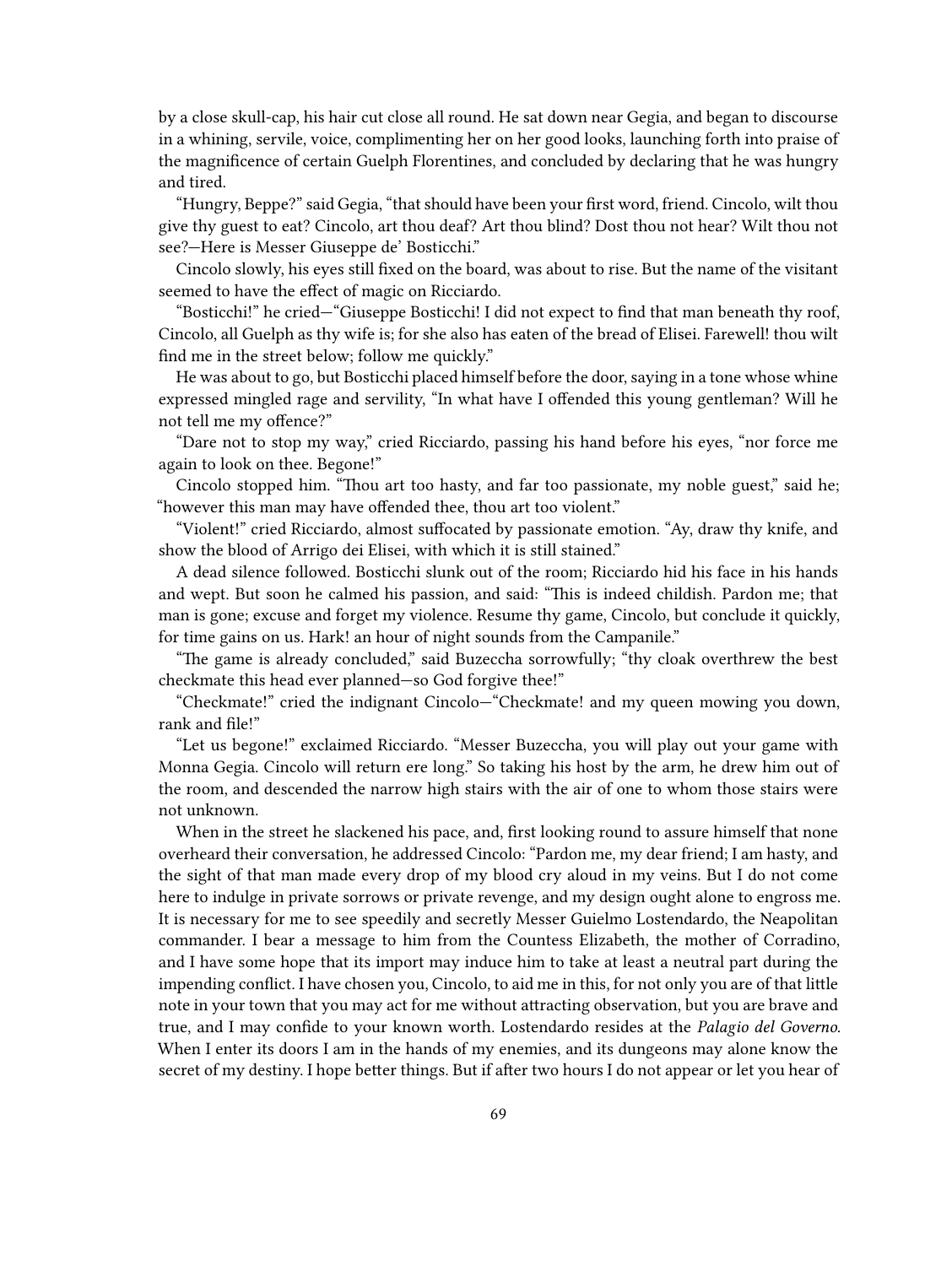by a close skull-cap, his hair cut close all round. He sat down near Gegia, and began to discourse in a whining, servile, voice, complimenting her on her good looks, launching forth into praise of the magnificence of certain Guelph Florentines, and concluded by declaring that he was hungry and tired.

"Hungry, Beppe?" said Gegia, "that should have been your first word, friend. Cincolo, wilt thou give thy guest to eat? Cincolo, art thou deaf? Art thou blind? Dost thou not hear? Wilt thou not see?—Here is Messer Giuseppe de' Bosticchi."

Cincolo slowly, his eyes still fixed on the board, was about to rise. But the name of the visitant seemed to have the effect of magic on Ricciardo.

"Bosticchi!" he cried—"Giuseppe Bosticchi! I did not expect to find that man beneath thy roof, Cincolo, all Guelph as thy wife is; for she also has eaten of the bread of Elisei. Farewell! thou wilt find me in the street below; follow me quickly."

He was about to go, but Bosticchi placed himself before the door, saying in a tone whose whine expressed mingled rage and servility, "In what have I offended this young gentleman? Will he not tell me my offence?"

"Dare not to stop my way," cried Ricciardo, passing his hand before his eyes, "nor force me again to look on thee. Begone!"

Cincolo stopped him. "Thou art too hasty, and far too passionate, my noble guest," said he; "however this man may have offended thee, thou art too violent."

"Violent!" cried Ricciardo, almost suffocated by passionate emotion. "Ay, draw thy knife, and show the blood of Arrigo dei Elisei, with which it is still stained."

A dead silence followed. Bosticchi slunk out of the room; Ricciardo hid his face in his hands and wept. But soon he calmed his passion, and said: "This is indeed childish. Pardon me; that man is gone; excuse and forget my violence. Resume thy game, Cincolo, but conclude it quickly, for time gains on us. Hark! an hour of night sounds from the Campanile."

"The game is already concluded," said Buzeccha sorrowfully; "thy cloak overthrew the best checkmate this head ever planned—so God forgive thee!"

"Checkmate!" cried the indignant Cincolo—"Checkmate! and my queen mowing you down, rank and file!"

"Let us begone!" exclaimed Ricciardo. "Messer Buzeccha, you will play out your game with Monna Gegia. Cincolo will return ere long." So taking his host by the arm, he drew him out of the room, and descended the narrow high stairs with the air of one to whom those stairs were not unknown.

When in the street he slackened his pace, and, first looking round to assure himself that none overheard their conversation, he addressed Cincolo: "Pardon me, my dear friend; I am hasty, and the sight of that man made every drop of my blood cry aloud in my veins. But I do not come here to indulge in private sorrows or private revenge, and my design ought alone to engross me. It is necessary for me to see speedily and secretly Messer Guielmo Lostendardo, the Neapolitan commander. I bear a message to him from the Countess Elizabeth, the mother of Corradino, and I have some hope that its import may induce him to take at least a neutral part during the impending conflict. I have chosen you, Cincolo, to aid me in this, for not only you are of that little note in your town that you may act for me without attracting observation, but you are brave and true, and I may confide to your known worth. Lostendardo resides at the *Palagio del Governo*. When I enter its doors I am in the hands of my enemies, and its dungeons may alone know the secret of my destiny. I hope better things. But if after two hours I do not appear or let you hear of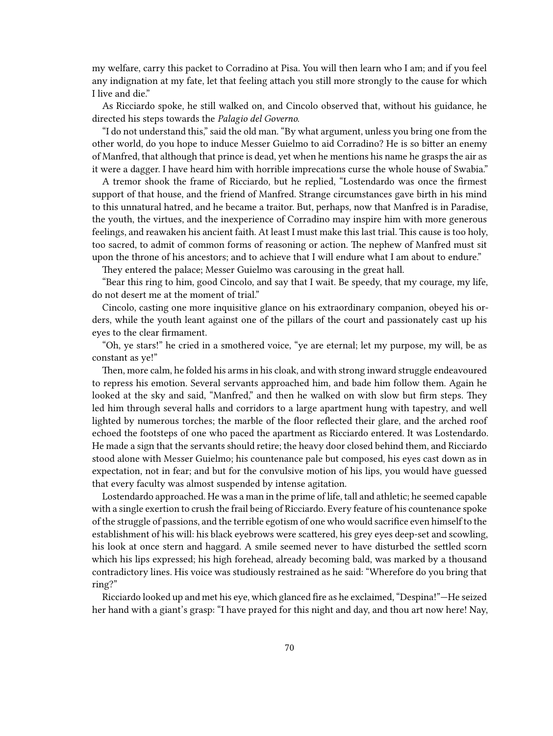my welfare, carry this packet to Corradino at Pisa. You will then learn who I am; and if you feel any indignation at my fate, let that feeling attach you still more strongly to the cause for which I live and die."

As Ricciardo spoke, he still walked on, and Cincolo observed that, without his guidance, he directed his steps towards the *Palagio del Governo*.

"I do not understand this," said the old man. "By what argument, unless you bring one from the other world, do you hope to induce Messer Guielmo to aid Corradino? He is so bitter an enemy of Manfred, that although that prince is dead, yet when he mentions his name he grasps the air as it were a dagger. I have heard him with horrible imprecations curse the whole house of Swabia."

A tremor shook the frame of Ricciardo, but he replied, "Lostendardo was once the firmest support of that house, and the friend of Manfred. Strange circumstances gave birth in his mind to this unnatural hatred, and he became a traitor. But, perhaps, now that Manfred is in Paradise, the youth, the virtues, and the inexperience of Corradino may inspire him with more generous feelings, and reawaken his ancient faith. At least I must make this last trial. This cause is too holy, too sacred, to admit of common forms of reasoning or action. The nephew of Manfred must sit upon the throne of his ancestors; and to achieve that I will endure what I am about to endure."

They entered the palace; Messer Guielmo was carousing in the great hall.

"Bear this ring to him, good Cincolo, and say that I wait. Be speedy, that my courage, my life, do not desert me at the moment of trial."

Cincolo, casting one more inquisitive glance on his extraordinary companion, obeyed his orders, while the youth leant against one of the pillars of the court and passionately cast up his eyes to the clear firmament.

"Oh, ye stars!" he cried in a smothered voice, "ye are eternal; let my purpose, my will, be as constant as ye!"

Then, more calm, he folded his arms in his cloak, and with strong inward struggle endeavoured to repress his emotion. Several servants approached him, and bade him follow them. Again he looked at the sky and said, "Manfred," and then he walked on with slow but firm steps. They led him through several halls and corridors to a large apartment hung with tapestry, and well lighted by numerous torches; the marble of the floor reflected their glare, and the arched roof echoed the footsteps of one who paced the apartment as Ricciardo entered. It was Lostendardo. He made a sign that the servants should retire; the heavy door closed behind them, and Ricciardo stood alone with Messer Guielmo; his countenance pale but composed, his eyes cast down as in expectation, not in fear; and but for the convulsive motion of his lips, you would have guessed that every faculty was almost suspended by intense agitation.

Lostendardo approached. He was a man in the prime of life, tall and athletic; he seemed capable with a single exertion to crush the frail being of Ricciardo. Every feature of his countenance spoke of the struggle of passions, and the terrible egotism of one who would sacrifice even himself to the establishment of his will: his black eyebrows were scattered, his grey eyes deep-set and scowling, his look at once stern and haggard. A smile seemed never to have disturbed the settled scorn which his lips expressed; his high forehead, already becoming bald, was marked by a thousand contradictory lines. His voice was studiously restrained as he said: "Wherefore do you bring that ring?"

Ricciardo looked up and met his eye, which glanced fire as he exclaimed, "Despina!"—He seized her hand with a giant's grasp: "I have prayed for this night and day, and thou art now here! Nay,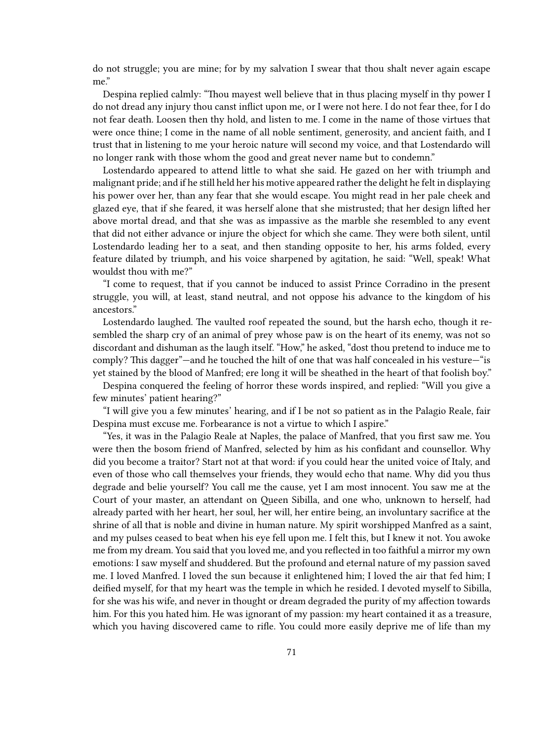do not struggle; you are mine; for by my salvation I swear that thou shalt never again escape me."

Despina replied calmly: "Thou mayest well believe that in thus placing myself in thy power I do not dread any injury thou canst inflict upon me, or I were not here. I do not fear thee, for I do not fear death. Loosen then thy hold, and listen to me. I come in the name of those virtues that were once thine; I come in the name of all noble sentiment, generosity, and ancient faith, and I trust that in listening to me your heroic nature will second my voice, and that Lostendardo will no longer rank with those whom the good and great never name but to condemn."

Lostendardo appeared to attend little to what she said. He gazed on her with triumph and malignant pride; and if he still held her his motive appeared rather the delight he felt in displaying his power over her, than any fear that she would escape. You might read in her pale cheek and glazed eye, that if she feared, it was herself alone that she mistrusted; that her design lifted her above mortal dread, and that she was as impassive as the marble she resembled to any event that did not either advance or injure the object for which she came. They were both silent, until Lostendardo leading her to a seat, and then standing opposite to her, his arms folded, every feature dilated by triumph, and his voice sharpened by agitation, he said: "Well, speak! What wouldst thou with me?"

"I come to request, that if you cannot be induced to assist Prince Corradino in the present struggle, you will, at least, stand neutral, and not oppose his advance to the kingdom of his ancestors."

Lostendardo laughed. The vaulted roof repeated the sound, but the harsh echo, though it resembled the sharp cry of an animal of prey whose paw is on the heart of its enemy, was not so discordant and dishuman as the laugh itself. "How," he asked, "dost thou pretend to induce me to comply? This dagger"—and he touched the hilt of one that was half concealed in his vesture—"is yet stained by the blood of Manfred; ere long it will be sheathed in the heart of that foolish boy."

Despina conquered the feeling of horror these words inspired, and replied: "Will you give a few minutes' patient hearing?"

"I will give you a few minutes' hearing, and if I be not so patient as in the Palagio Reale, fair Despina must excuse me. Forbearance is not a virtue to which I aspire."

"Yes, it was in the Palagio Reale at Naples, the palace of Manfred, that you first saw me. You were then the bosom friend of Manfred, selected by him as his confidant and counsellor. Why did you become a traitor? Start not at that word: if you could hear the united voice of Italy, and even of those who call themselves your friends, they would echo that name. Why did you thus degrade and belie yourself? You call me the cause, yet I am most innocent. You saw me at the Court of your master, an attendant on Queen Sibilla, and one who, unknown to herself, had already parted with her heart, her soul, her will, her entire being, an involuntary sacrifice at the shrine of all that is noble and divine in human nature. My spirit worshipped Manfred as a saint, and my pulses ceased to beat when his eye fell upon me. I felt this, but I knew it not. You awoke me from my dream. You said that you loved me, and you reflected in too faithful a mirror my own emotions: I saw myself and shuddered. But the profound and eternal nature of my passion saved me. I loved Manfred. I loved the sun because it enlightened him; I loved the air that fed him; I deified myself, for that my heart was the temple in which he resided. I devoted myself to Sibilla, for she was his wife, and never in thought or dream degraded the purity of my affection towards him. For this you hated him. He was ignorant of my passion: my heart contained it as a treasure, which you having discovered came to rifle. You could more easily deprive me of life than my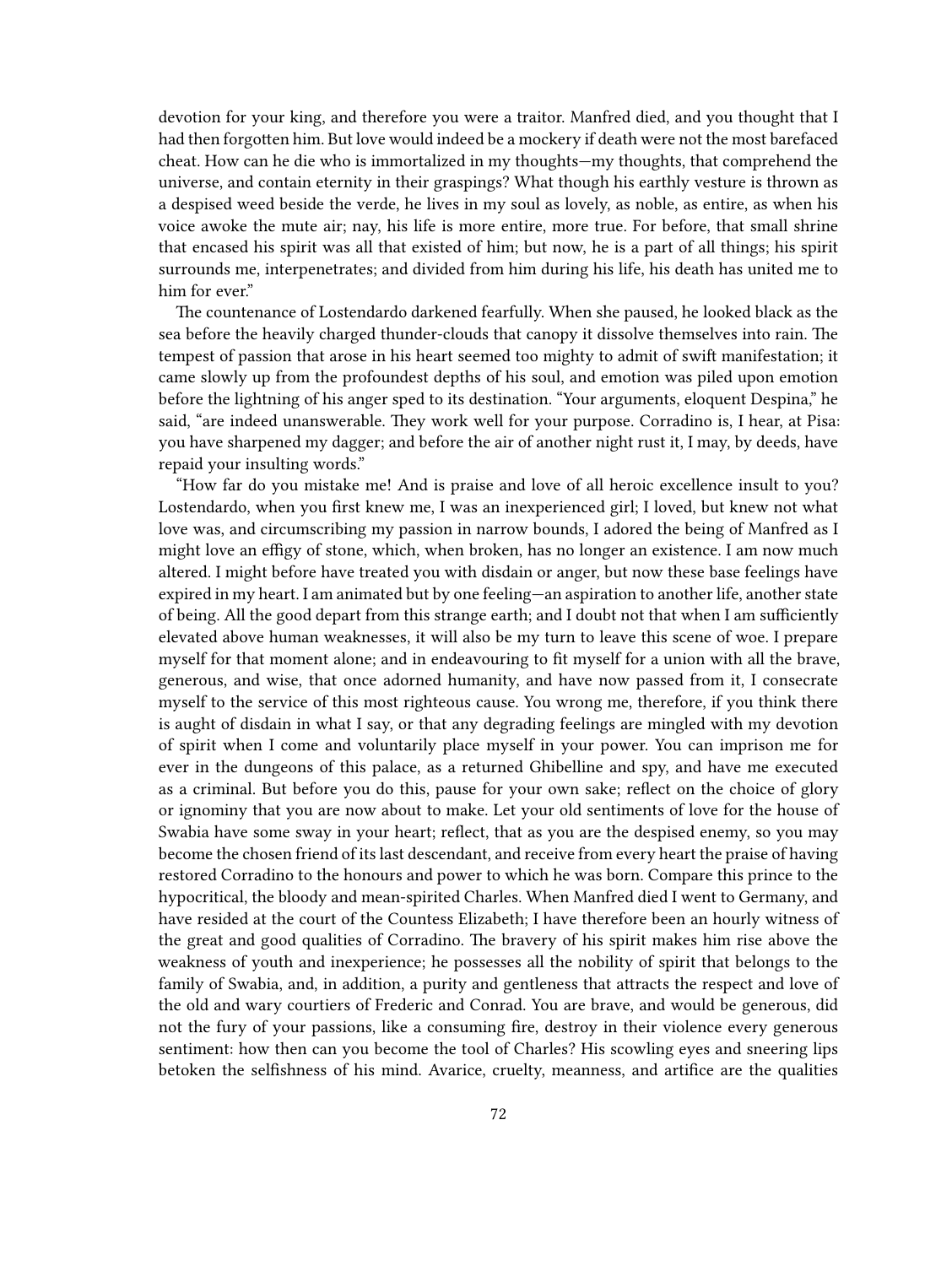devotion for your king, and therefore you were a traitor. Manfred died, and you thought that I had then forgotten him. But love would indeed be a mockery if death were not the most barefaced cheat. How can he die who is immortalized in my thoughts—my thoughts, that comprehend the universe, and contain eternity in their graspings? What though his earthly vesture is thrown as a despised weed beside the verde, he lives in my soul as lovely, as noble, as entire, as when his voice awoke the mute air; nay, his life is more entire, more true. For before, that small shrine that encased his spirit was all that existed of him; but now, he is a part of all things; his spirit surrounds me, interpenetrates; and divided from him during his life, his death has united me to him for ever."

The countenance of Lostendardo darkened fearfully. When she paused, he looked black as the sea before the heavily charged thunder-clouds that canopy it dissolve themselves into rain. The tempest of passion that arose in his heart seemed too mighty to admit of swift manifestation; it came slowly up from the profoundest depths of his soul, and emotion was piled upon emotion before the lightning of his anger sped to its destination. "Your arguments, eloquent Despina," he said, "are indeed unanswerable. They work well for your purpose. Corradino is, I hear, at Pisa: you have sharpened my dagger; and before the air of another night rust it, I may, by deeds, have repaid your insulting words."

"How far do you mistake me! And is praise and love of all heroic excellence insult to you? Lostendardo, when you first knew me, I was an inexperienced girl; I loved, but knew not what love was, and circumscribing my passion in narrow bounds, I adored the being of Manfred as I might love an effigy of stone, which, when broken, has no longer an existence. I am now much altered. I might before have treated you with disdain or anger, but now these base feelings have expired in my heart. I am animated but by one feeling—an aspiration to another life, another state of being. All the good depart from this strange earth; and I doubt not that when I am sufficiently elevated above human weaknesses, it will also be my turn to leave this scene of woe. I prepare myself for that moment alone; and in endeavouring to fit myself for a union with all the brave, generous, and wise, that once adorned humanity, and have now passed from it, I consecrate myself to the service of this most righteous cause. You wrong me, therefore, if you think there is aught of disdain in what I say, or that any degrading feelings are mingled with my devotion of spirit when I come and voluntarily place myself in your power. You can imprison me for ever in the dungeons of this palace, as a returned Ghibelline and spy, and have me executed as a criminal. But before you do this, pause for your own sake; reflect on the choice of glory or ignominy that you are now about to make. Let your old sentiments of love for the house of Swabia have some sway in your heart; reflect, that as you are the despised enemy, so you may become the chosen friend of its last descendant, and receive from every heart the praise of having restored Corradino to the honours and power to which he was born. Compare this prince to the hypocritical, the bloody and mean-spirited Charles. When Manfred died I went to Germany, and have resided at the court of the Countess Elizabeth; I have therefore been an hourly witness of the great and good qualities of Corradino. The bravery of his spirit makes him rise above the weakness of youth and inexperience; he possesses all the nobility of spirit that belongs to the family of Swabia, and, in addition, a purity and gentleness that attracts the respect and love of the old and wary courtiers of Frederic and Conrad. You are brave, and would be generous, did not the fury of your passions, like a consuming fire, destroy in their violence every generous sentiment: how then can you become the tool of Charles? His scowling eyes and sneering lips betoken the selfishness of his mind. Avarice, cruelty, meanness, and artifice are the qualities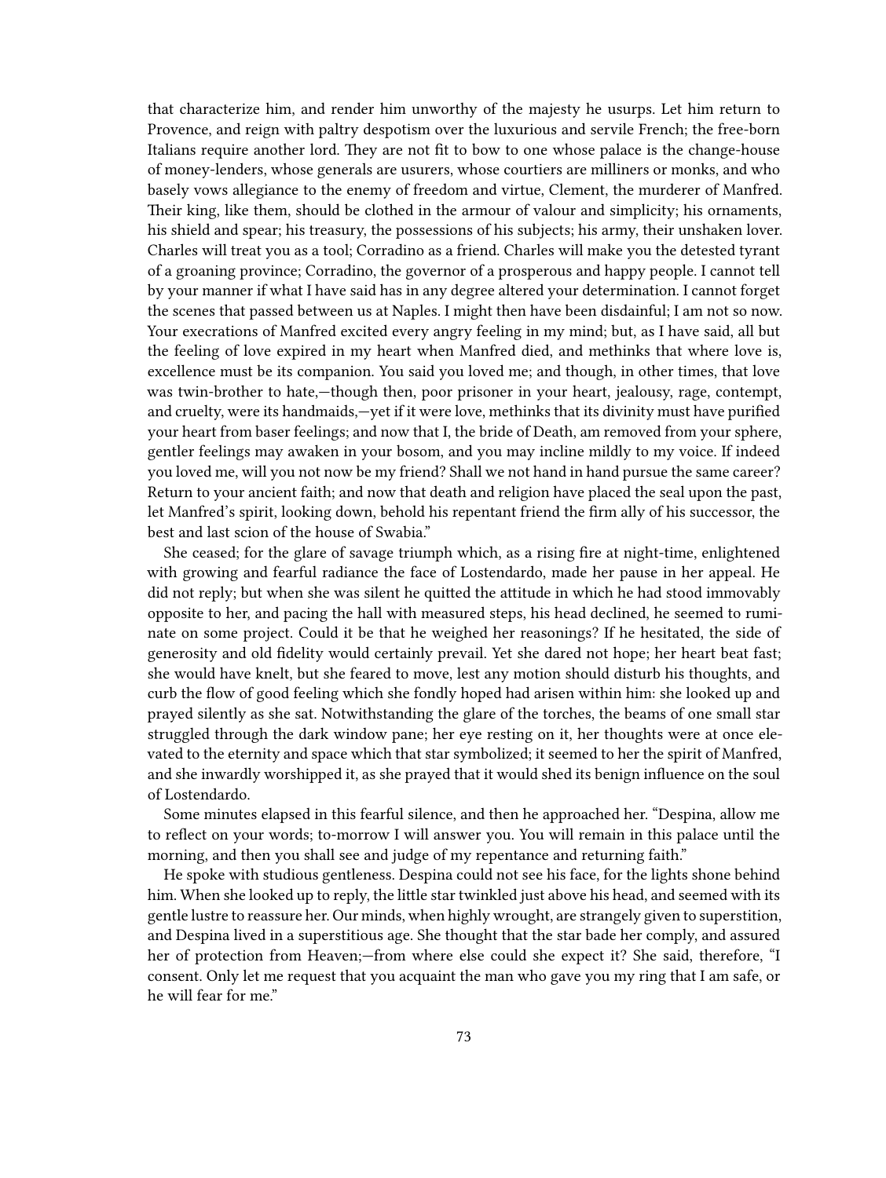that characterize him, and render him unworthy of the majesty he usurps. Let him return to Provence, and reign with paltry despotism over the luxurious and servile French; the free-born Italians require another lord. They are not fit to bow to one whose palace is the change-house of money-lenders, whose generals are usurers, whose courtiers are milliners or monks, and who basely vows allegiance to the enemy of freedom and virtue, Clement, the murderer of Manfred. Their king, like them, should be clothed in the armour of valour and simplicity; his ornaments, his shield and spear; his treasury, the possessions of his subjects; his army, their unshaken lover. Charles will treat you as a tool; Corradino as a friend. Charles will make you the detested tyrant of a groaning province; Corradino, the governor of a prosperous and happy people. I cannot tell by your manner if what I have said has in any degree altered your determination. I cannot forget the scenes that passed between us at Naples. I might then have been disdainful; I am not so now. Your execrations of Manfred excited every angry feeling in my mind; but, as I have said, all but the feeling of love expired in my heart when Manfred died, and methinks that where love is, excellence must be its companion. You said you loved me; and though, in other times, that love was twin-brother to hate,—though then, poor prisoner in your heart, jealousy, rage, contempt, and cruelty, were its handmaids,—yet if it were love, methinks that its divinity must have purified your heart from baser feelings; and now that I, the bride of Death, am removed from your sphere, gentler feelings may awaken in your bosom, and you may incline mildly to my voice. If indeed you loved me, will you not now be my friend? Shall we not hand in hand pursue the same career? Return to your ancient faith; and now that death and religion have placed the seal upon the past, let Manfred's spirit, looking down, behold his repentant friend the firm ally of his successor, the best and last scion of the house of Swabia."

She ceased; for the glare of savage triumph which, as a rising fire at night-time, enlightened with growing and fearful radiance the face of Lostendardo, made her pause in her appeal. He did not reply; but when she was silent he quitted the attitude in which he had stood immovably opposite to her, and pacing the hall with measured steps, his head declined, he seemed to ruminate on some project. Could it be that he weighed her reasonings? If he hesitated, the side of generosity and old fidelity would certainly prevail. Yet she dared not hope; her heart beat fast; she would have knelt, but she feared to move, lest any motion should disturb his thoughts, and curb the flow of good feeling which she fondly hoped had arisen within him: she looked up and prayed silently as she sat. Notwithstanding the glare of the torches, the beams of one small star struggled through the dark window pane; her eye resting on it, her thoughts were at once elevated to the eternity and space which that star symbolized; it seemed to her the spirit of Manfred, and she inwardly worshipped it, as she prayed that it would shed its benign influence on the soul of Lostendardo.

Some minutes elapsed in this fearful silence, and then he approached her. "Despina, allow me to reflect on your words; to-morrow I will answer you. You will remain in this palace until the morning, and then you shall see and judge of my repentance and returning faith."

He spoke with studious gentleness. Despina could not see his face, for the lights shone behind him. When she looked up to reply, the little star twinkled just above his head, and seemed with its gentle lustre to reassure her. Our minds, when highly wrought, are strangely given to superstition, and Despina lived in a superstitious age. She thought that the star bade her comply, and assured her of protection from Heaven;—from where else could she expect it? She said, therefore, "I consent. Only let me request that you acquaint the man who gave you my ring that I am safe, or he will fear for me."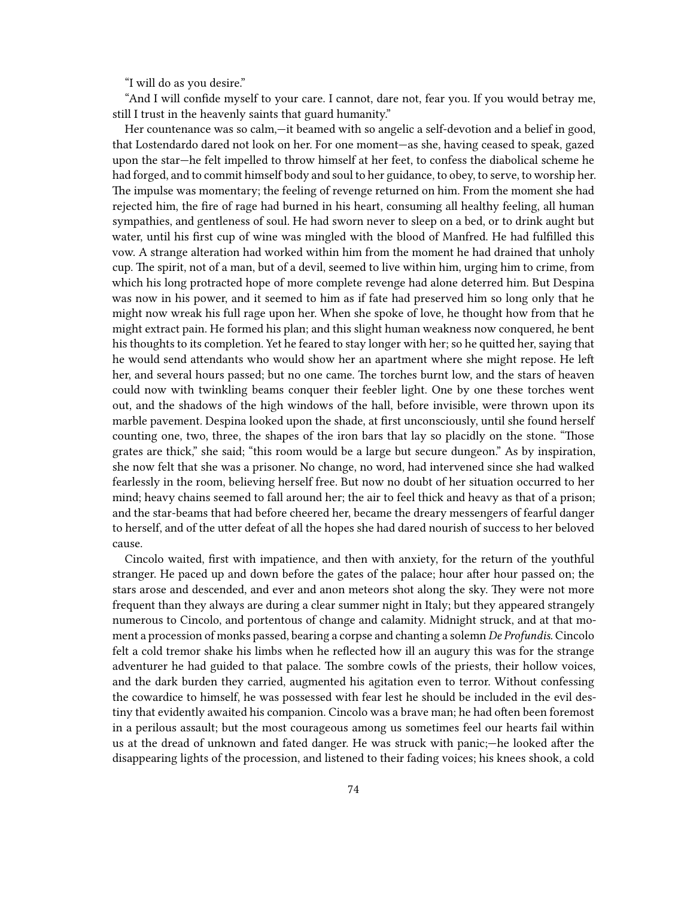"I will do as you desire."

"And I will confide myself to your care. I cannot, dare not, fear you. If you would betray me, still I trust in the heavenly saints that guard humanity."

Her countenance was so calm,—it beamed with so angelic a self-devotion and a belief in good, that Lostendardo dared not look on her. For one moment—as she, having ceased to speak, gazed upon the star—he felt impelled to throw himself at her feet, to confess the diabolical scheme he had forged, and to commit himself body and soul to her guidance, to obey, to serve, to worship her. The impulse was momentary; the feeling of revenge returned on him. From the moment she had rejected him, the fire of rage had burned in his heart, consuming all healthy feeling, all human sympathies, and gentleness of soul. He had sworn never to sleep on a bed, or to drink aught but water, until his first cup of wine was mingled with the blood of Manfred. He had fulfilled this vow. A strange alteration had worked within him from the moment he had drained that unholy cup. The spirit, not of a man, but of a devil, seemed to live within him, urging him to crime, from which his long protracted hope of more complete revenge had alone deterred him. But Despina was now in his power, and it seemed to him as if fate had preserved him so long only that he might now wreak his full rage upon her. When she spoke of love, he thought how from that he might extract pain. He formed his plan; and this slight human weakness now conquered, he bent his thoughts to its completion. Yet he feared to stay longer with her; so he quitted her, saying that he would send attendants who would show her an apartment where she might repose. He left her, and several hours passed; but no one came. The torches burnt low, and the stars of heaven could now with twinkling beams conquer their feebler light. One by one these torches went out, and the shadows of the high windows of the hall, before invisible, were thrown upon its marble pavement. Despina looked upon the shade, at first unconsciously, until she found herself counting one, two, three, the shapes of the iron bars that lay so placidly on the stone. "Those grates are thick," she said; "this room would be a large but secure dungeon." As by inspiration, she now felt that she was a prisoner. No change, no word, had intervened since she had walked fearlessly in the room, believing herself free. But now no doubt of her situation occurred to her mind; heavy chains seemed to fall around her; the air to feel thick and heavy as that of a prison; and the star-beams that had before cheered her, became the dreary messengers of fearful danger to herself, and of the utter defeat of all the hopes she had dared nourish of success to her beloved cause.

Cincolo waited, first with impatience, and then with anxiety, for the return of the youthful stranger. He paced up and down before the gates of the palace; hour after hour passed on; the stars arose and descended, and ever and anon meteors shot along the sky. They were not more frequent than they always are during a clear summer night in Italy; but they appeared strangely numerous to Cincolo, and portentous of change and calamity. Midnight struck, and at that moment a procession of monks passed, bearing a corpse and chanting a solemn *De Profundis*. Cincolo felt a cold tremor shake his limbs when he reflected how ill an augury this was for the strange adventurer he had guided to that palace. The sombre cowls of the priests, their hollow voices, and the dark burden they carried, augmented his agitation even to terror. Without confessing the cowardice to himself, he was possessed with fear lest he should be included in the evil destiny that evidently awaited his companion. Cincolo was a brave man; he had often been foremost in a perilous assault; but the most courageous among us sometimes feel our hearts fail within us at the dread of unknown and fated danger. He was struck with panic;—he looked after the disappearing lights of the procession, and listened to their fading voices; his knees shook, a cold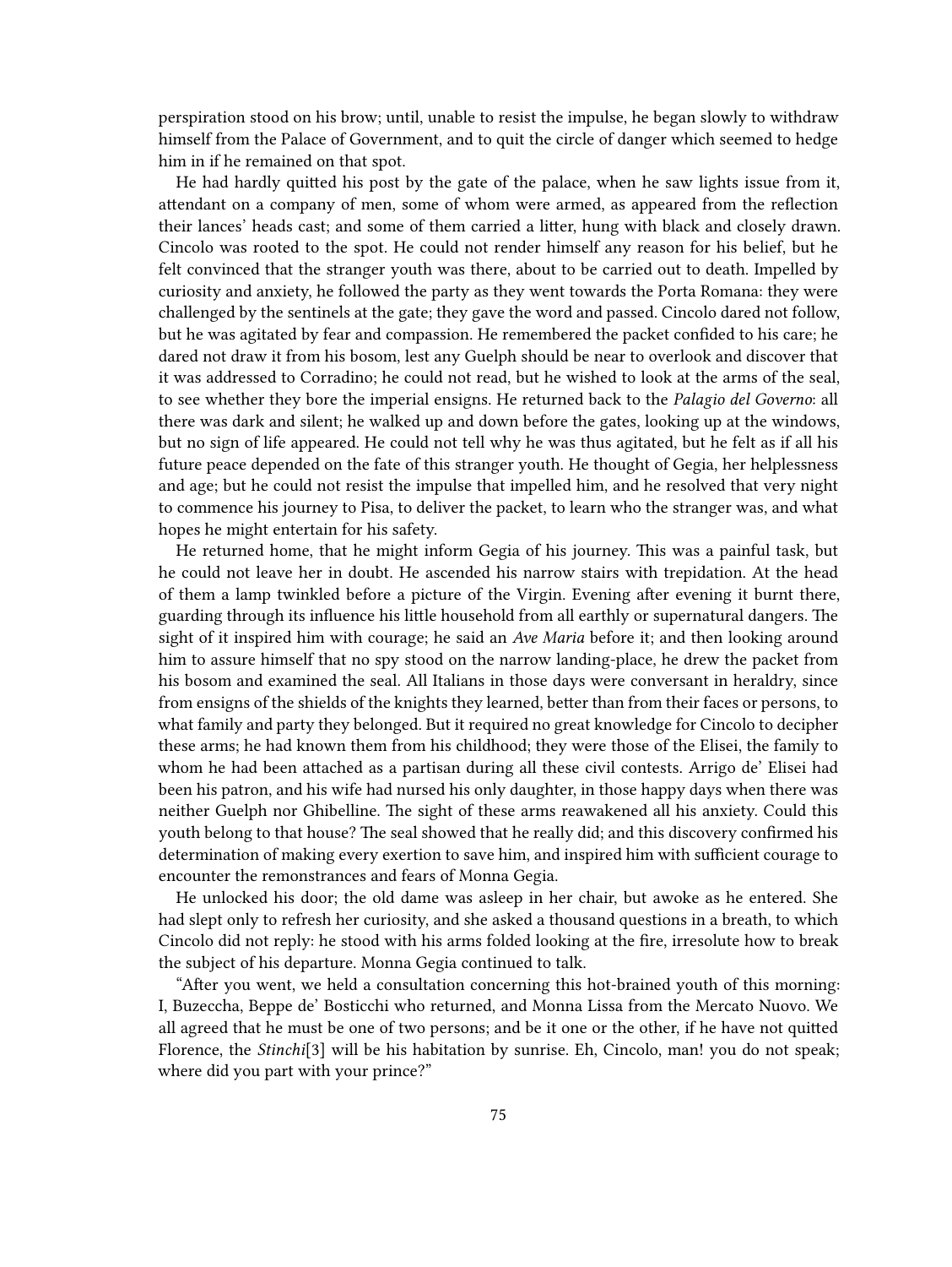perspiration stood on his brow; until, unable to resist the impulse, he began slowly to withdraw himself from the Palace of Government, and to quit the circle of danger which seemed to hedge him in if he remained on that spot.

He had hardly quitted his post by the gate of the palace, when he saw lights issue from it, attendant on a company of men, some of whom were armed, as appeared from the reflection their lances' heads cast; and some of them carried a litter, hung with black and closely drawn. Cincolo was rooted to the spot. He could not render himself any reason for his belief, but he felt convinced that the stranger youth was there, about to be carried out to death. Impelled by curiosity and anxiety, he followed the party as they went towards the Porta Romana: they were challenged by the sentinels at the gate; they gave the word and passed. Cincolo dared not follow, but he was agitated by fear and compassion. He remembered the packet confided to his care; he dared not draw it from his bosom, lest any Guelph should be near to overlook and discover that it was addressed to Corradino; he could not read, but he wished to look at the arms of the seal, to see whether they bore the imperial ensigns. He returned back to the *Palagio del Governo*: all there was dark and silent; he walked up and down before the gates, looking up at the windows, but no sign of life appeared. He could not tell why he was thus agitated, but he felt as if all his future peace depended on the fate of this stranger youth. He thought of Gegia, her helplessness and age; but he could not resist the impulse that impelled him, and he resolved that very night to commence his journey to Pisa, to deliver the packet, to learn who the stranger was, and what hopes he might entertain for his safety.

He returned home, that he might inform Gegia of his journey. This was a painful task, but he could not leave her in doubt. He ascended his narrow stairs with trepidation. At the head of them a lamp twinkled before a picture of the Virgin. Evening after evening it burnt there, guarding through its influence his little household from all earthly or supernatural dangers. The sight of it inspired him with courage; he said an *Ave Maria* before it; and then looking around him to assure himself that no spy stood on the narrow landing-place, he drew the packet from his bosom and examined the seal. All Italians in those days were conversant in heraldry, since from ensigns of the shields of the knights they learned, better than from their faces or persons, to what family and party they belonged. But it required no great knowledge for Cincolo to decipher these arms; he had known them from his childhood; they were those of the Elisei, the family to whom he had been attached as a partisan during all these civil contests. Arrigo de' Elisei had been his patron, and his wife had nursed his only daughter, in those happy days when there was neither Guelph nor Ghibelline. The sight of these arms reawakened all his anxiety. Could this youth belong to that house? The seal showed that he really did; and this discovery confirmed his determination of making every exertion to save him, and inspired him with sufficient courage to encounter the remonstrances and fears of Monna Gegia.

He unlocked his door; the old dame was asleep in her chair, but awoke as he entered. She had slept only to refresh her curiosity, and she asked a thousand questions in a breath, to which Cincolo did not reply: he stood with his arms folded looking at the fire, irresolute how to break the subject of his departure. Monna Gegia continued to talk.

"After you went, we held a consultation concerning this hot-brained youth of this morning: I, Buzeccha, Beppe de' Bosticchi who returned, and Monna Lissa from the Mercato Nuovo. We all agreed that he must be one of two persons; and be it one or the other, if he have not quitted Florence, the *Stinchi*[3] will be his habitation by sunrise. Eh, Cincolo, man! you do not speak; where did you part with your prince?"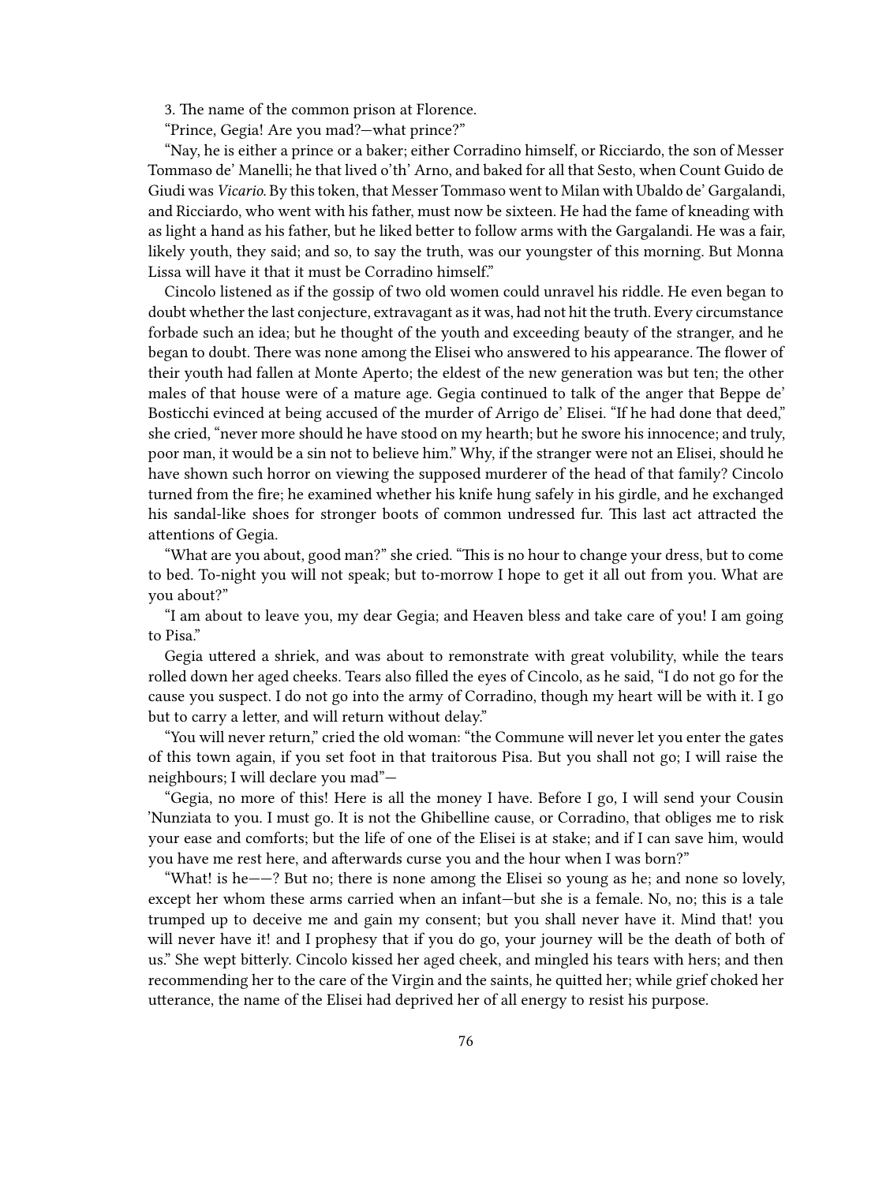3. The name of the common prison at Florence.

"Prince, Gegia! Are you mad?—what prince?"

"Nay, he is either a prince or a baker; either Corradino himself, or Ricciardo, the son of Messer Tommaso de' Manelli; he that lived o'th' Arno, and baked for all that Sesto, when Count Guido de Giudi was *Vicario*. By this token, that Messer Tommaso went to Milan with Ubaldo de' Gargalandi, and Ricciardo, who went with his father, must now be sixteen. He had the fame of kneading with as light a hand as his father, but he liked better to follow arms with the Gargalandi. He was a fair, likely youth, they said; and so, to say the truth, was our youngster of this morning. But Monna Lissa will have it that it must be Corradino himself."

Cincolo listened as if the gossip of two old women could unravel his riddle. He even began to doubt whether the last conjecture, extravagant as it was, had not hit the truth. Every circumstance forbade such an idea; but he thought of the youth and exceeding beauty of the stranger, and he began to doubt. There was none among the Elisei who answered to his appearance. The flower of their youth had fallen at Monte Aperto; the eldest of the new generation was but ten; the other males of that house were of a mature age. Gegia continued to talk of the anger that Beppe de' Bosticchi evinced at being accused of the murder of Arrigo de' Elisei. "If he had done that deed," she cried, "never more should he have stood on my hearth; but he swore his innocence; and truly, poor man, it would be a sin not to believe him." Why, if the stranger were not an Elisei, should he have shown such horror on viewing the supposed murderer of the head of that family? Cincolo turned from the fire; he examined whether his knife hung safely in his girdle, and he exchanged his sandal-like shoes for stronger boots of common undressed fur. This last act attracted the attentions of Gegia.

"What are you about, good man?" she cried. "This is no hour to change your dress, but to come to bed. To-night you will not speak; but to-morrow I hope to get it all out from you. What are you about?"

"I am about to leave you, my dear Gegia; and Heaven bless and take care of you! I am going to Pisa."

Gegia uttered a shriek, and was about to remonstrate with great volubility, while the tears rolled down her aged cheeks. Tears also filled the eyes of Cincolo, as he said, "I do not go for the cause you suspect. I do not go into the army of Corradino, though my heart will be with it. I go but to carry a letter, and will return without delay."

"You will never return," cried the old woman: "the Commune will never let you enter the gates of this town again, if you set foot in that traitorous Pisa. But you shall not go; I will raise the neighbours; I will declare you mad"—

"Gegia, no more of this! Here is all the money I have. Before I go, I will send your Cousin 'Nunziata to you. I must go. It is not the Ghibelline cause, or Corradino, that obliges me to risk your ease and comforts; but the life of one of the Elisei is at stake; and if I can save him, would you have me rest here, and afterwards curse you and the hour when I was born?"

"What! is he——? But no; there is none among the Elisei so young as he; and none so lovely, except her whom these arms carried when an infant—but she is a female. No, no; this is a tale trumped up to deceive me and gain my consent; but you shall never have it. Mind that! you will never have it! and I prophesy that if you do go, your journey will be the death of both of us." She wept bitterly. Cincolo kissed her aged cheek, and mingled his tears with hers; and then recommending her to the care of the Virgin and the saints, he quitted her; while grief choked her utterance, the name of the Elisei had deprived her of all energy to resist his purpose.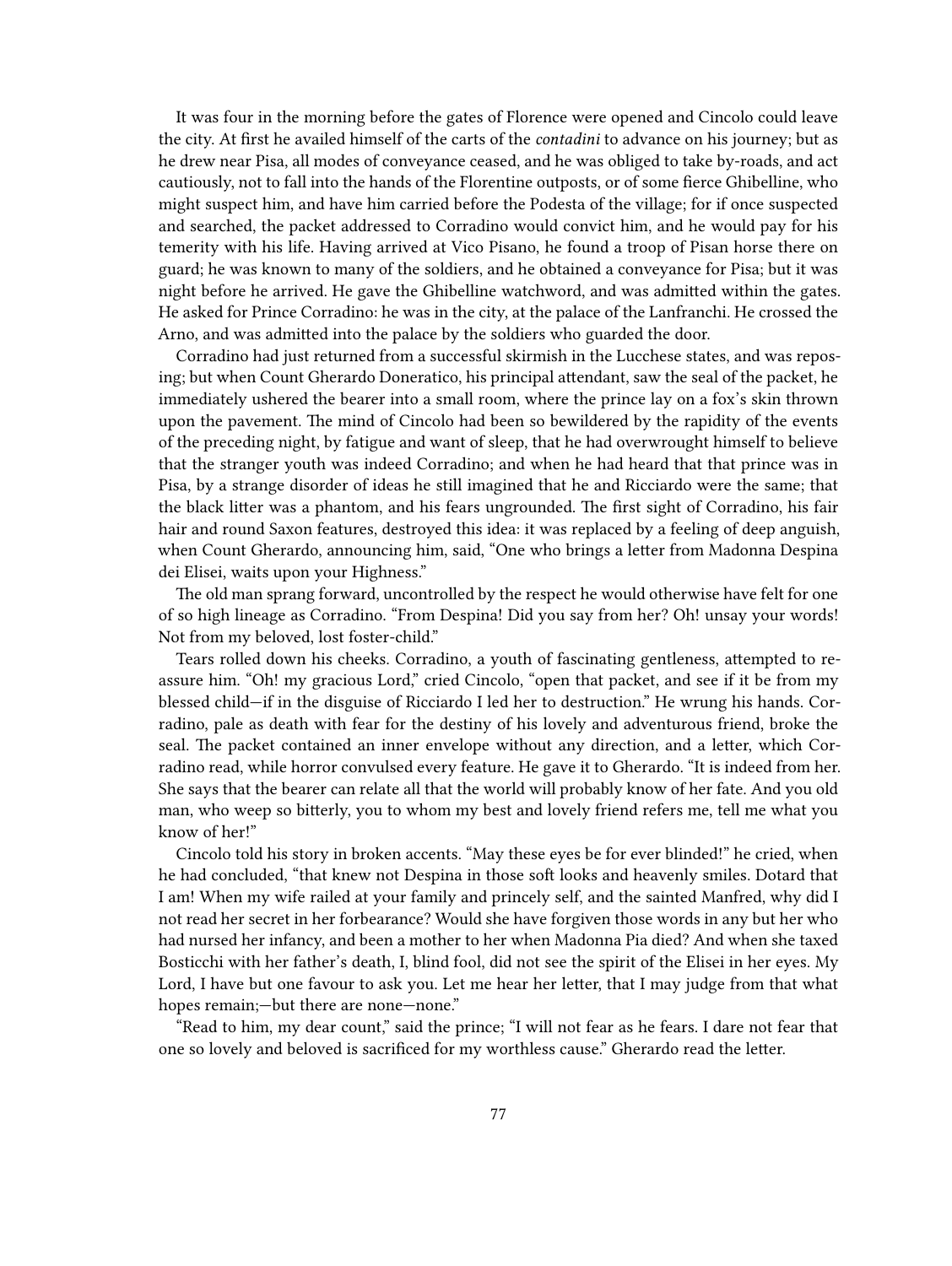It was four in the morning before the gates of Florence were opened and Cincolo could leave the city. At first he availed himself of the carts of the *contadini* to advance on his journey; but as he drew near Pisa, all modes of conveyance ceased, and he was obliged to take by-roads, and act cautiously, not to fall into the hands of the Florentine outposts, or of some fierce Ghibelline, who might suspect him, and have him carried before the Podesta of the village; for if once suspected and searched, the packet addressed to Corradino would convict him, and he would pay for his temerity with his life. Having arrived at Vico Pisano, he found a troop of Pisan horse there on guard; he was known to many of the soldiers, and he obtained a conveyance for Pisa; but it was night before he arrived. He gave the Ghibelline watchword, and was admitted within the gates. He asked for Prince Corradino: he was in the city, at the palace of the Lanfranchi. He crossed the Arno, and was admitted into the palace by the soldiers who guarded the door.

Corradino had just returned from a successful skirmish in the Lucchese states, and was reposing; but when Count Gherardo Doneratico, his principal attendant, saw the seal of the packet, he immediately ushered the bearer into a small room, where the prince lay on a fox's skin thrown upon the pavement. The mind of Cincolo had been so bewildered by the rapidity of the events of the preceding night, by fatigue and want of sleep, that he had overwrought himself to believe that the stranger youth was indeed Corradino; and when he had heard that that prince was in Pisa, by a strange disorder of ideas he still imagined that he and Ricciardo were the same; that the black litter was a phantom, and his fears ungrounded. The first sight of Corradino, his fair hair and round Saxon features, destroyed this idea: it was replaced by a feeling of deep anguish, when Count Gherardo, announcing him, said, "One who brings a letter from Madonna Despina dei Elisei, waits upon your Highness."

The old man sprang forward, uncontrolled by the respect he would otherwise have felt for one of so high lineage as Corradino. "From Despina! Did you say from her? Oh! unsay your words! Not from my beloved, lost foster-child."

Tears rolled down his cheeks. Corradino, a youth of fascinating gentleness, attempted to reassure him. "Oh! my gracious Lord," cried Cincolo, "open that packet, and see if it be from my blessed child—if in the disguise of Ricciardo I led her to destruction." He wrung his hands. Corradino, pale as death with fear for the destiny of his lovely and adventurous friend, broke the seal. The packet contained an inner envelope without any direction, and a letter, which Corradino read, while horror convulsed every feature. He gave it to Gherardo. "It is indeed from her. She says that the bearer can relate all that the world will probably know of her fate. And you old man, who weep so bitterly, you to whom my best and lovely friend refers me, tell me what you know of her!"

Cincolo told his story in broken accents. "May these eyes be for ever blinded!" he cried, when he had concluded, "that knew not Despina in those soft looks and heavenly smiles. Dotard that I am! When my wife railed at your family and princely self, and the sainted Manfred, why did I not read her secret in her forbearance? Would she have forgiven those words in any but her who had nursed her infancy, and been a mother to her when Madonna Pia died? And when she taxed Bosticchi with her father's death, I, blind fool, did not see the spirit of the Elisei in her eyes. My Lord, I have but one favour to ask you. Let me hear her letter, that I may judge from that what hopes remain;—but there are none—none."

"Read to him, my dear count," said the prince; "I will not fear as he fears. I dare not fear that one so lovely and beloved is sacrificed for my worthless cause." Gherardo read the letter.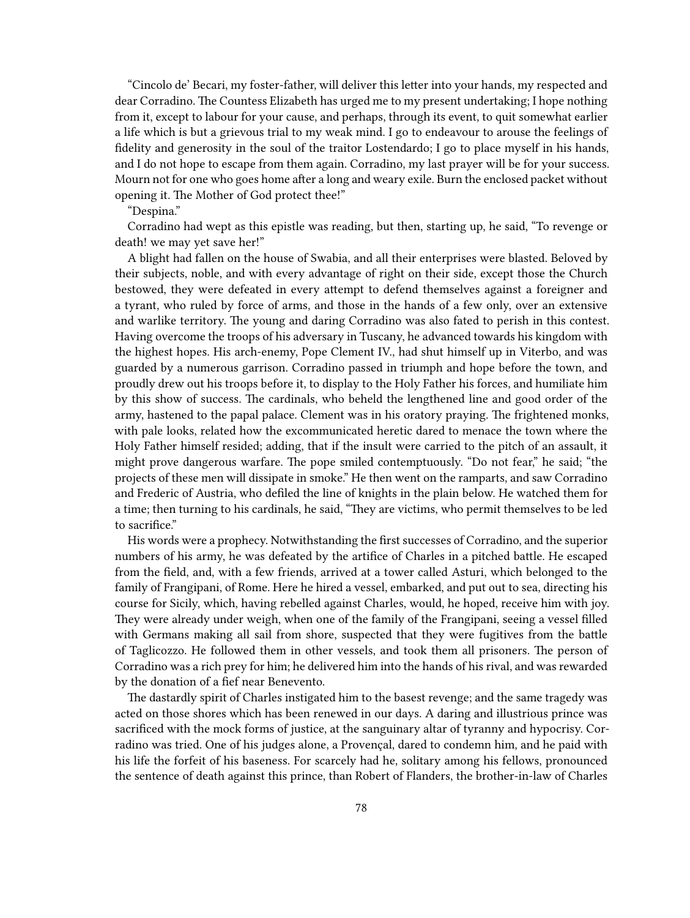"Cincolo de' Becari, my foster-father, will deliver this letter into your hands, my respected and dear Corradino. The Countess Elizabeth has urged me to my present undertaking; I hope nothing from it, except to labour for your cause, and perhaps, through its event, to quit somewhat earlier a life which is but a grievous trial to my weak mind. I go to endeavour to arouse the feelings of fidelity and generosity in the soul of the traitor Lostendardo; I go to place myself in his hands, and I do not hope to escape from them again. Corradino, my last prayer will be for your success. Mourn not for one who goes home after a long and weary exile. Burn the enclosed packet without opening it. The Mother of God protect thee!"

"Despina."

Corradino had wept as this epistle was reading, but then, starting up, he said, "To revenge or death! we may yet save her!"

A blight had fallen on the house of Swabia, and all their enterprises were blasted. Beloved by their subjects, noble, and with every advantage of right on their side, except those the Church bestowed, they were defeated in every attempt to defend themselves against a foreigner and a tyrant, who ruled by force of arms, and those in the hands of a few only, over an extensive and warlike territory. The young and daring Corradino was also fated to perish in this contest. Having overcome the troops of his adversary in Tuscany, he advanced towards his kingdom with the highest hopes. His arch-enemy, Pope Clement IV., had shut himself up in Viterbo, and was guarded by a numerous garrison. Corradino passed in triumph and hope before the town, and proudly drew out his troops before it, to display to the Holy Father his forces, and humiliate him by this show of success. The cardinals, who beheld the lengthened line and good order of the army, hastened to the papal palace. Clement was in his oratory praying. The frightened monks, with pale looks, related how the excommunicated heretic dared to menace the town where the Holy Father himself resided; adding, that if the insult were carried to the pitch of an assault, it might prove dangerous warfare. The pope smiled contemptuously. "Do not fear," he said; "the projects of these men will dissipate in smoke." He then went on the ramparts, and saw Corradino and Frederic of Austria, who defiled the line of knights in the plain below. He watched them for a time; then turning to his cardinals, he said, "They are victims, who permit themselves to be led to sacrifice."

His words were a prophecy. Notwithstanding the first successes of Corradino, and the superior numbers of his army, he was defeated by the artifice of Charles in a pitched battle. He escaped from the field, and, with a few friends, arrived at a tower called Asturi, which belonged to the family of Frangipani, of Rome. Here he hired a vessel, embarked, and put out to sea, directing his course for Sicily, which, having rebelled against Charles, would, he hoped, receive him with joy. They were already under weigh, when one of the family of the Frangipani, seeing a vessel filled with Germans making all sail from shore, suspected that they were fugitives from the battle of Taglicozzo. He followed them in other vessels, and took them all prisoners. The person of Corradino was a rich prey for him; he delivered him into the hands of his rival, and was rewarded by the donation of a fief near Benevento.

The dastardly spirit of Charles instigated him to the basest revenge; and the same tragedy was acted on those shores which has been renewed in our days. A daring and illustrious prince was sacrificed with the mock forms of justice, at the sanguinary altar of tyranny and hypocrisy. Corradino was tried. One of his judges alone, a Provençal, dared to condemn him, and he paid with his life the forfeit of his baseness. For scarcely had he, solitary among his fellows, pronounced the sentence of death against this prince, than Robert of Flanders, the brother-in-law of Charles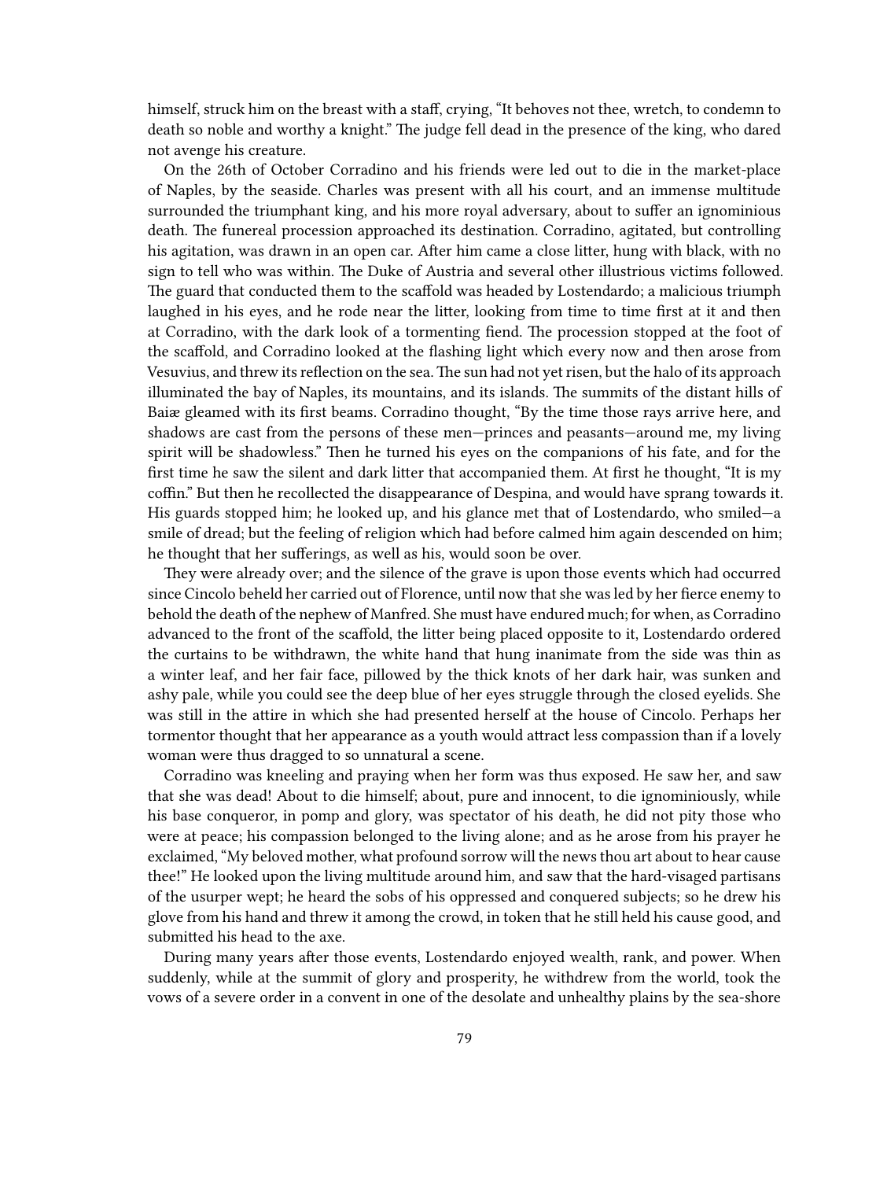himself, struck him on the breast with a staff, crying, "It behoves not thee, wretch, to condemn to death so noble and worthy a knight." The judge fell dead in the presence of the king, who dared not avenge his creature.

On the 26th of October Corradino and his friends were led out to die in the market-place of Naples, by the seaside. Charles was present with all his court, and an immense multitude surrounded the triumphant king, and his more royal adversary, about to suffer an ignominious death. The funereal procession approached its destination. Corradino, agitated, but controlling his agitation, was drawn in an open car. After him came a close litter, hung with black, with no sign to tell who was within. The Duke of Austria and several other illustrious victims followed. The guard that conducted them to the scaffold was headed by Lostendardo; a malicious triumph laughed in his eyes, and he rode near the litter, looking from time to time first at it and then at Corradino, with the dark look of a tormenting fiend. The procession stopped at the foot of the scaffold, and Corradino looked at the flashing light which every now and then arose from Vesuvius, and threw its reflection on the sea. The sun had not yet risen, but the halo of its approach illuminated the bay of Naples, its mountains, and its islands. The summits of the distant hills of Baiæ gleamed with its first beams. Corradino thought, "By the time those rays arrive here, and shadows are cast from the persons of these men—princes and peasants—around me, my living spirit will be shadowless." Then he turned his eyes on the companions of his fate, and for the first time he saw the silent and dark litter that accompanied them. At first he thought, "It is my coffin." But then he recollected the disappearance of Despina, and would have sprang towards it. His guards stopped him; he looked up, and his glance met that of Lostendardo, who smiled—a smile of dread; but the feeling of religion which had before calmed him again descended on him; he thought that her sufferings, as well as his, would soon be over.

They were already over; and the silence of the grave is upon those events which had occurred since Cincolo beheld her carried out of Florence, until now that she was led by her fierce enemy to behold the death of the nephew of Manfred. She must have endured much; for when, as Corradino advanced to the front of the scaffold, the litter being placed opposite to it, Lostendardo ordered the curtains to be withdrawn, the white hand that hung inanimate from the side was thin as a winter leaf, and her fair face, pillowed by the thick knots of her dark hair, was sunken and ashy pale, while you could see the deep blue of her eyes struggle through the closed eyelids. She was still in the attire in which she had presented herself at the house of Cincolo. Perhaps her tormentor thought that her appearance as a youth would attract less compassion than if a lovely woman were thus dragged to so unnatural a scene.

Corradino was kneeling and praying when her form was thus exposed. He saw her, and saw that she was dead! About to die himself; about, pure and innocent, to die ignominiously, while his base conqueror, in pomp and glory, was spectator of his death, he did not pity those who were at peace; his compassion belonged to the living alone; and as he arose from his prayer he exclaimed, "My beloved mother, what profound sorrow will the news thou art about to hear cause thee!" He looked upon the living multitude around him, and saw that the hard-visaged partisans of the usurper wept; he heard the sobs of his oppressed and conquered subjects; so he drew his glove from his hand and threw it among the crowd, in token that he still held his cause good, and submitted his head to the axe.

During many years after those events, Lostendardo enjoyed wealth, rank, and power. When suddenly, while at the summit of glory and prosperity, he withdrew from the world, took the vows of a severe order in a convent in one of the desolate and unhealthy plains by the sea-shore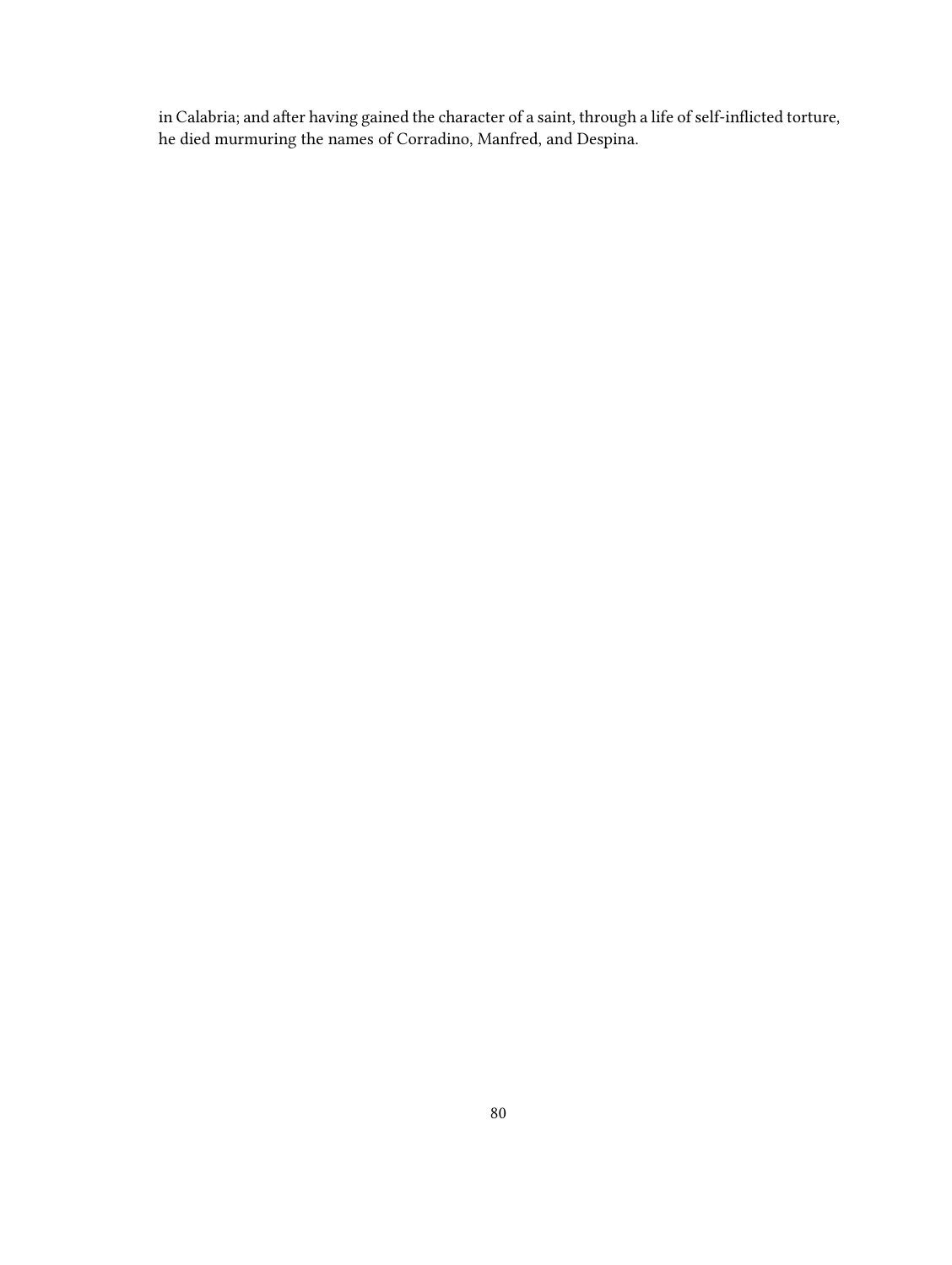in Calabria; and after having gained the character of a saint, through a life of self-inflicted torture, he died murmuring the names of Corradino, Manfred, and Despina.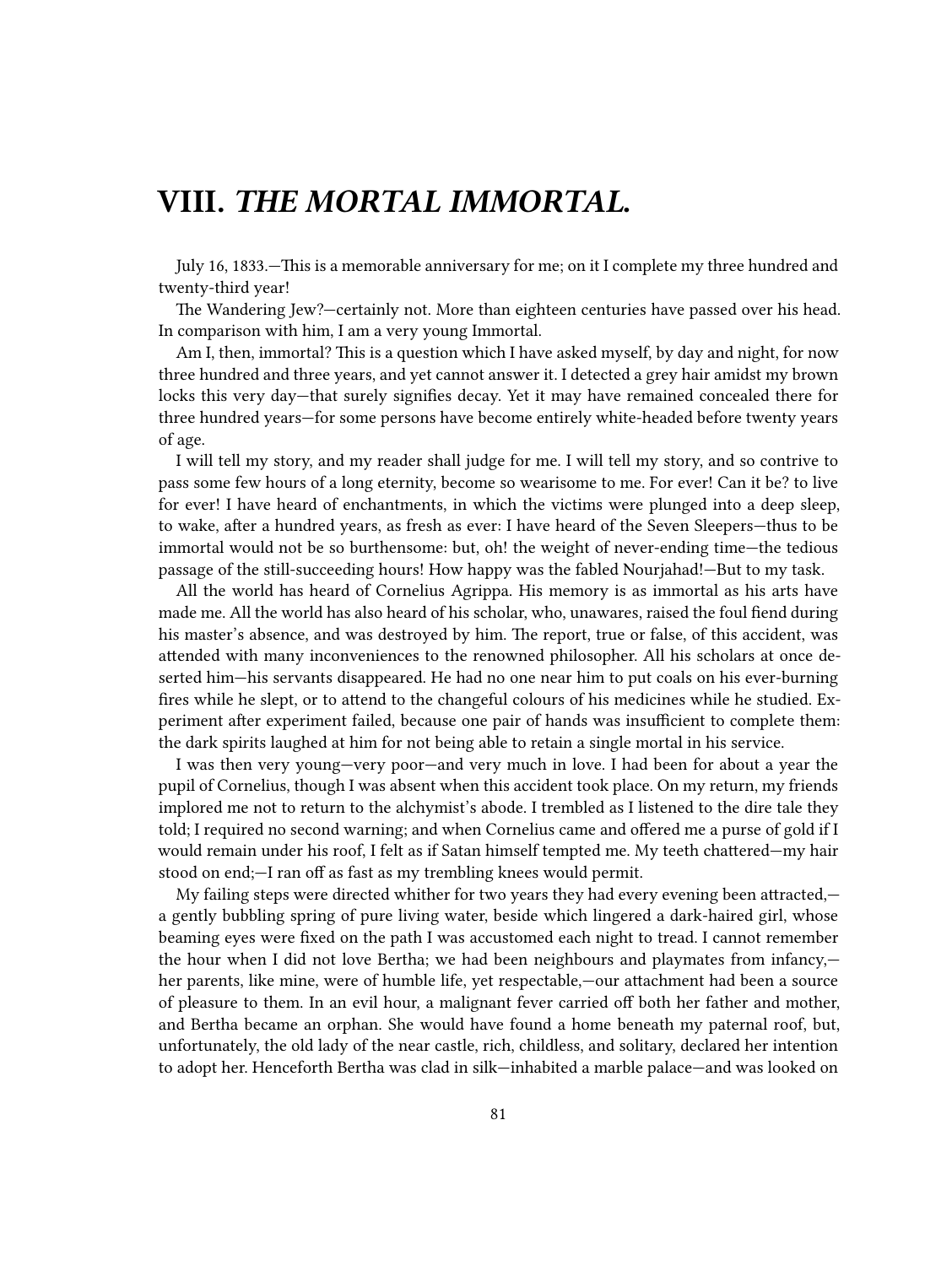# VIII. *THE MORTAL IMMORTAL.*

July 16, 1833.—This is a memorable anniversary for me; on it I complete my three hundred and twenty-third year!

The Wandering Jew?—certainly not. More than eighteen centuries have passed over his head. In comparison with him, I am a very young Immortal.

Am I, then, immortal? This is a question which I have asked myself, by day and night, for now three hundred and three years, and yet cannot answer it. I detected a grey hair amidst my brown locks this very day—that surely signifies decay. Yet it may have remained concealed there for three hundred years—for some persons have become entirely white-headed before twenty years of age.

I will tell my story, and my reader shall judge for me. I will tell my story, and so contrive to pass some few hours of a long eternity, become so wearisome to me. For ever! Can it be? to live for ever! I have heard of enchantments, in which the victims were plunged into a deep sleep, to wake, after a hundred years, as fresh as ever: I have heard of the Seven Sleepers—thus to be immortal would not be so burthensome: but, oh! the weight of never-ending time—the tedious passage of the still-succeeding hours! How happy was the fabled Nourjahad!—But to my task.

All the world has heard of Cornelius Agrippa. His memory is as immortal as his arts have made me. All the world has also heard of his scholar, who, unawares, raised the foul fiend during his master's absence, and was destroyed by him. The report, true or false, of this accident, was attended with many inconveniences to the renowned philosopher. All his scholars at once deserted him—his servants disappeared. He had no one near him to put coals on his ever-burning fires while he slept, or to attend to the changeful colours of his medicines while he studied. Experiment after experiment failed, because one pair of hands was insufficient to complete them: the dark spirits laughed at him for not being able to retain a single mortal in his service.

I was then very young—very poor—and very much in love. I had been for about a year the pupil of Cornelius, though I was absent when this accident took place. On my return, my friends implored me not to return to the alchymist's abode. I trembled as I listened to the dire tale they told; I required no second warning; and when Cornelius came and offered me a purse of gold if I would remain under his roof, I felt as if Satan himself tempted me. My teeth chattered—my hair stood on end;—I ran off as fast as my trembling knees would permit.

My failing steps were directed whither for two years they had every evening been attracted,—a gently bubbling spring of pure living water, beside which lingered a dark-haired girl, whose beaming eyes were fixed on the path I was accustomed each night to tread. I cannot remember the hour when I did not love Bertha; we had been neighbours and playmates from infancy,—her parents, like mine, were of humble life, yet respectable,—our attachment had been a source of pleasure to them. In an evil hour, a malignant fever carried off both her father and mother, and Bertha became an orphan. She would have found a home beneath my paternal roof, but, unfortunately, the old lady of the near castle, rich, childless, and solitary, declared her intention to adopt her. Henceforth Bertha was clad in silk—inhabited a marble palace—and was looked on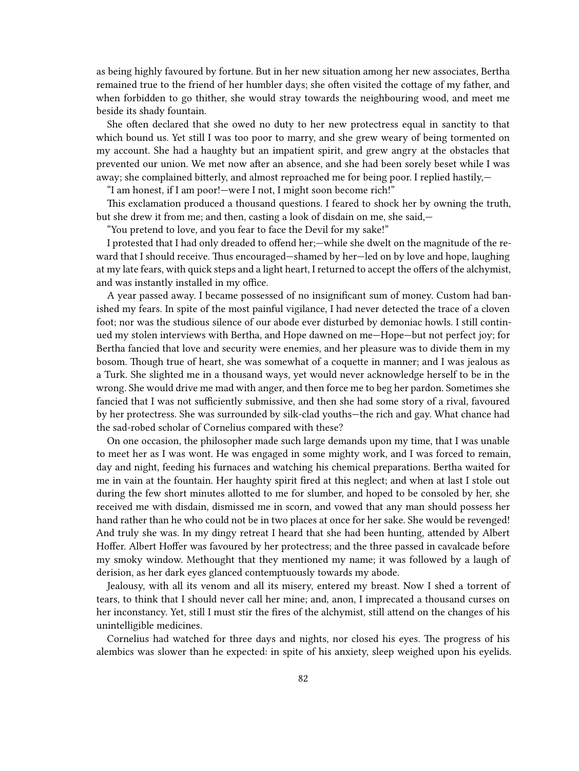as being highly favoured by fortune. But in her new situation among her new associates, Bertha remained true to the friend of her humbler days; she often visited the cottage of my father, and when forbidden to go thither, she would stray towards the neighbouring wood, and meet me beside its shady fountain.

She often declared that she owed no duty to her new protectress equal in sanctity to that which bound us. Yet still I was too poor to marry, and she grew weary of being tormented on my account. She had a haughty but an impatient spirit, and grew angry at the obstacles that prevented our union. We met now after an absence, and she had been sorely beset while I was away; she complained bitterly, and almost reproached me for being poor. I replied hastily,—

"I am honest, if I am poor!—were I not, I might soon become rich!"

This exclamation produced a thousand questions. I feared to shock her by owning the truth, but she drew it from me; and then, casting a look of disdain on me, she said,—

"You pretend to love, and you fear to face the Devil for my sake!"

I protested that I had only dreaded to offend her;—while she dwelt on the magnitude of the reward that I should receive. Thus encouraged—shamed by her—led on by love and hope, laughing at my late fears, with quick steps and a light heart, I returned to accept the offers of the alchymist, and was instantly installed in my office.

A year passed away. I became possessed of no insignificant sum of money. Custom had banished my fears. In spite of the most painful vigilance, I had never detected the trace of a cloven foot; nor was the studious silence of our abode ever disturbed by demoniac howls. I still continued my stolen interviews with Bertha, and Hope dawned on me—Hope—but not perfect joy; for Bertha fancied that love and security were enemies, and her pleasure was to divide them in my bosom. Though true of heart, she was somewhat of a coquette in manner; and I was jealous as a Turk. She slighted me in a thousand ways, yet would never acknowledge herself to be in the wrong. She would drive me mad with anger, and then force me to beg her pardon. Sometimes she fancied that I was not sufficiently submissive, and then she had some story of a rival, favoured by her protectress. She was surrounded by silk-clad youths—the rich and gay. What chance had the sad-robed scholar of Cornelius compared with these?

On one occasion, the philosopher made such large demands upon my time, that I was unable to meet her as I was wont. He was engaged in some mighty work, and I was forced to remain, day and night, feeding his furnaces and watching his chemical preparations. Bertha waited for me in vain at the fountain. Her haughty spirit fired at this neglect; and when at last I stole out during the few short minutes allotted to me for slumber, and hoped to be consoled by her, she received me with disdain, dismissed me in scorn, and vowed that any man should possess her hand rather than he who could not be in two places at once for her sake. She would be revenged! And truly she was. In my dingy retreat I heard that she had been hunting, attended by Albert Hoffer. Albert Hoffer was favoured by her protectress; and the three passed in cavalcade before my smoky window. Methought that they mentioned my name; it was followed by a laugh of derision, as her dark eyes glanced contemptuously towards my abode.

Jealousy, with all its venom and all its misery, entered my breast. Now I shed a torrent of tears, to think that I should never call her mine; and, anon, I imprecated a thousand curses on her inconstancy. Yet, still I must stir the fires of the alchymist, still attend on the changes of his unintelligible medicines.

Cornelius had watched for three days and nights, nor closed his eyes. The progress of his alembics was slower than he expected: in spite of his anxiety, sleep weighed upon his eyelids.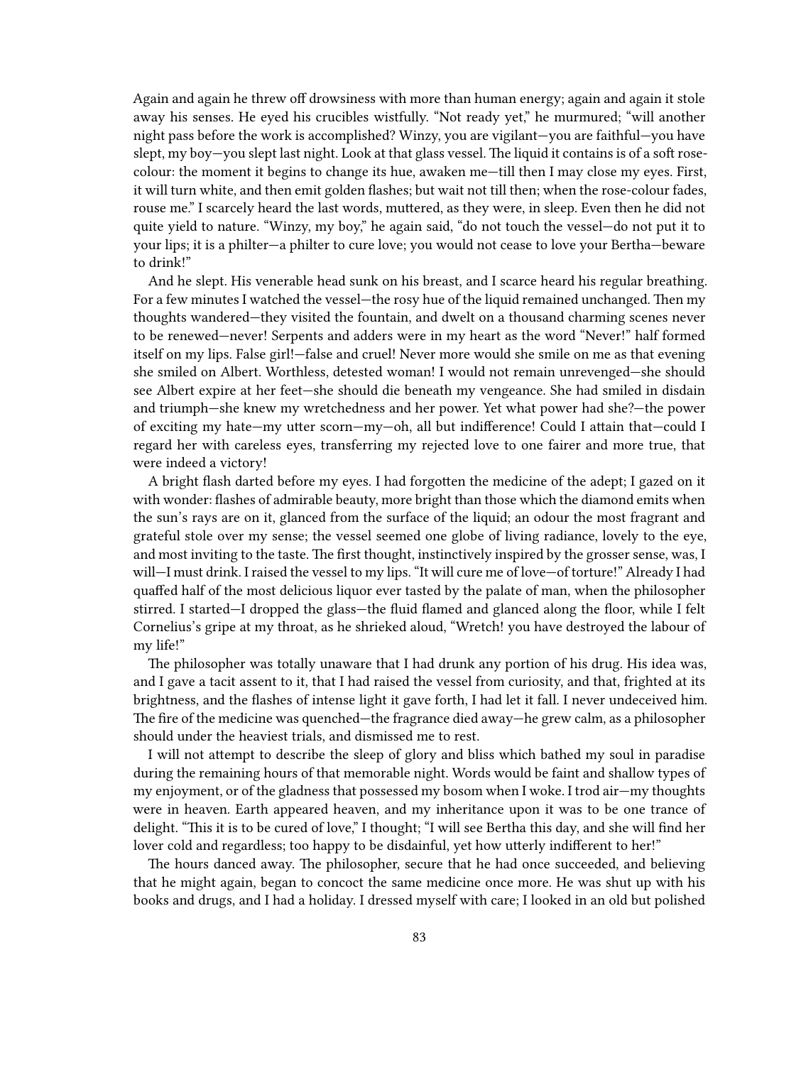Again and again he threw off drowsiness with more than human energy; again and again it stole away his senses. He eyed his crucibles wistfully. “Not ready yet,” he murmured; “will another night pass before the work is accomplished? Winzy, you are vigilant—you are faithful—you have slept, my boy—you slept last night. Look at that glass vessel. The liquid it contains is of a soft rose-colour: the moment it begins to change its hue, awaken me—till then I may close my eyes. First, it will turn white, and then emit golden flashes; but wait not till then; when the rose-colour fades, rouse me.” I scarcely heard the last words, muttered, as they were, in sleep. Even then he did not quite yield to nature. “Winzy, my boy,” he again said, “do not touch the vessel—do not put it to your lips; it is a philter—a philter to cure love; you would not cease to love your Bertha—beware to drink!”

And he slept. His venerable head sunk on his breast, and I scarce heard his regular breathing. For a few minutes I watched the vessel—the rosy hue of the liquid remained unchanged. Then my thoughts wandered—they visited the fountain, and dwelt on a thousand charming scenes never to be renewed—never! Serpents and adders were in my heart as the word “Never!” half formed itself on my lips. False girl!—false and cruel! Never more would she smile on me as that evening she smiled on Albert. Worthless, detested woman! I would not remain unrevenged—she should see Albert expire at her feet—she should die beneath my vengeance. She had smiled in disdain and triumph—she knew my wretchedness and her power. Yet what power had she?—the power of exciting my hate—my utter scorn—my—oh, all but indifference! Could I attain that—could I regard her with careless eyes, transferring my rejected love to one fairer and more true, that were indeed a victory!

A bright flash darted before my eyes. I had forgotten the medicine of the adept; I gazed on it with wonder: flashes of admirable beauty, more bright than those which the diamond emits when the sun’s rays are on it, glanced from the surface of the liquid; an odour the most fragrant and grateful stole over my sense; the vessel seemed one globe of living radiance, lovely to the eye, and most inviting to the taste. The first thought, instinctively inspired by the grosser sense, was, I will—I must drink. I raised the vessel to my lips. “It will cure me of love—of torture!” Already I had quaffed half of the most delicious liquor ever tasted by the palate of man, when the philosopher stirred. I started—I dropped the glass—the fluid flamed and glanced along the floor, while I felt Cornelius’s gripe at my throat, as he shrieked aloud, “Wretch! you have destroyed the labour of my life!”

The philosopher was totally unaware that I had drunk any portion of his drug. His idea was, and I gave a tacit assent to it, that I had raised the vessel from curiosity, and that, frighted at its brightness, and the flashes of intense light it gave forth, I had let it fall. I never undeceived him. The fire of the medicine was quenched—the fragrance died away—he grew calm, as a philosopher should under the heaviest trials, and dismissed me to rest.

I will not attempt to describe the sleep of glory and bliss which bathed my soul in paradise during the remaining hours of that memorable night. Words would be faint and shallow types of my enjoyment, or of the gladness that possessed my bosom when I woke. I trod air—my thoughts were in heaven. Earth appeared heaven, and my inheritance upon it was to be one trance of delight. “This it is to be cured of love,” I thought; “I will see Bertha this day, and she will find her lover cold and regardless; too happy to be disdainful, yet how utterly indifferent to her!”

The hours danced away. The philosopher, secure that he had once succeeded, and believing that he might again, began to concoct the same medicine once more. He was shut up with his books and drugs, and I had a holiday. I dressed myself with care; I looked in an old but polished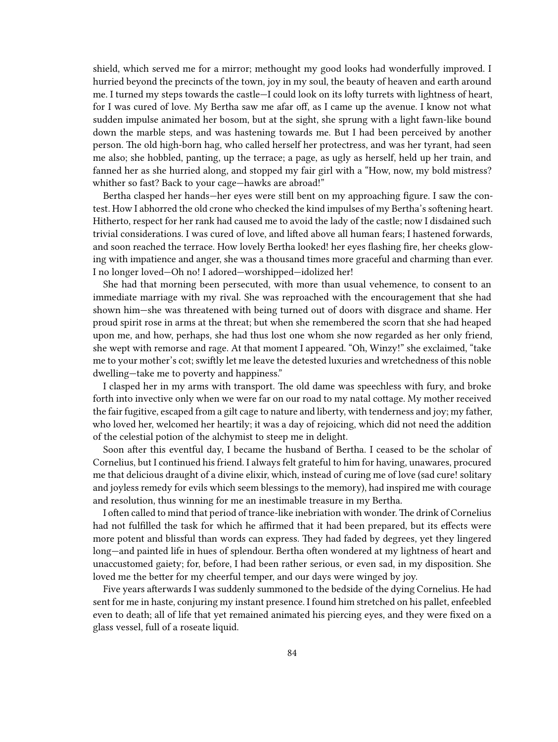shield, which served me for a mirror; methought my good looks had wonderfully improved. I hurried beyond the precincts of the town, joy in my soul, the beauty of heaven and earth around me. I turned my steps towards the castle—I could look on its lofty turrets with lightness of heart, for I was cured of love. My Bertha saw me afar off, as I came up the avenue. I know not what sudden impulse animated her bosom, but at the sight, she sprung with a light fawn-like bound down the marble steps, and was hastening towards me. But I had been perceived by another person. The old high-born hag, who called herself her protectress, and was her tyrant, had seen me also; she hobbled, panting, up the terrace; a page, as ugly as herself, held up her train, and fanned her as she hurried along, and stopped my fair girl with a "How, now, my bold mistress? whither so fast? Back to your cage—hawks are abroad!"

Bertha clasped her hands—her eyes were still bent on my approaching figure. I saw the contest. How I abhorred the old crone who checked the kind impulses of my Bertha's softening heart. Hitherto, respect for her rank had caused me to avoid the lady of the castle; now I disdained such trivial considerations. I was cured of love, and lifted above all human fears; I hastened forwards, and soon reached the terrace. How lovely Bertha looked! her eyes flashing fire, her cheeks glowing with impatience and anger, she was a thousand times more graceful and charming than ever. I no longer loved—Oh no! I adored—worshipped—idolized her!

She had that morning been persecuted, with more than usual vehemence, to consent to an immediate marriage with my rival. She was reproached with the encouragement that she had shown him—she was threatened with being turned out of doors with disgrace and shame. Her proud spirit rose in arms at the threat; but when she remembered the scorn that she had heaped upon me, and how, perhaps, she had thus lost one whom she now regarded as her only friend, she wept with remorse and rage. At that moment I appeared. "Oh, Winzy!" she exclaimed, "take me to your mother's cot; swiftly let me leave the detested luxuries and wretchedness of this noble dwelling—take me to poverty and happiness."

I clasped her in my arms with transport. The old dame was speechless with fury, and broke forth into invective only when we were far on our road to my natal cottage. My mother received the fair fugitive, escaped from a gilt cage to nature and liberty, with tenderness and joy; my father, who loved her, welcomed her heartily; it was a day of rejoicing, which did not need the addition of the celestial potion of the alchymist to steep me in delight.

Soon after this eventful day, I became the husband of Bertha. I ceased to be the scholar of Cornelius, but I continued his friend. I always felt grateful to him for having, unawares, procured me that delicious draught of a divine elixir, which, instead of curing me of love (sad cure! solitary and joyless remedy for evils which seem blessings to the memory), had inspired me with courage and resolution, thus winning for me an inestimable treasure in my Bertha.

I often called to mind that period of trance-like inebriation with wonder. The drink of Cornelius had not fulfilled the task for which he affirmed that it had been prepared, but its effects were more potent and blissful than words can express. They had faded by degrees, yet they lingered long—and painted life in hues of splendour. Bertha often wondered at my lightness of heart and unaccustomed gaiety; for, before, I had been rather serious, or even sad, in my disposition. She loved me the better for my cheerful temper, and our days were winged by joy.

Five years afterwards I was suddenly summoned to the bedside of the dying Cornelius. He had sent for me in haste, conjuring my instant presence. I found him stretched on his pallet, enfeebled even to death; all of life that yet remained animated his piercing eyes, and they were fixed on a glass vessel, full of a roseate liquid.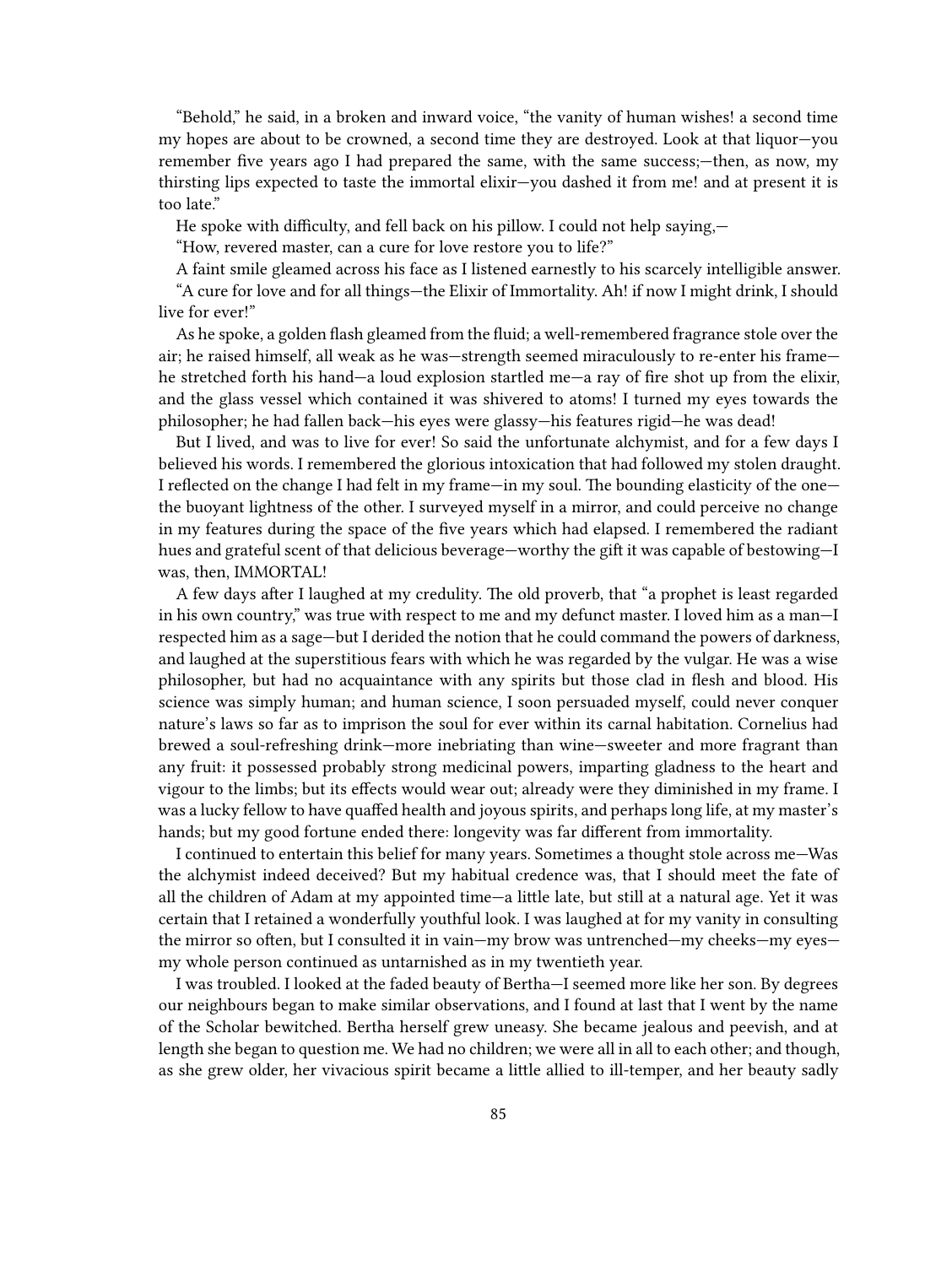"Behold," he said, in a broken and inward voice, "the vanity of human wishes! a second time my hopes are about to be crowned, a second time they are destroyed. Look at that liquor—you remember five years ago I had prepared the same, with the same success;—then, as now, my thirsting lips expected to taste the immortal elixir—you dashed it from me! and at present it is too late."

He spoke with difficulty, and fell back on his pillow. I could not help saying,—

"How, revered master, can a cure for love restore you to life?"

A faint smile gleamed across his face as I listened earnestly to his scarcely intelligible answer.

"A cure for love and for all things—the Elixir of Immortality. Ah! if now I might drink, I should live for ever!"

As he spoke, a golden flash gleamed from the fluid; a well-remembered fragrance stole over the air; he raised himself, all weak as he was—strength seemed miraculously to re-enter his frame—he stretched forth his hand—a loud explosion startled me—a ray of fire shot up from the elixir, and the glass vessel which contained it was shivered to atoms! I turned my eyes towards the philosopher; he had fallen back—his eyes were glassy—his features rigid—he was dead!

But I lived, and was to live for ever! So said the unfortunate alchymist, and for a few days I believed his words. I remembered the glorious intoxication that had followed my stolen draught. I reflected on the change I had felt in my frame—in my soul. The bounding elasticity of the one—the buoyant lightness of the other. I surveyed myself in a mirror, and could perceive no change in my features during the space of the five years which had elapsed. I remembered the radiant hues and grateful scent of that delicious beverage—worthy the gift it was capable of bestowing—I was, then, IMMORTAL!

A few days after I laughed at my credulity. The old proverb, that "a prophet is least regarded in his own country," was true with respect to me and my defunct master. I loved him as a man—I respected him as a sage—but I derided the notion that he could command the powers of darkness, and laughed at the superstitious fears with which he was regarded by the vulgar. He was a wise philosopher, but had no acquaintance with any spirits but those clad in flesh and blood. His science was simply human; and human science, I soon persuaded myself, could never conquer nature's laws so far as to imprison the soul for ever within its carnal habitation. Cornelius had brewed a soul-refreshing drink—more inebriating than wine—sweeter and more fragrant than any fruit: it possessed probably strong medicinal powers, imparting gladness to the heart and vigour to the limbs; but its effects would wear out; already were they diminished in my frame. I was a lucky fellow to have quaffed health and joyous spirits, and perhaps long life, at my master's hands; but my good fortune ended there: longevity was far different from immortality.

I continued to entertain this belief for many years. Sometimes a thought stole across me—Was the alchymist indeed deceived? But my habitual credence was, that I should meet the fate of all the children of Adam at my appointed time—a little late, but still at a natural age. Yet it was certain that I retained a wonderfully youthful look. I was laughed at for my vanity in consulting the mirror so often, but I consulted it in vain—my brow was untrenched—my cheeks—my eyes—my whole person continued as untarnished as in my twentieth year.

I was troubled. I looked at the faded beauty of Bertha—I seemed more like her son. By degrees our neighbours began to make similar observations, and I found at last that I went by the name of the Scholar bewitched. Bertha herself grew uneasy. She became jealous and peevish, and at length she began to question me. We had no children; we were all in all to each other; and though, as she grew older, her vivacious spirit became a little allied to ill-temper, and her beauty sadly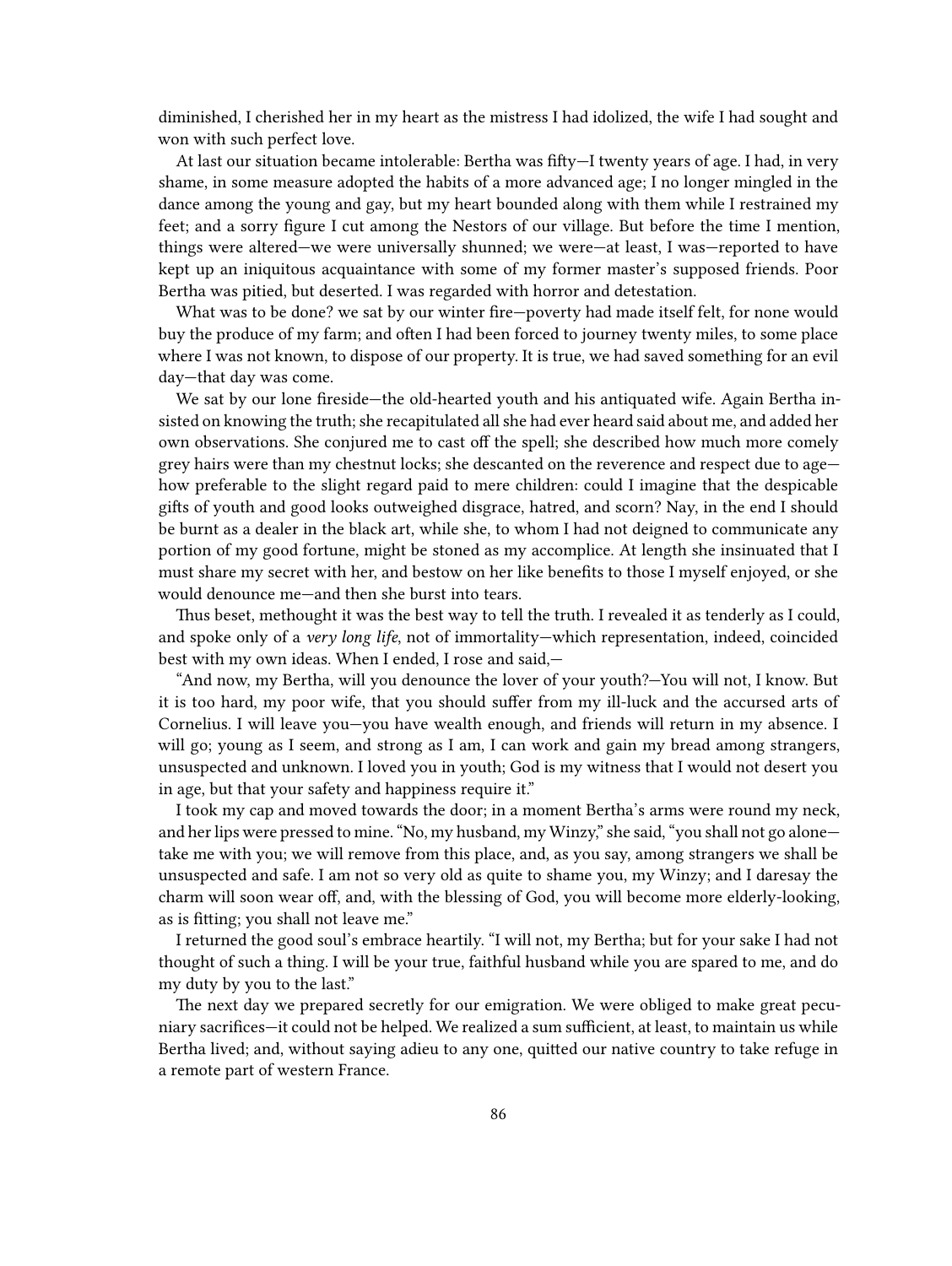diminished, I cherished her in my heart as the mistress I had idolized, the wife I had sought and won with such perfect love.

At last our situation became intolerable: Bertha was fifty—I twenty years of age. I had, in very shame, in some measure adopted the habits of a more advanced age; I no longer mingled in the dance among the young and gay, but my heart bounded along with them while I restrained my feet; and a sorry figure I cut among the Nestors of our village. But before the time I mention, things were altered—we were universally shunned; we were—at least, I was—reported to have kept up an iniquitous acquaintance with some of my former master's supposed friends. Poor Bertha was pitied, but deserted. I was regarded with horror and detestation.

What was to be done? we sat by our winter fire—poverty had made itself felt, for none would buy the produce of my farm; and often I had been forced to journey twenty miles, to some place where I was not known, to dispose of our property. It is true, we had saved something for an evil day—that day was come.

We sat by our lone fireside—the old-hearted youth and his antiquated wife. Again Bertha insisted on knowing the truth; she recapitulated all she had ever heard said about me, and added her own observations. She conjured me to cast off the spell; she described how much more comely grey hairs were than my chestnut locks; she descanted on the reverence and respect due to age—how preferable to the slight regard paid to mere children: could I imagine that the despicable gifts of youth and good looks outweighed disgrace, hatred, and scorn? Nay, in the end I should be burnt as a dealer in the black art, while she, to whom I had not deigned to communicate any portion of my good fortune, might be stoned as my accomplice. At length she insinuated that I must share my secret with her, and bestow on her like benefits to those I myself enjoyed, or she would denounce me—and then she burst into tears.

Thus beset, methought it was the best way to tell the truth. I revealed it as tenderly as I could, and spoke only of a *very long life*, not of immortality—which representation, indeed, coincided best with my own ideas. When I ended, I rose and said,—

"And now, my Bertha, will you denounce the lover of your youth?—You will not, I know. But it is too hard, my poor wife, that you should suffer from my ill-luck and the accursed arts of Cornelius. I will leave you—you have wealth enough, and friends will return in my absence. I will go; young as I seem, and strong as I am, I can work and gain my bread among strangers, unsuspected and unknown. I loved you in youth; God is my witness that I would not desert you in age, but that your safety and happiness require it."

I took my cap and moved towards the door; in a moment Bertha's arms were round my neck, and her lips were pressed to mine. "No, my husband, my Winzy," she said, "you shall not go alone—take me with you; we will remove from this place, and, as you say, among strangers we shall be unsuspected and safe. I am not so very old as quite to shame you, my Winzy; and I daresay the charm will soon wear off, and, with the blessing of God, you will become more elderly-looking, as is fitting; you shall not leave me."

I returned the good soul's embrace heartily. "I will not, my Bertha; but for your sake I had not thought of such a thing. I will be your true, faithful husband while you are spared to me, and do my duty by you to the last."

The next day we prepared secretly for our emigration. We were obliged to make great pecuniary sacrifices—it could not be helped. We realized a sum sufficient, at least, to maintain us while Bertha lived; and, without saying adieu to any one, quitted our native country to take refuge in a remote part of western France.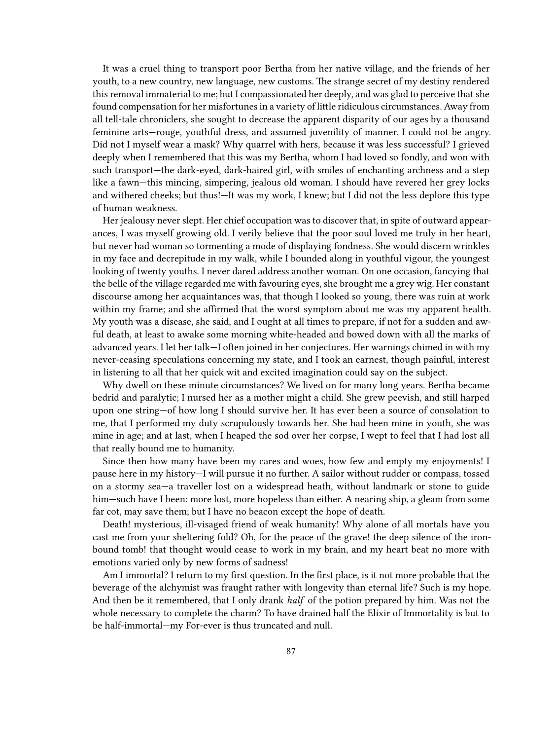It was a cruel thing to transport poor Bertha from her native village, and the friends of her youth, to a new country, new language, new customs. The strange secret of my destiny rendered this removal immaterial to me; but I compassionated her deeply, and was glad to perceive that she found compensation for her misfortunes in a variety of little ridiculous circumstances. Away from all tell-tale chroniclers, she sought to decrease the apparent disparity of our ages by a thousand feminine arts—rouge, youthful dress, and assumed juvenility of manner. I could not be angry. Did not I myself wear a mask? Why quarrel with hers, because it was less successful? I grieved deeply when I remembered that this was my Bertha, whom I had loved so fondly, and won with such transport—the dark-eyed, dark-haired girl, with smiles of enchanting archness and a step like a fawn—this mincing, simpering, jealous old woman. I should have revered her grey locks and withered cheeks; but thus!—It was my work, I knew; but I did not the less deplore this type of human weakness.

Her jealousy never slept. Her chief occupation was to discover that, in spite of outward appearances, I was myself growing old. I verily believe that the poor soul loved me truly in her heart, but never had woman so tormenting a mode of displaying fondness. She would discern wrinkles in my face and decrepitude in my walk, while I bounded along in youthful vigour, the youngest looking of twenty youths. I never dared address another woman. On one occasion, fancying that the belle of the village regarded me with favouring eyes, she brought me a grey wig. Her constant discourse among her acquaintances was, that though I looked so young, there was ruin at work within my frame; and she affirmed that the worst symptom about me was my apparent health. My youth was a disease, she said, and I ought at all times to prepare, if not for a sudden and awful death, at least to awake some morning white-headed and bowed down with all the marks of advanced years. I let her talk—I often joined in her conjectures. Her warnings chimed in with my never-ceasing speculations concerning my state, and I took an earnest, though painful, interest in listening to all that her quick wit and excited imagination could say on the subject.

Why dwell on these minute circumstances? We lived on for many long years. Bertha became bedrid and paralytic; I nursed her as a mother might a child. She grew peevish, and still harped upon one string—of how long I should survive her. It has ever been a source of consolation to me, that I performed my duty scrupulously towards her. She had been mine in youth, she was mine in age; and at last, when I heaped the sod over her corpse, I wept to feel that I had lost all that really bound me to humanity.

Since then how many have been my cares and woes, how few and empty my enjoyments! I pause here in my history—I will pursue it no further. A sailor without rudder or compass, tossed on a stormy sea—a traveller lost on a widespread heath, without landmark or stone to guide him—such have I been: more lost, more hopeless than either. A nearing ship, a gleam from some far cot, may save them; but I have no beacon except the hope of death.

Death! mysterious, ill-visaged friend of weak humanity! Why alone of all mortals have you cast me from your sheltering fold? Oh, for the peace of the grave! the deep silence of the iron-bound tomb! that thought would cease to work in my brain, and my heart beat no more with emotions varied only by new forms of sadness!

Am I immortal? I return to my first question. In the first place, is it not more probable that the beverage of the alchymist was fraught rather with longevity than eternal life? Such is my hope. And then be it remembered, that I only drank *half* of the potion prepared by him. Was not the whole necessary to complete the charm? To have drained half the Elixir of Immortality is but to be half-immortal—my For-ever is thus truncated and null.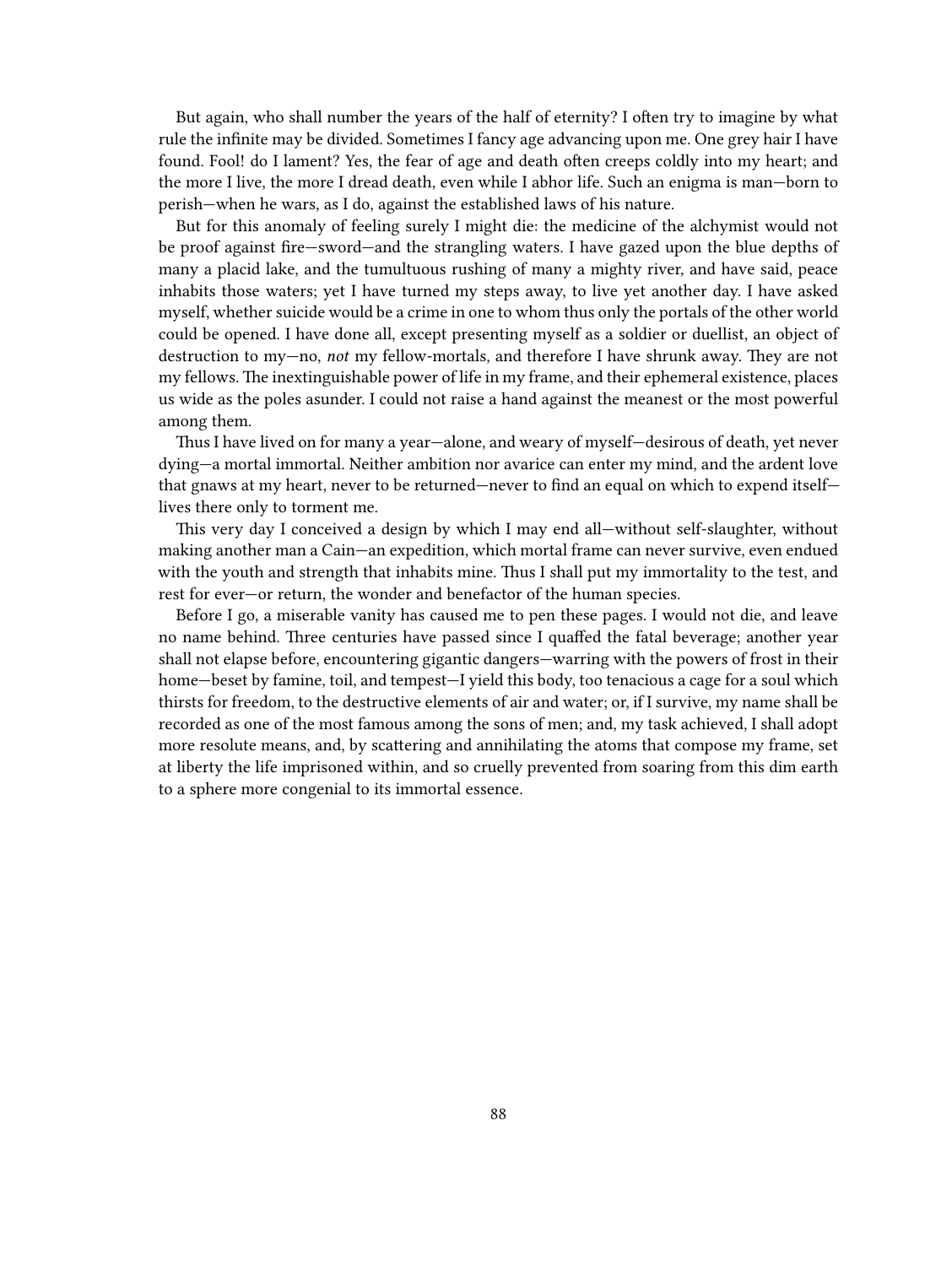But again, who shall number the years of the half of eternity? I often try to imagine by what rule the infinite may be divided. Sometimes I fancy age advancing upon me. One grey hair I have found. Fool! do I lament? Yes, the fear of age and death often creeps coldly into my heart; and the more I live, the more I dread death, even while I abhor life. Such an enigma is man—born to perish—when he wars, as I do, against the established laws of his nature.

But for this anomaly of feeling surely I might die: the medicine of the alchymist would not be proof against fire—sword—and the strangling waters. I have gazed upon the blue depths of many a placid lake, and the tumultuous rushing of many a mighty river, and have said, peace inhabits those waters; yet I have turned my steps away, to live yet another day. I have asked myself, whether suicide would be a crime in one to whom thus only the portals of the other world could be opened. I have done all, except presenting myself as a soldier or duellist, an object of destruction to my—no, *not* my fellow-mortals, and therefore I have shrunk away. They are not my fellows. The inextinguishable power of life in my frame, and their ephemeral existence, places us wide as the poles asunder. I could not raise a hand against the meanest or the most powerful among them.

Thus I have lived on for many a year—alone, and weary of myself—desirous of death, yet never dying—a mortal immortal. Neither ambition nor avarice can enter my mind, and the ardent love that gnaws at my heart, never to be returned—never to find an equal on which to expend itself—lives there only to torment me.

This very day I conceived a design by which I may end all—without self-slaughter, without making another man a Cain—an expedition, which mortal frame can never survive, even endued with the youth and strength that inhabits mine. Thus I shall put my immortality to the test, and rest for ever—or return, the wonder and benefactor of the human species.

Before I go, a miserable vanity has caused me to pen these pages. I would not die, and leave no name behind. Three centuries have passed since I quaffed the fatal beverage; another year shall not elapse before, encountering gigantic dangers—warring with the powers of frost in their home—beset by famine, toil, and tempest—I yield this body, too tenacious a cage for a soul which thirsts for freedom, to the destructive elements of air and water; or, if I survive, my name shall be recorded as one of the most famous among the sons of men; and, my task achieved, I shall adopt more resolute means, and, by scattering and annihilating the atoms that compose my frame, set at liberty the life imprisoned within, and so cruelly prevented from soaring from this dim earth to a sphere more congenial to its immortal essence.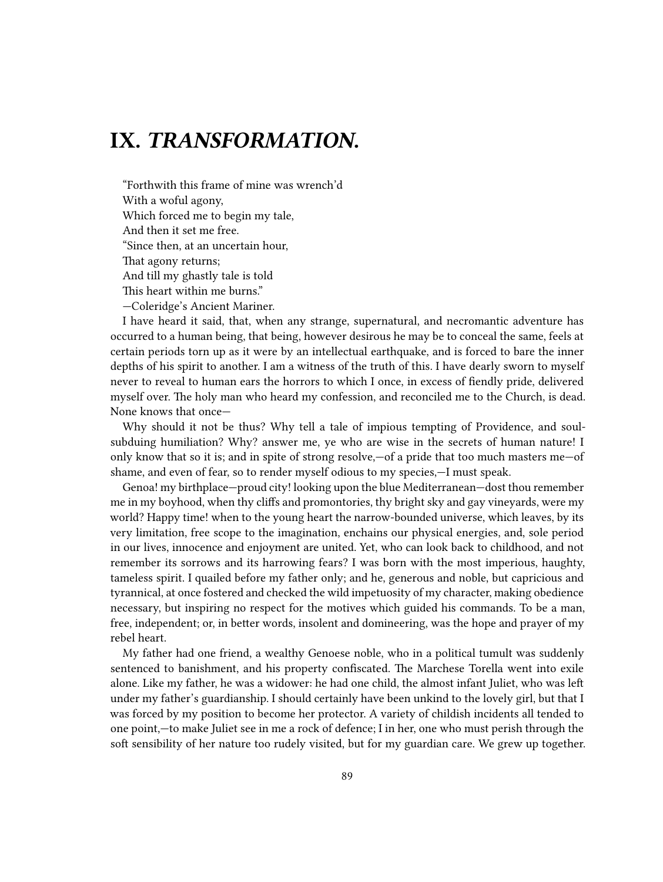# IX. *TRANSFORMATION.*

"Forthwith this frame of mine was wrench'd  
With a woful agony,  
Which forced me to begin my tale,  
And then it set me free.  
"Since then, at an uncertain hour,  
That agony returns;  
And till my ghastly tale is told  
This heart within me burns."  
—Coleridge's Ancient Mariner.

I have heard it said, that, when any strange, supernatural, and necromantic adventure has occurred to a human being, that being, however desirous he may be to conceal the same, feels at certain periods torn up as it were by an intellectual earthquake, and is forced to bare the inner depths of his spirit to another. I am a witness of the truth of this. I have dearly sworn to myself never to reveal to human ears the horrors to which I once, in excess of fiendly pride, delivered myself over. The holy man who heard my confession, and reconciled me to the Church, is dead. None knows that once—

Why should it not be thus? Why tell a tale of impious tempting of Providence, and soul-subduing humiliation? Why? answer me, ye who are wise in the secrets of human nature! I only know that so it is; and in spite of strong resolve,—of a pride that too much masters me—of shame, and even of fear, so to render myself odious to my species,—I must speak.

Genoa! my birthplace—proud city! looking upon the blue Mediterranean—dost thou remember me in my boyhood, when thy cliffs and promontories, thy bright sky and gay vineyards, were my world? Happy time! when to the young heart the narrow-bounded universe, which leaves, by its very limitation, free scope to the imagination, enchains our physical energies, and, sole period in our lives, innocence and enjoyment are united. Yet, who can look back to childhood, and not remember its sorrows and its harrowing fears? I was born with the most imperious, haughty, tameless spirit. I quailed before my father only; and he, generous and noble, but capricious and tyrannical, at once fostered and checked the wild impetuosity of my character, making obedience necessary, but inspiring no respect for the motives which guided his commands. To be a man, free, independent; or, in better words, insolent and domineering, was the hope and prayer of my rebel heart.

My father had one friend, a wealthy Genoese noble, who in a political tumult was suddenly sentenced to banishment, and his property confiscated. The Marchese Torella went into exile alone. Like my father, he was a widower: he had one child, the almost infant Juliet, who was left under my father's guardianship. I should certainly have been unkind to the lovely girl, but that I was forced by my position to become her protector. A variety of childish incidents all tended to one point,—to make Juliet see in me a rock of defence; I in her, one who must perish through the soft sensibility of her nature too rudely visited, but for my guardian care. We grew up together.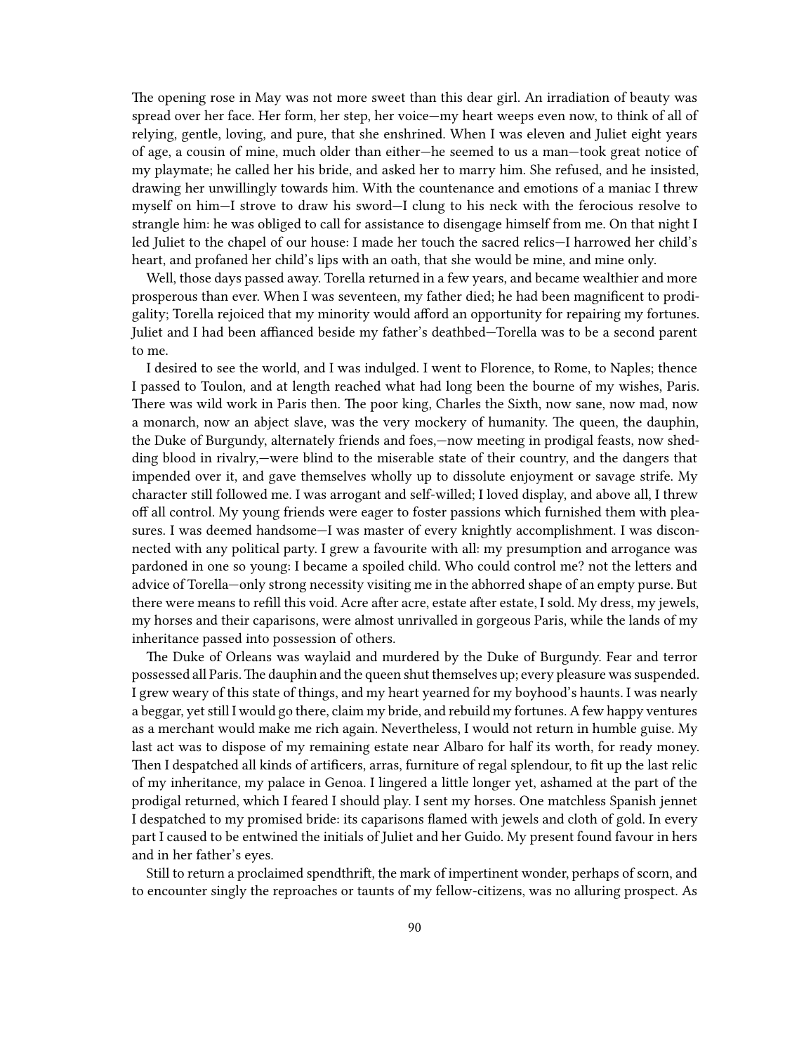The opening rose in May was not more sweet than this dear girl. An irradiation of beauty was spread over her face. Her form, her step, her voice—my heart weeps even now, to think of all of relying, gentle, loving, and pure, that she enshrined. When I was eleven and Juliet eight years of age, a cousin of mine, much older than either—he seemed to us a man—took great notice of my playmate; he called her his bride, and asked her to marry him. She refused, and he insisted, drawing her unwillingly towards him. With the countenance and emotions of a maniac I threw myself on him—I strove to draw his sword—I clung to his neck with the ferocious resolve to strangle him: he was obliged to call for assistance to disengage himself from me. On that night I led Juliet to the chapel of our house: I made her touch the sacred relics—I harrowed her child's heart, and profaned her child's lips with an oath, that she would be mine, and mine only.

Well, those days passed away. Torella returned in a few years, and became wealthier and more prosperous than ever. When I was seventeen, my father died; he had been magnificent to prodigality; Torella rejoiced that my minority would afford an opportunity for repairing my fortunes. Juliet and I had been affianced beside my father's deathbed—Torella was to be a second parent to me.

I desired to see the world, and I was indulged. I went to Florence, to Rome, to Naples; thence I passed to Toulon, and at length reached what had long been the bourne of my wishes, Paris. There was wild work in Paris then. The poor king, Charles the Sixth, now sane, now mad, now a monarch, now an abject slave, was the very mockery of humanity. The queen, the dauphin, the Duke of Burgundy, alternately friends and foes,—now meeting in prodigal feasts, now shedding blood in rivalry,—were blind to the miserable state of their country, and the dangers that impended over it, and gave themselves wholly up to dissolute enjoyment or savage strife. My character still followed me. I was arrogant and self-willed; I loved display, and above all, I threw off all control. My young friends were eager to foster passions which furnished them with pleasures. I was deemed handsome—I was master of every knightly accomplishment. I was disconnected with any political party. I grew a favourite with all: my presumption and arrogance was pardoned in one so young: I became a spoiled child. Who could control me? not the letters and advice of Torella—only strong necessity visiting me in the abhorred shape of an empty purse. But there were means to refill this void. Acre after acre, estate after estate, I sold. My dress, my jewels, my horses and their caparisons, were almost unrivalled in gorgeous Paris, while the lands of my inheritance passed into possession of others.

The Duke of Orleans was waylaid and murdered by the Duke of Burgundy. Fear and terror possessed all Paris. The dauphin and the queen shut themselves up; every pleasure was suspended. I grew weary of this state of things, and my heart yearned for my boyhood's haunts. I was nearly a beggar, yet still I would go there, claim my bride, and rebuild my fortunes. A few happy ventures as a merchant would make me rich again. Nevertheless, I would not return in humble guise. My last act was to dispose of my remaining estate near Albaro for half its worth, for ready money. Then I despatched all kinds of artificers, arras, furniture of regal splendour, to fit up the last relic of my inheritance, my palace in Genoa. I lingered a little longer yet, ashamed at the part of the prodigal returned, which I feared I should play. I sent my horses. One matchless Spanish jennet I despatched to my promised bride: its caparisons flamed with jewels and cloth of gold. In every part I caused to be entwined the initials of Juliet and her Guido. My present found favour in hers and in her father's eyes.

Still to return a proclaimed spendthrift, the mark of impertinent wonder, perhaps of scorn, and to encounter singly the reproaches or taunts of my fellow-citizens, was no alluring prospect. As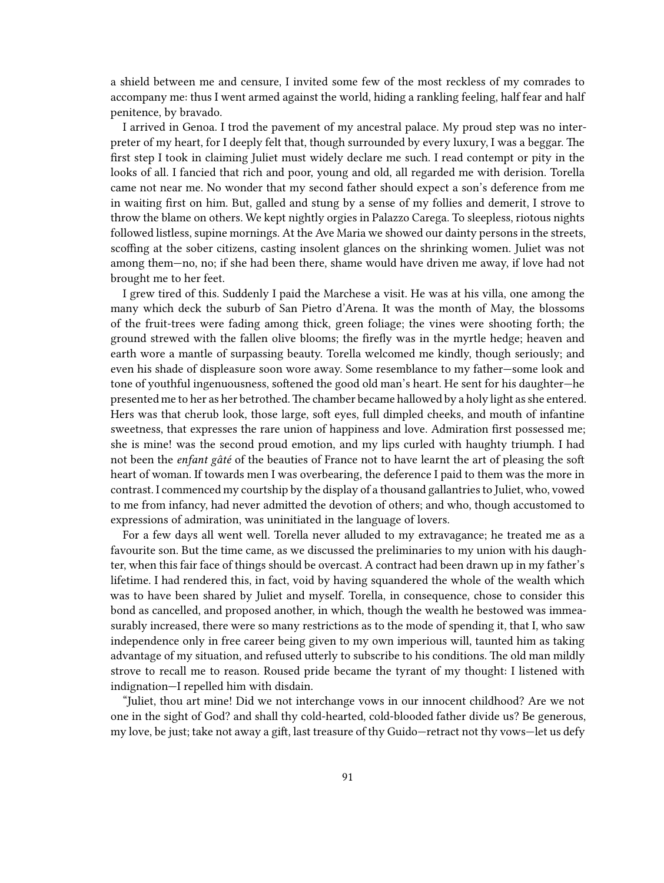a shield between me and censure, I invited some few of the most reckless of my comrades to accompany me: thus I went armed against the world, hiding a rankling feeling, half fear and half penitence, by bravado.

I arrived in Genoa. I trod the pavement of my ancestral palace. My proud step was no interpreter of my heart, for I deeply felt that, though surrounded by every luxury, I was a beggar. The first step I took in claiming Juliet must widely declare me such. I read contempt or pity in the looks of all. I fancied that rich and poor, young and old, all regarded me with derision. Torella came not near me. No wonder that my second father should expect a son's deference from me in waiting first on him. But, galled and stung by a sense of my follies and demerit, I strove to throw the blame on others. We kept nightly orgies in Palazzo Carega. To sleepless, riotous nights followed listless, supine mornings. At the Ave Maria we showed our dainty persons in the streets, scoffing at the sober citizens, casting insolent glances on the shrinking women. Juliet was not among them—no, no; if she had been there, shame would have driven me away, if love had not brought me to her feet.

I grew tired of this. Suddenly I paid the Marchese a visit. He was at his villa, one among the many which deck the suburb of San Pietro d'Arena. It was the month of May, the blossoms of the fruit-trees were fading among thick, green foliage; the vines were shooting forth; the ground strewed with the fallen olive blooms; the firefly was in the myrtle hedge; heaven and earth wore a mantle of surpassing beauty. Torella welcomed me kindly, though seriously; and even his shade of displeasure soon wore away. Some resemblance to my father—some look and tone of youthful ingenuousness, softened the good old man's heart. He sent for his daughter—he presented me to her as her betrothed. The chamber became hallowed by a holy light as she entered. Hers was that cherub look, those large, soft eyes, full dimpled cheeks, and mouth of infantine sweetness, that expresses the rare union of happiness and love. Admiration first possessed me; she is mine! was the second proud emotion, and my lips curled with haughty triumph. I had not been the *enfant gâté* of the beauties of France not to have learnt the art of pleasing the soft heart of woman. If towards men I was overbearing, the deference I paid to them was the more in contrast. I commenced my courtship by the display of a thousand gallantries to Juliet, who, vowed to me from infancy, had never admitted the devotion of others; and who, though accustomed to expressions of admiration, was uninitiated in the language of lovers.

For a few days all went well. Torella never alluded to my extravagance; he treated me as a favourite son. But the time came, as we discussed the preliminaries to my union with his daughter, when this fair face of things should be overcast. A contract had been drawn up in my father's lifetime. I had rendered this, in fact, void by having squandered the whole of the wealth which was to have been shared by Juliet and myself. Torella, in consequence, chose to consider this bond as cancelled, and proposed another, in which, though the wealth he bestowed was immeasurably increased, there were so many restrictions as to the mode of spending it, that I, who saw independence only in free career being given to my own imperious will, taunted him as taking advantage of my situation, and refused utterly to subscribe to his conditions. The old man mildly strove to recall me to reason. Roused pride became the tyrant of my thought: I listened with indignation—I repelled him with disdain.

"Juliet, thou art mine! Did we not interchange vows in our innocent childhood? Are we not one in the sight of God? and shall thy cold-hearted, cold-blooded father divide us? Be generous, my love, be just; take not away a gift, last treasure of thy Guido—retract not thy vows—let us defy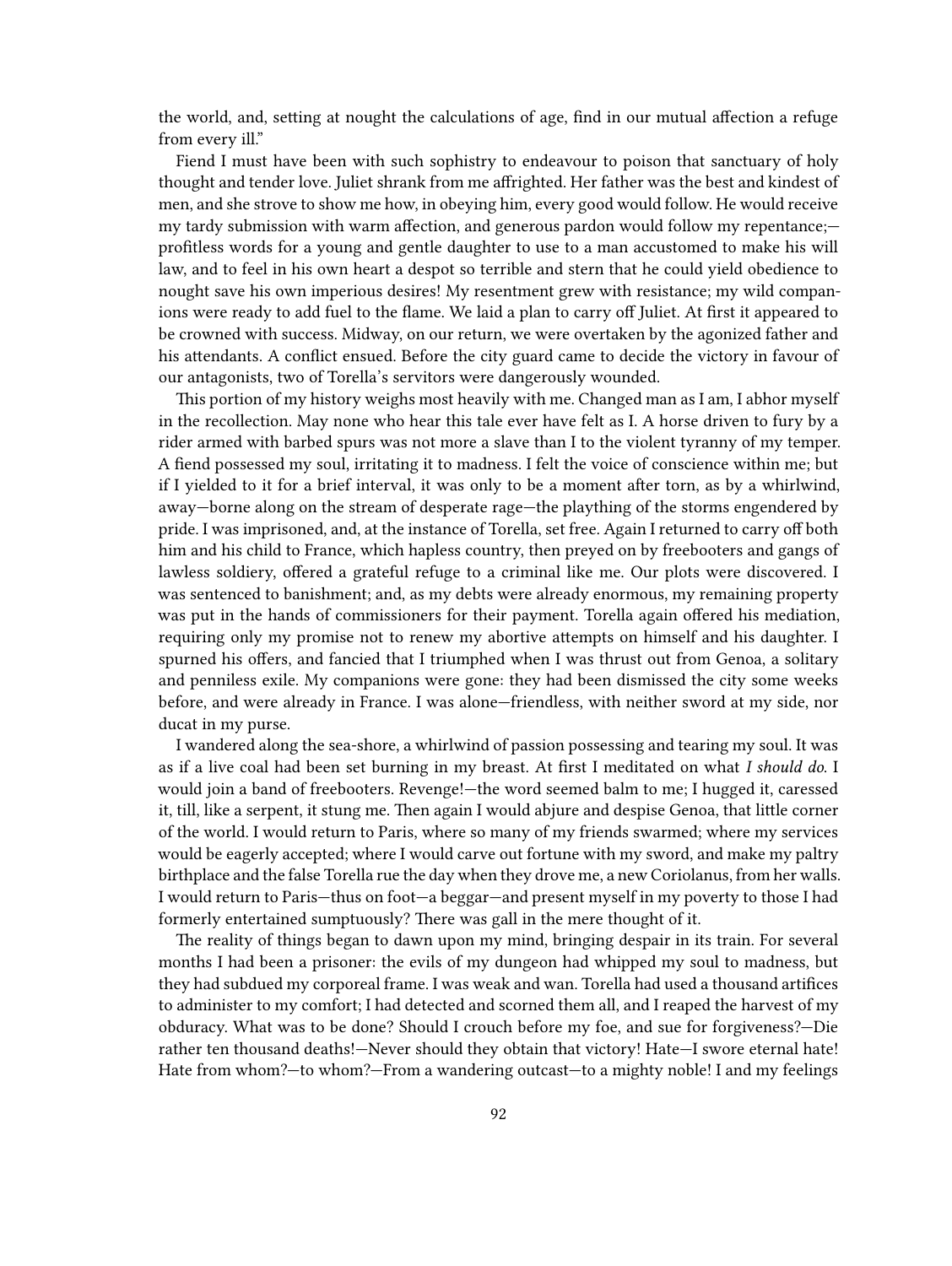the world, and, setting at nought the calculations of age, find in our mutual affection a refuge from every ill."

Fiend I must have been with such sophistry to endeavour to poison that sanctuary of holy thought and tender love. Juliet shrank from me affrighted. Her father was the best and kindest of men, and she strove to show me how, in obeying him, every good would follow. He would receive my tardy submission with warm affection, and generous pardon would follow my repentance;—profitless words for a young and gentle daughter to use to a man accustomed to make his will law, and to feel in his own heart a despot so terrible and stern that he could yield obedience to nought save his own imperious desires! My resentment grew with resistance; my wild companions were ready to add fuel to the flame. We laid a plan to carry off Juliet. At first it appeared to be crowned with success. Midway, on our return, we were overtaken by the agonized father and his attendants. A conflict ensued. Before the city guard came to decide the victory in favour of our antagonists, two of Torella's servitors were dangerously wounded.

This portion of my history weighs most heavily with me. Changed man as I am, I abhor myself in the recollection. May none who hear this tale ever have felt as I. A horse driven to fury by a rider armed with barbed spurs was not more a slave than I to the violent tyranny of my temper. A fiend possessed my soul, irritating it to madness. I felt the voice of conscience within me; but if I yielded to it for a brief interval, it was only to be a moment after torn, as by a whirlwind, away—borne along on the stream of desperate rage—the plaything of the storms engendered by pride. I was imprisoned, and, at the instance of Torella, set free. Again I returned to carry off both him and his child to France, which hapless country, then preyed on by freebooters and gangs of lawless soldiery, offered a grateful refuge to a criminal like me. Our plots were discovered. I was sentenced to banishment; and, as my debts were already enormous, my remaining property was put in the hands of commissioners for their payment. Torella again offered his mediation, requiring only my promise not to renew my abortive attempts on himself and his daughter. I spurned his offers, and fancied that I triumphed when I was thrust out from Genoa, a solitary and penniless exile. My companions were gone: they had been dismissed the city some weeks before, and were already in France. I was alone—friendless, with neither sword at my side, nor ducat in my purse.

I wandered along the sea-shore, a whirlwind of passion possessing and tearing my soul. It was as if a live coal had been set burning in my breast. At first I meditated on what *I should do.* I would join a band of freebooters. Revenge!—the word seemed balm to me; I hugged it, caressed it, till, like a serpent, it stung me. Then again I would abjure and despise Genoa, that little corner of the world. I would return to Paris, where so many of my friends swarmed; where my services would be eagerly accepted; where I would carve out fortune with my sword, and make my paltry birthplace and the false Torella rue the day when they drove me, a new Coriolanus, from her walls. I would return to Paris—thus on foot—a beggar—and present myself in my poverty to those I had formerly entertained sumptuously? There was gall in the mere thought of it.

The reality of things began to dawn upon my mind, bringing despair in its train. For several months I had been a prisoner: the evils of my dungeon had whipped my soul to madness, but they had subdued my corporeal frame. I was weak and wan. Torella had used a thousand artifices to administer to my comfort; I had detected and scorned them all, and I reaped the harvest of my obduracy. What was to be done? Should I crouch before my foe, and sue for forgiveness?—Die rather ten thousand deaths!—Never should they obtain that victory! Hate—I swore eternal hate! Hate from whom?—to whom?—From a wandering outcast—to a mighty noble! I and my feelings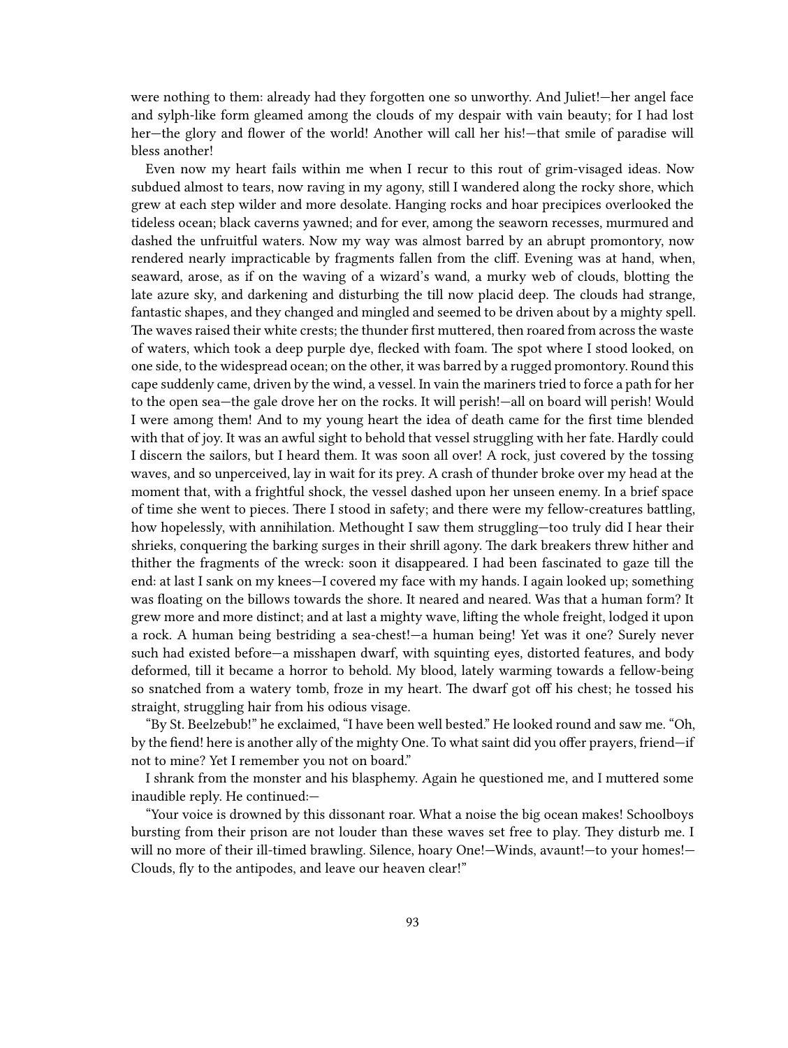were nothing to them: already had they forgotten one so unworthy. And Juliet!—her angel face and sylph-like form gleamed among the clouds of my despair with vain beauty; for I had lost her—the glory and flower of the world! Another will call her his!—that smile of paradise will bless another!

Even now my heart fails within me when I recur to this rout of grim-visaged ideas. Now subdued almost to tears, now raving in my agony, still I wandered along the rocky shore, which grew at each step wilder and more desolate. Hanging rocks and hoar precipices overlooked the tideless ocean; black caverns yawned; and for ever, among the seaworn recesses, murmured and dashed the unfruitful waters. Now my way was almost barred by an abrupt promontory, now rendered nearly impracticable by fragments fallen from the cliff. Evening was at hand, when, seaward, arose, as if on the waving of a wizard's wand, a murky web of clouds, blotting the late azure sky, and darkening and disturbing the till now placid deep. The clouds had strange, fantastic shapes, and they changed and mingled and seemed to be driven about by a mighty spell. The waves raised their white crests; the thunder first muttered, then roared from across the waste of waters, which took a deep purple dye, flecked with foam. The spot where I stood looked, on one side, to the widespread ocean; on the other, it was barred by a rugged promontory. Round this cape suddenly came, driven by the wind, a vessel. In vain the mariners tried to force a path for her to the open sea—the gale drove her on the rocks. It will perish!—all on board will perish! Would I were among them! And to my young heart the idea of death came for the first time blended with that of joy. It was an awful sight to behold that vessel struggling with her fate. Hardly could I discern the sailors, but I heard them. It was soon all over! A rock, just covered by the tossing waves, and so unperceived, lay in wait for its prey. A crash of thunder broke over my head at the moment that, with a frightful shock, the vessel dashed upon her unseen enemy. In a brief space of time she went to pieces. There I stood in safety; and there were my fellow-creatures battling, how hopelessly, with annihilation. Methought I saw them struggling—too truly did I hear their shrieks, conquering the barking surges in their shrill agony. The dark breakers threw hither and thither the fragments of the wreck: soon it disappeared. I had been fascinated to gaze till the end: at last I sank on my knees—I covered my face with my hands. I again looked up; something was floating on the billows towards the shore. It neared and neared. Was that a human form? It grew more and more distinct; and at last a mighty wave, lifting the whole freight, lodged it upon a rock. A human being bestriding a sea-chest!—a human being! Yet was it one? Surely never such had existed before—a misshapen dwarf, with squinting eyes, distorted features, and body deformed, till it became a horror to behold. My blood, lately warming towards a fellow-being so snatched from a watery tomb, froze in my heart. The dwarf got off his chest; he tossed his straight, struggling hair from his odious visage.

"By St. Beelzebub!" he exclaimed, "I have been well bested." He looked round and saw me. "Oh, by the fiend! here is another ally of the mighty One. To what saint did you offer prayers, friend—if not to mine? Yet I remember you not on board."

I shrank from the monster and his blasphemy. Again he questioned me, and I muttered some inaudible reply. He continued:—

"Your voice is drowned by this dissonant roar. What a noise the big ocean makes! Schoolboys bursting from their prison are not louder than these waves set free to play. They disturb me. I will no more of their ill-timed brawling. Silence, hoary One!—Winds, avaunt!—to your homes!—Clouds, fly to the antipodes, and leave our heaven clear!"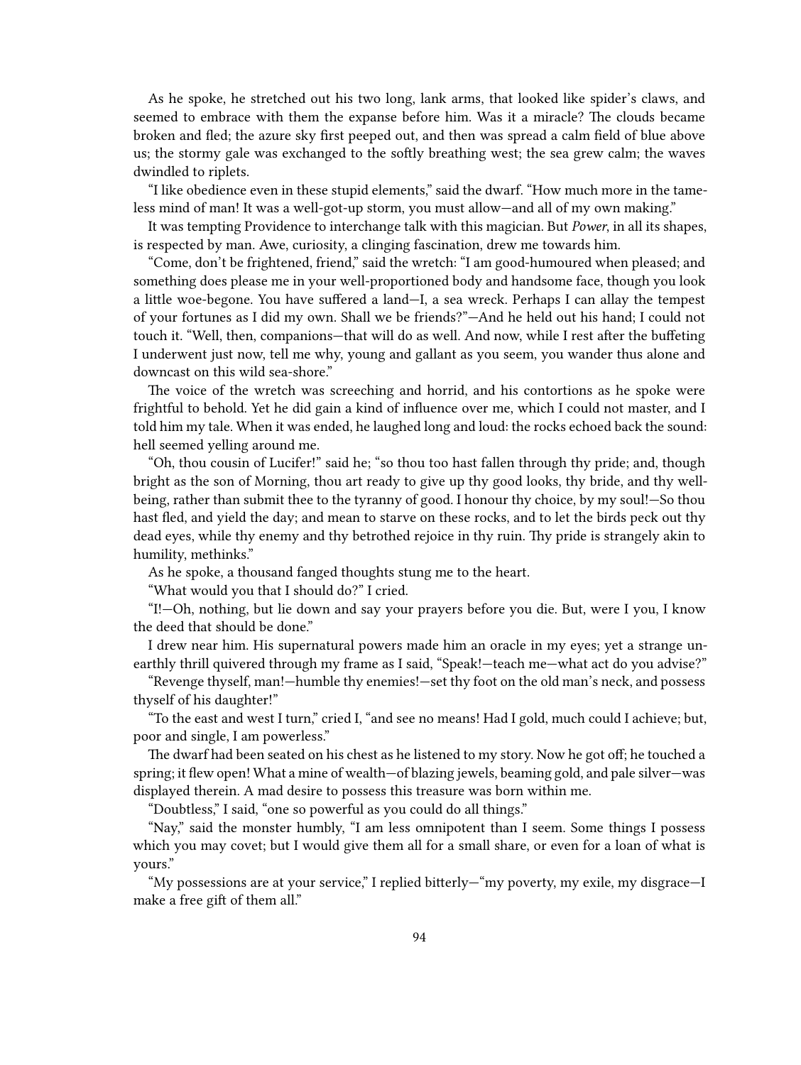As he spoke, he stretched out his two long, lank arms, that looked like spider's claws, and seemed to embrace with them the expanse before him. Was it a miracle? The clouds became broken and fled; the azure sky first peeped out, and then was spread a calm field of blue above us; the stormy gale was exchanged to the softly breathing west; the sea grew calm; the waves dwindled to riplets.

"I like obedience even in these stupid elements," said the dwarf. "How much more in the tameless mind of man! It was a well-got-up storm, you must allow—and all of my own making."

It was tempting Providence to interchange talk with this magician. But *Power*, in all its shapes, is respected by man. Awe, curiosity, a clinging fascination, drew me towards him.

"Come, don't be frightened, friend," said the wretch: "I am good-humoured when pleased; and something does please me in your well-proportioned body and handsome face, though you look a little woe-begone. You have suffered a land—I, a sea wreck. Perhaps I can allay the tempest of your fortunes as I did my own. Shall we be friends?"—And he held out his hand; I could not touch it. "Well, then, companions—that will do as well. And now, while I rest after the buffeting I underwent just now, tell me why, young and gallant as you seem, you wander thus alone and downcast on this wild sea-shore."

The voice of the wretch was screeching and horrid, and his contortions as he spoke were frightful to behold. Yet he did gain a kind of influence over me, which I could not master, and I told him my tale. When it was ended, he laughed long and loud: the rocks echoed back the sound: hell seemed yelling around me.

"Oh, thou cousin of Lucifer!" said he; "so thou too hast fallen through thy pride; and, though bright as the son of Morning, thou art ready to give up thy good looks, thy bride, and thy well-being, rather than submit thee to the tyranny of good. I honour thy choice, by my soul!—So thou hast fled, and yield the day; and mean to starve on these rocks, and to let the birds peck out thy dead eyes, while thy enemy and thy betrothed rejoice in thy ruin. Thy pride is strangely akin to humility, methinks."

As he spoke, a thousand fanged thoughts stung me to the heart.

"What would you that I should do?" I cried.

"I!—Oh, nothing, but lie down and say your prayers before you die. But, were I you, I know the deed that should be done."

I drew near him. His supernatural powers made him an oracle in my eyes; yet a strange unearthly thrill quivered through my frame as I said, "Speak!—teach me—what act do you advise?"

"Revenge thyself, man!—humble thy enemies!—set thy foot on the old man's neck, and possess thyself of his daughter!"

"To the east and west I turn," cried I, "and see no means! Had I gold, much could I achieve; but, poor and single, I am powerless."

The dwarf had been seated on his chest as he listened to my story. Now he got off; he touched a spring; it flew open! What a mine of wealth—of blazing jewels, beaming gold, and pale silver—was displayed therein. A mad desire to possess this treasure was born within me.

"Doubtless," I said, "one so powerful as you could do all things."

"Nay," said the monster humbly, "I am less omnipotent than I seem. Some things I possess which you may covet; but I would give them all for a small share, or even for a loan of what is yours."

"My possessions are at your service," I replied bitterly—"my poverty, my exile, my disgrace—I make a free gift of them all."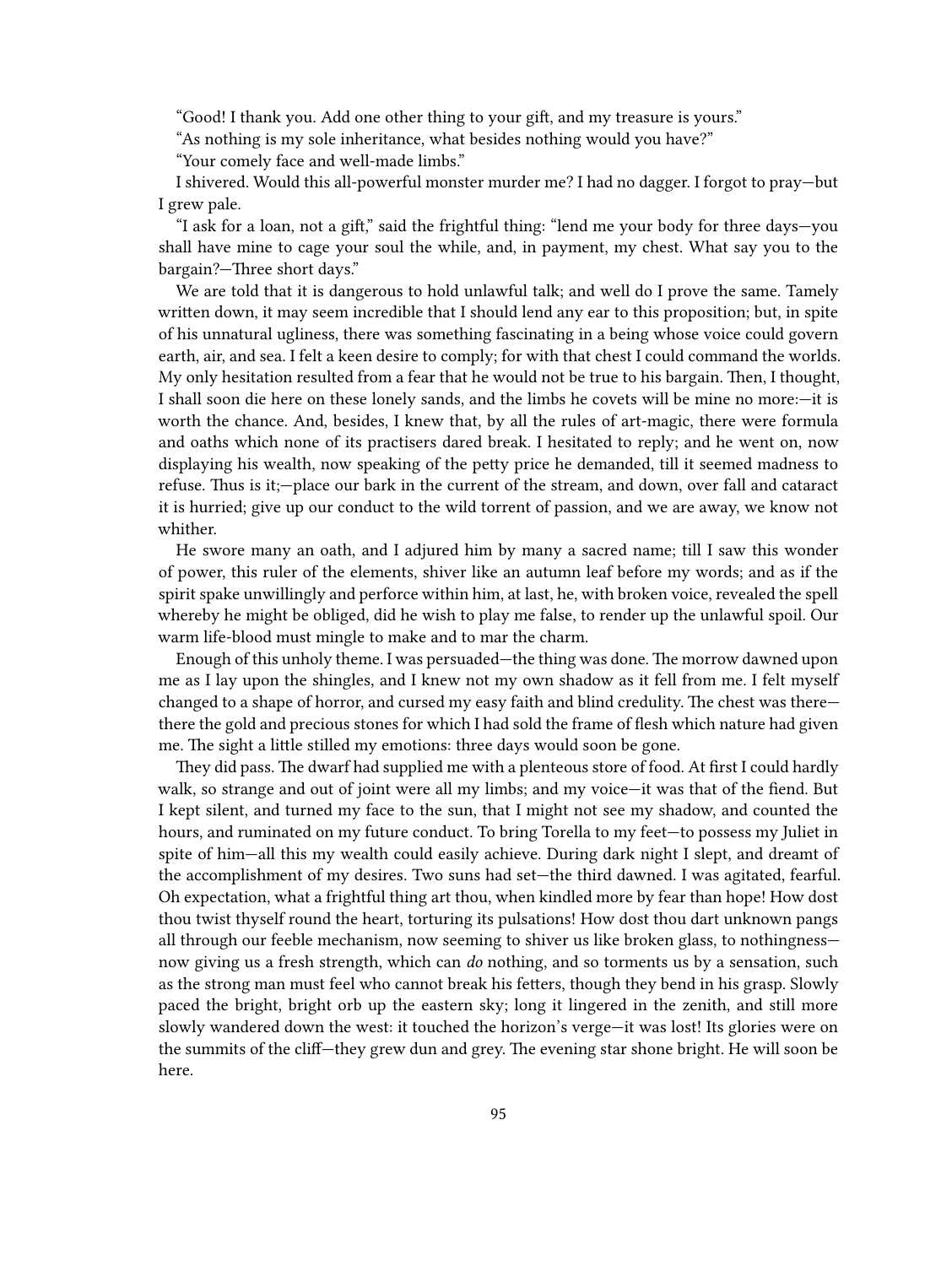"Good! I thank you. Add one other thing to your gift, and my treasure is yours."

"As nothing is my sole inheritance, what besides nothing would you have?"

"Your comely face and well-made limbs."

I shivered. Would this all-powerful monster murder me? I had no dagger. I forgot to pray—but I grew pale.

"I ask for a loan, not a gift," said the frightful thing: "lend me your body for three days—you shall have mine to cage your soul the while, and, in payment, my chest. What say you to the bargain?—Three short days."

We are told that it is dangerous to hold unlawful talk; and well do I prove the same. Tamely written down, it may seem incredible that I should lend any ear to this proposition; but, in spite of his unnatural ugliness, there was something fascinating in a being whose voice could govern earth, air, and sea. I felt a keen desire to comply; for with that chest I could command the worlds. My only hesitation resulted from a fear that he would not be true to his bargain. Then, I thought, I shall soon die here on these lonely sands, and the limbs he covets will be mine no more:—it is worth the chance. And, besides, I knew that, by all the rules of art-magic, there were formula and oaths which none of its practisers dared break. I hesitated to reply; and he went on, now displaying his wealth, now speaking of the petty price he demanded, till it seemed madness to refuse. Thus is it;—place our bark in the current of the stream, and down, over fall and cataract it is hurried; give up our conduct to the wild torrent of passion, and we are away, we know not whither.

He swore many an oath, and I adjured him by many a sacred name; till I saw this wonder of power, this ruler of the elements, shiver like an autumn leaf before my words; and as if the spirit spake unwillingly and perforce within him, at last, he, with broken voice, revealed the spell whereby he might be obliged, did he wish to play me false, to render up the unlawful spoil. Our warm life-blood must mingle to make and to mar the charm.

Enough of this unholy theme. I was persuaded—the thing was done. The morrow dawned upon me as I lay upon the shingles, and I knew not my own shadow as it fell from me. I felt myself changed to a shape of horror, and cursed my easy faith and blind credulity. The chest was there—there the gold and precious stones for which I had sold the frame of flesh which nature had given me. The sight a little stilled my emotions: three days would soon be gone.

They did pass. The dwarf had supplied me with a plenteous store of food. At first I could hardly walk, so strange and out of joint were all my limbs; and my voice—it was that of the fiend. But I kept silent, and turned my face to the sun, that I might not see my shadow, and counted the hours, and ruminated on my future conduct. To bring Torella to my feet—to possess my Juliet in spite of him—all this my wealth could easily achieve. During dark night I slept, and dreamt of the accomplishment of my desires. Two suns had set—the third dawned. I was agitated, fearful. Oh expectation, what a frightful thing art thou, when kindled more by fear than hope! How dost thou twist thyself round the heart, torturing its pulsations! How dost thou dart unknown pangs all through our feeble mechanism, now seeming to shiver us like broken glass, to nothingness—now giving us a fresh strength, which can *do* nothing, and so torments us by a sensation, such as the strong man must feel who cannot break his fetters, though they bend in his grasp. Slowly paced the bright, bright orb up the eastern sky; long it lingered in the zenith, and still more slowly wandered down the west: it touched the horizon's verge—it was lost! Its glories were on the summits of the cliff—they grew dun and grey. The evening star shone bright. He will soon be here.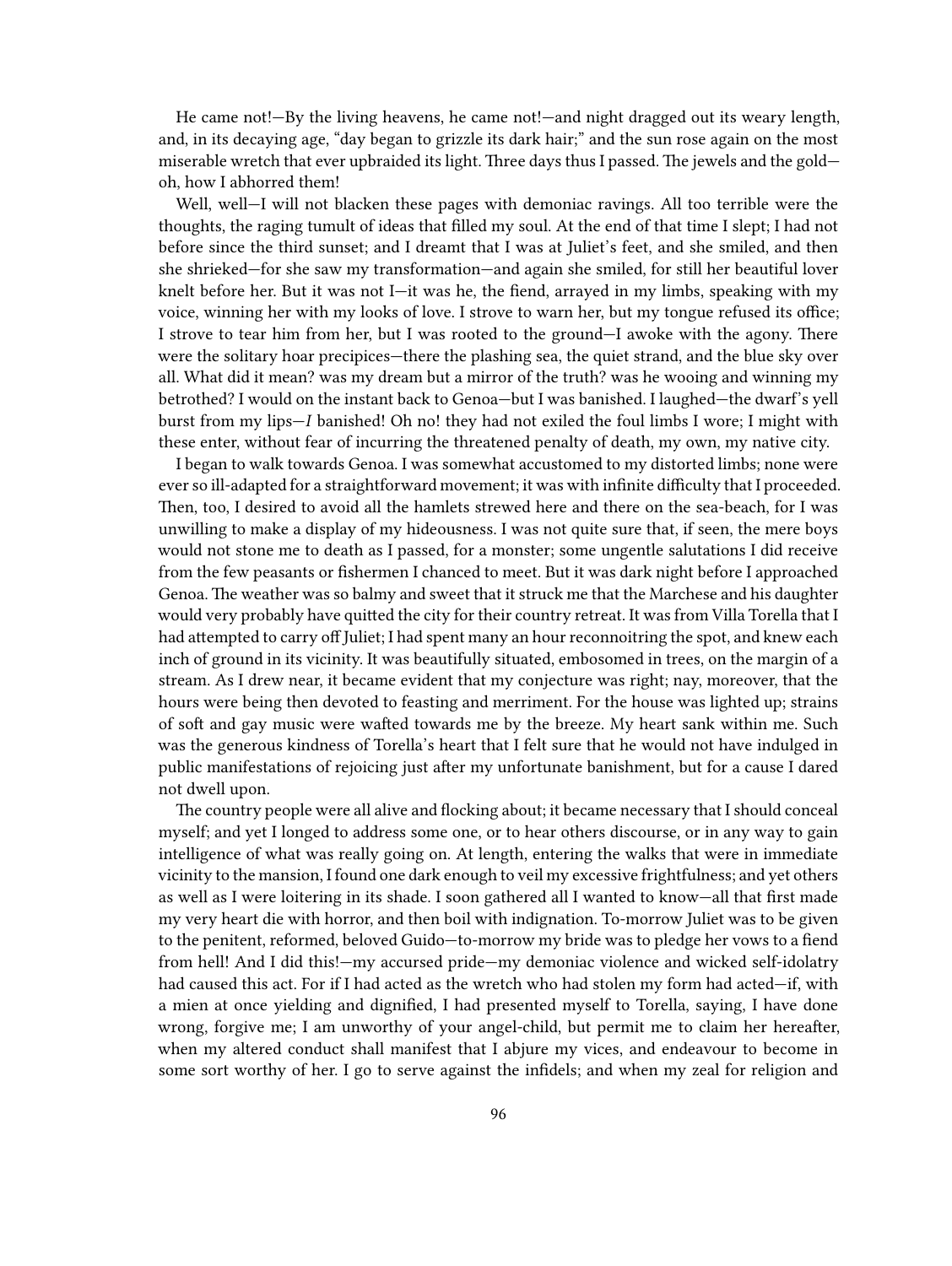He came not!—By the living heavens, he came not!—and night dragged out its weary length, and, in its decaying age, "day began to grizzle its dark hair;" and the sun rose again on the most miserable wretch that ever upbraided its light. Three days thus I passed. The jewels and the gold—oh, how I abhorred them!

Well, well—I will not blacken these pages with demoniac ravings. All too terrible were the thoughts, the raging tumult of ideas that filled my soul. At the end of that time I slept; I had not before since the third sunset; and I dreamt that I was at Juliet's feet, and she smiled, and then she shrieked—for she saw my transformation—and again she smiled, for still her beautiful lover knelt before her. But it was not I—it was he, the fiend, arrayed in my limbs, speaking with my voice, winning her with my looks of love. I strove to warn her, but my tongue refused its office; I strove to tear him from her, but I was rooted to the ground—I awoke with the agony. There were the solitary hoar precipices—there the plashing sea, the quiet strand, and the blue sky over all. What did it mean? was my dream but a mirror of the truth? was he wooing and winning my betrothed? I would on the instant back to Genoa—but I was banished. I laughed—the dwarf's yell burst from my lips—*I* banished! Oh no! they had not exiled the foul limbs I wore; I might with these enter, without fear of incurring the threatened penalty of death, my own, my native city.

I began to walk towards Genoa. I was somewhat accustomed to my distorted limbs; none were ever so ill-adapted for a straightforward movement; it was with infinite difficulty that I proceeded. Then, too, I desired to avoid all the hamlets strewed here and there on the sea-beach, for I was unwilling to make a display of my hideousness. I was not quite sure that, if seen, the mere boys would not stone me to death as I passed, for a monster; some ungentle salutations I did receive from the few peasants or fishermen I chanced to meet. But it was dark night before I approached Genoa. The weather was so balmy and sweet that it struck me that the Marchese and his daughter would very probably have quitted the city for their country retreat. It was from Villa Torella that I had attempted to carry off Juliet; I had spent many an hour reconnoitring the spot, and knew each inch of ground in its vicinity. It was beautifully situated, embosomed in trees, on the margin of a stream. As I drew near, it became evident that my conjecture was right; nay, moreover, that the hours were being then devoted to feasting and merriment. For the house was lighted up; strains of soft and gay music were wafted towards me by the breeze. My heart sank within me. Such was the generous kindness of Torella's heart that I felt sure that he would not have indulged in public manifestations of rejoicing just after my unfortunate banishment, but for a cause I dared not dwell upon.

The country people were all alive and flocking about; it became necessary that I should conceal myself; and yet I longed to address some one, or to hear others discourse, or in any way to gain intelligence of what was really going on. At length, entering the walks that were in immediate vicinity to the mansion, I found one dark enough to veil my excessive frightfulness; and yet others as well as I were loitering in its shade. I soon gathered all I wanted to know—all that first made my very heart die with horror, and then boil with indignation. To-morrow Juliet was to be given to the penitent, reformed, beloved Guido—to-morrow my bride was to pledge her vows to a fiend from hell! And I did this!—my accursed pride—my demoniac violence and wicked self-idolatry had caused this act. For if I had acted as the wretch who had stolen my form had acted—if, with a mien at once yielding and dignified, I had presented myself to Torella, saying, I have done wrong, forgive me; I am unworthy of your angel-child, but permit me to claim her hereafter, when my altered conduct shall manifest that I abjure my vices, and endeavour to become in some sort worthy of her. I go to serve against the infidels; and when my zeal for religion and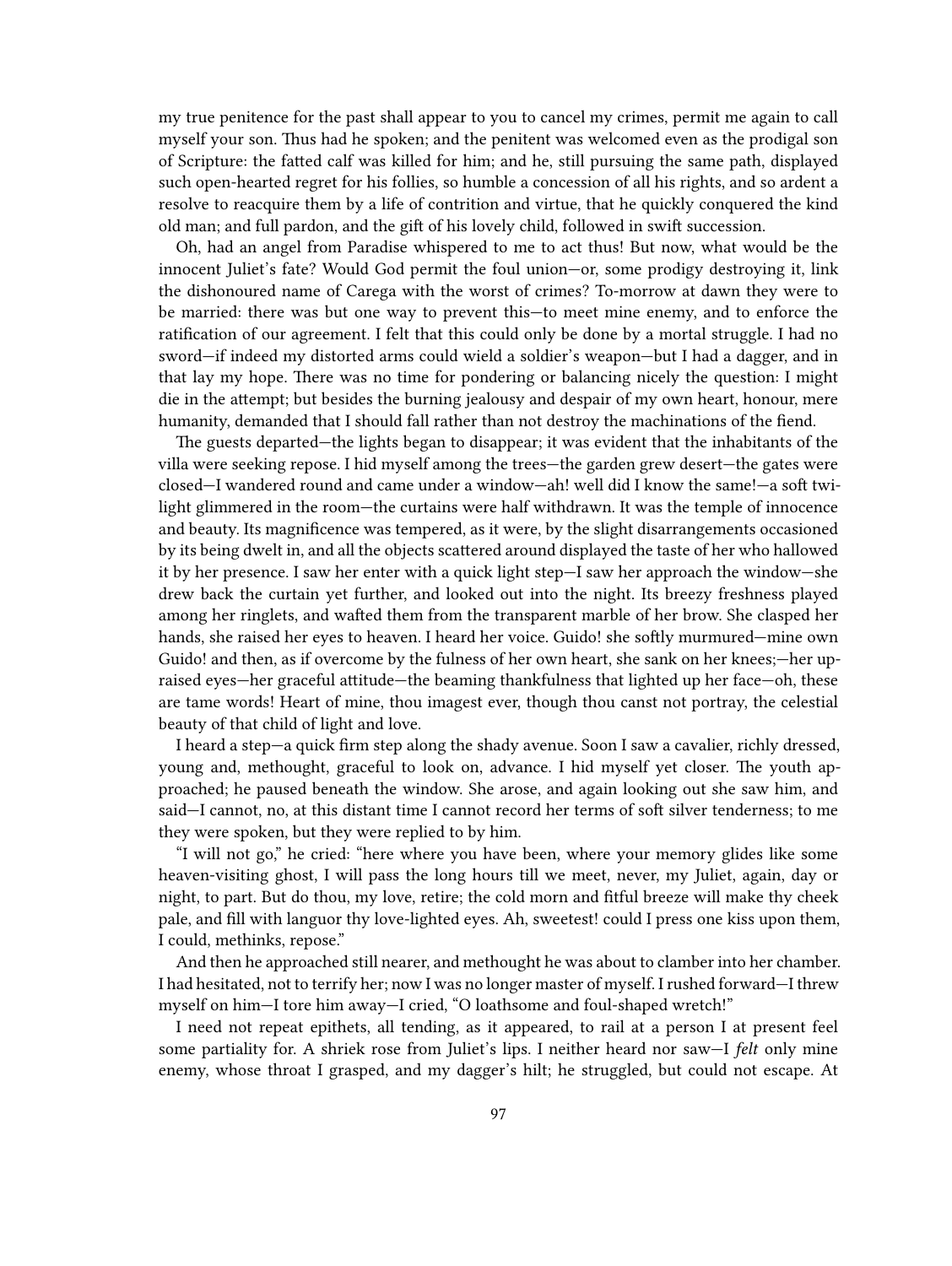my true penitence for the past shall appear to you to cancel my crimes, permit me again to call myself your son. Thus had he spoken; and the penitent was welcomed even as the prodigal son of Scripture: the fatted calf was killed for him; and he, still pursuing the same path, displayed such open-hearted regret for his follies, so humble a concession of all his rights, and so ardent a resolve to reacquire them by a life of contrition and virtue, that he quickly conquered the kind old man; and full pardon, and the gift of his lovely child, followed in swift succession.

Oh, had an angel from Paradise whispered to me to act thus! But now, what would be the innocent Juliet's fate? Would God permit the foul union—or, some prodigy destroying it, link the dishonoured name of Carega with the worst of crimes? To-morrow at dawn they were to be married: there was but one way to prevent this—to meet mine enemy, and to enforce the ratification of our agreement. I felt that this could only be done by a mortal struggle. I had no sword—if indeed my distorted arms could wield a soldier's weapon—but I had a dagger, and in that lay my hope. There was no time for pondering or balancing nicely the question: I might die in the attempt; but besides the burning jealousy and despair of my own heart, honour, mere humanity, demanded that I should fall rather than not destroy the machinations of the fiend.

The guests departed—the lights began to disappear; it was evident that the inhabitants of the villa were seeking repose. I hid myself among the trees—the garden grew desert—the gates were closed—I wandered round and came under a window—ah! well did I know the same!—a soft twilight glimmered in the room—the curtains were half withdrawn. It was the temple of innocence and beauty. Its magnificence was tempered, as it were, by the slight disarrangements occasioned by its being dwelt in, and all the objects scattered around displayed the taste of her who hallowed it by her presence. I saw her enter with a quick light step—I saw her approach the window—she drew back the curtain yet further, and looked out into the night. Its breezy freshness played among her ringlets, and wafted them from the transparent marble of her brow. She clasped her hands, she raised her eyes to heaven. I heard her voice. Guido! she softly murmured—mine own Guido! and then, as if overcome by the fulness of her own heart, she sank on her knees;—her upraised eyes—her graceful attitude—the beaming thankfulness that lighted up her face—oh, these are tame words! Heart of mine, thou imagest ever, though thou canst not portray, the celestial beauty of that child of light and love.

I heard a step—a quick firm step along the shady avenue. Soon I saw a cavalier, richly dressed, young and, methought, graceful to look on, advance. I hid myself yet closer. The youth approached; he paused beneath the window. She arose, and again looking out she saw him, and said—I cannot, no, at this distant time I cannot record her terms of soft silver tenderness; to me they were spoken, but they were replied to by him.

"I will not go," he cried: "here where you have been, where your memory glides like some heaven-visiting ghost, I will pass the long hours till we meet, never, my Juliet, again, day or night, to part. But do thou, my love, retire; the cold morn and fitful breeze will make thy cheek pale, and fill with languor thy love-lighted eyes. Ah, sweetest! could I press one kiss upon them, I could, methinks, repose."

And then he approached still nearer, and methought he was about to clamber into her chamber. I had hesitated, not to terrify her; now I was no longer master of myself. I rushed forward—I threw myself on him—I tore him away—I cried, "O loathsome and foul-shaped wretch!"

I need not repeat epithets, all tending, as it appeared, to rail at a person I at present feel some partiality for. A shriek rose from Juliet's lips. I neither heard nor saw—I *felt* only mine enemy, whose throat I grasped, and my dagger's hilt; he struggled, but could not escape. At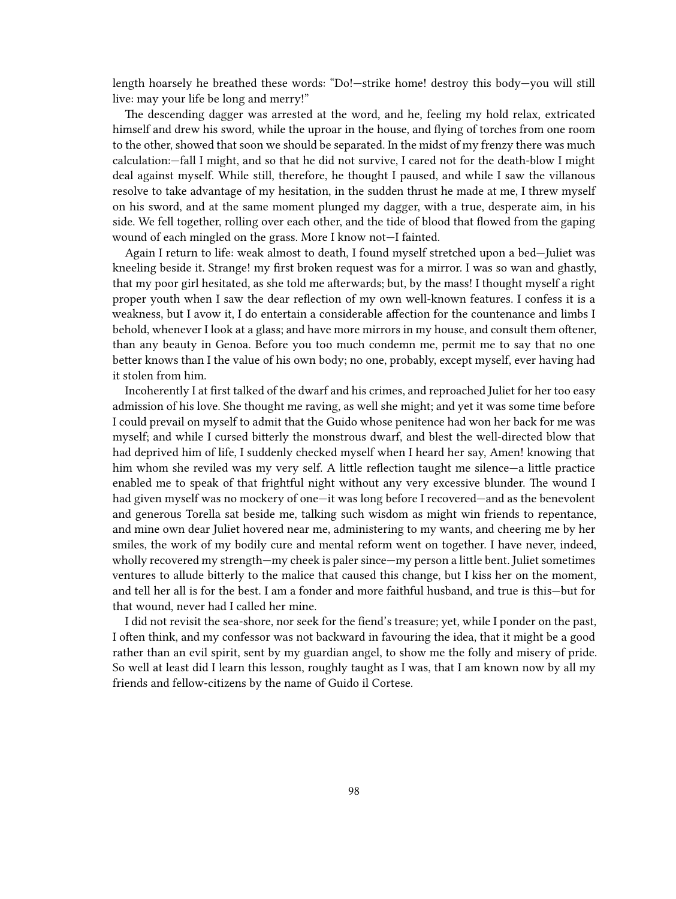length hoarsely he breathed these words: "Do!—strike home! destroy this body—you will still live: may your life be long and merry!"

The descending dagger was arrested at the word, and he, feeling my hold relax, extricated himself and drew his sword, while the uproar in the house, and flying of torches from one room to the other, showed that soon we should be separated. In the midst of my frenzy there was much calculation:—fall I might, and so that he did not survive, I cared not for the death-blow I might deal against myself. While still, therefore, he thought I paused, and while I saw the villanous resolve to take advantage of my hesitation, in the sudden thrust he made at me, I threw myself on his sword, and at the same moment plunged my dagger, with a true, desperate aim, in his side. We fell together, rolling over each other, and the tide of blood that flowed from the gaping wound of each mingled on the grass. More I know not—I fainted.

Again I return to life: weak almost to death, I found myself stretched upon a bed—Juliet was kneeling beside it. Strange! my first broken request was for a mirror. I was so wan and ghastly, that my poor girl hesitated, as she told me afterwards; but, by the mass! I thought myself a right proper youth when I saw the dear reflection of my own well-known features. I confess it is a weakness, but I avow it, I do entertain a considerable affection for the countenance and limbs I behold, whenever I look at a glass; and have more mirrors in my house, and consult them oftener, than any beauty in Genoa. Before you too much condemn me, permit me to say that no one better knows than I the value of his own body; no one, probably, except myself, ever having had it stolen from him.

Incoherently I at first talked of the dwarf and his crimes, and reproached Juliet for her too easy admission of his love. She thought me raving, as well she might; and yet it was some time before I could prevail on myself to admit that the Guido whose penitence had won her back for me was myself; and while I cursed bitterly the monstrous dwarf, and blest the well-directed blow that had deprived him of life, I suddenly checked myself when I heard her say, Amen! knowing that him whom she reviled was my very self. A little reflection taught me silence—a little practice enabled me to speak of that frightful night without any very excessive blunder. The wound I had given myself was no mockery of one—it was long before I recovered—and as the benevolent and generous Torella sat beside me, talking such wisdom as might win friends to repentance, and mine own dear Juliet hovered near me, administering to my wants, and cheering me by her smiles, the work of my bodily cure and mental reform went on together. I have never, indeed, wholly recovered my strength—my cheek is paler since—my person a little bent. Juliet sometimes ventures to allude bitterly to the malice that caused this change, but I kiss her on the moment, and tell her all is for the best. I am a fonder and more faithful husband, and true is this—but for that wound, never had I called her mine.

I did not revisit the sea-shore, nor seek for the fiend's treasure; yet, while I ponder on the past, I often think, and my confessor was not backward in favouring the idea, that it might be a good rather than an evil spirit, sent by my guardian angel, to show me the folly and misery of pride. So well at least did I learn this lesson, roughly taught as I was, that I am known now by all my friends and fellow-citizens by the name of Guido il Cortese.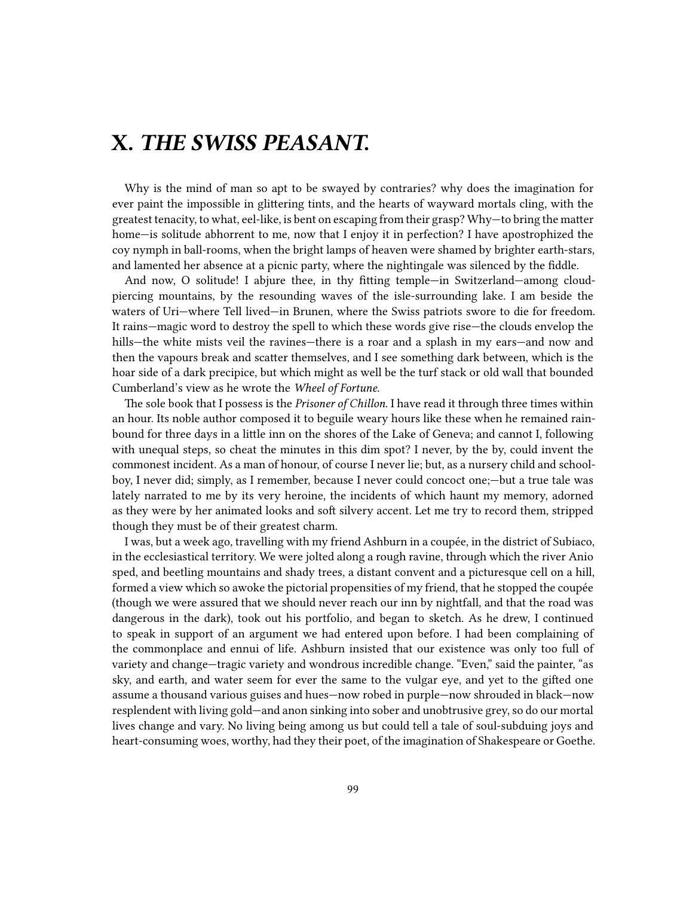# X. *THE SWISS PEASANT.*

Why is the mind of man so apt to be swayed by contraries? why does the imagination for ever paint the impossible in glittering tints, and the hearts of wayward mortals cling, with the greatest tenacity, to what, eel-like, is bent on escaping from their grasp? Why—to bring the matter home—is solitude abhorrent to me, now that I enjoy it in perfection? I have apostrophized the coy nymph in ball-rooms, when the bright lamps of heaven were shamed by brighter earth-stars, and lamented her absence at a picnic party, where the nightingale was silenced by the fiddle.

And now, O solitude! I abjure thee, in thy fitting temple—in Switzerland—among cloud-piercing mountains, by the resounding waves of the isle-surrounding lake. I am beside the waters of Uri—where Tell lived—in Brunen, where the Swiss patriots swore to die for freedom. It rains—magic word to destroy the spell to which these words give rise—the clouds envelop the hills—the white mists veil the ravines—there is a roar and a splash in my ears—and now and then the vapours break and scatter themselves, and I see something dark between, which is the hoar side of a dark precipice, but which might as well be the turf stack or old wall that bounded Cumberland's view as he wrote the *Wheel of Fortune*.

The sole book that I possess is the *Prisoner of Chillon*. I have read it through three times within an hour. Its noble author composed it to beguile weary hours like these when he remained rain-bound for three days in a little inn on the shores of the Lake of Geneva; and cannot I, following with unequal steps, so cheat the minutes in this dim spot? I never, by the by, could invent the commonest incident. As a man of honour, of course I never lie; but, as a nursery child and school-boy, I never did; simply, as I remember, because I never could concoct one;—but a true tale was lately narrated to me by its very heroine, the incidents of which haunt my memory, adorned as they were by her animated looks and soft silvery accent. Let me try to record them, stripped though they must be of their greatest charm.

I was, but a week ago, travelling with my friend Ashburn in a coupée, in the district of Subiaco, in the ecclesiastical territory. We were jolted along a rough ravine, through which the river Anio sped, and beetling mountains and shady trees, a distant convent and a picturesque cell on a hill, formed a view which so awoke the pictorial propensities of my friend, that he stopped the coupée (though we were assured that we should never reach our inn by nightfall, and that the road was dangerous in the dark), took out his portfolio, and began to sketch. As he drew, I continued to speak in support of an argument we had entered upon before. I had been complaining of the commonplace and ennui of life. Ashburn insisted that our existence was only too full of variety and change—tragic variety and wondrous incredible change. "Even," said the painter, "as sky, and earth, and water seem for ever the same to the vulgar eye, and yet to the gifted one assume a thousand various guises and hues—now robed in purple—now shrouded in black—now resplendent with living gold—and anon sinking into sober and unobtrusive grey, so do our mortal lives change and vary. No living being among us but could tell a tale of soul-subduing joys and heart-consuming woes, worthy, had they their poet, of the imagination of Shakespeare or Goethe.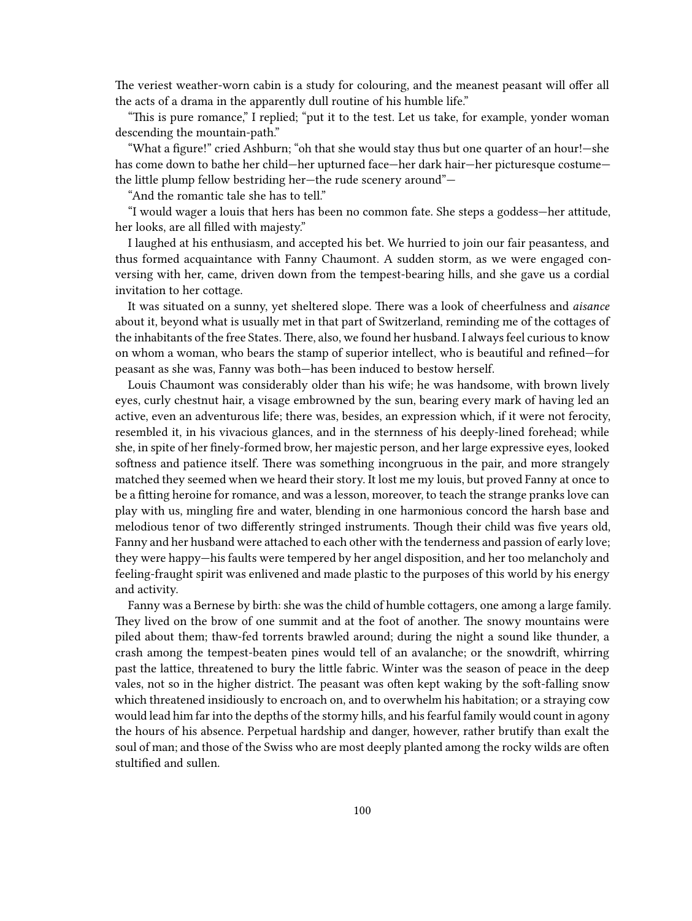The veriest weather-worn cabin is a study for colouring, and the meanest peasant will offer all the acts of a drama in the apparently dull routine of his humble life."

"This is pure romance," I replied; "put it to the test. Let us take, for example, yonder woman descending the mountain-path."

"What a figure!" cried Ashburn; "oh that she would stay thus but one quarter of an hour!—she has come down to bathe her child—her upturned face—her dark hair—her picturesque costume—the little plump fellow bestriding her—the rude scenery around"—

"And the romantic tale she has to tell."

"I would wager a louis that hers has been no common fate. She steps a goddess—her attitude, her looks, are all filled with majesty."

I laughed at his enthusiasm, and accepted his bet. We hurried to join our fair peasantess, and thus formed acquaintance with Fanny Chaumont. A sudden storm, as we were engaged conversing with her, came, driven down from the tempest-bearing hills, and she gave us a cordial invitation to her cottage.

It was situated on a sunny, yet sheltered slope. There was a look of cheerfulness and *aisance* about it, beyond what is usually met in that part of Switzerland, reminding me of the cottages of the inhabitants of the free States. There, also, we found her husband. I always feel curious to know on whom a woman, who bears the stamp of superior intellect, who is beautiful and refined—for peasant as she was, Fanny was both—has been induced to bestow herself.

Louis Chaumont was considerably older than his wife; he was handsome, with brown lively eyes, curly chestnut hair, a visage embrowned by the sun, bearing every mark of having led an active, even an adventurous life; there was, besides, an expression which, if it were not ferocity, resembled it, in his vivacious glances, and in the sternness of his deeply-lined forehead; while she, in spite of her finely-formed brow, her majestic person, and her large expressive eyes, looked softness and patience itself. There was something incongruous in the pair, and more strangely matched they seemed when we heard their story. It lost me my louis, but proved Fanny at once to be a fitting heroine for romance, and was a lesson, moreover, to teach the strange pranks love can play with us, mingling fire and water, blending in one harmonious concord the harsh base and melodious tenor of two differently stringed instruments. Though their child was five years old, Fanny and her husband were attached to each other with the tenderness and passion of early love; they were happy—his faults were tempered by her angel disposition, and her too melancholy and feeling-fraught spirit was enlivened and made plastic to the purposes of this world by his energy and activity.

Fanny was a Bernese by birth: she was the child of humble cottagers, one among a large family. They lived on the brow of one summit and at the foot of another. The snowy mountains were piled about them; thaw-fed torrents brawled around; during the night a sound like thunder, a crash among the tempest-beaten pines would tell of an avalanche; or the snowdrift, whirring past the lattice, threatened to bury the little fabric. Winter was the season of peace in the deep vales, not so in the higher district. The peasant was often kept waking by the soft-falling snow which threatened insidiously to encroach on, and to overwhelm his habitation; or a straying cow would lead him far into the depths of the stormy hills, and his fearful family would count in agony the hours of his absence. Perpetual hardship and danger, however, rather brutify than exalt the soul of man; and those of the Swiss who are most deeply planted among the rocky wilds are often stultified and sullen.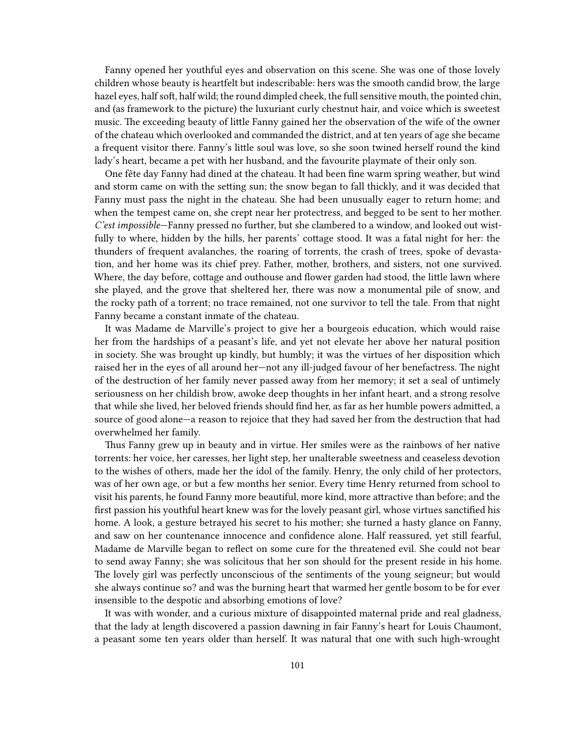Fanny opened her youthful eyes and observation on this scene. She was one of those lovely children whose beauty is heartfelt but indescribable: hers was the smooth candid brow, the large hazel eyes, half soft, half wild; the round dimpled cheek, the full sensitive mouth, the pointed chin, and (as framework to the picture) the luxuriant curly chestnut hair, and voice which is sweetest music. The exceeding beauty of little Fanny gained her the observation of the wife of the owner of the chateau which overlooked and commanded the district, and at ten years of age she became a frequent visitor there. Fanny's little soul was love, so she soon twined herself round the kind lady's heart, became a pet with her husband, and the favourite playmate of their only son.

One fête day Fanny had dined at the chateau. It had been fine warm spring weather, but wind and storm came on with the setting sun; the snow began to fall thickly, and it was decided that Fanny must pass the night in the chateau. She had been unusually eager to return home; and when the tempest came on, she crept near her protectress, and begged to be sent to her mother. *C'est impossible*—Fanny pressed no further, but she clambered to a window, and looked out wistfully to where, hidden by the hills, her parents' cottage stood. It was a fatal night for her: the thunders of frequent avalanches, the roaring of torrents, the crash of trees, spoke of devastation, and her home was its chief prey. Father, mother, brothers, and sisters, not one survived. Where, the day before, cottage and outhouse and flower garden had stood, the little lawn where she played, and the grove that sheltered her, there was now a monumental pile of snow, and the rocky path of a torrent; no trace remained, not one survivor to tell the tale. From that night Fanny became a constant inmate of the chateau.

It was Madame de Marville's project to give her a bourgeois education, which would raise her from the hardships of a peasant's life, and yet not elevate her above her natural position in society. She was brought up kindly, but humbly; it was the virtues of her disposition which raised her in the eyes of all around her—not any ill-judged favour of her benefactress. The night of the destruction of her family never passed away from her memory; it set a seal of untimely seriousness on her childish brow, awoke deep thoughts in her infant heart, and a strong resolve that while she lived, her beloved friends should find her, as far as her humble powers admitted, a source of good alone—a reason to rejoice that they had saved her from the destruction that had overwhelmed her family.

Thus Fanny grew up in beauty and in virtue. Her smiles were as the rainbows of her native torrents: her voice, her caresses, her light step, her unalterable sweetness and ceaseless devotion to the wishes of others, made her the idol of the family. Henry, the only child of her protectors, was of her own age, or but a few months her senior. Every time Henry returned from school to visit his parents, he found Fanny more beautiful, more kind, more attractive than before; and the first passion his youthful heart knew was for the lovely peasant girl, whose virtues sanctified his home. A look, a gesture betrayed his secret to his mother; she turned a hasty glance on Fanny, and saw on her countenance innocence and confidence alone. Half reassured, yet still fearful, Madame de Marville began to reflect on some cure for the threatened evil. She could not bear to send away Fanny; she was solicitous that her son should for the present reside in his home. The lovely girl was perfectly unconscious of the sentiments of the young seigneur; but would she always continue so? and was the burning heart that warmed her gentle bosom to be for ever insensible to the despotic and absorbing emotions of love?

It was with wonder, and a curious mixture of disappointed maternal pride and real gladness, that the lady at length discovered a passion dawning in fair Fanny's heart for Louis Chaumont, a peasant some ten years older than herself. It was natural that one with such high-wrought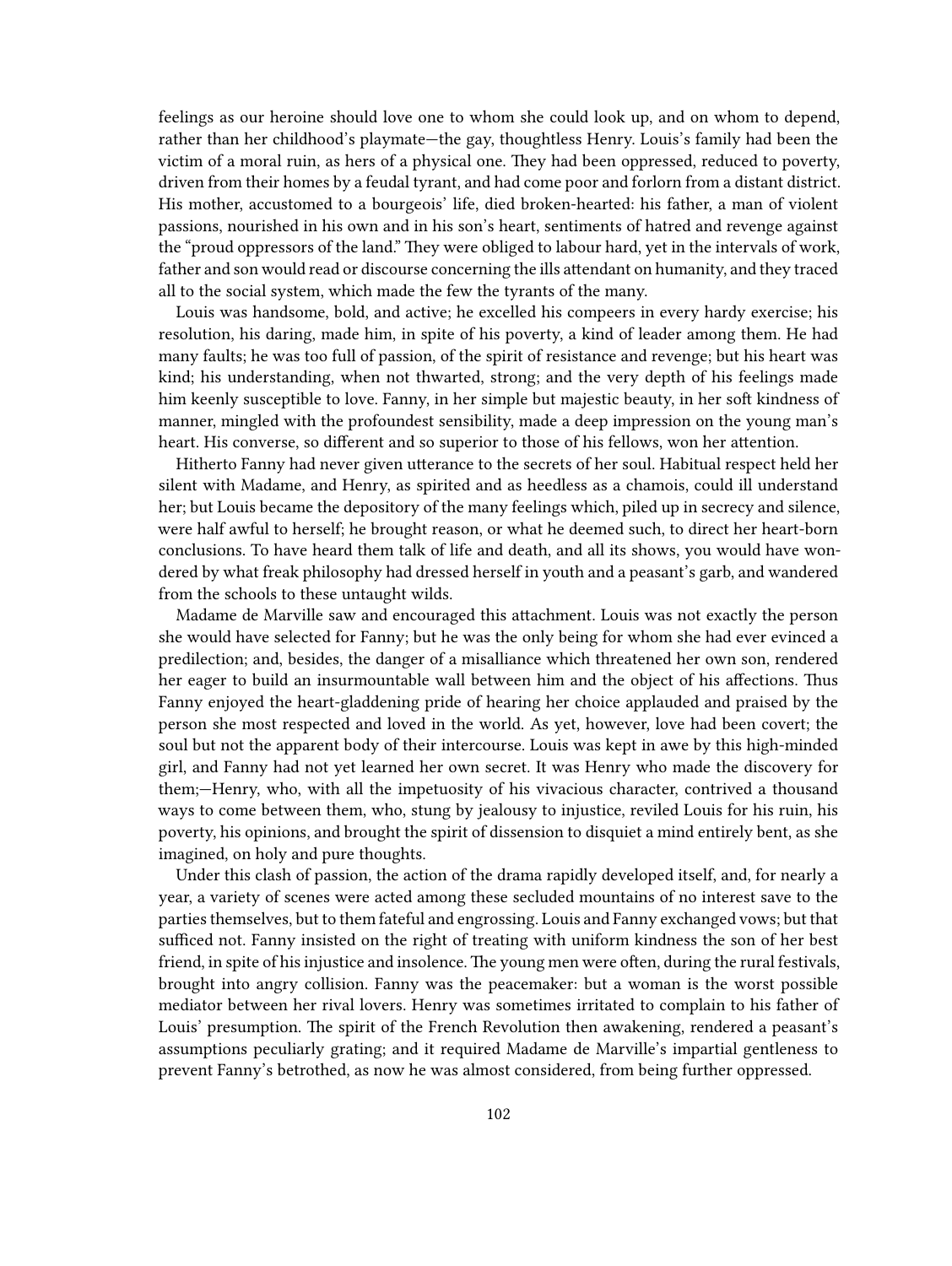feelings as our heroine should love one to whom she could look up, and on whom to depend, rather than her childhood's playmate—the gay, thoughtless Henry. Louis's family had been the victim of a moral ruin, as hers of a physical one. They had been oppressed, reduced to poverty, driven from their homes by a feudal tyrant, and had come poor and forlorn from a distant district. His mother, accustomed to a bourgeois' life, died broken-hearted: his father, a man of violent passions, nourished in his own and in his son's heart, sentiments of hatred and revenge against the "proud oppressors of the land." They were obliged to labour hard, yet in the intervals of work, father and son would read or discourse concerning the ills attendant on humanity, and they traced all to the social system, which made the few the tyrants of the many.

Louis was handsome, bold, and active; he excelled his compeers in every hardy exercise; his resolution, his daring, made him, in spite of his poverty, a kind of leader among them. He had many faults; he was too full of passion, of the spirit of resistance and revenge; but his heart was kind; his understanding, when not thwarted, strong; and the very depth of his feelings made him keenly susceptible to love. Fanny, in her simple but majestic beauty, in her soft kindness of manner, mingled with the profoundest sensibility, made a deep impression on the young man's heart. His converse, so different and so superior to those of his fellows, won her attention.

Hitherto Fanny had never given utterance to the secrets of her soul. Habitual respect held her silent with Madame, and Henry, as spirited and as heedless as a chamois, could ill understand her; but Louis became the depository of the many feelings which, piled up in secrecy and silence, were half awful to herself; he brought reason, or what he deemed such, to direct her heart-born conclusions. To have heard them talk of life and death, and all its shows, you would have wondered by what freak philosophy had dressed herself in youth and a peasant's garb, and wandered from the schools to these untaught wilds.

Madame de Marville saw and encouraged this attachment. Louis was not exactly the person she would have selected for Fanny; but he was the only being for whom she had ever evinced a predilection; and, besides, the danger of a misalliance which threatened her own son, rendered her eager to build an insurmountable wall between him and the object of his affections. Thus Fanny enjoyed the heart-gladdening pride of hearing her choice applauded and praised by the person she most respected and loved in the world. As yet, however, love had been covert; the soul but not the apparent body of their intercourse. Louis was kept in awe by this high-minded girl, and Fanny had not yet learned her own secret. It was Henry who made the discovery for them;—Henry, who, with all the impetuosity of his vivacious character, contrived a thousand ways to come between them, who, stung by jealousy to injustice, reviled Louis for his ruin, his poverty, his opinions, and brought the spirit of dissension to disquiet a mind entirely bent, as she imagined, on holy and pure thoughts.

Under this clash of passion, the action of the drama rapidly developed itself, and, for nearly a year, a variety of scenes were acted among these secluded mountains of no interest save to the parties themselves, but to them fateful and engrossing. Louis and Fanny exchanged vows; but that sufficed not. Fanny insisted on the right of treating with uniform kindness the son of her best friend, in spite of his injustice and insolence. The young men were often, during the rural festivals, brought into angry collision. Fanny was the peacemaker: but a woman is the worst possible mediator between her rival lovers. Henry was sometimes irritated to complain to his father of Louis' presumption. The spirit of the French Revolution then awakening, rendered a peasant's assumptions peculiarly grating; and it required Madame de Marville's impartial gentleness to prevent Fanny's betrothed, as now he was almost considered, from being further oppressed.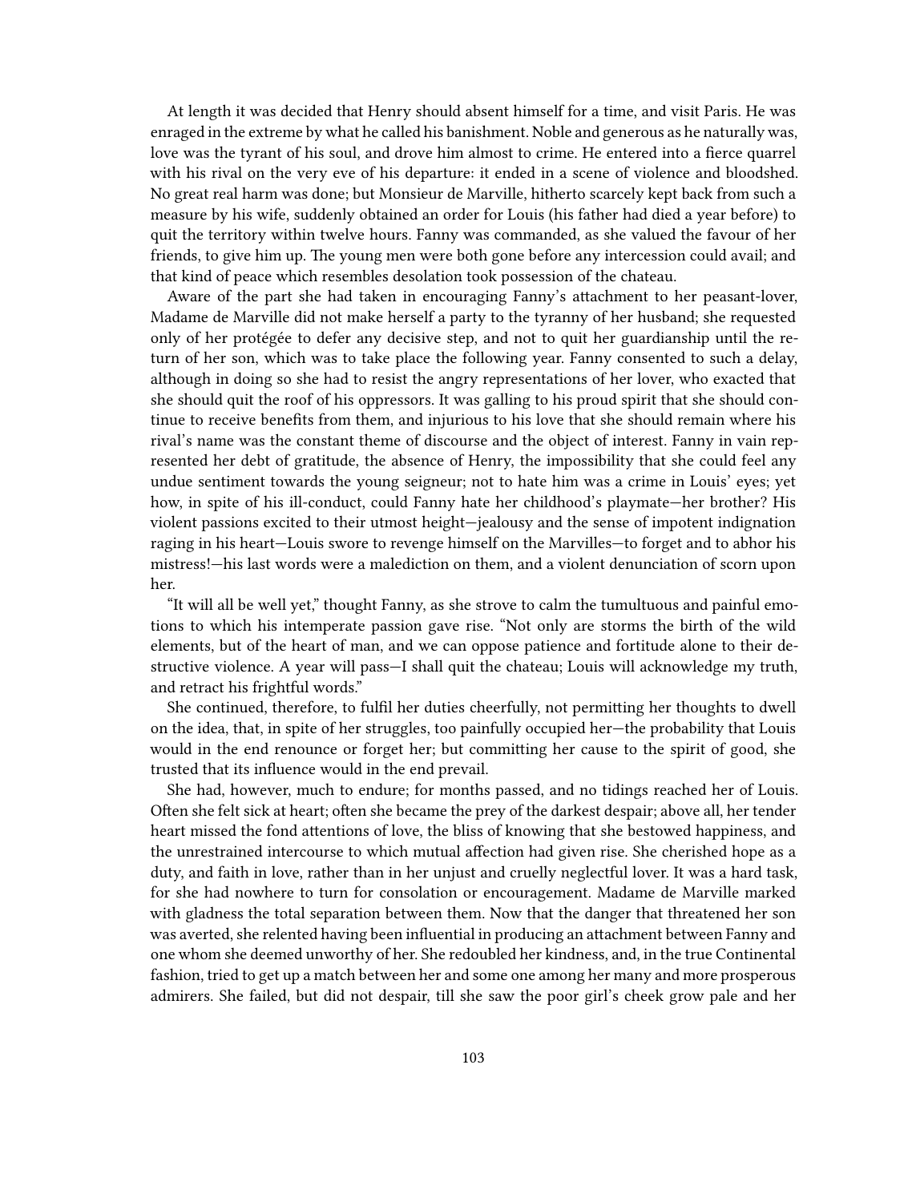At length it was decided that Henry should absent himself for a time, and visit Paris. He was enraged in the extreme by what he called his banishment. Noble and generous as he naturally was, love was the tyrant of his soul, and drove him almost to crime. He entered into a fierce quarrel with his rival on the very eve of his departure: it ended in a scene of violence and bloodshed. No great real harm was done; but Monsieur de Marville, hitherto scarcely kept back from such a measure by his wife, suddenly obtained an order for Louis (his father had died a year before) to quit the territory within twelve hours. Fanny was commanded, as she valued the favour of her friends, to give him up. The young men were both gone before any intercession could avail; and that kind of peace which resembles desolation took possession of the chateau.

Aware of the part she had taken in encouraging Fanny's attachment to her peasant-lover, Madame de Marville did not make herself a party to the tyranny of her husband; she requested only of her protégée to defer any decisive step, and not to quit her guardianship until the return of her son, which was to take place the following year. Fanny consented to such a delay, although in doing so she had to resist the angry representations of her lover, who exacted that she should quit the roof of his oppressors. It was galling to his proud spirit that she should continue to receive benefits from them, and injurious to his love that she should remain where his rival's name was the constant theme of discourse and the object of interest. Fanny in vain represented her debt of gratitude, the absence of Henry, the impossibility that she could feel any undue sentiment towards the young seigneur; not to hate him was a crime in Louis' eyes; yet how, in spite of his ill-conduct, could Fanny hate her childhood's playmate—her brother? His violent passions excited to their utmost height—jealousy and the sense of impotent indignation raging in his heart—Louis swore to revenge himself on the Marvilles—to forget and to abhor his mistress!—his last words were a malediction on them, and a violent denunciation of scorn upon her.

"It will all be well yet," thought Fanny, as she strove to calm the tumultuous and painful emotions to which his intemperate passion gave rise. "Not only are storms the birth of the wild elements, but of the heart of man, and we can oppose patience and fortitude alone to their destructive violence. A year will pass—I shall quit the chateau; Louis will acknowledge my truth, and retract his frightful words."

She continued, therefore, to fulfil her duties cheerfully, not permitting her thoughts to dwell on the idea, that, in spite of her struggles, too painfully occupied her—the probability that Louis would in the end renounce or forget her; but committing her cause to the spirit of good, she trusted that its influence would in the end prevail.

She had, however, much to endure; for months passed, and no tidings reached her of Louis. Often she felt sick at heart; often she became the prey of the darkest despair; above all, her tender heart missed the fond attentions of love, the bliss of knowing that she bestowed happiness, and the unrestrained intercourse to which mutual affection had given rise. She cherished hope as a duty, and faith in love, rather than in her unjust and cruelly neglectful lover. It was a hard task, for she had nowhere to turn for consolation or encouragement. Madame de Marville marked with gladness the total separation between them. Now that the danger that threatened her son was averted, she relented having been influential in producing an attachment between Fanny and one whom she deemed unworthy of her. She redoubled her kindness, and, in the true Continental fashion, tried to get up a match between her and some one among her many and more prosperous admirers. She failed, but did not despair, till she saw the poor girl's cheek grow pale and her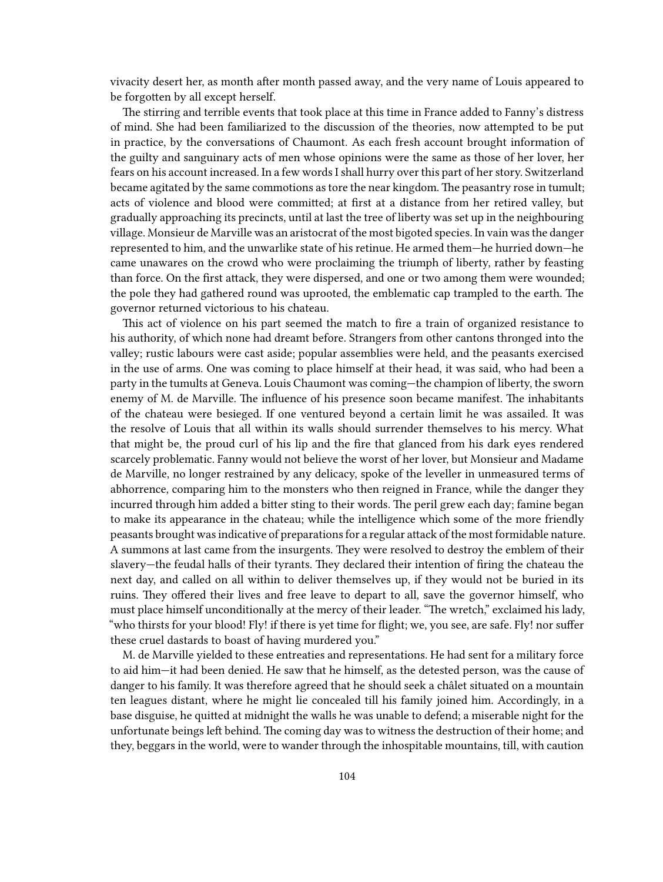vivacity desert her, as month after month passed away, and the very name of Louis appeared to be forgotten by all except herself.

The stirring and terrible events that took place at this time in France added to Fanny's distress of mind. She had been familiarized to the discussion of the theories, now attempted to be put in practice, by the conversations of Chaumont. As each fresh account brought information of the guilty and sanguinary acts of men whose opinions were the same as those of her lover, her fears on his account increased. In a few words I shall hurry over this part of her story. Switzerland became agitated by the same commotions as tore the near kingdom. The peasantry rose in tumult; acts of violence and blood were committed; at first at a distance from her retired valley, but gradually approaching its precincts, until at last the tree of liberty was set up in the neighbouring village. Monsieur de Marville was an aristocrat of the most bigoted species. In vain was the danger represented to him, and the unwarlike state of his retinue. He armed them—he hurried down—he came unawares on the crowd who were proclaiming the triumph of liberty, rather by feasting than force. On the first attack, they were dispersed, and one or two among them were wounded; the pole they had gathered round was uprooted, the emblematic cap trampled to the earth. The governor returned victorious to his chateau.

This act of violence on his part seemed the match to fire a train of organized resistance to his authority, of which none had dreamt before. Strangers from other cantons thronged into the valley; rustic labours were cast aside; popular assemblies were held, and the peasants exercised in the use of arms. One was coming to place himself at their head, it was said, who had been a party in the tumults at Geneva. Louis Chaumont was coming—the champion of liberty, the sworn enemy of M. de Marville. The influence of his presence soon became manifest. The inhabitants of the chateau were besieged. If one ventured beyond a certain limit he was assailed. It was the resolve of Louis that all within its walls should surrender themselves to his mercy. What that might be, the proud curl of his lip and the fire that glanced from his dark eyes rendered scarcely problematic. Fanny would not believe the worst of her lover, but Monsieur and Madame de Marville, no longer restrained by any delicacy, spoke of the leveller in unmeasured terms of abhorrence, comparing him to the monsters who then reigned in France, while the danger they incurred through him added a bitter sting to their words. The peril grew each day; famine began to make its appearance in the chateau; while the intelligence which some of the more friendly peasants brought was indicative of preparations for a regular attack of the most formidable nature. A summons at last came from the insurgents. They were resolved to destroy the emblem of their slavery—the feudal halls of their tyrants. They declared their intention of firing the chateau the next day, and called on all within to deliver themselves up, if they would not be buried in its ruins. They offered their lives and free leave to depart to all, save the governor himself, who must place himself unconditionally at the mercy of their leader. "The wretch," exclaimed his lady, "who thirsts for your blood! Fly! if there is yet time for flight; we, you see, are safe. Fly! nor suffer these cruel dastards to boast of having murdered you."

M. de Marville yielded to these entreaties and representations. He had sent for a military force to aid him—it had been denied. He saw that he himself, as the detested person, was the cause of danger to his family. It was therefore agreed that he should seek a châlet situated on a mountain ten leagues distant, where he might lie concealed till his family joined him. Accordingly, in a base disguise, he quitted at midnight the walls he was unable to defend; a miserable night for the unfortunate beings left behind. The coming day was to witness the destruction of their home; and they, beggars in the world, were to wander through the inhospitable mountains, till, with caution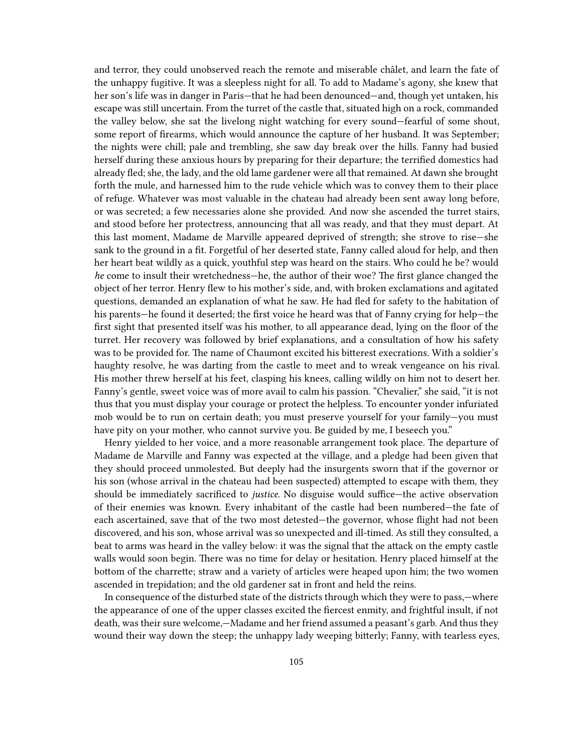and terror, they could unobserved reach the remote and miserable châlet, and learn the fate of the unhappy fugitive. It was a sleepless night for all. To add to Madame's agony, she knew that her son's life was in danger in Paris—that he had been denounced—and, though yet untaken, his escape was still uncertain. From the turret of the castle that, situated high on a rock, commanded the valley below, she sat the livelong night watching for every sound—fearful of some shout, some report of firearms, which would announce the capture of her husband. It was September; the nights were chill; pale and trembling, she saw day break over the hills. Fanny had busied herself during these anxious hours by preparing for their departure; the terrified domestics had already fled; she, the lady, and the old lame gardener were all that remained. At dawn she brought forth the mule, and harnessed him to the rude vehicle which was to convey them to their place of refuge. Whatever was most valuable in the chateau had already been sent away long before, or was secreted; a few necessaries alone she provided. And now she ascended the turret stairs, and stood before her protectress, announcing that all was ready, and that they must depart. At this last moment, Madame de Marville appeared deprived of strength; she strove to rise—she sank to the ground in a fit. Forgetful of her deserted state, Fanny called aloud for help, and then her heart beat wildly as a quick, youthful step was heard on the stairs. Who could he be? would *he* come to insult their wretchedness—he, the author of their woe? The first glance changed the object of her terror. Henry flew to his mother's side, and, with broken exclamations and agitated questions, demanded an explanation of what he saw. He had fled for safety to the habitation of his parents—he found it deserted; the first voice he heard was that of Fanny crying for help—the first sight that presented itself was his mother, to all appearance dead, lying on the floor of the turret. Her recovery was followed by brief explanations, and a consultation of how his safety was to be provided for. The name of Chaumont excited his bitterest execrations. With a soldier's haughty resolve, he was darting from the castle to meet and to wreak vengeance on his rival. His mother threw herself at his feet, clasping his knees, calling wildly on him not to desert her. Fanny's gentle, sweet voice was of more avail to calm his passion. "Chevalier," she said, "it is not thus that you must display your courage or protect the helpless. To encounter yonder infuriated mob would be to run on certain death; you must preserve yourself for your family—you must have pity on your mother, who cannot survive you. Be guided by me, I beseech you."

Henry yielded to her voice, and a more reasonable arrangement took place. The departure of Madame de Marville and Fanny was expected at the village, and a pledge had been given that they should proceed unmolested. But deeply had the insurgents sworn that if the governor or his son (whose arrival in the chateau had been suspected) attempted to escape with them, they should be immediately sacrificed to *justice*. No disguise would suffice—the active observation of their enemies was known. Every inhabitant of the castle had been numbered—the fate of each ascertained, save that of the two most detested—the governor, whose flight had not been discovered, and his son, whose arrival was so unexpected and ill-timed. As still they consulted, a beat to arms was heard in the valley below: it was the signal that the attack on the empty castle walls would soon begin. There was no time for delay or hesitation. Henry placed himself at the bottom of the charrette; straw and a variety of articles were heaped upon him; the two women ascended in trepidation; and the old gardener sat in front and held the reins.

In consequence of the disturbed state of the districts through which they were to pass,—where the appearance of one of the upper classes excited the fiercest enmity, and frightful insult, if not death, was their sure welcome,—Madame and her friend assumed a peasant's garb. And thus they wound their way down the steep; the unhappy lady weeping bitterly; Fanny, with tearless eyes,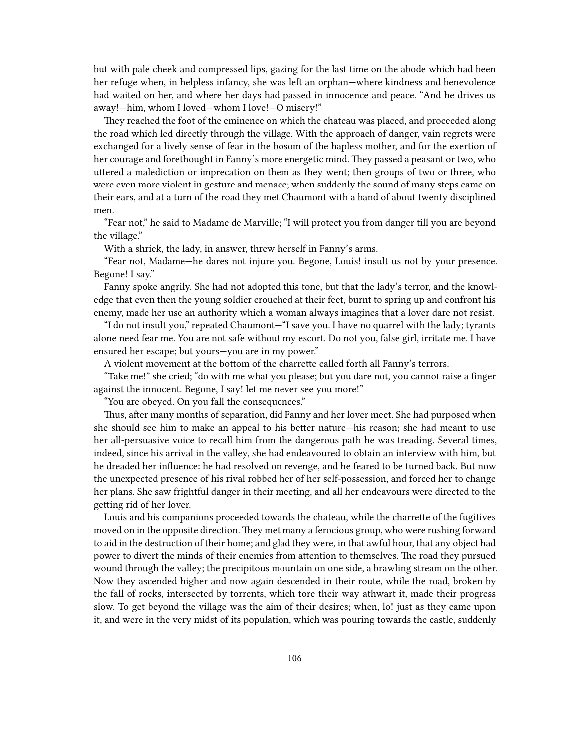but with pale cheek and compressed lips, gazing for the last time on the abode which had been her refuge when, in helpless infancy, she was left an orphan—where kindness and benevolence had waited on her, and where her days had passed in innocence and peace. "And he drives us away!—him, whom I loved—whom I love!—O misery!"

They reached the foot of the eminence on which the chateau was placed, and proceeded along the road which led directly through the village. With the approach of danger, vain regrets were exchanged for a lively sense of fear in the bosom of the hapless mother, and for the exertion of her courage and forethought in Fanny's more energetic mind. They passed a peasant or two, who uttered a malediction or imprecation on them as they went; then groups of two or three, who were even more violent in gesture and menace; when suddenly the sound of many steps came on their ears, and at a turn of the road they met Chaumont with a band of about twenty disciplined men.

"Fear not," he said to Madame de Marville; "I will protect you from danger till you are beyond the village."

With a shriek, the lady, in answer, threw herself in Fanny's arms.

"Fear not, Madame—he dares not injure you. Begone, Louis! insult us not by your presence. Begone! I say."

Fanny spoke angrily. She had not adopted this tone, but that the lady's terror, and the knowledge that even then the young soldier crouched at their feet, burnt to spring up and confront his enemy, made her use an authority which a woman always imagines that a lover dare not resist.

"I do not insult you," repeated Chaumont—"I save you. I have no quarrel with the lady; tyrants alone need fear me. You are not safe without my escort. Do not you, false girl, irritate me. I have ensured her escape; but yours—you are in my power."

A violent movement at the bottom of the charrette called forth all Fanny's terrors.

"Take me!" she cried; "do with me what you please; but you dare not, you cannot raise a finger against the innocent. Begone, I say! let me never see you more!"

"You are obeyed. On you fall the consequences."

Thus, after many months of separation, did Fanny and her lover meet. She had purposed when she should see him to make an appeal to his better nature—his reason; she had meant to use her all-persuasive voice to recall him from the dangerous path he was treading. Several times, indeed, since his arrival in the valley, she had endeavoured to obtain an interview with him, but he dreaded her influence: he had resolved on revenge, and he feared to be turned back. But now the unexpected presence of his rival robbed her of her self-possession, and forced her to change her plans. She saw frightful danger in their meeting, and all her endeavours were directed to the getting rid of her lover.

Louis and his companions proceeded towards the chateau, while the charrette of the fugitives moved on in the opposite direction. They met many a ferocious group, who were rushing forward to aid in the destruction of their home; and glad they were, in that awful hour, that any object had power to divert the minds of their enemies from attention to themselves. The road they pursued wound through the valley; the precipitous mountain on one side, a brawling stream on the other. Now they ascended higher and now again descended in their route, while the road, broken by the fall of rocks, intersected by torrents, which tore their way athwart it, made their progress slow. To get beyond the village was the aim of their desires; when, lo! just as they came upon it, and were in the very midst of its population, which was pouring towards the castle, suddenly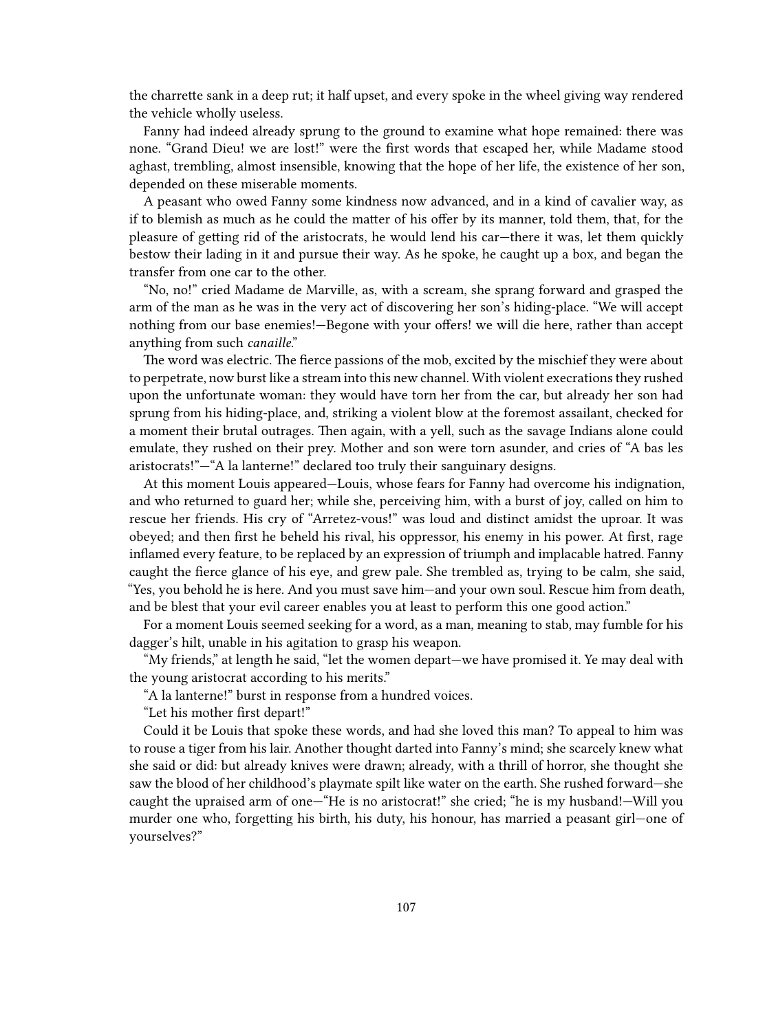the charrette sank in a deep rut; it half upset, and every spoke in the wheel giving way rendered the vehicle wholly useless.

Fanny had indeed already sprung to the ground to examine what hope remained: there was none. "Grand Dieu! we are lost!" were the first words that escaped her, while Madame stood aghast, trembling, almost insensible, knowing that the hope of her life, the existence of her son, depended on these miserable moments.

A peasant who owed Fanny some kindness now advanced, and in a kind of cavalier way, as if to blemish as much as he could the matter of his offer by its manner, told them, that, for the pleasure of getting rid of the aristocrats, he would lend his car—there it was, let them quickly bestow their lading in it and pursue their way. As he spoke, he caught up a box, and began the transfer from one car to the other.

"No, no!" cried Madame de Marville, as, with a scream, she sprang forward and grasped the arm of the man as he was in the very act of discovering her son's hiding-place. "We will accept nothing from our base enemies!—Begone with your offers! we will die here, rather than accept anything from such *canaille*."

The word was electric. The fierce passions of the mob, excited by the mischief they were about to perpetrate, now burst like a stream into this new channel. With violent execrations they rushed upon the unfortunate woman: they would have torn her from the car, but already her son had sprung from his hiding-place, and, striking a violent blow at the foremost assailant, checked for a moment their brutal outrages. Then again, with a yell, such as the savage Indians alone could emulate, they rushed on their prey. Mother and son were torn asunder, and cries of "A bas les aristocrats!"—"A la lanterne!" declared too truly their sanguinary designs.

At this moment Louis appeared—Louis, whose fears for Fanny had overcome his indignation, and who returned to guard her; while she, perceiving him, with a burst of joy, called on him to rescue her friends. His cry of "Arretez-vous!" was loud and distinct amidst the uproar. It was obeyed; and then first he beheld his rival, his oppressor, his enemy in his power. At first, rage inflamed every feature, to be replaced by an expression of triumph and implacable hatred. Fanny caught the fierce glance of his eye, and grew pale. She trembled as, trying to be calm, she said, "Yes, you behold he is here. And you must save him—and your own soul. Rescue him from death, and be blest that your evil career enables you at least to perform this one good action."

For a moment Louis seemed seeking for a word, as a man, meaning to stab, may fumble for his dagger's hilt, unable in his agitation to grasp his weapon.

"My friends," at length he said, "let the women depart—we have promised it. Ye may deal with the young aristocrat according to his merits."

"A la lanterne!" burst in response from a hundred voices.

"Let his mother first depart!"

Could it be Louis that spoke these words, and had she loved this man? To appeal to him was to rouse a tiger from his lair. Another thought darted into Fanny's mind; she scarcely knew what she said or did: but already knives were drawn; already, with a thrill of horror, she thought she saw the blood of her childhood's playmate spilt like water on the earth. She rushed forward—she caught the upraised arm of one—"He is no aristocrat!" she cried; "he is my husband!—Will you murder one who, forgetting his birth, his duty, his honour, has married a peasant girl—one of yourselves?"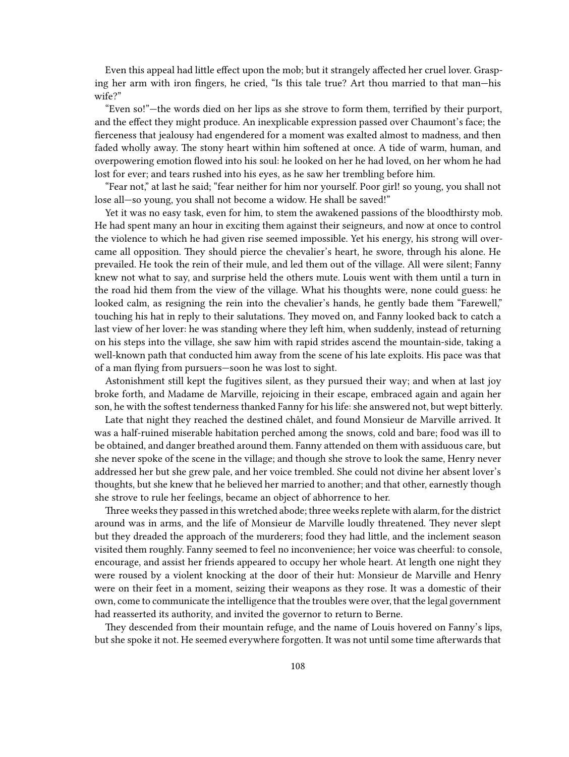Even this appeal had little effect upon the mob; but it strangely affected her cruel lover. Grasping her arm with iron fingers, he cried, "Is this tale true? Art thou married to that man—his wife?"

"Even so!"—the words died on her lips as she strove to form them, terrified by their purport, and the effect they might produce. An inexplicable expression passed over Chaumont's face; the fierceness that jealousy had engendered for a moment was exalted almost to madness, and then faded wholly away. The stony heart within him softened at once. A tide of warm, human, and overpowering emotion flowed into his soul: he looked on her he had loved, on her whom he had lost for ever; and tears rushed into his eyes, as he saw her trembling before him.

"Fear not," at last he said; "fear neither for him nor yourself. Poor girl! so young, you shall not lose all—so young, you shall not become a widow. He shall be saved!"

Yet it was no easy task, even for him, to stem the awakened passions of the bloodthirsty mob. He had spent many an hour in exciting them against their seigneurs, and now at once to control the violence to which he had given rise seemed impossible. Yet his energy, his strong will overcame all opposition. They should pierce the chevalier's heart, he swore, through his alone. He prevailed. He took the rein of their mule, and led them out of the village. All were silent; Fanny knew not what to say, and surprise held the others mute. Louis went with them until a turn in the road hid them from the view of the village. What his thoughts were, none could guess: he looked calm, as resigning the rein into the chevalier's hands, he gently bade them "Farewell," touching his hat in reply to their salutations. They moved on, and Fanny looked back to catch a last view of her lover: he was standing where they left him, when suddenly, instead of returning on his steps into the village, she saw him with rapid strides ascend the mountain-side, taking a well-known path that conducted him away from the scene of his late exploits. His pace was that of a man flying from pursuers—soon he was lost to sight.

Astonishment still kept the fugitives silent, as they pursued their way; and when at last joy broke forth, and Madame de Marville, rejoicing in their escape, embraced again and again her son, he with the softest tenderness thanked Fanny for his life: she answered not, but wept bitterly.

Late that night they reached the destined châlet, and found Monsieur de Marville arrived. It was a half-ruined miserable habitation perched among the snows, cold and bare; food was ill to be obtained, and danger breathed around them. Fanny attended on them with assiduous care, but she never spoke of the scene in the village; and though she strove to look the same, Henry never addressed her but she grew pale, and her voice trembled. She could not divine her absent lover's thoughts, but she knew that he believed her married to another; and that other, earnestly though she strove to rule her feelings, became an object of abhorrence to her.

Three weeks they passed in this wretched abode; three weeks replete with alarm, for the district around was in arms, and the life of Monsieur de Marville loudly threatened. They never slept but they dreaded the approach of the murderers; food they had little, and the inclement season visited them roughly. Fanny seemed to feel no inconvenience; her voice was cheerful: to console, encourage, and assist her friends appeared to occupy her whole heart. At length one night they were roused by a violent knocking at the door of their hut: Monsieur de Marville and Henry were on their feet in a moment, seizing their weapons as they rose. It was a domestic of their own, come to communicate the intelligence that the troubles were over, that the legal government had reasserted its authority, and invited the governor to return to Berne.

They descended from their mountain refuge, and the name of Louis hovered on Fanny's lips, but she spoke it not. He seemed everywhere forgotten. It was not until some time afterwards that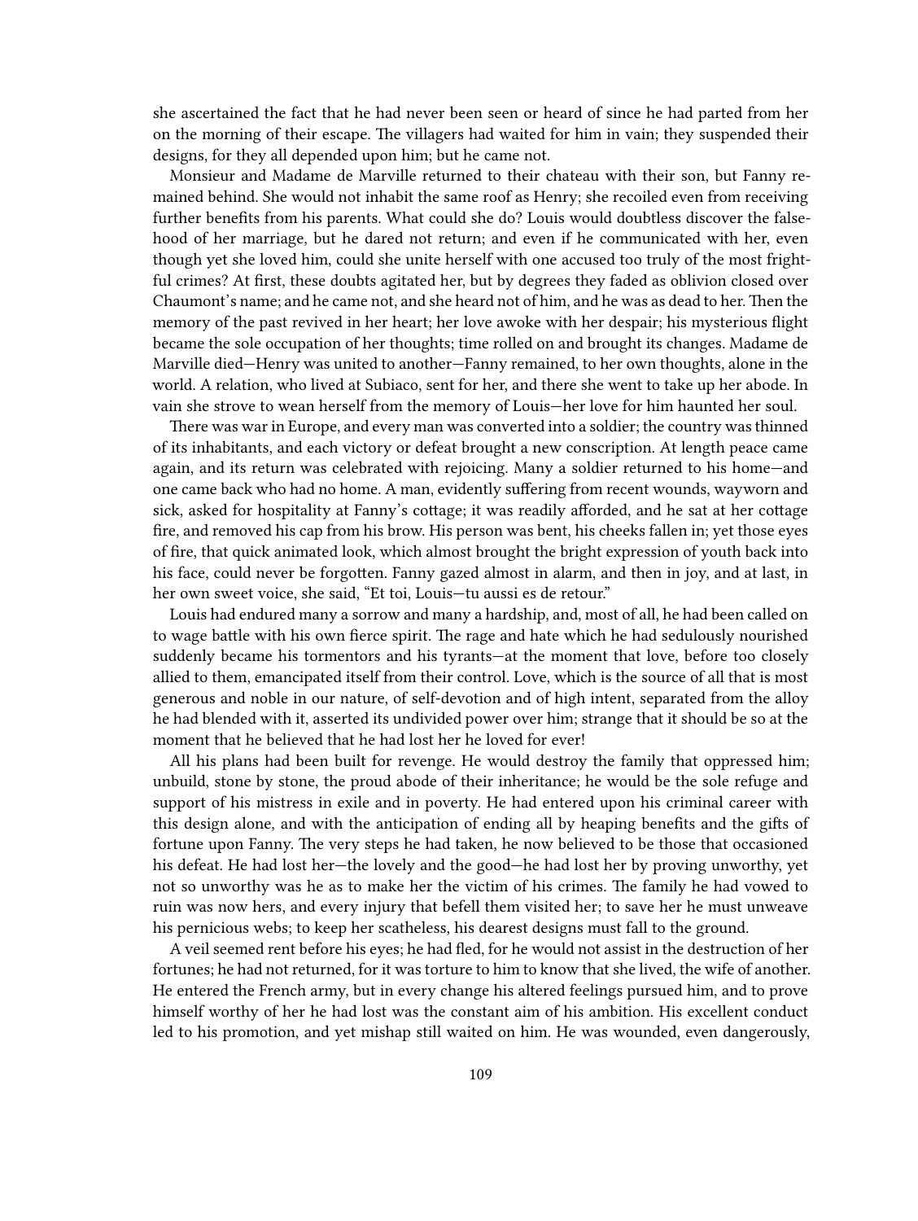she ascertained the fact that he had never been seen or heard of since he had parted from her on the morning of their escape. The villagers had waited for him in vain; they suspended their designs, for they all depended upon him; but he came not.

Monsieur and Madame de Marville returned to their chateau with their son, but Fanny remained behind. She would not inhabit the same roof as Henry; she recoiled even from receiving further benefits from his parents. What could she do? Louis would doubtless discover the falsehood of her marriage, but he dared not return; and even if he communicated with her, even though yet she loved him, could she unite herself with one accused too truly of the most frightful crimes? At first, these doubts agitated her, but by degrees they faded as oblivion closed over Chaumont's name; and he came not, and she heard not of him, and he was as dead to her. Then the memory of the past revived in her heart; her love awoke with her despair; his mysterious flight became the sole occupation of her thoughts; time rolled on and brought its changes. Madame de Marville died—Henry was united to another—Fanny remained, to her own thoughts, alone in the world. A relation, who lived at Subiaco, sent for her, and there she went to take up her abode. In vain she strove to wean herself from the memory of Louis—her love for him haunted her soul.

There was war in Europe, and every man was converted into a soldier; the country was thinned of its inhabitants, and each victory or defeat brought a new conscription. At length peace came again, and its return was celebrated with rejoicing. Many a soldier returned to his home—and one came back who had no home. A man, evidently suffering from recent wounds, wayworn and sick, asked for hospitality at Fanny's cottage; it was readily afforded, and he sat at her cottage fire, and removed his cap from his brow. His person was bent, his cheeks fallen in; yet those eyes of fire, that quick animated look, which almost brought the bright expression of youth back into his face, could never be forgotten. Fanny gazed almost in alarm, and then in joy, and at last, in her own sweet voice, she said, "Et toi, Louis—tu aussi es de retour."

Louis had endured many a sorrow and many a hardship, and, most of all, he had been called on to wage battle with his own fierce spirit. The rage and hate which he had sedulously nourished suddenly became his tormentors and his tyrants—at the moment that love, before too closely allied to them, emancipated itself from their control. Love, which is the source of all that is most generous and noble in our nature, of self-devotion and of high intent, separated from the alloy he had blended with it, asserted its undivided power over him; strange that it should be so at the moment that he believed that he had lost her he loved for ever!

All his plans had been built for revenge. He would destroy the family that oppressed him; unbuild, stone by stone, the proud abode of their inheritance; he would be the sole refuge and support of his mistress in exile and in poverty. He had entered upon his criminal career with this design alone, and with the anticipation of ending all by heaping benefits and the gifts of fortune upon Fanny. The very steps he had taken, he now believed to be those that occasioned his defeat. He had lost her—the lovely and the good—he had lost her by proving unworthy, yet not so unworthy was he as to make her the victim of his crimes. The family he had vowed to ruin was now hers, and every injury that befell them visited her; to save her he must unweave his pernicious webs; to keep her scatheless, his dearest designs must fall to the ground.

A veil seemed rent before his eyes; he had fled, for he would not assist in the destruction of her fortunes; he had not returned, for it was torture to him to know that she lived, the wife of another. He entered the French army, but in every change his altered feelings pursued him, and to prove himself worthy of her he had lost was the constant aim of his ambition. His excellent conduct led to his promotion, and yet mishap still waited on him. He was wounded, even dangerously,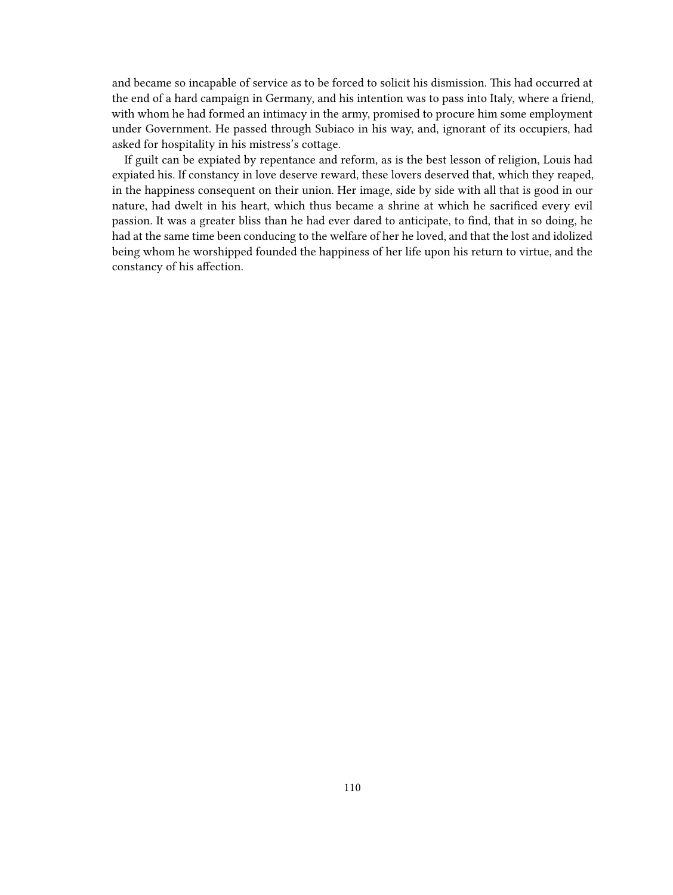and became so incapable of service as to be forced to solicit his dismission. This had occurred at the end of a hard campaign in Germany, and his intention was to pass into Italy, where a friend, with whom he had formed an intimacy in the army, promised to procure him some employment under Government. He passed through Subiaco in his way, and, ignorant of its occupiers, had asked for hospitality in his mistress's cottage.

If guilt can be expiated by repentance and reform, as is the best lesson of religion, Louis had expiated his. If constancy in love deserve reward, these lovers deserved that, which they reaped, in the happiness consequent on their union. Her image, side by side with all that is good in our nature, had dwelt in his heart, which thus became a shrine at which he sacrificed every evil passion. It was a greater bliss than he had ever dared to anticipate, to find, that in so doing, he had at the same time been conducing to the welfare of her he loved, and that the lost and idolized being whom he worshipped founded the happiness of her life upon his return to virtue, and the constancy of his affection.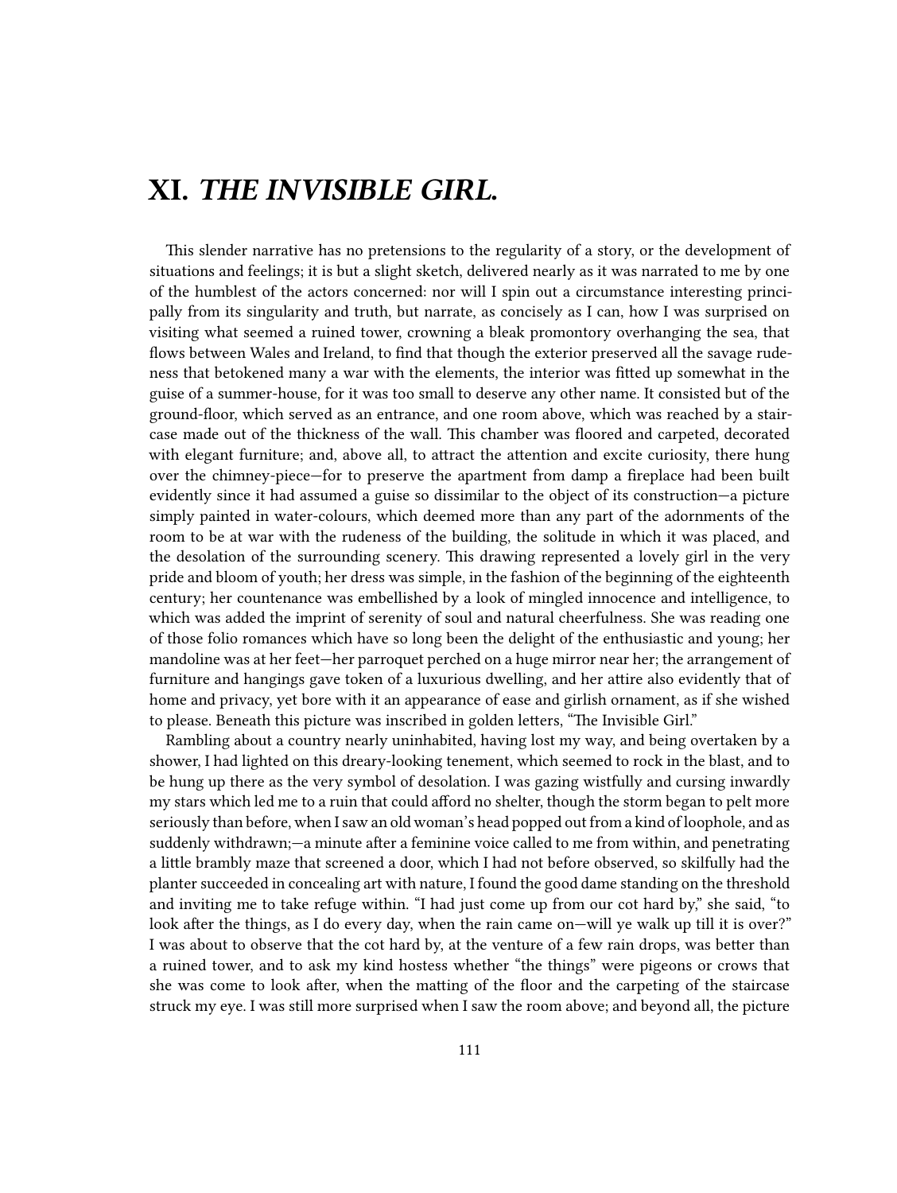# XI. *THE INVISIBLE GIRL.*

This slender narrative has no pretensions to the regularity of a story, or the development of situations and feelings; it is but a slight sketch, delivered nearly as it was narrated to me by one of the humblest of the actors concerned: nor will I spin out a circumstance interesting principally from its singularity and truth, but narrate, as concisely as I can, how I was surprised on visiting what seemed a ruined tower, crowning a bleak promontory overhanging the sea, that flows between Wales and Ireland, to find that though the exterior preserved all the savage rudeness that betokened many a war with the elements, the interior was fitted up somewhat in the guise of a summer-house, for it was too small to deserve any other name. It consisted but of the ground-floor, which served as an entrance, and one room above, which was reached by a staircase made out of the thickness of the wall. This chamber was floored and carpeted, decorated with elegant furniture; and, above all, to attract the attention and excite curiosity, there hung over the chimney-piece—for to preserve the apartment from damp a fireplace had been built evidently since it had assumed a guise so dissimilar to the object of its construction—a picture simply painted in water-colours, which deemed more than any part of the adornments of the room to be at war with the rudeness of the building, the solitude in which it was placed, and the desolation of the surrounding scenery. This drawing represented a lovely girl in the very pride and bloom of youth; her dress was simple, in the fashion of the beginning of the eighteenth century; her countenance was embellished by a look of mingled innocence and intelligence, to which was added the imprint of serenity of soul and natural cheerfulness. She was reading one of those folio romances which have so long been the delight of the enthusiastic and young; her mandoline was at her feet—her parroquet perched on a huge mirror near her; the arrangement of furniture and hangings gave token of a luxurious dwelling, and her attire also evidently that of home and privacy, yet bore with it an appearance of ease and girlish ornament, as if she wished to please. Beneath this picture was inscribed in golden letters, "The Invisible Girl."

Rambling about a country nearly uninhabited, having lost my way, and being overtaken by a shower, I had lighted on this dreary-looking tenement, which seemed to rock in the blast, and to be hung up there as the very symbol of desolation. I was gazing wistfully and cursing inwardly my stars which led me to a ruin that could afford no shelter, though the storm began to pelt more seriously than before, when I saw an old woman's head popped out from a kind of loophole, and as suddenly withdrawn;—a minute after a feminine voice called to me from within, and penetrating a little brambly maze that screened a door, which I had not before observed, so skilfully had the planter succeeded in concealing art with nature, I found the good dame standing on the threshold and inviting me to take refuge within. "I had just come up from our cot hard by," she said, "to look after the things, as I do every day, when the rain came on—will ye walk up till it is over?" I was about to observe that the cot hard by, at the venture of a few rain drops, was better than a ruined tower, and to ask my kind hostess whether "the things" were pigeons or crows that she was come to look after, when the matting of the floor and the carpeting of the staircase struck my eye. I was still more surprised when I saw the room above; and beyond all, the picture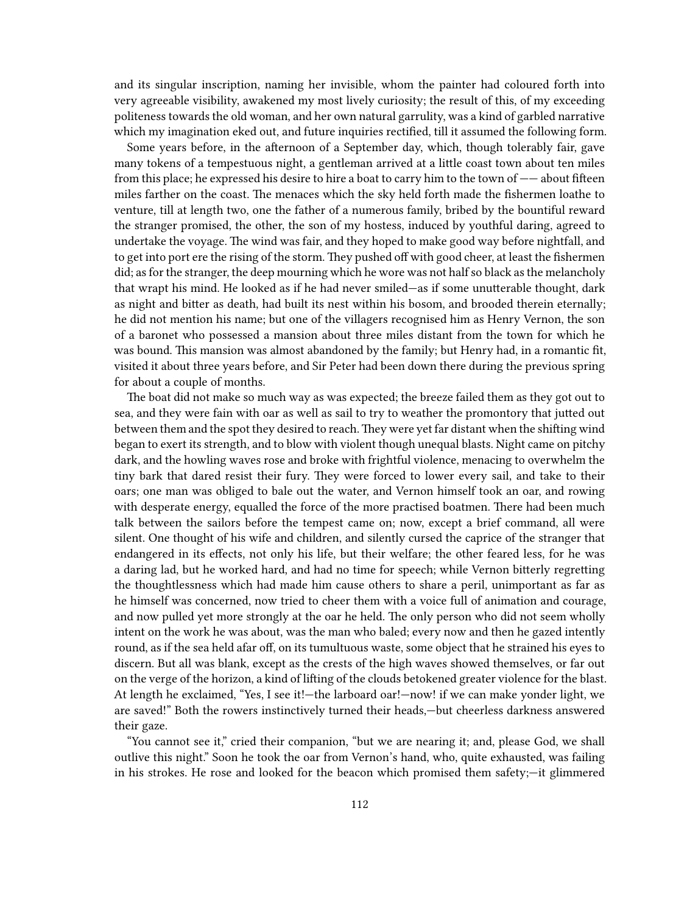and its singular inscription, naming her invisible, whom the painter had coloured forth into very agreeable visibility, awakened my most lively curiosity; the result of this, of my exceeding politeness towards the old woman, and her own natural garrulity, was a kind of garbled narrative which my imagination eked out, and future inquiries rectified, till it assumed the following form.

Some years before, in the afternoon of a September day, which, though tolerably fair, gave many tokens of a tempestuous night, a gentleman arrived at a little coast town about ten miles from this place; he expressed his desire to hire a boat to carry him to the town of —— about fifteen miles farther on the coast. The menaces which the sky held forth made the fishermen loathe to venture, till at length two, one the father of a numerous family, bribed by the bountiful reward the stranger promised, the other, the son of my hostess, induced by youthful daring, agreed to undertake the voyage. The wind was fair, and they hoped to make good way before nightfall, and to get into port ere the rising of the storm. They pushed off with good cheer, at least the fishermen did; as for the stranger, the deep mourning which he wore was not half so black as the melancholy that wrapt his mind. He looked as if he had never smiled—as if some unutterable thought, dark as night and bitter as death, had built its nest within his bosom, and brooded therein eternally; he did not mention his name; but one of the villagers recognised him as Henry Vernon, the son of a baronet who possessed a mansion about three miles distant from the town for which he was bound. This mansion was almost abandoned by the family; but Henry had, in a romantic fit, visited it about three years before, and Sir Peter had been down there during the previous spring for about a couple of months.

The boat did not make so much way as was expected; the breeze failed them as they got out to sea, and they were fain with oar as well as sail to try to weather the promontory that jutted out between them and the spot they desired to reach. They were yet far distant when the shifting wind began to exert its strength, and to blow with violent though unequal blasts. Night came on pitchy dark, and the howling waves rose and broke with frightful violence, menacing to overwhelm the tiny bark that dared resist their fury. They were forced to lower every sail, and take to their oars; one man was obliged to bale out the water, and Vernon himself took an oar, and rowing with desperate energy, equalled the force of the more practised boatmen. There had been much talk between the sailors before the tempest came on; now, except a brief command, all were silent. One thought of his wife and children, and silently cursed the caprice of the stranger that endangered in its effects, not only his life, but their welfare; the other feared less, for he was a daring lad, but he worked hard, and had no time for speech; while Vernon bitterly regretting the thoughtlessness which had made him cause others to share a peril, unimportant as far as he himself was concerned, now tried to cheer them with a voice full of animation and courage, and now pulled yet more strongly at the oar he held. The only person who did not seem wholly intent on the work he was about, was the man who baled; every now and then he gazed intently round, as if the sea held afar off, on its tumultuous waste, some object that he strained his eyes to discern. But all was blank, except as the crests of the high waves showed themselves, or far out on the verge of the horizon, a kind of lifting of the clouds betokened greater violence for the blast. At length he exclaimed, "Yes, I see it!—the larboard oar!—now! if we can make yonder light, we are saved!" Both the rowers instinctively turned their heads,—but cheerless darkness answered their gaze.

"You cannot see it," cried their companion, "but we are nearing it; and, please God, we shall outlive this night." Soon he took the oar from Vernon's hand, who, quite exhausted, was failing in his strokes. He rose and looked for the beacon which promised them safety;—it glimmered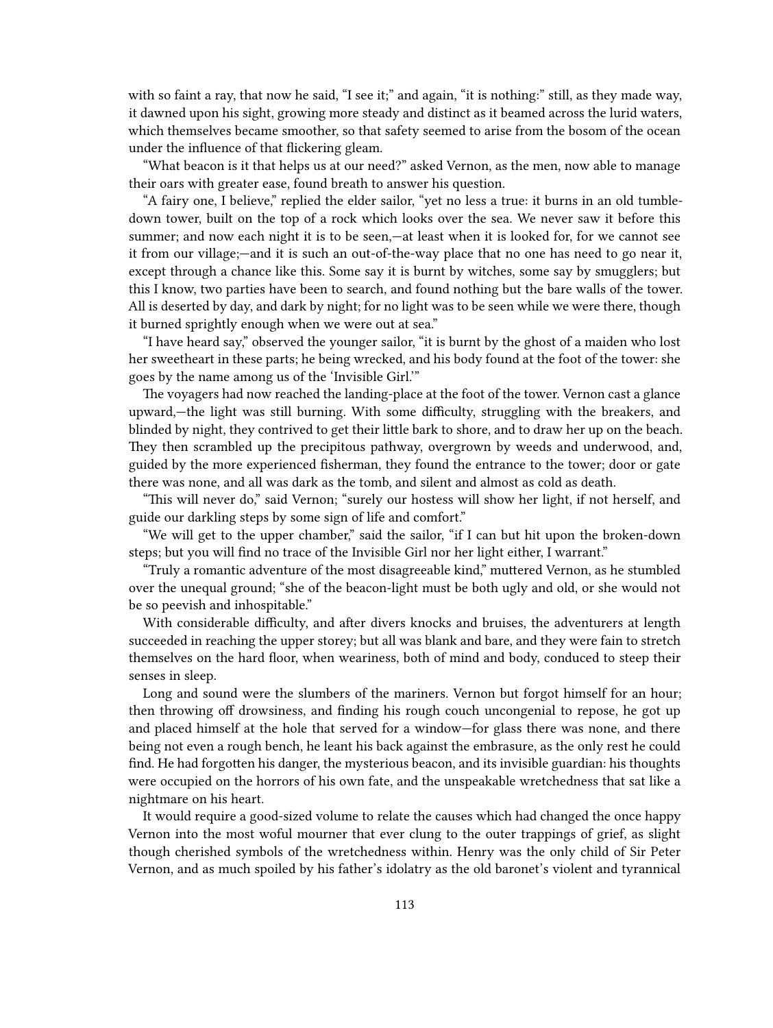with so faint a ray, that now he said, "I see it;" and again, "it is nothing:" still, as they made way, it dawned upon his sight, growing more steady and distinct as it beamed across the lurid waters, which themselves became smoother, so that safety seemed to arise from the bosom of the ocean under the influence of that flickering gleam.

"What beacon is it that helps us at our need?" asked Vernon, as the men, now able to manage their oars with greater ease, found breath to answer his question.

"A fairy one, I believe," replied the elder sailor, "yet no less a true: it burns in an old tumble-down tower, built on the top of a rock which looks over the sea. We never saw it before this summer; and now each night it is to be seen,—at least when it is looked for, for we cannot see it from our village;—and it is such an out-of-the-way place that no one has need to go near it, except through a chance like this. Some say it is burnt by witches, some say by smugglers; but this I know, two parties have been to search, and found nothing but the bare walls of the tower. All is deserted by day, and dark by night; for no light was to be seen while we were there, though it burned sprightly enough when we were out at sea."

"I have heard say," observed the younger sailor, "it is burnt by the ghost of a maiden who lost her sweetheart in these parts; he being wrecked, and his body found at the foot of the tower: she goes by the name among us of the 'Invisible Girl.'"

The voyagers had now reached the landing-place at the foot of the tower. Vernon cast a glance upward,—the light was still burning. With some difficulty, struggling with the breakers, and blinded by night, they contrived to get their little bark to shore, and to draw her up on the beach. They then scrambled up the precipitous pathway, overgrown by weeds and underwood, and, guided by the more experienced fisherman, they found the entrance to the tower; door or gate there was none, and all was dark as the tomb, and silent and almost as cold as death.

"This will never do," said Vernon; "surely our hostess will show her light, if not herself, and guide our darkling steps by some sign of life and comfort."

"We will get to the upper chamber," said the sailor, "if I can but hit upon the broken-down steps; but you will find no trace of the Invisible Girl nor her light either, I warrant."

"Truly a romantic adventure of the most disagreeable kind," muttered Vernon, as he stumbled over the unequal ground; "she of the beacon-light must be both ugly and old, or she would not be so peevish and inhospitable."

With considerable difficulty, and after divers knocks and bruises, the adventurers at length succeeded in reaching the upper storey; but all was blank and bare, and they were fain to stretch themselves on the hard floor, when weariness, both of mind and body, conduced to steep their senses in sleep.

Long and sound were the slumbers of the mariners. Vernon but forgot himself for an hour; then throwing off drowsiness, and finding his rough couch uncongenial to repose, he got up and placed himself at the hole that served for a window—for glass there was none, and there being not even a rough bench, he leant his back against the embrasure, as the only rest he could find. He had forgotten his danger, the mysterious beacon, and its invisible guardian: his thoughts were occupied on the horrors of his own fate, and the unspeakable wretchedness that sat like a nightmare on his heart.

It would require a good-sized volume to relate the causes which had changed the once happy Vernon into the most woful mourner that ever clung to the outer trappings of grief, as slight though cherished symbols of the wretchedness within. Henry was the only child of Sir Peter Vernon, and as much spoiled by his father's idolatry as the old baronet's violent and tyrannical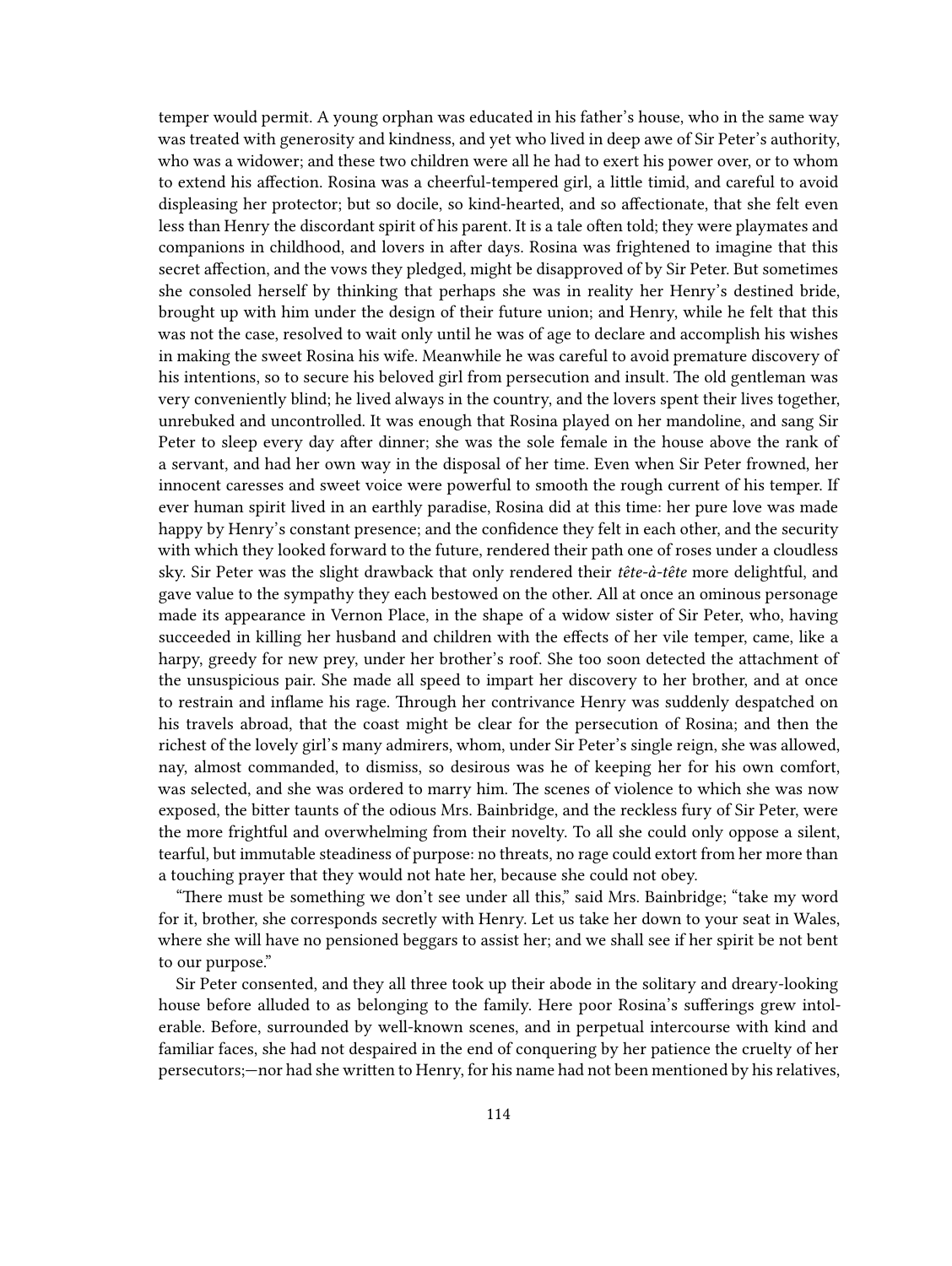temper would permit. A young orphan was educated in his father's house, who in the same way was treated with generosity and kindness, and yet who lived in deep awe of Sir Peter's authority, who was a widower; and these two children were all he had to exert his power over, or to whom to extend his affection. Rosina was a cheerful-tempered girl, a little timid, and careful to avoid displeasing her protector; but so docile, so kind-hearted, and so affectionate, that she felt even less than Henry the discordant spirit of his parent. It is a tale often told; they were playmates and companions in childhood, and lovers in after days. Rosina was frightened to imagine that this secret affection, and the vows they pledged, might be disapproved of by Sir Peter. But sometimes she consoled herself by thinking that perhaps she was in reality her Henry's destined bride, brought up with him under the design of their future union; and Henry, while he felt that this was not the case, resolved to wait only until he was of age to declare and accomplish his wishes in making the sweet Rosina his wife. Meanwhile he was careful to avoid premature discovery of his intentions, so to secure his beloved girl from persecution and insult. The old gentleman was very conveniently blind; he lived always in the country, and the lovers spent their lives together, unrebuked and uncontrolled. It was enough that Rosina played on her mandoline, and sang Sir Peter to sleep every day after dinner; she was the sole female in the house above the rank of a servant, and had her own way in the disposal of her time. Even when Sir Peter frowned, her innocent caresses and sweet voice were powerful to smooth the rough current of his temper. If ever human spirit lived in an earthly paradise, Rosina did at this time: her pure love was made happy by Henry's constant presence; and the confidence they felt in each other, and the security with which they looked forward to the future, rendered their path one of roses under a cloudless sky. Sir Peter was the slight drawback that only rendered their *tête-à-tête* more delightful, and gave value to the sympathy they each bestowed on the other. All at once an ominous personage made its appearance in Vernon Place, in the shape of a widow sister of Sir Peter, who, having succeeded in killing her husband and children with the effects of her vile temper, came, like a harpy, greedy for new prey, under her brother's roof. She too soon detected the attachment of the unsuspicious pair. She made all speed to impart her discovery to her brother, and at once to restrain and inflame his rage. Through her contrivance Henry was suddenly despatched on his travels abroad, that the coast might be clear for the persecution of Rosina; and then the richest of the lovely girl's many admirers, whom, under Sir Peter's single reign, she was allowed, nay, almost commanded, to dismiss, so desirous was he of keeping her for his own comfort, was selected, and she was ordered to marry him. The scenes of violence to which she was now exposed, the bitter taunts of the odious Mrs. Bainbridge, and the reckless fury of Sir Peter, were the more frightful and overwhelming from their novelty. To all she could only oppose a silent, tearful, but immutable steadiness of purpose: no threats, no rage could extort from her more than a touching prayer that they would not hate her, because she could not obey.

"There must be something we don't see under all this," said Mrs. Bainbridge; "take my word for it, brother, she corresponds secretly with Henry. Let us take her down to your seat in Wales, where she will have no pensioned beggars to assist her; and we shall see if her spirit be not bent to our purpose."

Sir Peter consented, and they all three took up their abode in the solitary and dreary-looking house before alluded to as belonging to the family. Here poor Rosina's sufferings grew intolerable. Before, surrounded by well-known scenes, and in perpetual intercourse with kind and familiar faces, she had not despaired in the end of conquering by her patience the cruelty of her persecutors;—nor had she written to Henry, for his name had not been mentioned by his relatives,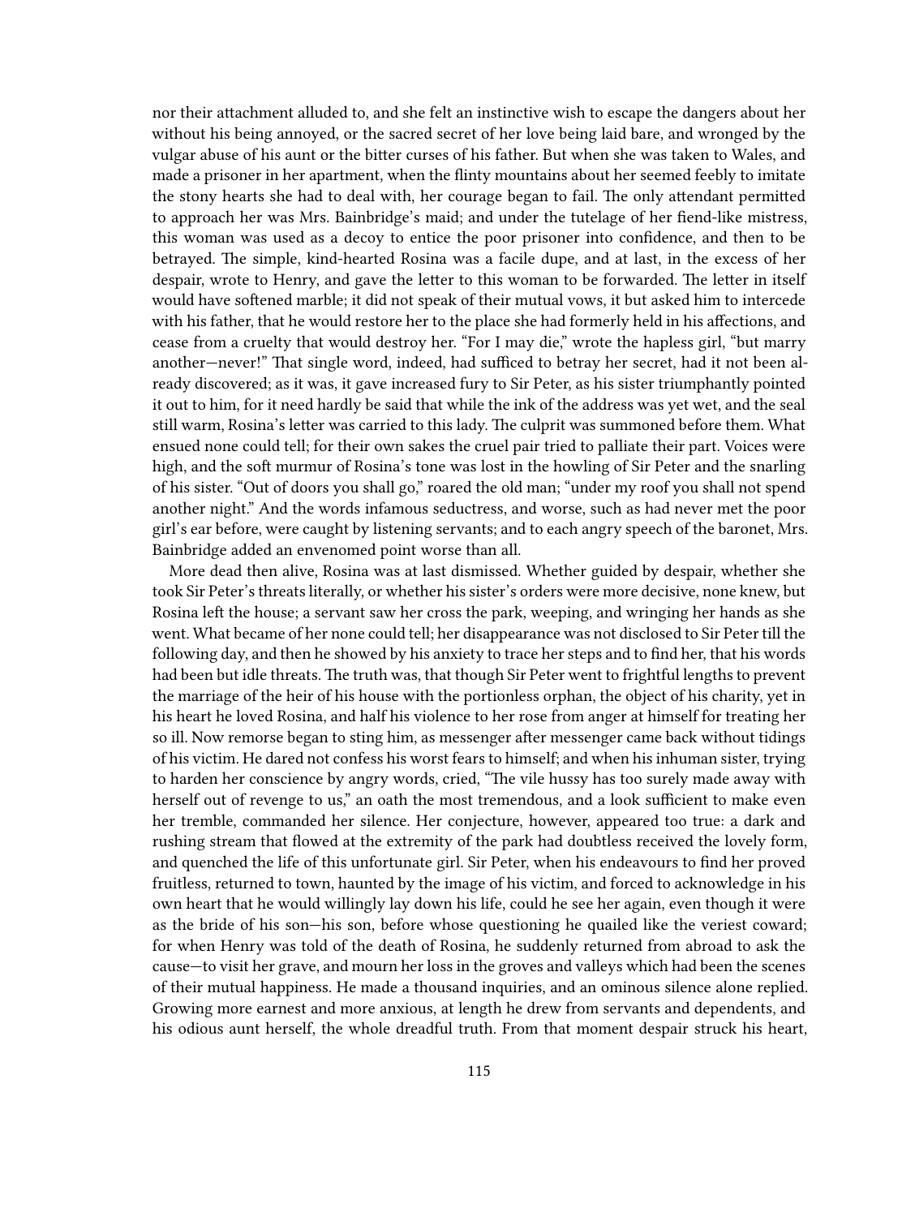nor their attachment alluded to, and she felt an instinctive wish to escape the dangers about her without his being annoyed, or the sacred secret of her love being laid bare, and wronged by the vulgar abuse of his aunt or the bitter curses of his father. But when she was taken to Wales, and made a prisoner in her apartment, when the flinty mountains about her seemed feebly to imitate the stony hearts she had to deal with, her courage began to fail. The only attendant permitted to approach her was Mrs. Bainbridge's maid; and under the tutelage of her fiend-like mistress, this woman was used as a decoy to entice the poor prisoner into confidence, and then to be betrayed. The simple, kind-hearted Rosina was a facile dupe, and at last, in the excess of her despair, wrote to Henry, and gave the letter to this woman to be forwarded. The letter in itself would have softened marble; it did not speak of their mutual vows, it but asked him to intercede with his father, that he would restore her to the place she had formerly held in his affections, and cease from a cruelty that would destroy her. "For I may die," wrote the hapless girl, "but marry another—never!" That single word, indeed, had sufficed to betray her secret, had it not been already discovered; as it was, it gave increased fury to Sir Peter, as his sister triumphantly pointed it out to him, for it need hardly be said that while the ink of the address was yet wet, and the seal still warm, Rosina's letter was carried to this lady. The culprit was summoned before them. What ensued none could tell; for their own sakes the cruel pair tried to palliate their part. Voices were high, and the soft murmur of Rosina's tone was lost in the howling of Sir Peter and the snarling of his sister. "Out of doors you shall go," roared the old man; "under my roof you shall not spend another night." And the words infamous seductress, and worse, such as had never met the poor girl's ear before, were caught by listening servants; and to each angry speech of the baronet, Mrs. Bainbridge added an envenomed point worse than all.

More dead then alive, Rosina was at last dismissed. Whether guided by despair, whether she took Sir Peter's threats literally, or whether his sister's orders were more decisive, none knew, but Rosina left the house; a servant saw her cross the park, weeping, and wringing her hands as she went. What became of her none could tell; her disappearance was not disclosed to Sir Peter till the following day, and then he showed by his anxiety to trace her steps and to find her, that his words had been but idle threats. The truth was, that though Sir Peter went to frightful lengths to prevent the marriage of the heir of his house with the portionless orphan, the object of his charity, yet in his heart he loved Rosina, and half his violence to her rose from anger at himself for treating her so ill. Now remorse began to sting him, as messenger after messenger came back without tidings of his victim. He dared not confess his worst fears to himself; and when his inhuman sister, trying to harden her conscience by angry words, cried, "The vile hussy has too surely made away with herself out of revenge to us," an oath the most tremendous, and a look sufficient to make even her tremble, commanded her silence. Her conjecture, however, appeared too true: a dark and rushing stream that flowed at the extremity of the park had doubtless received the lovely form, and quenched the life of this unfortunate girl. Sir Peter, when his endeavours to find her proved fruitless, returned to town, haunted by the image of his victim, and forced to acknowledge in his own heart that he would willingly lay down his life, could he see her again, even though it were as the bride of his son—his son, before whose questioning he quailed like the veriest coward; for when Henry was told of the death of Rosina, he suddenly returned from abroad to ask the cause—to visit her grave, and mourn her loss in the groves and valleys which had been the scenes of their mutual happiness. He made a thousand inquiries, and an ominous silence alone replied. Growing more earnest and more anxious, at length he drew from servants and dependents, and his odious aunt herself, the whole dreadful truth. From that moment despair struck his heart,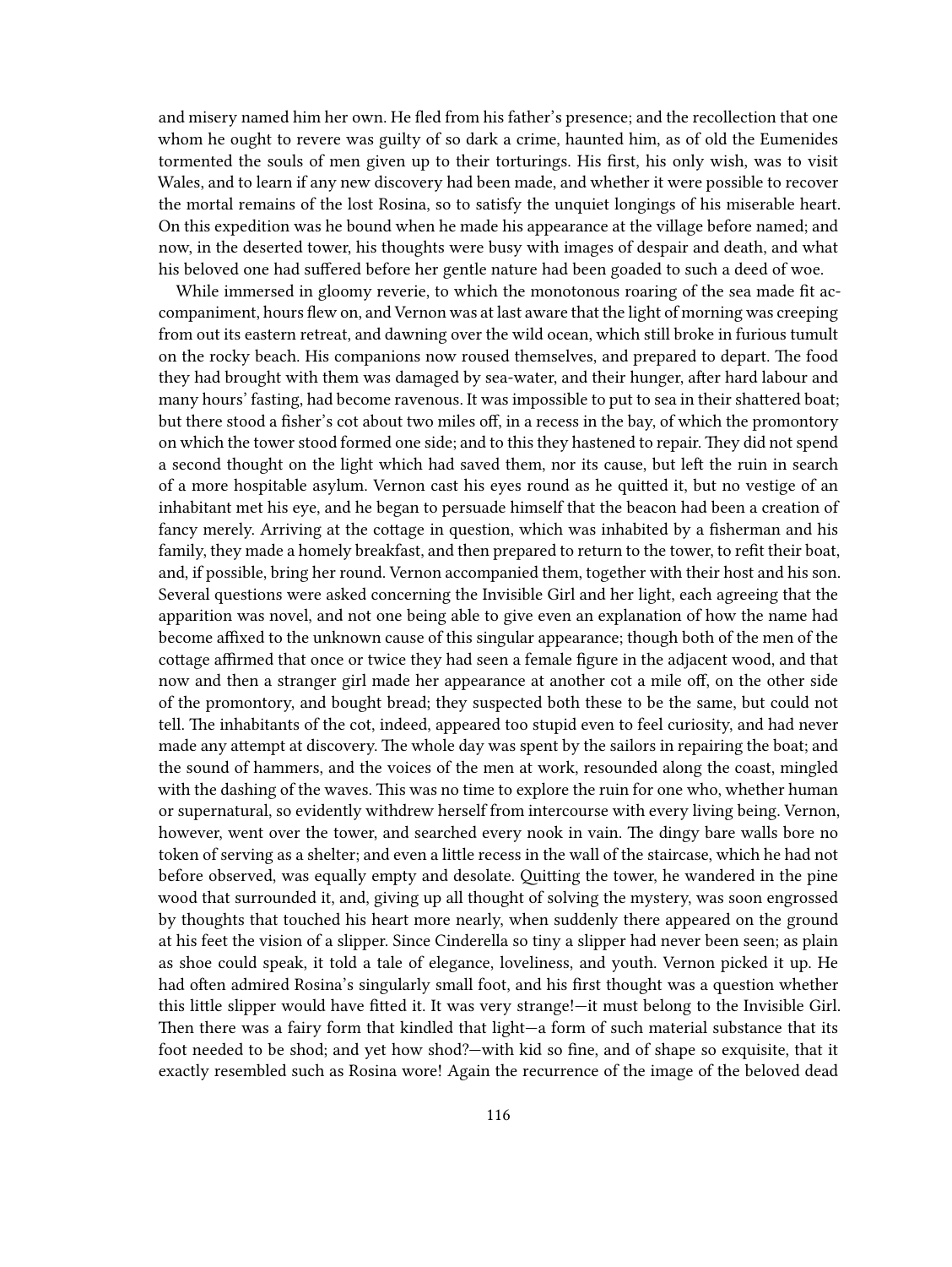and misery named him her own. He fled from his father's presence; and the recollection that one whom he ought to revere was guilty of so dark a crime, haunted him, as of old the Eumenides tormented the souls of men given up to their torturings. His first, his only wish, was to visit Wales, and to learn if any new discovery had been made, and whether it were possible to recover the mortal remains of the lost Rosina, so to satisfy the unquiet longings of his miserable heart. On this expedition was he bound when he made his appearance at the village before named; and now, in the deserted tower, his thoughts were busy with images of despair and death, and what his beloved one had suffered before her gentle nature had been goaded to such a deed of woe.

While immersed in gloomy reverie, to which the monotonous roaring of the sea made fit accompaniment, hours flew on, and Vernon was at last aware that the light of morning was creeping from out its eastern retreat, and dawning over the wild ocean, which still broke in furious tumult on the rocky beach. His companions now roused themselves, and prepared to depart. The food they had brought with them was damaged by sea-water, and their hunger, after hard labour and many hours' fasting, had become ravenous. It was impossible to put to sea in their shattered boat; but there stood a fisher's cot about two miles off, in a recess in the bay, of which the promontory on which the tower stood formed one side; and to this they hastened to repair. They did not spend a second thought on the light which had saved them, nor its cause, but left the ruin in search of a more hospitable asylum. Vernon cast his eyes round as he quitted it, but no vestige of an inhabitant met his eye, and he began to persuade himself that the beacon had been a creation of fancy merely. Arriving at the cottage in question, which was inhabited by a fisherman and his family, they made a homely breakfast, and then prepared to return to the tower, to refit their boat, and, if possible, bring her round. Vernon accompanied them, together with their host and his son. Several questions were asked concerning the Invisible Girl and her light, each agreeing that the apparition was novel, and not one being able to give even an explanation of how the name had become affixed to the unknown cause of this singular appearance; though both of the men of the cottage affirmed that once or twice they had seen a female figure in the adjacent wood, and that now and then a stranger girl made her appearance at another cot a mile off, on the other side of the promontory, and bought bread; they suspected both these to be the same, but could not tell. The inhabitants of the cot, indeed, appeared too stupid even to feel curiosity, and had never made any attempt at discovery. The whole day was spent by the sailors in repairing the boat; and the sound of hammers, and the voices of the men at work, resounded along the coast, mingled with the dashing of the waves. This was no time to explore the ruin for one who, whether human or supernatural, so evidently withdrew herself from intercourse with every living being. Vernon, however, went over the tower, and searched every nook in vain. The dingy bare walls bore no token of serving as a shelter; and even a little recess in the wall of the staircase, which he had not before observed, was equally empty and desolate. Quitting the tower, he wandered in the pine wood that surrounded it, and, giving up all thought of solving the mystery, was soon engrossed by thoughts that touched his heart more nearly, when suddenly there appeared on the ground at his feet the vision of a slipper. Since Cinderella so tiny a slipper had never been seen; as plain as shoe could speak, it told a tale of elegance, loveliness, and youth. Vernon picked it up. He had often admired Rosina's singularly small foot, and his first thought was a question whether this little slipper would have fitted it. It was very strange!—it must belong to the Invisible Girl. Then there was a fairy form that kindled that light—a form of such material substance that its foot needed to be shod; and yet how shod?—with kid so fine, and of shape so exquisite, that it exactly resembled such as Rosina wore! Again the recurrence of the image of the beloved dead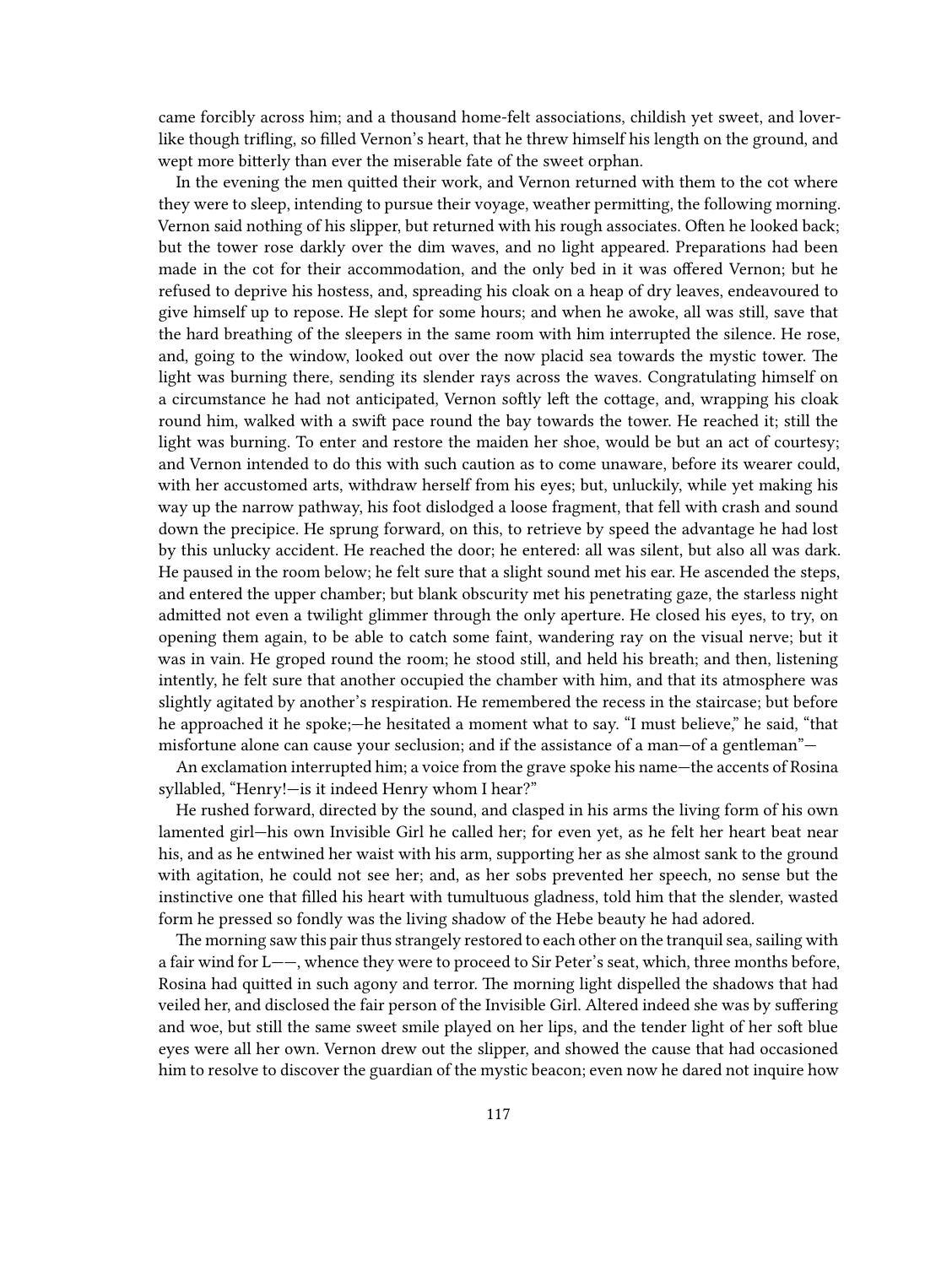came forcibly across him; and a thousand home-felt associations, childish yet sweet, and lover-like though trifling, so filled Vernon's heart, that he threw himself his length on the ground, and wept more bitterly than ever the miserable fate of the sweet orphan.

In the evening the men quitted their work, and Vernon returned with them to the cot where they were to sleep, intending to pursue their voyage, weather permitting, the following morning. Vernon said nothing of his slipper, but returned with his rough associates. Often he looked back; but the tower rose darkly over the dim waves, and no light appeared. Preparations had been made in the cot for their accommodation, and the only bed in it was offered Vernon; but he refused to deprive his hostess, and, spreading his cloak on a heap of dry leaves, endeavoured to give himself up to repose. He slept for some hours; and when he awoke, all was still, save that the hard breathing of the sleepers in the same room with him interrupted the silence. He rose, and, going to the window, looked out over the now placid sea towards the mystic tower. The light was burning there, sending its slender rays across the waves. Congratulating himself on a circumstance he had not anticipated, Vernon softly left the cottage, and, wrapping his cloak round him, walked with a swift pace round the bay towards the tower. He reached it; still the light was burning. To enter and restore the maiden her shoe, would be but an act of courtesy; and Vernon intended to do this with such caution as to come unaware, before its wearer could, with her accustomed arts, withdraw herself from his eyes; but, unluckily, while yet making his way up the narrow pathway, his foot dislodged a loose fragment, that fell with crash and sound down the precipice. He sprung forward, on this, to retrieve by speed the advantage he had lost by this unlucky accident. He reached the door; he entered: all was silent, but also all was dark. He paused in the room below; he felt sure that a slight sound met his ear. He ascended the steps, and entered the upper chamber; but blank obscurity met his penetrating gaze, the starless night admitted not even a twilight glimmer through the only aperture. He closed his eyes, to try, on opening them again, to be able to catch some faint, wandering ray on the visual nerve; but it was in vain. He groped round the room; he stood still, and held his breath; and then, listening intently, he felt sure that another occupied the chamber with him, and that its atmosphere was slightly agitated by another's respiration. He remembered the recess in the staircase; but before he approached it he spoke;—he hesitated a moment what to say. "I must believe," he said, "that misfortune alone can cause your seclusion; and if the assistance of a man—of a gentleman"—

An exclamation interrupted him; a voice from the grave spoke his name—the accents of Rosina syllabled, "Henry!—is it indeed Henry whom I hear?"

He rushed forward, directed by the sound, and clasped in his arms the living form of his own lamented girl—his own Invisible Girl he called her; for even yet, as he felt her heart beat near his, and as he entwined her waist with his arm, supporting her as she almost sank to the ground with agitation, he could not see her; and, as her sobs prevented her speech, no sense but the instinctive one that filled his heart with tumultuous gladness, told him that the slender, wasted form he pressed so fondly was the living shadow of the Hebe beauty he had adored.

The morning saw this pair thus strangely restored to each other on the tranquil sea, sailing with a fair wind for L——, whence they were to proceed to Sir Peter's seat, which, three months before, Rosina had quitted in such agony and terror. The morning light dispelled the shadows that had veiled her, and disclosed the fair person of the Invisible Girl. Altered indeed she was by suffering and woe, but still the same sweet smile played on her lips, and the tender light of her soft blue eyes were all her own. Vernon drew out the slipper, and showed the cause that had occasioned him to resolve to discover the guardian of the mystic beacon; even now he dared not inquire how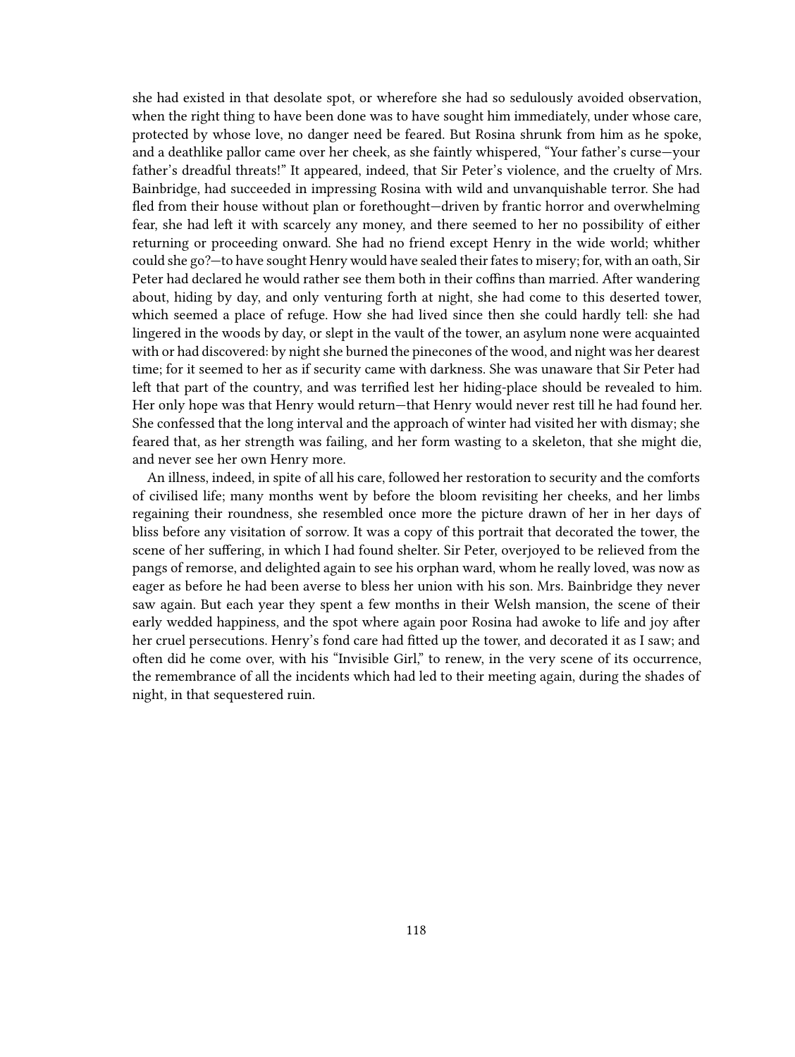she had existed in that desolate spot, or wherefore she had so sedulously avoided observation, when the right thing to have been done was to have sought him immediately, under whose care, protected by whose love, no danger need be feared. But Rosina shrunk from him as he spoke, and a deathlike pallor came over her cheek, as she faintly whispered, "Your father's curse—your father's dreadful threats!" It appeared, indeed, that Sir Peter's violence, and the cruelty of Mrs. Bainbridge, had succeeded in impressing Rosina with wild and unvanquishable terror. She had fled from their house without plan or forethought—driven by frantic horror and overwhelming fear, she had left it with scarcely any money, and there seemed to her no possibility of either returning or proceeding onward. She had no friend except Henry in the wide world; whither could she go?—to have sought Henry would have sealed their fates to misery; for, with an oath, Sir Peter had declared he would rather see them both in their coffins than married. After wandering about, hiding by day, and only venturing forth at night, she had come to this deserted tower, which seemed a place of refuge. How she had lived since then she could hardly tell: she had lingered in the woods by day, or slept in the vault of the tower, an asylum none were acquainted with or had discovered: by night she burned the pinecones of the wood, and night was her dearest time; for it seemed to her as if security came with darkness. She was unaware that Sir Peter had left that part of the country, and was terrified lest her hiding-place should be revealed to him. Her only hope was that Henry would return—that Henry would never rest till he had found her. She confessed that the long interval and the approach of winter had visited her with dismay; she feared that, as her strength was failing, and her form wasting to a skeleton, that she might die, and never see her own Henry more.

An illness, indeed, in spite of all his care, followed her restoration to security and the comforts of civilised life; many months went by before the bloom revisiting her cheeks, and her limbs regaining their roundness, she resembled once more the picture drawn of her in her days of bliss before any visitation of sorrow. It was a copy of this portrait that decorated the tower, the scene of her suffering, in which I had found shelter. Sir Peter, overjoyed to be relieved from the pangs of remorse, and delighted again to see his orphan ward, whom he really loved, was now as eager as before he had been averse to bless her union with his son. Mrs. Bainbridge they never saw again. But each year they spent a few months in their Welsh mansion, the scene of their early wedded happiness, and the spot where again poor Rosina had awoke to life and joy after her cruel persecutions. Henry's fond care had fitted up the tower, and decorated it as I saw; and often did he come over, with his "Invisible Girl," to renew, in the very scene of its occurrence, the remembrance of all the incidents which had led to their meeting again, during the shades of night, in that sequestered ruin.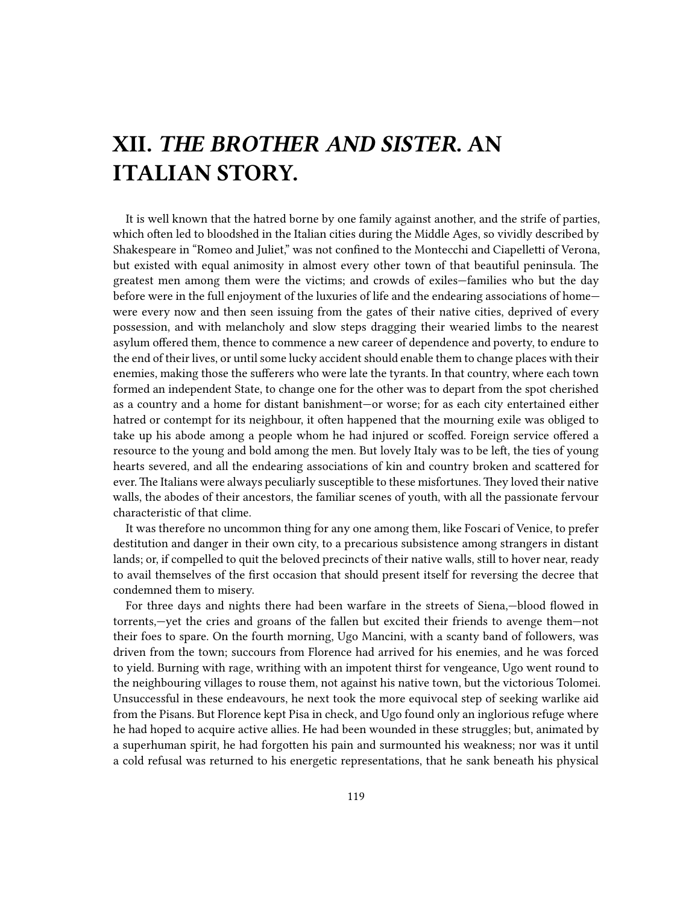# XII. *THE BROTHER AND SISTER.* AN ITALIAN STORY.

It is well known that the hatred borne by one family against another, and the strife of parties, which often led to bloodshed in the Italian cities during the Middle Ages, so vividly described by Shakespeare in "Romeo and Juliet," was not confined to the Montecchi and Ciapelletti of Verona, but existed with equal animosity in almost every other town of that beautiful peninsula. The greatest men among them were the victims; and crowds of exiles—families who but the day before were in the full enjoyment of the luxuries of life and the endearing associations of home—were every now and then seen issuing from the gates of their native cities, deprived of every possession, and with melancholy and slow steps dragging their wearied limbs to the nearest asylum offered them, thence to commence a new career of dependence and poverty, to endure to the end of their lives, or until some lucky accident should enable them to change places with their enemies, making those the sufferers who were late the tyrants. In that country, where each town formed an independent State, to change one for the other was to depart from the spot cherished as a country and a home for distant banishment—or worse; for as each city entertained either hatred or contempt for its neighbour, it often happened that the mourning exile was obliged to take up his abode among a people whom he had injured or scoffed. Foreign service offered a resource to the young and bold among the men. But lovely Italy was to be left, the ties of young hearts severed, and all the endearing associations of kin and country broken and scattered for ever. The Italians were always peculiarly susceptible to these misfortunes. They loved their native walls, the abodes of their ancestors, the familiar scenes of youth, with all the passionate fervour characteristic of that clime.

It was therefore no uncommon thing for any one among them, like Foscari of Venice, to prefer destitution and danger in their own city, to a precarious subsistence among strangers in distant lands; or, if compelled to quit the beloved precincts of their native walls, still to hover near, ready to avail themselves of the first occasion that should present itself for reversing the decree that condemned them to misery.

For three days and nights there had been warfare in the streets of Siena,—blood flowed in torrents,—yet the cries and groans of the fallen but excited their friends to avenge them—not their foes to spare. On the fourth morning, Ugo Mancini, with a scanty band of followers, was driven from the town; succours from Florence had arrived for his enemies, and he was forced to yield. Burning with rage, writhing with an impotent thirst for vengeance, Ugo went round to the neighbouring villages to rouse them, not against his native town, but the victorious Tolomei. Unsuccessful in these endeavours, he next took the more equivocal step of seeking warlike aid from the Pisans. But Florence kept Pisa in check, and Ugo found only an inglorious refuge where he had hoped to acquire active allies. He had been wounded in these struggles; but, animated by a superhuman spirit, he had forgotten his pain and surmounted his weakness; nor was it until a cold refusal was returned to his energetic representations, that he sank beneath his physical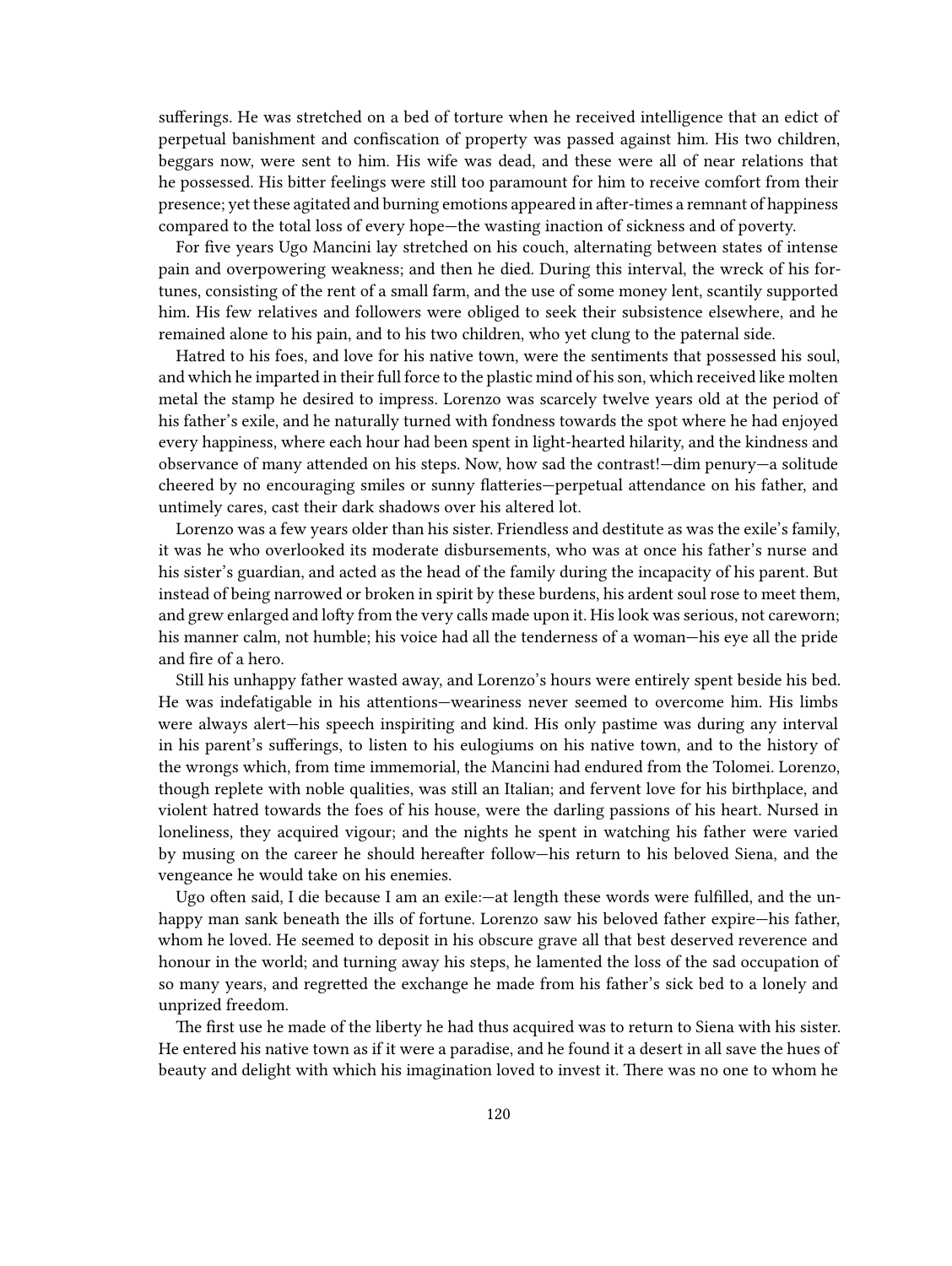sufferings. He was stretched on a bed of torture when he received intelligence that an edict of perpetual banishment and confiscation of property was passed against him. His two children, beggars now, were sent to him. His wife was dead, and these were all of near relations that he possessed. His bitter feelings were still too paramount for him to receive comfort from their presence; yet these agitated and burning emotions appeared in after-times a remnant of happiness compared to the total loss of every hope—the wasting inaction of sickness and of poverty.

For five years Ugo Mancini lay stretched on his couch, alternating between states of intense pain and overpowering weakness; and then he died. During this interval, the wreck of his fortunes, consisting of the rent of a small farm, and the use of some money lent, scantily supported him. His few relatives and followers were obliged to seek their subsistence elsewhere, and he remained alone to his pain, and to his two children, who yet clung to the paternal side.

Hatred to his foes, and love for his native town, were the sentiments that possessed his soul, and which he imparted in their full force to the plastic mind of his son, which received like molten metal the stamp he desired to impress. Lorenzo was scarcely twelve years old at the period of his father's exile, and he naturally turned with fondness towards the spot where he had enjoyed every happiness, where each hour had been spent in light-hearted hilarity, and the kindness and observance of many attended on his steps. Now, how sad the contrast!—dim penury—a solitude cheered by no encouraging smiles or sunny flatteries—perpetual attendance on his father, and untimely cares, cast their dark shadows over his altered lot.

Lorenzo was a few years older than his sister. Friendless and destitute as was the exile's family, it was he who overlooked its moderate disbursements, who was at once his father's nurse and his sister's guardian, and acted as the head of the family during the incapacity of his parent. But instead of being narrowed or broken in spirit by these burdens, his ardent soul rose to meet them, and grew enlarged and lofty from the very calls made upon it. His look was serious, not careworn; his manner calm, not humble; his voice had all the tenderness of a woman—his eye all the pride and fire of a hero.

Still his unhappy father wasted away, and Lorenzo's hours were entirely spent beside his bed. He was indefatigable in his attentions—weariness never seemed to overcome him. His limbs were always alert—his speech inspiriting and kind. His only pastime was during any interval in his parent's sufferings, to listen to his eulogiums on his native town, and to the history of the wrongs which, from time immemorial, the Mancini had endured from the Tolomei. Lorenzo, though replete with noble qualities, was still an Italian; and fervent love for his birthplace, and violent hatred towards the foes of his house, were the darling passions of his heart. Nursed in loneliness, they acquired vigour; and the nights he spent in watching his father were varied by musing on the career he should hereafter follow—his return to his beloved Siena, and the vengeance he would take on his enemies.

Ugo often said, I die because I am an exile:—at length these words were fulfilled, and the unhappy man sank beneath the ills of fortune. Lorenzo saw his beloved father expire—his father, whom he loved. He seemed to deposit in his obscure grave all that best deserved reverence and honour in the world; and turning away his steps, he lamented the loss of the sad occupation of so many years, and regretted the exchange he made from his father's sick bed to a lonely and unprized freedom.

The first use he made of the liberty he had thus acquired was to return to Siena with his sister. He entered his native town as if it were a paradise, and he found it a desert in all save the hues of beauty and delight with which his imagination loved to invest it. There was no one to whom he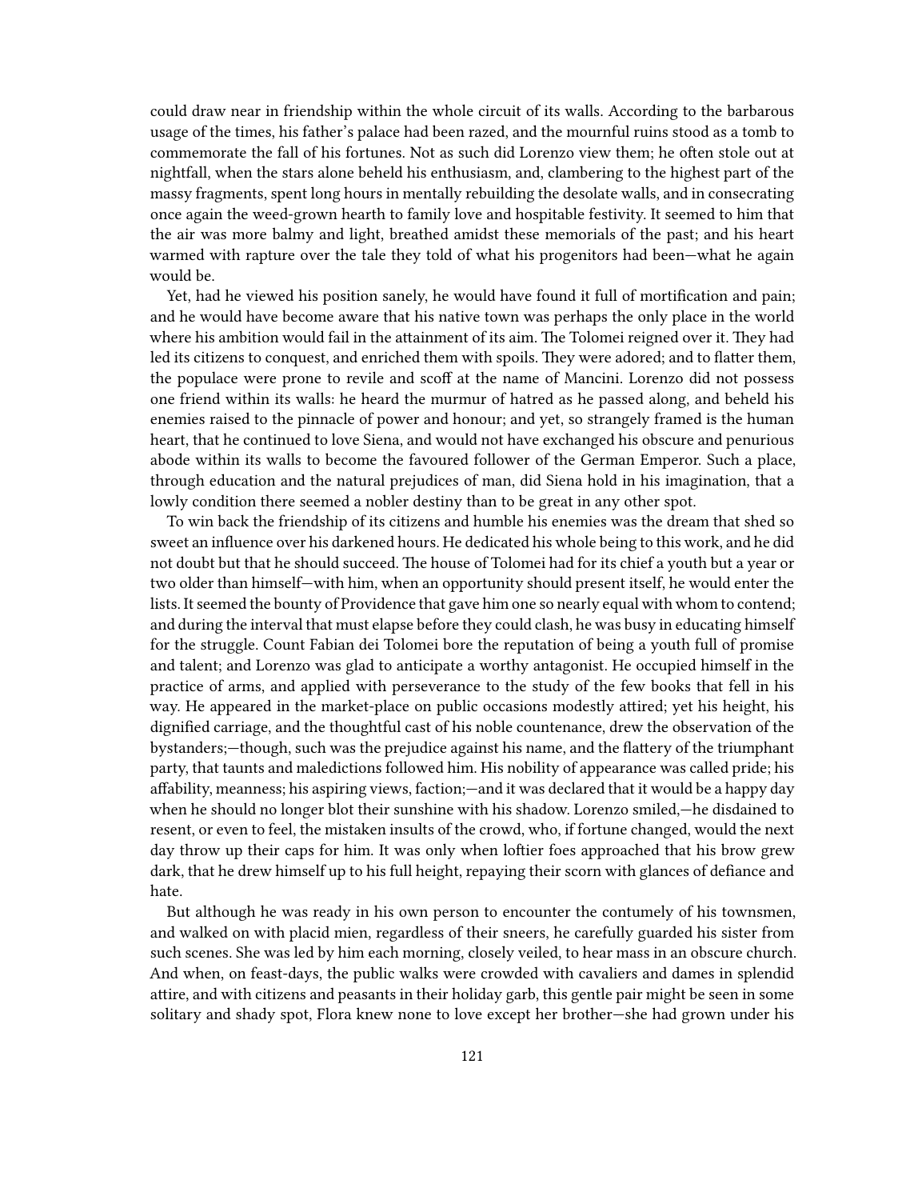could draw near in friendship within the whole circuit of its walls. According to the barbarous usage of the times, his father's palace had been razed, and the mournful ruins stood as a tomb to commemorate the fall of his fortunes. Not as such did Lorenzo view them; he often stole out at nightfall, when the stars alone beheld his enthusiasm, and, clambering to the highest part of the massy fragments, spent long hours in mentally rebuilding the desolate walls, and in consecrating once again the weed-grown hearth to family love and hospitable festivity. It seemed to him that the air was more balmy and light, breathed amidst these memorials of the past; and his heart warmed with rapture over the tale they told of what his progenitors had been—what he again would be.

Yet, had he viewed his position sanely, he would have found it full of mortification and pain; and he would have become aware that his native town was perhaps the only place in the world where his ambition would fail in the attainment of its aim. The Tolomei reigned over it. They had led its citizens to conquest, and enriched them with spoils. They were adored; and to flatter them, the populace were prone to revile and scoff at the name of Mancini. Lorenzo did not possess one friend within its walls: he heard the murmur of hatred as he passed along, and beheld his enemies raised to the pinnacle of power and honour; and yet, so strangely framed is the human heart, that he continued to love Siena, and would not have exchanged his obscure and penurious abode within its walls to become the favoured follower of the German Emperor. Such a place, through education and the natural prejudices of man, did Siena hold in his imagination, that a lowly condition there seemed a nobler destiny than to be great in any other spot.

To win back the friendship of its citizens and humble his enemies was the dream that shed so sweet an influence over his darkened hours. He dedicated his whole being to this work, and he did not doubt but that he should succeed. The house of Tolomei had for its chief a youth but a year or two older than himself—with him, when an opportunity should present itself, he would enter the lists. It seemed the bounty of Providence that gave him one so nearly equal with whom to contend; and during the interval that must elapse before they could clash, he was busy in educating himself for the struggle. Count Fabian dei Tolomei bore the reputation of being a youth full of promise and talent; and Lorenzo was glad to anticipate a worthy antagonist. He occupied himself in the practice of arms, and applied with perseverance to the study of the few books that fell in his way. He appeared in the market-place on public occasions modestly attired; yet his height, his dignified carriage, and the thoughtful cast of his noble countenance, drew the observation of the bystanders;—though, such was the prejudice against his name, and the flattery of the triumphant party, that taunts and maledictions followed him. His nobility of appearance was called pride; his affability, meanness; his aspiring views, faction;—and it was declared that it would be a happy day when he should no longer blot their sunshine with his shadow. Lorenzo smiled,—he disdained to resent, or even to feel, the mistaken insults of the crowd, who, if fortune changed, would the next day throw up their caps for him. It was only when loftier foes approached that his brow grew dark, that he drew himself up to his full height, repaying their scorn with glances of defiance and hate.

But although he was ready in his own person to encounter the contumely of his townsmen, and walked on with placid mien, regardless of their sneers, he carefully guarded his sister from such scenes. She was led by him each morning, closely veiled, to hear mass in an obscure church. And when, on feast-days, the public walks were crowded with cavaliers and dames in splendid attire, and with citizens and peasants in their holiday garb, this gentle pair might be seen in some solitary and shady spot, Flora knew none to love except her brother—she had grown under his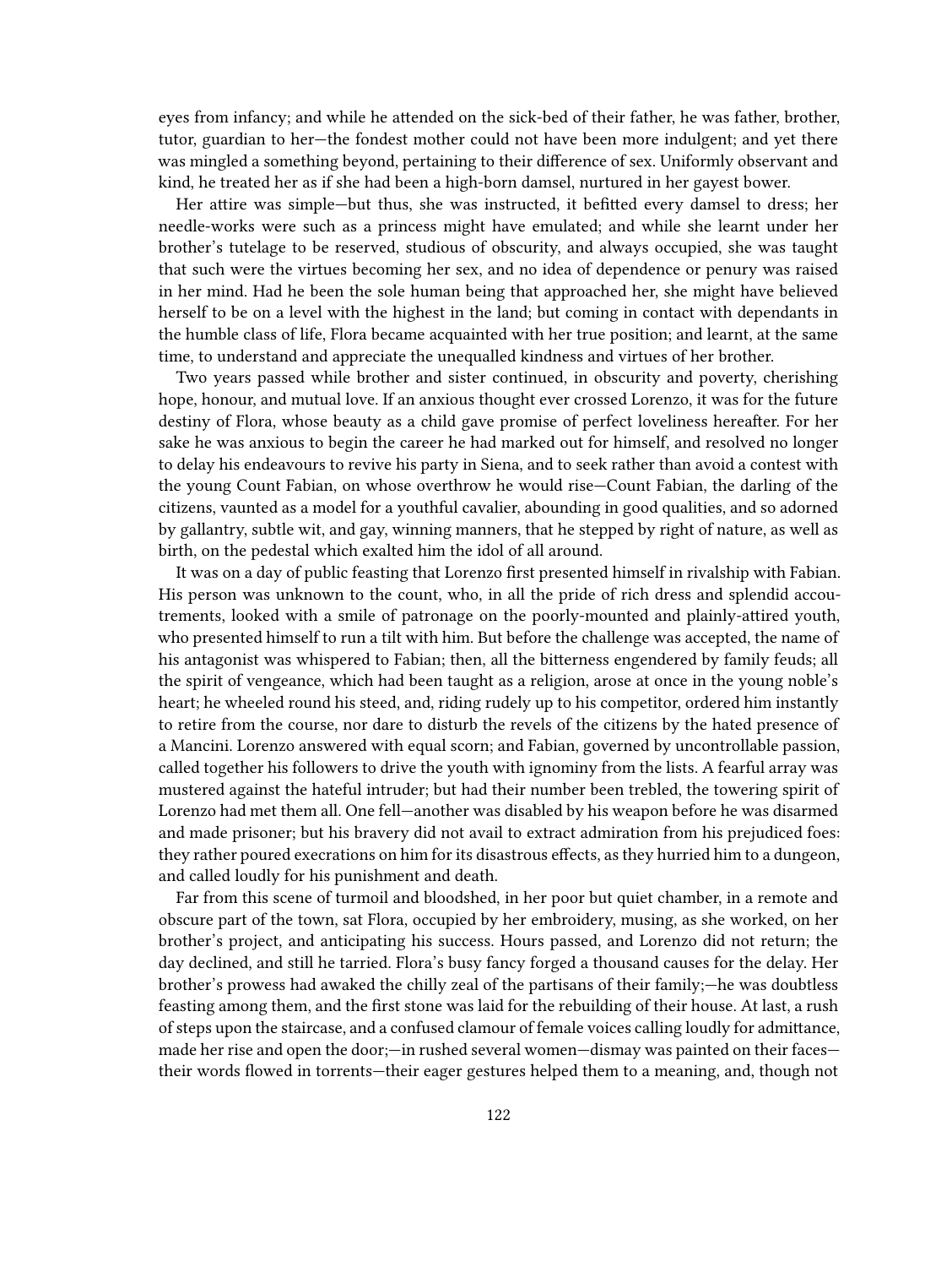eyes from infancy; and while he attended on the sick-bed of their father, he was father, brother, tutor, guardian to her—the fondest mother could not have been more indulgent; and yet there was mingled a something beyond, pertaining to their difference of sex. Uniformly observant and kind, he treated her as if she had been a high-born damsel, nurtured in her gayest bower.

Her attire was simple—but thus, she was instructed, it befitted every damsel to dress; her needle-works were such as a princess might have emulated; and while she learnt under her brother's tutelage to be reserved, studious of obscurity, and always occupied, she was taught that such were the virtues becoming her sex, and no idea of dependence or penury was raised in her mind. Had he been the sole human being that approached her, she might have believed herself to be on a level with the highest in the land; but coming in contact with dependants in the humble class of life, Flora became acquainted with her true position; and learnt, at the same time, to understand and appreciate the unequalled kindness and virtues of her brother.

Two years passed while brother and sister continued, in obscurity and poverty, cherishing hope, honour, and mutual love. If an anxious thought ever crossed Lorenzo, it was for the future destiny of Flora, whose beauty as a child gave promise of perfect loveliness hereafter. For her sake he was anxious to begin the career he had marked out for himself, and resolved no longer to delay his endeavours to revive his party in Siena, and to seek rather than avoid a contest with the young Count Fabian, on whose overthrow he would rise—Count Fabian, the darling of the citizens, vaunted as a model for a youthful cavalier, abounding in good qualities, and so adorned by gallantry, subtle wit, and gay, winning manners, that he stepped by right of nature, as well as birth, on the pedestal which exalted him the idol of all around.

It was on a day of public feasting that Lorenzo first presented himself in rivalship with Fabian. His person was unknown to the count, who, in all the pride of rich dress and splendid accoutrements, looked with a smile of patronage on the poorly-mounted and plainly-attired youth, who presented himself to run a tilt with him. But before the challenge was accepted, the name of his antagonist was whispered to Fabian; then, all the bitterness engendered by family feuds; all the spirit of vengeance, which had been taught as a religion, arose at once in the young noble's heart; he wheeled round his steed, and, riding rudely up to his competitor, ordered him instantly to retire from the course, nor dare to disturb the revels of the citizens by the hated presence of a Mancini. Lorenzo answered with equal scorn; and Fabian, governed by uncontrollable passion, called together his followers to drive the youth with ignominy from the lists. A fearful array was mustered against the hateful intruder; but had their number been trebled, the towering spirit of Lorenzo had met them all. One fell—another was disabled by his weapon before he was disarmed and made prisoner; but his bravery did not avail to extract admiration from his prejudiced foes: they rather poured execrations on him for its disastrous effects, as they hurried him to a dungeon, and called loudly for his punishment and death.

Far from this scene of turmoil and bloodshed, in her poor but quiet chamber, in a remote and obscure part of the town, sat Flora, occupied by her embroidery, musing, as she worked, on her brother's project, and anticipating his success. Hours passed, and Lorenzo did not return; the day declined, and still he tarried. Flora's busy fancy forged a thousand causes for the delay. Her brother's prowess had awaked the chilly zeal of the partisans of their family;—he was doubtless feasting among them, and the first stone was laid for the rebuilding of their house. At last, a rush of steps upon the staircase, and a confused clamour of female voices calling loudly for admittance, made her rise and open the door;—in rushed several women—dismay was painted on their faces—their words flowed in torrents—their eager gestures helped them to a meaning, and, though not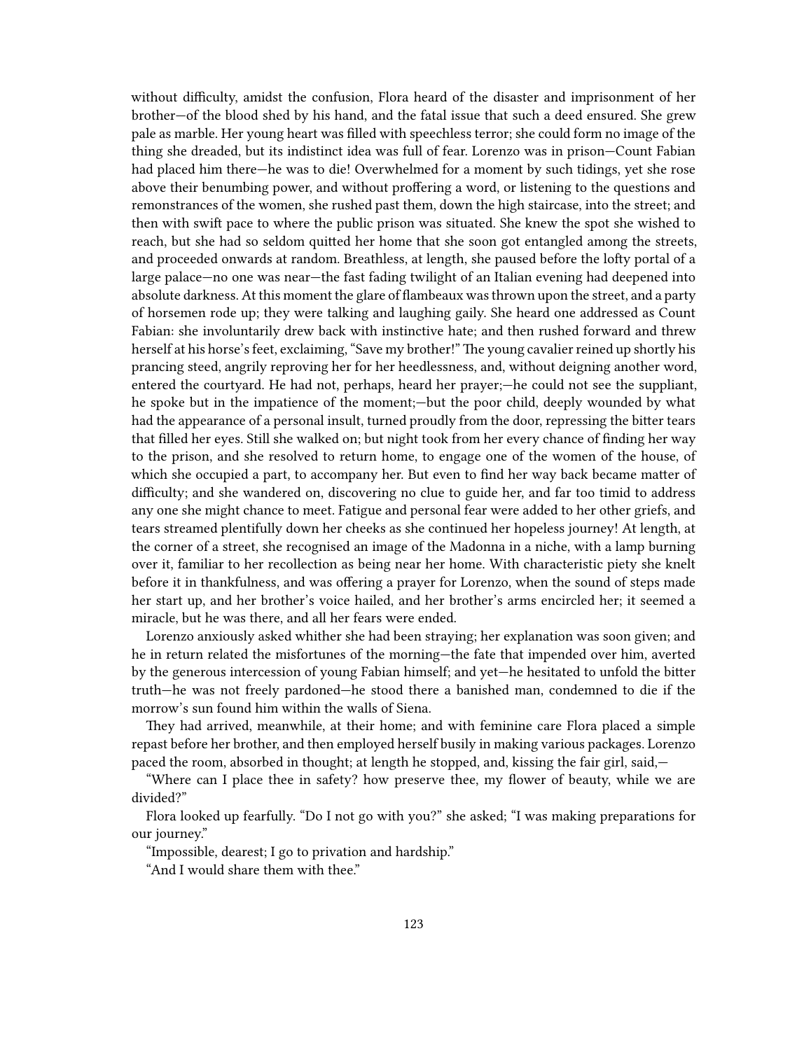without difficulty, amidst the confusion, Flora heard of the disaster and imprisonment of her brother—of the blood shed by his hand, and the fatal issue that such a deed ensured. She grew pale as marble. Her young heart was filled with speechless terror; she could form no image of the thing she dreaded, but its indistinct idea was full of fear. Lorenzo was in prison—Count Fabian had placed him there—he was to die! Overwhelmed for a moment by such tidings, yet she rose above their benumbing power, and without proffering a word, or listening to the questions and remonstrances of the women, she rushed past them, down the high staircase, into the street; and then with swift pace to where the public prison was situated. She knew the spot she wished to reach, but she had so seldom quitted her home that she soon got entangled among the streets, and proceeded onwards at random. Breathless, at length, she paused before the lofty portal of a large palace—no one was near—the fast fading twilight of an Italian evening had deepened into absolute darkness. At this moment the glare of flambeaux was thrown upon the street, and a party of horsemen rode up; they were talking and laughing gaily. She heard one addressed as Count Fabian: she involuntarily drew back with instinctive hate; and then rushed forward and threw herself at his horse's feet, exclaiming, "Save my brother!" The young cavalier reined up shortly his prancing steed, angrily reproving her for her heedlessness, and, without deigning another word, entered the courtyard. He had not, perhaps, heard her prayer;—he could not see the suppliant, he spoke but in the impatience of the moment;—but the poor child, deeply wounded by what had the appearance of a personal insult, turned proudly from the door, repressing the bitter tears that filled her eyes. Still she walked on; but night took from her every chance of finding her way to the prison, and she resolved to return home, to engage one of the women of the house, of which she occupied a part, to accompany her. But even to find her way back became matter of difficulty; and she wandered on, discovering no clue to guide her, and far too timid to address any one she might chance to meet. Fatigue and personal fear were added to her other griefs, and tears streamed plentifully down her cheeks as she continued her hopeless journey! At length, at the corner of a street, she recognised an image of the Madonna in a niche, with a lamp burning over it, familiar to her recollection as being near her home. With characteristic piety she knelt before it in thankfulness, and was offering a prayer for Lorenzo, when the sound of steps made her start up, and her brother's voice hailed, and her brother's arms encircled her; it seemed a miracle, but he was there, and all her fears were ended.

Lorenzo anxiously asked whither she had been straying; her explanation was soon given; and he in return related the misfortunes of the morning—the fate that impended over him, averted by the generous intercession of young Fabian himself; and yet—he hesitated to unfold the bitter truth—he was not freely pardoned—he stood there a banished man, condemned to die if the morrow's sun found him within the walls of Siena.

They had arrived, meanwhile, at their home; and with feminine care Flora placed a simple repast before her brother, and then employed herself busily in making various packages. Lorenzo paced the room, absorbed in thought; at length he stopped, and, kissing the fair girl, said,—

"Where can I place thee in safety? how preserve thee, my flower of beauty, while we are divided?"

Flora looked up fearfully. "Do I not go with you?" she asked; "I was making preparations for our journey."

"Impossible, dearest; I go to privation and hardship."

"And I would share them with thee."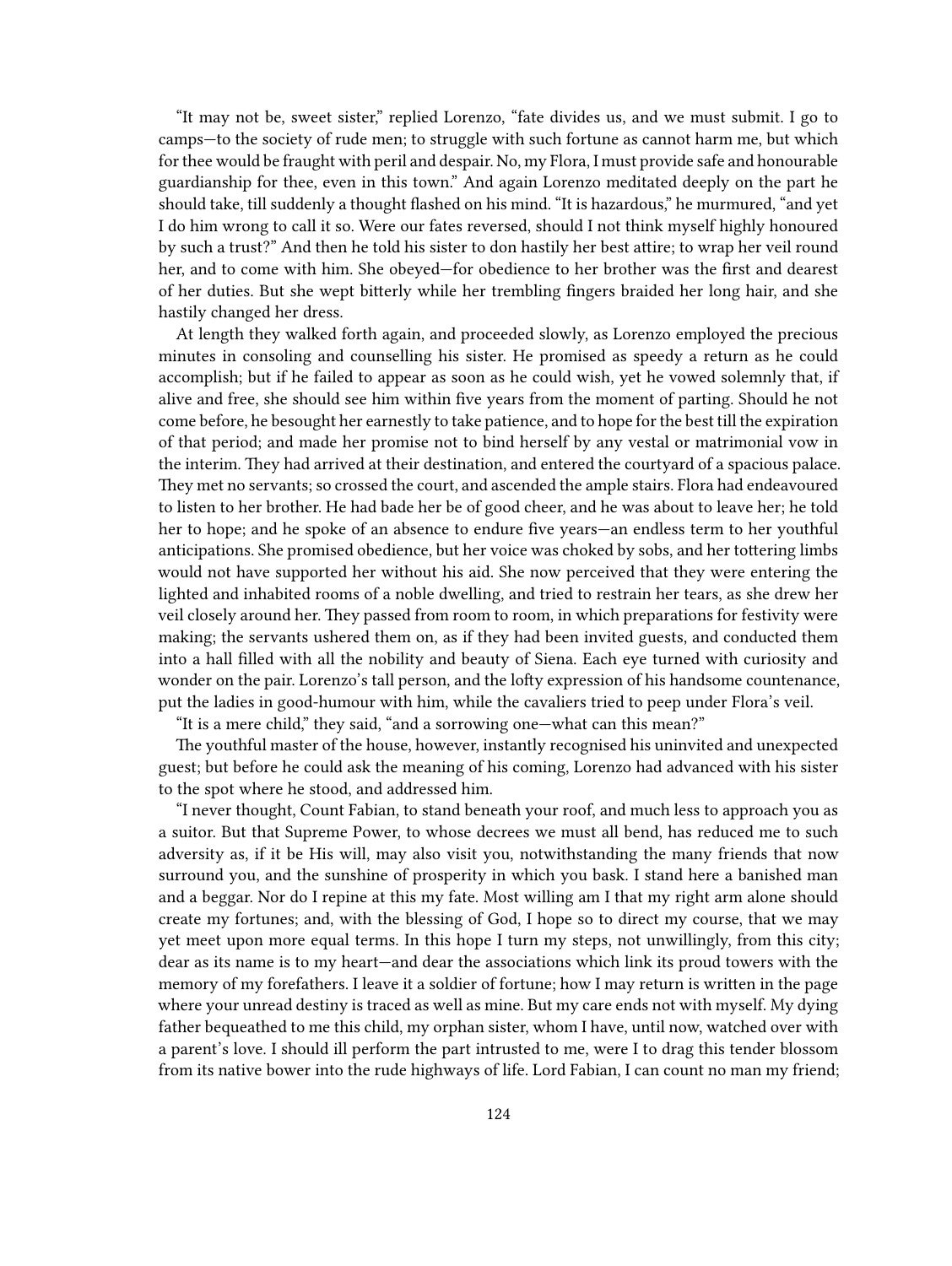"It may not be, sweet sister," replied Lorenzo, "fate divides us, and we must submit. I go to camps—to the society of rude men; to struggle with such fortune as cannot harm me, but which for thee would be fraught with peril and despair. No, my Flora, I must provide safe and honourable guardianship for thee, even in this town." And again Lorenzo meditated deeply on the part he should take, till suddenly a thought flashed on his mind. "It is hazardous," he murmured, "and yet I do him wrong to call it so. Were our fates reversed, should I not think myself highly honoured by such a trust?" And then he told his sister to don hastily her best attire; to wrap her veil round her, and to come with him. She obeyed—for obedience to her brother was the first and dearest of her duties. But she wept bitterly while her trembling fingers braided her long hair, and she hastily changed her dress.

At length they walked forth again, and proceeded slowly, as Lorenzo employed the precious minutes in consoling and counselling his sister. He promised as speedy a return as he could accomplish; but if he failed to appear as soon as he could wish, yet he vowed solemnly that, if alive and free, she should see him within five years from the moment of parting. Should he not come before, he besought her earnestly to take patience, and to hope for the best till the expiration of that period; and made her promise not to bind herself by any vestal or matrimonial vow in the interim. They had arrived at their destination, and entered the courtyard of a spacious palace. They met no servants; so crossed the court, and ascended the ample stairs. Flora had endeavoured to listen to her brother. He had bade her be of good cheer, and he was about to leave her; he told her to hope; and he spoke of an absence to endure five years—an endless term to her youthful anticipations. She promised obedience, but her voice was choked by sobs, and her tottering limbs would not have supported her without his aid. She now perceived that they were entering the lighted and inhabited rooms of a noble dwelling, and tried to restrain her tears, as she drew her veil closely around her. They passed from room to room, in which preparations for festivity were making; the servants ushered them on, as if they had been invited guests, and conducted them into a hall filled with all the nobility and beauty of Siena. Each eye turned with curiosity and wonder on the pair. Lorenzo's tall person, and the lofty expression of his handsome countenance, put the ladies in good-humour with him, while the cavaliers tried to peep under Flora's veil.

"It is a mere child," they said, "and a sorrowing one—what can this mean?"

The youthful master of the house, however, instantly recognised his uninvited and unexpected guest; but before he could ask the meaning of his coming, Lorenzo had advanced with his sister to the spot where he stood, and addressed him.

"I never thought, Count Fabian, to stand beneath your roof, and much less to approach you as a suitor. But that Supreme Power, to whose decrees we must all bend, has reduced me to such adversity as, if it be His will, may also visit you, notwithstanding the many friends that now surround you, and the sunshine of prosperity in which you bask. I stand here a banished man and a beggar. Nor do I repine at this my fate. Most willing am I that my right arm alone should create my fortunes; and, with the blessing of God, I hope so to direct my course, that we may yet meet upon more equal terms. In this hope I turn my steps, not unwillingly, from this city; dear as its name is to my heart—and dear the associations which link its proud towers with the memory of my forefathers. I leave it a soldier of fortune; how I may return is written in the page where your unread destiny is traced as well as mine. But my care ends not with myself. My dying father bequeathed to me this child, my orphan sister, whom I have, until now, watched over with a parent's love. I should ill perform the part intrusted to me, were I to drag this tender blossom from its native bower into the rude highways of life. Lord Fabian, I can count no man my friend;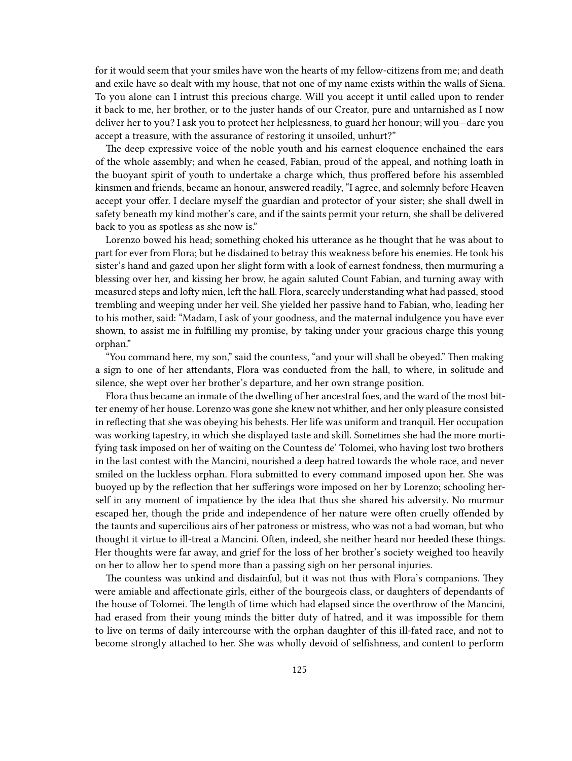for it would seem that your smiles have won the hearts of my fellow-citizens from me; and death and exile have so dealt with my house, that not one of my name exists within the walls of Siena. To you alone can I intrust this precious charge. Will you accept it until called upon to render it back to me, her brother, or to the juster hands of our Creator, pure and untarnished as I now deliver her to you? I ask you to protect her helplessness, to guard her honour; will you—dare you accept a treasure, with the assurance of restoring it unsoiled, unhurt?"

The deep expressive voice of the noble youth and his earnest eloquence enchained the ears of the whole assembly; and when he ceased, Fabian, proud of the appeal, and nothing loath in the buoyant spirit of youth to undertake a charge which, thus proffered before his assembled kinsmen and friends, became an honour, answered readily, "I agree, and solemnly before Heaven accept your offer. I declare myself the guardian and protector of your sister; she shall dwell in safety beneath my kind mother's care, and if the saints permit your return, she shall be delivered back to you as spotless as she now is."

Lorenzo bowed his head; something choked his utterance as he thought that he was about to part for ever from Flora; but he disdained to betray this weakness before his enemies. He took his sister's hand and gazed upon her slight form with a look of earnest fondness, then murmuring a blessing over her, and kissing her brow, he again saluted Count Fabian, and turning away with measured steps and lofty mien, left the hall. Flora, scarcely understanding what had passed, stood trembling and weeping under her veil. She yielded her passive hand to Fabian, who, leading her to his mother, said: "Madam, I ask of your goodness, and the maternal indulgence you have ever shown, to assist me in fulfilling my promise, by taking under your gracious charge this young orphan."

"You command here, my son," said the countess, "and your will shall be obeyed." Then making a sign to one of her attendants, Flora was conducted from the hall, to where, in solitude and silence, she wept over her brother's departure, and her own strange position.

Flora thus became an inmate of the dwelling of her ancestral foes, and the ward of the most bitter enemy of her house. Lorenzo was gone she knew not whither, and her only pleasure consisted in reflecting that she was obeying his behests. Her life was uniform and tranquil. Her occupation was working tapestry, in which she displayed taste and skill. Sometimes she had the more mortifying task imposed on her of waiting on the Countess de' Tolomei, who having lost two brothers in the last contest with the Mancini, nourished a deep hatred towards the whole race, and never smiled on the luckless orphan. Flora submitted to every command imposed upon her. She was buoyed up by the reflection that her sufferings were imposed on her by Lorenzo; schooling herself in any moment of impatience by the idea that thus she shared his adversity. No murmur escaped her, though the pride and independence of her nature were often cruelly offended by the taunts and supercilious airs of her patroness or mistress, who was not a bad woman, but who thought it virtue to ill-treat a Mancini. Often, indeed, she neither heard nor heeded these things. Her thoughts were far away, and grief for the loss of her brother's society weighed too heavily on her to allow her to spend more than a passing sigh on her personal injuries.

The countess was unkind and disdainful, but it was not thus with Flora's companions. They were amiable and affectionate girls, either of the bourgeois class, or daughters of dependants of the house of Tolomei. The length of time which had elapsed since the overthrow of the Mancini, had erased from their young minds the bitter duty of hatred, and it was impossible for them to live on terms of daily intercourse with the orphan daughter of this ill-fated race, and not to become strongly attached to her. She was wholly devoid of selfishness, and content to perform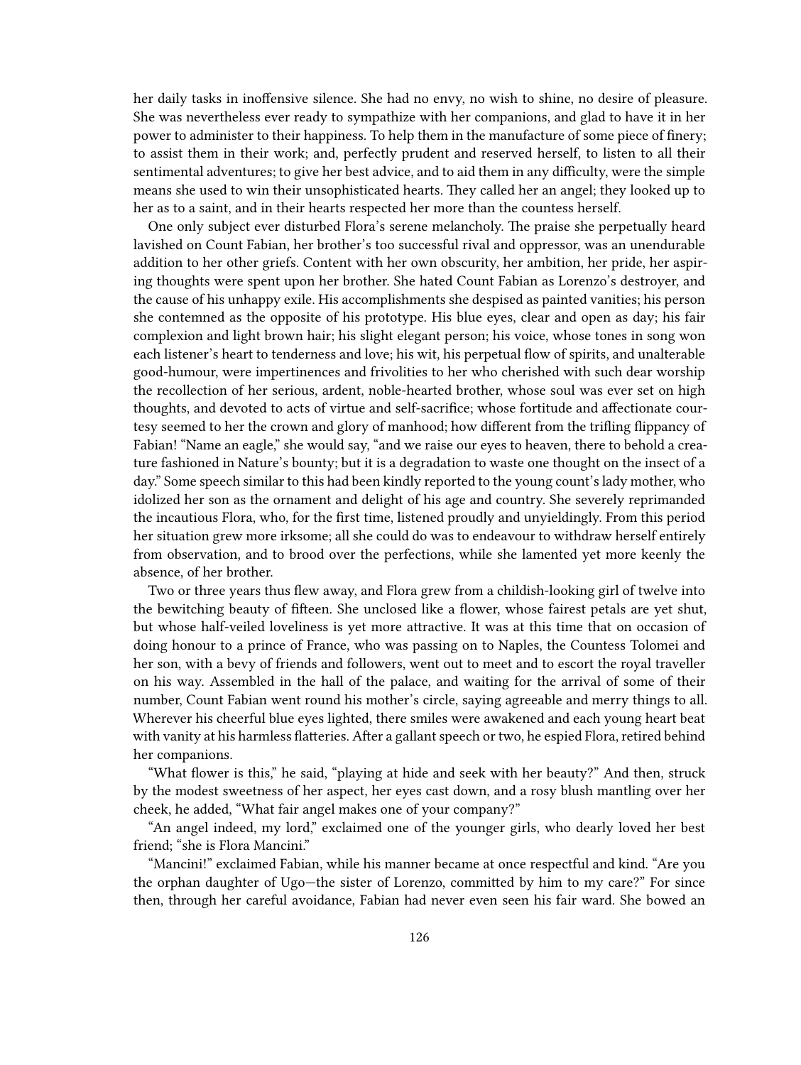her daily tasks in inoffensive silence. She had no envy, no wish to shine, no desire of pleasure. She was nevertheless ever ready to sympathize with her companions, and glad to have it in her power to administer to their happiness. To help them in the manufacture of some piece of finery; to assist them in their work; and, perfectly prudent and reserved herself, to listen to all their sentimental adventures; to give her best advice, and to aid them in any difficulty, were the simple means she used to win their unsophisticated hearts. They called her an angel; they looked up to her as to a saint, and in their hearts respected her more than the countess herself.

One only subject ever disturbed Flora's serene melancholy. The praise she perpetually heard lavished on Count Fabian, her brother's too successful rival and oppressor, was an unendurable addition to her other griefs. Content with her own obscurity, her ambition, her pride, her aspiring thoughts were spent upon her brother. She hated Count Fabian as Lorenzo's destroyer, and the cause of his unhappy exile. His accomplishments she despised as painted vanities; his person she contemned as the opposite of his prototype. His blue eyes, clear and open as day; his fair complexion and light brown hair; his slight elegant person; his voice, whose tones in song won each listener's heart to tenderness and love; his wit, his perpetual flow of spirits, and unalterable good-humour, were impertinences and frivolities to her who cherished with such dear worship the recollection of her serious, ardent, noble-hearted brother, whose soul was ever set on high thoughts, and devoted to acts of virtue and self-sacrifice; whose fortitude and affectionate courtesy seemed to her the crown and glory of manhood; how different from the trifling flippancy of Fabian! "Name an eagle," she would say, "and we raise our eyes to heaven, there to behold a creature fashioned in Nature's bounty; but it is a degradation to waste one thought on the insect of a day." Some speech similar to this had been kindly reported to the young count's lady mother, who idolized her son as the ornament and delight of his age and country. She severely reprimanded the incautious Flora, who, for the first time, listened proudly and unyieldingly. From this period her situation grew more irksome; all she could do was to endeavour to withdraw herself entirely from observation, and to brood over the perfections, while she lamented yet more keenly the absence, of her brother.

Two or three years thus flew away, and Flora grew from a childish-looking girl of twelve into the bewitching beauty of fifteen. She unclosed like a flower, whose fairest petals are yet shut, but whose half-veiled loveliness is yet more attractive. It was at this time that on occasion of doing honour to a prince of France, who was passing on to Naples, the Countess Tolomei and her son, with a bevy of friends and followers, went out to meet and to escort the royal traveller on his way. Assembled in the hall of the palace, and waiting for the arrival of some of their number, Count Fabian went round his mother's circle, saying agreeable and merry things to all. Wherever his cheerful blue eyes lighted, there smiles were awakened and each young heart beat with vanity at his harmless flatteries. After a gallant speech or two, he espied Flora, retired behind her companions.

"What flower is this," he said, "playing at hide and seek with her beauty?" And then, struck by the modest sweetness of her aspect, her eyes cast down, and a rosy blush mantling over her cheek, he added, "What fair angel makes one of your company?"

"An angel indeed, my lord," exclaimed one of the younger girls, who dearly loved her best friend; "she is Flora Mancini."

"Mancini!" exclaimed Fabian, while his manner became at once respectful and kind. "Are you the orphan daughter of Ugo—the sister of Lorenzo, committed by him to my care?" For since then, through her careful avoidance, Fabian had never even seen his fair ward. She bowed an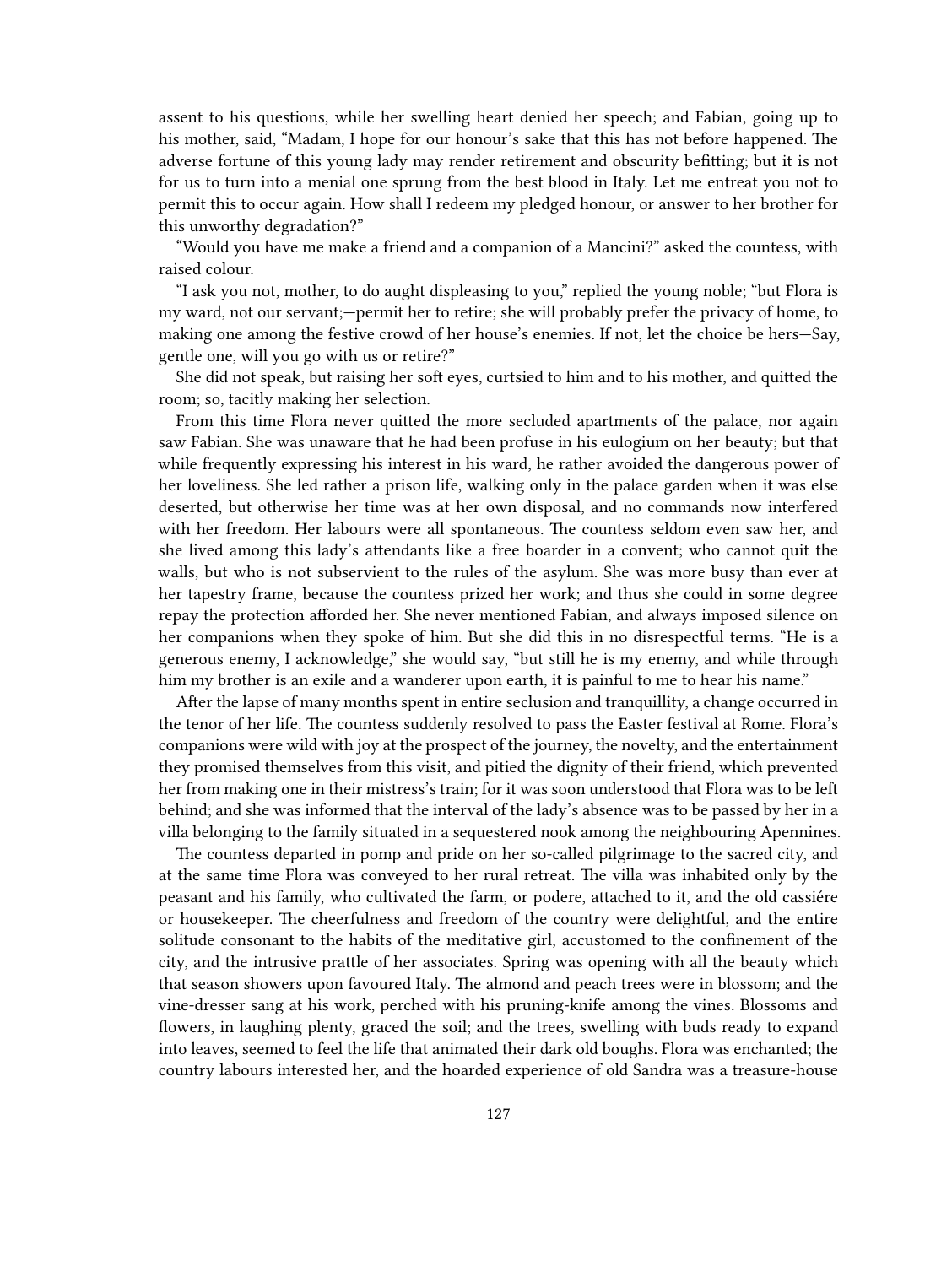assent to his questions, while her swelling heart denied her speech; and Fabian, going up to his mother, said, "Madam, I hope for our honour's sake that this has not before happened. The adverse fortune of this young lady may render retirement and obscurity befitting; but it is not for us to turn into a menial one sprung from the best blood in Italy. Let me entreat you not to permit this to occur again. How shall I redeem my pledged honour, or answer to her brother for this unworthy degradation?"

"Would you have me make a friend and a companion of a Mancini?" asked the countess, with raised colour.

"I ask you not, mother, to do aught displeasing to you," replied the young noble; "but Flora is my ward, not our servant;—permit her to retire; she will probably prefer the privacy of home, to making one among the festive crowd of her house's enemies. If not, let the choice be hers—Say, gentle one, will you go with us or retire?"

She did not speak, but raising her soft eyes, curtsied to him and to his mother, and quitted the room; so, tacitly making her selection.

From this time Flora never quitted the more secluded apartments of the palace, nor again saw Fabian. She was unaware that he had been profuse in his eulogium on her beauty; but that while frequently expressing his interest in his ward, he rather avoided the dangerous power of her loveliness. She led rather a prison life, walking only in the palace garden when it was else deserted, but otherwise her time was at her own disposal, and no commands now interfered with her freedom. Her labours were all spontaneous. The countess seldom even saw her, and she lived among this lady's attendants like a free boarder in a convent; who cannot quit the walls, but who is not subservient to the rules of the asylum. She was more busy than ever at her tapestry frame, because the countess prized her work; and thus she could in some degree repay the protection afforded her. She never mentioned Fabian, and always imposed silence on her companions when they spoke of him. But she did this in no disrespectful terms. "He is a generous enemy, I acknowledge," she would say, "but still he is my enemy, and while through him my brother is an exile and a wanderer upon earth, it is painful to me to hear his name."

After the lapse of many months spent in entire seclusion and tranquillity, a change occurred in the tenor of her life. The countess suddenly resolved to pass the Easter festival at Rome. Flora's companions were wild with joy at the prospect of the journey, the novelty, and the entertainment they promised themselves from this visit, and pitied the dignity of their friend, which prevented her from making one in their mistress's train; for it was soon understood that Flora was to be left behind; and she was informed that the interval of the lady's absence was to be passed by her in a villa belonging to the family situated in a sequestered nook among the neighbouring Apennines.

The countess departed in pomp and pride on her so-called pilgrimage to the sacred city, and at the same time Flora was conveyed to her rural retreat. The villa was inhabited only by the peasant and his family, who cultivated the farm, or podere, attached to it, and the old cassiére or housekeeper. The cheerfulness and freedom of the country were delightful, and the entire solitude consonant to the habits of the meditative girl, accustomed to the confinement of the city, and the intrusive prattle of her associates. Spring was opening with all the beauty which that season showers upon favoured Italy. The almond and peach trees were in blossom; and the vine-dresser sang at his work, perched with his pruning-knife among the vines. Blossoms and flowers, in laughing plenty, graced the soil; and the trees, swelling with buds ready to expand into leaves, seemed to feel the life that animated their dark old boughs. Flora was enchanted; the country labours interested her, and the hoarded experience of old Sandra was a treasure-house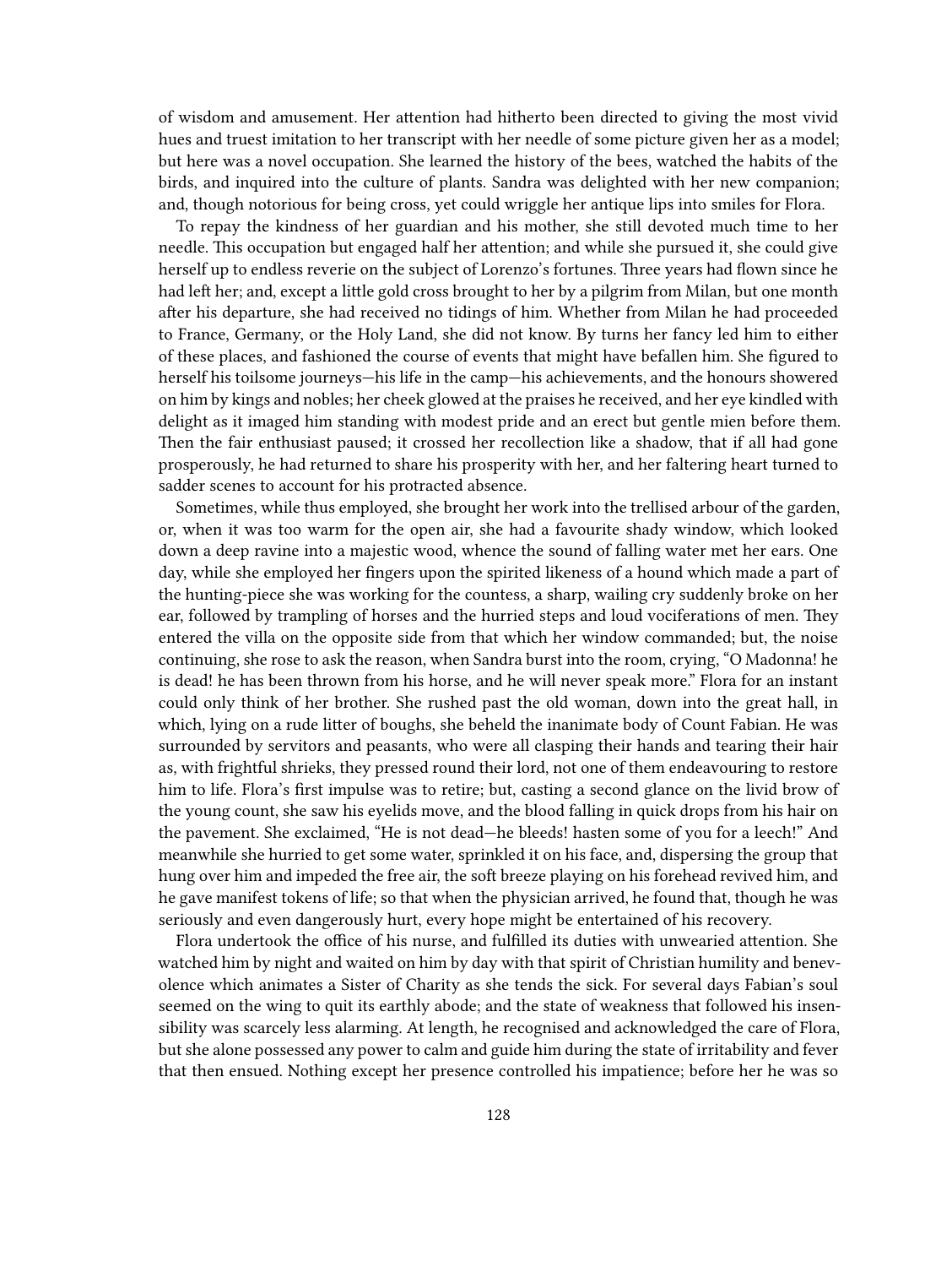of wisdom and amusement. Her attention had hitherto been directed to giving the most vivid hues and truest imitation to her transcript with her needle of some picture given her as a model; but here was a novel occupation. She learned the history of the bees, watched the habits of the birds, and inquired into the culture of plants. Sandra was delighted with her new companion; and, though notorious for being cross, yet could wriggle her antique lips into smiles for Flora.

To repay the kindness of her guardian and his mother, she still devoted much time to her needle. This occupation but engaged half her attention; and while she pursued it, she could give herself up to endless reverie on the subject of Lorenzo's fortunes. Three years had flown since he had left her; and, except a little gold cross brought to her by a pilgrim from Milan, but one month after his departure, she had received no tidings of him. Whether from Milan he had proceeded to France, Germany, or the Holy Land, she did not know. By turns her fancy led him to either of these places, and fashioned the course of events that might have befallen him. She figured to herself his toilsome journeys—his life in the camp—his achievements, and the honours showered on him by kings and nobles; her cheek glowed at the praises he received, and her eye kindled with delight as it imaged him standing with modest pride and an erect but gentle mien before them. Then the fair enthusiast paused; it crossed her recollection like a shadow, that if all had gone prosperously, he had returned to share his prosperity with her, and her faltering heart turned to sadder scenes to account for his protracted absence.

Sometimes, while thus employed, she brought her work into the trellised arbour of the garden, or, when it was too warm for the open air, she had a favourite shady window, which looked down a deep ravine into a majestic wood, whence the sound of falling water met her ears. One day, while she employed her fingers upon the spirited likeness of a hound which made a part of the hunting-piece she was working for the countess, a sharp, wailing cry suddenly broke on her ear, followed by trampling of horses and the hurried steps and loud vociferations of men. They entered the villa on the opposite side from that which her window commanded; but, the noise continuing, she rose to ask the reason, when Sandra burst into the room, crying, "O Madonna! he is dead! he has been thrown from his horse, and he will never speak more." Flora for an instant could only think of her brother. She rushed past the old woman, down into the great hall, in which, lying on a rude litter of boughs, she beheld the inanimate body of Count Fabian. He was surrounded by servitors and peasants, who were all clasping their hands and tearing their hair as, with frightful shrieks, they pressed round their lord, not one of them endeavouring to restore him to life. Flora's first impulse was to retire; but, casting a second glance on the livid brow of the young count, she saw his eyelids move, and the blood falling in quick drops from his hair on the pavement. She exclaimed, "He is not dead—he bleeds! hasten some of you for a leech!" And meanwhile she hurried to get some water, sprinkled it on his face, and, dispersing the group that hung over him and impeded the free air, the soft breeze playing on his forehead revived him, and he gave manifest tokens of life; so that when the physician arrived, he found that, though he was seriously and even dangerously hurt, every hope might be entertained of his recovery.

Flora undertook the office of his nurse, and fulfilled its duties with unwearied attention. She watched him by night and waited on him by day with that spirit of Christian humility and benevolence which animates a Sister of Charity as she tends the sick. For several days Fabian's soul seemed on the wing to quit its earthly abode; and the state of weakness that followed his insensibility was scarcely less alarming. At length, he recognised and acknowledged the care of Flora, but she alone possessed any power to calm and guide him during the state of irritability and fever that then ensued. Nothing except her presence controlled his impatience; before her he was so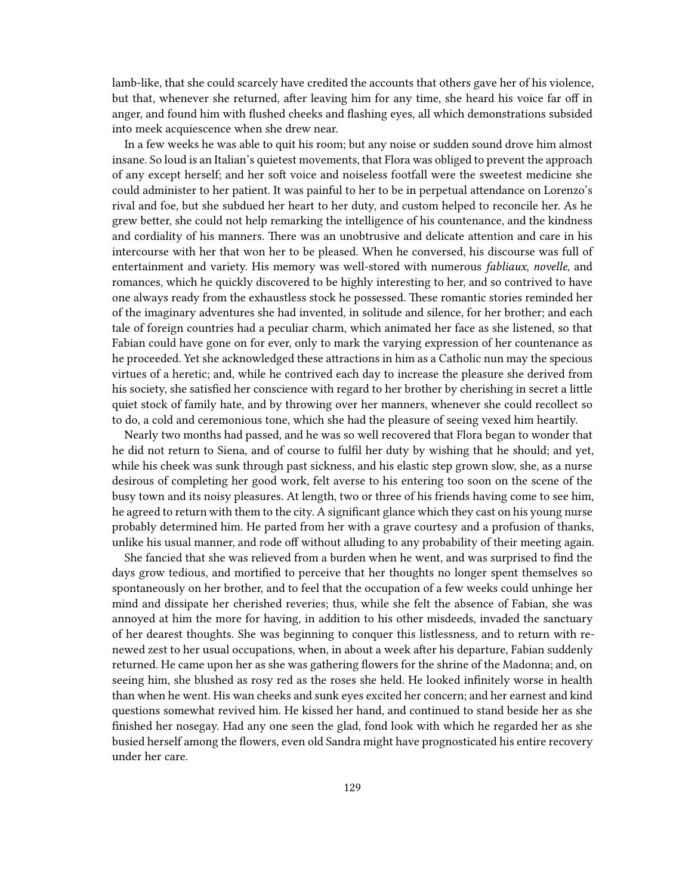lamb-like, that she could scarcely have credited the accounts that others gave her of his violence, but that, whenever she returned, after leaving him for any time, she heard his voice far off in anger, and found him with flushed cheeks and flashing eyes, all which demonstrations subsided into meek acquiescence when she drew near.

In a few weeks he was able to quit his room; but any noise or sudden sound drove him almost insane. So loud is an Italian's quietest movements, that Flora was obliged to prevent the approach of any except herself; and her soft voice and noiseless footfall were the sweetest medicine she could administer to her patient. It was painful to her to be in perpetual attendance on Lorenzo's rival and foe, but she subdued her heart to her duty, and custom helped to reconcile her. As he grew better, she could not help remarking the intelligence of his countenance, and the kindness and cordiality of his manners. There was an unobtrusive and delicate attention and care in his intercourse with her that won her to be pleased. When he conversed, his discourse was full of entertainment and variety. His memory was well-stored with numerous *fabliaux*, *novelle*, and romances, which he quickly discovered to be highly interesting to her, and so contrived to have one always ready from the exhaustless stock he possessed. These romantic stories reminded her of the imaginary adventures she had invented, in solitude and silence, for her brother; and each tale of foreign countries had a peculiar charm, which animated her face as she listened, so that Fabian could have gone on for ever, only to mark the varying expression of her countenance as he proceeded. Yet she acknowledged these attractions in him as a Catholic nun may the specious virtues of a heretic; and, while he contrived each day to increase the pleasure she derived from his society, she satisfied her conscience with regard to her brother by cherishing in secret a little quiet stock of family hate, and by throwing over her manners, whenever she could recollect so to do, a cold and ceremonious tone, which she had the pleasure of seeing vexed him heartily.

Nearly two months had passed, and he was so well recovered that Flora began to wonder that he did not return to Siena, and of course to fulfil her duty by wishing that he should; and yet, while his cheek was sunk through past sickness, and his elastic step grown slow, she, as a nurse desirous of completing her good work, felt averse to his entering too soon on the scene of the busy town and its noisy pleasures. At length, two or three of his friends having come to see him, he agreed to return with them to the city. A significant glance which they cast on his young nurse probably determined him. He parted from her with a grave courtesy and a profusion of thanks, unlike his usual manner, and rode off without alluding to any probability of their meeting again.

She fancied that she was relieved from a burden when he went, and was surprised to find the days grow tedious, and mortified to perceive that her thoughts no longer spent themselves so spontaneously on her brother, and to feel that the occupation of a few weeks could unhinge her mind and dissipate her cherished reveries; thus, while she felt the absence of Fabian, she was annoyed at him the more for having, in addition to his other misdeeds, invaded the sanctuary of her dearest thoughts. She was beginning to conquer this listlessness, and to return with renewed zest to her usual occupations, when, in about a week after his departure, Fabian suddenly returned. He came upon her as she was gathering flowers for the shrine of the Madonna; and, on seeing him, she blushed as rosy red as the roses she held. He looked infinitely worse in health than when he went. His wan cheeks and sunk eyes excited her concern; and her earnest and kind questions somewhat revived him. He kissed her hand, and continued to stand beside her as she finished her nosegay. Had any one seen the glad, fond look with which he regarded her as she busied herself among the flowers, even old Sandra might have prognosticated his entire recovery under her care.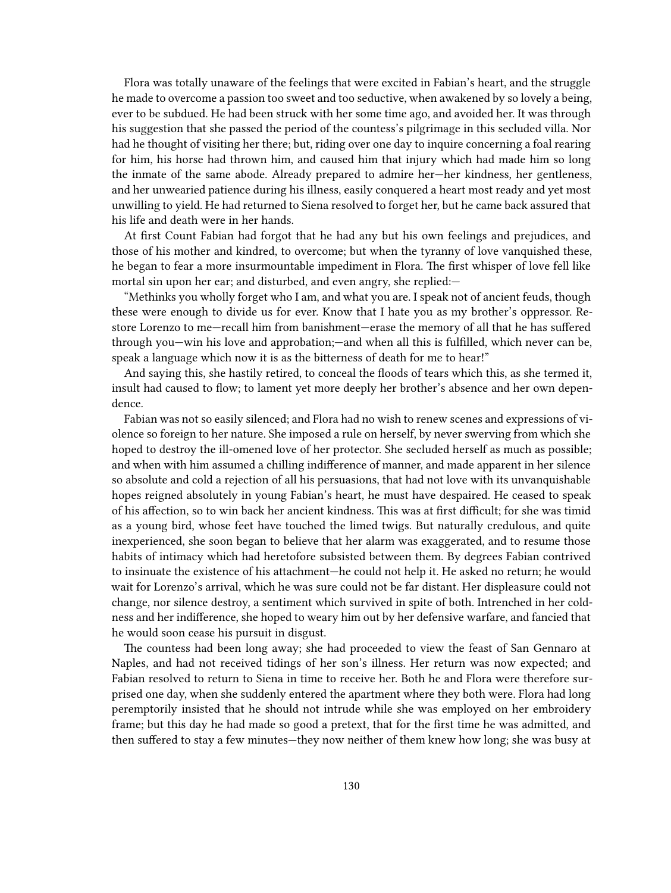Flora was totally unaware of the feelings that were excited in Fabian's heart, and the struggle he made to overcome a passion too sweet and too seductive, when awakened by so lovely a being, ever to be subdued. He had been struck with her some time ago, and avoided her. It was through his suggestion that she passed the period of the countess's pilgrimage in this secluded villa. Nor had he thought of visiting her there; but, riding over one day to inquire concerning a foal rearing for him, his horse had thrown him, and caused him that injury which had made him so long the inmate of the same abode. Already prepared to admire her—her kindness, her gentleness, and her unwearied patience during his illness, easily conquered a heart most ready and yet most unwilling to yield. He had returned to Siena resolved to forget her, but he came back assured that his life and death were in her hands.

At first Count Fabian had forgot that he had any but his own feelings and prejudices, and those of his mother and kindred, to overcome; but when the tyranny of love vanquished these, he began to fear a more insurmountable impediment in Flora. The first whisper of love fell like mortal sin upon her ear; and disturbed, and even angry, she replied:—

"Methinks you wholly forget who I am, and what you are. I speak not of ancient feuds, though these were enough to divide us for ever. Know that I hate you as my brother's oppressor. Restore Lorenzo to me—recall him from banishment—erase the memory of all that he has suffered through you—win his love and approbation;—and when all this is fulfilled, which never can be, speak a language which now it is as the bitterness of death for me to hear!"

And saying this, she hastily retired, to conceal the floods of tears which this, as she termed it, insult had caused to flow; to lament yet more deeply her brother's absence and her own dependence.

Fabian was not so easily silenced; and Flora had no wish to renew scenes and expressions of violence so foreign to her nature. She imposed a rule on herself, by never swerving from which she hoped to destroy the ill-omened love of her protector. She secluded herself as much as possible; and when with him assumed a chilling indifference of manner, and made apparent in her silence so absolute and cold a rejection of all his persuasions, that had not love with its unvanquishable hopes reigned absolutely in young Fabian's heart, he must have despaired. He ceased to speak of his affection, so to win back her ancient kindness. This was at first difficult; for she was timid as a young bird, whose feet have touched the limed twigs. But naturally credulous, and quite inexperienced, she soon began to believe that her alarm was exaggerated, and to resume those habits of intimacy which had heretofore subsisted between them. By degrees Fabian contrived to insinuate the existence of his attachment—he could not help it. He asked no return; he would wait for Lorenzo's arrival, which he was sure could not be far distant. Her displeasure could not change, nor silence destroy, a sentiment which survived in spite of both. Intrenched in her coldness and her indifference, she hoped to weary him out by her defensive warfare, and fancied that he would soon cease his pursuit in disgust.

The countess had been long away; she had proceeded to view the feast of San Gennaro at Naples, and had not received tidings of her son's illness. Her return was now expected; and Fabian resolved to return to Siena in time to receive her. Both he and Flora were therefore surprised one day, when she suddenly entered the apartment where they both were. Flora had long peremptorily insisted that he should not intrude while she was employed on her embroidery frame; but this day he had made so good a pretext, that for the first time he was admitted, and then suffered to stay a few minutes—they now neither of them knew how long; she was busy at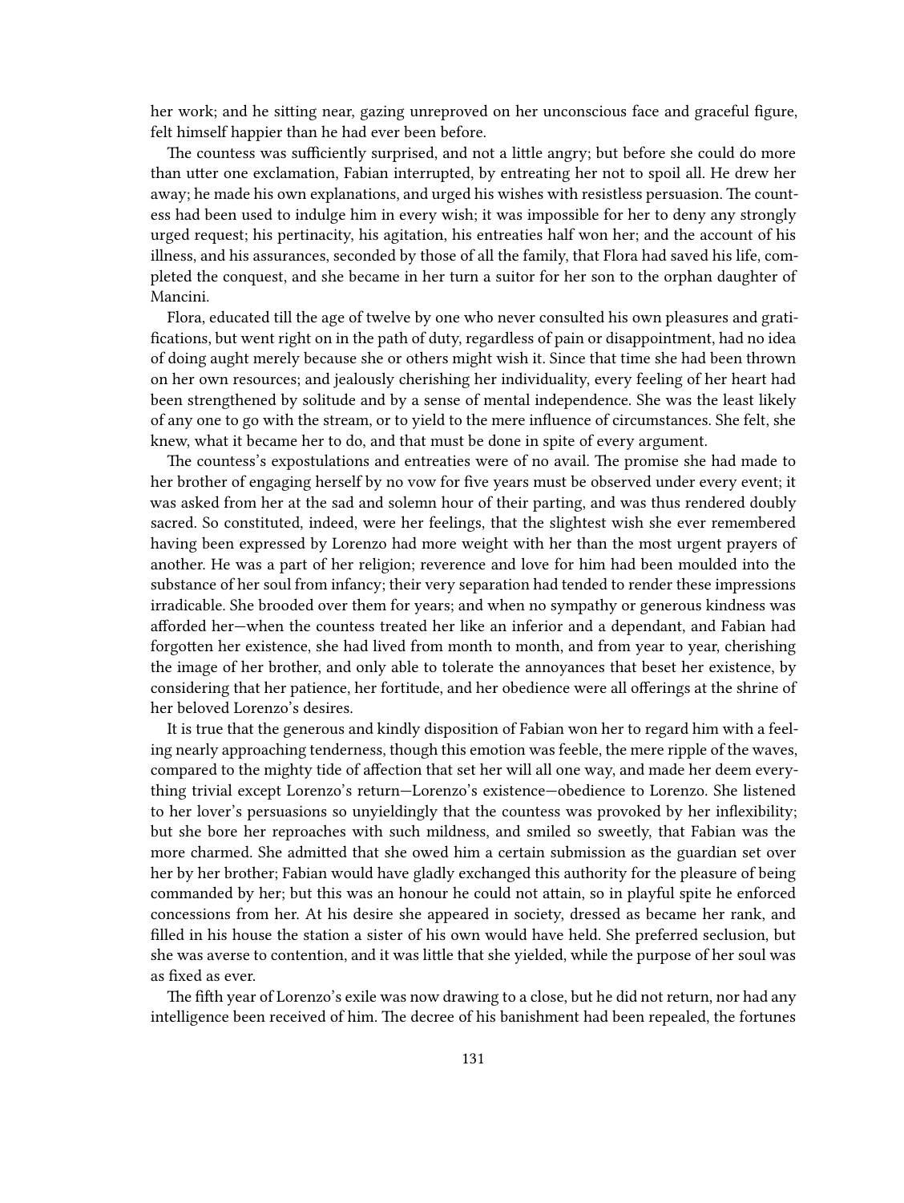her work; and he sitting near, gazing unreproved on her unconscious face and graceful figure, felt himself happier than he had ever been before.

The countess was sufficiently surprised, and not a little angry; but before she could do more than utter one exclamation, Fabian interrupted, by entreating her not to spoil all. He drew her away; he made his own explanations, and urged his wishes with resistless persuasion. The countess had been used to indulge him in every wish; it was impossible for her to deny any strongly urged request; his pertinacity, his agitation, his entreaties half won her; and the account of his illness, and his assurances, seconded by those of all the family, that Flora had saved his life, completed the conquest, and she became in her turn a suitor for her son to the orphan daughter of Mancini.

Flora, educated till the age of twelve by one who never consulted his own pleasures and gratifications, but went right on in the path of duty, regardless of pain or disappointment, had no idea of doing aught merely because she or others might wish it. Since that time she had been thrown on her own resources; and jealously cherishing her individuality, every feeling of her heart had been strengthened by solitude and by a sense of mental independence. She was the least likely of any one to go with the stream, or to yield to the mere influence of circumstances. She felt, she knew, what it became her to do, and that must be done in spite of every argument.

The countess's expostulations and entreaties were of no avail. The promise she had made to her brother of engaging herself by no vow for five years must be observed under every event; it was asked from her at the sad and solemn hour of their parting, and was thus rendered doubly sacred. So constituted, indeed, were her feelings, that the slightest wish she ever remembered having been expressed by Lorenzo had more weight with her than the most urgent prayers of another. He was a part of her religion; reverence and love for him had been moulded into the substance of her soul from infancy; their very separation had tended to render these impressions irradicable. She brooded over them for years; and when no sympathy or generous kindness was afforded her—when the countess treated her like an inferior and a dependant, and Fabian had forgotten her existence, she had lived from month to month, and from year to year, cherishing the image of her brother, and only able to tolerate the annoyances that beset her existence, by considering that her patience, her fortitude, and her obedience were all offerings at the shrine of her beloved Lorenzo's desires.

It is true that the generous and kindly disposition of Fabian won her to regard him with a feeling nearly approaching tenderness, though this emotion was feeble, the mere ripple of the waves, compared to the mighty tide of affection that set her will all one way, and made her deem everything trivial except Lorenzo's return—Lorenzo's existence—obedience to Lorenzo. She listened to her lover's persuasions so unyieldingly that the countess was provoked by her inflexibility; but she bore her reproaches with such mildness, and smiled so sweetly, that Fabian was the more charmed. She admitted that she owed him a certain submission as the guardian set over her by her brother; Fabian would have gladly exchanged this authority for the pleasure of being commanded by her; but this was an honour he could not attain, so in playful spite he enforced concessions from her. At his desire she appeared in society, dressed as became her rank, and filled in his house the station a sister of his own would have held. She preferred seclusion, but she was averse to contention, and it was little that she yielded, while the purpose of her soul was as fixed as ever.

The fifth year of Lorenzo's exile was now drawing to a close, but he did not return, nor had any intelligence been received of him. The decree of his banishment had been repealed, the fortunes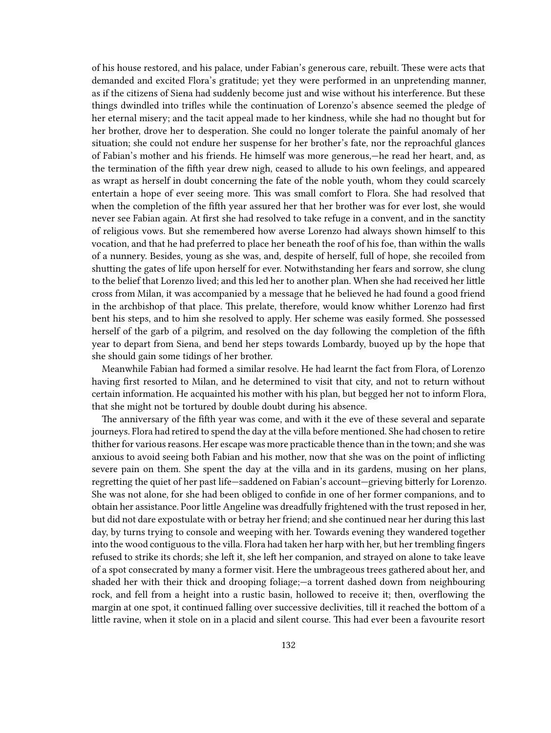of his house restored, and his palace, under Fabian's generous care, rebuilt. These were acts that demanded and excited Flora's gratitude; yet they were performed in an unpretending manner, as if the citizens of Siena had suddenly become just and wise without his interference. But these things dwindled into trifles while the continuation of Lorenzo's absence seemed the pledge of her eternal misery; and the tacit appeal made to her kindness, while she had no thought but for her brother, drove her to desperation. She could no longer tolerate the painful anomaly of her situation; she could not endure her suspense for her brother's fate, nor the reproachful glances of Fabian's mother and his friends. He himself was more generous,—he read her heart, and, as the termination of the fifth year drew nigh, ceased to allude to his own feelings, and appeared as wrapt as herself in doubt concerning the fate of the noble youth, whom they could scarcely entertain a hope of ever seeing more. This was small comfort to Flora. She had resolved that when the completion of the fifth year assured her that her brother was for ever lost, she would never see Fabian again. At first she had resolved to take refuge in a convent, and in the sanctity of religious vows. But she remembered how averse Lorenzo had always shown himself to this vocation, and that he had preferred to place her beneath the roof of his foe, than within the walls of a nunnery. Besides, young as she was, and, despite of herself, full of hope, she recoiled from shutting the gates of life upon herself for ever. Notwithstanding her fears and sorrow, she clung to the belief that Lorenzo lived; and this led her to another plan. When she had received her little cross from Milan, it was accompanied by a message that he believed he had found a good friend in the archbishop of that place. This prelate, therefore, would know whither Lorenzo had first bent his steps, and to him she resolved to apply. Her scheme was easily formed. She possessed herself of the garb of a pilgrim, and resolved on the day following the completion of the fifth year to depart from Siena, and bend her steps towards Lombardy, buoyed up by the hope that she should gain some tidings of her brother.

Meanwhile Fabian had formed a similar resolve. He had learnt the fact from Flora, of Lorenzo having first resorted to Milan, and he determined to visit that city, and not to return without certain information. He acquainted his mother with his plan, but begged her not to inform Flora, that she might not be tortured by double doubt during his absence.

The anniversary of the fifth year was come, and with it the eve of these several and separate journeys. Flora had retired to spend the day at the villa before mentioned. She had chosen to retire thither for various reasons. Her escape was more practicable thence than in the town; and she was anxious to avoid seeing both Fabian and his mother, now that she was on the point of inflicting severe pain on them. She spent the day at the villa and in its gardens, musing on her plans, regretting the quiet of her past life—saddened on Fabian's account—grieving bitterly for Lorenzo. She was not alone, for she had been obliged to confide in one of her former companions, and to obtain her assistance. Poor little Angeline was dreadfully frightened with the trust reposed in her, but did not dare expostulate with or betray her friend; and she continued near her during this last day, by turns trying to console and weeping with her. Towards evening they wandered together into the wood contiguous to the villa. Flora had taken her harp with her, but her trembling fingers refused to strike its chords; she left it, she left her companion, and strayed on alone to take leave of a spot consecrated by many a former visit. Here the umbrageous trees gathered about her, and shaded her with their thick and drooping foliage;—a torrent dashed down from neighbouring rock, and fell from a height into a rustic basin, hollowed to receive it; then, overflowing the margin at one spot, it continued falling over successive declivities, till it reached the bottom of a little ravine, when it stole on in a placid and silent course. This had ever been a favourite resort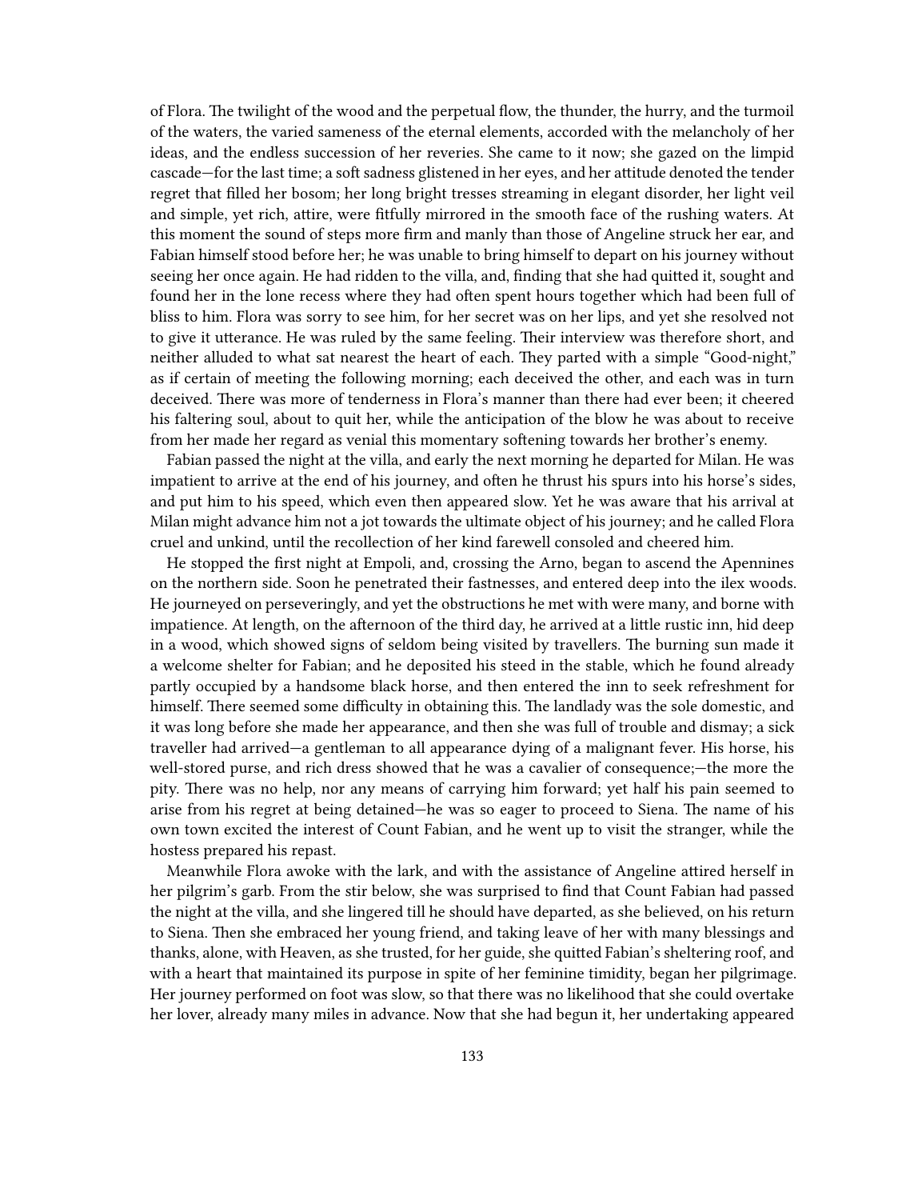of Flora. The twilight of the wood and the perpetual flow, the thunder, the hurry, and the turmoil of the waters, the varied sameness of the eternal elements, accorded with the melancholy of her ideas, and the endless succession of her reveries. She came to it now; she gazed on the limpid cascade—for the last time; a soft sadness glistened in her eyes, and her attitude denoted the tender regret that filled her bosom; her long bright tresses streaming in elegant disorder, her light veil and simple, yet rich, attire, were fitfully mirrored in the smooth face of the rushing waters. At this moment the sound of steps more firm and manly than those of Angeline struck her ear, and Fabian himself stood before her; he was unable to bring himself to depart on his journey without seeing her once again. He had ridden to the villa, and, finding that she had quitted it, sought and found her in the lone recess where they had often spent hours together which had been full of bliss to him. Flora was sorry to see him, for her secret was on her lips, and yet she resolved not to give it utterance. He was ruled by the same feeling. Their interview was therefore short, and neither alluded to what sat nearest the heart of each. They parted with a simple "Good-night," as if certain of meeting the following morning; each deceived the other, and each was in turn deceived. There was more of tenderness in Flora's manner than there had ever been; it cheered his faltering soul, about to quit her, while the anticipation of the blow he was about to receive from her made her regard as venial this momentary softening towards her brother's enemy.

Fabian passed the night at the villa, and early the next morning he departed for Milan. He was impatient to arrive at the end of his journey, and often he thrust his spurs into his horse's sides, and put him to his speed, which even then appeared slow. Yet he was aware that his arrival at Milan might advance him not a jot towards the ultimate object of his journey; and he called Flora cruel and unkind, until the recollection of her kind farewell consoled and cheered him.

He stopped the first night at Empoli, and, crossing the Arno, began to ascend the Apennines on the northern side. Soon he penetrated their fastnesses, and entered deep into the ilex woods. He journeyed on perseveringly, and yet the obstructions he met with were many, and borne with impatience. At length, on the afternoon of the third day, he arrived at a little rustic inn, hid deep in a wood, which showed signs of seldom being visited by travellers. The burning sun made it a welcome shelter for Fabian; and he deposited his steed in the stable, which he found already partly occupied by a handsome black horse, and then entered the inn to seek refreshment for himself. There seemed some difficulty in obtaining this. The landlady was the sole domestic, and it was long before she made her appearance, and then she was full of trouble and dismay; a sick traveller had arrived—a gentleman to all appearance dying of a malignant fever. His horse, his well-stored purse, and rich dress showed that he was a cavalier of consequence;—the more the pity. There was no help, nor any means of carrying him forward; yet half his pain seemed to arise from his regret at being detained—he was so eager to proceed to Siena. The name of his own town excited the interest of Count Fabian, and he went up to visit the stranger, while the hostess prepared his repast.

Meanwhile Flora awoke with the lark, and with the assistance of Angeline attired herself in her pilgrim's garb. From the stir below, she was surprised to find that Count Fabian had passed the night at the villa, and she lingered till he should have departed, as she believed, on his return to Siena. Then she embraced her young friend, and taking leave of her with many blessings and thanks, alone, with Heaven, as she trusted, for her guide, she quitted Fabian's sheltering roof, and with a heart that maintained its purpose in spite of her feminine timidity, began her pilgrimage. Her journey performed on foot was slow, so that there was no likelihood that she could overtake her lover, already many miles in advance. Now that she had begun it, her undertaking appeared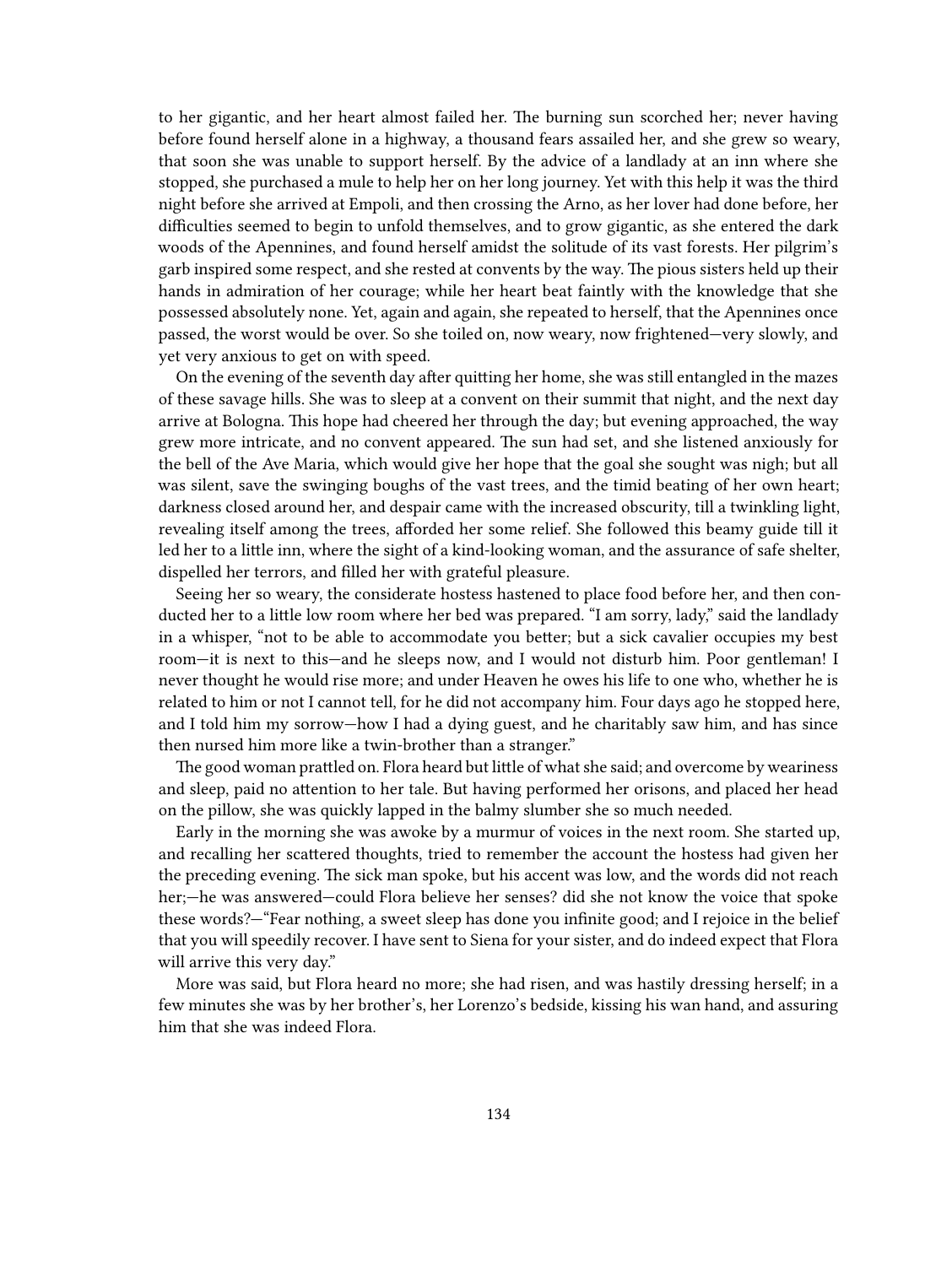to her gigantic, and her heart almost failed her. The burning sun scorched her; never having before found herself alone in a highway, a thousand fears assailed her, and she grew so weary, that soon she was unable to support herself. By the advice of a landlady at an inn where she stopped, she purchased a mule to help her on her long journey. Yet with this help it was the third night before she arrived at Empoli, and then crossing the Arno, as her lover had done before, her difficulties seemed to begin to unfold themselves, and to grow gigantic, as she entered the dark woods of the Apennines, and found herself amidst the solitude of its vast forests. Her pilgrim's garb inspired some respect, and she rested at convents by the way. The pious sisters held up their hands in admiration of her courage; while her heart beat faintly with the knowledge that she possessed absolutely none. Yet, again and again, she repeated to herself, that the Apennines once passed, the worst would be over. So she toiled on, now weary, now frightened—very slowly, and yet very anxious to get on with speed.

On the evening of the seventh day after quitting her home, she was still entangled in the mazes of these savage hills. She was to sleep at a convent on their summit that night, and the next day arrive at Bologna. This hope had cheered her through the day; but evening approached, the way grew more intricate, and no convent appeared. The sun had set, and she listened anxiously for the bell of the Ave Maria, which would give her hope that the goal she sought was nigh; but all was silent, save the swinging boughs of the vast trees, and the timid beating of her own heart; darkness closed around her, and despair came with the increased obscurity, till a twinkling light, revealing itself among the trees, afforded her some relief. She followed this beamy guide till it led her to a little inn, where the sight of a kind-looking woman, and the assurance of safe shelter, dispelled her terrors, and filled her with grateful pleasure.

Seeing her so weary, the considerate hostess hastened to place food before her, and then conducted her to a little low room where her bed was prepared. "I am sorry, lady," said the landlady in a whisper, "not to be able to accommodate you better; but a sick cavalier occupies my best room—it is next to this—and he sleeps now, and I would not disturb him. Poor gentleman! I never thought he would rise more; and under Heaven he owes his life to one who, whether he is related to him or not I cannot tell, for he did not accompany him. Four days ago he stopped here, and I told him my sorrow—how I had a dying guest, and he charitably saw him, and has since then nursed him more like a twin-brother than a stranger."

The good woman prattled on. Flora heard but little of what she said; and overcome by weariness and sleep, paid no attention to her tale. But having performed her orisons, and placed her head on the pillow, she was quickly lapped in the balmy slumber she so much needed.

Early in the morning she was awoke by a murmur of voices in the next room. She started up, and recalling her scattered thoughts, tried to remember the account the hostess had given her the preceding evening. The sick man spoke, but his accent was low, and the words did not reach her;—he was answered—could Flora believe her senses? did she not know the voice that spoke these words?—"Fear nothing, a sweet sleep has done you infinite good; and I rejoice in the belief that you will speedily recover. I have sent to Siena for your sister, and do indeed expect that Flora will arrive this very day."

More was said, but Flora heard no more; she had risen, and was hastily dressing herself; in a few minutes she was by her brother's, her Lorenzo's bedside, kissing his wan hand, and assuring him that she was indeed Flora.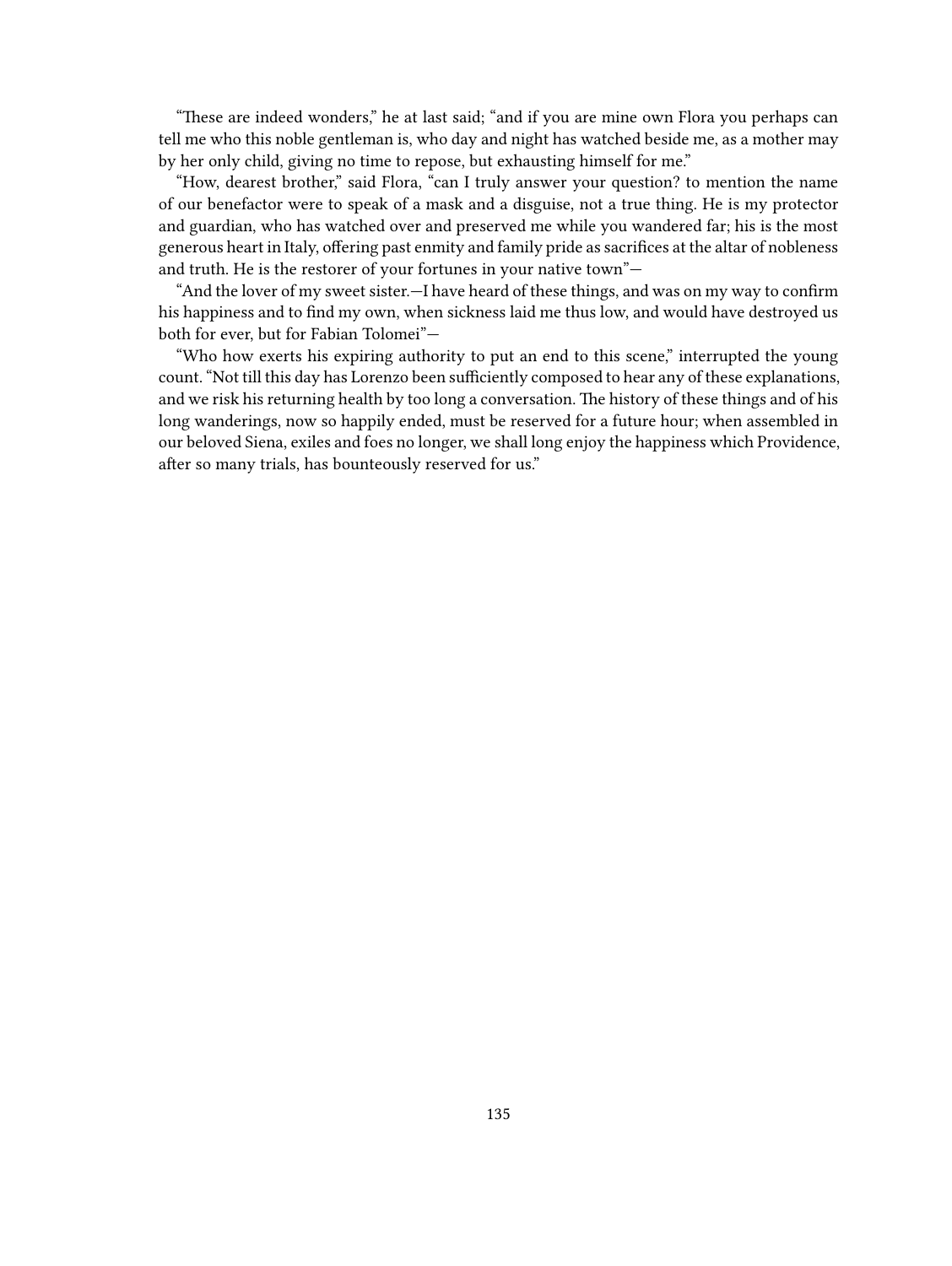"These are indeed wonders," he at last said; "and if you are mine own Flora you perhaps can tell me who this noble gentleman is, who day and night has watched beside me, as a mother may by her only child, giving no time to repose, but exhausting himself for me."

"How, dearest brother," said Flora, "can I truly answer your question? to mention the name of our benefactor were to speak of a mask and a disguise, not a true thing. He is my protector and guardian, who has watched over and preserved me while you wandered far; his is the most generous heart in Italy, offering past enmity and family pride as sacrifices at the altar of nobleness and truth. He is the restorer of your fortunes in your native town"—

"And the lover of my sweet sister.—I have heard of these things, and was on my way to confirm his happiness and to find my own, when sickness laid me thus low, and would have destroyed us both for ever, but for Fabian Tolomei"—

"Who how exerts his expiring authority to put an end to this scene," interrupted the young count. "Not till this day has Lorenzo been sufficiently composed to hear any of these explanations, and we risk his returning health by too long a conversation. The history of these things and of his long wanderings, now so happily ended, must be reserved for a future hour; when assembled in our beloved Siena, exiles and foes no longer, we shall long enjoy the happiness which Providence, after so many trials, has bounteously reserved for us."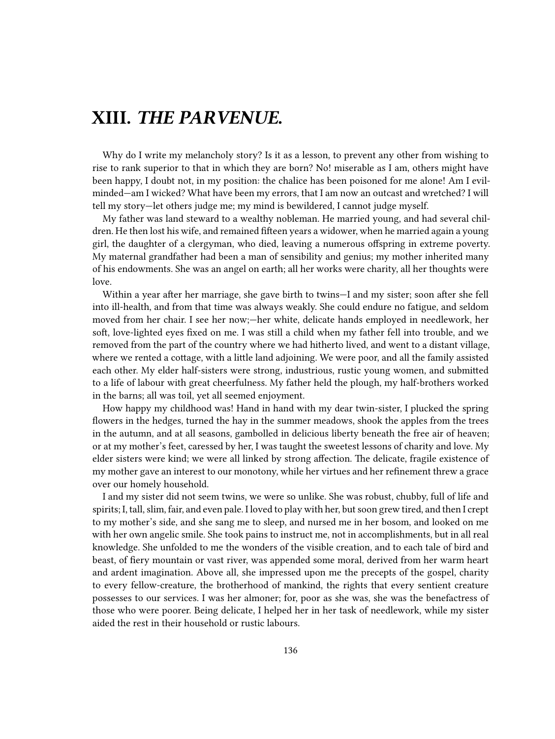# XIII. *THE PARVENUE.*

Why do I write my melancholy story? Is it as a lesson, to prevent any other from wishing to rise to rank superior to that in which they are born? No! miserable as I am, others might have been happy, I doubt not, in my position: the chalice has been poisoned for me alone! Am I evil-minded—am I wicked? What have been my errors, that I am now an outcast and wretched? I will tell my story—let others judge me; my mind is bewildered, I cannot judge myself.

My father was land steward to a wealthy nobleman. He married young, and had several children. He then lost his wife, and remained fifteen years a widower, when he married again a young girl, the daughter of a clergyman, who died, leaving a numerous offspring in extreme poverty. My maternal grandfather had been a man of sensibility and genius; my mother inherited many of his endowments. She was an angel on earth; all her works were charity, all her thoughts were love.

Within a year after her marriage, she gave birth to twins—I and my sister; soon after she fell into ill-health, and from that time was always weakly. She could endure no fatigue, and seldom moved from her chair. I see her now;—her white, delicate hands employed in needlework, her soft, love-lighted eyes fixed on me. I was still a child when my father fell into trouble, and we removed from the part of the country where we had hitherto lived, and went to a distant village, where we rented a cottage, with a little land adjoining. We were poor, and all the family assisted each other. My elder half-sisters were strong, industrious, rustic young women, and submitted to a life of labour with great cheerfulness. My father held the plough, my half-brothers worked in the barns; all was toil, yet all seemed enjoyment.

How happy my childhood was! Hand in hand with my dear twin-sister, I plucked the spring flowers in the hedges, turned the hay in the summer meadows, shook the apples from the trees in the autumn, and at all seasons, gambolled in delicious liberty beneath the free air of heaven; or at my mother's feet, caressed by her, I was taught the sweetest lessons of charity and love. My elder sisters were kind; we were all linked by strong affection. The delicate, fragile existence of my mother gave an interest to our monotony, while her virtues and her refinement threw a grace over our homely household.

I and my sister did not seem twins, we were so unlike. She was robust, chubby, full of life and spirits; I, tall, slim, fair, and even pale. I loved to play with her, but soon grew tired, and then I crept to my mother's side, and she sang me to sleep, and nursed me in her bosom, and looked on me with her own angelic smile. She took pains to instruct me, not in accomplishments, but in all real knowledge. She unfolded to me the wonders of the visible creation, and to each tale of bird and beast, of fiery mountain or vast river, was appended some moral, derived from her warm heart and ardent imagination. Above all, she impressed upon me the precepts of the gospel, charity to every fellow-creature, the brotherhood of mankind, the rights that every sentient creature possesses to our services. I was her almoner; for, poor as she was, she was the benefactress of those who were poorer. Being delicate, I helped her in her task of needlework, while my sister aided the rest in their household or rustic labours.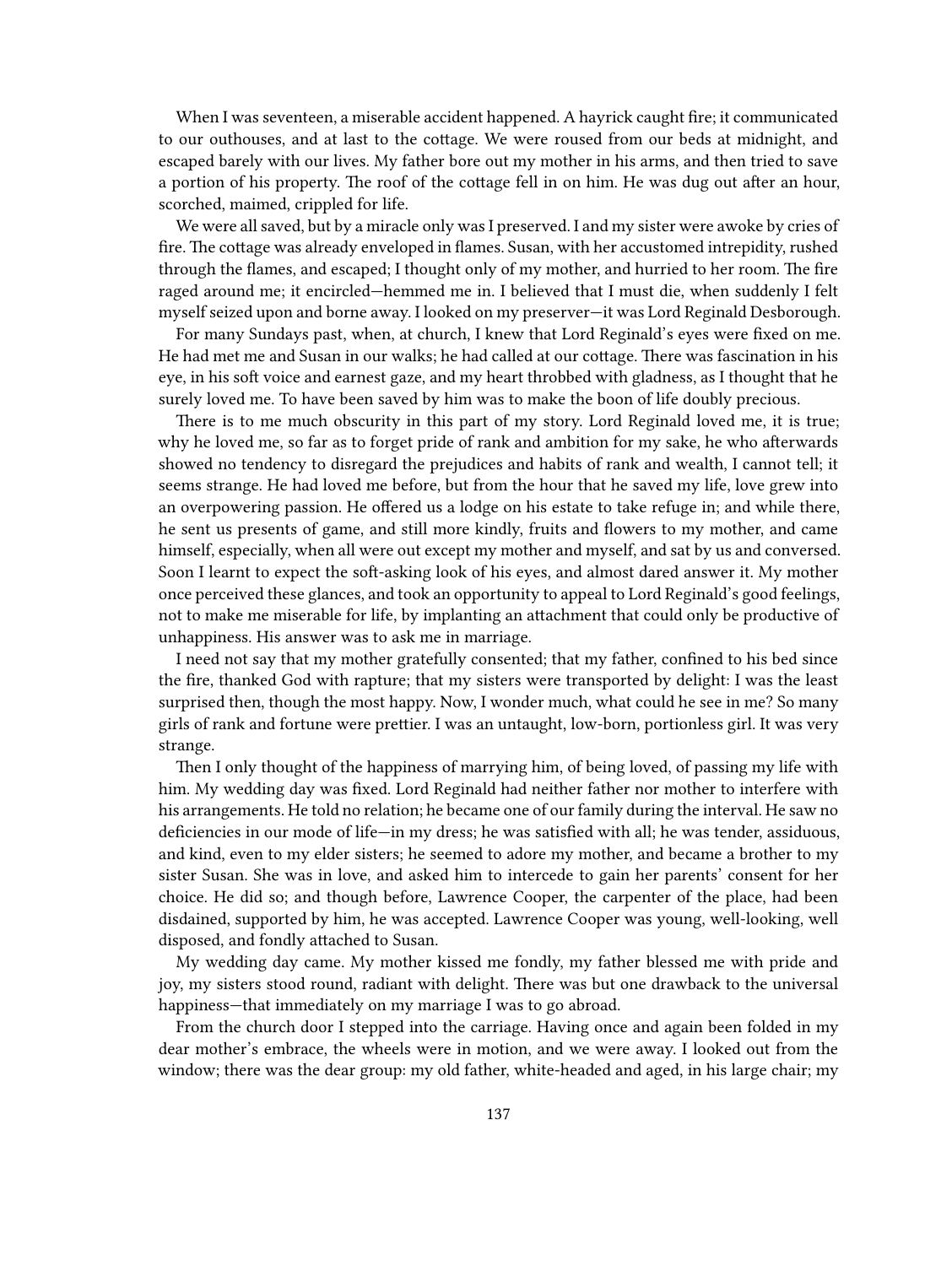When I was seventeen, a miserable accident happened. A hayrick caught fire; it communicated to our outhouses, and at last to the cottage. We were roused from our beds at midnight, and escaped barely with our lives. My father bore out my mother in his arms, and then tried to save a portion of his property. The roof of the cottage fell in on him. He was dug out after an hour, scorched, maimed, crippled for life.

We were all saved, but by a miracle only was I preserved. I and my sister were awoke by cries of fire. The cottage was already enveloped in flames. Susan, with her accustomed intrepidity, rushed through the flames, and escaped; I thought only of my mother, and hurried to her room. The fire raged around me; it encircled—hemmed me in. I believed that I must die, when suddenly I felt myself seized upon and borne away. I looked on my preserver—it was Lord Reginald Desborough.

For many Sundays past, when, at church, I knew that Lord Reginald's eyes were fixed on me. He had met me and Susan in our walks; he had called at our cottage. There was fascination in his eye, in his soft voice and earnest gaze, and my heart throbbed with gladness, as I thought that he surely loved me. To have been saved by him was to make the boon of life doubly precious.

There is to me much obscurity in this part of my story. Lord Reginald loved me, it is true; why he loved me, so far as to forget pride of rank and ambition for my sake, he who afterwards showed no tendency to disregard the prejudices and habits of rank and wealth, I cannot tell; it seems strange. He had loved me before, but from the hour that he saved my life, love grew into an overpowering passion. He offered us a lodge on his estate to take refuge in; and while there, he sent us presents of game, and still more kindly, fruits and flowers to my mother, and came himself, especially, when all were out except my mother and myself, and sat by us and conversed. Soon I learnt to expect the soft-asking look of his eyes, and almost dared answer it. My mother once perceived these glances, and took an opportunity to appeal to Lord Reginald's good feelings, not to make me miserable for life, by implanting an attachment that could only be productive of unhappiness. His answer was to ask me in marriage.

I need not say that my mother gratefully consented; that my father, confined to his bed since the fire, thanked God with rapture; that my sisters were transported by delight: I was the least surprised then, though the most happy. Now, I wonder much, what could he see in me? So many girls of rank and fortune were prettier. I was an untaught, low-born, portionless girl. It was very strange.

Then I only thought of the happiness of marrying him, of being loved, of passing my life with him. My wedding day was fixed. Lord Reginald had neither father nor mother to interfere with his arrangements. He told no relation; he became one of our family during the interval. He saw no deficiencies in our mode of life—in my dress; he was satisfied with all; he was tender, assiduous, and kind, even to my elder sisters; he seemed to adore my mother, and became a brother to my sister Susan. She was in love, and asked him to intercede to gain her parents' consent for her choice. He did so; and though before, Lawrence Cooper, the carpenter of the place, had been disdained, supported by him, he was accepted. Lawrence Cooper was young, well-looking, well disposed, and fondly attached to Susan.

My wedding day came. My mother kissed me fondly, my father blessed me with pride and joy, my sisters stood round, radiant with delight. There was but one drawback to the universal happiness—that immediately on my marriage I was to go abroad.

From the church door I stepped into the carriage. Having once and again been folded in my dear mother's embrace, the wheels were in motion, and we were away. I looked out from the window; there was the dear group: my old father, white-headed and aged, in his large chair; my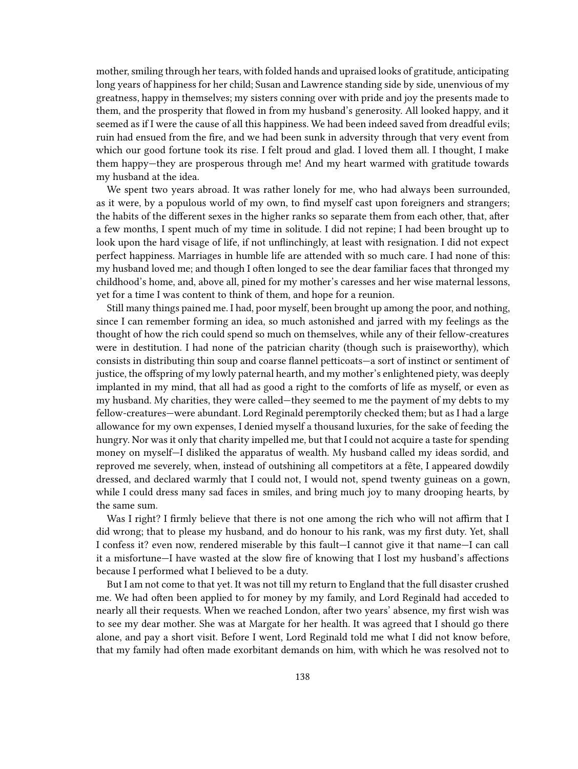mother, smiling through her tears, with folded hands and upraised looks of gratitude, anticipating long years of happiness for her child; Susan and Lawrence standing side by side, unenvious of my greatness, happy in themselves; my sisters conning over with pride and joy the presents made to them, and the prosperity that flowed in from my husband's generosity. All looked happy, and it seemed as if I were the cause of all this happiness. We had been indeed saved from dreadful evils; ruin had ensued from the fire, and we had been sunk in adversity through that very event from which our good fortune took its rise. I felt proud and glad. I loved them all. I thought, I make them happy—they are prosperous through me! And my heart warmed with gratitude towards my husband at the idea.

We spent two years abroad. It was rather lonely for me, who had always been surrounded, as it were, by a populous world of my own, to find myself cast upon foreigners and strangers; the habits of the different sexes in the higher ranks so separate them from each other, that, after a few months, I spent much of my time in solitude. I did not repine; I had been brought up to look upon the hard visage of life, if not unflinchingly, at least with resignation. I did not expect perfect happiness. Marriages in humble life are attended with so much care. I had none of this: my husband loved me; and though I often longed to see the dear familiar faces that thronged my childhood's home, and, above all, pined for my mother's caresses and her wise maternal lessons, yet for a time I was content to think of them, and hope for a reunion.

Still many things pained me. I had, poor myself, been brought up among the poor, and nothing, since I can remember forming an idea, so much astonished and jarred with my feelings as the thought of how the rich could spend so much on themselves, while any of their fellow-creatures were in destitution. I had none of the patrician charity (though such is praiseworthy), which consists in distributing thin soup and coarse flannel petticoats—a sort of instinct or sentiment of justice, the offspring of my lowly paternal hearth, and my mother's enlightened piety, was deeply implanted in my mind, that all had as good a right to the comforts of life as myself, or even as my husband. My charities, they were called—they seemed to me the payment of my debts to my fellow-creatures—were abundant. Lord Reginald peremptorily checked them; but as I had a large allowance for my own expenses, I denied myself a thousand luxuries, for the sake of feeding the hungry. Nor was it only that charity impelled me, but that I could not acquire a taste for spending money on myself—I disliked the apparatus of wealth. My husband called my ideas sordid, and reproved me severely, when, instead of outshining all competitors at a fête, I appeared dowdily dressed, and declared warmly that I could not, I would not, spend twenty guineas on a gown, while I could dress many sad faces in smiles, and bring much joy to many drooping hearts, by the same sum.

Was I right? I firmly believe that there is not one among the rich who will not affirm that I did wrong; that to please my husband, and do honour to his rank, was my first duty. Yet, shall I confess it? even now, rendered miserable by this fault—I cannot give it that name—I can call it a misfortune—I have wasted at the slow fire of knowing that I lost my husband's affections because I performed what I believed to be a duty.

But I am not come to that yet. It was not till my return to England that the full disaster crushed me. We had often been applied to for money by my family, and Lord Reginald had acceded to nearly all their requests. When we reached London, after two years' absence, my first wish was to see my dear mother. She was at Margate for her health. It was agreed that I should go there alone, and pay a short visit. Before I went, Lord Reginald told me what I did not know before, that my family had often made exorbitant demands on him, with which he was resolved not to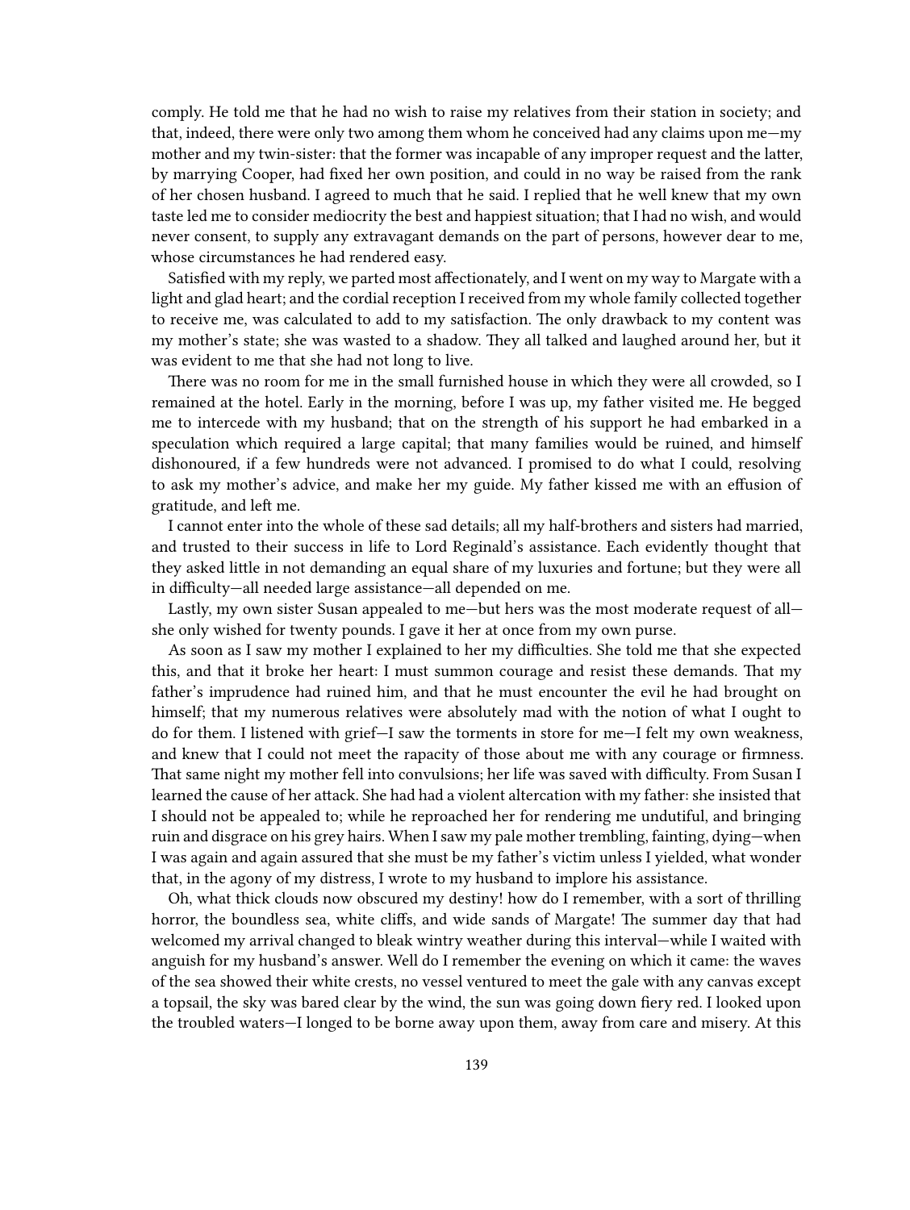comply. He told me that he had no wish to raise my relatives from their station in society; and that, indeed, there were only two among them whom he conceived had any claims upon me—my mother and my twin-sister: that the former was incapable of any improper request and the latter, by marrying Cooper, had fixed her own position, and could in no way be raised from the rank of her chosen husband. I agreed to much that he said. I replied that he well knew that my own taste led me to consider mediocrity the best and happiest situation; that I had no wish, and would never consent, to supply any extravagant demands on the part of persons, however dear to me, whose circumstances he had rendered easy.

Satisfied with my reply, we parted most affectionately, and I went on my way to Margate with a light and glad heart; and the cordial reception I received from my whole family collected together to receive me, was calculated to add to my satisfaction. The only drawback to my content was my mother's state; she was wasted to a shadow. They all talked and laughed around her, but it was evident to me that she had not long to live.

There was no room for me in the small furnished house in which they were all crowded, so I remained at the hotel. Early in the morning, before I was up, my father visited me. He begged me to intercede with my husband; that on the strength of his support he had embarked in a speculation which required a large capital; that many families would be ruined, and himself dishonoured, if a few hundreds were not advanced. I promised to do what I could, resolving to ask my mother's advice, and make her my guide. My father kissed me with an effusion of gratitude, and left me.

I cannot enter into the whole of these sad details; all my half-brothers and sisters had married, and trusted to their success in life to Lord Reginald's assistance. Each evidently thought that they asked little in not demanding an equal share of my luxuries and fortune; but they were all in difficulty—all needed large assistance—all depended on me.

Lastly, my own sister Susan appealed to me—but hers was the most moderate request of all—she only wished for twenty pounds. I gave it her at once from my own purse.

As soon as I saw my mother I explained to her my difficulties. She told me that she expected this, and that it broke her heart: I must summon courage and resist these demands. That my father's imprudence had ruined him, and that he must encounter the evil he had brought on himself; that my numerous relatives were absolutely mad with the notion of what I ought to do for them. I listened with grief—I saw the torments in store for me—I felt my own weakness, and knew that I could not meet the rapacity of those about me with any courage or firmness. That same night my mother fell into convulsions; her life was saved with difficulty. From Susan I learned the cause of her attack. She had had a violent altercation with my father: she insisted that I should not be appealed to; while he reproached her for rendering me undutiful, and bringing ruin and disgrace on his grey hairs. When I saw my pale mother trembling, fainting, dying—when I was again and again assured that she must be my father's victim unless I yielded, what wonder that, in the agony of my distress, I wrote to my husband to implore his assistance.

Oh, what thick clouds now obscured my destiny! how do I remember, with a sort of thrilling horror, the boundless sea, white cliffs, and wide sands of Margate! The summer day that had welcomed my arrival changed to bleak wintry weather during this interval—while I waited with anguish for my husband's answer. Well do I remember the evening on which it came: the waves of the sea showed their white crests, no vessel ventured to meet the gale with any canvas except a topsail, the sky was bared clear by the wind, the sun was going down fiery red. I looked upon the troubled waters—I longed to be borne away upon them, away from care and misery. At this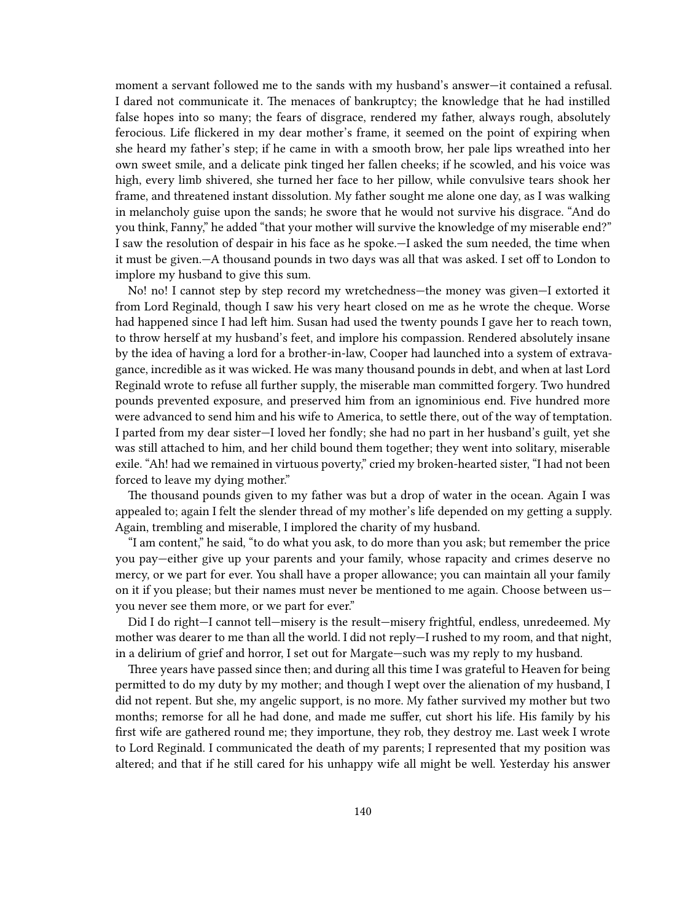moment a servant followed me to the sands with my husband's answer—it contained a refusal. I dared not communicate it. The menaces of bankruptcy; the knowledge that he had instilled false hopes into so many; the fears of disgrace, rendered my father, always rough, absolutely ferocious. Life flickered in my dear mother's frame, it seemed on the point of expiring when she heard my father's step; if he came in with a smooth brow, her pale lips wreathed into her own sweet smile, and a delicate pink tinged her fallen cheeks; if he scowled, and his voice was high, every limb shivered, she turned her face to her pillow, while convulsive tears shook her frame, and threatened instant dissolution. My father sought me alone one day, as I was walking in melancholy guise upon the sands; he swore that he would not survive his disgrace. "And do you think, Fanny," he added "that your mother will survive the knowledge of my miserable end?" I saw the resolution of despair in his face as he spoke.—I asked the sum needed, the time when it must be given.—A thousand pounds in two days was all that was asked. I set off to London to implore my husband to give this sum.

No! no! I cannot step by step record my wretchedness—the money was given—I extorted it from Lord Reginald, though I saw his very heart closed on me as he wrote the cheque. Worse had happened since I had left him. Susan had used the twenty pounds I gave her to reach town, to throw herself at my husband's feet, and implore his compassion. Rendered absolutely insane by the idea of having a lord for a brother-in-law, Cooper had launched into a system of extravagance, incredible as it was wicked. He was many thousand pounds in debt, and when at last Lord Reginald wrote to refuse all further supply, the miserable man committed forgery. Two hundred pounds prevented exposure, and preserved him from an ignominious end. Five hundred more were advanced to send him and his wife to America, to settle there, out of the way of temptation. I parted from my dear sister—I loved her fondly; she had no part in her husband's guilt, yet she was still attached to him, and her child bound them together; they went into solitary, miserable exile. "Ah! had we remained in virtuous poverty," cried my broken-hearted sister, "I had not been forced to leave my dying mother."

The thousand pounds given to my father was but a drop of water in the ocean. Again I was appealed to; again I felt the slender thread of my mother's life depended on my getting a supply. Again, trembling and miserable, I implored the charity of my husband.

"I am content," he said, "to do what you ask, to do more than you ask; but remember the price you pay—either give up your parents and your family, whose rapacity and crimes deserve no mercy, or we part for ever. You shall have a proper allowance; you can maintain all your family on it if you please; but their names must never be mentioned to me again. Choose between us—you never see them more, or we part for ever."

Did I do right—I cannot tell—misery is the result—misery frightful, endless, unredeemed. My mother was dearer to me than all the world. I did not reply—I rushed to my room, and that night, in a delirium of grief and horror, I set out for Margate—such was my reply to my husband.

Three years have passed since then; and during all this time I was grateful to Heaven for being permitted to do my duty by my mother; and though I wept over the alienation of my husband, I did not repent. But she, my angelic support, is no more. My father survived my mother but two months; remorse for all he had done, and made me suffer, cut short his life. His family by his first wife are gathered round me; they importune, they rob, they destroy me. Last week I wrote to Lord Reginald. I communicated the death of my parents; I represented that my position was altered; and that if he still cared for his unhappy wife all might be well. Yesterday his answer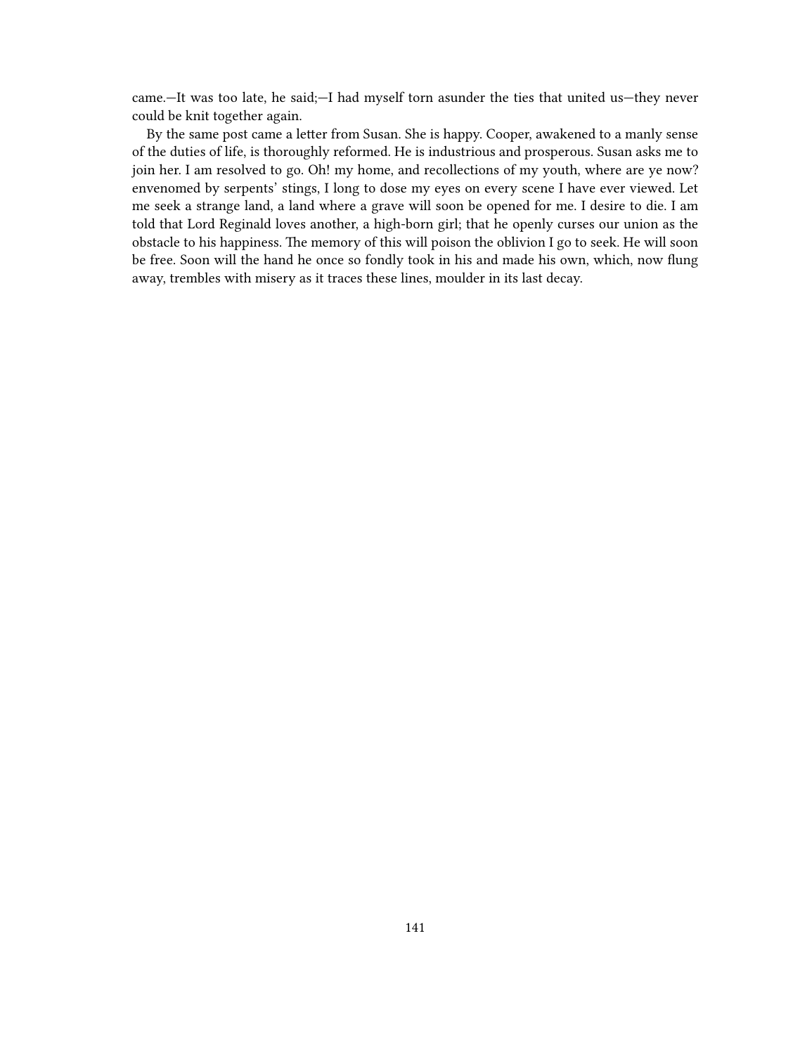came.—It was too late, he said;—I had myself torn asunder the ties that united us—they never could be knit together again.

By the same post came a letter from Susan. She is happy. Cooper, awakened to a manly sense of the duties of life, is thoroughly reformed. He is industrious and prosperous. Susan asks me to join her. I am resolved to go. Oh! my home, and recollections of my youth, where are ye now? envenomed by serpents' stings, I long to dose my eyes on every scene I have ever viewed. Let me seek a strange land, a land where a grave will soon be opened for me. I desire to die. I am told that Lord Reginald loves another, a high-born girl; that he openly curses our union as the obstacle to his happiness. The memory of this will poison the oblivion I go to seek. He will soon be free. Soon will the hand he once so fondly took in his and made his own, which, now flung away, trembles with misery as it traces these lines, moulder in its last decay.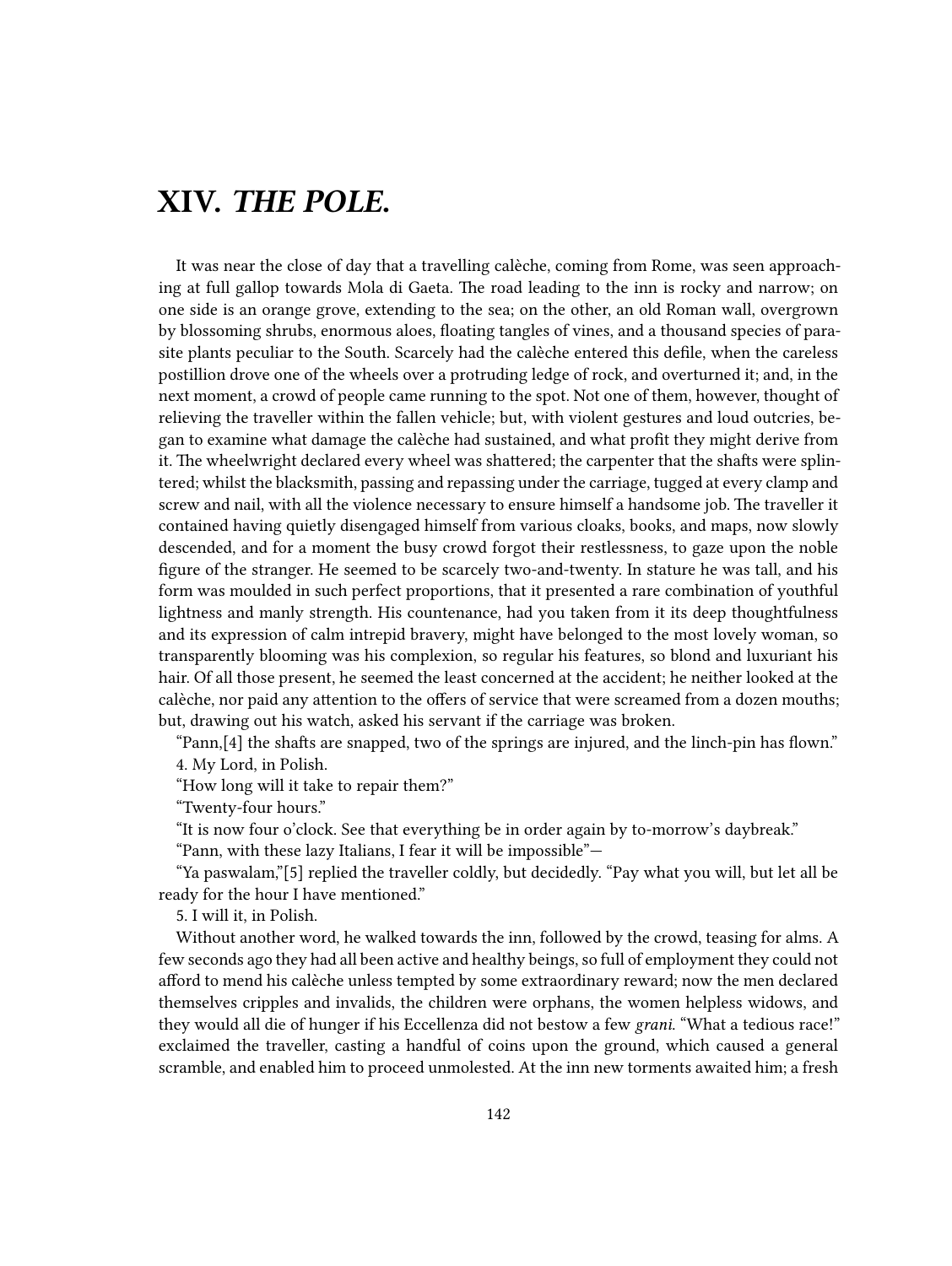# XIV. *THE POLE.*

It was near the close of day that a travelling calèche, coming from Rome, was seen approaching at full gallop towards Mola di Gaeta. The road leading to the inn is rocky and narrow; on one side is an orange grove, extending to the sea; on the other, an old Roman wall, overgrown by blossoming shrubs, enormous aloes, floating tangles of vines, and a thousand species of parasite plants peculiar to the South. Scarcely had the calèche entered this defile, when the careless postillion drove one of the wheels over a protruding ledge of rock, and overturned it; and, in the next moment, a crowd of people came running to the spot. Not one of them, however, thought of relieving the traveller within the fallen vehicle; but, with violent gestures and loud outcries, began to examine what damage the calèche had sustained, and what profit they might derive from it. The wheelwright declared every wheel was shattered; the carpenter that the shafts were splintered; whilst the blacksmith, passing and repassing under the carriage, tugged at every clamp and screw and nail, with all the violence necessary to ensure himself a handsome job. The traveller it contained having quietly disengaged himself from various cloaks, books, and maps, now slowly descended, and for a moment the busy crowd forgot their restlessness, to gaze upon the noble figure of the stranger. He seemed to be scarcely two-and-twenty. In stature he was tall, and his form was moulded in such perfect proportions, that it presented a rare combination of youthful lightness and manly strength. His countenance, had you taken from it its deep thoughtfulness and its expression of calm intrepid bravery, might have belonged to the most lovely woman, so transparently blooming was his complexion, so regular his features, so blond and luxuriant his hair. Of all those present, he seemed the least concerned at the accident; he neither looked at the calèche, nor paid any attention to the offers of service that were screamed from a dozen mouths; but, drawing out his watch, asked his servant if the carriage was broken.

"Pann,[4] the shafts are snapped, two of the springs are injured, and the linch-pin has flown."

4. My Lord, in Polish.

"How long will it take to repair them?"

"Twenty-four hours."

"It is now four o'clock. See that everything be in order again by to-morrow's daybreak."

"Pann, with these lazy Italians, I fear it will be impossible"—

"Ya paswalam,"[5] replied the traveller coldly, but decidedly. "Pay what you will, but let all be ready for the hour I have mentioned."

5. I will it, in Polish.

Without another word, he walked towards the inn, followed by the crowd, teasing for alms. A few seconds ago they had all been active and healthy beings, so full of employment they could not afford to mend his calèche unless tempted by some extraordinary reward; now the men declared themselves cripples and invalids, the children were orphans, the women helpless widows, and they would all die of hunger if his Eccellenza did not bestow a few *grani*. "What a tedious race!" exclaimed the traveller, casting a handful of coins upon the ground, which caused a general scramble, and enabled him to proceed unmolested. At the inn new torments awaited him; a fresh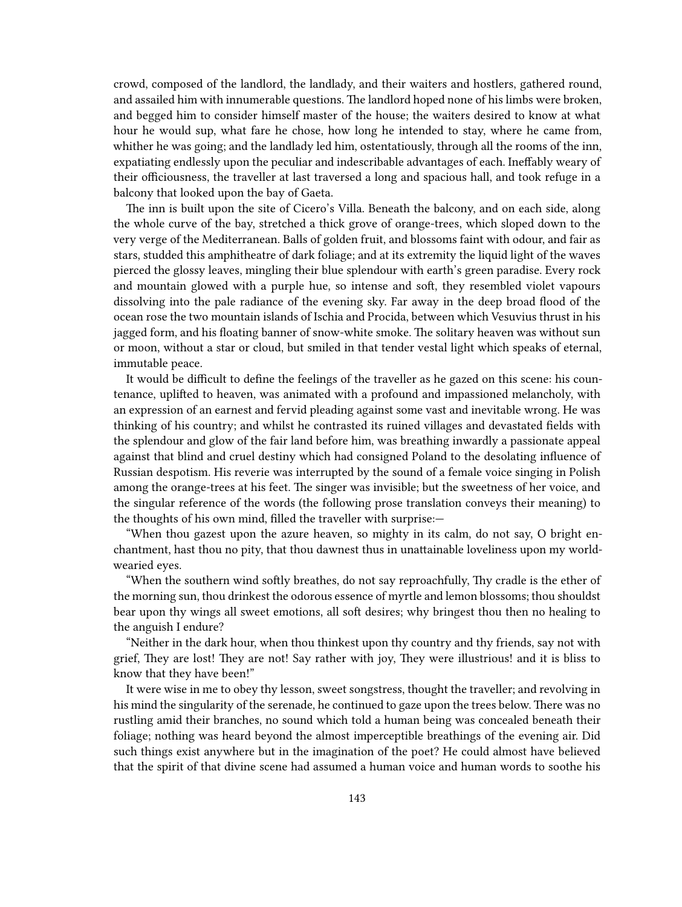crowd, composed of the landlord, the landlady, and their waiters and hostlers, gathered round, and assailed him with innumerable questions. The landlord hoped none of his limbs were broken, and begged him to consider himself master of the house; the waiters desired to know at what hour he would sup, what fare he chose, how long he intended to stay, where he came from, whither he was going; and the landlady led him, ostentatiously, through all the rooms of the inn, expatiating endlessly upon the peculiar and indescribable advantages of each. Ineffably weary of their officiousness, the traveller at last traversed a long and spacious hall, and took refuge in a balcony that looked upon the bay of Gaeta.

The inn is built upon the site of Cicero's Villa. Beneath the balcony, and on each side, along the whole curve of the bay, stretched a thick grove of orange-trees, which sloped down to the very verge of the Mediterranean. Balls of golden fruit, and blossoms faint with odour, and fair as stars, studded this amphitheatre of dark foliage; and at its extremity the liquid light of the waves pierced the glossy leaves, mingling their blue splendour with earth's green paradise. Every rock and mountain glowed with a purple hue, so intense and soft, they resembled violet vapours dissolving into the pale radiance of the evening sky. Far away in the deep broad flood of the ocean rose the two mountain islands of Ischia and Procida, between which Vesuvius thrust in his jagged form, and his floating banner of snow-white smoke. The solitary heaven was without sun or moon, without a star or cloud, but smiled in that tender vestal light which speaks of eternal, immutable peace.

It would be difficult to define the feelings of the traveller as he gazed on this scene: his countenance, uplifted to heaven, was animated with a profound and impassioned melancholy, with an expression of an earnest and fervid pleading against some vast and inevitable wrong. He was thinking of his country; and whilst he contrasted its ruined villages and devastated fields with the splendour and glow of the fair land before him, was breathing inwardly a passionate appeal against that blind and cruel destiny which had consigned Poland to the desolating influence of Russian despotism. His reverie was interrupted by the sound of a female voice singing in Polish among the orange-trees at his feet. The singer was invisible; but the sweetness of her voice, and the singular reference of the words (the following prose translation conveys their meaning) to the thoughts of his own mind, filled the traveller with surprise:—

"When thou gazest upon the azure heaven, so mighty in its calm, do not say, O bright enchantment, hast thou no pity, that thou dawnest thus in unattainable loveliness upon my world-wearied eyes.

"When the southern wind softly breathes, do not say reproachfully, Thy cradle is the ether of the morning sun, thou drinkest the odorous essence of myrtle and lemon blossoms; thou shouldst bear upon thy wings all sweet emotions, all soft desires; why bringest thou then no healing to the anguish I endure?

"Neither in the dark hour, when thou thinkest upon thy country and thy friends, say not with grief, They are lost! They are not! Say rather with joy, They were illustrious! and it is bliss to know that they have been!"

It were wise in me to obey thy lesson, sweet songstress, thought the traveller; and revolving in his mind the singularity of the serenade, he continued to gaze upon the trees below. There was no rustling amid their branches, no sound which told a human being was concealed beneath their foliage; nothing was heard beyond the almost imperceptible breathings of the evening air. Did such things exist anywhere but in the imagination of the poet? He could almost have believed that the spirit of that divine scene had assumed a human voice and human words to soothe his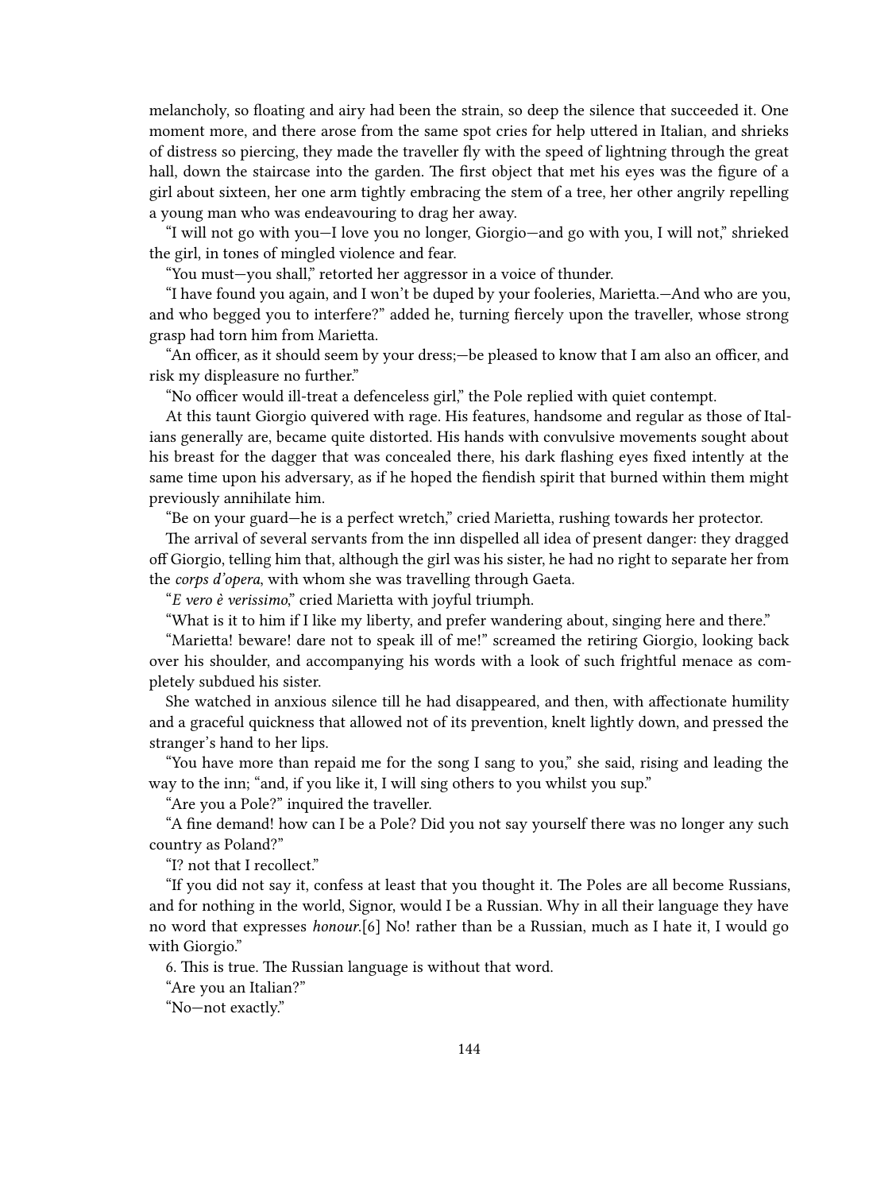melancholy, so floating and airy had been the strain, so deep the silence that succeeded it. One moment more, and there arose from the same spot cries for help uttered in Italian, and shrieks of distress so piercing, they made the traveller fly with the speed of lightning through the great hall, down the staircase into the garden. The first object that met his eyes was the figure of a girl about sixteen, her one arm tightly embracing the stem of a tree, her other angrily repelling a young man who was endeavouring to drag her away.

"I will not go with you—I love you no longer, Giorgio—and go with you, I will not," shrieked the girl, in tones of mingled violence and fear.

"You must—you shall," retorted her aggressor in a voice of thunder.

"I have found you again, and I won't be duped by your fooleries, Marietta.—And who are you, and who begged you to interfere?" added he, turning fiercely upon the traveller, whose strong grasp had torn him from Marietta.

"An officer, as it should seem by your dress;—be pleased to know that I am also an officer, and risk my displeasure no further."

"No officer would ill-treat a defenceless girl," the Pole replied with quiet contempt.

At this taunt Giorgio quivered with rage. His features, handsome and regular as those of Italians generally are, became quite distorted. His hands with convulsive movements sought about his breast for the dagger that was concealed there, his dark flashing eyes fixed intently at the same time upon his adversary, as if he hoped the fiendish spirit that burned within them might previously annihilate him.

"Be on your guard—he is a perfect wretch," cried Marietta, rushing towards her protector.

The arrival of several servants from the inn dispelled all idea of present danger: they dragged off Giorgio, telling him that, although the girl was his sister, he had no right to separate her from the *corps d'opera*, with whom she was travelling through Gaeta.

"*E vero è verissimo*," cried Marietta with joyful triumph.

"What is it to him if I like my liberty, and prefer wandering about, singing here and there."

"Marietta! beware! dare not to speak ill of me!" screamed the retiring Giorgio, looking back over his shoulder, and accompanying his words with a look of such frightful menace as completely subdued his sister.

She watched in anxious silence till he had disappeared, and then, with affectionate humility and a graceful quickness that allowed not of its prevention, knelt lightly down, and pressed the stranger's hand to her lips.

"You have more than repaid me for the song I sang to you," she said, rising and leading the way to the inn; "and, if you like it, I will sing others to you whilst you sup."

"Are you a Pole?" inquired the traveller.

"A fine demand! how can I be a Pole? Did you not say yourself there was no longer any such country as Poland?"

"I? not that I recollect."

"If you did not say it, confess at least that you thought it. The Poles are all become Russians, and for nothing in the world, Signor, would I be a Russian. Why in all their language they have no word that expresses *honour*.[6] No! rather than be a Russian, much as I hate it, I would go with Giorgio."

6. This is true. The Russian language is without that word.

"Are you an Italian?"

"No—not exactly."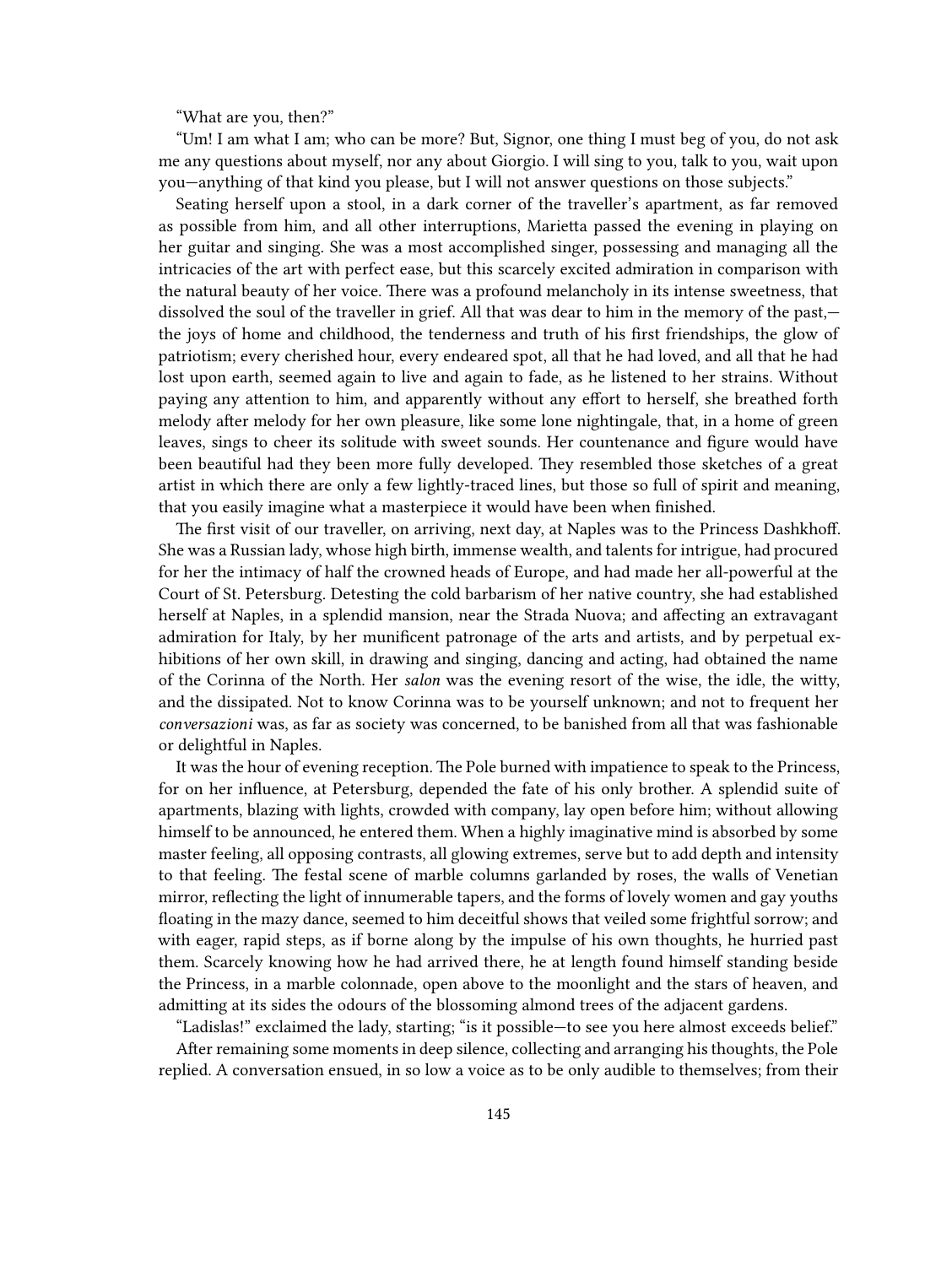"What are you, then?"

"Um! I am what I am; who can be more? But, Signor, one thing I must beg of you, do not ask me any questions about myself, nor any about Giorgio. I will sing to you, talk to you, wait upon you—anything of that kind you please, but I will not answer questions on those subjects."

Seating herself upon a stool, in a dark corner of the traveller's apartment, as far removed as possible from him, and all other interruptions, Marietta passed the evening in playing on her guitar and singing. She was a most accomplished singer, possessing and managing all the intricacies of the art with perfect ease, but this scarcely excited admiration in comparison with the natural beauty of her voice. There was a profound melancholy in its intense sweetness, that dissolved the soul of the traveller in grief. All that was dear to him in the memory of the past,—the joys of home and childhood, the tenderness and truth of his first friendships, the glow of patriotism; every cherished hour, every endeared spot, all that he had loved, and all that he had lost upon earth, seemed again to live and again to fade, as he listened to her strains. Without paying any attention to him, and apparently without any effort to herself, she breathed forth melody after melody for her own pleasure, like some lone nightingale, that, in a home of green leaves, sings to cheer its solitude with sweet sounds. Her countenance and figure would have been beautiful had they been more fully developed. They resembled those sketches of a great artist in which there are only a few lightly-traced lines, but those so full of spirit and meaning, that you easily imagine what a masterpiece it would have been when finished.

The first visit of our traveller, on arriving, next day, at Naples was to the Princess Dashkhoff. She was a Russian lady, whose high birth, immense wealth, and talents for intrigue, had procured for her the intimacy of half the crowned heads of Europe, and had made her all-powerful at the Court of St. Petersburg. Detesting the cold barbarism of her native country, she had established herself at Naples, in a splendid mansion, near the Strada Nuova; and affecting an extravagant admiration for Italy, by her munificent patronage of the arts and artists, and by perpetual exhibitions of her own skill, in drawing and singing, dancing and acting, had obtained the name of the Corinna of the North. Her *salon* was the evening resort of the wise, the idle, the witty, and the dissipated. Not to know Corinna was to be yourself unknown; and not to frequent her *conversazioni* was, as far as society was concerned, to be banished from all that was fashionable or delightful in Naples.

It was the hour of evening reception. The Pole burned with impatience to speak to the Princess, for on her influence, at Petersburg, depended the fate of his only brother. A splendid suite of apartments, blazing with lights, crowded with company, lay open before him; without allowing himself to be announced, he entered them. When a highly imaginative mind is absorbed by some master feeling, all opposing contrasts, all glowing extremes, serve but to add depth and intensity to that feeling. The festal scene of marble columns garlanded by roses, the walls of Venetian mirror, reflecting the light of innumerable tapers, and the forms of lovely women and gay youths floating in the mazy dance, seemed to him deceitful shows that veiled some frightful sorrow; and with eager, rapid steps, as if borne along by the impulse of his own thoughts, he hurried past them. Scarcely knowing how he had arrived there, he at length found himself standing beside the Princess, in a marble colonnade, open above to the moonlight and the stars of heaven, and admitting at its sides the odours of the blossoming almond trees of the adjacent gardens.

"Ladislas!" exclaimed the lady, starting; "is it possible—to see you here almost exceeds belief."

After remaining some moments in deep silence, collecting and arranging his thoughts, the Pole replied. A conversation ensued, in so low a voice as to be only audible to themselves; from their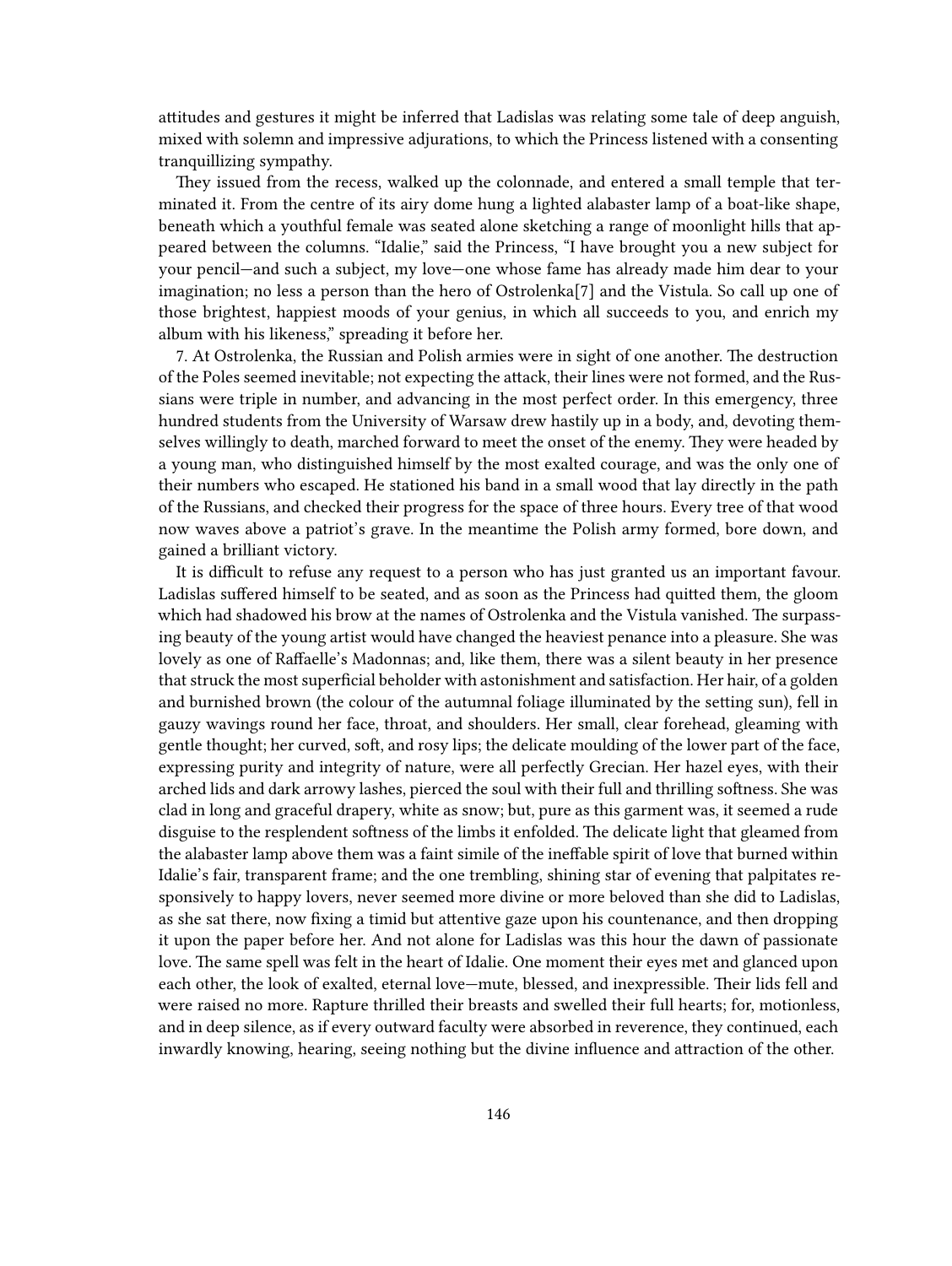attitudes and gestures it might be inferred that Ladislas was relating some tale of deep anguish, mixed with solemn and impressive adjurations, to which the Princess listened with a consenting tranquillizing sympathy.

They issued from the recess, walked up the colonnade, and entered a small temple that terminated it. From the centre of its airy dome hung a lighted alabaster lamp of a boat-like shape, beneath which a youthful female was seated alone sketching a range of moonlight hills that appeared between the columns. "Idalie," said the Princess, "I have brought you a new subject for your pencil—and such a subject, my love—one whose fame has already made him dear to your imagination; no less a person than the hero of Ostrolenka[7] and the Vistula. So call up one of those brightest, happiest moods of your genius, in which all succeeds to you, and enrich my album with his likeness," spreading it before her.

7. At Ostrolenka, the Russian and Polish armies were in sight of one another. The destruction of the Poles seemed inevitable; not expecting the attack, their lines were not formed, and the Russians were triple in number, and advancing in the most perfect order. In this emergency, three hundred students from the University of Warsaw drew hastily up in a body, and, devoting themselves willingly to death, marched forward to meet the onset of the enemy. They were headed by a young man, who distinguished himself by the most exalted courage, and was the only one of their numbers who escaped. He stationed his band in a small wood that lay directly in the path of the Russians, and checked their progress for the space of three hours. Every tree of that wood now waves above a patriot's grave. In the meantime the Polish army formed, bore down, and gained a brilliant victory.

It is difficult to refuse any request to a person who has just granted us an important favour. Ladislas suffered himself to be seated, and as soon as the Princess had quitted them, the gloom which had shadowed his brow at the names of Ostrolenka and the Vistula vanished. The surpassing beauty of the young artist would have changed the heaviest penance into a pleasure. She was lovely as one of Raffaelle's Madonnas; and, like them, there was a silent beauty in her presence that struck the most superficial beholder with astonishment and satisfaction. Her hair, of a golden and burnished brown (the colour of the autumnal foliage illuminated by the setting sun), fell in gauzy wavings round her face, throat, and shoulders. Her small, clear forehead, gleaming with gentle thought; her curved, soft, and rosy lips; the delicate moulding of the lower part of the face, expressing purity and integrity of nature, were all perfectly Grecian. Her hazel eyes, with their arched lids and dark arrowy lashes, pierced the soul with their full and thrilling softness. She was clad in long and graceful drapery, white as snow; but, pure as this garment was, it seemed a rude disguise to the resplendent softness of the limbs it enfolded. The delicate light that gleamed from the alabaster lamp above them was a faint simile of the ineffable spirit of love that burned within Idalie's fair, transparent frame; and the one trembling, shining star of evening that palpitates responsively to happy lovers, never seemed more divine or more beloved than she did to Ladislas, as she sat there, now fixing a timid but attentive gaze upon his countenance, and then dropping it upon the paper before her. And not alone for Ladislas was this hour the dawn of passionate love. The same spell was felt in the heart of Idalie. One moment their eyes met and glanced upon each other, the look of exalted, eternal love—mute, blessed, and inexpressible. Their lids fell and were raised no more. Rapture thrilled their breasts and swelled their full hearts; for, motionless, and in deep silence, as if every outward faculty were absorbed in reverence, they continued, each inwardly knowing, hearing, seeing nothing but the divine influence and attraction of the other.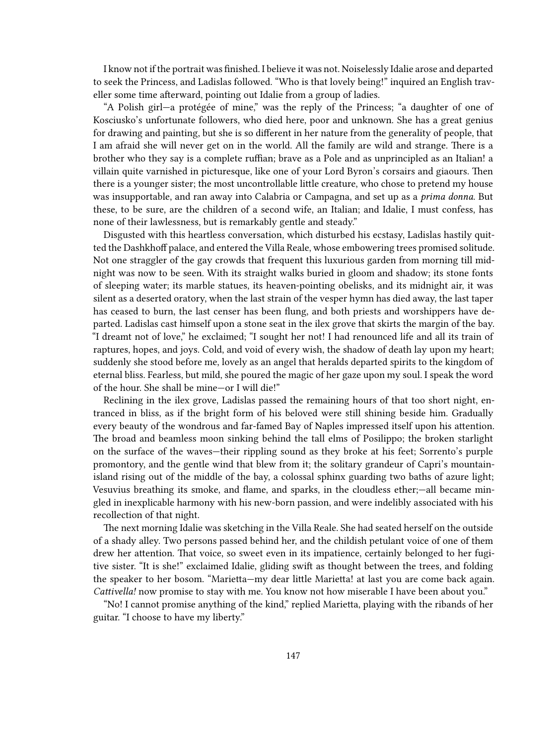I know not if the portrait was finished. I believe it was not. Noiselessly Idalie arose and departed to seek the Princess, and Ladislas followed. "Who is that lovely being!" inquired an English traveller some time afterward, pointing out Idalie from a group of ladies.

"A Polish girl—a protégée of mine," was the reply of the Princess; "a daughter of one of Kosciusko's unfortunate followers, who died here, poor and unknown. She has a great genius for drawing and painting, but she is so different in her nature from the generality of people, that I am afraid she will never get on in the world. All the family are wild and strange. There is a brother who they say is a complete ruffian; brave as a Pole and as unprincipled as an Italian! a villain quite varnished in picturesque, like one of your Lord Byron's corsairs and giaours. Then there is a younger sister; the most uncontrollable little creature, who chose to pretend my house was insupportable, and ran away into Calabria or Campagna, and set up as a *prima donna*. But these, to be sure, are the children of a second wife, an Italian; and Idalie, I must confess, has none of their lawlessness, but is remarkably gentle and steady."

Disgusted with this heartless conversation, which disturbed his ecstasy, Ladislas hastily quitted the Dashkhoff palace, and entered the Villa Reale, whose embowering trees promised solitude. Not one straggler of the gay crowds that frequent this luxurious garden from morning till midnight was now to be seen. With its straight walks buried in gloom and shadow; its stone fonts of sleeping water; its marble statues, its heaven-pointing obelisks, and its midnight air, it was silent as a deserted oratory, when the last strain of the vesper hymn has died away, the last taper has ceased to burn, the last censer has been flung, and both priests and worshippers have departed. Ladislas cast himself upon a stone seat in the ilex grove that skirts the margin of the bay. "I dreamt not of love," he exclaimed; "I sought her not! I had renounced life and all its train of raptures, hopes, and joys. Cold, and void of every wish, the shadow of death lay upon my heart; suddenly she stood before me, lovely as an angel that heralds departed spirits to the kingdom of eternal bliss. Fearless, but mild, she poured the magic of her gaze upon my soul. I speak the word of the hour. She shall be mine—or I will die!"

Reclining in the ilex grove, Ladislas passed the remaining hours of that too short night, entranced in bliss, as if the bright form of his beloved were still shining beside him. Gradually every beauty of the wondrous and far-famed Bay of Naples impressed itself upon his attention. The broad and beamless moon sinking behind the tall elms of Posilippo; the broken starlight on the surface of the waves—their rippling sound as they broke at his feet; Sorrento's purple promontory, and the gentle wind that blew from it; the solitary grandeur of Capri's mountain-island rising out of the middle of the bay, a colossal sphinx guarding two baths of azure light; Vesuvius breathing its smoke, and flame, and sparks, in the cloudless ether;—all became mingled in inexplicable harmony with his new-born passion, and were indelibly associated with his recollection of that night.

The next morning Idalie was sketching in the Villa Reale. She had seated herself on the outside of a shady alley. Two persons passed behind her, and the childish petulant voice of one of them drew her attention. That voice, so sweet even in its impatience, certainly belonged to her fugitive sister. "It is she!" exclaimed Idalie, gliding swift as thought between the trees, and folding the speaker to her bosom. "Marietta—my dear little Marietta! at last you are come back again. *Cattivella!* now promise to stay with me. You know not how miserable I have been about you."

"No! I cannot promise anything of the kind," replied Marietta, playing with the ribands of her guitar. "I choose to have my liberty."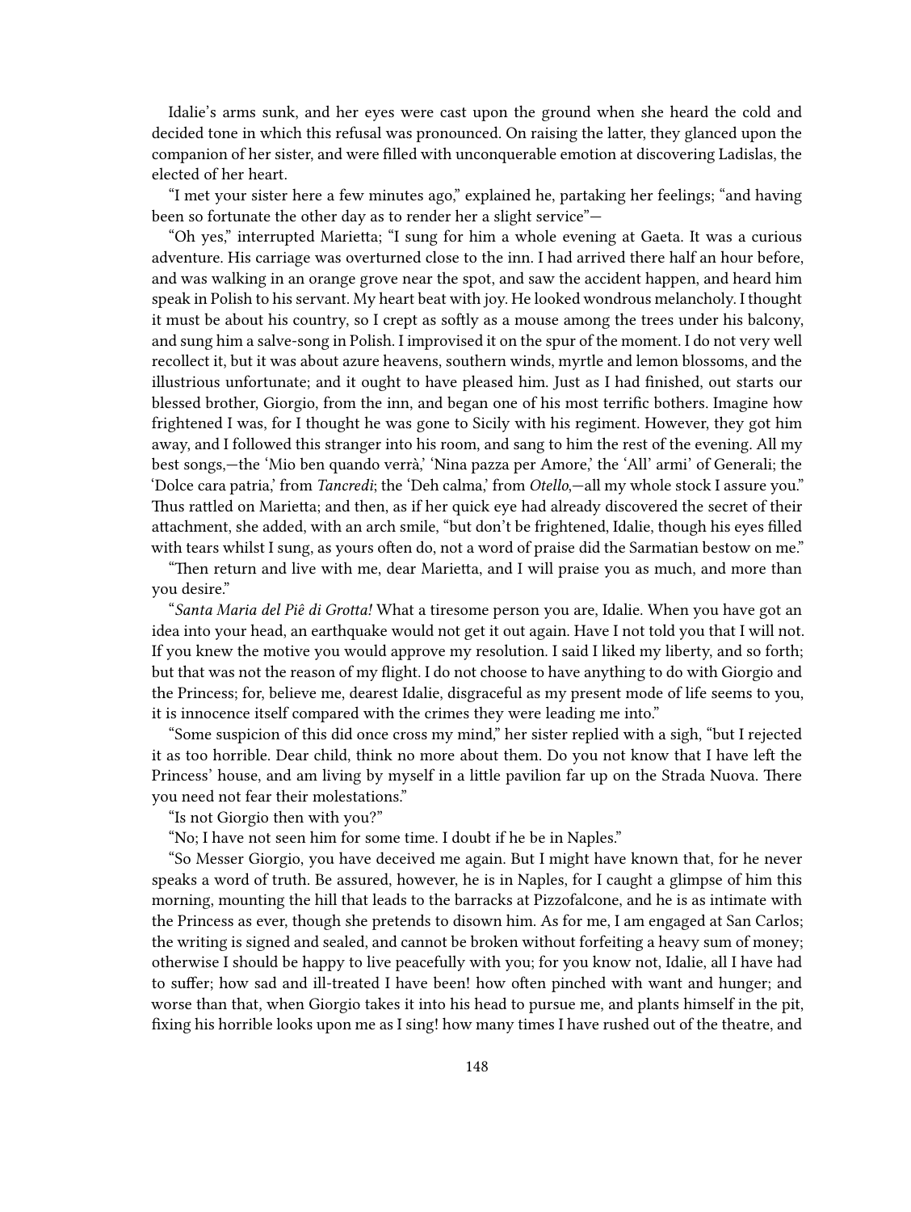Idalie's arms sunk, and her eyes were cast upon the ground when she heard the cold and decided tone in which this refusal was pronounced. On raising the latter, they glanced upon the companion of her sister, and were filled with unconquerable emotion at discovering Ladislas, the elected of her heart.

"I met your sister here a few minutes ago," explained he, partaking her feelings; "and having been so fortunate the other day as to render her a slight service"—

"Oh yes," interrupted Marietta; "I sung for him a whole evening at Gaeta. It was a curious adventure. His carriage was overturned close to the inn. I had arrived there half an hour before, and was walking in an orange grove near the spot, and saw the accident happen, and heard him speak in Polish to his servant. My heart beat with joy. He looked wondrous melancholy. I thought it must be about his country, so I crept as softly as a mouse among the trees under his balcony, and sung him a salve-song in Polish. I improvised it on the spur of the moment. I do not very well recollect it, but it was about azure heavens, southern winds, myrtle and lemon blossoms, and the illustrious unfortunate; and it ought to have pleased him. Just as I had finished, out starts our blessed brother, Giorgio, from the inn, and began one of his most terrific bothers. Imagine how frightened I was, for I thought he was gone to Sicily with his regiment. However, they got him away, and I followed this stranger into his room, and sang to him the rest of the evening. All my best songs,—the 'Mio ben quando verrà,' 'Nina pazza per Amore,' the 'All' armi' of Generali; the 'Dolce cara patria,' from *Tancredi*; the 'Deh calma,' from *Otello*,—all my whole stock I assure you." Thus rattled on Marietta; and then, as if her quick eye had already discovered the secret of their attachment, she added, with an arch smile, "but don't be frightened, Idalie, though his eyes filled with tears whilst I sung, as yours often do, not a word of praise did the Sarmatian bestow on me."

"Then return and live with me, dear Marietta, and I will praise you as much, and more than you desire."

"*Santa Maria del Piê di Grotta!* What a tiresome person you are, Idalie. When you have got an idea into your head, an earthquake would not get it out again. Have I not told you that I will not. If you knew the motive you would approve my resolution. I said I liked my liberty, and so forth; but that was not the reason of my flight. I do not choose to have anything to do with Giorgio and the Princess; for, believe me, dearest Idalie, disgraceful as my present mode of life seems to you, it is innocence itself compared with the crimes they were leading me into."

"Some suspicion of this did once cross my mind," her sister replied with a sigh, "but I rejected it as too horrible. Dear child, think no more about them. Do you not know that I have left the Princess' house, and am living by myself in a little pavilion far up on the Strada Nuova. There you need not fear their molestations."

"Is not Giorgio then with you?"

"No; I have not seen him for some time. I doubt if he be in Naples."

"So Messer Giorgio, you have deceived me again. But I might have known that, for he never speaks a word of truth. Be assured, however, he is in Naples, for I caught a glimpse of him this morning, mounting the hill that leads to the barracks at Pizzofalcone, and he is as intimate with the Princess as ever, though she pretends to disown him. As for me, I am engaged at San Carlos; the writing is signed and sealed, and cannot be broken without forfeiting a heavy sum of money; otherwise I should be happy to live peacefully with you; for you know not, Idalie, all I have had to suffer; how sad and ill-treated I have been! how often pinched with want and hunger; and worse than that, when Giorgio takes it into his head to pursue me, and plants himself in the pit, fixing his horrible looks upon me as I sing! how many times I have rushed out of the theatre, and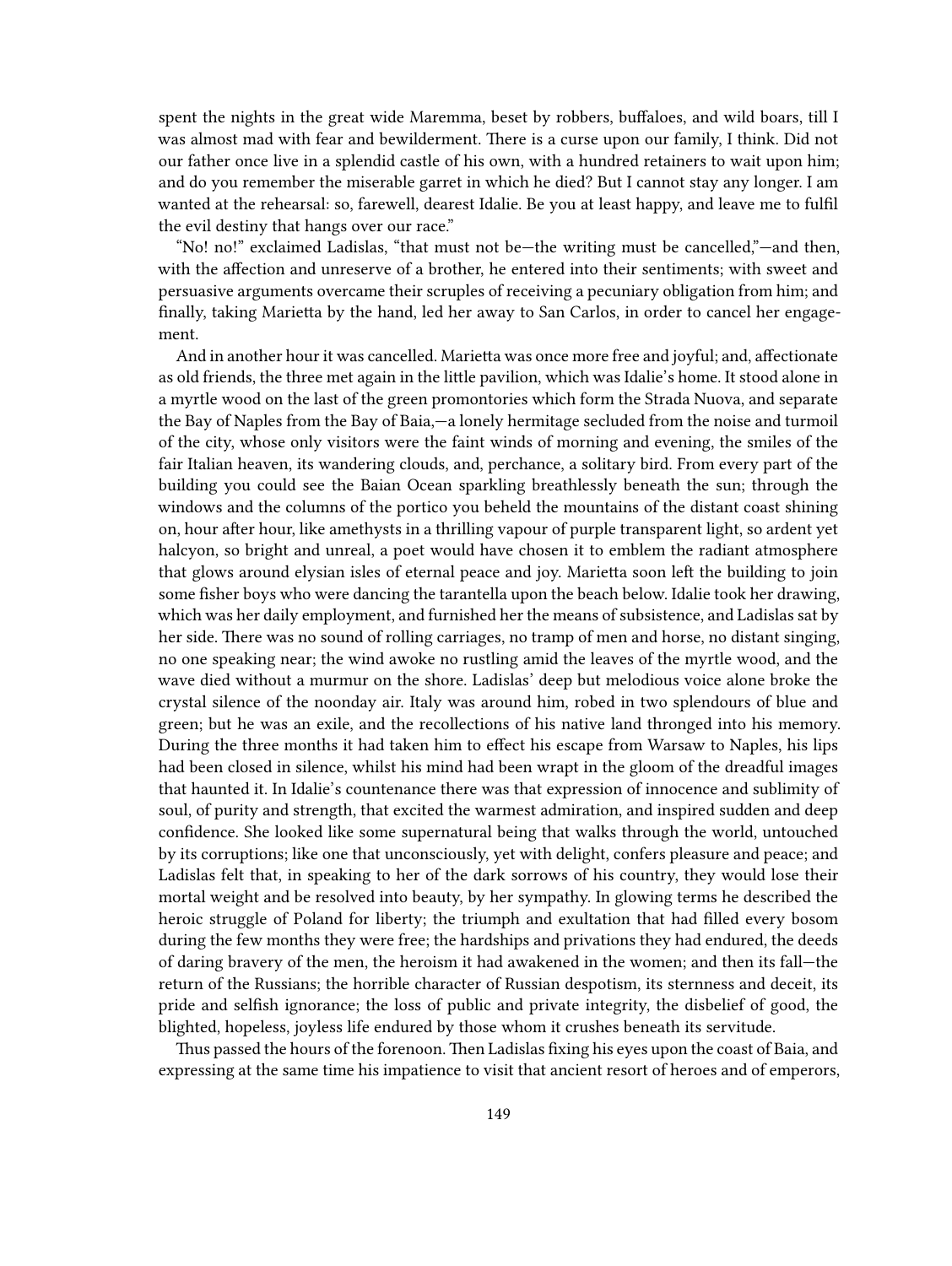spent the nights in the great wide Maremma, beset by robbers, buffaloes, and wild boars, till I was almost mad with fear and bewilderment. There is a curse upon our family, I think. Did not our father once live in a splendid castle of his own, with a hundred retainers to wait upon him; and do you remember the miserable garret in which he died? But I cannot stay any longer. I am wanted at the rehearsal: so, farewell, dearest Idalie. Be you at least happy, and leave me to fulfil the evil destiny that hangs over our race."

"No! no!" exclaimed Ladislas, "that must not be—the writing must be cancelled,"—and then, with the affection and unreserve of a brother, he entered into their sentiments; with sweet and persuasive arguments overcame their scruples of receiving a pecuniary obligation from him; and finally, taking Marietta by the hand, led her away to San Carlos, in order to cancel her engagement.

And in another hour it was cancelled. Marietta was once more free and joyful; and, affectionate as old friends, the three met again in the little pavilion, which was Idalie's home. It stood alone in a myrtle wood on the last of the green promontories which form the Strada Nuova, and separate the Bay of Naples from the Bay of Baia,—a lonely hermitage secluded from the noise and turmoil of the city, whose only visitors were the faint winds of morning and evening, the smiles of the fair Italian heaven, its wandering clouds, and, perchance, a solitary bird. From every part of the building you could see the Baian Ocean sparkling breathlessly beneath the sun; through the windows and the columns of the portico you beheld the mountains of the distant coast shining on, hour after hour, like amethysts in a thrilling vapour of purple transparent light, so ardent yet halcyon, so bright and unreal, a poet would have chosen it to emblem the radiant atmosphere that glows around elysian isles of eternal peace and joy. Marietta soon left the building to join some fisher boys who were dancing the tarantella upon the beach below. Idalie took her drawing, which was her daily employment, and furnished her the means of subsistence, and Ladislas sat by her side. There was no sound of rolling carriages, no tramp of men and horse, no distant singing, no one speaking near; the wind awoke no rustling amid the leaves of the myrtle wood, and the wave died without a murmur on the shore. Ladislas' deep but melodious voice alone broke the crystal silence of the noonday air. Italy was around him, robed in two splendours of blue and green; but he was an exile, and the recollections of his native land thronged into his memory. During the three months it had taken him to effect his escape from Warsaw to Naples, his lips had been closed in silence, whilst his mind had been wrapt in the gloom of the dreadful images that haunted it. In Idalie's countenance there was that expression of innocence and sublimity of soul, of purity and strength, that excited the warmest admiration, and inspired sudden and deep confidence. She looked like some supernatural being that walks through the world, untouched by its corruptions; like one that unconsciously, yet with delight, confers pleasure and peace; and Ladislas felt that, in speaking to her of the dark sorrows of his country, they would lose their mortal weight and be resolved into beauty, by her sympathy. In glowing terms he described the heroic struggle of Poland for liberty; the triumph and exultation that had filled every bosom during the few months they were free; the hardships and privations they had endured, the deeds of daring bravery of the men, the heroism it had awakened in the women; and then its fall—the return of the Russians; the horrible character of Russian despotism, its sternness and deceit, its pride and selfish ignorance; the loss of public and private integrity, the disbelief of good, the blighted, hopeless, joyless life endured by those whom it crushes beneath its servitude.

Thus passed the hours of the forenoon. Then Ladislas fixing his eyes upon the coast of Baia, and expressing at the same time his impatience to visit that ancient resort of heroes and of emperors,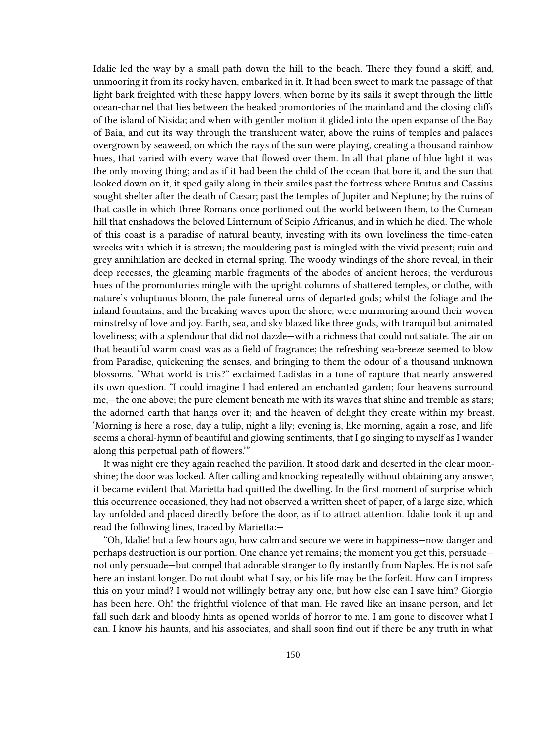Idalie led the way by a small path down the hill to the beach. There they found a skiff, and, unmooring it from its rocky haven, embarked in it. It had been sweet to mark the passage of that light bark freighted with these happy lovers, when borne by its sails it swept through the little ocean-channel that lies between the beaked promontories of the mainland and the closing cliffs of the island of Nisida; and when with gentler motion it glided into the open expanse of the Bay of Baia, and cut its way through the translucent water, above the ruins of temples and palaces overgrown by seaweed, on which the rays of the sun were playing, creating a thousand rainbow hues, that varied with every wave that flowed over them. In all that plane of blue light it was the only moving thing; and as if it had been the child of the ocean that bore it, and the sun that looked down on it, it sped gaily along in their smiles past the fortress where Brutus and Cassius sought shelter after the death of Cæsar; past the temples of Jupiter and Neptune; by the ruins of that castle in which three Romans once portioned out the world between them, to the Cumean hill that enshadows the beloved Linternum of Scipio Africanus, and in which he died. The whole of this coast is a paradise of natural beauty, investing with its own loveliness the time-eaten wrecks with which it is strewn; the mouldering past is mingled with the vivid present; ruin and grey annihilation are decked in eternal spring. The woody windings of the shore reveal, in their deep recesses, the gleaming marble fragments of the abodes of ancient heroes; the verdurous hues of the promontories mingle with the upright columns of shattered temples, or clothe, with nature's voluptuous bloom, the pale funereal urns of departed gods; whilst the foliage and the inland fountains, and the breaking waves upon the shore, were murmuring around their woven minstrelsy of love and joy. Earth, sea, and sky blazed like three gods, with tranquil but animated loveliness; with a splendour that did not dazzle—with a richness that could not satiate. The air on that beautiful warm coast was as a field of fragrance; the refreshing sea-breeze seemed to blow from Paradise, quickening the senses, and bringing to them the odour of a thousand unknown blossoms. "What world is this?" exclaimed Ladislas in a tone of rapture that nearly answered its own question. "I could imagine I had entered an enchanted garden; four heavens surround me,—the one above; the pure element beneath me with its waves that shine and tremble as stars; the adorned earth that hangs over it; and the heaven of delight they create within my breast. 'Morning is here a rose, day a tulip, night a lily; evening is, like morning, again a rose, and life seems a choral-hymn of beautiful and glowing sentiments, that I go singing to myself as I wander along this perpetual path of flowers.'"

It was night ere they again reached the pavilion. It stood dark and deserted in the clear moonshine; the door was locked. After calling and knocking repeatedly without obtaining any answer, it became evident that Marietta had quitted the dwelling. In the first moment of surprise which this occurrence occasioned, they had not observed a written sheet of paper, of a large size, which lay unfolded and placed directly before the door, as if to attract attention. Idalie took it up and read the following lines, traced by Marietta:—

"Oh, Idalie! but a few hours ago, how calm and secure we were in happiness—now danger and perhaps destruction is our portion. One chance yet remains; the moment you get this, persuade—not only persuade—but compel that adorable stranger to fly instantly from Naples. He is not safe here an instant longer. Do not doubt what I say, or his life may be the forfeit. How can I impress this on your mind? I would not willingly betray any one, but how else can I save him? Giorgio has been here. Oh! the frightful violence of that man. He raved like an insane person, and let fall such dark and bloody hints as opened worlds of horror to me. I am gone to discover what I can. I know his haunts, and his associates, and shall soon find out if there be any truth in what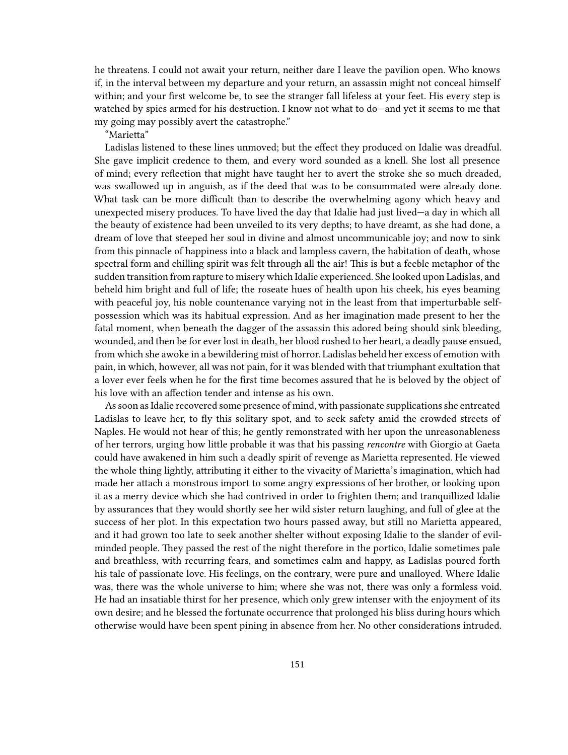he threatens. I could not await your return, neither dare I leave the pavilion open. Who knows if, in the interval between my departure and your return, an assassin might not conceal himself within; and your first welcome be, to see the stranger fall lifeless at your feet. His every step is watched by spies armed for his destruction. I know not what to do—and yet it seems to me that my going may possibly avert the catastrophe."

"Marietta"

Ladislas listened to these lines unmoved; but the effect they produced on Idalie was dreadful. She gave implicit credence to them, and every word sounded as a knell. She lost all presence of mind; every reflection that might have taught her to avert the stroke she so much dreaded, was swallowed up in anguish, as if the deed that was to be consummated were already done. What task can be more difficult than to describe the overwhelming agony which heavy and unexpected misery produces. To have lived the day that Idalie had just lived—a day in which all the beauty of existence had been unveiled to its very depths; to have dreamt, as she had done, a dream of love that steeped her soul in divine and almost uncommunicable joy; and now to sink from this pinnacle of happiness into a black and lampless cavern, the habitation of death, whose spectral form and chilling spirit was felt through all the air! This is but a feeble metaphor of the sudden transition from rapture to misery which Idalie experienced. She looked upon Ladislas, and beheld him bright and full of life; the roseate hues of health upon his cheek, his eyes beaming with peaceful joy, his noble countenance varying not in the least from that imperturbable self-possession which was its habitual expression. And as her imagination made present to her the fatal moment, when beneath the dagger of the assassin this adored being should sink bleeding, wounded, and then be for ever lost in death, her blood rushed to her heart, a deadly pause ensued, from which she awoke in a bewildering mist of horror. Ladislas beheld her excess of emotion with pain, in which, however, all was not pain, for it was blended with that triumphant exultation that a lover ever feels when he for the first time becomes assured that he is beloved by the object of his love with an affection tender and intense as his own.

As soon as Idalie recovered some presence of mind, with passionate supplications she entreated Ladislas to leave her, to fly this solitary spot, and to seek safety amid the crowded streets of Naples. He would not hear of this; he gently remonstrated with her upon the unreasonableness of her terrors, urging how little probable it was that his passing *rencontre* with Giorgio at Gaeta could have awakened in him such a deadly spirit of revenge as Marietta represented. He viewed the whole thing lightly, attributing it either to the vivacity of Marietta's imagination, which had made her attach a monstrous import to some angry expressions of her brother, or looking upon it as a merry device which she had contrived in order to frighten them; and tranquillized Idalie by assurances that they would shortly see her wild sister return laughing, and full of glee at the success of her plot. In this expectation two hours passed away, but still no Marietta appeared, and it had grown too late to seek another shelter without exposing Idalie to the slander of evil-minded people. They passed the rest of the night therefore in the portico, Idalie sometimes pale and breathless, with recurring fears, and sometimes calm and happy, as Ladislas poured forth his tale of passionate love. His feelings, on the contrary, were pure and unalloyed. Where Idalie was, there was the whole universe to him; where she was not, there was only a formless void. He had an insatiable thirst for her presence, which only grew intenser with the enjoyment of its own desire; and he blessed the fortunate occurrence that prolonged his bliss during hours which otherwise would have been spent pining in absence from her. No other considerations intruded.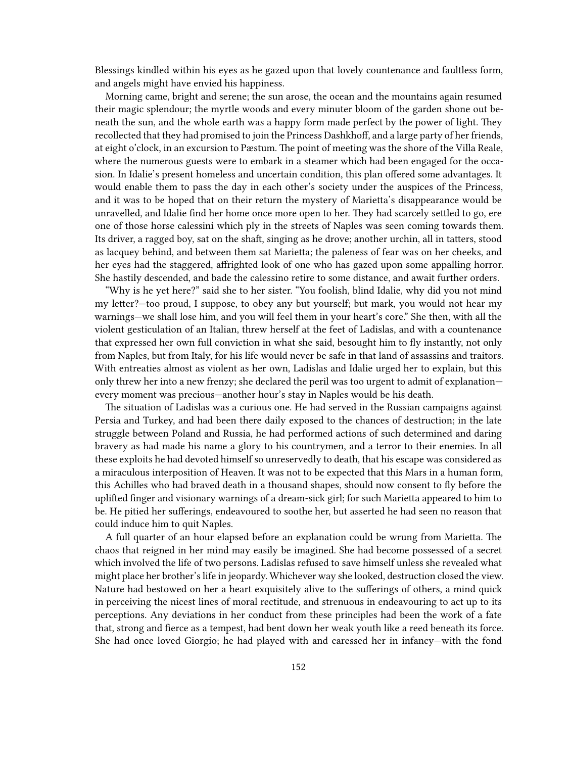Blessings kindled within his eyes as he gazed upon that lovely countenance and faultless form, and angels might have envied his happiness.

Morning came, bright and serene; the sun arose, the ocean and the mountains again resumed their magic splendour; the myrtle woods and every minuter bloom of the garden shone out beneath the sun, and the whole earth was a happy form made perfect by the power of light. They recollected that they had promised to join the Princess Dashkhoff, and a large party of her friends, at eight o'clock, in an excursion to Pæstum. The point of meeting was the shore of the Villa Reale, where the numerous guests were to embark in a steamer which had been engaged for the occasion. In Idalie's present homeless and uncertain condition, this plan offered some advantages. It would enable them to pass the day in each other's society under the auspices of the Princess, and it was to be hoped that on their return the mystery of Marietta's disappearance would be unravelled, and Idalie find her home once more open to her. They had scarcely settled to go, ere one of those horse calessini which ply in the streets of Naples was seen coming towards them. Its driver, a ragged boy, sat on the shaft, singing as he drove; another urchin, all in tatters, stood as lacquey behind, and between them sat Marietta; the paleness of fear was on her cheeks, and her eyes had the staggered, affrighted look of one who has gazed upon some appalling horror. She hastily descended, and bade the calessino retire to some distance, and await further orders.

"Why is he yet here?" said she to her sister. "You foolish, blind Idalie, why did you not mind my letter?—too proud, I suppose, to obey any but yourself; but mark, you would not hear my warnings—we shall lose him, and you will feel them in your heart's core." She then, with all the violent gesticulation of an Italian, threw herself at the feet of Ladislas, and with a countenance that expressed her own full conviction in what she said, besought him to fly instantly, not only from Naples, but from Italy, for his life would never be safe in that land of assassins and traitors. With entreaties almost as violent as her own, Ladislas and Idalie urged her to explain, but this only threw her into a new frenzy; she declared the peril was too urgent to admit of explanation—every moment was precious—another hour's stay in Naples would be his death.

The situation of Ladislas was a curious one. He had served in the Russian campaigns against Persia and Turkey, and had been there daily exposed to the chances of destruction; in the late struggle between Poland and Russia, he had performed actions of such determined and daring bravery as had made his name a glory to his countrymen, and a terror to their enemies. In all these exploits he had devoted himself so unreservedly to death, that his escape was considered as a miraculous interposition of Heaven. It was not to be expected that this Mars in a human form, this Achilles who had braved death in a thousand shapes, should now consent to fly before the uplifted finger and visionary warnings of a dream-sick girl; for such Marietta appeared to him to be. He pitied her sufferings, endeavoured to soothe her, but asserted he had seen no reason that could induce him to quit Naples.

A full quarter of an hour elapsed before an explanation could be wrung from Marietta. The chaos that reigned in her mind may easily be imagined. She had become possessed of a secret which involved the life of two persons. Ladislas refused to save himself unless she revealed what might place her brother's life in jeopardy. Whichever way she looked, destruction closed the view. Nature had bestowed on her a heart exquisitely alive to the sufferings of others, a mind quick in perceiving the nicest lines of moral rectitude, and strenuous in endeavouring to act up to its perceptions. Any deviations in her conduct from these principles had been the work of a fate that, strong and fierce as a tempest, had bent down her weak youth like a reed beneath its force. She had once loved Giorgio; he had played with and caressed her in infancy—with the fond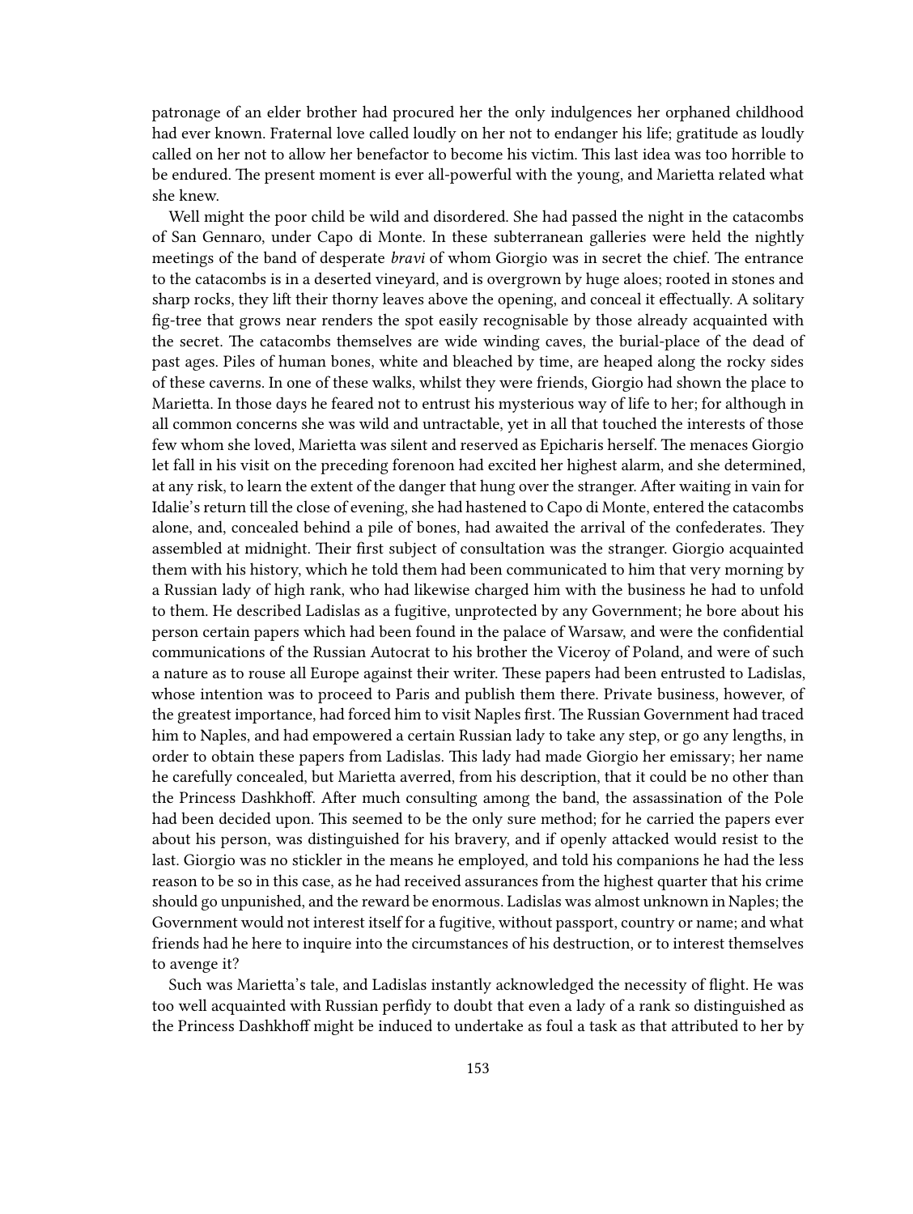patronage of an elder brother had procured her the only indulgences her orphaned childhood had ever known. Fraternal love called loudly on her not to endanger his life; gratitude as loudly called on her not to allow her benefactor to become his victim. This last idea was too horrible to be endured. The present moment is ever all-powerful with the young, and Marietta related what she knew.

Well might the poor child be wild and disordered. She had passed the night in the catacombs of San Gennaro, under Capo di Monte. In these subterranean galleries were held the nightly meetings of the band of desperate *bravi* of whom Giorgio was in secret the chief. The entrance to the catacombs is in a deserted vineyard, and is overgrown by huge aloes; rooted in stones and sharp rocks, they lift their thorny leaves above the opening, and conceal it effectually. A solitary fig-tree that grows near renders the spot easily recognisable by those already acquainted with the secret. The catacombs themselves are wide winding caves, the burial-place of the dead of past ages. Piles of human bones, white and bleached by time, are heaped along the rocky sides of these caverns. In one of these walks, whilst they were friends, Giorgio had shown the place to Marietta. In those days he feared not to entrust his mysterious way of life to her; for although in all common concerns she was wild and untractable, yet in all that touched the interests of those few whom she loved, Marietta was silent and reserved as Epicharis herself. The menaces Giorgio let fall in his visit on the preceding forenoon had excited her highest alarm, and she determined, at any risk, to learn the extent of the danger that hung over the stranger. After waiting in vain for Idalie's return till the close of evening, she had hastened to Capo di Monte, entered the catacombs alone, and, concealed behind a pile of bones, had awaited the arrival of the confederates. They assembled at midnight. Their first subject of consultation was the stranger. Giorgio acquainted them with his history, which he told them had been communicated to him that very morning by a Russian lady of high rank, who had likewise charged him with the business he had to unfold to them. He described Ladislas as a fugitive, unprotected by any Government; he bore about his person certain papers which had been found in the palace of Warsaw, and were the confidential communications of the Russian Autocrat to his brother the Viceroy of Poland, and were of such a nature as to rouse all Europe against their writer. These papers had been entrusted to Ladislas, whose intention was to proceed to Paris and publish them there. Private business, however, of the greatest importance, had forced him to visit Naples first. The Russian Government had traced him to Naples, and had empowered a certain Russian lady to take any step, or go any lengths, in order to obtain these papers from Ladislas. This lady had made Giorgio her emissary; her name he carefully concealed, but Marietta averred, from his description, that it could be no other than the Princess Dashkhoff. After much consulting among the band, the assassination of the Pole had been decided upon. This seemed to be the only sure method; for he carried the papers ever about his person, was distinguished for his bravery, and if openly attacked would resist to the last. Giorgio was no stickler in the means he employed, and told his companions he had the less reason to be so in this case, as he had received assurances from the highest quarter that his crime should go unpunished, and the reward be enormous. Ladislas was almost unknown in Naples; the Government would not interest itself for a fugitive, without passport, country or name; and what friends had he here to inquire into the circumstances of his destruction, or to interest themselves to avenge it?

Such was Marietta's tale, and Ladislas instantly acknowledged the necessity of flight. He was too well acquainted with Russian perfidy to doubt that even a lady of a rank so distinguished as the Princess Dashkhoff might be induced to undertake as foul a task as that attributed to her by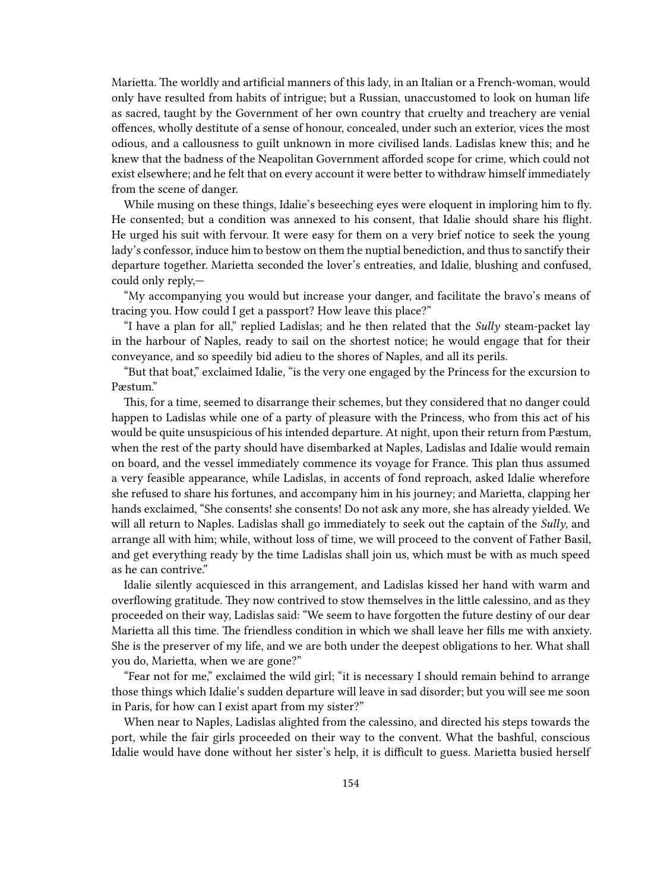Marietta. The worldly and artificial manners of this lady, in an Italian or a French-woman, would only have resulted from habits of intrigue; but a Russian, unaccustomed to look on human life as sacred, taught by the Government of her own country that cruelty and treachery are venial offences, wholly destitute of a sense of honour, concealed, under such an exterior, vices the most odious, and a callousness to guilt unknown in more civilised lands. Ladislas knew this; and he knew that the badness of the Neapolitan Government afforded scope for crime, which could not exist elsewhere; and he felt that on every account it were better to withdraw himself immediately from the scene of danger.

While musing on these things, Idalie's beseeching eyes were eloquent in imploring him to fly. He consented; but a condition was annexed to his consent, that Idalie should share his flight. He urged his suit with fervour. It were easy for them on a very brief notice to seek the young lady's confessor, induce him to bestow on them the nuptial benediction, and thus to sanctify their departure together. Marietta seconded the lover's entreaties, and Idalie, blushing and confused, could only reply,—

"My accompanying you would but increase your danger, and facilitate the bravo's means of tracing you. How could I get a passport? How leave this place?"

"I have a plan for all," replied Ladislas; and he then related that the *Sully* steam-packet lay in the harbour of Naples, ready to sail on the shortest notice; he would engage that for their conveyance, and so speedily bid adieu to the shores of Naples, and all its perils.

"But that boat," exclaimed Idalie, "is the very one engaged by the Princess for the excursion to Pæstum."

This, for a time, seemed to disarrange their schemes, but they considered that no danger could happen to Ladislas while one of a party of pleasure with the Princess, who from this act of his would be quite unsuspicious of his intended departure. At night, upon their return from Pæstum, when the rest of the party should have disembarked at Naples, Ladislas and Idalie would remain on board, and the vessel immediately commence its voyage for France. This plan thus assumed a very feasible appearance, while Ladislas, in accents of fond reproach, asked Idalie wherefore she refused to share his fortunes, and accompany him in his journey; and Marietta, clapping her hands exclaimed, "She consents! she consents! Do not ask any more, she has already yielded. We will all return to Naples. Ladislas shall go immediately to seek out the captain of the *Sully*, and arrange all with him; while, without loss of time, we will proceed to the convent of Father Basil, and get everything ready by the time Ladislas shall join us, which must be with as much speed as he can contrive."

Idalie silently acquiesced in this arrangement, and Ladislas kissed her hand with warm and overflowing gratitude. They now contrived to stow themselves in the little calessino, and as they proceeded on their way, Ladislas said: "We seem to have forgotten the future destiny of our dear Marietta all this time. The friendless condition in which we shall leave her fills me with anxiety. She is the preserver of my life, and we are both under the deepest obligations to her. What shall you do, Marietta, when we are gone?"

"Fear not for me," exclaimed the wild girl; "it is necessary I should remain behind to arrange those things which Idalie's sudden departure will leave in sad disorder; but you will see me soon in Paris, for how can I exist apart from my sister?"

When near to Naples, Ladislas alighted from the calessino, and directed his steps towards the port, while the fair girls proceeded on their way to the convent. What the bashful, conscious Idalie would have done without her sister's help, it is difficult to guess. Marietta busied herself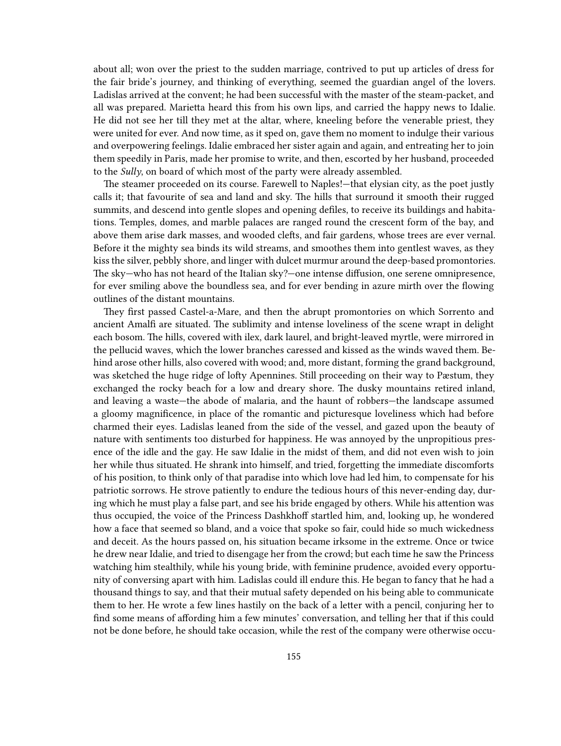about all; won over the priest to the sudden marriage, contrived to put up articles of dress for the fair bride's journey, and thinking of everything, seemed the guardian angel of the lovers. Ladislas arrived at the convent; he had been successful with the master of the steam-packet, and all was prepared. Marietta heard this from his own lips, and carried the happy news to Idalie. He did not see her till they met at the altar, where, kneeling before the venerable priest, they were united for ever. And now time, as it sped on, gave them no moment to indulge their various and overpowering feelings. Idalie embraced her sister again and again, and entreating her to join them speedily in Paris, made her promise to write, and then, escorted by her husband, proceeded to the *Sully*, on board of which most of the party were already assembled.

The steamer proceeded on its course. Farewell to Naples!—that elysian city, as the poet justly calls it; that favourite of sea and land and sky. The hills that surround it smooth their rugged summits, and descend into gentle slopes and opening defiles, to receive its buildings and habitations. Temples, domes, and marble palaces are ranged round the crescent form of the bay, and above them arise dark masses, and wooded clefts, and fair gardens, whose trees are ever vernal. Before it the mighty sea binds its wild streams, and smoothes them into gentlest waves, as they kiss the silver, pebbly shore, and linger with dulcet murmur around the deep-based promontories. The sky—who has not heard of the Italian sky?—one intense diffusion, one serene omnipresence, for ever smiling above the boundless sea, and for ever bending in azure mirth over the flowing outlines of the distant mountains.

They first passed Castel-a-Mare, and then the abrupt promontories on which Sorrento and ancient Amalfi are situated. The sublimity and intense loveliness of the scene wrapt in delight each bosom. The hills, covered with ilex, dark laurel, and bright-leaved myrtle, were mirrored in the pellucid waves, which the lower branches caressed and kissed as the winds waved them. Behind arose other hills, also covered with wood; and, more distant, forming the grand background, was sketched the huge ridge of lofty Apennines. Still proceeding on their way to Pæstum, they exchanged the rocky beach for a low and dreary shore. The dusky mountains retired inland, and leaving a waste—the abode of malaria, and the haunt of robbers—the landscape assumed a gloomy magnificence, in place of the romantic and picturesque loveliness which had before charmed their eyes. Ladislas leaned from the side of the vessel, and gazed upon the beauty of nature with sentiments too disturbed for happiness. He was annoyed by the unpropitious presence of the idle and the gay. He saw Idalie in the midst of them, and did not even wish to join her while thus situated. He shrank into himself, and tried, forgetting the immediate discomforts of his position, to think only of that paradise into which love had led him, to compensate for his patriotic sorrows. He strove patiently to endure the tedious hours of this never-ending day, during which he must play a false part, and see his bride engaged by others. While his attention was thus occupied, the voice of the Princess Dashkhoff startled him, and, looking up, he wondered how a face that seemed so bland, and a voice that spoke so fair, could hide so much wickedness and deceit. As the hours passed on, his situation became irksome in the extreme. Once or twice he drew near Idalie, and tried to disengage her from the crowd; but each time he saw the Princess watching him stealthily, while his young bride, with feminine prudence, avoided every opportunity of conversing apart with him. Ladislas could ill endure this. He began to fancy that he had a thousand things to say, and that their mutual safety depended on his being able to communicate them to her. He wrote a few lines hastily on the back of a letter with a pencil, conjuring her to find some means of affording him a few minutes' conversation, and telling her that if this could not be done before, he should take occasion, while the rest of the company were otherwise occu-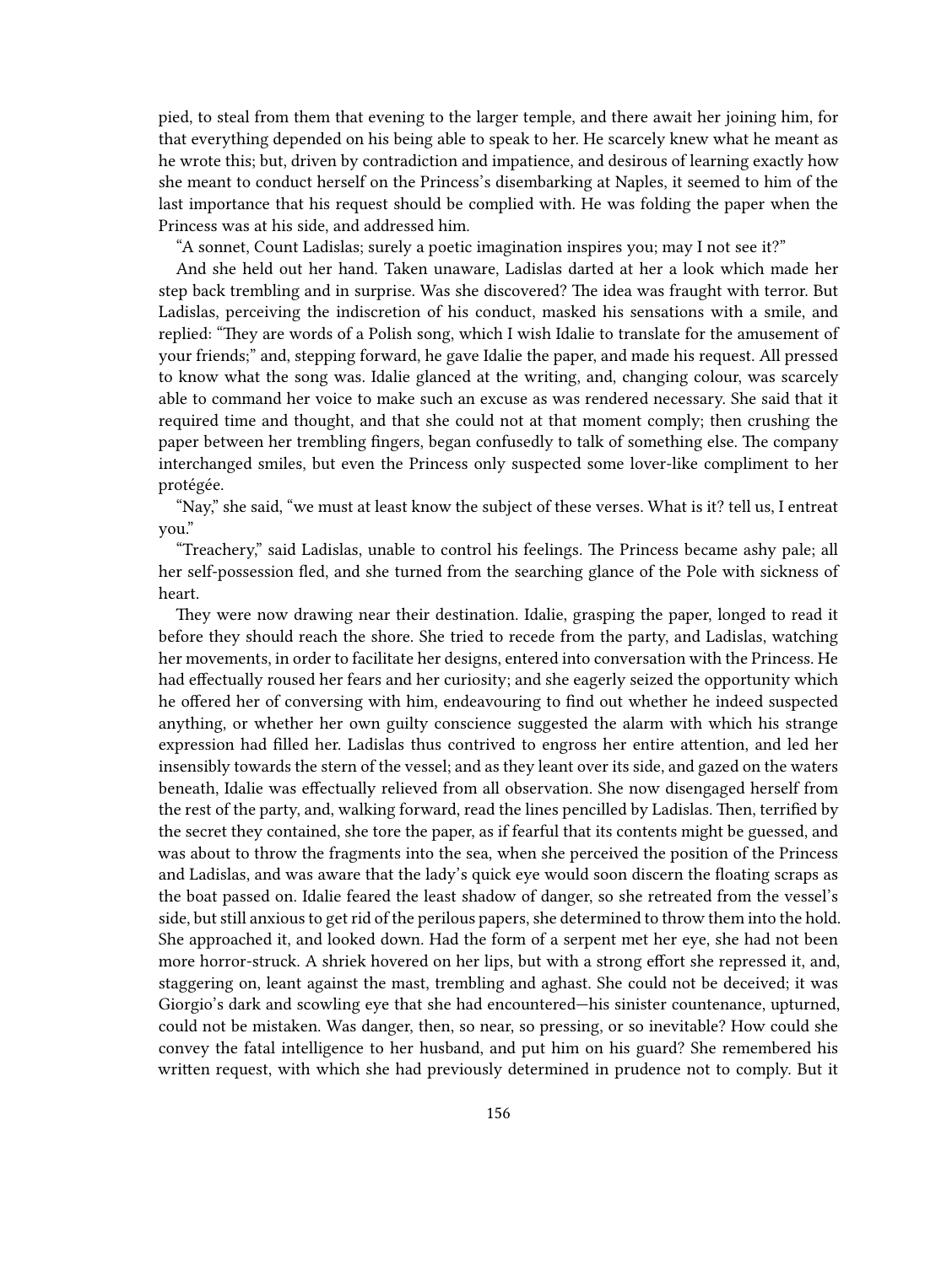pied, to steal from them that evening to the larger temple, and there await her joining him, for that everything depended on his being able to speak to her. He scarcely knew what he meant as he wrote this; but, driven by contradiction and impatience, and desirous of learning exactly how she meant to conduct herself on the Princess's disembarking at Naples, it seemed to him of the last importance that his request should be complied with. He was folding the paper when the Princess was at his side, and addressed him.

"A sonnet, Count Ladislas; surely a poetic imagination inspires you; may I not see it?"

And she held out her hand. Taken unaware, Ladislas darted at her a look which made her step back trembling and in surprise. Was she discovered? The idea was fraught with terror. But Ladislas, perceiving the indiscretion of his conduct, masked his sensations with a smile, and replied: "They are words of a Polish song, which I wish Idalie to translate for the amusement of your friends;" and, stepping forward, he gave Idalie the paper, and made his request. All pressed to know what the song was. Idalie glanced at the writing, and, changing colour, was scarcely able to command her voice to make such an excuse as was rendered necessary. She said that it required time and thought, and that she could not at that moment comply; then crushing the paper between her trembling fingers, began confusedly to talk of something else. The company interchanged smiles, but even the Princess only suspected some lover-like compliment to her protégée.

"Nay," she said, "we must at least know the subject of these verses. What is it? tell us, I entreat you."

"Treachery," said Ladislas, unable to control his feelings. The Princess became ashy pale; all her self-possession fled, and she turned from the searching glance of the Pole with sickness of heart.

They were now drawing near their destination. Idalie, grasping the paper, longed to read it before they should reach the shore. She tried to recede from the party, and Ladislas, watching her movements, in order to facilitate her designs, entered into conversation with the Princess. He had effectually roused her fears and her curiosity; and she eagerly seized the opportunity which he offered her of conversing with him, endeavouring to find out whether he indeed suspected anything, or whether her own guilty conscience suggested the alarm with which his strange expression had filled her. Ladislas thus contrived to engross her entire attention, and led her insensibly towards the stern of the vessel; and as they leant over its side, and gazed on the waters beneath, Idalie was effectually relieved from all observation. She now disengaged herself from the rest of the party, and, walking forward, read the lines pencilled by Ladislas. Then, terrified by the secret they contained, she tore the paper, as if fearful that its contents might be guessed, and was about to throw the fragments into the sea, when she perceived the position of the Princess and Ladislas, and was aware that the lady's quick eye would soon discern the floating scraps as the boat passed on. Idalie feared the least shadow of danger, so she retreated from the vessel's side, but still anxious to get rid of the perilous papers, she determined to throw them into the hold. She approached it, and looked down. Had the form of a serpent met her eye, she had not been more horror-struck. A shriek hovered on her lips, but with a strong effort she repressed it, and, staggering on, leant against the mast, trembling and aghast. She could not be deceived; it was Giorgio's dark and scowling eye that she had encountered—his sinister countenance, upturned, could not be mistaken. Was danger, then, so near, so pressing, or so inevitable? How could she convey the fatal intelligence to her husband, and put him on his guard? She remembered his written request, with which she had previously determined in prudence not to comply. But it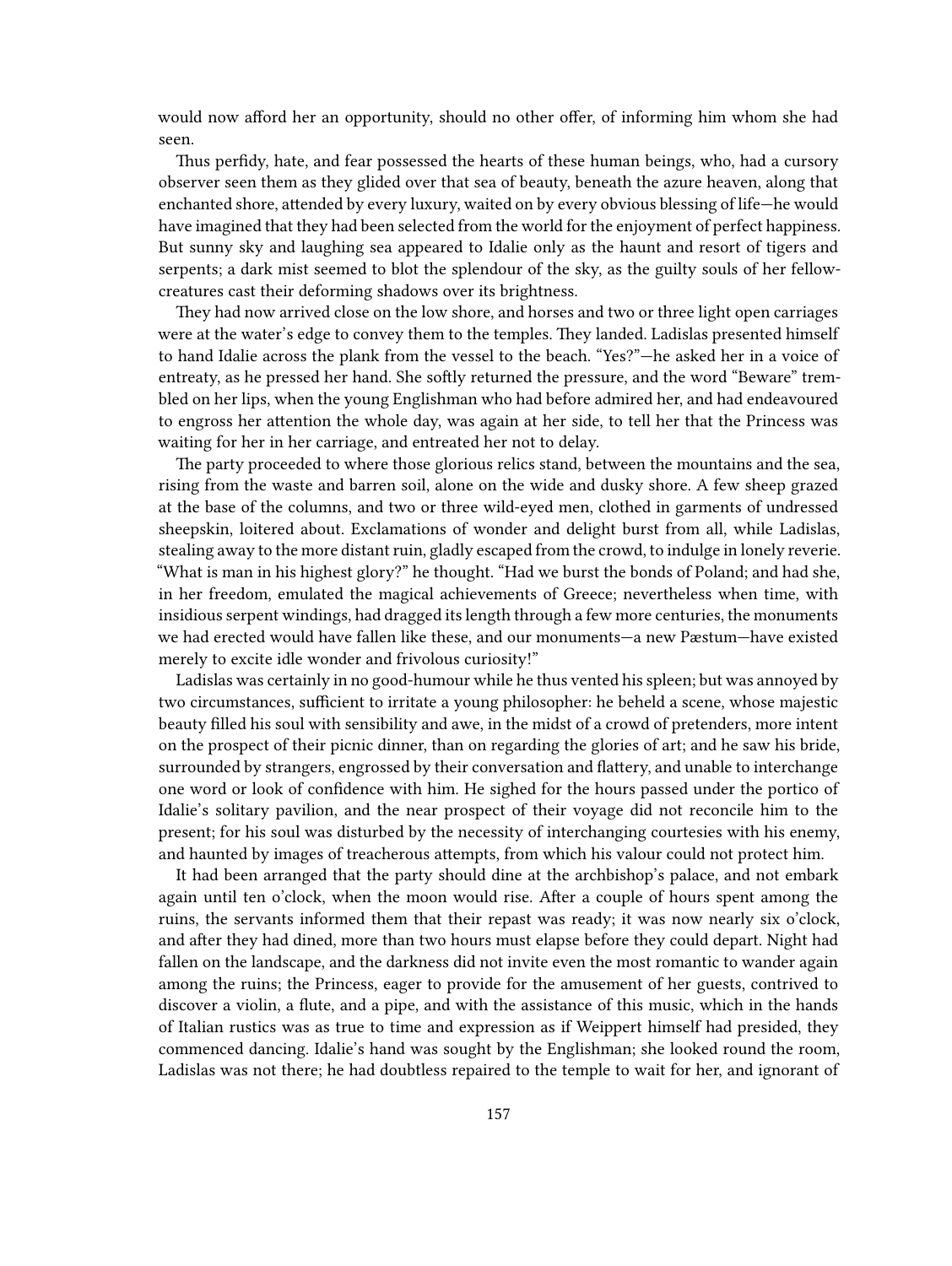would now afford her an opportunity, should no other offer, of informing him whom she had seen.

Thus perfidy, hate, and fear possessed the hearts of these human beings, who, had a cursory observer seen them as they glided over that sea of beauty, beneath the azure heaven, along that enchanted shore, attended by every luxury, waited on by every obvious blessing of life—he would have imagined that they had been selected from the world for the enjoyment of perfect happiness. But sunny sky and laughing sea appeared to Idalie only as the haunt and resort of tigers and serpents; a dark mist seemed to blot the splendour of the sky, as the guilty souls of her fellow-creatures cast their deforming shadows over its brightness.

They had now arrived close on the low shore, and horses and two or three light open carriages were at the water's edge to convey them to the temples. They landed. Ladislas presented himself to hand Idalie across the plank from the vessel to the beach. "Yes?"—he asked her in a voice of entreaty, as he pressed her hand. She softly returned the pressure, and the word "Beware" trembled on her lips, when the young Englishman who had before admired her, and had endeavoured to engross her attention the whole day, was again at her side, to tell her that the Princess was waiting for her in her carriage, and entreated her not to delay.

The party proceeded to where those glorious relics stand, between the mountains and the sea, rising from the waste and barren soil, alone on the wide and dusky shore. A few sheep grazed at the base of the columns, and two or three wild-eyed men, clothed in garments of undressed sheepskin, loitered about. Exclamations of wonder and delight burst from all, while Ladislas, stealing away to the more distant ruin, gladly escaped from the crowd, to indulge in lonely reverie. "What is man in his highest glory?" he thought. "Had we burst the bonds of Poland; and had she, in her freedom, emulated the magical achievements of Greece; nevertheless when time, with insidious serpent windings, had dragged its length through a few more centuries, the monuments we had erected would have fallen like these, and our monuments—a new Pæstum—have existed merely to excite idle wonder and frivolous curiosity!"

Ladislas was certainly in no good-humour while he thus vented his spleen; but was annoyed by two circumstances, sufficient to irritate a young philosopher: he beheld a scene, whose majestic beauty filled his soul with sensibility and awe, in the midst of a crowd of pretenders, more intent on the prospect of their picnic dinner, than on regarding the glories of art; and he saw his bride, surrounded by strangers, engrossed by their conversation and flattery, and unable to interchange one word or look of confidence with him. He sighed for the hours passed under the portico of Idalie's solitary pavilion, and the near prospect of their voyage did not reconcile him to the present; for his soul was disturbed by the necessity of interchanging courtesies with his enemy, and haunted by images of treacherous attempts, from which his valour could not protect him.

It had been arranged that the party should dine at the archbishop's palace, and not embark again until ten o'clock, when the moon would rise. After a couple of hours spent among the ruins, the servants informed them that their repast was ready; it was now nearly six o'clock, and after they had dined, more than two hours must elapse before they could depart. Night had fallen on the landscape, and the darkness did not invite even the most romantic to wander again among the ruins; the Princess, eager to provide for the amusement of her guests, contrived to discover a violin, a flute, and a pipe, and with the assistance of this music, which in the hands of Italian rustics was as true to time and expression as if Weippert himself had presided, they commenced dancing. Idalie's hand was sought by the Englishman; she looked round the room, Ladislas was not there; he had doubtless repaired to the temple to wait for her, and ignorant of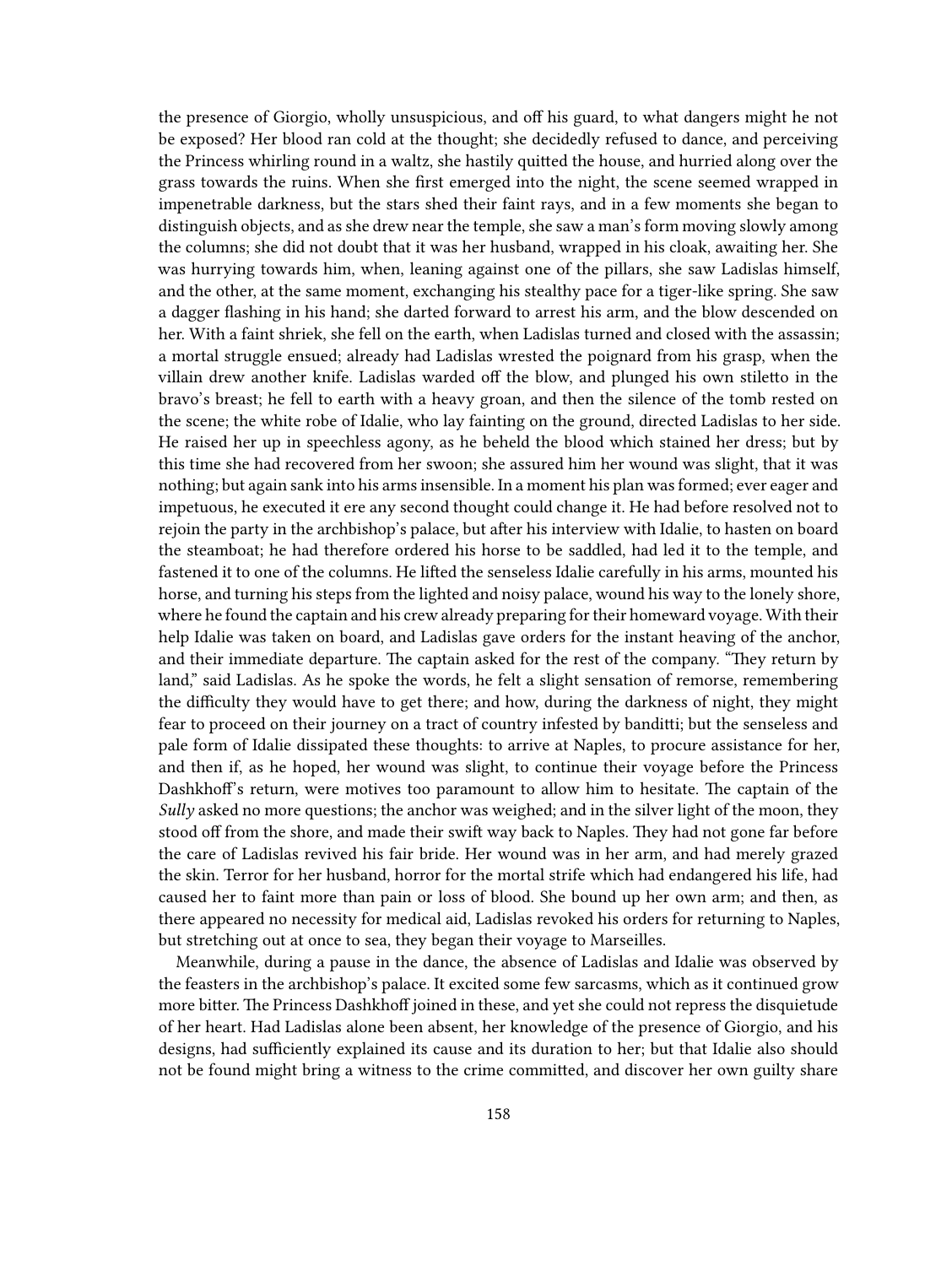the presence of Giorgio, wholly unsuspicious, and off his guard, to what dangers might he not be exposed? Her blood ran cold at the thought; she decidedly refused to dance, and perceiving the Princess whirling round in a waltz, she hastily quitted the house, and hurried along over the grass towards the ruins. When she first emerged into the night, the scene seemed wrapped in impenetrable darkness, but the stars shed their faint rays, and in a few moments she began to distinguish objects, and as she drew near the temple, she saw a man's form moving slowly among the columns; she did not doubt that it was her husband, wrapped in his cloak, awaiting her. She was hurrying towards him, when, leaning against one of the pillars, she saw Ladislas himself, and the other, at the same moment, exchanging his stealthy pace for a tiger-like spring. She saw a dagger flashing in his hand; she darted forward to arrest his arm, and the blow descended on her. With a faint shriek, she fell on the earth, when Ladislas turned and closed with the assassin; a mortal struggle ensued; already had Ladislas wrested the poignard from his grasp, when the villain drew another knife. Ladislas warded off the blow, and plunged his own stiletto in the bravo's breast; he fell to earth with a heavy groan, and then the silence of the tomb rested on the scene; the white robe of Idalie, who lay fainting on the ground, directed Ladislas to her side. He raised her up in speechless agony, as he beheld the blood which stained her dress; but by this time she had recovered from her swoon; she assured him her wound was slight, that it was nothing; but again sank into his arms insensible. In a moment his plan was formed; ever eager and impetuous, he executed it ere any second thought could change it. He had before resolved not to rejoin the party in the archbishop's palace, but after his interview with Idalie, to hasten on board the steamboat; he had therefore ordered his horse to be saddled, had led it to the temple, and fastened it to one of the columns. He lifted the senseless Idalie carefully in his arms, mounted his horse, and turning his steps from the lighted and noisy palace, wound his way to the lonely shore, where he found the captain and his crew already preparing for their homeward voyage. With their help Idalie was taken on board, and Ladislas gave orders for the instant heaving of the anchor, and their immediate departure. The captain asked for the rest of the company. "They return by land," said Ladislas. As he spoke the words, he felt a slight sensation of remorse, remembering the difficulty they would have to get there; and how, during the darkness of night, they might fear to proceed on their journey on a tract of country infested by banditti; but the senseless and pale form of Idalie dissipated these thoughts: to arrive at Naples, to procure assistance for her, and then if, as he hoped, her wound was slight, to continue their voyage before the Princess Dashkhoff's return, were motives too paramount to allow him to hesitate. The captain of the *Sully* asked no more questions; the anchor was weighed; and in the silver light of the moon, they stood off from the shore, and made their swift way back to Naples. They had not gone far before the care of Ladislas revived his fair bride. Her wound was in her arm, and had merely grazed the skin. Terror for her husband, horror for the mortal strife which had endangered his life, had caused her to faint more than pain or loss of blood. She bound up her own arm; and then, as there appeared no necessity for medical aid, Ladislas revoked his orders for returning to Naples, but stretching out at once to sea, they began their voyage to Marseilles.

Meanwhile, during a pause in the dance, the absence of Ladislas and Idalie was observed by the feasters in the archbishop's palace. It excited some few sarcasms, which as it continued grow more bitter. The Princess Dashkhoff joined in these, and yet she could not repress the disquietude of her heart. Had Ladislas alone been absent, her knowledge of the presence of Giorgio, and his designs, had sufficiently explained its cause and its duration to her; but that Idalie also should not be found might bring a witness to the crime committed, and discover her own guilty share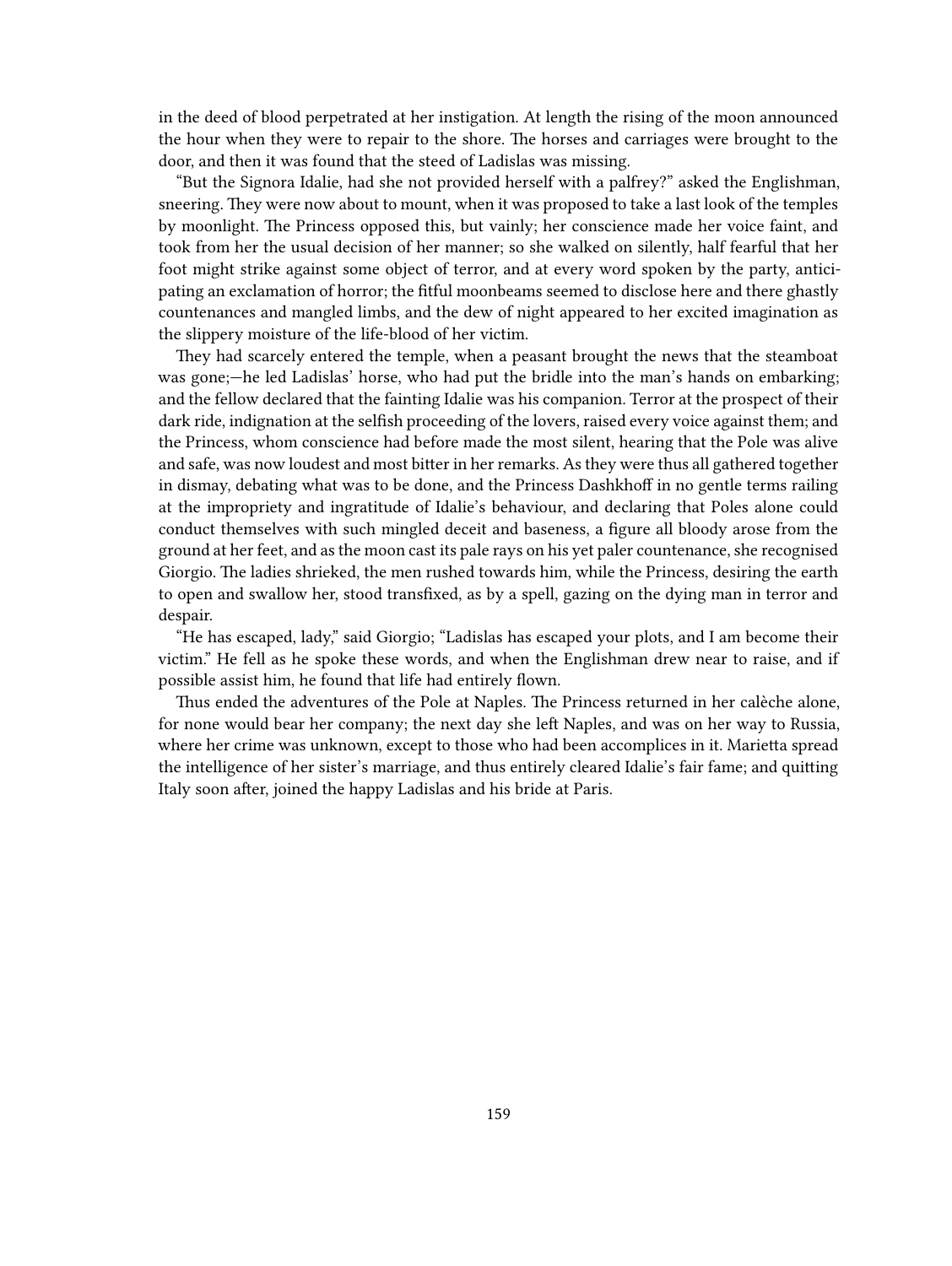in the deed of blood perpetrated at her instigation. At length the rising of the moon announced the hour when they were to repair to the shore. The horses and carriages were brought to the door, and then it was found that the steed of Ladislas was missing.

"But the Signora Idalie, had she not provided herself with a palfrey?" asked the Englishman, sneering. They were now about to mount, when it was proposed to take a last look of the temples by moonlight. The Princess opposed this, but vainly; her conscience made her voice faint, and took from her the usual decision of her manner; so she walked on silently, half fearful that her foot might strike against some object of terror, and at every word spoken by the party, anticipating an exclamation of horror; the fitful moonbeams seemed to disclose here and there ghastly countenances and mangled limbs, and the dew of night appeared to her excited imagination as the slippery moisture of the life-blood of her victim.

They had scarcely entered the temple, when a peasant brought the news that the steamboat was gone;—he led Ladislas' horse, who had put the bridle into the man's hands on embarking; and the fellow declared that the fainting Idalie was his companion. Terror at the prospect of their dark ride, indignation at the selfish proceeding of the lovers, raised every voice against them; and the Princess, whom conscience had before made the most silent, hearing that the Pole was alive and safe, was now loudest and most bitter in her remarks. As they were thus all gathered together in dismay, debating what was to be done, and the Princess Dashkhoff in no gentle terms railing at the impropriety and ingratitude of Idalie's behaviour, and declaring that Poles alone could conduct themselves with such mingled deceit and baseness, a figure all bloody arose from the ground at her feet, and as the moon cast its pale rays on his yet paler countenance, she recognised Giorgio. The ladies shrieked, the men rushed towards him, while the Princess, desiring the earth to open and swallow her, stood transfixed, as by a spell, gazing on the dying man in terror and despair.

"He has escaped, lady," said Giorgio; "Ladislas has escaped your plots, and I am become their victim." He fell as he spoke these words, and when the Englishman drew near to raise, and if possible assist him, he found that life had entirely flown.

Thus ended the adventures of the Pole at Naples. The Princess returned in her calèche alone, for none would bear her company; the next day she left Naples, and was on her way to Russia, where her crime was unknown, except to those who had been accomplices in it. Marietta spread the intelligence of her sister's marriage, and thus entirely cleared Idalie's fair fame; and quitting Italy soon after, joined the happy Ladislas and his bride at Paris.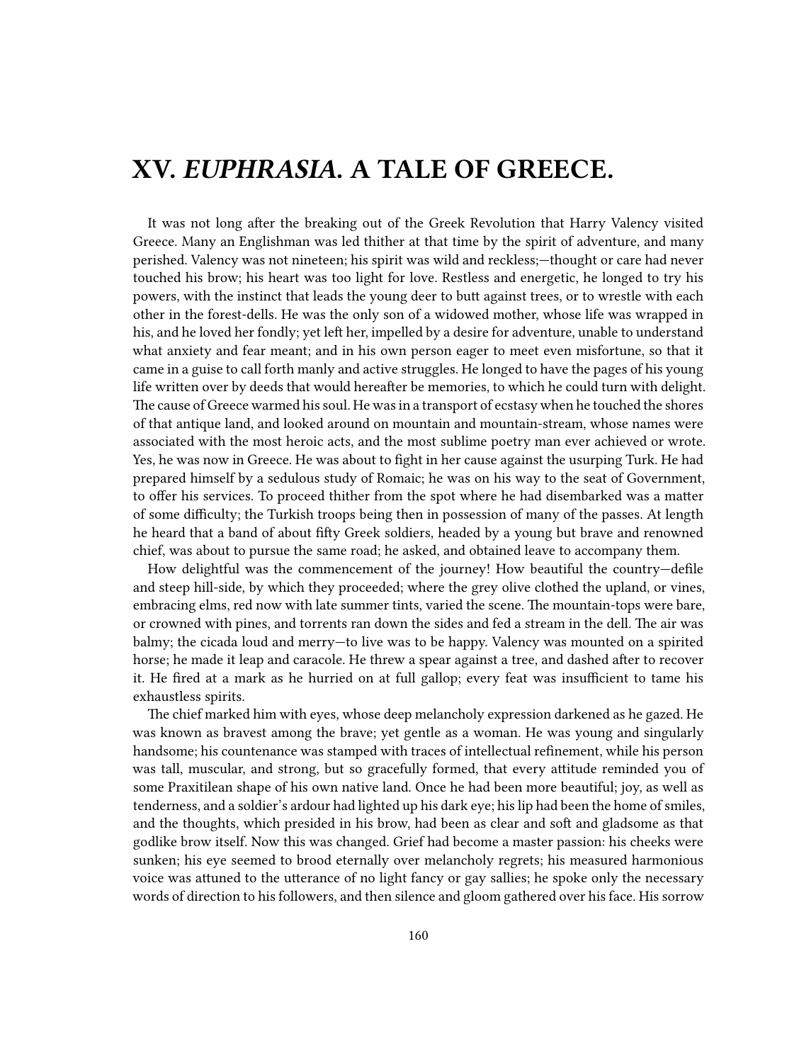# XV. *EUPHRASIA*. A TALE OF GREECE.

It was not long after the breaking out of the Greek Revolution that Harry Valency visited Greece. Many an Englishman was led thither at that time by the spirit of adventure, and many perished. Valency was not nineteen; his spirit was wild and reckless;—thought or care had never touched his brow; his heart was too light for love. Restless and energetic, he longed to try his powers, with the instinct that leads the young deer to butt against trees, or to wrestle with each other in the forest-dells. He was the only son of a widowed mother, whose life was wrapped in his, and he loved her fondly; yet left her, impelled by a desire for adventure, unable to understand what anxiety and fear meant; and in his own person eager to meet even misfortune, so that it came in a guise to call forth manly and active struggles. He longed to have the pages of his young life written over by deeds that would hereafter be memories, to which he could turn with delight. The cause of Greece warmed his soul. He was in a transport of ecstasy when he touched the shores of that antique land, and looked around on mountain and mountain-stream, whose names were associated with the most heroic acts, and the most sublime poetry man ever achieved or wrote. Yes, he was now in Greece. He was about to fight in her cause against the usurping Turk. He had prepared himself by a sedulous study of Romaic; he was on his way to the seat of Government, to offer his services. To proceed thither from the spot where he had disembarked was a matter of some difficulty; the Turkish troops being then in possession of many of the passes. At length he heard that a band of about fifty Greek soldiers, headed by a young but brave and renowned chief, was about to pursue the same road; he asked, and obtained leave to accompany them.

How delightful was the commencement of the journey! How beautiful the country—defile and steep hill-side, by which they proceeded; where the grey olive clothed the upland, or vines, embracing elms, red now with late summer tints, varied the scene. The mountain-tops were bare, or crowned with pines, and torrents ran down the sides and fed a stream in the dell. The air was balmy; the cicada loud and merry—to live was to be happy. Valency was mounted on a spirited horse; he made it leap and caracole. He threw a spear against a tree, and dashed after to recover it. He fired at a mark as he hurried on at full gallop; every feat was insufficient to tame his exhaustless spirits.

The chief marked him with eyes, whose deep melancholy expression darkened as he gazed. He was known as bravest among the brave; yet gentle as a woman. He was young and singularly handsome; his countenance was stamped with traces of intellectual refinement, while his person was tall, muscular, and strong, but so gracefully formed, that every attitude reminded you of some Praxitilean shape of his own native land. Once he had been more beautiful; joy, as well as tenderness, and a soldier's ardour had lighted up his dark eye; his lip had been the home of smiles, and the thoughts, which presided in his brow, had been as clear and soft and gladsome as that godlike brow itself. Now this was changed. Grief had become a master passion: his cheeks were sunken; his eye seemed to brood eternally over melancholy regrets; his measured harmonious voice was attuned to the utterance of no light fancy or gay sallies; he spoke only the necessary words of direction to his followers, and then silence and gloom gathered over his face. His sorrow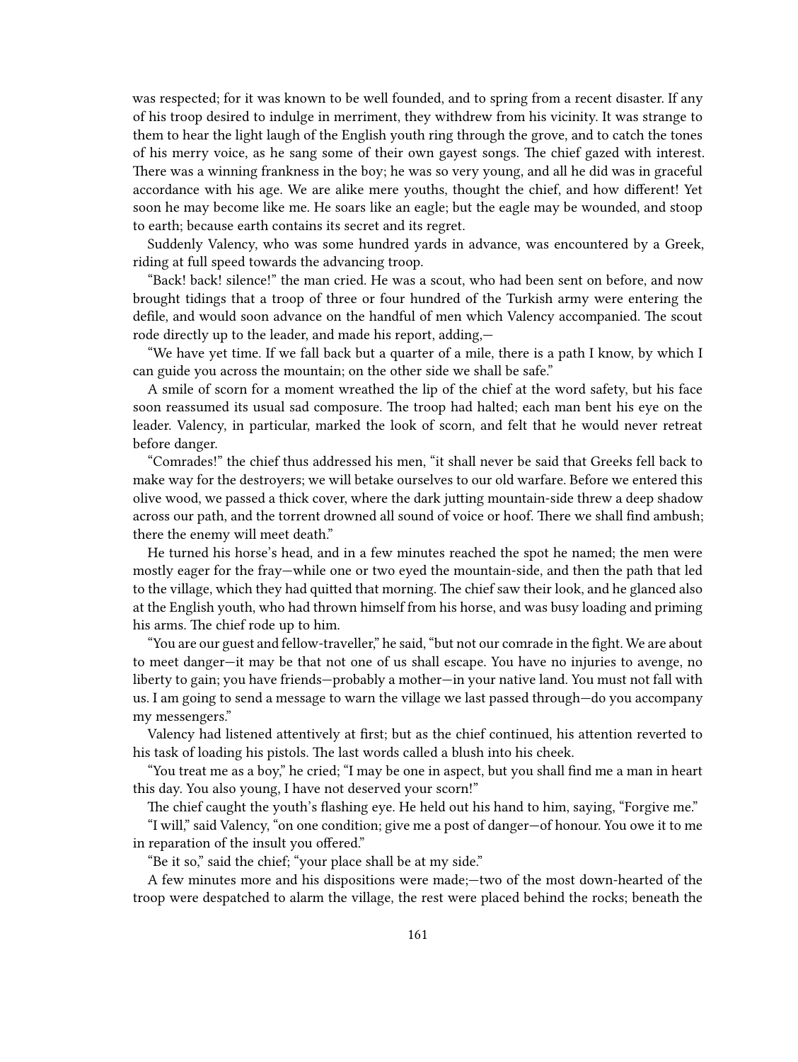was respected; for it was known to be well founded, and to spring from a recent disaster. If any of his troop desired to indulge in merriment, they withdrew from his vicinity. It was strange to them to hear the light laugh of the English youth ring through the grove, and to catch the tones of his merry voice, as he sang some of their own gayest songs. The chief gazed with interest. There was a winning frankness in the boy; he was so very young, and all he did was in graceful accordance with his age. We are alike mere youths, thought the chief, and how different! Yet soon he may become like me. He soars like an eagle; but the eagle may be wounded, and stoop to earth; because earth contains its secret and its regret.

Suddenly Valency, who was some hundred yards in advance, was encountered by a Greek, riding at full speed towards the advancing troop.

"Back! back! silence!" the man cried. He was a scout, who had been sent on before, and now brought tidings that a troop of three or four hundred of the Turkish army were entering the defile, and would soon advance on the handful of men which Valency accompanied. The scout rode directly up to the leader, and made his report, adding,—

"We have yet time. If we fall back but a quarter of a mile, there is a path I know, by which I can guide you across the mountain; on the other side we shall be safe."

A smile of scorn for a moment wreathed the lip of the chief at the word safety, but his face soon reassumed its usual sad composure. The troop had halted; each man bent his eye on the leader. Valency, in particular, marked the look of scorn, and felt that he would never retreat before danger.

"Comrades!" the chief thus addressed his men, "it shall never be said that Greeks fell back to make way for the destroyers; we will betake ourselves to our old warfare. Before we entered this olive wood, we passed a thick cover, where the dark jutting mountain-side threw a deep shadow across our path, and the torrent drowned all sound of voice or hoof. There we shall find ambush; there the enemy will meet death."

He turned his horse's head, and in a few minutes reached the spot he named; the men were mostly eager for the fray—while one or two eyed the mountain-side, and then the path that led to the village, which they had quitted that morning. The chief saw their look, and he glanced also at the English youth, who had thrown himself from his horse, and was busy loading and priming his arms. The chief rode up to him.

"You are our guest and fellow-traveller," he said, "but not our comrade in the fight. We are about to meet danger—it may be that not one of us shall escape. You have no injuries to avenge, no liberty to gain; you have friends—probably a mother—in your native land. You must not fall with us. I am going to send a message to warn the village we last passed through—do you accompany my messengers."

Valency had listened attentively at first; but as the chief continued, his attention reverted to his task of loading his pistols. The last words called a blush into his cheek.

"You treat me as a boy," he cried; "I may be one in aspect, but you shall find me a man in heart this day. You also young, I have not deserved your scorn!"

The chief caught the youth's flashing eye. He held out his hand to him, saying, "Forgive me."

"I will," said Valency, "on one condition; give me a post of danger—of honour. You owe it to me in reparation of the insult you offered."

"Be it so," said the chief; "your place shall be at my side."

A few minutes more and his dispositions were made;—two of the most down-hearted of the troop were despatched to alarm the village, the rest were placed behind the rocks; beneath the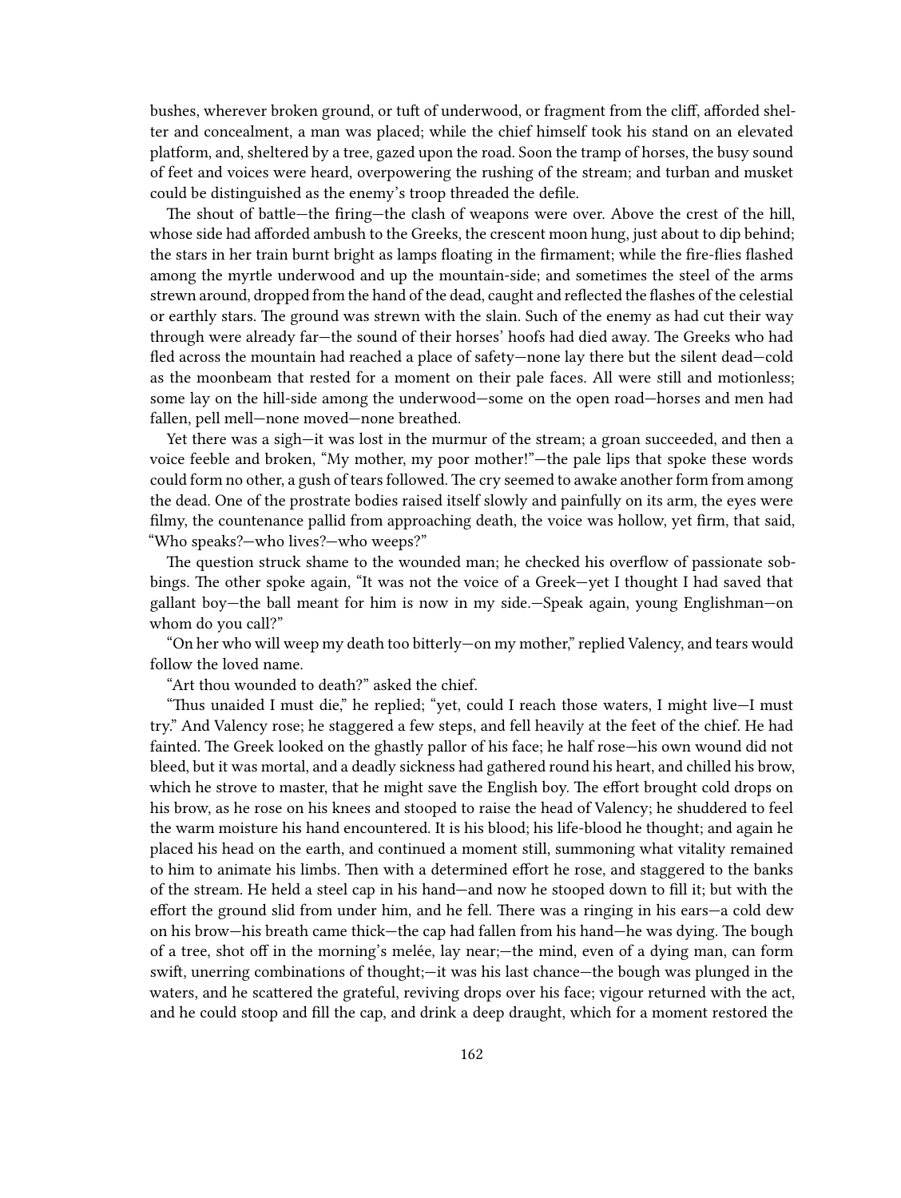bushes, wherever broken ground, or tuft of underwood, or fragment from the cliff, afforded shelter and concealment, a man was placed; while the chief himself took his stand on an elevated platform, and, sheltered by a tree, gazed upon the road. Soon the tramp of horses, the busy sound of feet and voices were heard, overpowering the rushing of the stream; and turban and musket could be distinguished as the enemy's troop threaded the defile.

The shout of battle—the firing—the clash of weapons were over. Above the crest of the hill, whose side had afforded ambush to the Greeks, the crescent moon hung, just about to dip behind; the stars in her train burnt bright as lamps floating in the firmament; while the fire-flies flashed among the myrtle underwood and up the mountain-side; and sometimes the steel of the arms strewn around, dropped from the hand of the dead, caught and reflected the flashes of the celestial or earthly stars. The ground was strewn with the slain. Such of the enemy as had cut their way through were already far—the sound of their horses' hoofs had died away. The Greeks who had fled across the mountain had reached a place of safety—none lay there but the silent dead—cold as the moonbeam that rested for a moment on their pale faces. All were still and motionless; some lay on the hill-side among the underwood—some on the open road—horses and men had fallen, pell mell—none moved—none breathed.

Yet there was a sigh—it was lost in the murmur of the stream; a groan succeeded, and then a voice feeble and broken, "My mother, my poor mother!"—the pale lips that spoke these words could form no other, a gush of tears followed. The cry seemed to awake another form from among the dead. One of the prostrate bodies raised itself slowly and painfully on its arm, the eyes were filmy, the countenance pallid from approaching death, the voice was hollow, yet firm, that said, "Who speaks?—who lives?—who weeps?"

The question struck shame to the wounded man; he checked his overflow of passionate sobbings. The other spoke again, "It was not the voice of a Greek—yet I thought I had saved that gallant boy—the ball meant for him is now in my side.—Speak again, young Englishman—on whom do you call?"

"On her who will weep my death too bitterly—on my mother," replied Valency, and tears would follow the loved name.

"Art thou wounded to death?" asked the chief.

"Thus unaided I must die," he replied; "yet, could I reach those waters, I might live—I must try." And Valency rose; he staggered a few steps, and fell heavily at the feet of the chief. He had fainted. The Greek looked on the ghastly pallor of his face; he half rose—his own wound did not bleed, but it was mortal, and a deadly sickness had gathered round his heart, and chilled his brow, which he strove to master, that he might save the English boy. The effort brought cold drops on his brow, as he rose on his knees and stooped to raise the head of Valency; he shuddered to feel the warm moisture his hand encountered. It is his blood; his life-blood he thought; and again he placed his head on the earth, and continued a moment still, summoning what vitality remained to him to animate his limbs. Then with a determined effort he rose, and staggered to the banks of the stream. He held a steel cap in his hand—and now he stooped down to fill it; but with the effort the ground slid from under him, and he fell. There was a ringing in his ears—a cold dew on his brow—his breath came thick—the cap had fallen from his hand—he was dying. The bough of a tree, shot off in the morning's melée, lay near;—the mind, even of a dying man, can form swift, unerring combinations of thought;—it was his last chance—the bough was plunged in the waters, and he scattered the grateful, reviving drops over his face; vigour returned with the act, and he could stoop and fill the cap, and drink a deep draught, which for a moment restored the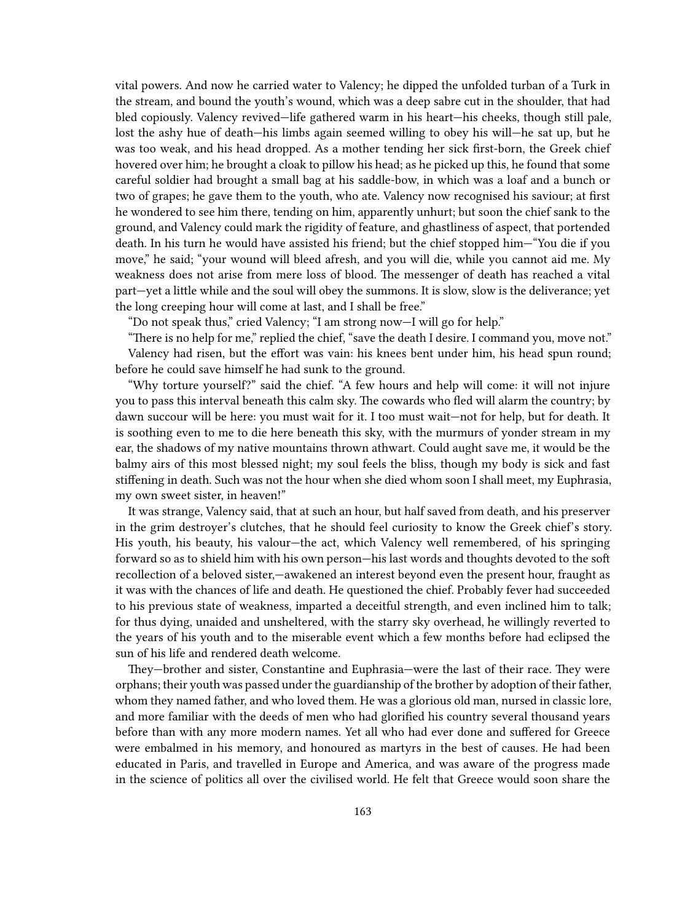vital powers. And now he carried water to Valency; he dipped the unfolded turban of a Turk in the stream, and bound the youth's wound, which was a deep sabre cut in the shoulder, that had bled copiously. Valency revived—life gathered warm in his heart—his cheeks, though still pale, lost the ashy hue of death—his limbs again seemed willing to obey his will—he sat up, but he was too weak, and his head dropped. As a mother tending her sick first-born, the Greek chief hovered over him; he brought a cloak to pillow his head; as he picked up this, he found that some careful soldier had brought a small bag at his saddle-bow, in which was a loaf and a bunch or two of grapes; he gave them to the youth, who ate. Valency now recognised his saviour; at first he wondered to see him there, tending on him, apparently unhurt; but soon the chief sank to the ground, and Valency could mark the rigidity of feature, and ghastliness of aspect, that portended death. In his turn he would have assisted his friend; but the chief stopped him—"You die if you move," he said; "your wound will bleed afresh, and you will die, while you cannot aid me. My weakness does not arise from mere loss of blood. The messenger of death has reached a vital part—yet a little while and the soul will obey the summons. It is slow, slow is the deliverance; yet the long creeping hour will come at last, and I shall be free."

"Do not speak thus," cried Valency; "I am strong now—I will go for help."

"There is no help for me," replied the chief, "save the death I desire. I command you, move not."

Valency had risen, but the effort was vain: his knees bent under him, his head spun round; before he could save himself he had sunk to the ground.

"Why torture yourself?" said the chief. "A few hours and help will come: it will not injure you to pass this interval beneath this calm sky. The cowards who fled will alarm the country; by dawn succour will be here: you must wait for it. I too must wait—not for help, but for death. It is soothing even to me to die here beneath this sky, with the murmurs of yonder stream in my ear, the shadows of my native mountains thrown athwart. Could aught save me, it would be the balmy airs of this most blessed night; my soul feels the bliss, though my body is sick and fast stiffening in death. Such was not the hour when she died whom soon I shall meet, my Euphrasia, my own sweet sister, in heaven!"

It was strange, Valency said, that at such an hour, but half saved from death, and his preserver in the grim destroyer's clutches, that he should feel curiosity to know the Greek chief's story. His youth, his beauty, his valour—the act, which Valency well remembered, of his springing forward so as to shield him with his own person—his last words and thoughts devoted to the soft recollection of a beloved sister,—awakened an interest beyond even the present hour, fraught as it was with the chances of life and death. He questioned the chief. Probably fever had succeeded to his previous state of weakness, imparted a deceitful strength, and even inclined him to talk; for thus dying, unaided and unsheltered, with the starry sky overhead, he willingly reverted to the years of his youth and to the miserable event which a few months before had eclipsed the sun of his life and rendered death welcome.

They—brother and sister, Constantine and Euphrasia—were the last of their race. They were orphans; their youth was passed under the guardianship of the brother by adoption of their father, whom they named father, and who loved them. He was a glorious old man, nursed in classic lore, and more familiar with the deeds of men who had glorified his country several thousand years before than with any more modern names. Yet all who had ever done and suffered for Greece were embalmed in his memory, and honoured as martyrs in the best of causes. He had been educated in Paris, and travelled in Europe and America, and was aware of the progress made in the science of politics all over the civilised world. He felt that Greece would soon share the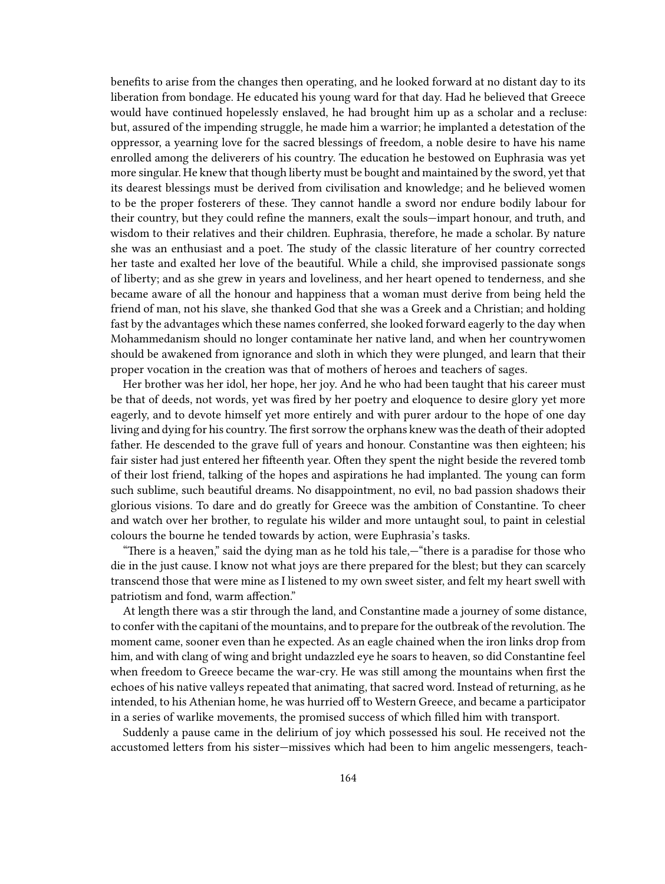benefits to arise from the changes then operating, and he looked forward at no distant day to its liberation from bondage. He educated his young ward for that day. Had he believed that Greece would have continued hopelessly enslaved, he had brought him up as a scholar and a recluse: but, assured of the impending struggle, he made him a warrior; he implanted a detestation of the oppressor, a yearning love for the sacred blessings of freedom, a noble desire to have his name enrolled among the deliverers of his country. The education he bestowed on Euphrasia was yet more singular. He knew that though liberty must be bought and maintained by the sword, yet that its dearest blessings must be derived from civilisation and knowledge; and he believed women to be the proper fosterers of these. They cannot handle a sword nor endure bodily labour for their country, but they could refine the manners, exalt the souls—impart honour, and truth, and wisdom to their relatives and their children. Euphrasia, therefore, he made a scholar. By nature she was an enthusiast and a poet. The study of the classic literature of her country corrected her taste and exalted her love of the beautiful. While a child, she improvised passionate songs of liberty; and as she grew in years and loveliness, and her heart opened to tenderness, and she became aware of all the honour and happiness that a woman must derive from being held the friend of man, not his slave, she thanked God that she was a Greek and a Christian; and holding fast by the advantages which these names conferred, she looked forward eagerly to the day when Mohammedanism should no longer contaminate her native land, and when her countrywomen should be awakened from ignorance and sloth in which they were plunged, and learn that their proper vocation in the creation was that of mothers of heroes and teachers of sages.

Her brother was her idol, her hope, her joy. And he who had been taught that his career must be that of deeds, not words, yet was fired by her poetry and eloquence to desire glory yet more eagerly, and to devote himself yet more entirely and with purer ardour to the hope of one day living and dying for his country. The first sorrow the orphans knew was the death of their adopted father. He descended to the grave full of years and honour. Constantine was then eighteen; his fair sister had just entered her fifteenth year. Often they spent the night beside the revered tomb of their lost friend, talking of the hopes and aspirations he had implanted. The young can form such sublime, such beautiful dreams. No disappointment, no evil, no bad passion shadows their glorious visions. To dare and do greatly for Greece was the ambition of Constantine. To cheer and watch over her brother, to regulate his wilder and more untaught soul, to paint in celestial colours the bourne he tended towards by action, were Euphrasia's tasks.

"There is a heaven," said the dying man as he told his tale,—"there is a paradise for those who die in the just cause. I know not what joys are there prepared for the blest; but they can scarcely transcend those that were mine as I listened to my own sweet sister, and felt my heart swell with patriotism and fond, warm affection."

At length there was a stir through the land, and Constantine made a journey of some distance, to confer with the capitani of the mountains, and to prepare for the outbreak of the revolution. The moment came, sooner even than he expected. As an eagle chained when the iron links drop from him, and with clang of wing and bright undazzled eye he soars to heaven, so did Constantine feel when freedom to Greece became the war-cry. He was still among the mountains when first the echoes of his native valleys repeated that animating, that sacred word. Instead of returning, as he intended, to his Athenian home, he was hurried off to Western Greece, and became a participator in a series of warlike movements, the promised success of which filled him with transport.

Suddenly a pause came in the delirium of joy which possessed his soul. He received not the accustomed letters from his sister—missives which had been to him angelic messengers, teach-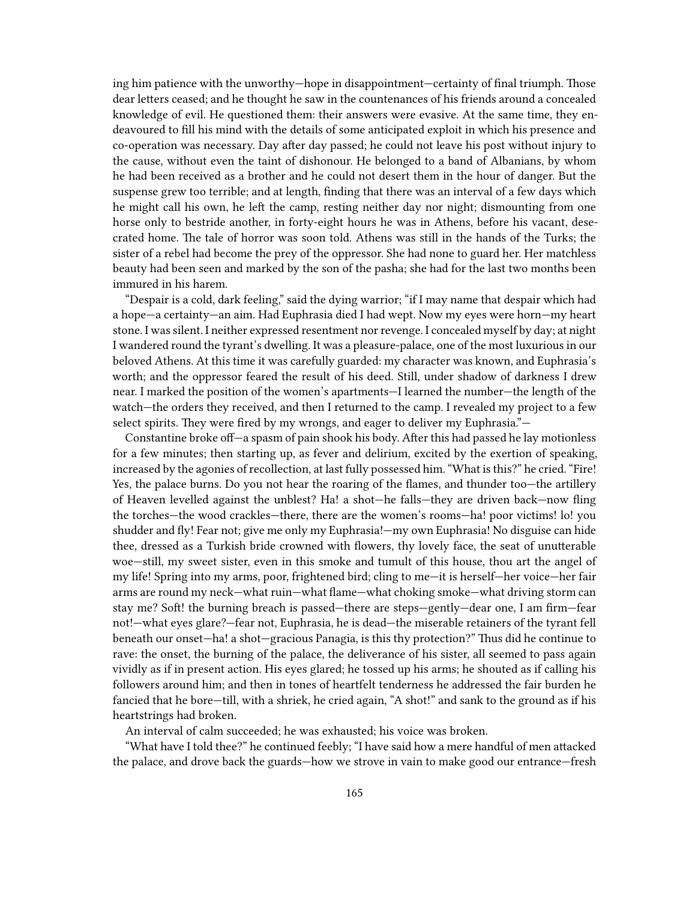ing him patience with the unworthy—hope in disappointment—certainty of final triumph. Those dear letters ceased; and he thought he saw in the countenances of his friends around a concealed knowledge of evil. He questioned them: their answers were evasive. At the same time, they endeavoured to fill his mind with the details of some anticipated exploit in which his presence and co-operation was necessary. Day after day passed; he could not leave his post without injury to the cause, without even the taint of dishonour. He belonged to a band of Albanians, by whom he had been received as a brother and he could not desert them in the hour of danger. But the suspense grew too terrible; and at length, finding that there was an interval of a few days which he might call his own, he left the camp, resting neither day nor night; dismounting from one horse only to bestride another, in forty-eight hours he was in Athens, before his vacant, desecrated home. The tale of horror was soon told. Athens was still in the hands of the Turks; the sister of a rebel had become the prey of the oppressor. She had none to guard her. Her matchless beauty had been seen and marked by the son of the pasha; she had for the last two months been immured in his harem.

"Despair is a cold, dark feeling," said the dying warrior; "if I may name that despair which had a hope—a certainty—an aim. Had Euphrasia died I had wept. Now my eyes were horn—my heart stone. I was silent. I neither expressed resentment nor revenge. I concealed myself by day; at night I wandered round the tyrant's dwelling. It was a pleasure-palace, one of the most luxurious in our beloved Athens. At this time it was carefully guarded: my character was known, and Euphrasia's worth; and the oppressor feared the result of his deed. Still, under shadow of darkness I drew near. I marked the position of the women's apartments—I learned the number—the length of the watch—the orders they received, and then I returned to the camp. I revealed my project to a few select spirits. They were fired by my wrongs, and eager to deliver my Euphrasia."—

Constantine broke off—a spasm of pain shook his body. After this had passed he lay motionless for a few minutes; then starting up, as fever and delirium, excited by the exertion of speaking, increased by the agonies of recollection, at last fully possessed him. "What is this?" he cried. "Fire! Yes, the palace burns. Do you not hear the roaring of the flames, and thunder too—the artillery of Heaven levelled against the unblest? Ha! a shot—he falls—they are driven back—now fling the torches—the wood crackles—there, there are the women's rooms—ha! poor victims! lo! you shudder and fly! Fear not; give me only my Euphrasia!—my own Euphrasia! No disguise can hide thee, dressed as a Turkish bride crowned with flowers, thy lovely face, the seat of unutterable woe—still, my sweet sister, even in this smoke and tumult of this house, thou art the angel of my life! Spring into my arms, poor, frightened bird; cling to me—it is herself—her voice—her fair arms are round my neck—what ruin—what flame—what choking smoke—what driving storm can stay me? Soft! the burning breach is passed—there are steps—gently—dear one, I am firm—fear not!—what eyes glare?—fear not, Euphrasia, he is dead—the miserable retainers of the tyrant fell beneath our onset—ha! a shot—gracious Panagia, is this thy protection?" Thus did he continue to rave: the onset, the burning of the palace, the deliverance of his sister, all seemed to pass again vividly as if in present action. His eyes glared; he tossed up his arms; he shouted as if calling his followers around him; and then in tones of heartfelt tenderness he addressed the fair burden he fancied that he bore—till, with a shriek, he cried again, "A shot!" and sank to the ground as if his heartstrings had broken.

An interval of calm succeeded; he was exhausted; his voice was broken.

"What have I told thee?" he continued feebly; "I have said how a mere handful of men attacked the palace, and drove back the guards—how we strove in vain to make good our entrance—fresh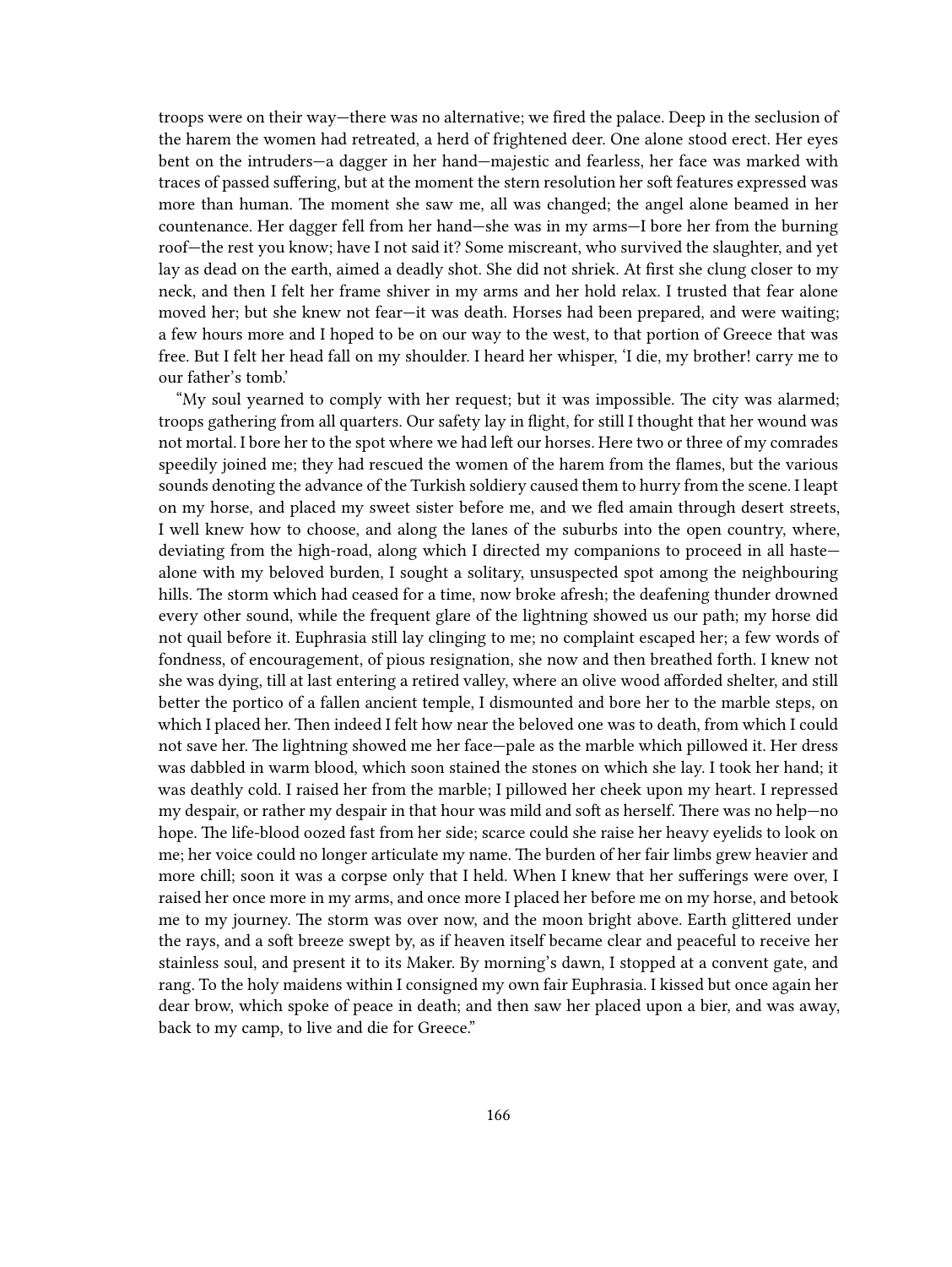troops were on their way—there was no alternative; we fired the palace. Deep in the seclusion of the harem the women had retreated, a herd of frightened deer. One alone stood erect. Her eyes bent on the intruders—a dagger in her hand—majestic and fearless, her face was marked with traces of passed suffering, but at the moment the stern resolution her soft features expressed was more than human. The moment she saw me, all was changed; the angel alone beamed in her countenance. Her dagger fell from her hand—she was in my arms—I bore her from the burning roof—the rest you know; have I not said it? Some miscreant, who survived the slaughter, and yet lay as dead on the earth, aimed a deadly shot. She did not shriek. At first she clung closer to my neck, and then I felt her frame shiver in my arms and her hold relax. I trusted that fear alone moved her; but she knew not fear—it was death. Horses had been prepared, and were waiting; a few hours more and I hoped to be on our way to the west, to that portion of Greece that was free. But I felt her head fall on my shoulder. I heard her whisper, 'I die, my brother! carry me to our father's tomb.'

"My soul yearned to comply with her request; but it was impossible. The city was alarmed; troops gathering from all quarters. Our safety lay in flight, for still I thought that her wound was not mortal. I bore her to the spot where we had left our horses. Here two or three of my comrades speedily joined me; they had rescued the women of the harem from the flames, but the various sounds denoting the advance of the Turkish soldiery caused them to hurry from the scene. I leapt on my horse, and placed my sweet sister before me, and we fled amain through desert streets, I well knew how to choose, and along the lanes of the suburbs into the open country, where, deviating from the high-road, along which I directed my companions to proceed in all haste—alone with my beloved burden, I sought a solitary, unsuspected spot among the neighbouring hills. The storm which had ceased for a time, now broke afresh; the deafening thunder drowned every other sound, while the frequent glare of the lightning showed us our path; my horse did not quail before it. Euphrasia still lay clinging to me; no complaint escaped her; a few words of fondness, of encouragement, of pious resignation, she now and then breathed forth. I knew not she was dying, till at last entering a retired valley, where an olive wood afforded shelter, and still better the portico of a fallen ancient temple, I dismounted and bore her to the marble steps, on which I placed her. Then indeed I felt how near the beloved one was to death, from which I could not save her. The lightning showed me her face—pale as the marble which pillowed it. Her dress was dabbled in warm blood, which soon stained the stones on which she lay. I took her hand; it was deathly cold. I raised her from the marble; I pillowed her cheek upon my heart. I repressed my despair, or rather my despair in that hour was mild and soft as herself. There was no help—no hope. The life-blood oozed fast from her side; scarce could she raise her heavy eyelids to look on me; her voice could no longer articulate my name. The burden of her fair limbs grew heavier and more chill; soon it was a corpse only that I held. When I knew that her sufferings were over, I raised her once more in my arms, and once more I placed her before me on my horse, and betook me to my journey. The storm was over now, and the moon bright above. Earth glittered under the rays, and a soft breeze swept by, as if heaven itself became clear and peaceful to receive her stainless soul, and present it to its Maker. By morning's dawn, I stopped at a convent gate, and rang. To the holy maidens within I consigned my own fair Euphrasia. I kissed but once again her dear brow, which spoke of peace in death; and then saw her placed upon a bier, and was away, back to my camp, to live and die for Greece."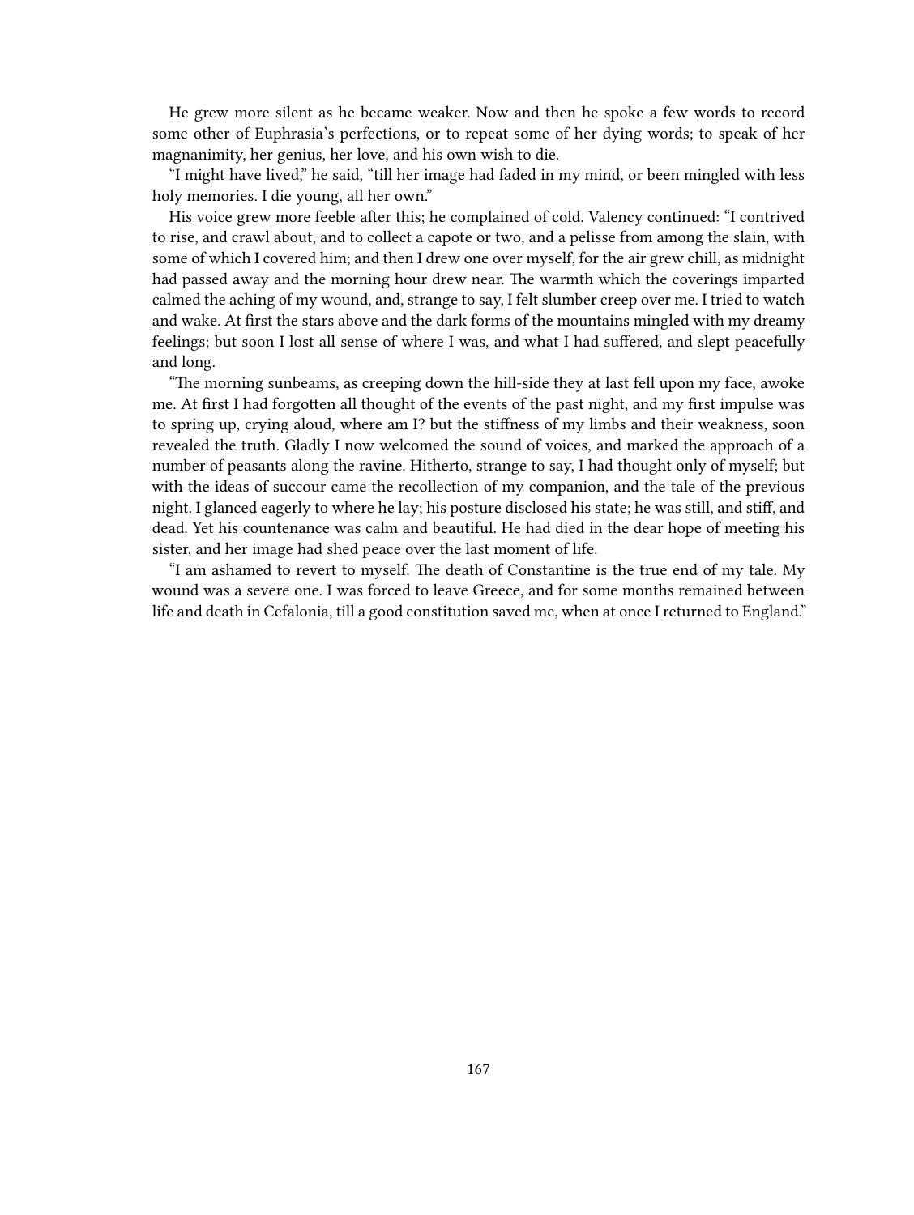He grew more silent as he became weaker. Now and then he spoke a few words to record some other of Euphrasia's perfections, or to repeat some of her dying words; to speak of her magnanimity, her genius, her love, and his own wish to die.

"I might have lived," he said, "till her image had faded in my mind, or been mingled with less holy memories. I die young, all her own."

His voice grew more feeble after this; he complained of cold. Valency continued: "I contrived to rise, and crawl about, and to collect a capote or two, and a pelisse from among the slain, with some of which I covered him; and then I drew one over myself, for the air grew chill, as midnight had passed away and the morning hour drew near. The warmth which the coverings imparted calmed the aching of my wound, and, strange to say, I felt slumber creep over me. I tried to watch and wake. At first the stars above and the dark forms of the mountains mingled with my dreamy feelings; but soon I lost all sense of where I was, and what I had suffered, and slept peacefully and long.

"The morning sunbeams, as creeping down the hill-side they at last fell upon my face, awoke me. At first I had forgotten all thought of the events of the past night, and my first impulse was to spring up, crying aloud, where am I? but the stiffness of my limbs and their weakness, soon revealed the truth. Gladly I now welcomed the sound of voices, and marked the approach of a number of peasants along the ravine. Hitherto, strange to say, I had thought only of myself; but with the ideas of succour came the recollection of my companion, and the tale of the previous night. I glanced eagerly to where he lay; his posture disclosed his state; he was still, and stiff, and dead. Yet his countenance was calm and beautiful. He had died in the dear hope of meeting his sister, and her image had shed peace over the last moment of life.

"I am ashamed to revert to myself. The death of Constantine is the true end of my tale. My wound was a severe one. I was forced to leave Greece, and for some months remained between life and death in Cefalonia, till a good constitution saved me, when at once I returned to England."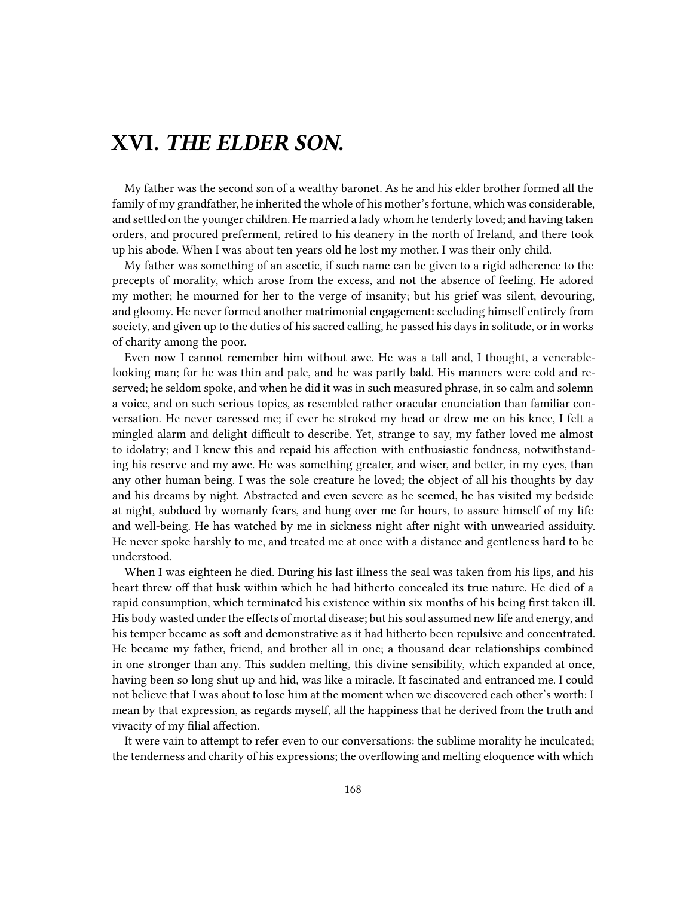# XVI. *THE ELDER SON.*

My father was the second son of a wealthy baronet. As he and his elder brother formed all the family of my grandfather, he inherited the whole of his mother's fortune, which was considerable, and settled on the younger children. He married a lady whom he tenderly loved; and having taken orders, and procured preferment, retired to his deanery in the north of Ireland, and there took up his abode. When I was about ten years old he lost my mother. I was their only child.

My father was something of an ascetic, if such name can be given to a rigid adherence to the precepts of morality, which arose from the excess, and not the absence of feeling. He adored my mother; he mourned for her to the verge of insanity; but his grief was silent, devouring, and gloomy. He never formed another matrimonial engagement: secluding himself entirely from society, and given up to the duties of his sacred calling, he passed his days in solitude, or in works of charity among the poor.

Even now I cannot remember him without awe. He was a tall and, I thought, a venerable-looking man; for he was thin and pale, and he was partly bald. His manners were cold and reserved; he seldom spoke, and when he did it was in such measured phrase, in so calm and solemn a voice, and on such serious topics, as resembled rather oracular enunciation than familiar conversation. He never caressed me; if ever he stroked my head or drew me on his knee, I felt a mingled alarm and delight difficult to describe. Yet, strange to say, my father loved me almost to idolatry; and I knew this and repaid his affection with enthusiastic fondness, notwithstanding his reserve and my awe. He was something greater, and wiser, and better, in my eyes, than any other human being. I was the sole creature he loved; the object of all his thoughts by day and his dreams by night. Abstracted and even severe as he seemed, he has visited my bedside at night, subdued by womanly fears, and hung over me for hours, to assure himself of my life and well-being. He has watched by me in sickness night after night with unwearied assiduity. He never spoke harshly to me, and treated me at once with a distance and gentleness hard to be understood.

When I was eighteen he died. During his last illness the seal was taken from his lips, and his heart threw off that husk within which he had hitherto concealed its true nature. He died of a rapid consumption, which terminated his existence within six months of his being first taken ill. His body wasted under the effects of mortal disease; but his soul assumed new life and energy, and his temper became as soft and demonstrative as it had hitherto been repulsive and concentrated. He became my father, friend, and brother all in one; a thousand dear relationships combined in one stronger than any. This sudden melting, this divine sensibility, which expanded at once, having been so long shut up and hid, was like a miracle. It fascinated and entranced me. I could not believe that I was about to lose him at the moment when we discovered each other's worth: I mean by that expression, as regards myself, all the happiness that he derived from the truth and vivacity of my filial affection.

It were vain to attempt to refer even to our conversations: the sublime morality he inculcated; the tenderness and charity of his expressions; the overflowing and melting eloquence with which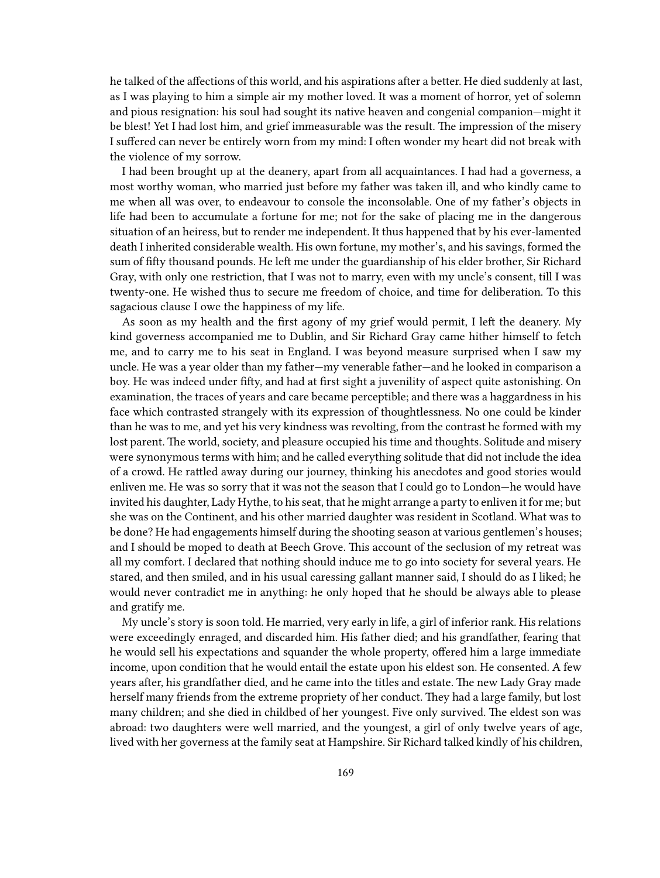he talked of the affections of this world, and his aspirations after a better. He died suddenly at last, as I was playing to him a simple air my mother loved. It was a moment of horror, yet of solemn and pious resignation: his soul had sought its native heaven and congenial companion—might it be blest! Yet I had lost him, and grief immeasurable was the result. The impression of the misery I suffered can never be entirely worn from my mind: I often wonder my heart did not break with the violence of my sorrow.

I had been brought up at the deanery, apart from all acquaintances. I had had a governess, a most worthy woman, who married just before my father was taken ill, and who kindly came to me when all was over, to endeavour to console the inconsolable. One of my father's objects in life had been to accumulate a fortune for me; not for the sake of placing me in the dangerous situation of an heiress, but to render me independent. It thus happened that by his ever-lamented death I inherited considerable wealth. His own fortune, my mother's, and his savings, formed the sum of fifty thousand pounds. He left me under the guardianship of his elder brother, Sir Richard Gray, with only one restriction, that I was not to marry, even with my uncle's consent, till I was twenty-one. He wished thus to secure me freedom of choice, and time for deliberation. To this sagacious clause I owe the happiness of my life.

As soon as my health and the first agony of my grief would permit, I left the deanery. My kind governess accompanied me to Dublin, and Sir Richard Gray came hither himself to fetch me, and to carry me to his seat in England. I was beyond measure surprised when I saw my uncle. He was a year older than my father—my venerable father—and he looked in comparison a boy. He was indeed under fifty, and had at first sight a juvenility of aspect quite astonishing. On examination, the traces of years and care became perceptible; and there was a haggardness in his face which contrasted strangely with its expression of thoughtlessness. No one could be kinder than he was to me, and yet his very kindness was revolting, from the contrast he formed with my lost parent. The world, society, and pleasure occupied his time and thoughts. Solitude and misery were synonymous terms with him; and he called everything solitude that did not include the idea of a crowd. He rattled away during our journey, thinking his anecdotes and good stories would enliven me. He was so sorry that it was not the season that I could go to London—he would have invited his daughter, Lady Hythe, to his seat, that he might arrange a party to enliven it for me; but she was on the Continent, and his other married daughter was resident in Scotland. What was to be done? He had engagements himself during the shooting season at various gentlemen's houses; and I should be moped to death at Beech Grove. This account of the seclusion of my retreat was all my comfort. I declared that nothing should induce me to go into society for several years. He stared, and then smiled, and in his usual caressing gallant manner said, I should do as I liked; he would never contradict me in anything: he only hoped that he should be always able to please and gratify me.

My uncle's story is soon told. He married, very early in life, a girl of inferior rank. His relations were exceedingly enraged, and discarded him. His father died; and his grandfather, fearing that he would sell his expectations and squander the whole property, offered him a large immediate income, upon condition that he would entail the estate upon his eldest son. He consented. A few years after, his grandfather died, and he came into the titles and estate. The new Lady Gray made herself many friends from the extreme propriety of her conduct. They had a large family, but lost many children; and she died in childbed of her youngest. Five only survived. The eldest son was abroad: two daughters were well married, and the youngest, a girl of only twelve years of age, lived with her governess at the family seat at Hampshire. Sir Richard talked kindly of his children,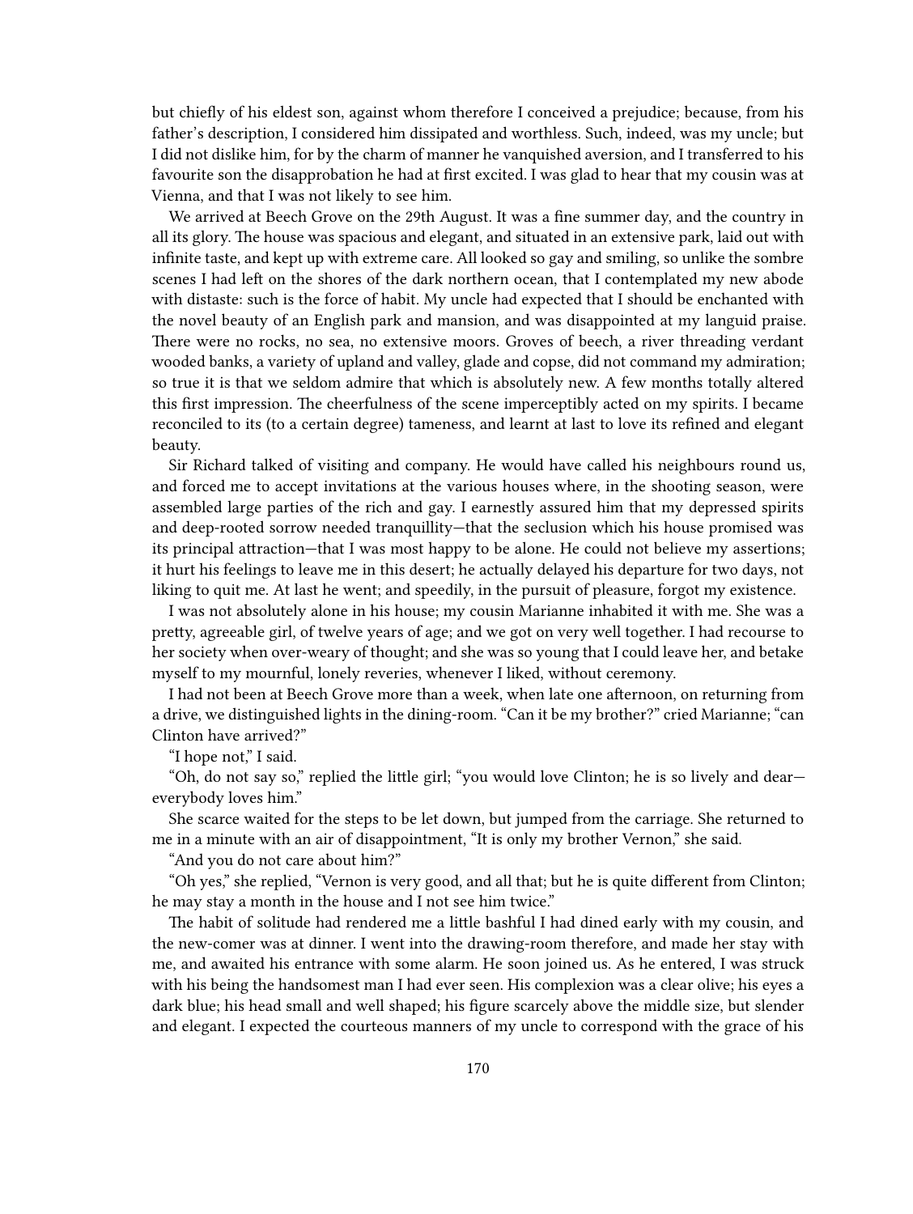but chiefly of his eldest son, against whom therefore I conceived a prejudice; because, from his father's description, I considered him dissipated and worthless. Such, indeed, was my uncle; but I did not dislike him, for by the charm of manner he vanquished aversion, and I transferred to his favourite son the disapprobation he had at first excited. I was glad to hear that my cousin was at Vienna, and that I was not likely to see him.

We arrived at Beech Grove on the 29th August. It was a fine summer day, and the country in all its glory. The house was spacious and elegant, and situated in an extensive park, laid out with infinite taste, and kept up with extreme care. All looked so gay and smiling, so unlike the sombre scenes I had left on the shores of the dark northern ocean, that I contemplated my new abode with distaste: such is the force of habit. My uncle had expected that I should be enchanted with the novel beauty of an English park and mansion, and was disappointed at my languid praise. There were no rocks, no sea, no extensive moors. Groves of beech, a river threading verdant wooded banks, a variety of upland and valley, glade and copse, did not command my admiration; so true it is that we seldom admire that which is absolutely new. A few months totally altered this first impression. The cheerfulness of the scene imperceptibly acted on my spirits. I became reconciled to its (to a certain degree) tameness, and learnt at last to love its refined and elegant beauty.

Sir Richard talked of visiting and company. He would have called his neighbours round us, and forced me to accept invitations at the various houses where, in the shooting season, were assembled large parties of the rich and gay. I earnestly assured him that my depressed spirits and deep-rooted sorrow needed tranquillity—that the seclusion which his house promised was its principal attraction—that I was most happy to be alone. He could not believe my assertions; it hurt his feelings to leave me in this desert; he actually delayed his departure for two days, not liking to quit me. At last he went; and speedily, in the pursuit of pleasure, forgot my existence.

I was not absolutely alone in his house; my cousin Marianne inhabited it with me. She was a pretty, agreeable girl, of twelve years of age; and we got on very well together. I had recourse to her society when over-weary of thought; and she was so young that I could leave her, and betake myself to my mournful, lonely reveries, whenever I liked, without ceremony.

I had not been at Beech Grove more than a week, when late one afternoon, on returning from a drive, we distinguished lights in the dining-room. "Can it be my brother?" cried Marianne; "can Clinton have arrived?"

"I hope not," I said.

"Oh, do not say so," replied the little girl; "you would love Clinton; he is so lively and dear—everybody loves him."

She scarce waited for the steps to be let down, but jumped from the carriage. She returned to me in a minute with an air of disappointment, "It is only my brother Vernon," she said.

"And you do not care about him?"

"Oh yes," she replied, "Vernon is very good, and all that; but he is quite different from Clinton; he may stay a month in the house and I not see him twice."

The habit of solitude had rendered me a little bashful I had dined early with my cousin, and the new-comer was at dinner. I went into the drawing-room therefore, and made her stay with me, and awaited his entrance with some alarm. He soon joined us. As he entered, I was struck with his being the handsomest man I had ever seen. His complexion was a clear olive; his eyes a dark blue; his head small and well shaped; his figure scarcely above the middle size, but slender and elegant. I expected the courteous manners of my uncle to correspond with the grace of his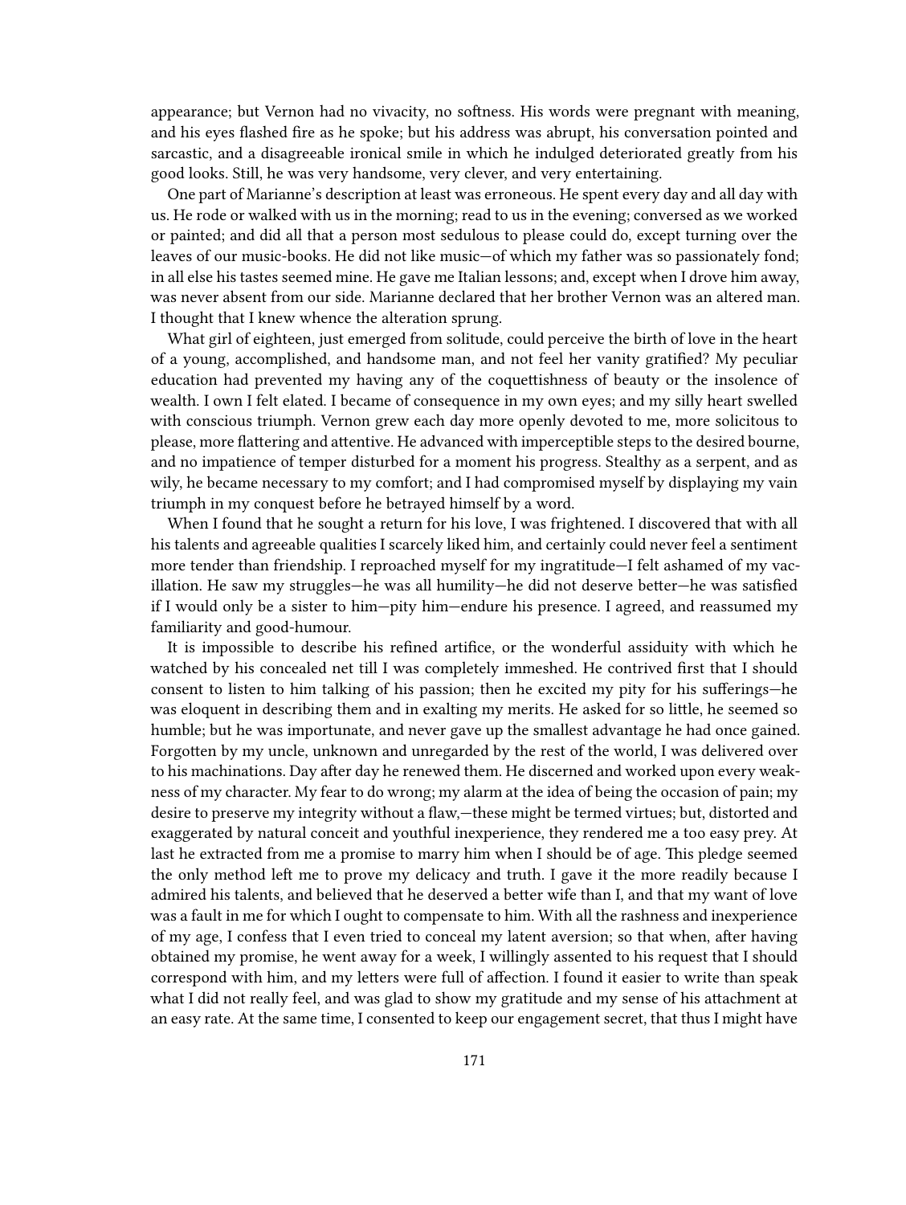appearance; but Vernon had no vivacity, no softness. His words were pregnant with meaning, and his eyes flashed fire as he spoke; but his address was abrupt, his conversation pointed and sarcastic, and a disagreeable ironical smile in which he indulged deteriorated greatly from his good looks. Still, he was very handsome, very clever, and very entertaining.

One part of Marianne's description at least was erroneous. He spent every day and all day with us. He rode or walked with us in the morning; read to us in the evening; conversed as we worked or painted; and did all that a person most sedulous to please could do, except turning over the leaves of our music-books. He did not like music—of which my father was so passionately fond; in all else his tastes seemed mine. He gave me Italian lessons; and, except when I drove him away, was never absent from our side. Marianne declared that her brother Vernon was an altered man. I thought that I knew whence the alteration sprung.

What girl of eighteen, just emerged from solitude, could perceive the birth of love in the heart of a young, accomplished, and handsome man, and not feel her vanity gratified? My peculiar education had prevented my having any of the coquettishness of beauty or the insolence of wealth. I own I felt elated. I became of consequence in my own eyes; and my silly heart swelled with conscious triumph. Vernon grew each day more openly devoted to me, more solicitous to please, more flattering and attentive. He advanced with imperceptible steps to the desired bourne, and no impatience of temper disturbed for a moment his progress. Stealthy as a serpent, and as wily, he became necessary to my comfort; and I had compromised myself by displaying my vain triumph in my conquest before he betrayed himself by a word.

When I found that he sought a return for his love, I was frightened. I discovered that with all his talents and agreeable qualities I scarcely liked him, and certainly could never feel a sentiment more tender than friendship. I reproached myself for my ingratitude—I felt ashamed of my vacillation. He saw my struggles—he was all humility—he did not deserve better—he was satisfied if I would only be a sister to him—pity him—endure his presence. I agreed, and reassumed my familiarity and good-humour.

It is impossible to describe his refined artifice, or the wonderful assiduity with which he watched by his concealed net till I was completely immeshed. He contrived first that I should consent to listen to him talking of his passion; then he excited my pity for his sufferings—he was eloquent in describing them and in exalting my merits. He asked for so little, he seemed so humble; but he was importunate, and never gave up the smallest advantage he had once gained. Forgotten by my uncle, unknown and unregarded by the rest of the world, I was delivered over to his machinations. Day after day he renewed them. He discerned and worked upon every weakness of my character. My fear to do wrong; my alarm at the idea of being the occasion of pain; my desire to preserve my integrity without a flaw,—these might be termed virtues; but, distorted and exaggerated by natural conceit and youthful inexperience, they rendered me a too easy prey. At last he extracted from me a promise to marry him when I should be of age. This pledge seemed the only method left me to prove my delicacy and truth. I gave it the more readily because I admired his talents, and believed that he deserved a better wife than I, and that my want of love was a fault in me for which I ought to compensate to him. With all the rashness and inexperience of my age, I confess that I even tried to conceal my latent aversion; so that when, after having obtained my promise, he went away for a week, I willingly assented to his request that I should correspond with him, and my letters were full of affection. I found it easier to write than speak what I did not really feel, and was glad to show my gratitude and my sense of his attachment at an easy rate. At the same time, I consented to keep our engagement secret, that thus I might have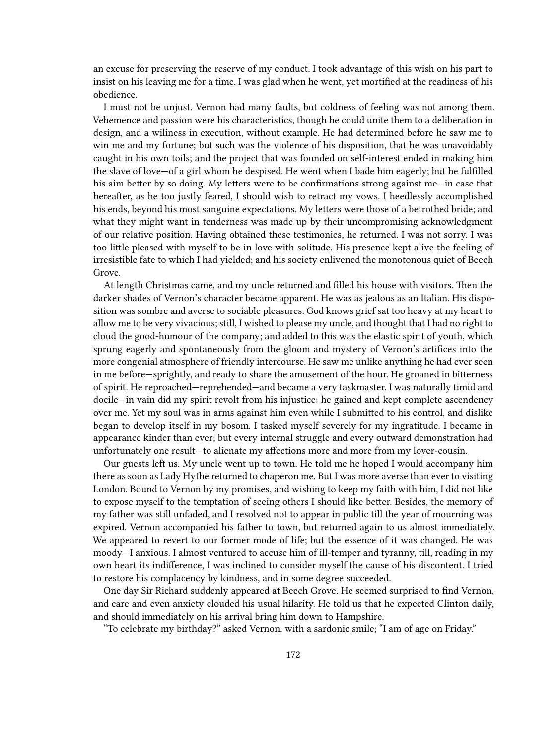an excuse for preserving the reserve of my conduct. I took advantage of this wish on his part to insist on his leaving me for a time. I was glad when he went, yet mortified at the readiness of his obedience.

I must not be unjust. Vernon had many faults, but coldness of feeling was not among them. Vehemence and passion were his characteristics, though he could unite them to a deliberation in design, and a wiliness in execution, without example. He had determined before he saw me to win me and my fortune; but such was the violence of his disposition, that he was unavoidably caught in his own toils; and the project that was founded on self-interest ended in making him the slave of love—of a girl whom he despised. He went when I bade him eagerly; but he fulfilled his aim better by so doing. My letters were to be confirmations strong against me—in case that hereafter, as he too justly feared, I should wish to retract my vows. I heedlessly accomplished his ends, beyond his most sanguine expectations. My letters were those of a betrothed bride; and what they might want in tenderness was made up by their uncompromising acknowledgment of our relative position. Having obtained these testimonies, he returned. I was not sorry. I was too little pleased with myself to be in love with solitude. His presence kept alive the feeling of irresistible fate to which I had yielded; and his society enlivened the monotonous quiet of Beech Grove.

At length Christmas came, and my uncle returned and filled his house with visitors. Then the darker shades of Vernon's character became apparent. He was as jealous as an Italian. His disposition was sombre and averse to sociable pleasures. God knows grief sat too heavy at my heart to allow me to be very vivacious; still, I wished to please my uncle, and thought that I had no right to cloud the good-humour of the company; and added to this was the elastic spirit of youth, which sprung eagerly and spontaneously from the gloom and mystery of Vernon's artifices into the more congenial atmosphere of friendly intercourse. He saw me unlike anything he had ever seen in me before—sprightly, and ready to share the amusement of the hour. He groaned in bitterness of spirit. He reproached—reprehended—and became a very taskmaster. I was naturally timid and docile—in vain did my spirit revolt from his injustice: he gained and kept complete ascendency over me. Yet my soul was in arms against him even while I submitted to his control, and dislike began to develop itself in my bosom. I tasked myself severely for my ingratitude. I became in appearance kinder than ever; but every internal struggle and every outward demonstration had unfortunately one result—to alienate my affections more and more from my lover-cousin.

Our guests left us. My uncle went up to town. He told me he hoped I would accompany him there as soon as Lady Hythe returned to chaperon me. But I was more averse than ever to visiting London. Bound to Vernon by my promises, and wishing to keep my faith with him, I did not like to expose myself to the temptation of seeing others I should like better. Besides, the memory of my father was still unfaded, and I resolved not to appear in public till the year of mourning was expired. Vernon accompanied his father to town, but returned again to us almost immediately. We appeared to revert to our former mode of life; but the essence of it was changed. He was moody—I anxious. I almost ventured to accuse him of ill-temper and tyranny, till, reading in my own heart its indifference, I was inclined to consider myself the cause of his discontent. I tried to restore his complacency by kindness, and in some degree succeeded.

One day Sir Richard suddenly appeared at Beech Grove. He seemed surprised to find Vernon, and care and even anxiety clouded his usual hilarity. He told us that he expected Clinton daily, and should immediately on his arrival bring him down to Hampshire.

"To celebrate my birthday?" asked Vernon, with a sardonic smile; "I am of age on Friday."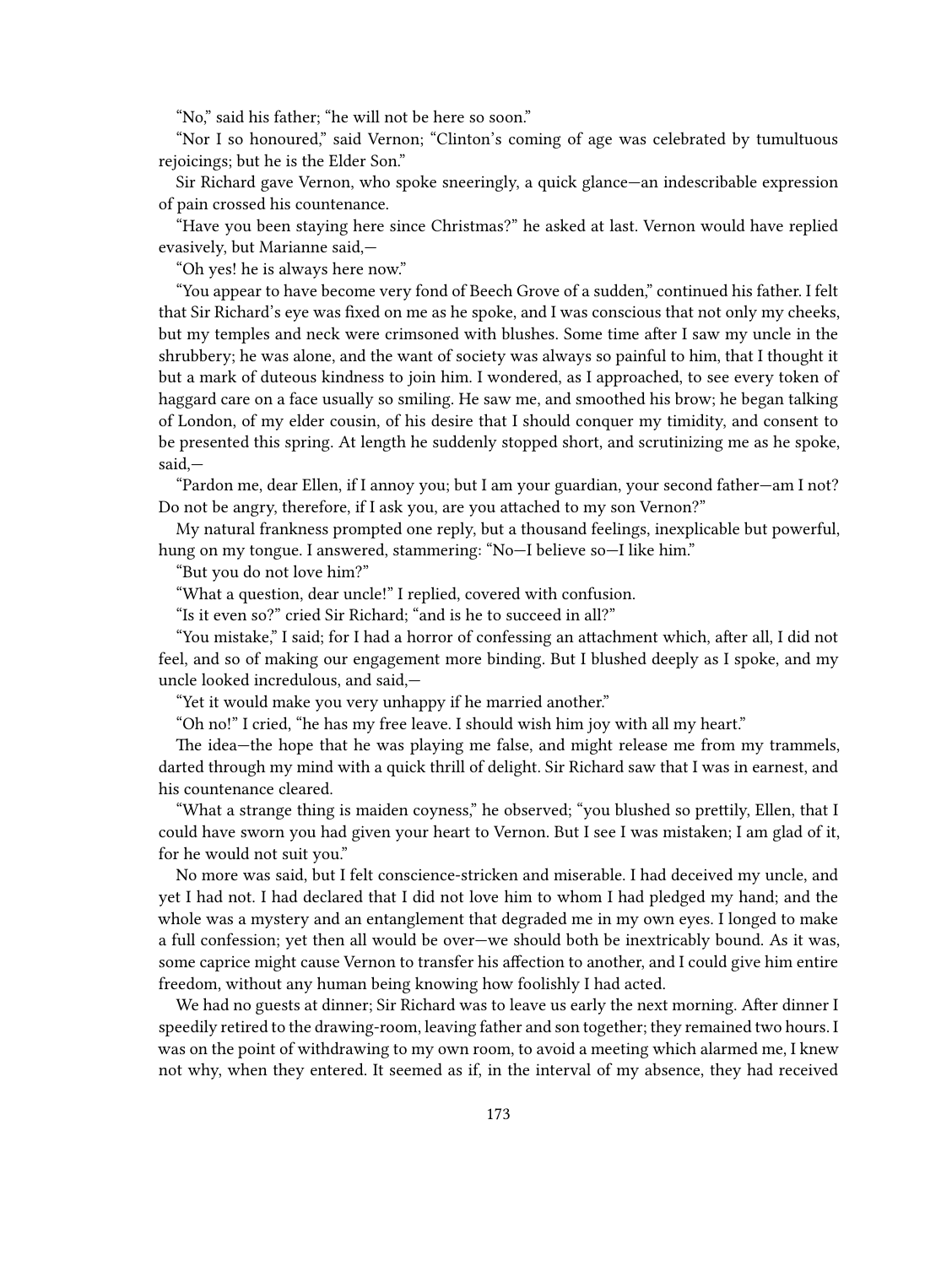"No," said his father; "he will not be here so soon."

"Nor I so honoured," said Vernon; "Clinton's coming of age was celebrated by tumultuous rejoicings; but he is the Elder Son."

Sir Richard gave Vernon, who spoke sneeringly, a quick glance—an indescribable expression of pain crossed his countenance.

"Have you been staying here since Christmas?" he asked at last. Vernon would have replied evasively, but Marianne said,—

"Oh yes! he is always here now."

"You appear to have become very fond of Beech Grove of a sudden," continued his father. I felt that Sir Richard's eye was fixed on me as he spoke, and I was conscious that not only my cheeks, but my temples and neck were crimsoned with blushes. Some time after I saw my uncle in the shrubbery; he was alone, and the want of society was always so painful to him, that I thought it but a mark of duteous kindness to join him. I wondered, as I approached, to see every token of haggard care on a face usually so smiling. He saw me, and smoothed his brow; he began talking of London, of my elder cousin, of his desire that I should conquer my timidity, and consent to be presented this spring. At length he suddenly stopped short, and scrutinizing me as he spoke, said,—

"Pardon me, dear Ellen, if I annoy you; but I am your guardian, your second father—am I not? Do not be angry, therefore, if I ask you, are you attached to my son Vernon?"

My natural frankness prompted one reply, but a thousand feelings, inexplicable but powerful, hung on my tongue. I answered, stammering: "No—I believe so—I like him."

"But you do not love him?"

"What a question, dear uncle!" I replied, covered with confusion.

"Is it even so?" cried Sir Richard; "and is he to succeed in all?"

"You mistake," I said; for I had a horror of confessing an attachment which, after all, I did not feel, and so of making our engagement more binding. But I blushed deeply as I spoke, and my uncle looked incredulous, and said,—

"Yet it would make you very unhappy if he married another."

"Oh no!" I cried, "he has my free leave. I should wish him joy with all my heart."

The idea—the hope that he was playing me false, and might release me from my trammels, darted through my mind with a quick thrill of delight. Sir Richard saw that I was in earnest, and his countenance cleared.

"What a strange thing is maiden coyness," he observed; "you blushed so prettily, Ellen, that I could have sworn you had given your heart to Vernon. But I see I was mistaken; I am glad of it, for he would not suit you."

No more was said, but I felt conscience-stricken and miserable. I had deceived my uncle, and yet I had not. I had declared that I did not love him to whom I had pledged my hand; and the whole was a mystery and an entanglement that degraded me in my own eyes. I longed to make a full confession; yet then all would be over—we should both be inextricably bound. As it was, some caprice might cause Vernon to transfer his affection to another, and I could give him entire freedom, without any human being knowing how foolishly I had acted.

We had no guests at dinner; Sir Richard was to leave us early the next morning. After dinner I speedily retired to the drawing-room, leaving father and son together; they remained two hours. I was on the point of withdrawing to my own room, to avoid a meeting which alarmed me, I knew not why, when they entered. It seemed as if, in the interval of my absence, they had received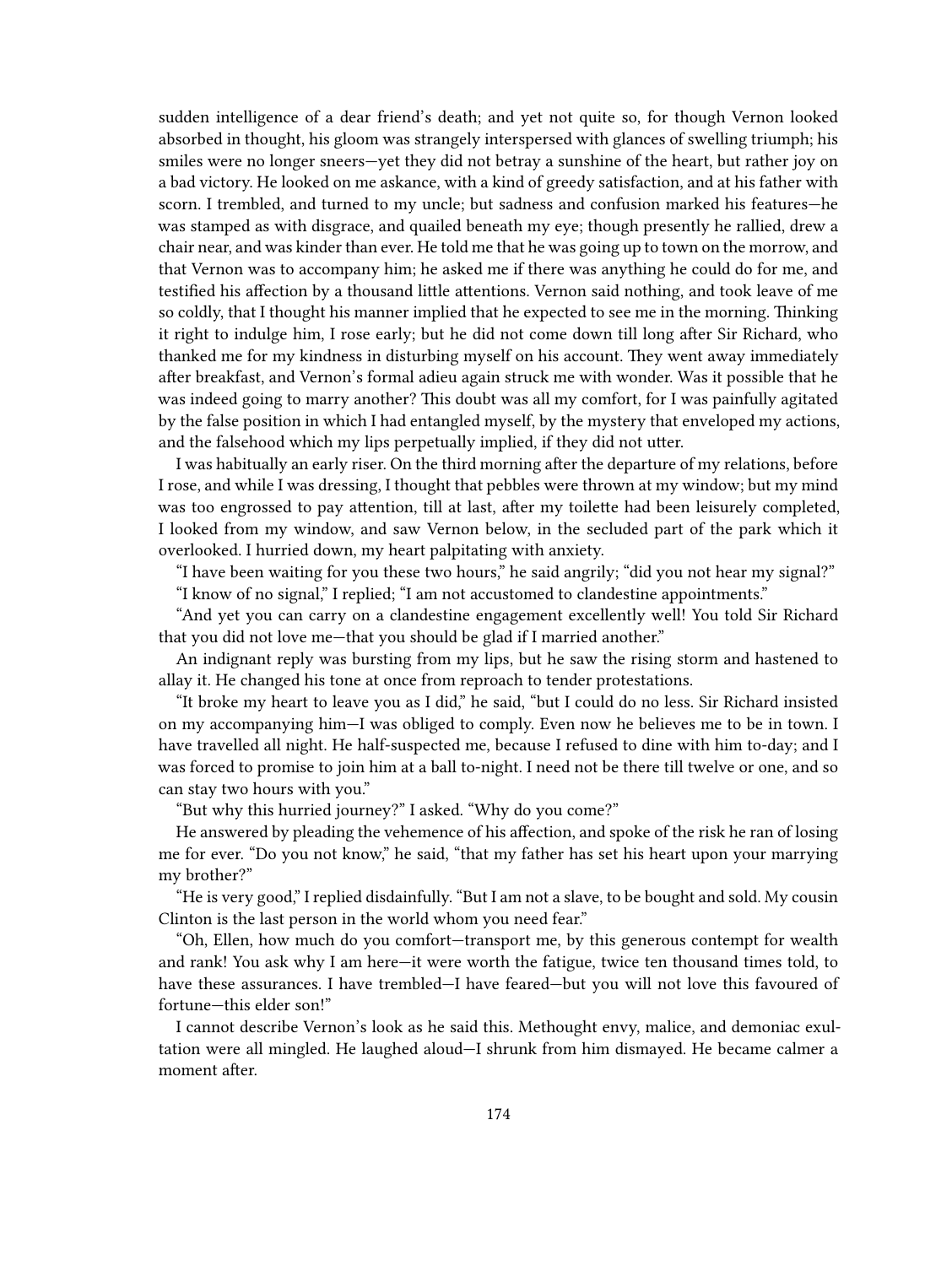sudden intelligence of a dear friend's death; and yet not quite so, for though Vernon looked absorbed in thought, his gloom was strangely interspersed with glances of swelling triumph; his smiles were no longer sneers—yet they did not betray a sunshine of the heart, but rather joy on a bad victory. He looked on me askance, with a kind of greedy satisfaction, and at his father with scorn. I trembled, and turned to my uncle; but sadness and confusion marked his features—he was stamped as with disgrace, and quailed beneath my eye; though presently he rallied, drew a chair near, and was kinder than ever. He told me that he was going up to town on the morrow, and that Vernon was to accompany him; he asked me if there was anything he could do for me, and testified his affection by a thousand little attentions. Vernon said nothing, and took leave of me so coldly, that I thought his manner implied that he expected to see me in the morning. Thinking it right to indulge him, I rose early; but he did not come down till long after Sir Richard, who thanked me for my kindness in disturbing myself on his account. They went away immediately after breakfast, and Vernon's formal adieu again struck me with wonder. Was it possible that he was indeed going to marry another? This doubt was all my comfort, for I was painfully agitated by the false position in which I had entangled myself, by the mystery that enveloped my actions, and the falsehood which my lips perpetually implied, if they did not utter.

I was habitually an early riser. On the third morning after the departure of my relations, before I rose, and while I was dressing, I thought that pebbles were thrown at my window; but my mind was too engrossed to pay attention, till at last, after my toilette had been leisurely completed, I looked from my window, and saw Vernon below, in the secluded part of the park which it overlooked. I hurried down, my heart palpitating with anxiety.

"I have been waiting for you these two hours," he said angrily; "did you not hear my signal?"

"I know of no signal," I replied; "I am not accustomed to clandestine appointments."

"And yet you can carry on a clandestine engagement excellently well! You told Sir Richard that you did not love me—that you should be glad if I married another."

An indignant reply was bursting from my lips, but he saw the rising storm and hastened to allay it. He changed his tone at once from reproach to tender protestations.

"It broke my heart to leave you as I did," he said, "but I could do no less. Sir Richard insisted on my accompanying him—I was obliged to comply. Even now he believes me to be in town. I have travelled all night. He half-suspected me, because I refused to dine with him to-day; and I was forced to promise to join him at a ball to-night. I need not be there till twelve or one, and so can stay two hours with you."

"But why this hurried journey?" I asked. "Why do you come?"

He answered by pleading the vehemence of his affection, and spoke of the risk he ran of losing me for ever. "Do you not know," he said, "that my father has set his heart upon your marrying my brother?"

"He is very good," I replied disdainfully. "But I am not a slave, to be bought and sold. My cousin Clinton is the last person in the world whom you need fear."

"Oh, Ellen, how much do you comfort—transport me, by this generous contempt for wealth and rank! You ask why I am here—it were worth the fatigue, twice ten thousand times told, to have these assurances. I have trembled—I have feared—but you will not love this favoured of fortune—this elder son!"

I cannot describe Vernon's look as he said this. Methought envy, malice, and demoniac exultation were all mingled. He laughed aloud—I shrunk from him dismayed. He became calmer a moment after.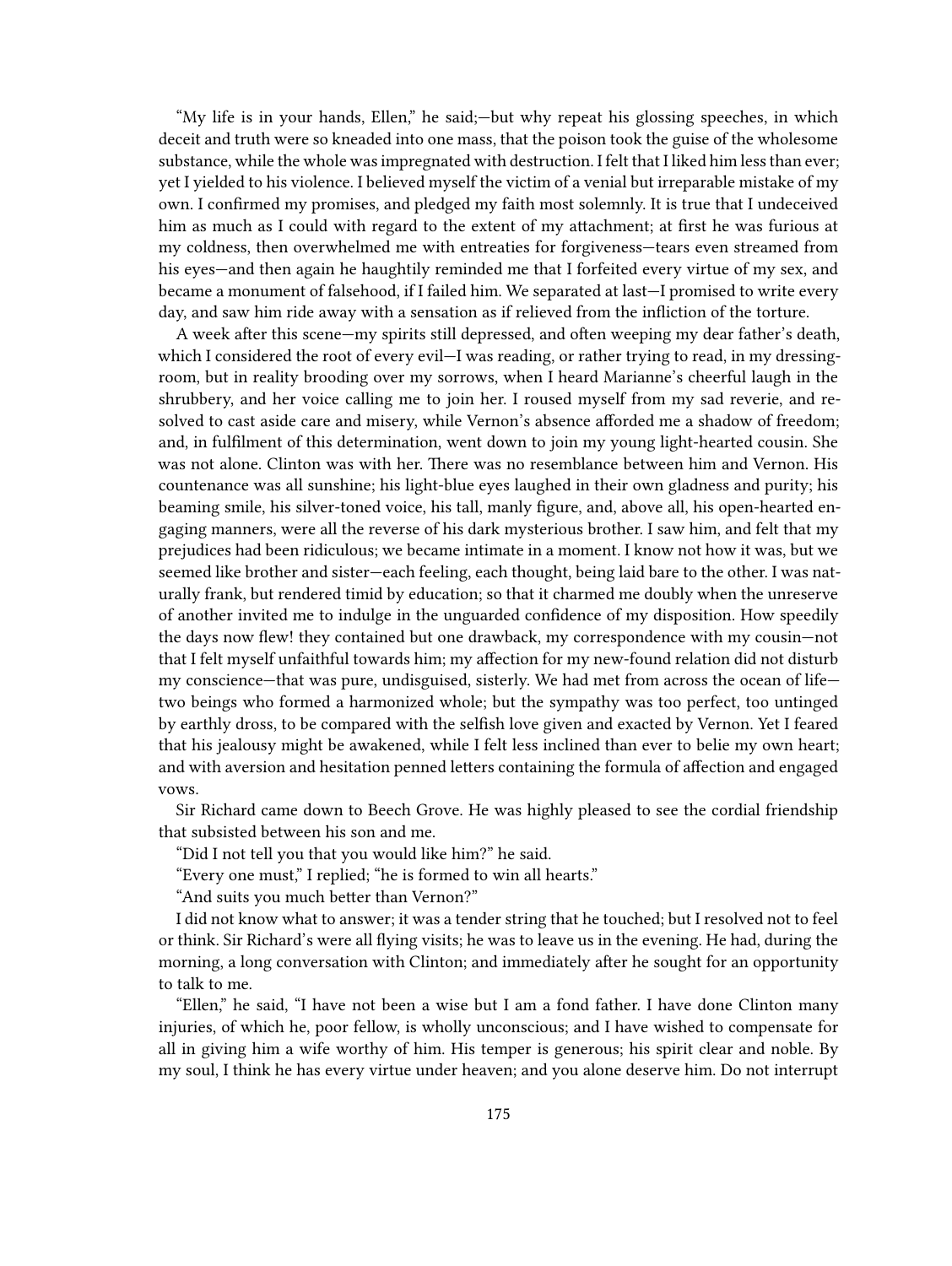"My life is in your hands, Ellen," he said;—but why repeat his glossing speeches, in which deceit and truth were so kneaded into one mass, that the poison took the guise of the wholesome substance, while the whole was impregnated with destruction. I felt that I liked him less than ever; yet I yielded to his violence. I believed myself the victim of a venial but irreparable mistake of my own. I confirmed my promises, and pledged my faith most solemnly. It is true that I undeceived him as much as I could with regard to the extent of my attachment; at first he was furious at my coldness, then overwhelmed me with entreaties for forgiveness—tears even streamed from his eyes—and then again he haughtily reminded me that I forfeited every virtue of my sex, and became a monument of falsehood, if I failed him. We separated at last—I promised to write every day, and saw him ride away with a sensation as if relieved from the infliction of the torture.

A week after this scene—my spirits still depressed, and often weeping my dear father's death, which I considered the root of every evil—I was reading, or rather trying to read, in my dressing-room, but in reality brooding over my sorrows, when I heard Marianne's cheerful laugh in the shrubbery, and her voice calling me to join her. I roused myself from my sad reverie, and resolved to cast aside care and misery, while Vernon's absence afforded me a shadow of freedom; and, in fulfilment of this determination, went down to join my young light-hearted cousin. She was not alone. Clinton was with her. There was no resemblance between him and Vernon. His countenance was all sunshine; his light-blue eyes laughed in their own gladness and purity; his beaming smile, his silver-toned voice, his tall, manly figure, and, above all, his open-hearted engaging manners, were all the reverse of his dark mysterious brother. I saw him, and felt that my prejudices had been ridiculous; we became intimate in a moment. I know not how it was, but we seemed like brother and sister—each feeling, each thought, being laid bare to the other. I was naturally frank, but rendered timid by education; so that it charmed me doubly when the unreserve of another invited me to indulge in the unguarded confidence of my disposition. How speedily the days now flew! they contained but one drawback, my correspondence with my cousin—not that I felt myself unfaithful towards him; my affection for my new-found relation did not disturb my conscience—that was pure, undisguised, sisterly. We had met from across the ocean of life—two beings who formed a harmonized whole; but the sympathy was too perfect, too untinged by earthly dross, to be compared with the selfish love given and exacted by Vernon. Yet I feared that his jealousy might be awakened, while I felt less inclined than ever to belie my own heart; and with aversion and hesitation penned letters containing the formula of affection and engaged vows.

Sir Richard came down to Beech Grove. He was highly pleased to see the cordial friendship that subsisted between his son and me.

"Did I not tell you that you would like him?" he said.

"Every one must," I replied; "he is formed to win all hearts."

"And suits you much better than Vernon?"

I did not know what to answer; it was a tender string that he touched; but I resolved not to feel or think. Sir Richard's were all flying visits; he was to leave us in the evening. He had, during the morning, a long conversation with Clinton; and immediately after he sought for an opportunity to talk to me.

"Ellen," he said, "I have not been a wise but I am a fond father. I have done Clinton many injuries, of which he, poor fellow, is wholly unconscious; and I have wished to compensate for all in giving him a wife worthy of him. His temper is generous; his spirit clear and noble. By my soul, I think he has every virtue under heaven; and you alone deserve him. Do not interrupt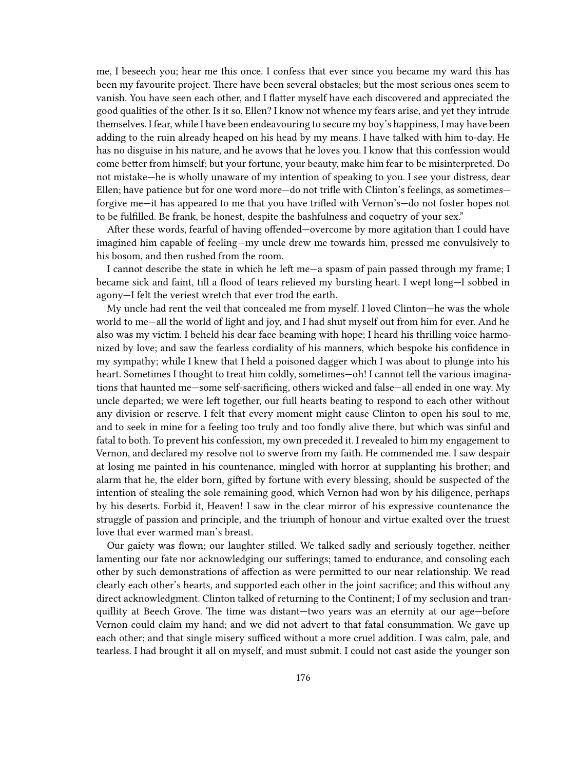me, I beseech you; hear me this once. I confess that ever since you became my ward this has been my favourite project. There have been several obstacles; but the most serious ones seem to vanish. You have seen each other, and I flatter myself have each discovered and appreciated the good qualities of the other. Is it so, Ellen? I know not whence my fears arise, and yet they intrude themselves. I fear, while I have been endeavouring to secure my boy's happiness, I may have been adding to the ruin already heaped on his head by my means. I have talked with him to-day. He has no disguise in his nature, and he avows that he loves you. I know that this confession would come better from himself; but your fortune, your beauty, make him fear to be misinterpreted. Do not mistake—he is wholly unaware of my intention of speaking to you. I see your distress, dear Ellen; have patience but for one word more—do not trifle with Clinton's feelings, as sometimes—forgive me—it has appeared to me that you have trifled with Vernon's—do not foster hopes not to be fulfilled. Be frank, be honest, despite the bashfulness and coquetry of your sex."

After these words, fearful of having offended—overcome by more agitation than I could have imagined him capable of feeling—my uncle drew me towards him, pressed me convulsively to his bosom, and then rushed from the room.

I cannot describe the state in which he left me—a spasm of pain passed through my frame; I became sick and faint, till a flood of tears relieved my bursting heart. I wept long—I sobbed in agony—I felt the veriest wretch that ever trod the earth.

My uncle had rent the veil that concealed me from myself. I loved Clinton—he was the whole world to me—all the world of light and joy, and I had shut myself out from him for ever. And he also was my victim. I beheld his dear face beaming with hope; I heard his thrilling voice harmonized by love; and saw the fearless cordiality of his manners, which bespoke his confidence in my sympathy; while I knew that I held a poisoned dagger which I was about to plunge into his heart. Sometimes I thought to treat him coldly, sometimes—oh! I cannot tell the various imaginations that haunted me—some self-sacrificing, others wicked and false—all ended in one way. My uncle departed; we were left together, our full hearts beating to respond to each other without any division or reserve. I felt that every moment might cause Clinton to open his soul to me, and to seek in mine for a feeling too truly and too fondly alive there, but which was sinful and fatal to both. To prevent his confession, my own preceded it. I revealed to him my engagement to Vernon, and declared my resolve not to swerve from my faith. He commended me. I saw despair at losing me painted in his countenance, mingled with horror at supplanting his brother; and alarm that he, the elder born, gifted by fortune with every blessing, should be suspected of the intention of stealing the sole remaining good, which Vernon had won by his diligence, perhaps by his deserts. Forbid it, Heaven! I saw in the clear mirror of his expressive countenance the struggle of passion and principle, and the triumph of honour and virtue exalted over the truest love that ever warmed man's breast.

Our gaiety was flown; our laughter stilled. We talked sadly and seriously together, neither lamenting our fate nor acknowledging our sufferings; tamed to endurance, and consoling each other by such demonstrations of affection as were permitted to our near relationship. We read clearly each other's hearts, and supported each other in the joint sacrifice; and this without any direct acknowledgment. Clinton talked of returning to the Continent; I of my seclusion and tranquillity at Beech Grove. The time was distant—two years was an eternity at our age—before Vernon could claim my hand; and we did not advert to that fatal consummation. We gave up each other; and that single misery sufficed without a more cruel addition. I was calm, pale, and tearless. I had brought it all on myself, and must submit. I could not cast aside the younger son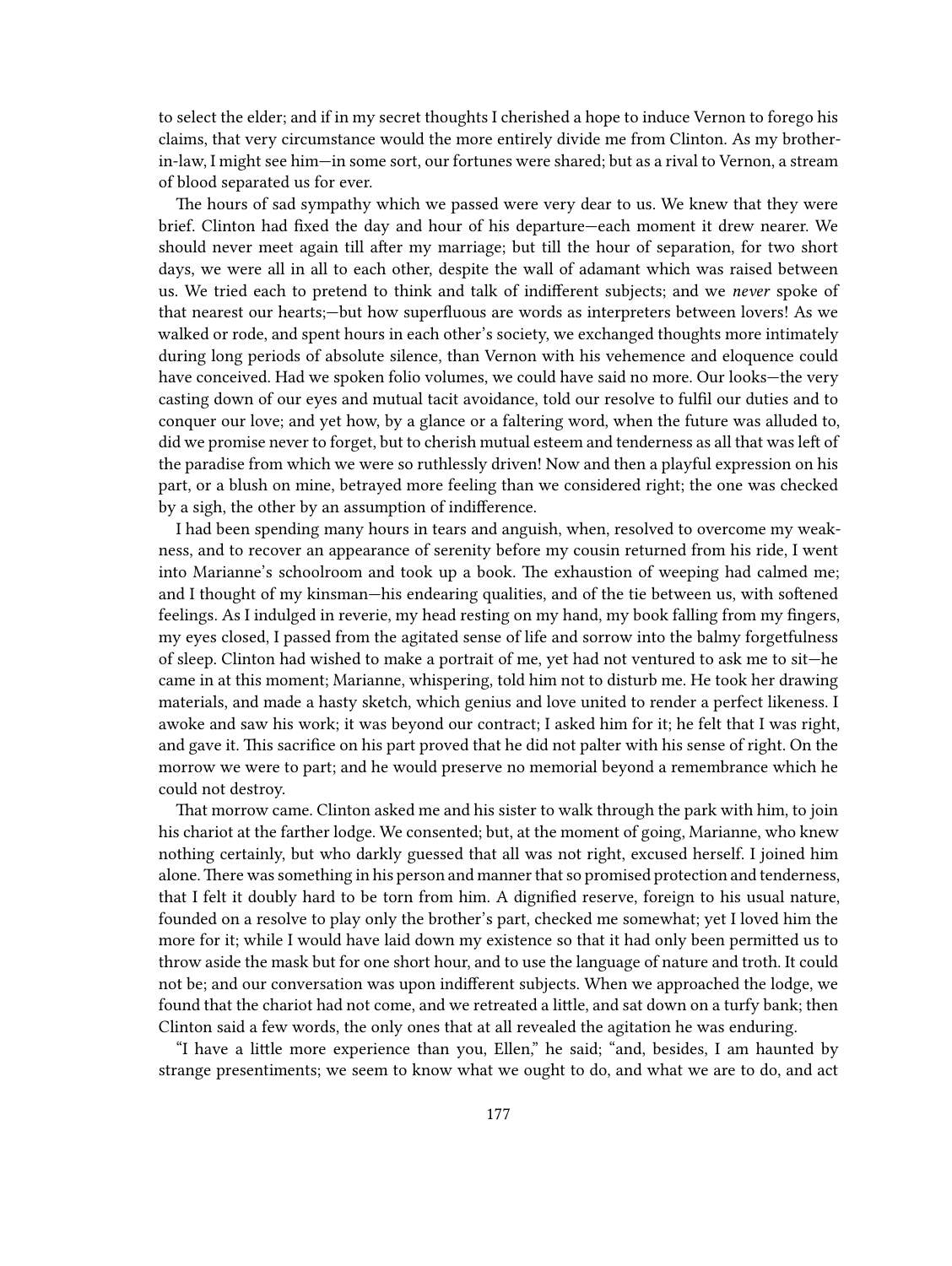to select the elder; and if in my secret thoughts I cherished a hope to induce Vernon to forego his claims, that very circumstance would the more entirely divide me from Clinton. As my brother-in-law, I might see him—in some sort, our fortunes were shared; but as a rival to Vernon, a stream of blood separated us for ever.

The hours of sad sympathy which we passed were very dear to us. We knew that they were brief. Clinton had fixed the day and hour of his departure—each moment it drew nearer. We should never meet again till after my marriage; but till the hour of separation, for two short days, we were all in all to each other, despite the wall of adamant which was raised between us. We tried each to pretend to think and talk of indifferent subjects; and we *never* spoke of that nearest our hearts;—but how superfluous are words as interpreters between lovers! As we walked or rode, and spent hours in each other's society, we exchanged thoughts more intimately during long periods of absolute silence, than Vernon with his vehemence and eloquence could have conceived. Had we spoken folio volumes, we could have said no more. Our looks—the very casting down of our eyes and mutual tacit avoidance, told our resolve to fulfil our duties and to conquer our love; and yet how, by a glance or a faltering word, when the future was alluded to, did we promise never to forget, but to cherish mutual esteem and tenderness as all that was left of the paradise from which we were so ruthlessly driven! Now and then a playful expression on his part, or a blush on mine, betrayed more feeling than we considered right; the one was checked by a sigh, the other by an assumption of indifference.

I had been spending many hours in tears and anguish, when, resolved to overcome my weakness, and to recover an appearance of serenity before my cousin returned from his ride, I went into Marianne's schoolroom and took up a book. The exhaustion of weeping had calmed me; and I thought of my kinsman—his endearing qualities, and of the tie between us, with softened feelings. As I indulged in reverie, my head resting on my hand, my book falling from my fingers, my eyes closed, I passed from the agitated sense of life and sorrow into the balmy forgetfulness of sleep. Clinton had wished to make a portrait of me, yet had not ventured to ask me to sit—he came in at this moment; Marianne, whispering, told him not to disturb me. He took her drawing materials, and made a hasty sketch, which genius and love united to render a perfect likeness. I awoke and saw his work; it was beyond our contract; I asked him for it; he felt that I was right, and gave it. This sacrifice on his part proved that he did not palter with his sense of right. On the morrow we were to part; and he would preserve no memorial beyond a remembrance which he could not destroy.

That morrow came. Clinton asked me and his sister to walk through the park with him, to join his chariot at the farther lodge. We consented; but, at the moment of going, Marianne, who knew nothing certainly, but who darkly guessed that all was not right, excused herself. I joined him alone. There was something in his person and manner that so promised protection and tenderness, that I felt it doubly hard to be torn from him. A dignified reserve, foreign to his usual nature, founded on a resolve to play only the brother's part, checked me somewhat; yet I loved him the more for it; while I would have laid down my existence so that it had only been permitted us to throw aside the mask but for one short hour, and to use the language of nature and troth. It could not be; and our conversation was upon indifferent subjects. When we approached the lodge, we found that the chariot had not come, and we retreated a little, and sat down on a turfy bank; then Clinton said a few words, the only ones that at all revealed the agitation he was enduring.

"I have a little more experience than you, Ellen," he said; "and, besides, I am haunted by strange presentiments; we seem to know what we ought to do, and what we are to do, and act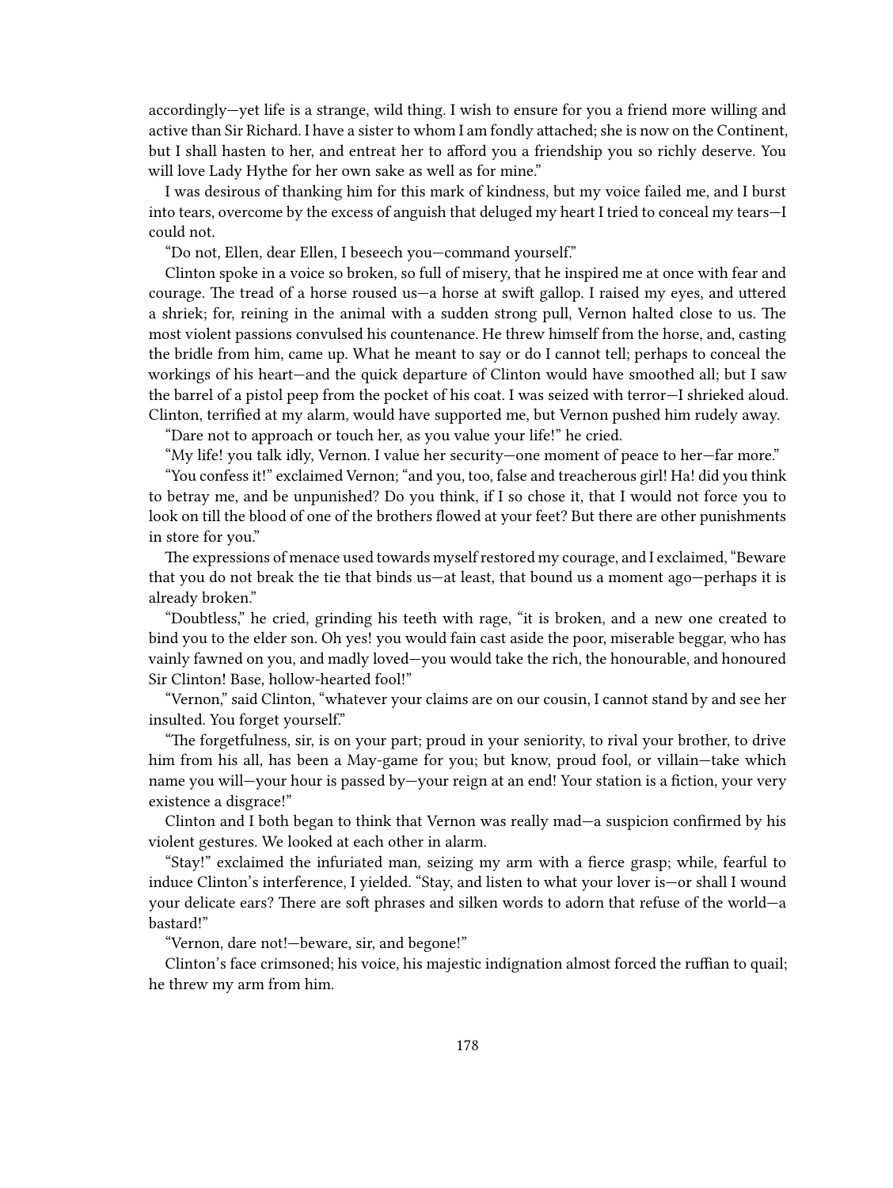accordingly—yet life is a strange, wild thing. I wish to ensure for you a friend more willing and active than Sir Richard. I have a sister to whom I am fondly attached; she is now on the Continent, but I shall hasten to her, and entreat her to afford you a friendship you so richly deserve. You will love Lady Hythe for her own sake as well as for mine."

I was desirous of thanking him for this mark of kindness, but my voice failed me, and I burst into tears, overcome by the excess of anguish that deluged my heart I tried to conceal my tears—I could not.

"Do not, Ellen, dear Ellen, I beseech you—command yourself."

Clinton spoke in a voice so broken, so full of misery, that he inspired me at once with fear and courage. The tread of a horse roused us—a horse at swift gallop. I raised my eyes, and uttered a shriek; for, reining in the animal with a sudden strong pull, Vernon halted close to us. The most violent passions convulsed his countenance. He threw himself from the horse, and, casting the bridle from him, came up. What he meant to say or do I cannot tell; perhaps to conceal the workings of his heart—and the quick departure of Clinton would have smoothed all; but I saw the barrel of a pistol peep from the pocket of his coat. I was seized with terror—I shrieked aloud. Clinton, terrified at my alarm, would have supported me, but Vernon pushed him rudely away.

"Dare not to approach or touch her, as you value your life!" he cried.

"My life! you talk idly, Vernon. I value her security—one moment of peace to her—far more."

"You confess it!" exclaimed Vernon; "and you, too, false and treacherous girl! Ha! did you think to betray me, and be unpunished? Do you think, if I so chose it, that I would not force you to look on till the blood of one of the brothers flowed at your feet? But there are other punishments in store for you."

The expressions of menace used towards myself restored my courage, and I exclaimed, "Beware that you do not break the tie that binds us—at least, that bound us a moment ago—perhaps it is already broken."

"Doubtless," he cried, grinding his teeth with rage, "it is broken, and a new one created to bind you to the elder son. Oh yes! you would fain cast aside the poor, miserable beggar, who has vainly fawned on you, and madly loved—you would take the rich, the honourable, and honoured Sir Clinton! Base, hollow-hearted fool!"

"Vernon," said Clinton, "whatever your claims are on our cousin, I cannot stand by and see her insulted. You forget yourself."

"The forgetfulness, sir, is on your part; proud in your seniority, to rival your brother, to drive him from his all, has been a May-game for you; but know, proud fool, or villain—take which name you will—your hour is passed by—your reign at an end! Your station is a fiction, your very existence a disgrace!"

Clinton and I both began to think that Vernon was really mad—a suspicion confirmed by his violent gestures. We looked at each other in alarm.

"Stay!" exclaimed the infuriated man, seizing my arm with a fierce grasp; while, fearful to induce Clinton's interference, I yielded. "Stay, and listen to what your lover is—or shall I wound your delicate ears? There are soft phrases and silken words to adorn that refuse of the world—a bastard!"

"Vernon, dare not!—beware, sir, and begone!"

Clinton's face crimsoned; his voice, his majestic indignation almost forced the ruffian to quail; he threw my arm from him.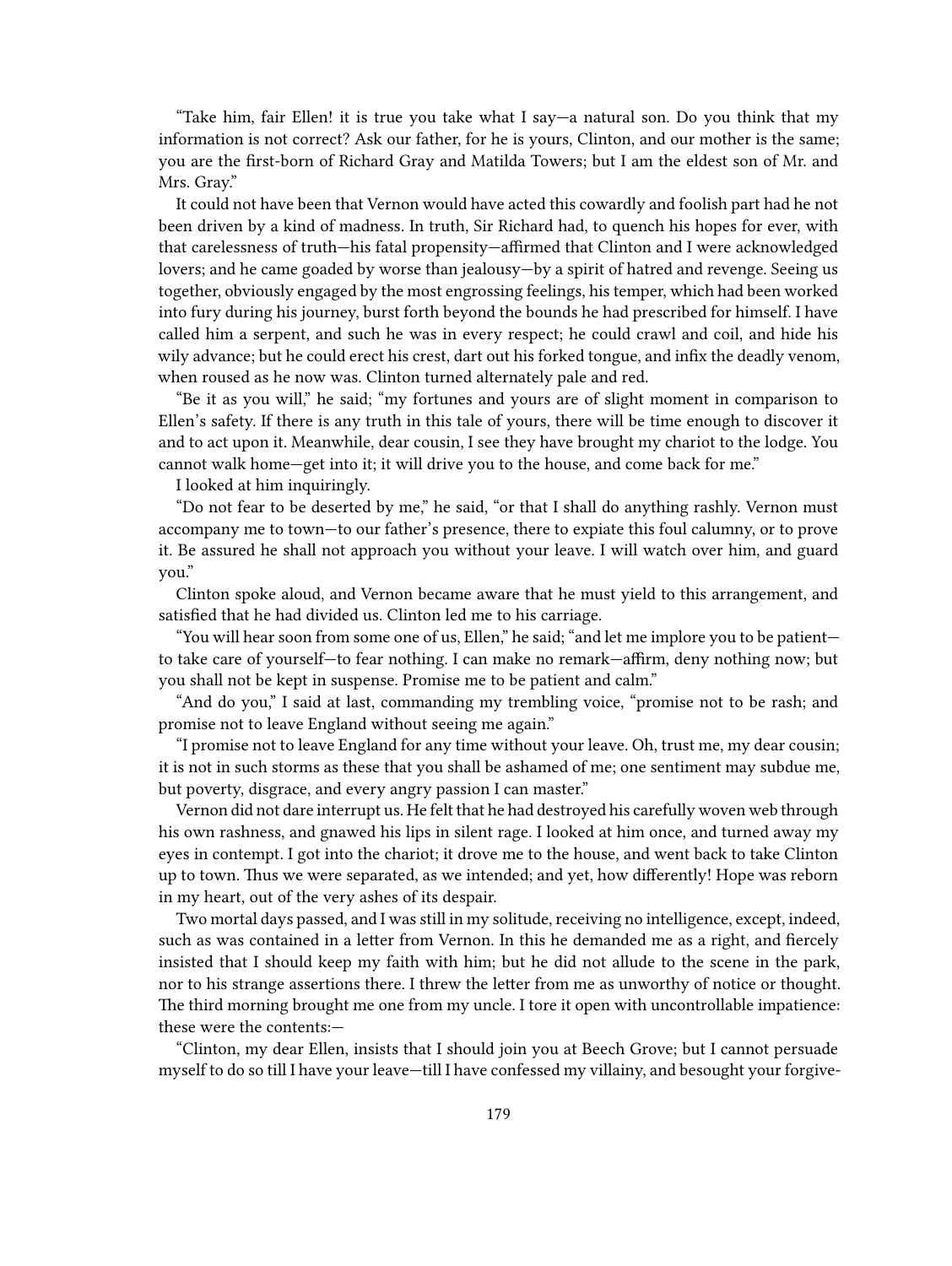"Take him, fair Ellen! it is true you take what I say—a natural son. Do you think that my information is not correct? Ask our father, for he is yours, Clinton, and our mother is the same; you are the first-born of Richard Gray and Matilda Towers; but I am the eldest son of Mr. and Mrs. Gray."

It could not have been that Vernon would have acted this cowardly and foolish part had he not been driven by a kind of madness. In truth, Sir Richard had, to quench his hopes for ever, with that carelessness of truth—his fatal propensity—affirmed that Clinton and I were acknowledged lovers; and he came goaded by worse than jealousy—by a spirit of hatred and revenge. Seeing us together, obviously engaged by the most engrossing feelings, his temper, which had been worked into fury during his journey, burst forth beyond the bounds he had prescribed for himself. I have called him a serpent, and such he was in every respect; he could crawl and coil, and hide his wily advance; but he could erect his crest, dart out his forked tongue, and infix the deadly venom, when roused as he now was. Clinton turned alternately pale and red.

"Be it as you will," he said; "my fortunes and yours are of slight moment in comparison to Ellen's safety. If there is any truth in this tale of yours, there will be time enough to discover it and to act upon it. Meanwhile, dear cousin, I see they have brought my chariot to the lodge. You cannot walk home—get into it; it will drive you to the house, and come back for me."

I looked at him inquiringly.

"Do not fear to be deserted by me," he said, "or that I shall do anything rashly. Vernon must accompany me to town—to our father's presence, there to expiate this foul calumny, or to prove it. Be assured he shall not approach you without your leave. I will watch over him, and guard you."

Clinton spoke aloud, and Vernon became aware that he must yield to this arrangement, and satisfied that he had divided us. Clinton led me to his carriage.

"You will hear soon from some one of us, Ellen," he said; "and let me implore you to be patient—to take care of yourself—to fear nothing. I can make no remark—affirm, deny nothing now; but you shall not be kept in suspense. Promise me to be patient and calm."

"And do you," I said at last, commanding my trembling voice, "promise not to be rash; and promise not to leave England without seeing me again."

"I promise not to leave England for any time without your leave. Oh, trust me, my dear cousin; it is not in such storms as these that you shall be ashamed of me; one sentiment may subdue me, but poverty, disgrace, and every angry passion I can master."

Vernon did not dare interrupt us. He felt that he had destroyed his carefully woven web through his own rashness, and gnawed his lips in silent rage. I looked at him once, and turned away my eyes in contempt. I got into the chariot; it drove me to the house, and went back to take Clinton up to town. Thus we were separated, as we intended; and yet, how differently! Hope was reborn in my heart, out of the very ashes of its despair.

Two mortal days passed, and I was still in my solitude, receiving no intelligence, except, indeed, such as was contained in a letter from Vernon. In this he demanded me as a right, and fiercely insisted that I should keep my faith with him; but he did not allude to the scene in the park, nor to his strange assertions there. I threw the letter from me as unworthy of notice or thought. The third morning brought me one from my uncle. I tore it open with uncontrollable impatience: these were the contents:—

"Clinton, my dear Ellen, insists that I should join you at Beech Grove; but I cannot persuade myself to do so till I have your leave—till I have confessed my villainy, and besought your forgive-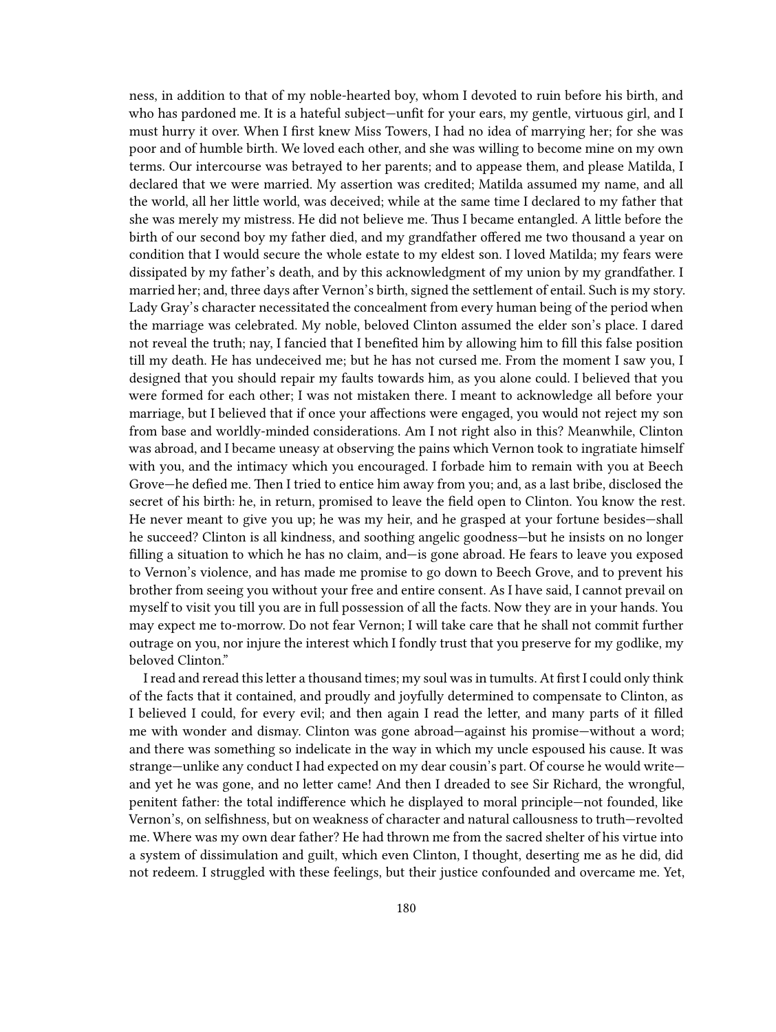ness, in addition to that of my noble-hearted boy, whom I devoted to ruin before his birth, and who has pardoned me. It is a hateful subject—unfit for your ears, my gentle, virtuous girl, and I must hurry it over. When I first knew Miss Towers, I had no idea of marrying her; for she was poor and of humble birth. We loved each other, and she was willing to become mine on my own terms. Our intercourse was betrayed to her parents; and to appease them, and please Matilda, I declared that we were married. My assertion was credited; Matilda assumed my name, and all the world, all her little world, was deceived; while at the same time I declared to my father that she was merely my mistress. He did not believe me. Thus I became entangled. A little before the birth of our second boy my father died, and my grandfather offered me two thousand a year on condition that I would secure the whole estate to my eldest son. I loved Matilda; my fears were dissipated by my father's death, and by this acknowledgment of my union by my grandfather. I married her; and, three days after Vernon's birth, signed the settlement of entail. Such is my story. Lady Gray's character necessitated the concealment from every human being of the period when the marriage was celebrated. My noble, beloved Clinton assumed the elder son's place. I dared not reveal the truth; nay, I fancied that I benefited him by allowing him to fill this false position till my death. He has undeceived me; but he has not cursed me. From the moment I saw you, I designed that you should repair my faults towards him, as you alone could. I believed that you were formed for each other; I was not mistaken there. I meant to acknowledge all before your marriage, but I believed that if once your affections were engaged, you would not reject my son from base and worldly-minded considerations. Am I not right also in this? Meanwhile, Clinton was abroad, and I became uneasy at observing the pains which Vernon took to ingratiate himself with you, and the intimacy which you encouraged. I forbade him to remain with you at Beech Grove—he defied me. Then I tried to entice him away from you; and, as a last bribe, disclosed the secret of his birth: he, in return, promised to leave the field open to Clinton. You know the rest. He never meant to give you up; he was my heir, and he grasped at your fortune besides—shall he succeed? Clinton is all kindness, and soothing angelic goodness—but he insists on no longer filling a situation to which he has no claim, and—is gone abroad. He fears to leave you exposed to Vernon's violence, and has made me promise to go down to Beech Grove, and to prevent his brother from seeing you without your free and entire consent. As I have said, I cannot prevail on myself to visit you till you are in full possession of all the facts. Now they are in your hands. You may expect me to-morrow. Do not fear Vernon; I will take care that he shall not commit further outrage on you, nor injure the interest which I fondly trust that you preserve for my godlike, my beloved Clinton."

I read and reread this letter a thousand times; my soul was in tumults. At first I could only think of the facts that it contained, and proudly and joyfully determined to compensate to Clinton, as I believed I could, for every evil; and then again I read the letter, and many parts of it filled me with wonder and dismay. Clinton was gone abroad—against his promise—without a word; and there was something so indelicate in the way in which my uncle espoused his cause. It was strange—unlike any conduct I had expected on my dear cousin's part. Of course he would write—and yet he was gone, and no letter came! And then I dreaded to see Sir Richard, the wrongful, penitent father: the total indifference which he displayed to moral principle—not founded, like Vernon's, on selfishness, but on weakness of character and natural callousness to truth—revolted me. Where was my own dear father? He had thrown me from the sacred shelter of his virtue into a system of dissimulation and guilt, which even Clinton, I thought, deserting me as he did, did not redeem. I struggled with these feelings, but their justice confounded and overcame me. Yet,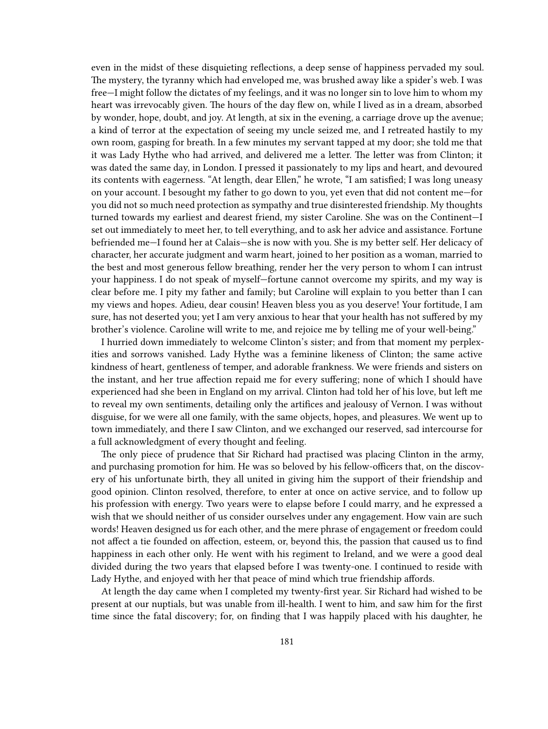even in the midst of these disquieting reflections, a deep sense of happiness pervaded my soul. The mystery, the tyranny which had enveloped me, was brushed away like a spider's web. I was free—I might follow the dictates of my feelings, and it was no longer sin to love him to whom my heart was irrevocably given. The hours of the day flew on, while I lived as in a dream, absorbed by wonder, hope, doubt, and joy. At length, at six in the evening, a carriage drove up the avenue; a kind of terror at the expectation of seeing my uncle seized me, and I retreated hastily to my own room, gasping for breath. In a few minutes my servant tapped at my door; she told me that it was Lady Hythe who had arrived, and delivered me a letter. The letter was from Clinton; it was dated the same day, in London. I pressed it passionately to my lips and heart, and devoured its contents with eagerness. "At length, dear Ellen," he wrote, "I am satisfied; I was long uneasy on your account. I besought my father to go down to you, yet even that did not content me—for you did not so much need protection as sympathy and true disinterested friendship. My thoughts turned towards my earliest and dearest friend, my sister Caroline. She was on the Continent—I set out immediately to meet her, to tell everything, and to ask her advice and assistance. Fortune befriended me—I found her at Calais—she is now with you. She is my better self. Her delicacy of character, her accurate judgment and warm heart, joined to her position as a woman, married to the best and most generous fellow breathing, render her the very person to whom I can intrust your happiness. I do not speak of myself—fortune cannot overcome my spirits, and my way is clear before me. I pity my father and family; but Caroline will explain to you better than I can my views and hopes. Adieu, dear cousin! Heaven bless you as you deserve! Your fortitude, I am sure, has not deserted you; yet I am very anxious to hear that your health has not suffered by my brother's violence. Caroline will write to me, and rejoice me by telling me of your well-being."

I hurried down immediately to welcome Clinton's sister; and from that moment my perplexities and sorrows vanished. Lady Hythe was a feminine likeness of Clinton; the same active kindness of heart, gentleness of temper, and adorable frankness. We were friends and sisters on the instant, and her true affection repaid me for every suffering; none of which I should have experienced had she been in England on my arrival. Clinton had told her of his love, but left me to reveal my own sentiments, detailing only the artifices and jealousy of Vernon. I was without disguise, for we were all one family, with the same objects, hopes, and pleasures. We went up to town immediately, and there I saw Clinton, and we exchanged our reserved, sad intercourse for a full acknowledgment of every thought and feeling.

The only piece of prudence that Sir Richard had practised was placing Clinton in the army, and purchasing promotion for him. He was so beloved by his fellow-officers that, on the discovery of his unfortunate birth, they all united in giving him the support of their friendship and good opinion. Clinton resolved, therefore, to enter at once on active service, and to follow up his profession with energy. Two years were to elapse before I could marry, and he expressed a wish that we should neither of us consider ourselves under any engagement. How vain are such words! Heaven designed us for each other, and the mere phrase of engagement or freedom could not affect a tie founded on affection, esteem, or, beyond this, the passion that caused us to find happiness in each other only. He went with his regiment to Ireland, and we were a good deal divided during the two years that elapsed before I was twenty-one. I continued to reside with Lady Hythe, and enjoyed with her that peace of mind which true friendship affords.

At length the day came when I completed my twenty-first year. Sir Richard had wished to be present at our nuptials, but was unable from ill-health. I went to him, and saw him for the first time since the fatal discovery; for, on finding that I was happily placed with his daughter, he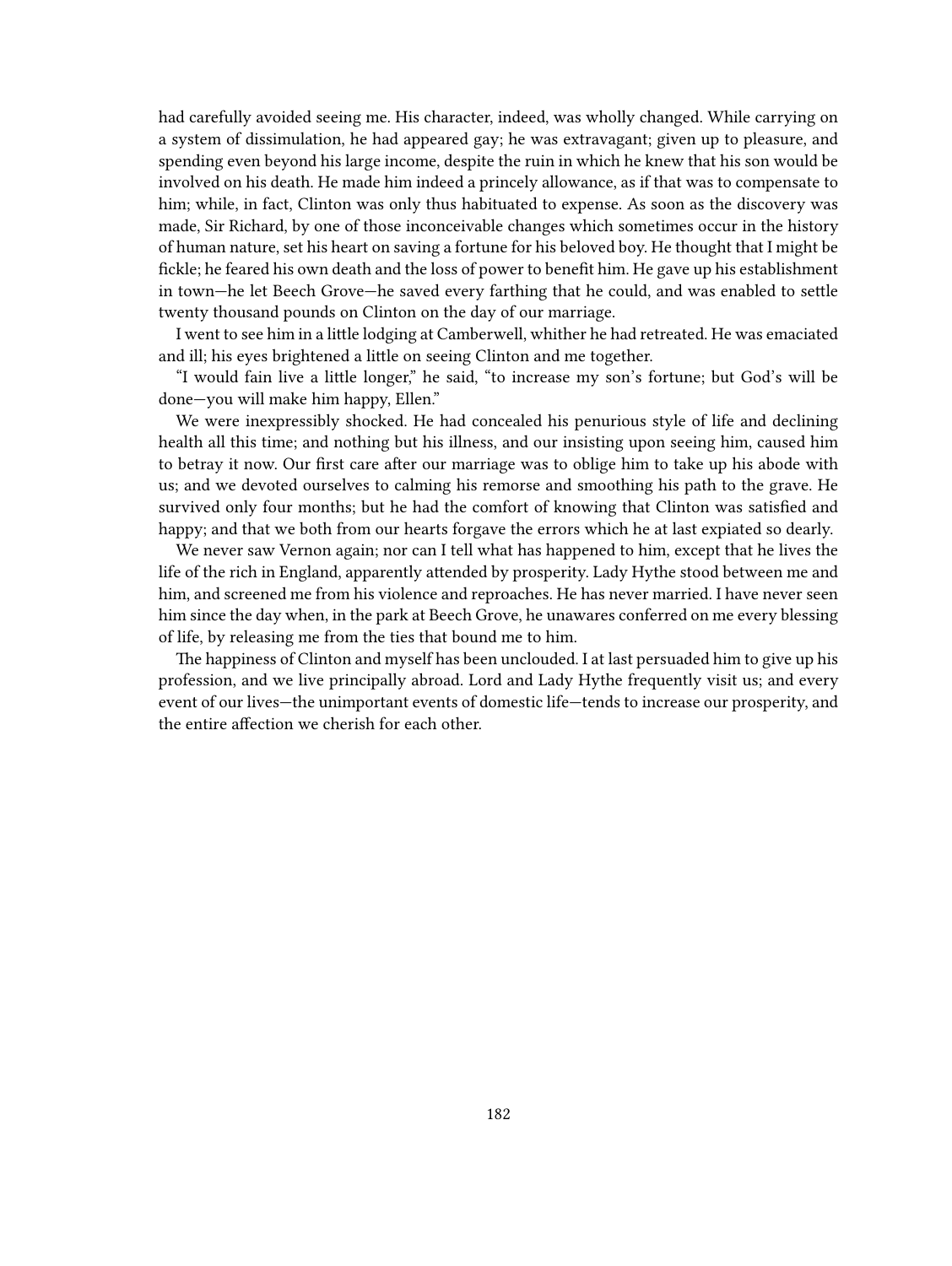had carefully avoided seeing me. His character, indeed, was wholly changed. While carrying on a system of dissimulation, he had appeared gay; he was extravagant; given up to pleasure, and spending even beyond his large income, despite the ruin in which he knew that his son would be involved on his death. He made him indeed a princely allowance, as if that was to compensate to him; while, in fact, Clinton was only thus habituated to expense. As soon as the discovery was made, Sir Richard, by one of those inconceivable changes which sometimes occur in the history of human nature, set his heart on saving a fortune for his beloved boy. He thought that I might be fickle; he feared his own death and the loss of power to benefit him. He gave up his establishment in town—he let Beech Grove—he saved every farthing that he could, and was enabled to settle twenty thousand pounds on Clinton on the day of our marriage.

I went to see him in a little lodging at Camberwell, whither he had retreated. He was emaciated and ill; his eyes brightened a little on seeing Clinton and me together.

"I would fain live a little longer," he said, "to increase my son's fortune; but God's will be done—you will make him happy, Ellen."

We were inexpressibly shocked. He had concealed his penurious style of life and declining health all this time; and nothing but his illness, and our insisting upon seeing him, caused him to betray it now. Our first care after our marriage was to oblige him to take up his abode with us; and we devoted ourselves to calming his remorse and smoothing his path to the grave. He survived only four months; but he had the comfort of knowing that Clinton was satisfied and happy; and that we both from our hearts forgave the errors which he at last expiated so dearly.

We never saw Vernon again; nor can I tell what has happened to him, except that he lives the life of the rich in England, apparently attended by prosperity. Lady Hythe stood between me and him, and screened me from his violence and reproaches. He has never married. I have never seen him since the day when, in the park at Beech Grove, he unawares conferred on me every blessing of life, by releasing me from the ties that bound me to him.

The happiness of Clinton and myself has been unclouded. I at last persuaded him to give up his profession, and we live principally abroad. Lord and Lady Hythe frequently visit us; and every event of our lives—the unimportant events of domestic life—tends to increase our prosperity, and the entire affection we cherish for each other.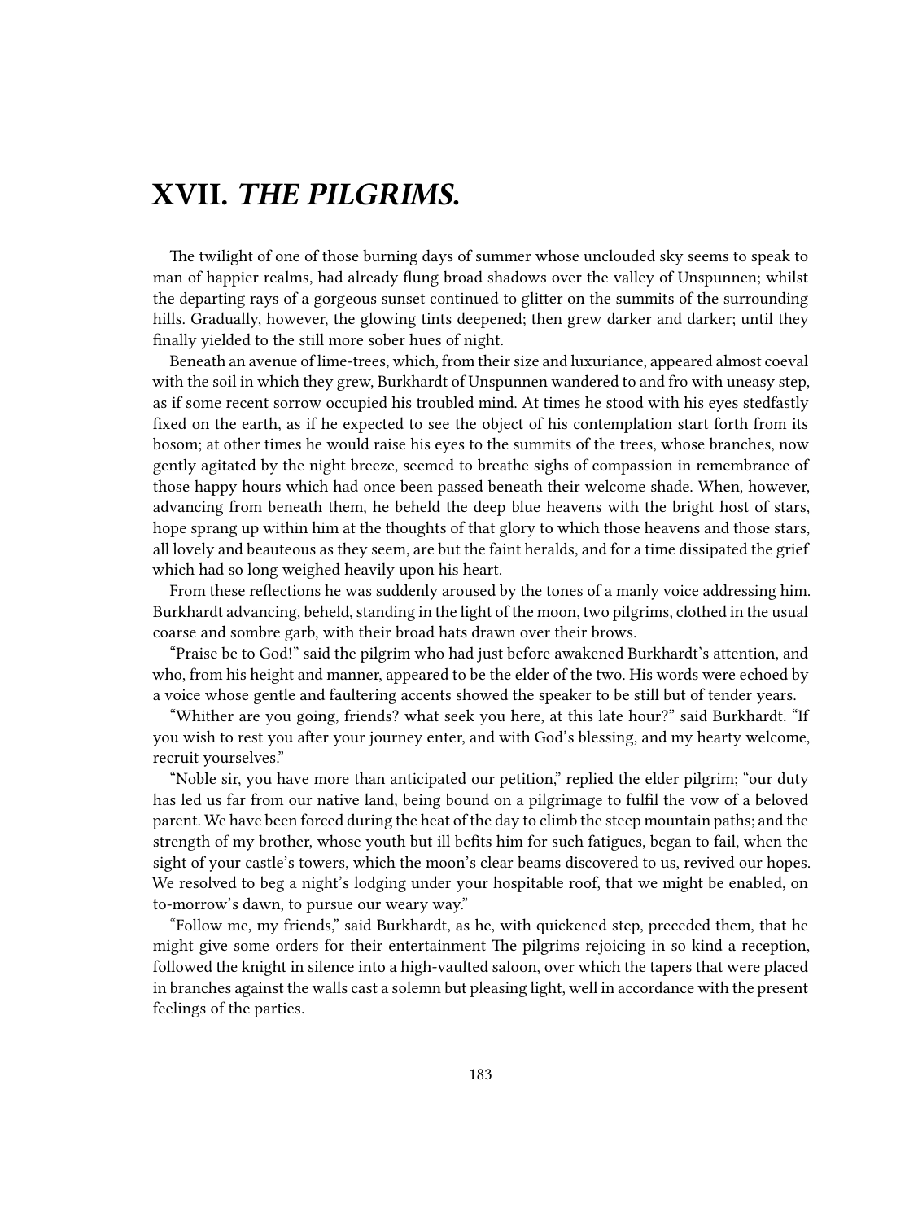# XVII. *THE PILGRIMS.*

The twilight of one of those burning days of summer whose unclouded sky seems to speak to man of happier realms, had already flung broad shadows over the valley of Unspunnen; whilst the departing rays of a gorgeous sunset continued to glitter on the summits of the surrounding hills. Gradually, however, the glowing tints deepened; then grew darker and darker; until they finally yielded to the still more sober hues of night.

Beneath an avenue of lime-trees, which, from their size and luxuriance, appeared almost coeval with the soil in which they grew, Burkhardt of Unspunnen wandered to and fro with uneasy step, as if some recent sorrow occupied his troubled mind. At times he stood with his eyes stedfastly fixed on the earth, as if he expected to see the object of his contemplation start forth from its bosom; at other times he would raise his eyes to the summits of the trees, whose branches, now gently agitated by the night breeze, seemed to breathe sighs of compassion in remembrance of those happy hours which had once been passed beneath their welcome shade. When, however, advancing from beneath them, he beheld the deep blue heavens with the bright host of stars, hope sprang up within him at the thoughts of that glory to which those heavens and those stars, all lovely and beauteous as they seem, are but the faint heralds, and for a time dissipated the grief which had so long weighed heavily upon his heart.

From these reflections he was suddenly aroused by the tones of a manly voice addressing him. Burkhardt advancing, beheld, standing in the light of the moon, two pilgrims, clothed in the usual coarse and sombre garb, with their broad hats drawn over their brows.

"Praise be to God!" said the pilgrim who had just before awakened Burkhardt's attention, and who, from his height and manner, appeared to be the elder of the two. His words were echoed by a voice whose gentle and faultering accents showed the speaker to be still but of tender years.

"Whither are you going, friends? what seek you here, at this late hour?" said Burkhardt. "If you wish to rest you after your journey enter, and with God's blessing, and my hearty welcome, recruit yourselves."

"Noble sir, you have more than anticipated our petition," replied the elder pilgrim; "our duty has led us far from our native land, being bound on a pilgrimage to fulfil the vow of a beloved parent. We have been forced during the heat of the day to climb the steep mountain paths; and the strength of my brother, whose youth but ill befits him for such fatigues, began to fail, when the sight of your castle's towers, which the moon's clear beams discovered to us, revived our hopes. We resolved to beg a night's lodging under your hospitable roof, that we might be enabled, on to-morrow's dawn, to pursue our weary way."

"Follow me, my friends," said Burkhardt, as he, with quickened step, preceded them, that he might give some orders for their entertainment The pilgrims rejoicing in so kind a reception, followed the knight in silence into a high-vaulted saloon, over which the tapers that were placed in branches against the walls cast a solemn but pleasing light, well in accordance with the present feelings of the parties.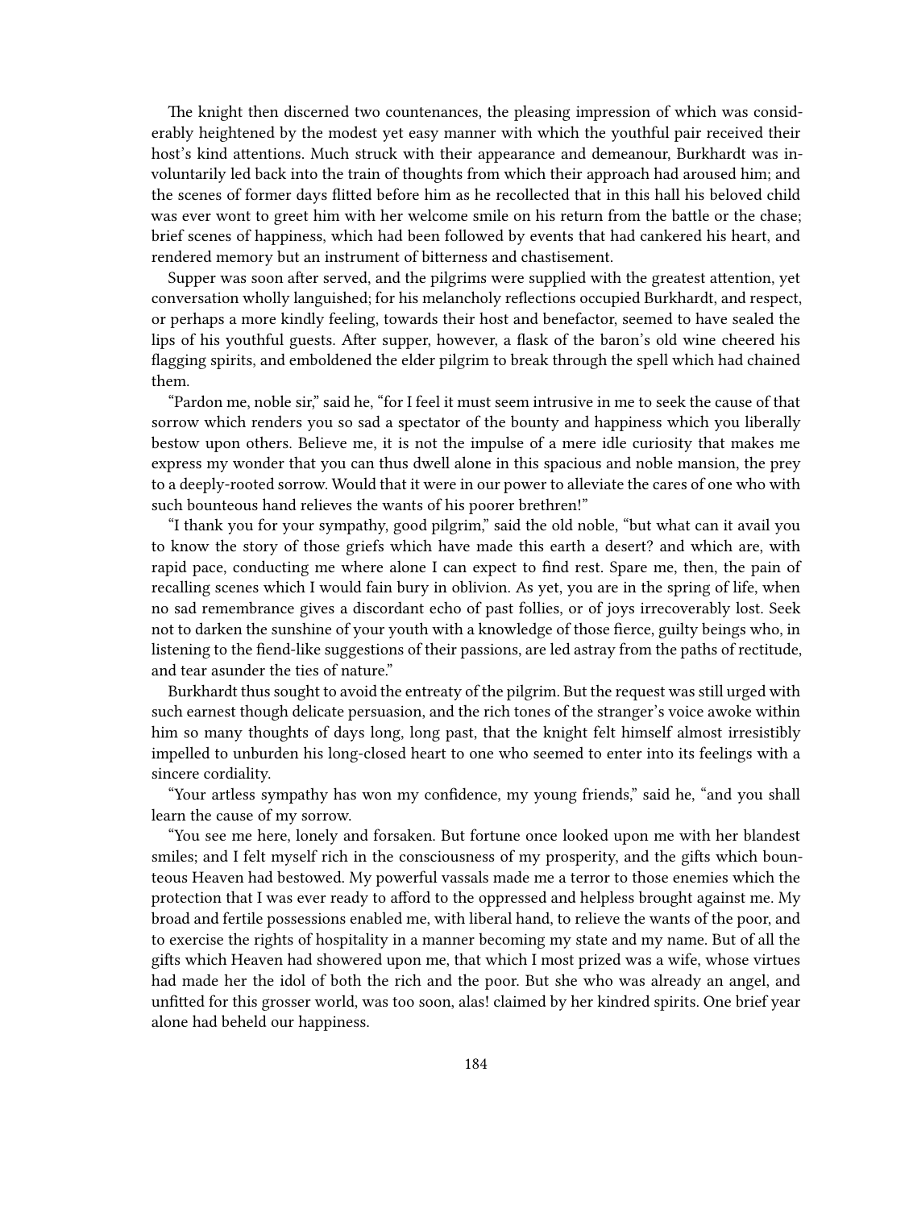The knight then discerned two countenances, the pleasing impression of which was considerably heightened by the modest yet easy manner with which the youthful pair received their host's kind attentions. Much struck with their appearance and demeanour, Burkhardt was involuntarily led back into the train of thoughts from which their approach had aroused him; and the scenes of former days flitted before him as he recollected that in this hall his beloved child was ever wont to greet him with her welcome smile on his return from the battle or the chase; brief scenes of happiness, which had been followed by events that had cankered his heart, and rendered memory but an instrument of bitterness and chastisement.

Supper was soon after served, and the pilgrims were supplied with the greatest attention, yet conversation wholly languished; for his melancholy reflections occupied Burkhardt, and respect, or perhaps a more kindly feeling, towards their host and benefactor, seemed to have sealed the lips of his youthful guests. After supper, however, a flask of the baron's old wine cheered his flagging spirits, and emboldened the elder pilgrim to break through the spell which had chained them.

"Pardon me, noble sir," said he, "for I feel it must seem intrusive in me to seek the cause of that sorrow which renders you so sad a spectator of the bounty and happiness which you liberally bestow upon others. Believe me, it is not the impulse of a mere idle curiosity that makes me express my wonder that you can thus dwell alone in this spacious and noble mansion, the prey to a deeply-rooted sorrow. Would that it were in our power to alleviate the cares of one who with such bounteous hand relieves the wants of his poorer brethren!"

"I thank you for your sympathy, good pilgrim," said the old noble, "but what can it avail you to know the story of those griefs which have made this earth a desert? and which are, with rapid pace, conducting me where alone I can expect to find rest. Spare me, then, the pain of recalling scenes which I would fain bury in oblivion. As yet, you are in the spring of life, when no sad remembrance gives a discordant echo of past follies, or of joys irrecoverably lost. Seek not to darken the sunshine of your youth with a knowledge of those fierce, guilty beings who, in listening to the fiend-like suggestions of their passions, are led astray from the paths of rectitude, and tear asunder the ties of nature."

Burkhardt thus sought to avoid the entreaty of the pilgrim. But the request was still urged with such earnest though delicate persuasion, and the rich tones of the stranger's voice awoke within him so many thoughts of days long, long past, that the knight felt himself almost irresistibly impelled to unburden his long-closed heart to one who seemed to enter into its feelings with a sincere cordiality.

"Your artless sympathy has won my confidence, my young friends," said he, "and you shall learn the cause of my sorrow.

"You see me here, lonely and forsaken. But fortune once looked upon me with her blandest smiles; and I felt myself rich in the consciousness of my prosperity, and the gifts which bounteous Heaven had bestowed. My powerful vassals made me a terror to those enemies which the protection that I was ever ready to afford to the oppressed and helpless brought against me. My broad and fertile possessions enabled me, with liberal hand, to relieve the wants of the poor, and to exercise the rights of hospitality in a manner becoming my state and my name. But of all the gifts which Heaven had showered upon me, that which I most prized was a wife, whose virtues had made her the idol of both the rich and the poor. But she who was already an angel, and unfitted for this grosser world, was too soon, alas! claimed by her kindred spirits. One brief year alone had beheld our happiness.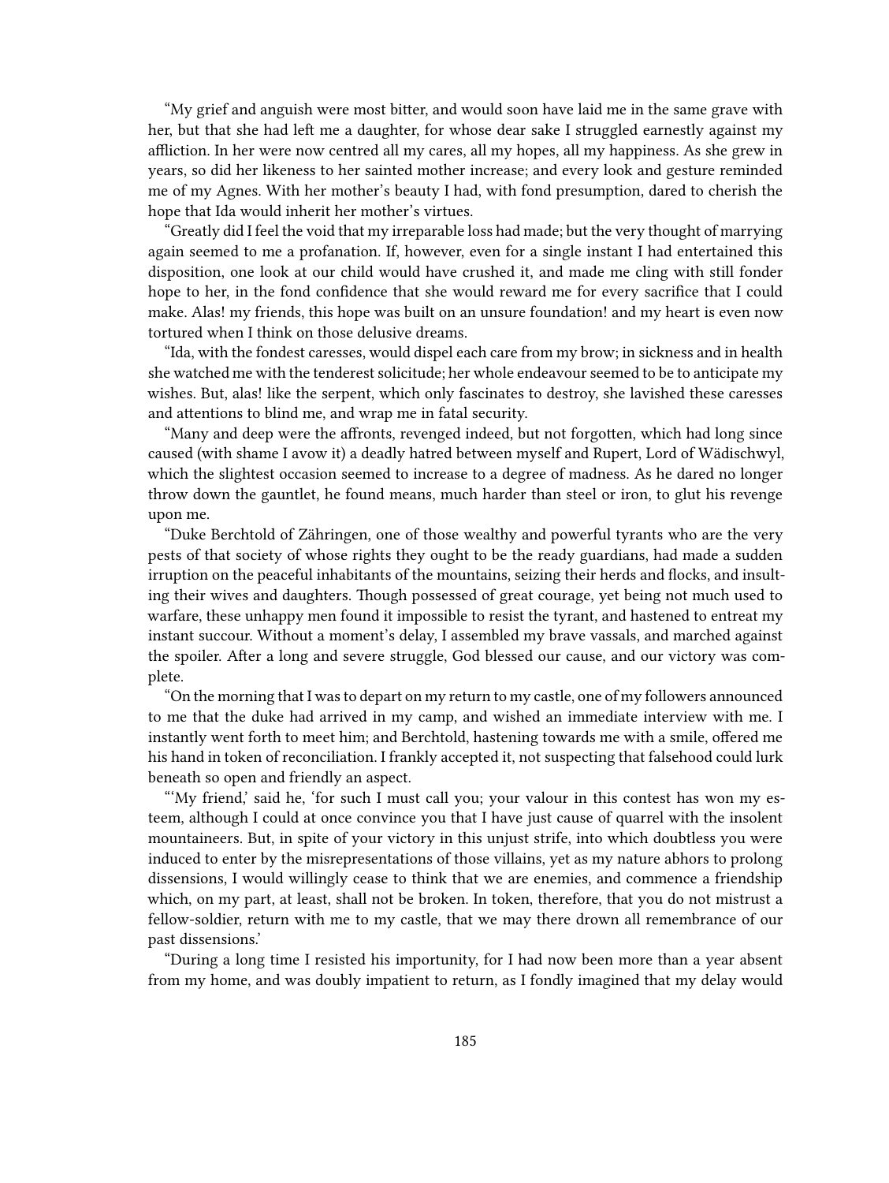"My grief and anguish were most bitter, and would soon have laid me in the same grave with her, but that she had left me a daughter, for whose dear sake I struggled earnestly against my affliction. In her were now centred all my cares, all my hopes, all my happiness. As she grew in years, so did her likeness to her sainted mother increase; and every look and gesture reminded me of my Agnes. With her mother's beauty I had, with fond presumption, dared to cherish the hope that Ida would inherit her mother's virtues.

"Greatly did I feel the void that my irreparable loss had made; but the very thought of marrying again seemed to me a profanation. If, however, even for a single instant I had entertained this disposition, one look at our child would have crushed it, and made me cling with still fonder hope to her, in the fond confidence that she would reward me for every sacrifice that I could make. Alas! my friends, this hope was built on an unsure foundation! and my heart is even now tortured when I think on those delusive dreams.

"Ida, with the fondest caresses, would dispel each care from my brow; in sickness and in health she watched me with the tenderest solicitude; her whole endeavour seemed to be to anticipate my wishes. But, alas! like the serpent, which only fascinates to destroy, she lavished these caresses and attentions to blind me, and wrap me in fatal security.

"Many and deep were the affronts, revenged indeed, but not forgotten, which had long since caused (with shame I avow it) a deadly hatred between myself and Rupert, Lord of Wädischwyl, which the slightest occasion seemed to increase to a degree of madness. As he dared no longer throw down the gauntlet, he found means, much harder than steel or iron, to glut his revenge upon me.

"Duke Berchtold of Zähringen, one of those wealthy and powerful tyrants who are the very pests of that society of whose rights they ought to be the ready guardians, had made a sudden irruption on the peaceful inhabitants of the mountains, seizing their herds and flocks, and insulting their wives and daughters. Though possessed of great courage, yet being not much used to warfare, these unhappy men found it impossible to resist the tyrant, and hastened to entreat my instant succour. Without a moment's delay, I assembled my brave vassals, and marched against the spoiler. After a long and severe struggle, God blessed our cause, and our victory was complete.

"On the morning that I was to depart on my return to my castle, one of my followers announced to me that the duke had arrived in my camp, and wished an immediate interview with me. I instantly went forth to meet him; and Berchtold, hastening towards me with a smile, offered me his hand in token of reconciliation. I frankly accepted it, not suspecting that falsehood could lurk beneath so open and friendly an aspect.

"'My friend,' said he, 'for such I must call you; your valour in this contest has won my esteem, although I could at once convince you that I have just cause of quarrel with the insolent mountaineers. But, in spite of your victory in this unjust strife, into which doubtless you were induced to enter by the misrepresentations of those villains, yet as my nature abhors to prolong dissensions, I would willingly cease to think that we are enemies, and commence a friendship which, on my part, at least, shall not be broken. In token, therefore, that you do not mistrust a fellow-soldier, return with me to my castle, that we may there drown all remembrance of our past dissensions.'

"During a long time I resisted his importunity, for I had now been more than a year absent from my home, and was doubly impatient to return, as I fondly imagined that my delay would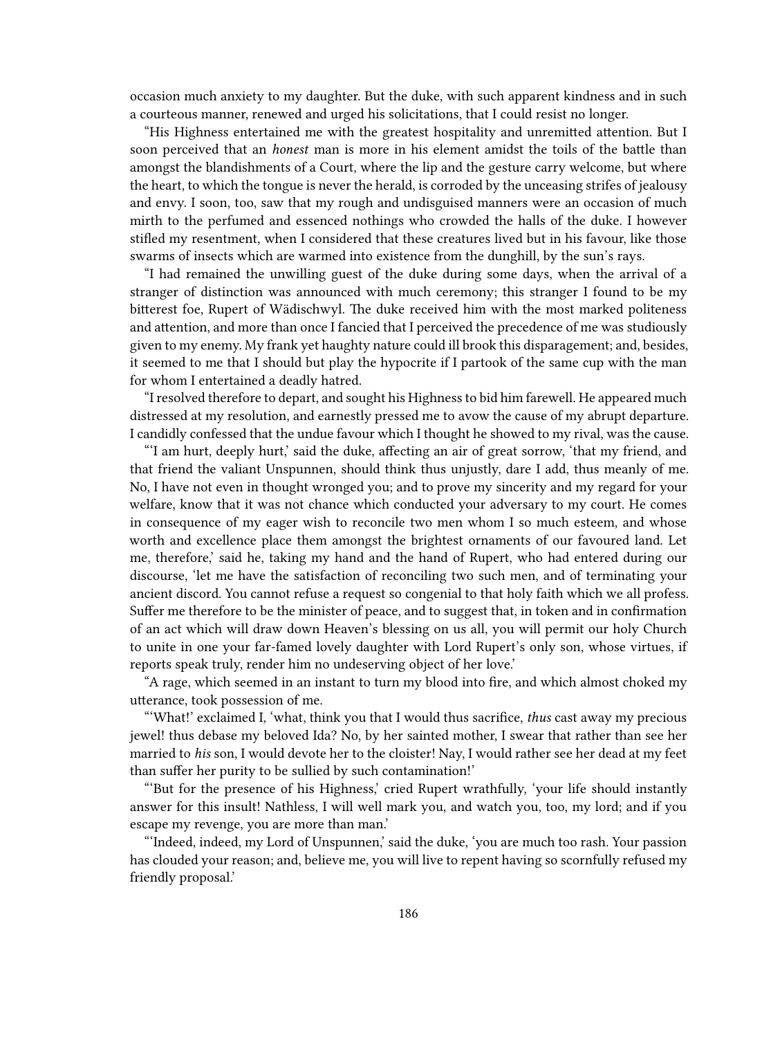occasion much anxiety to my daughter. But the duke, with such apparent kindness and in such a courteous manner, renewed and urged his solicitations, that I could resist no longer.

"His Highness entertained me with the greatest hospitality and unremitted attention. But I soon perceived that an *honest* man is more in his element amidst the toils of the battle than amongst the blandishments of a Court, where the lip and the gesture carry welcome, but where the heart, to which the tongue is never the herald, is corroded by the unceasing strifes of jealousy and envy. I soon, too, saw that my rough and undisguised manners were an occasion of much mirth to the perfumed and essenced nothings who crowded the halls of the duke. I however stifled my resentment, when I considered that these creatures lived but in his favour, like those swarms of insects which are warmed into existence from the dunghill, by the sun's rays.

"I had remained the unwilling guest of the duke during some days, when the arrival of a stranger of distinction was announced with much ceremony; this stranger I found to be my bitterest foe, Rupert of Wädischwyl. The duke received him with the most marked politeness and attention, and more than once I fancied that I perceived the precedence of me was studiously given to my enemy. My frank yet haughty nature could ill brook this disparagement; and, besides, it seemed to me that I should but play the hypocrite if I partook of the same cup with the man for whom I entertained a deadly hatred.

"I resolved therefore to depart, and sought his Highness to bid him farewell. He appeared much distressed at my resolution, and earnestly pressed me to avow the cause of my abrupt departure. I candidly confessed that the undue favour which I thought he showed to my rival, was the cause.

"'I am hurt, deeply hurt,' said the duke, affecting an air of great sorrow, 'that my friend, and that friend the valiant Unspunnen, should think thus unjustly, dare I add, thus meanly of me. No, I have not even in thought wronged you; and to prove my sincerity and my regard for your welfare, know that it was not chance which conducted your adversary to my court. He comes in consequence of my eager wish to reconcile two men whom I so much esteem, and whose worth and excellence place them amongst the brightest ornaments of our favoured land. Let me, therefore,' said he, taking my hand and the hand of Rupert, who had entered during our discourse, 'let me have the satisfaction of reconciling two such men, and of terminating your ancient discord. You cannot refuse a request so congenial to that holy faith which we all profess. Suffer me therefore to be the minister of peace, and to suggest that, in token and in confirmation of an act which will draw down Heaven's blessing on us all, you will permit our holy Church to unite in one your far-famed lovely daughter with Lord Rupert's only son, whose virtues, if reports speak truly, render him no undeserving object of her love.'

"A rage, which seemed in an instant to turn my blood into fire, and which almost choked my utterance, took possession of me.

"'What!' exclaimed I, 'what, think you that I would thus sacrifice, *thus* cast away my precious jewel! thus debase my beloved Ida? No, by her sainted mother, I swear that rather than see her married to *his* son, I would devote her to the cloister! Nay, I would rather see her dead at my feet than suffer her purity to be sullied by such contamination!'

"'But for the presence of his Highness,' cried Rupert wrathfully, 'your life should instantly answer for this insult! Nathless, I will well mark you, and watch you, too, my lord; and if you escape my revenge, you are more than man.'

"'Indeed, indeed, my Lord of Unspunnen,' said the duke, 'you are much too rash. Your passion has clouded your reason; and, believe me, you will live to repent having so scornfully refused my friendly proposal.'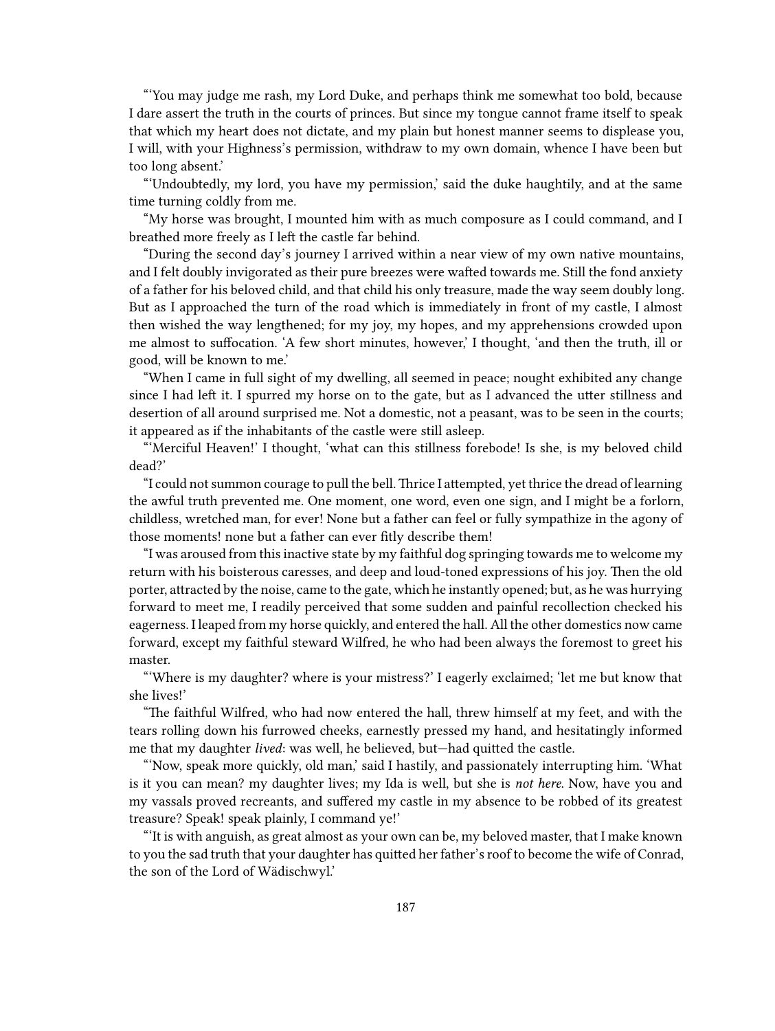"'You may judge me rash, my Lord Duke, and perhaps think me somewhat too bold, because I dare assert the truth in the courts of princes. But since my tongue cannot frame itself to speak that which my heart does not dictate, and my plain but honest manner seems to displease you, I will, with your Highness's permission, withdraw to my own domain, whence I have been but too long absent.'

"'Undoubtedly, my lord, you have my permission,' said the duke haughtily, and at the same time turning coldly from me.

"My horse was brought, I mounted him with as much composure as I could command, and I breathed more freely as I left the castle far behind.

"During the second day's journey I arrived within a near view of my own native mountains, and I felt doubly invigorated as their pure breezes were wafted towards me. Still the fond anxiety of a father for his beloved child, and that child his only treasure, made the way seem doubly long. But as I approached the turn of the road which is immediately in front of my castle, I almost then wished the way lengthened; for my joy, my hopes, and my apprehensions crowded upon me almost to suffocation. 'A few short minutes, however,' I thought, 'and then the truth, ill or good, will be known to me.'

"When I came in full sight of my dwelling, all seemed in peace; nought exhibited any change since I had left it. I spurred my horse on to the gate, but as I advanced the utter stillness and desertion of all around surprised me. Not a domestic, not a peasant, was to be seen in the courts; it appeared as if the inhabitants of the castle were still asleep.

"'Merciful Heaven!' I thought, 'what can this stillness forebode! Is she, is my beloved child dead?'

"I could not summon courage to pull the bell. Thrice I attempted, yet thrice the dread of learning the awful truth prevented me. One moment, one word, even one sign, and I might be a forlorn, childless, wretched man, for ever! None but a father can feel or fully sympathize in the agony of those moments! none but a father can ever fitly describe them!

"I was aroused from this inactive state by my faithful dog springing towards me to welcome my return with his boisterous caresses, and deep and loud-toned expressions of his joy. Then the old porter, attracted by the noise, came to the gate, which he instantly opened; but, as he was hurrying forward to meet me, I readily perceived that some sudden and painful recollection checked his eagerness. I leaped from my horse quickly, and entered the hall. All the other domestics now came forward, except my faithful steward Wilfred, he who had been always the foremost to greet his master.

"'Where is my daughter? where is your mistress?' I eagerly exclaimed; 'let me but know that she lives!'

"The faithful Wilfred, who had now entered the hall, threw himself at my feet, and with the tears rolling down his furrowed cheeks, earnestly pressed my hand, and hesitatingly informed me that my daughter *lived*: was well, he believed, but—had quitted the castle.

"'Now, speak more quickly, old man,' said I hastily, and passionately interrupting him. 'What is it you can mean? my daughter lives; my Ida is well, but she is *not here*. Now, have you and my vassals proved recreants, and suffered my castle in my absence to be robbed of its greatest treasure? Speak! speak plainly, I command ye!'

"'It is with anguish, as great almost as your own can be, my beloved master, that I make known to you the sad truth that your daughter has quitted her father's roof to become the wife of Conrad, the son of the Lord of Wädischwyl.'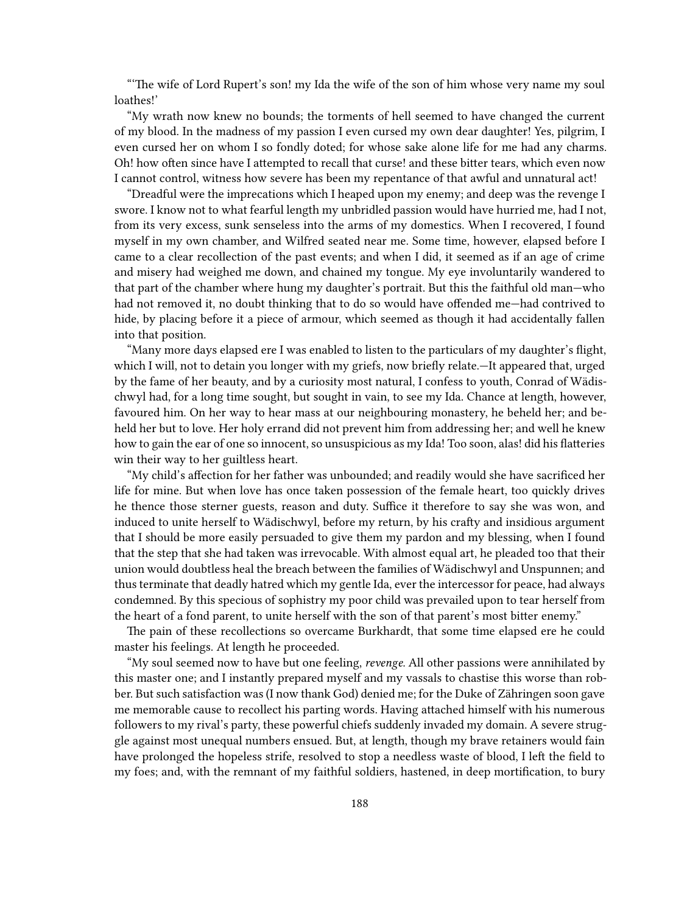"'The wife of Lord Rupert's son! my Ida the wife of the son of him whose very name my soul loathes!'

"My wrath now knew no bounds; the torments of hell seemed to have changed the current of my blood. In the madness of my passion I even cursed my own dear daughter! Yes, pilgrim, I even cursed her on whom I so fondly doted; for whose sake alone life for me had any charms. Oh! how often since have I attempted to recall that curse! and these bitter tears, which even now I cannot control, witness how severe has been my repentance of that awful and unnatural act!

"Dreadful were the imprecations which I heaped upon my enemy; and deep was the revenge I swore. I know not to what fearful length my unbridled passion would have hurried me, had I not, from its very excess, sunk senseless into the arms of my domestics. When I recovered, I found myself in my own chamber, and Wilfred seated near me. Some time, however, elapsed before I came to a clear recollection of the past events; and when I did, it seemed as if an age of crime and misery had weighed me down, and chained my tongue. My eye involuntarily wandered to that part of the chamber where hung my daughter's portrait. But this the faithful old man—who had not removed it, no doubt thinking that to do so would have offended me—had contrived to hide, by placing before it a piece of armour, which seemed as though it had accidentally fallen into that position.

"Many more days elapsed ere I was enabled to listen to the particulars of my daughter's flight, which I will, not to detain you longer with my griefs, now briefly relate.—It appeared that, urged by the fame of her beauty, and by a curiosity most natural, I confess to youth, Conrad of Wädischwyl had, for a long time sought, but sought in vain, to see my Ida. Chance at length, however, favoured him. On her way to hear mass at our neighbouring monastery, he beheld her; and beheld her but to love. Her holy errand did not prevent him from addressing her; and well he knew how to gain the ear of one so innocent, so unsuspicious as my Ida! Too soon, alas! did his flatteries win their way to her guiltless heart.

"My child's affection for her father was unbounded; and readily would she have sacrificed her life for mine. But when love has once taken possession of the female heart, too quickly drives he thence those sterner guests, reason and duty. Suffice it therefore to say she was won, and induced to unite herself to Wädischwyl, before my return, by his crafty and insidious argument that I should be more easily persuaded to give them my pardon and my blessing, when I found that the step that she had taken was irrevocable. With almost equal art, he pleaded too that their union would doubtless heal the breach between the families of Wädischwyl and Unspunnen; and thus terminate that deadly hatred which my gentle Ida, ever the intercessor for peace, had always condemned. By this specious of sophistry my poor child was prevailed upon to tear herself from the heart of a fond parent, to unite herself with the son of that parent's most bitter enemy."

The pain of these recollections so overcame Burkhardt, that some time elapsed ere he could master his feelings. At length he proceeded.

"My soul seemed now to have but one feeling, *revenge*. All other passions were annihilated by this master one; and I instantly prepared myself and my vassals to chastise this worse than robber. But such satisfaction was (I now thank God) denied me; for the Duke of Zähringen soon gave me memorable cause to recollect his parting words. Having attached himself with his numerous followers to my rival's party, these powerful chiefs suddenly invaded my domain. A severe struggle against most unequal numbers ensued. But, at length, though my brave retainers would fain have prolonged the hopeless strife, resolved to stop a needless waste of blood, I left the field to my foes; and, with the remnant of my faithful soldiers, hastened, in deep mortification, to bury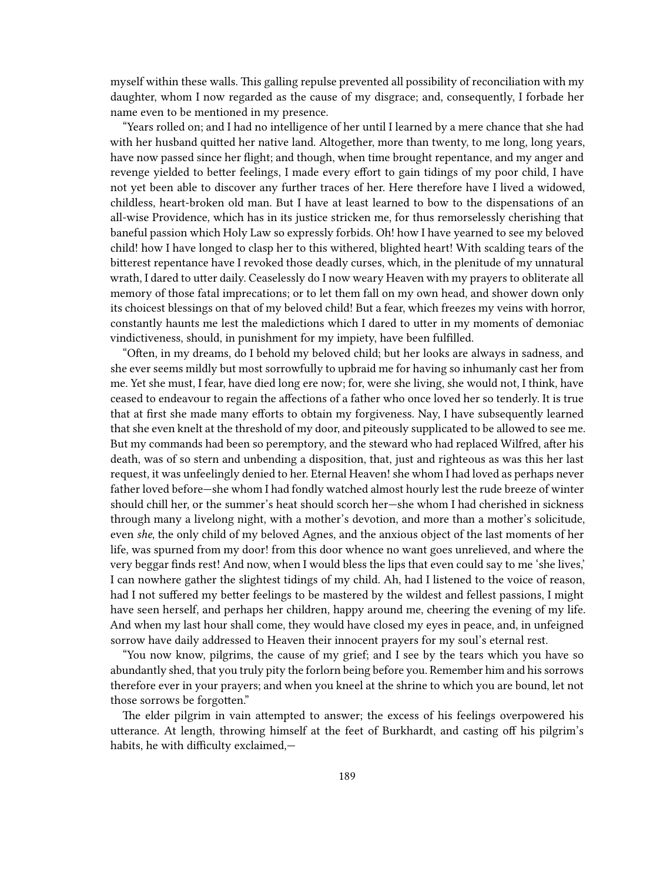myself within these walls. This galling repulse prevented all possibility of reconciliation with my daughter, whom I now regarded as the cause of my disgrace; and, consequently, I forbade her name even to be mentioned in my presence.

"Years rolled on; and I had no intelligence of her until I learned by a mere chance that she had with her husband quitted her native land. Altogether, more than twenty, to me long, long years, have now passed since her flight; and though, when time brought repentance, and my anger and revenge yielded to better feelings, I made every effort to gain tidings of my poor child, I have not yet been able to discover any further traces of her. Here therefore have I lived a widowed, childless, heart-broken old man. But I have at least learned to bow to the dispensations of an all-wise Providence, which has in its justice stricken me, for thus remorselessly cherishing that baneful passion which Holy Law so expressly forbids. Oh! how I have yearned to see my beloved child! how I have longed to clasp her to this withered, blighted heart! With scalding tears of the bitterest repentance have I revoked those deadly curses, which, in the plenitude of my unnatural wrath, I dared to utter daily. Ceaselessly do I now weary Heaven with my prayers to obliterate all memory of those fatal imprecations; or to let them fall on my own head, and shower down only its choicest blessings on that of my beloved child! But a fear, which freezes my veins with horror, constantly haunts me lest the maledictions which I dared to utter in my moments of demoniac vindictiveness, should, in punishment for my impiety, have been fulfilled.

"Often, in my dreams, do I behold my beloved child; but her looks are always in sadness, and she ever seems mildly but most sorrowfully to upbraid me for having so inhumanly cast her from me. Yet she must, I fear, have died long ere now; for, were she living, she would not, I think, have ceased to endeavour to regain the affections of a father who once loved her so tenderly. It is true that at first she made many efforts to obtain my forgiveness. Nay, I have subsequently learned that she even knelt at the threshold of my door, and piteously supplicated to be allowed to see me. But my commands had been so peremptory, and the steward who had replaced Wilfred, after his death, was of so stern and unbending a disposition, that, just and righteous as was this her last request, it was unfeelingly denied to her. Eternal Heaven! she whom I had loved as perhaps never father loved before—she whom I had fondly watched almost hourly lest the rude breeze of winter should chill her, or the summer's heat should scorch her—she whom I had cherished in sickness through many a livelong night, with a mother's devotion, and more than a mother's solicitude, even *she*, the only child of my beloved Agnes, and the anxious object of the last moments of her life, was spurned from my door! from this door whence no want goes unrelieved, and where the very beggar finds rest! And now, when I would bless the lips that even could say to me 'she lives,' I can nowhere gather the slightest tidings of my child. Ah, had I listened to the voice of reason, had I not suffered my better feelings to be mastered by the wildest and fellest passions, I might have seen herself, and perhaps her children, happy around me, cheering the evening of my life. And when my last hour shall come, they would have closed my eyes in peace, and, in unfeigned sorrow have daily addressed to Heaven their innocent prayers for my soul's eternal rest.

"You now know, pilgrims, the cause of my grief; and I see by the tears which you have so abundantly shed, that you truly pity the forlorn being before you. Remember him and his sorrows therefore ever in your prayers; and when you kneel at the shrine to which you are bound, let not those sorrows be forgotten."

The elder pilgrim in vain attempted to answer; the excess of his feelings overpowered his utterance. At length, throwing himself at the feet of Burkhardt, and casting off his pilgrim's habits, he with difficulty exclaimed,—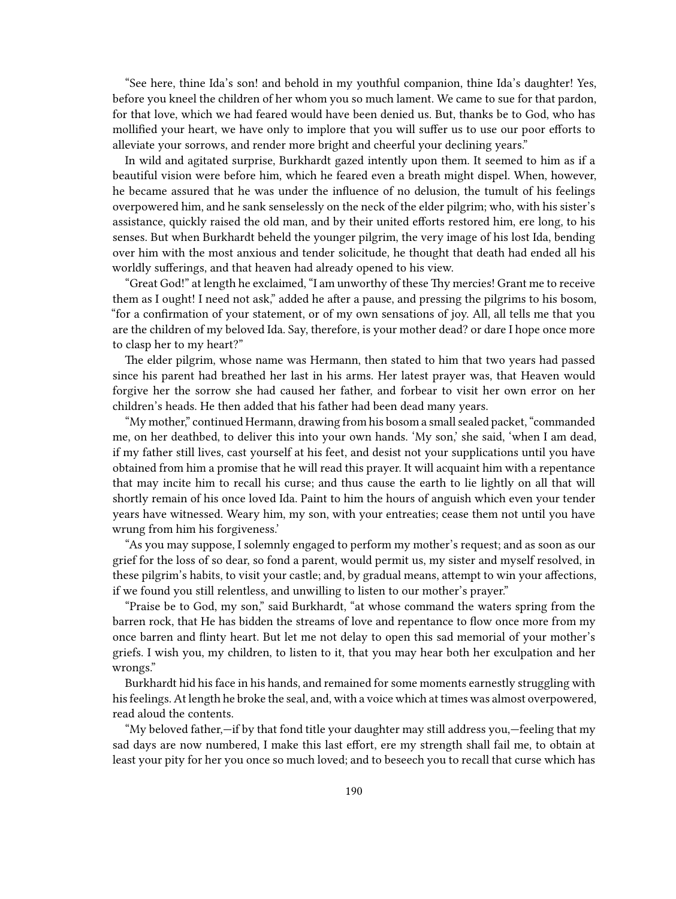"See here, thine Ida's son! and behold in my youthful companion, thine Ida's daughter! Yes, before you kneel the children of her whom you so much lament. We came to sue for that pardon, for that love, which we had feared would have been denied us. But, thanks be to God, who has mollified your heart, we have only to implore that you will suffer us to use our poor efforts to alleviate your sorrows, and render more bright and cheerful your declining years."

In wild and agitated surprise, Burkhardt gazed intently upon them. It seemed to him as if a beautiful vision were before him, which he feared even a breath might dispel. When, however, he became assured that he was under the influence of no delusion, the tumult of his feelings overpowered him, and he sank senselessly on the neck of the elder pilgrim; who, with his sister's assistance, quickly raised the old man, and by their united efforts restored him, ere long, to his senses. But when Burkhardt beheld the younger pilgrim, the very image of his lost Ida, bending over him with the most anxious and tender solicitude, he thought that death had ended all his worldly sufferings, and that heaven had already opened to his view.

"Great God!" at length he exclaimed, "I am unworthy of these Thy mercies! Grant me to receive them as I ought! I need not ask," added he after a pause, and pressing the pilgrims to his bosom, "for a confirmation of your statement, or of my own sensations of joy. All, all tells me that you are the children of my beloved Ida. Say, therefore, is your mother dead? or dare I hope once more to clasp her to my heart?"

The elder pilgrim, whose name was Hermann, then stated to him that two years had passed since his parent had breathed her last in his arms. Her latest prayer was, that Heaven would forgive her the sorrow she had caused her father, and forbear to visit her own error on her children's heads. He then added that his father had been dead many years.

"My mother," continued Hermann, drawing from his bosom a small sealed packet, "commanded me, on her deathbed, to deliver this into your own hands. 'My son,' she said, 'when I am dead, if my father still lives, cast yourself at his feet, and desist not your supplications until you have obtained from him a promise that he will read this prayer. It will acquaint him with a repentance that may incite him to recall his curse; and thus cause the earth to lie lightly on all that will shortly remain of his once loved Ida. Paint to him the hours of anguish which even your tender years have witnessed. Weary him, my son, with your entreaties; cease them not until you have wrung from him his forgiveness.'

"As you may suppose, I solemnly engaged to perform my mother's request; and as soon as our grief for the loss of so dear, so fond a parent, would permit us, my sister and myself resolved, in these pilgrim's habits, to visit your castle; and, by gradual means, attempt to win your affections, if we found you still relentless, and unwilling to listen to our mother's prayer."

"Praise be to God, my son," said Burkhardt, "at whose command the waters spring from the barren rock, that He has bidden the streams of love and repentance to flow once more from my once barren and flinty heart. But let me not delay to open this sad memorial of your mother's griefs. I wish you, my children, to listen to it, that you may hear both her exculpation and her wrongs."

Burkhardt hid his face in his hands, and remained for some moments earnestly struggling with his feelings. At length he broke the seal, and, with a voice which at times was almost overpowered, read aloud the contents.

"My beloved father,—if by that fond title your daughter may still address you,—feeling that my sad days are now numbered, I make this last effort, ere my strength shall fail me, to obtain at least your pity for her you once so much loved; and to beseech you to recall that curse which has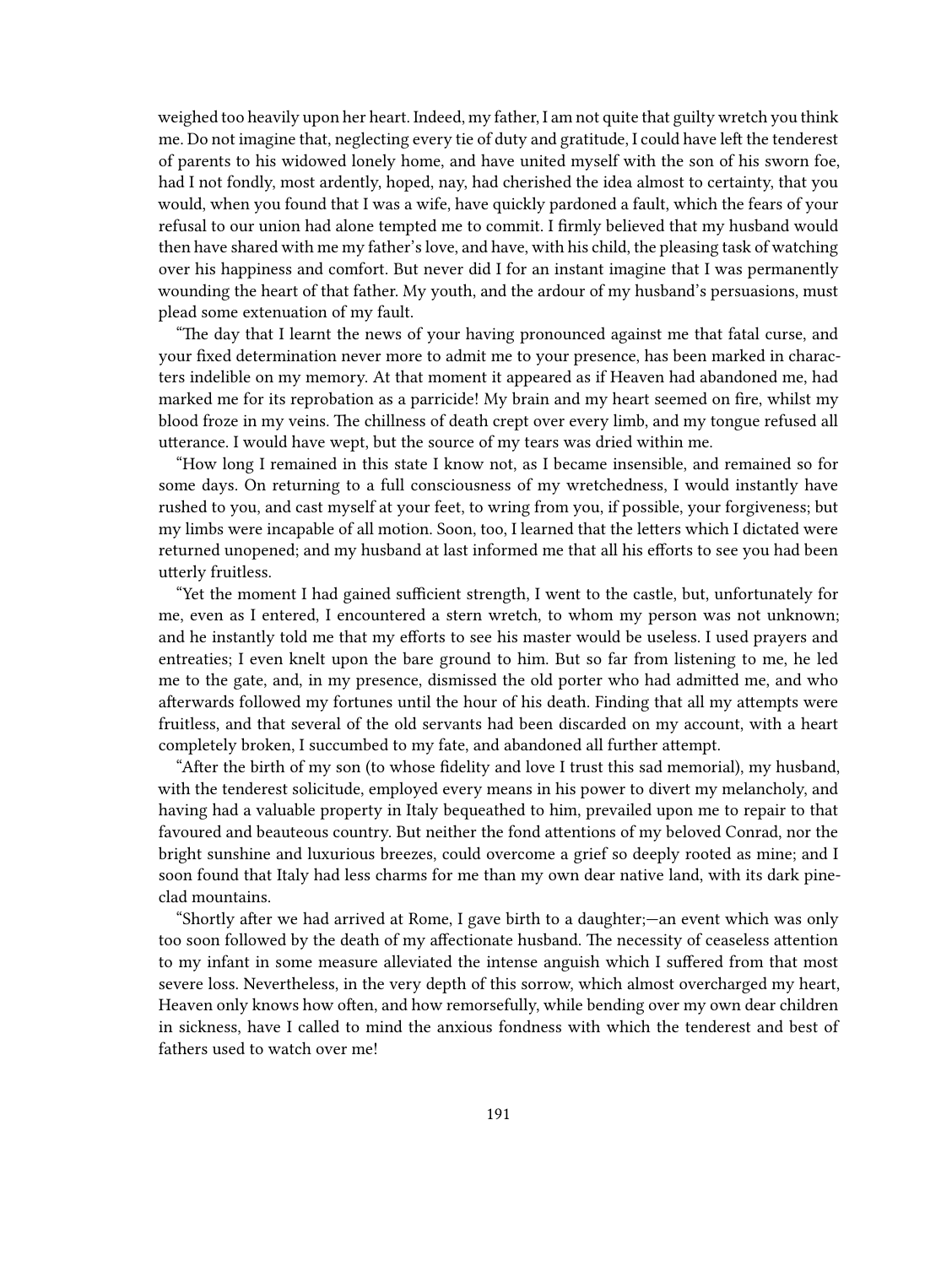weighed too heavily upon her heart. Indeed, my father, I am not quite that guilty wretch you think me. Do not imagine that, neglecting every tie of duty and gratitude, I could have left the tenderest of parents to his widowed lonely home, and have united myself with the son of his sworn foe, had I not fondly, most ardently, hoped, nay, had cherished the idea almost to certainty, that you would, when you found that I was a wife, have quickly pardoned a fault, which the fears of your refusal to our union had alone tempted me to commit. I firmly believed that my husband would then have shared with me my father's love, and have, with his child, the pleasing task of watching over his happiness and comfort. But never did I for an instant imagine that I was permanently wounding the heart of that father. My youth, and the ardour of my husband's persuasions, must plead some extenuation of my fault.

"The day that I learnt the news of your having pronounced against me that fatal curse, and your fixed determination never more to admit me to your presence, has been marked in characters indelible on my memory. At that moment it appeared as if Heaven had abandoned me, had marked me for its reprobation as a parricide! My brain and my heart seemed on fire, whilst my blood froze in my veins. The chillness of death crept over every limb, and my tongue refused all utterance. I would have wept, but the source of my tears was dried within me.

"How long I remained in this state I know not, as I became insensible, and remained so for some days. On returning to a full consciousness of my wretchedness, I would instantly have rushed to you, and cast myself at your feet, to wring from you, if possible, your forgiveness; but my limbs were incapable of all motion. Soon, too, I learned that the letters which I dictated were returned unopened; and my husband at last informed me that all his efforts to see you had been utterly fruitless.

"Yet the moment I had gained sufficient strength, I went to the castle, but, unfortunately for me, even as I entered, I encountered a stern wretch, to whom my person was not unknown; and he instantly told me that my efforts to see his master would be useless. I used prayers and entreaties; I even knelt upon the bare ground to him. But so far from listening to me, he led me to the gate, and, in my presence, dismissed the old porter who had admitted me, and who afterwards followed my fortunes until the hour of his death. Finding that all my attempts were fruitless, and that several of the old servants had been discarded on my account, with a heart completely broken, I succumbed to my fate, and abandoned all further attempt.

"After the birth of my son (to whose fidelity and love I trust this sad memorial), my husband, with the tenderest solicitude, employed every means in his power to divert my melancholy, and having had a valuable property in Italy bequeathed to him, prevailed upon me to repair to that favoured and beauteous country. But neither the fond attentions of my beloved Conrad, nor the bright sunshine and luxurious breezes, could overcome a grief so deeply rooted as mine; and I soon found that Italy had less charms for me than my own dear native land, with its dark pine-clad mountains.

"Shortly after we had arrived at Rome, I gave birth to a daughter;—an event which was only too soon followed by the death of my affectionate husband. The necessity of ceaseless attention to my infant in some measure alleviated the intense anguish which I suffered from that most severe loss. Nevertheless, in the very depth of this sorrow, which almost overcharged my heart, Heaven only knows how often, and how remorsefully, while bending over my own dear children in sickness, have I called to mind the anxious fondness with which the tenderest and best of fathers used to watch over me!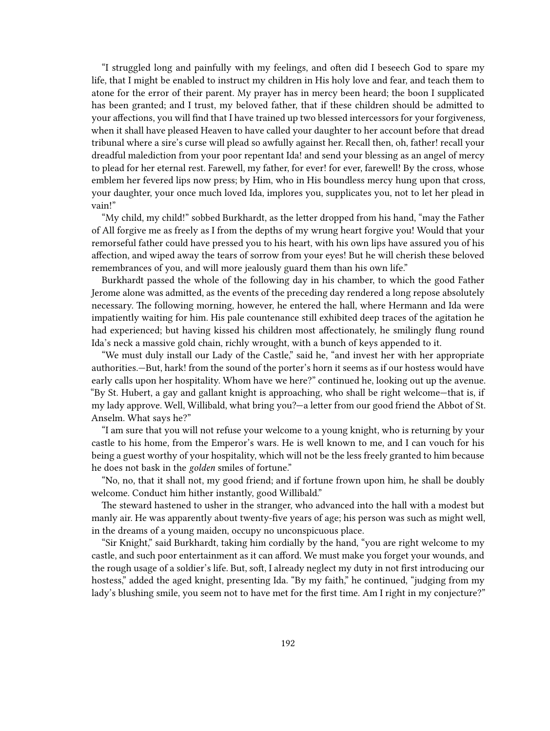"I struggled long and painfully with my feelings, and often did I beseech God to spare my life, that I might be enabled to instruct my children in His holy love and fear, and teach them to atone for the error of their parent. My prayer has in mercy been heard; the boon I supplicated has been granted; and I trust, my beloved father, that if these children should be admitted to your affections, you will find that I have trained up two blessed intercessors for your forgiveness, when it shall have pleased Heaven to have called your daughter to her account before that dread tribunal where a sire's curse will plead so awfully against her. Recall then, oh, father! recall your dreadful malediction from your poor repentant Ida! and send your blessing as an angel of mercy to plead for her eternal rest. Farewell, my father, for ever! for ever, farewell! By the cross, whose emblem her fevered lips now press; by Him, who in His boundless mercy hung upon that cross, your daughter, your once much loved Ida, implores you, supplicates you, not to let her plead in vain!"

"My child, my child!" sobbed Burkhardt, as the letter dropped from his hand, "may the Father of All forgive me as freely as I from the depths of my wrung heart forgive you! Would that your remorseful father could have pressed you to his heart, with his own lips have assured you of his affection, and wiped away the tears of sorrow from your eyes! But he will cherish these beloved remembrances of you, and will more jealously guard them than his own life."

Burkhardt passed the whole of the following day in his chamber, to which the good Father Jerome alone was admitted, as the events of the preceding day rendered a long repose absolutely necessary. The following morning, however, he entered the hall, where Hermann and Ida were impatiently waiting for him. His pale countenance still exhibited deep traces of the agitation he had experienced; but having kissed his children most affectionately, he smilingly flung round Ida's neck a massive gold chain, richly wrought, with a bunch of keys appended to it.

"We must duly install our Lady of the Castle," said he, "and invest her with her appropriate authorities.—But, hark! from the sound of the porter's horn it seems as if our hostess would have early calls upon her hospitality. Whom have we here?" continued he, looking out up the avenue. "By St. Hubert, a gay and gallant knight is approaching, who shall be right welcome—that is, if my lady approve. Well, Willibald, what bring you?—a letter from our good friend the Abbot of St. Anselm. What says he?"

"I am sure that you will not refuse your welcome to a young knight, who is returning by your castle to his home, from the Emperor's wars. He is well known to me, and I can vouch for his being a guest worthy of your hospitality, which will not be the less freely granted to him because he does not bask in the *golden* smiles of fortune."

"No, no, that it shall not, my good friend; and if fortune frown upon him, he shall be doubly welcome. Conduct him hither instantly, good Willibald."

The steward hastened to usher in the stranger, who advanced into the hall with a modest but manly air. He was apparently about twenty-five years of age; his person was such as might well, in the dreams of a young maiden, occupy no unconspicuous place.

"Sir Knight," said Burkhardt, taking him cordially by the hand, "you are right welcome to my castle, and such poor entertainment as it can afford. We must make you forget your wounds, and the rough usage of a soldier's life. But, soft, I already neglect my duty in not first introducing our hostess," added the aged knight, presenting Ida. "By my faith," he continued, "judging from my lady's blushing smile, you seem not to have met for the first time. Am I right in my conjecture?"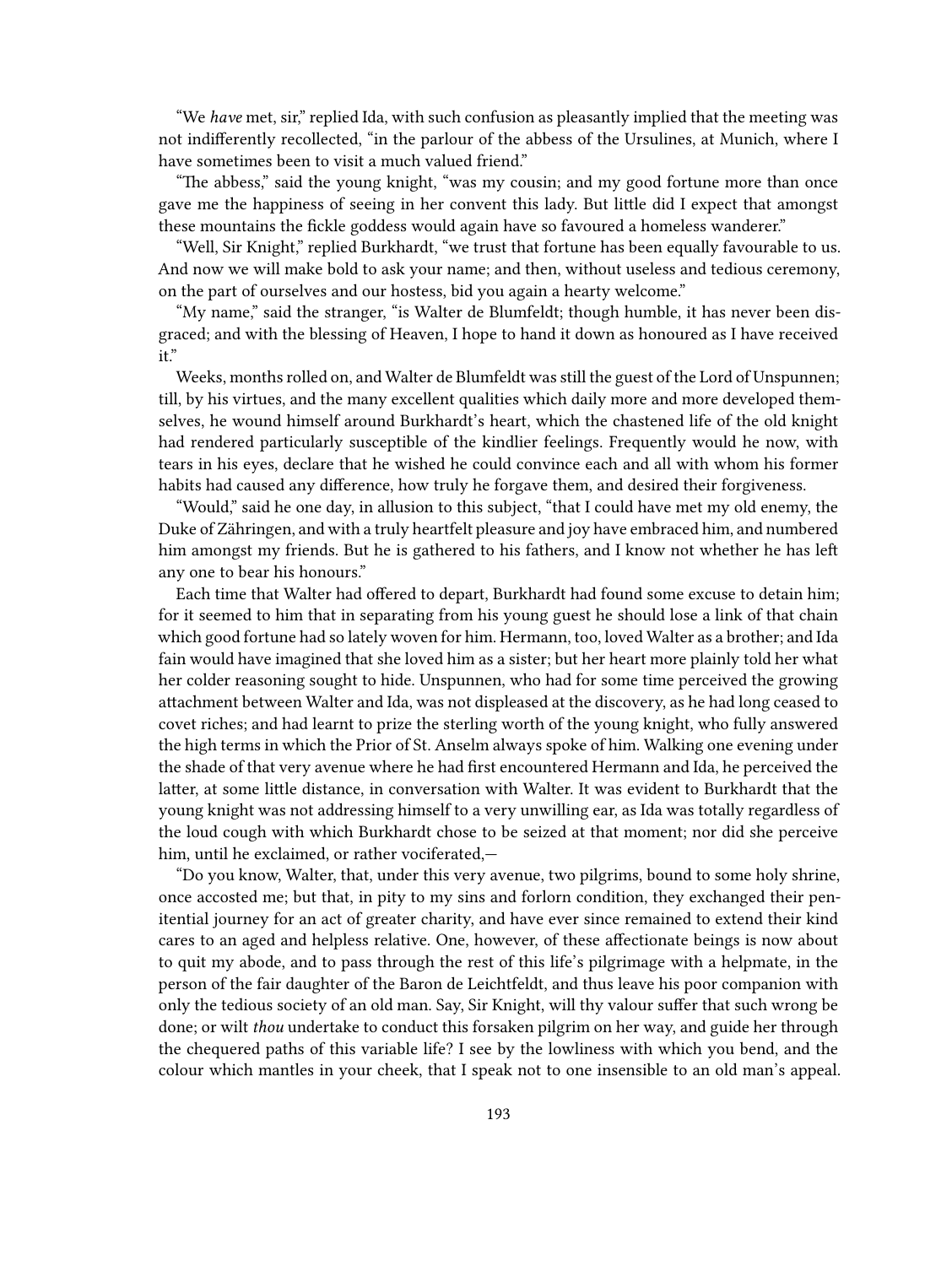"We *have* met, sir," replied Ida, with such confusion as pleasantly implied that the meeting was not indifferently recollected, "in the parlour of the abbess of the Ursulines, at Munich, where I have sometimes been to visit a much valued friend."

"The abbess," said the young knight, "was my cousin; and my good fortune more than once gave me the happiness of seeing in her convent this lady. But little did I expect that amongst these mountains the fickle goddess would again have so favoured a homeless wanderer."

"Well, Sir Knight," replied Burkhardt, "we trust that fortune has been equally favourable to us. And now we will make bold to ask your name; and then, without useless and tedious ceremony, on the part of ourselves and our hostess, bid you again a hearty welcome."

"My name," said the stranger, "is Walter de Blumfeldt; though humble, it has never been disgraced; and with the blessing of Heaven, I hope to hand it down as honoured as I have received it."

Weeks, months rolled on, and Walter de Blumfeldt was still the guest of the Lord of Unspunnen; till, by his virtues, and the many excellent qualities which daily more and more developed themselves, he wound himself around Burkhardt's heart, which the chastened life of the old knight had rendered particularly susceptible of the kindlier feelings. Frequently would he now, with tears in his eyes, declare that he wished he could convince each and all with whom his former habits had caused any difference, how truly he forgave them, and desired their forgiveness.

"Would," said he one day, in allusion to this subject, "that I could have met my old enemy, the Duke of Zähringen, and with a truly heartfelt pleasure and joy have embraced him, and numbered him amongst my friends. But he is gathered to his fathers, and I know not whether he has left any one to bear his honours."

Each time that Walter had offered to depart, Burkhardt had found some excuse to detain him; for it seemed to him that in separating from his young guest he should lose a link of that chain which good fortune had so lately woven for him. Hermann, too, loved Walter as a brother; and Ida fain would have imagined that she loved him as a sister; but her heart more plainly told her what her colder reasoning sought to hide. Unspunnen, who had for some time perceived the growing attachment between Walter and Ida, was not displeased at the discovery, as he had long ceased to covet riches; and had learnt to prize the sterling worth of the young knight, who fully answered the high terms in which the Prior of St. Anselm always spoke of him. Walking one evening under the shade of that very avenue where he had first encountered Hermann and Ida, he perceived the latter, at some little distance, in conversation with Walter. It was evident to Burkhardt that the young knight was not addressing himself to a very unwilling ear, as Ida was totally regardless of the loud cough with which Burkhardt chose to be seized at that moment; nor did she perceive him, until he exclaimed, or rather vociferated,—

"Do you know, Walter, that, under this very avenue, two pilgrims, bound to some holy shrine, once accosted me; but that, in pity to my sins and forlorn condition, they exchanged their penitential journey for an act of greater charity, and have ever since remained to extend their kind cares to an aged and helpless relative. One, however, of these affectionate beings is now about to quit my abode, and to pass through the rest of this life's pilgrimage with a helpmate, in the person of the fair daughter of the Baron de Leichtfeldt, and thus leave his poor companion with only the tedious society of an old man. Say, Sir Knight, will thy valour suffer that such wrong be done; or wilt *thou* undertake to conduct this forsaken pilgrim on her way, and guide her through the chequered paths of this variable life? I see by the lowliness with which you bend, and the colour which mantles in your cheek, that I speak not to one insensible to an old man's appeal.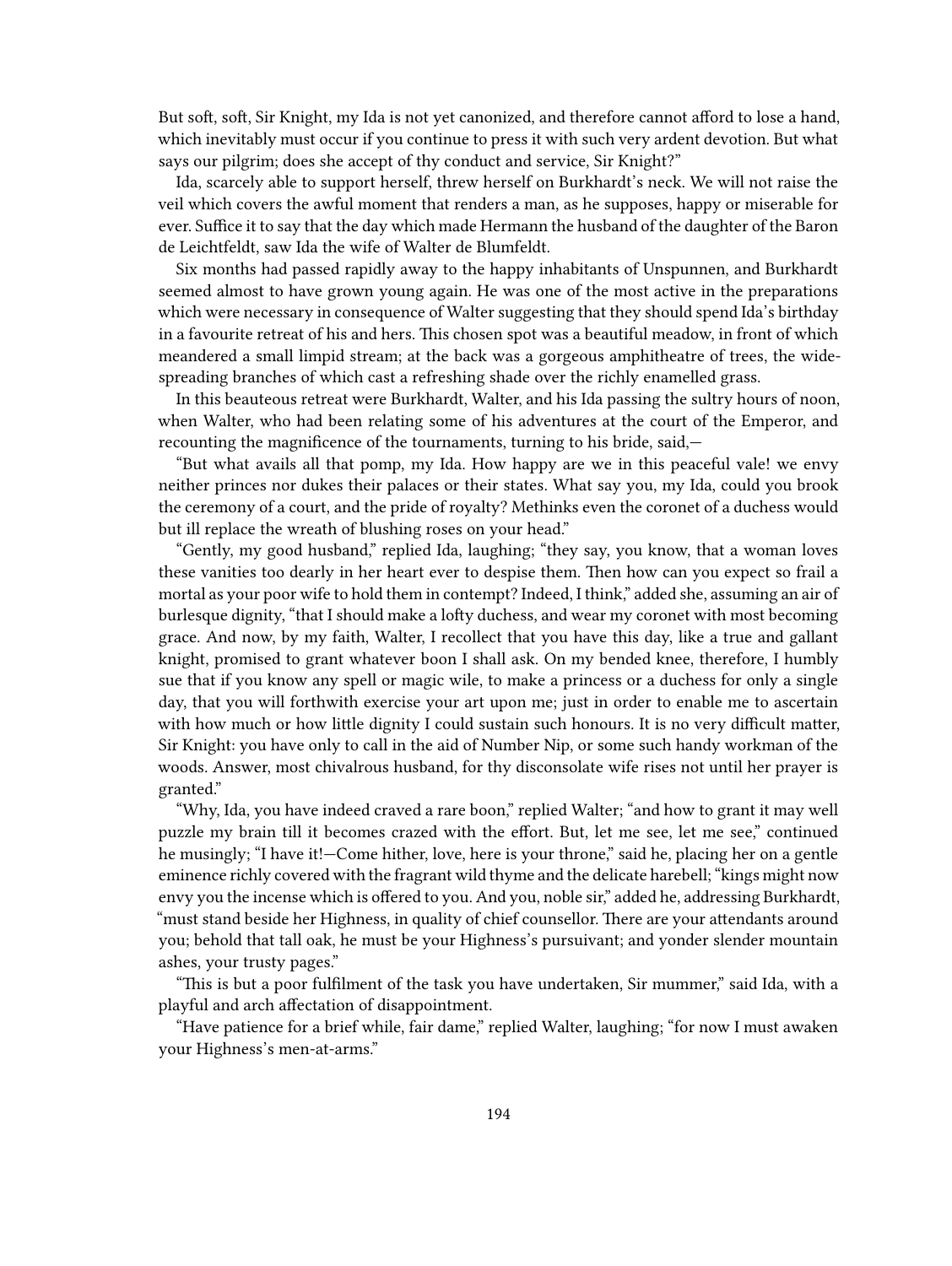But soft, soft, Sir Knight, my Ida is not yet canonized, and therefore cannot afford to lose a hand, which inevitably must occur if you continue to press it with such very ardent devotion. But what says our pilgrim; does she accept of thy conduct and service, Sir Knight?"

Ida, scarcely able to support herself, threw herself on Burkhardt's neck. We will not raise the veil which covers the awful moment that renders a man, as he supposes, happy or miserable for ever. Suffice it to say that the day which made Hermann the husband of the daughter of the Baron de Leichtfeldt, saw Ida the wife of Walter de Blumfeldt.

Six months had passed rapidly away to the happy inhabitants of Unspunnen, and Burkhardt seemed almost to have grown young again. He was one of the most active in the preparations which were necessary in consequence of Walter suggesting that they should spend Ida's birthday in a favourite retreat of his and hers. This chosen spot was a beautiful meadow, in front of which meandered a small limpid stream; at the back was a gorgeous amphitheatre of trees, the wide-spreading branches of which cast a refreshing shade over the richly enamelled grass.

In this beauteous retreat were Burkhardt, Walter, and his Ida passing the sultry hours of noon, when Walter, who had been relating some of his adventures at the court of the Emperor, and recounting the magnificence of the tournaments, turning to his bride, said,—

"But what avails all that pomp, my Ida. How happy are we in this peaceful vale! we envy neither princes nor dukes their palaces or their states. What say you, my Ida, could you brook the ceremony of a court, and the pride of royalty? Methinks even the coronet of a duchess would but ill replace the wreath of blushing roses on your head."

"Gently, my good husband," replied Ida, laughing; "they say, you know, that a woman loves these vanities too dearly in her heart ever to despise them. Then how can you expect so frail a mortal as your poor wife to hold them in contempt? Indeed, I think," added she, assuming an air of burlesque dignity, "that I should make a lofty duchess, and wear my coronet with most becoming grace. And now, by my faith, Walter, I recollect that you have this day, like a true and gallant knight, promised to grant whatever boon I shall ask. On my bended knee, therefore, I humbly sue that if you know any spell or magic wile, to make a princess or a duchess for only a single day, that you will forthwith exercise your art upon me; just in order to enable me to ascertain with how much or how little dignity I could sustain such honours. It is no very difficult matter, Sir Knight: you have only to call in the aid of Number Nip, or some such handy workman of the woods. Answer, most chivalrous husband, for thy disconsolate wife rises not until her prayer is granted."

"Why, Ida, you have indeed craved a rare boon," replied Walter; "and how to grant it may well puzzle my brain till it becomes crazed with the effort. But, let me see, let me see," continued he musingly; "I have it!—Come hither, love, here is your throne," said he, placing her on a gentle eminence richly covered with the fragrant wild thyme and the delicate harebell; "kings might now envy you the incense which is offered to you. And you, noble sir," added he, addressing Burkhardt, "must stand beside her Highness, in quality of chief counsellor. There are your attendants around you; behold that tall oak, he must be your Highness's pursuivant; and yonder slender mountain ashes, your trusty pages."

"This is but a poor fulfilment of the task you have undertaken, Sir mummer," said Ida, with a playful and arch affectation of disappointment.

"Have patience for a brief while, fair dame," replied Walter, laughing; "for now I must awaken your Highness's men-at-arms."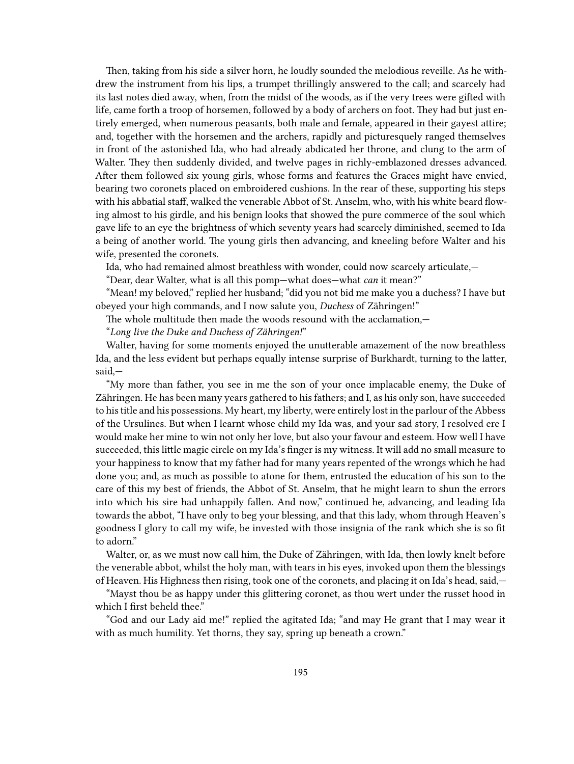Then, taking from his side a silver horn, he loudly sounded the melodious reveille. As he withdrew the instrument from his lips, a trumpet thrillingly answered to the call; and scarcely had its last notes died away, when, from the midst of the woods, as if the very trees were gifted with life, came forth a troop of horsemen, followed by a body of archers on foot. They had but just entirely emerged, when numerous peasants, both male and female, appeared in their gayest attire; and, together with the horsemen and the archers, rapidly and picturesquely ranged themselves in front of the astonished Ida, who had already abdicated her throne, and clung to the arm of Walter. They then suddenly divided, and twelve pages in richly-emblazoned dresses advanced. After them followed six young girls, whose forms and features the Graces might have envied, bearing two coronets placed on embroidered cushions. In the rear of these, supporting his steps with his abbatial staff, walked the venerable Abbot of St. Anselm, who, with his white beard flowing almost to his girdle, and his benign looks that showed the pure commerce of the soul which gave life to an eye the brightness of which seventy years had scarcely diminished, seemed to Ida a being of another world. The young girls then advancing, and kneeling before Walter and his wife, presented the coronets.

Ida, who had remained almost breathless with wonder, could now scarcely articulate,—

"Dear, dear Walter, what is all this pomp—what does—what *can* it mean?"

"Mean! my beloved," replied her husband; "did you not bid me make you a duchess? I have but obeyed your high commands, and I now salute you, *Duchess* of Zähringen!"

The whole multitude then made the woods resound with the acclamation,—

"*Long live the Duke and Duchess of Zähringen!*"

Walter, having for some moments enjoyed the unutterable amazement of the now breathless Ida, and the less evident but perhaps equally intense surprise of Burkhardt, turning to the latter, said,—

"My more than father, you see in me the son of your once implacable enemy, the Duke of Zähringen. He has been many years gathered to his fathers; and I, as his only son, have succeeded to his title and his possessions. My heart, my liberty, were entirely lost in the parlour of the Abbess of the Ursulines. But when I learnt whose child my Ida was, and your sad story, I resolved ere I would make her mine to win not only her love, but also your favour and esteem. How well I have succeeded, this little magic circle on my Ida's finger is my witness. It will add no small measure to your happiness to know that my father had for many years repented of the wrongs which he had done you; and, as much as possible to atone for them, entrusted the education of his son to the care of this my best of friends, the Abbot of St. Anselm, that he might learn to shun the errors into which his sire had unhappily fallen. And now," continued he, advancing, and leading Ida towards the abbot, "I have only to beg your blessing, and that this lady, whom through Heaven's goodness I glory to call my wife, be invested with those insignia of the rank which she is so fit to adorn."

Walter, or, as we must now call him, the Duke of Zähringen, with Ida, then lowly knelt before the venerable abbot, whilst the holy man, with tears in his eyes, invoked upon them the blessings of Heaven. His Highness then rising, took one of the coronets, and placing it on Ida's head, said,—

"Mayst thou be as happy under this glittering coronet, as thou wert under the russet hood in which I first beheld thee."

"God and our Lady aid me!" replied the agitated Ida; "and may He grant that I may wear it with as much humility. Yet thorns, they say, spring up beneath a crown."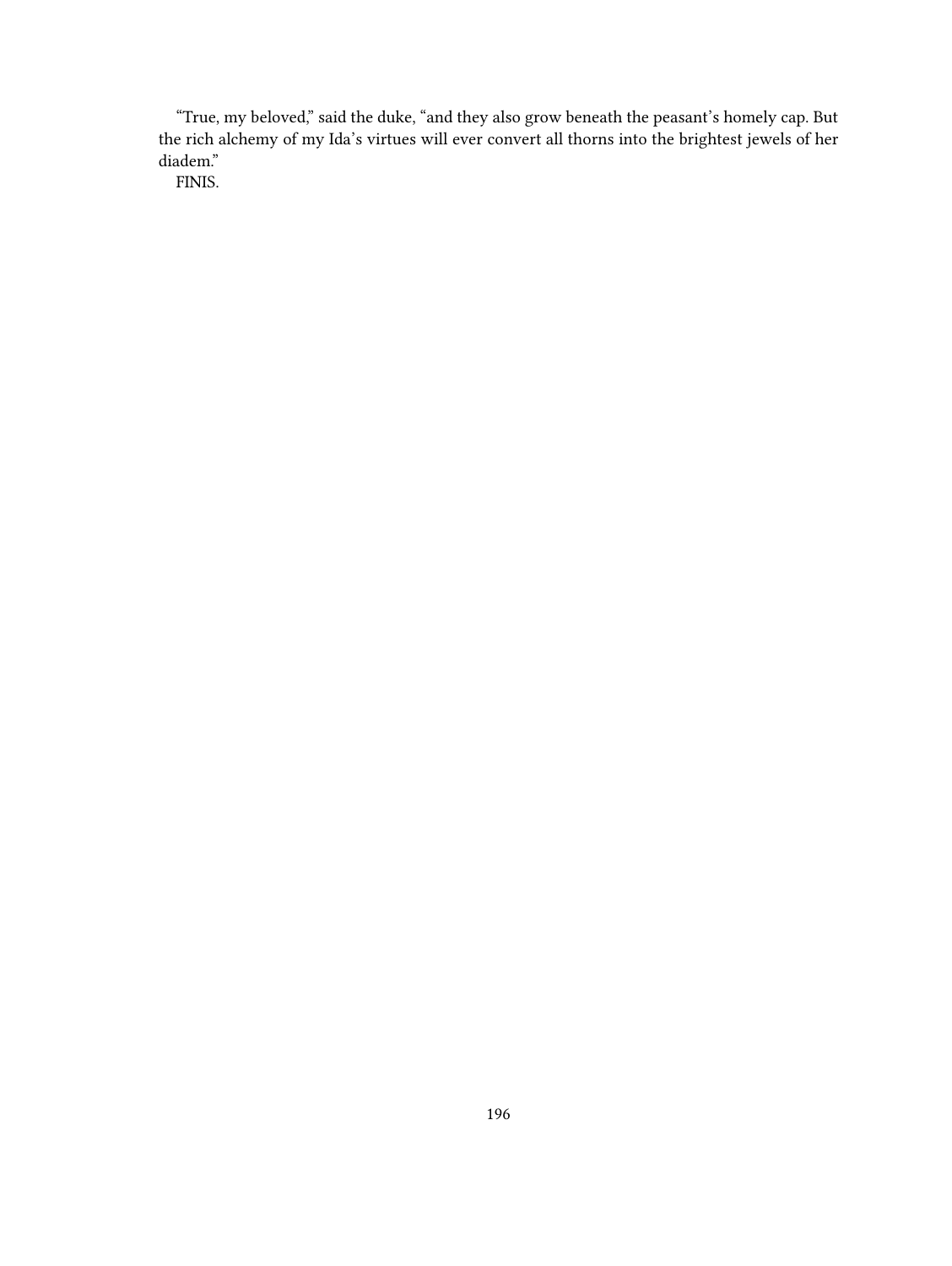"True, my beloved," said the duke, "and they also grow beneath the peasant's homely cap. But the rich alchemy of my Ida's virtues will ever convert all thorns into the brightest jewels of her diadem."

FINIS.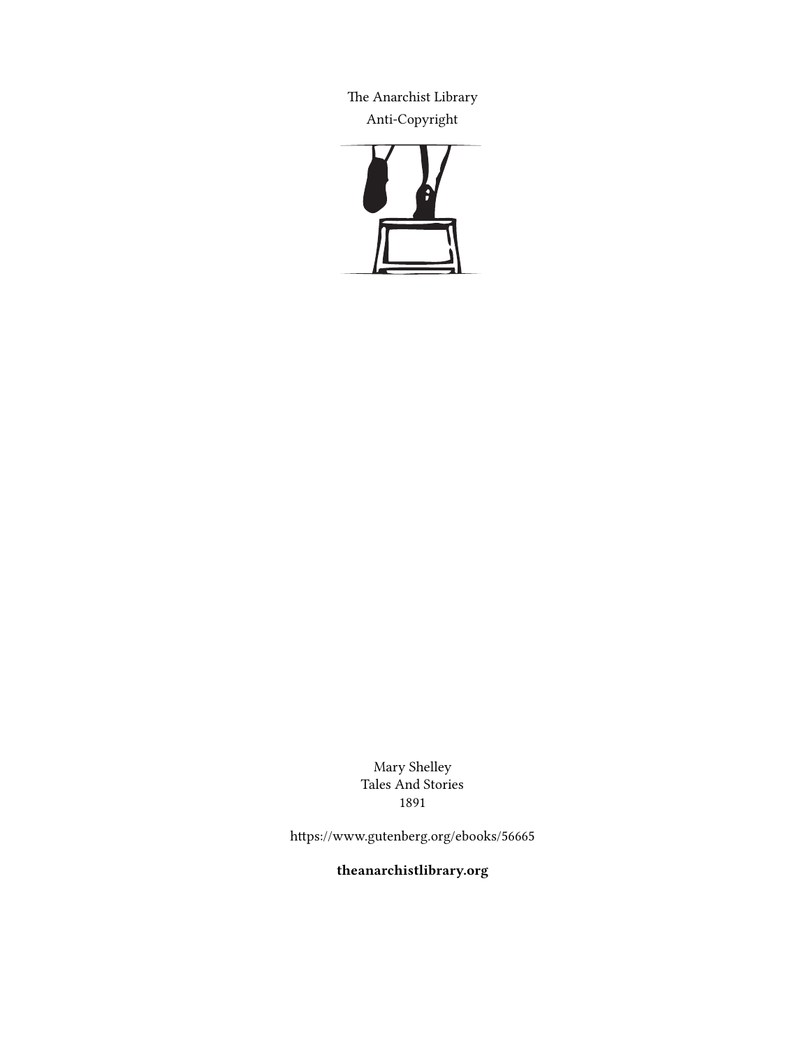The Anarchist Library
Anti-Copyright

Mary Shelley
Tales And Stories
1891

https://www.gutenberg.org/ebooks/56665

**theanarchistlibrary.org**